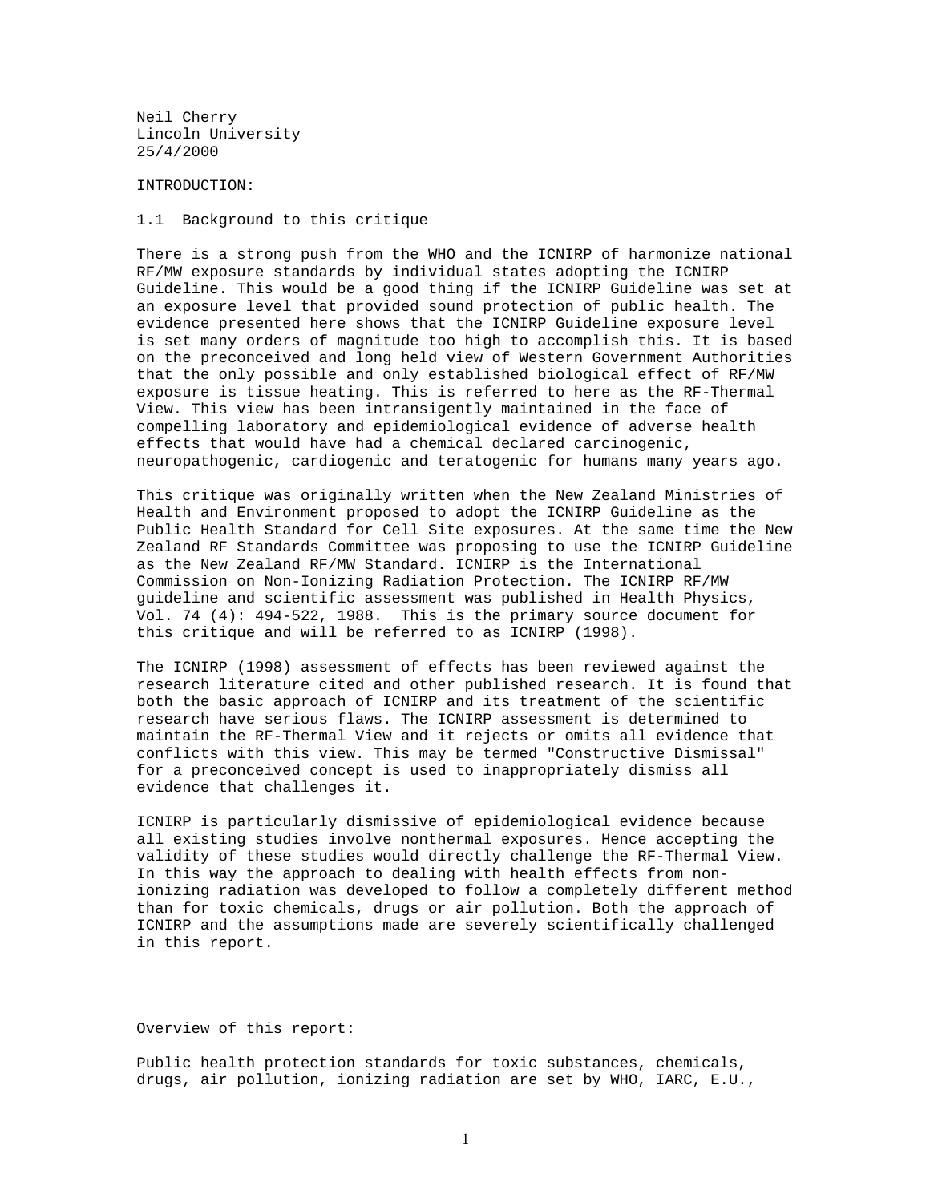Neil Cherry
Lincoln University
25/4/2000

# INTRODUCTION:

## 1.1 Background to this critique

There is a strong push from the WHO and the ICNIRP of harmonize national RF/MW exposure standards by individual states adopting the ICNIRP Guideline. This would be a good thing if the ICNIRP Guideline was set at an exposure level that provided sound protection of public health. The evidence presented here shows that the ICNIRP Guideline exposure level is set many orders of magnitude too high to accomplish this. It is based on the preconceived and long held view of Western Government Authorities that the only possible and only established biological effect of RF/MW exposure is tissue heating. This is referred to here as the RF-Thermal View. This view has been intransigently maintained in the face of compelling laboratory and epidemiological evidence of adverse health effects that would have had a chemical declared carcinogenic, neuropathogenic, cardiogenic and teratogenic for humans many years ago.

This critique was originally written when the New Zealand Ministries of Health and Environment proposed to adopt the ICNIRP Guideline as the Public Health Standard for Cell Site exposures. At the same time the New Zealand RF Standards Committee was proposing to use the ICNIRP Guideline as the New Zealand RF/MW Standard. ICNIRP is the International Commission on Non-Ionizing Radiation Protection. The ICNIRP RF/MW guideline and scientific assessment was published in Health Physics, Vol. 74 (4): 494-522, 1988. This is the primary source document for this critique and will be referred to as ICNIRP (1998).

The ICNIRP (1998) assessment of effects has been reviewed against the research literature cited and other published research. It is found that both the basic approach of ICNIRP and its treatment of the scientific research have serious flaws. The ICNIRP assessment is determined to maintain the RF-Thermal View and it rejects or omits all evidence that conflicts with this view. This may be termed "Constructive Dismissal" for a preconceived concept is used to inappropriately dismiss all evidence that challenges it.

ICNIRP is particularly dismissive of epidemiological evidence because all existing studies involve nonthermal exposures. Hence accepting the validity of these studies would directly challenge the RF-Thermal View. In this way the approach to dealing with health effects from non-ionizing radiation was developed to follow a completely different method than for toxic chemicals, drugs or air pollution. Both the approach of ICNIRP and the assumptions made are severely scientifically challenged in this report.

## Overview of this report:

Public health protection standards for toxic substances, chemicals, drugs, air pollution, ionizing radiation are set by WHO, IARC, E.U.,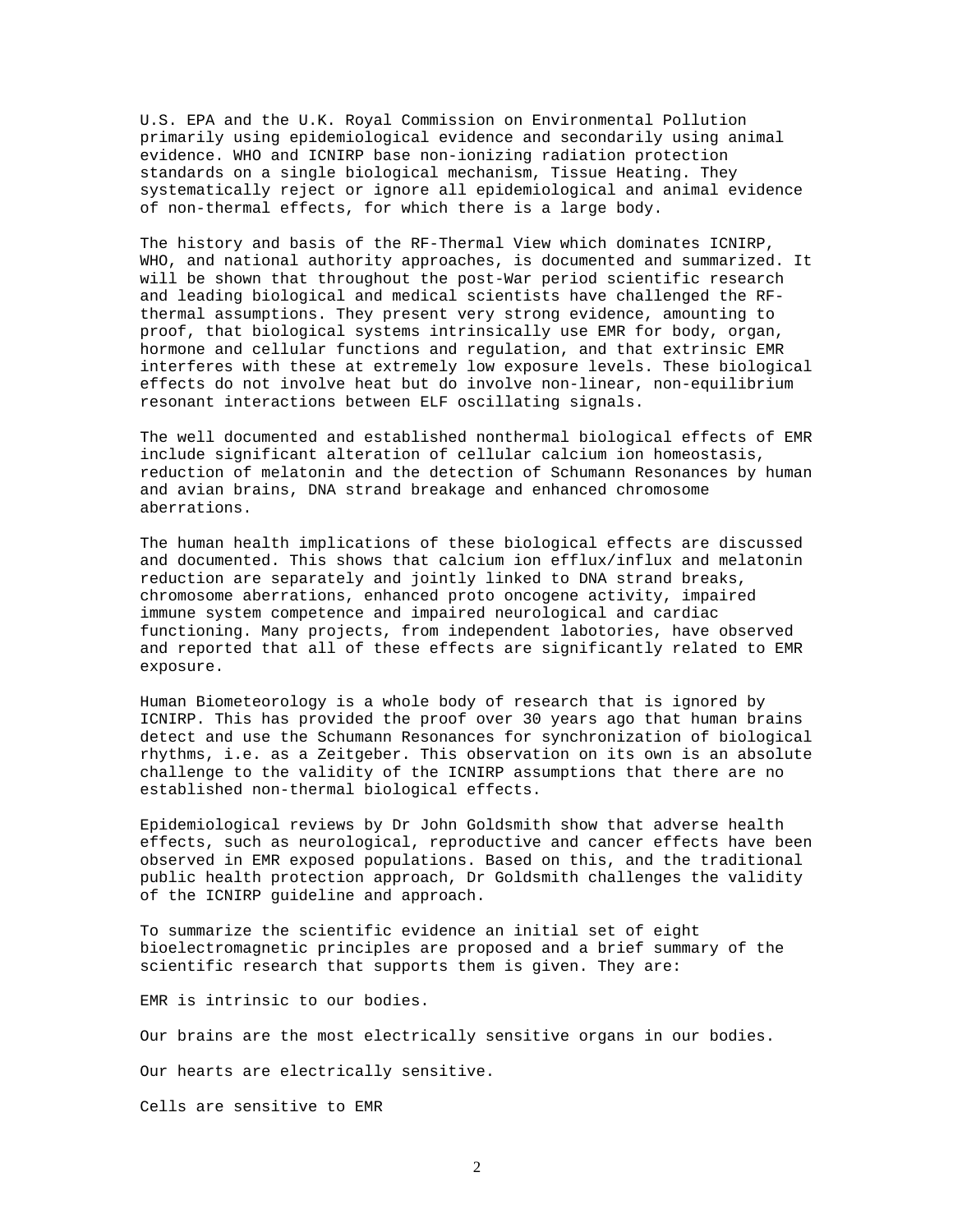U.S. EPA and the U.K. Royal Commission on Environmental Pollution primarily using epidemiological evidence and secondarily using animal evidence. WHO and ICNIRP base non-ionizing radiation protection standards on a single biological mechanism, Tissue Heating. They systematically reject or ignore all epidemiological and animal evidence of non-thermal effects, for which there is a large body.

The history and basis of the RF-Thermal View which dominates ICNIRP, WHO, and national authority approaches, is documented and summarized. It will be shown that throughout the post-War period scientific research and leading biological and medical scientists have challenged the RF-thermal assumptions. They present very strong evidence, amounting to proof, that biological systems intrinsically use EMR for body, organ, hormone and cellular functions and regulation, and that extrinsic EMR interferes with these at extremely low exposure levels. These biological effects do not involve heat but do involve non-linear, non-equilibrium resonant interactions between ELF oscillating signals.

The well documented and established nonthermal biological effects of EMR include significant alteration of cellular calcium ion homeostasis, reduction of melatonin and the detection of Schumann Resonances by human and avian brains, DNA strand breakage and enhanced chromosome aberrations.

The human health implications of these biological effects are discussed and documented. This shows that calcium ion efflux/influx and melatonin reduction are separately and jointly linked to DNA strand breaks, chromosome aberrations, enhanced proto oncogene activity, impaired immune system competence and impaired neurological and cardiac functioning. Many projects, from independent labotories, have observed and reported that all of these effects are significantly related to EMR exposure.

Human Biometeorology is a whole body of research that is ignored by ICNIRP. This has provided the proof over 30 years ago that human brains detect and use the Schumann Resonances for synchronization of biological rhythms, i.e. as a Zeitgeber. This observation on its own is an absolute challenge to the validity of the ICNIRP assumptions that there are no established non-thermal biological effects.

Epidemiological reviews by Dr John Goldsmith show that adverse health effects, such as neurological, reproductive and cancer effects have been observed in EMR exposed populations. Based on this, and the traditional public health protection approach, Dr Goldsmith challenges the validity of the ICNIRP guideline and approach.

To summarize the scientific evidence an initial set of eight bioelectromagnetic principles are proposed and a brief summary of the scientific research that supports them is given. They are:

EMR is intrinsic to our bodies.

Our brains are the most electrically sensitive organs in our bodies.

Our hearts are electrically sensitive.

Cells are sensitive to EMR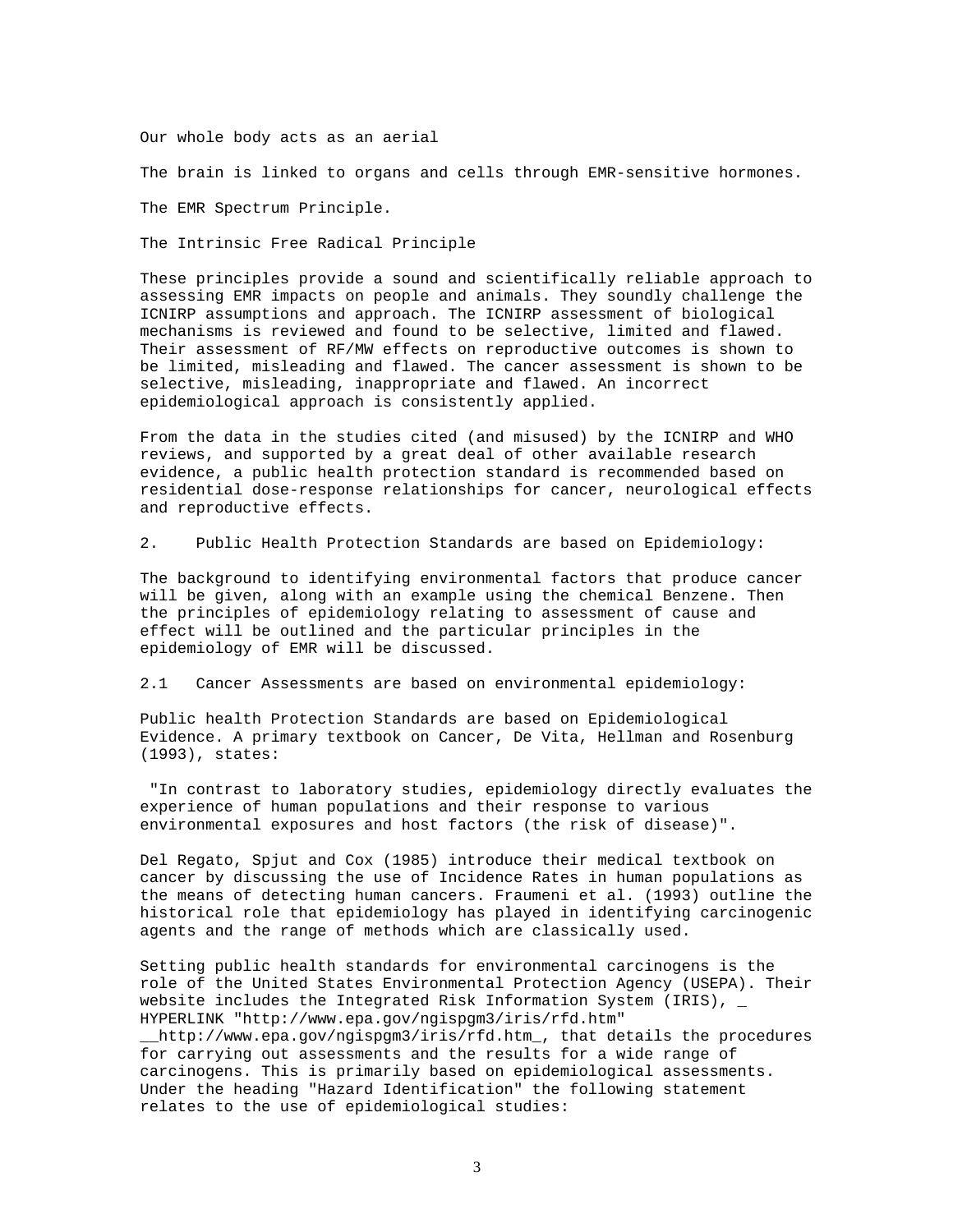Our whole body acts as an aerial

The brain is linked to organs and cells through EMR-sensitive hormones.

The EMR Spectrum Principle.

The Intrinsic Free Radical Principle

These principles provide a sound and scientifically reliable approach to assessing EMR impacts on people and animals. They soundly challenge the ICNIRP assumptions and approach. The ICNIRP assessment of biological mechanisms is reviewed and found to be selective, limited and flawed. Their assessment of RF/MW effects on reproductive outcomes is shown to be limited, misleading and flawed. The cancer assessment is shown to be selective, misleading, inappropriate and flawed. An incorrect epidemiological approach is consistently applied.

From the data in the studies cited (and misused) by the ICNIRP and WHO reviews, and supported by a great deal of other available research evidence, a public health protection standard is recommended based on residential dose-response relationships for cancer, neurological effects and reproductive effects.

## 2. Public Health Protection Standards are based on Epidemiology:

The background to identifying environmental factors that produce cancer will be given, along with an example using the chemical Benzene. Then the principles of epidemiology relating to assessment of cause and effect will be outlined and the particular principles in the epidemiology of EMR will be discussed.

### 2.1 Cancer Assessments are based on environmental epidemiology:

Public health Protection Standards are based on Epidemiological Evidence. A primary textbook on Cancer, De Vita, Hellman and Rosenburg (1993), states:

"In contrast to laboratory studies, epidemiology directly evaluates the experience of human populations and their response to various environmental exposures and host factors (the risk of disease)".

Del Regato, Spjut and Cox (1985) introduce their medical textbook on cancer by discussing the use of Incidence Rates in human populations as the means of detecting human cancers. Fraumeni et al. (1993) outline the historical role that epidemiology has played in identifying carcinogenic agents and the range of methods which are classically used.

Setting public health standards for environmental carcinogens is the role of the United States Environmental Protection Agency (USEPA). Their website includes the Integrated Risk Information System (IRIS), _ HYPERLINK "http://www.epa.gov/ngispgm3/iris/rfd.htm" __http://www.epa.gov/ngispgm3/iris/rfd.htm_, that details the procedures for carrying out assessments and the results for a wide range of carcinogens. This is primarily based on epidemiological assessments. Under the heading "Hazard Identification" the following statement relates to the use of epidemiological studies: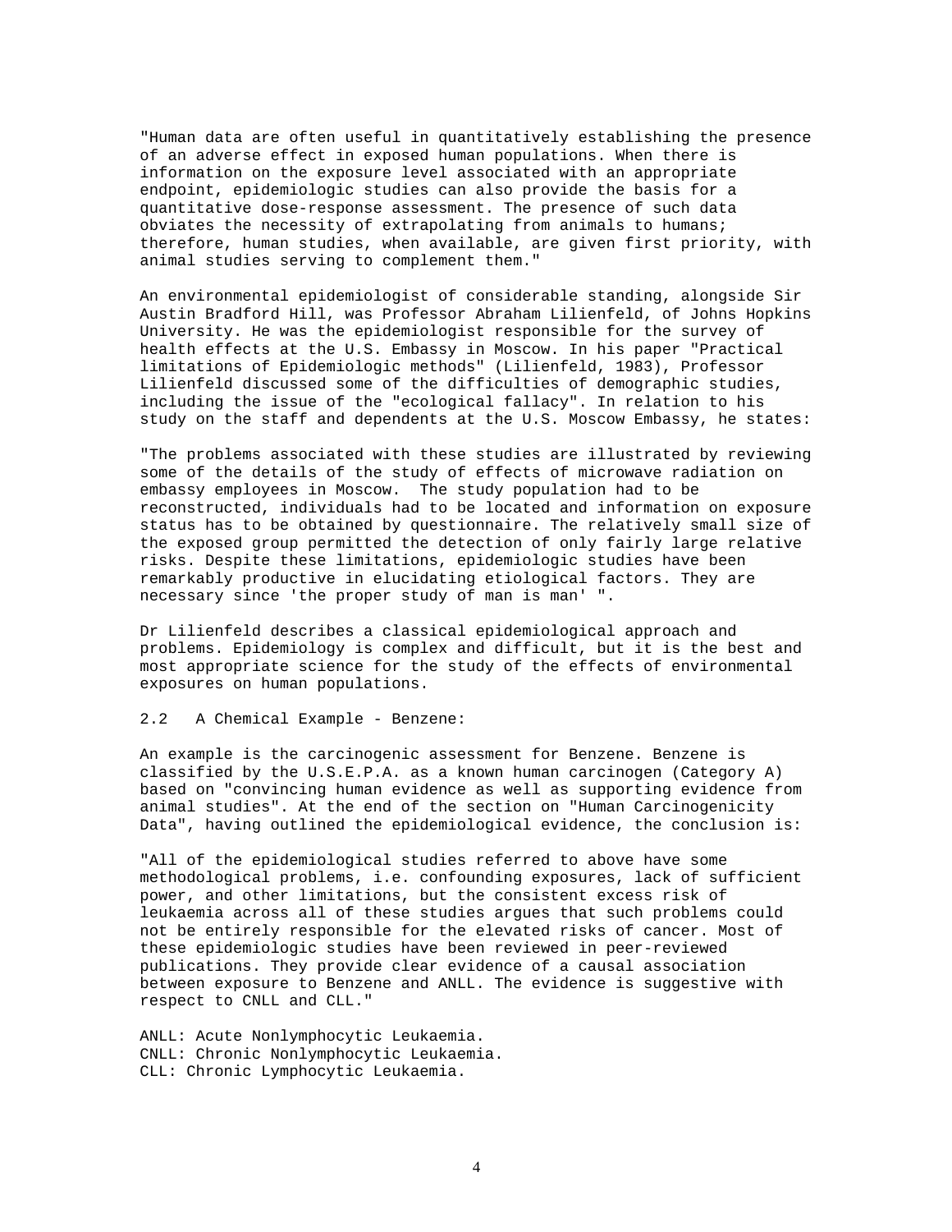"Human data are often useful in quantitatively establishing the presence of an adverse effect in exposed human populations. When there is information on the exposure level associated with an appropriate endpoint, epidemiologic studies can also provide the basis for a quantitative dose-response assessment. The presence of such data obviates the necessity of extrapolating from animals to humans; therefore, human studies, when available, are given first priority, with animal studies serving to complement them."

An environmental epidemiologist of considerable standing, alongside Sir Austin Bradford Hill, was Professor Abraham Lilienfeld, of Johns Hopkins University. He was the epidemiologist responsible for the survey of health effects at the U.S. Embassy in Moscow. In his paper "Practical limitations of Epidemiologic methods" (Lilienfeld, 1983), Professor Lilienfeld discussed some of the difficulties of demographic studies, including the issue of the "ecological fallacy". In relation to his study on the staff and dependents at the U.S. Moscow Embassy, he states:

"The problems associated with these studies are illustrated by reviewing some of the details of the study of effects of microwave radiation on embassy employees in Moscow. The study population had to be reconstructed, individuals had to be located and information on exposure status has to be obtained by questionnaire. The relatively small size of the exposed group permitted the detection of only fairly large relative risks. Despite these limitations, epidemiologic studies have been remarkably productive in elucidating etiological factors. They are necessary since 'the proper study of man is man' ".

Dr Lilienfeld describes a classical epidemiological approach and problems. Epidemiology is complex and difficult, but it is the best and most appropriate science for the study of the effects of environmental exposures on human populations.

### 2.2 A Chemical Example - Benzene:

An example is the carcinogenic assessment for Benzene. Benzene is classified by the U.S.E.P.A. as a known human carcinogen (Category A) based on "convincing human evidence as well as supporting evidence from animal studies". At the end of the section on "Human Carcinogenicity Data", having outlined the epidemiological evidence, the conclusion is:

"All of the epidemiological studies referred to above have some methodological problems, i.e. confounding exposures, lack of sufficient power, and other limitations, but the consistent excess risk of leukaemia across all of these studies argues that such problems could not be entirely responsible for the elevated risks of cancer. Most of these epidemiologic studies have been reviewed in peer-reviewed publications. They provide clear evidence of a causal association between exposure to Benzene and ANLL. The evidence is suggestive with respect to CNLL and CLL."

ANLL: Acute Nonlymphocytic Leukaemia.
CNLL: Chronic Nonlymphocytic Leukaemia.
CLL: Chronic Lymphocytic Leukaemia.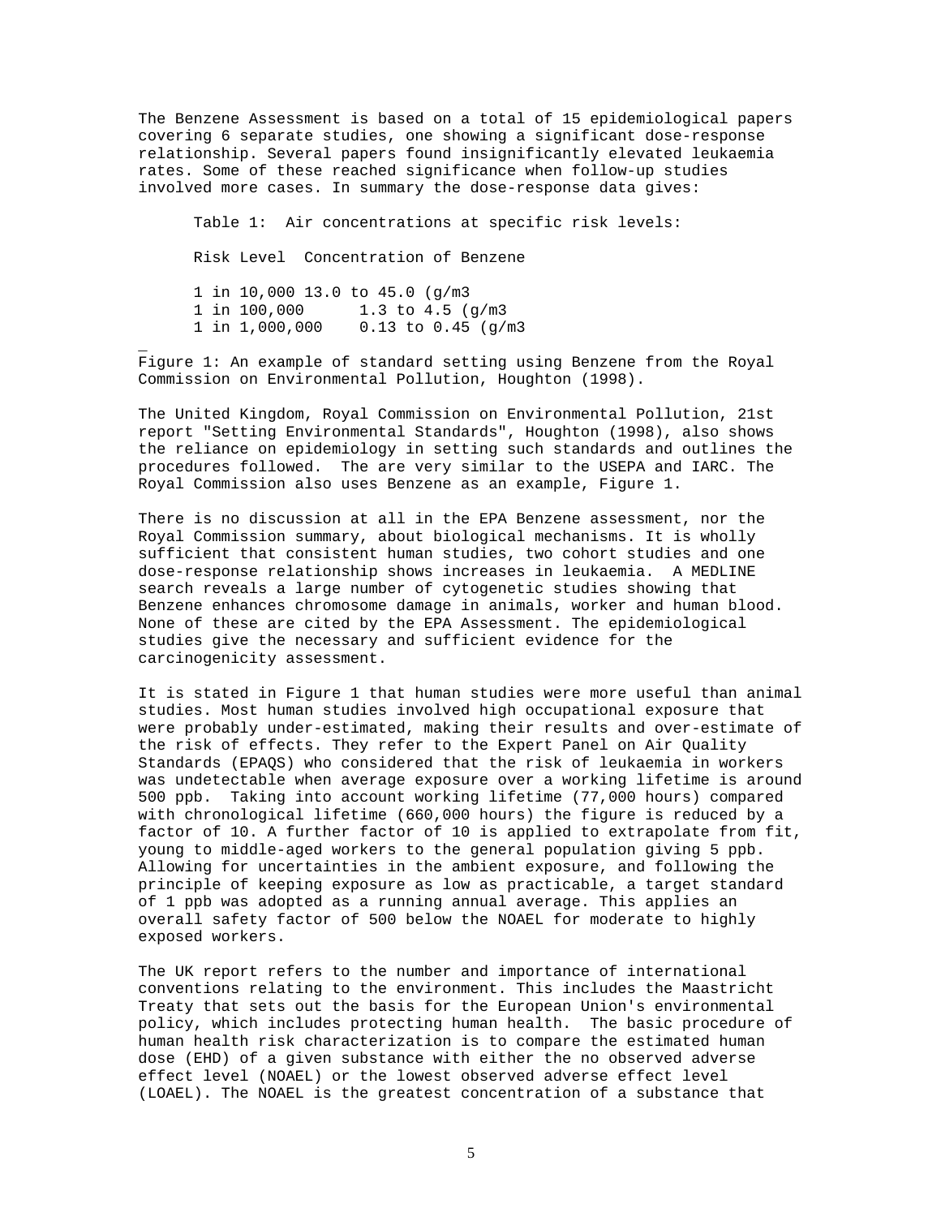The Benzene Assessment is based on a total of 15 epidemiological papers covering 6 separate studies, one showing a significant dose-response relationship. Several papers found insignificantly elevated leukaemia rates. Some of these reached significance when follow-up studies involved more cases. In summary the dose-response data gives:

Table 1: Air concentrations at specific risk levels:

| Risk Level | Concentration of Benzene |
|---|---|
| 1 in 10,000 | 13.0 to 45.0 (g/m3 |
| 1 in 100,000 | 1.3 to 4.5 (g/m3 |
| 1 in 1,000,000 | 0.13 to 0.45 (g/m3 |

Figure 1: An example of standard setting using Benzene from the Royal Commission on Environmental Pollution, Houghton (1998).

The United Kingdom, Royal Commission on Environmental Pollution, 21st report "Setting Environmental Standards", Houghton (1998), also shows the reliance on epidemiology in setting such standards and outlines the procedures followed. The are very similar to the USEPA and IARC. The Royal Commission also uses Benzene as an example, Figure 1.

There is no discussion at all in the EPA Benzene assessment, nor the Royal Commission summary, about biological mechanisms. It is wholly sufficient that consistent human studies, two cohort studies and one dose-response relationship shows increases in leukaemia. A MEDLINE search reveals a large number of cytogenetic studies showing that Benzene enhances chromosome damage in animals, worker and human blood. None of these are cited by the EPA Assessment. The epidemiological studies give the necessary and sufficient evidence for the carcinogenicity assessment.

It is stated in Figure 1 that human studies were more useful than animal studies. Most human studies involved high occupational exposure that were probably under-estimated, making their results and over-estimate of the risk of effects. They refer to the Expert Panel on Air Quality Standards (EPAQS) who considered that the risk of leukaemia in workers was undetectable when average exposure over a working lifetime is around 500 ppb. Taking into account working lifetime (77,000 hours) compared with chronological lifetime (660,000 hours) the figure is reduced by a factor of 10. A further factor of 10 is applied to extrapolate from fit, young to middle-aged workers to the general population giving 5 ppb. Allowing for uncertainties in the ambient exposure, and following the principle of keeping exposure as low as practicable, a target standard of 1 ppb was adopted as a running annual average. This applies an overall safety factor of 500 below the NOAEL for moderate to highly exposed workers.

The UK report refers to the number and importance of international conventions relating to the environment. This includes the Maastricht Treaty that sets out the basis for the European Union's environmental policy, which includes protecting human health. The basic procedure of human health risk characterization is to compare the estimated human dose (EHD) of a given substance with either the no observed adverse effect level (NOAEL) or the lowest observed adverse effect level (LOAEL). The NOAEL is the greatest concentration of a substance that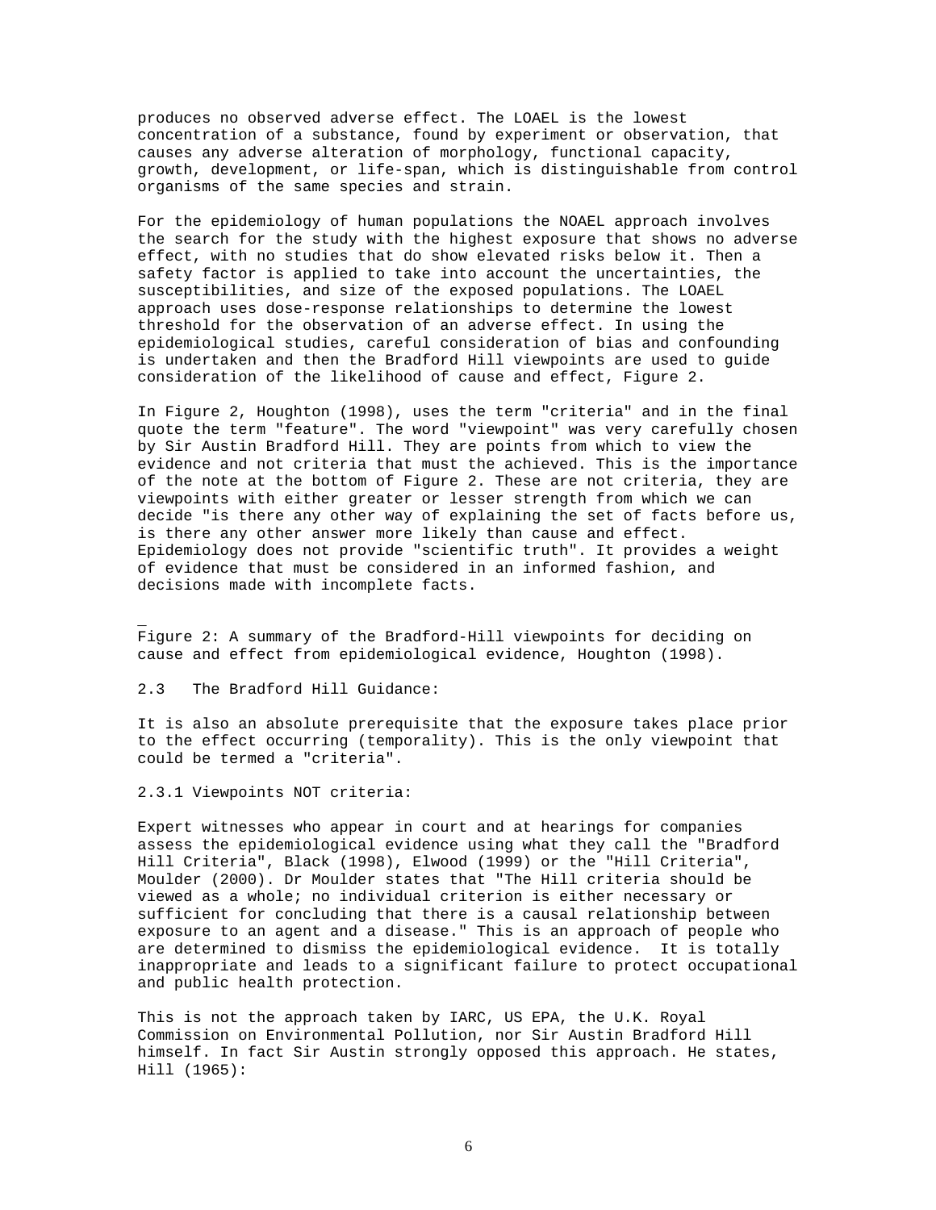produces no observed adverse effect. The LOAEL is the lowest concentration of a substance, found by experiment or observation, that causes any adverse alteration of morphology, functional capacity, growth, development, or life-span, which is distinguishable from control organisms of the same species and strain.

For the epidemiology of human populations the NOAEL approach involves the search for the study with the highest exposure that shows no adverse effect, with no studies that do show elevated risks below it. Then a safety factor is applied to take into account the uncertainties, the susceptibilities, and size of the exposed populations. The LOAEL approach uses dose-response relationships to determine the lowest threshold for the observation of an adverse effect. In using the epidemiological studies, careful consideration of bias and confounding is undertaken and then the Bradford Hill viewpoints are used to guide consideration of the likelihood of cause and effect, Figure 2.

In Figure 2, Houghton (1998), uses the term "criteria" and in the final quote the term "feature". The word "viewpoint" was very carefully chosen by Sir Austin Bradford Hill. They are points from which to view the evidence and not criteria that must the achieved. This is the importance of the note at the bottom of Figure 2. These are not criteria, they are viewpoints with either greater or lesser strength from which we can decide "is there any other way of explaining the set of facts before us, is there any other answer more likely than cause and effect. Epidemiology does not provide "scientific truth". It provides a weight of evidence that must be considered in an informed fashion, and decisions made with incomplete facts.

Figure 2: A summary of the Bradford-Hill viewpoints for deciding on cause and effect from epidemiological evidence, Houghton (1998).

## 2.3 The Bradford Hill Guidance:

It is also an absolute prerequisite that the exposure takes place prior to the effect occurring (temporality). This is the only viewpoint that could be termed a "criteria".

### 2.3.1 Viewpoints NOT criteria:

Expert witnesses who appear in court and at hearings for companies assess the epidemiological evidence using what they call the "Bradford Hill Criteria", Black (1998), Elwood (1999) or the "Hill Criteria", Moulder (2000). Dr Moulder states that "The Hill criteria should be viewed as a whole; no individual criterion is either necessary or sufficient for concluding that there is a causal relationship between exposure to an agent and a disease." This is an approach of people who are determined to dismiss the epidemiological evidence. It is totally inappropriate and leads to a significant failure to protect occupational and public health protection.

This is not the approach taken by IARC, US EPA, the U.K. Royal Commission on Environmental Pollution, nor Sir Austin Bradford Hill himself. In fact Sir Austin strongly opposed this approach. He states, Hill (1965):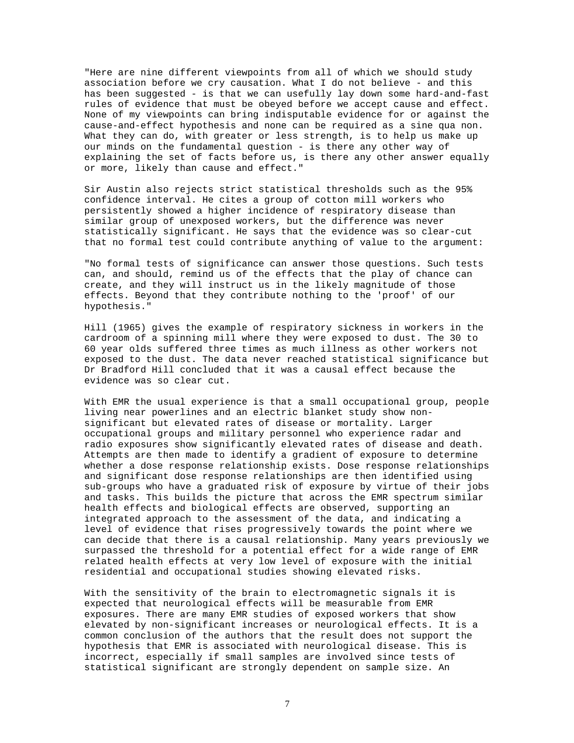"Here are nine different viewpoints from all of which we should study association before we cry causation. What I do not believe - and this has been suggested - is that we can usefully lay down some hard-and-fast rules of evidence that must be obeyed before we accept cause and effect. None of my viewpoints can bring indisputable evidence for or against the cause-and-effect hypothesis and none can be required as a sine qua non. What they can do, with greater or less strength, is to help us make up our minds on the fundamental question - is there any other way of explaining the set of facts before us, is there any other answer equally or more, likely than cause and effect."

Sir Austin also rejects strict statistical thresholds such as the 95% confidence interval. He cites a group of cotton mill workers who persistently showed a higher incidence of respiratory disease than similar group of unexposed workers, but the difference was never statistically significant. He says that the evidence was so clear-cut that no formal test could contribute anything of value to the argument:

"No formal tests of significance can answer those questions. Such tests can, and should, remind us of the effects that the play of chance can create, and they will instruct us in the likely magnitude of those effects. Beyond that they contribute nothing to the 'proof' of our hypothesis."

Hill (1965) gives the example of respiratory sickness in workers in the cardroom of a spinning mill where they were exposed to dust. The 30 to 60 year olds suffered three times as much illness as other workers not exposed to the dust. The data never reached statistical significance but Dr Bradford Hill concluded that it was a causal effect because the evidence was so clear cut.

With EMR the usual experience is that a small occupational group, people living near powerlines and an electric blanket study show non-significant but elevated rates of disease or mortality. Larger occupational groups and military personnel who experience radar and radio exposures show significantly elevated rates of disease and death. Attempts are then made to identify a gradient of exposure to determine whether a dose response relationship exists. Dose response relationships and significant dose response relationships are then identified using sub-groups who have a graduated risk of exposure by virtue of their jobs and tasks. This builds the picture that across the EMR spectrum similar health effects and biological effects are observed, supporting an integrated approach to the assessment of the data, and indicating a level of evidence that rises progressively towards the point where we can decide that there is a causal relationship. Many years previously we surpassed the threshold for a potential effect for a wide range of EMR related health effects at very low level of exposure with the initial residential and occupational studies showing elevated risks.

With the sensitivity of the brain to electromagnetic signals it is expected that neurological effects will be measurable from EMR exposures. There are many EMR studies of exposed workers that show elevated by non-significant increases or neurological effects. It is a common conclusion of the authors that the result does not support the hypothesis that EMR is associated with neurological disease. This is incorrect, especially if small samples are involved since tests of statistical significant are strongly dependent on sample size. An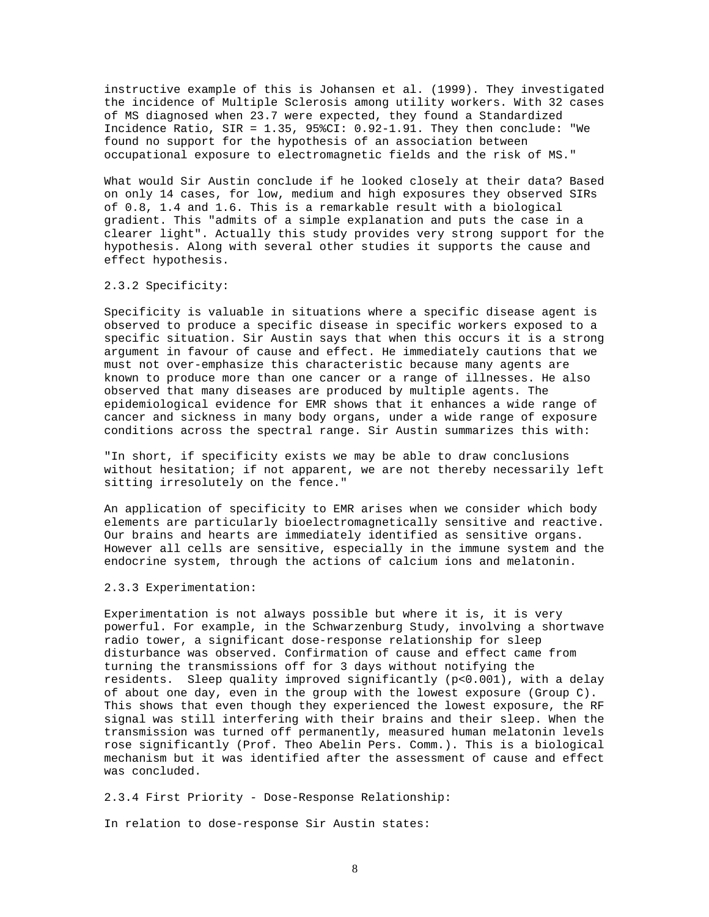instructive example of this is Johansen et al. (1999). They investigated the incidence of Multiple Sclerosis among utility workers. With 32 cases of MS diagnosed when 23.7 were expected, they found a Standardized Incidence Ratio, SIR = 1.35, 95%CI: 0.92-1.91. They then conclude: "We found no support for the hypothesis of an association between occupational exposure to electromagnetic fields and the risk of MS."

What would Sir Austin conclude if he looked closely at their data? Based on only 14 cases, for low, medium and high exposures they observed SIRs of 0.8, 1.4 and 1.6. This is a remarkable result with a biological gradient. This "admits of a simple explanation and puts the case in a clearer light". Actually this study provides very strong support for the hypothesis. Along with several other studies it supports the cause and effect hypothesis.

### 2.3.2 Specificity:

Specificity is valuable in situations where a specific disease agent is observed to produce a specific disease in specific workers exposed to a specific situation. Sir Austin says that when this occurs it is a strong argument in favour of cause and effect. He immediately cautions that we must not over-emphasize this characteristic because many agents are known to produce more than one cancer or a range of illnesses. He also observed that many diseases are produced by multiple agents. The epidemiological evidence for EMR shows that it enhances a wide range of cancer and sickness in many body organs, under a wide range of exposure conditions across the spectral range. Sir Austin summarizes this with:

"In short, if specificity exists we may be able to draw conclusions without hesitation; if not apparent, we are not thereby necessarily left sitting irresolutely on the fence."

An application of specificity to EMR arises when we consider which body elements are particularly bioelectromagnetically sensitive and reactive. Our brains and hearts are immediately identified as sensitive organs. However all cells are sensitive, especially in the immune system and the endocrine system, through the actions of calcium ions and melatonin.

### 2.3.3 Experimentation:

Experimentation is not always possible but where it is, it is very powerful. For example, in the Schwarzenburg Study, involving a shortwave radio tower, a significant dose-response relationship for sleep disturbance was observed. Confirmation of cause and effect came from turning the transmissions off for 3 days without notifying the residents. Sleep quality improved significantly ($p<0.001$), with a delay of about one day, even in the group with the lowest exposure (Group C). This shows that even though they experienced the lowest exposure, the RF signal was still interfering with their brains and their sleep. When the transmission was turned off permanently, measured human melatonin levels rose significantly (Prof. Theo Abelin Pers. Comm.). This is a biological mechanism but it was identified after the assessment of cause and effect was concluded.

### 2.3.4 First Priority - Dose-Response Relationship:

In relation to dose-response Sir Austin states: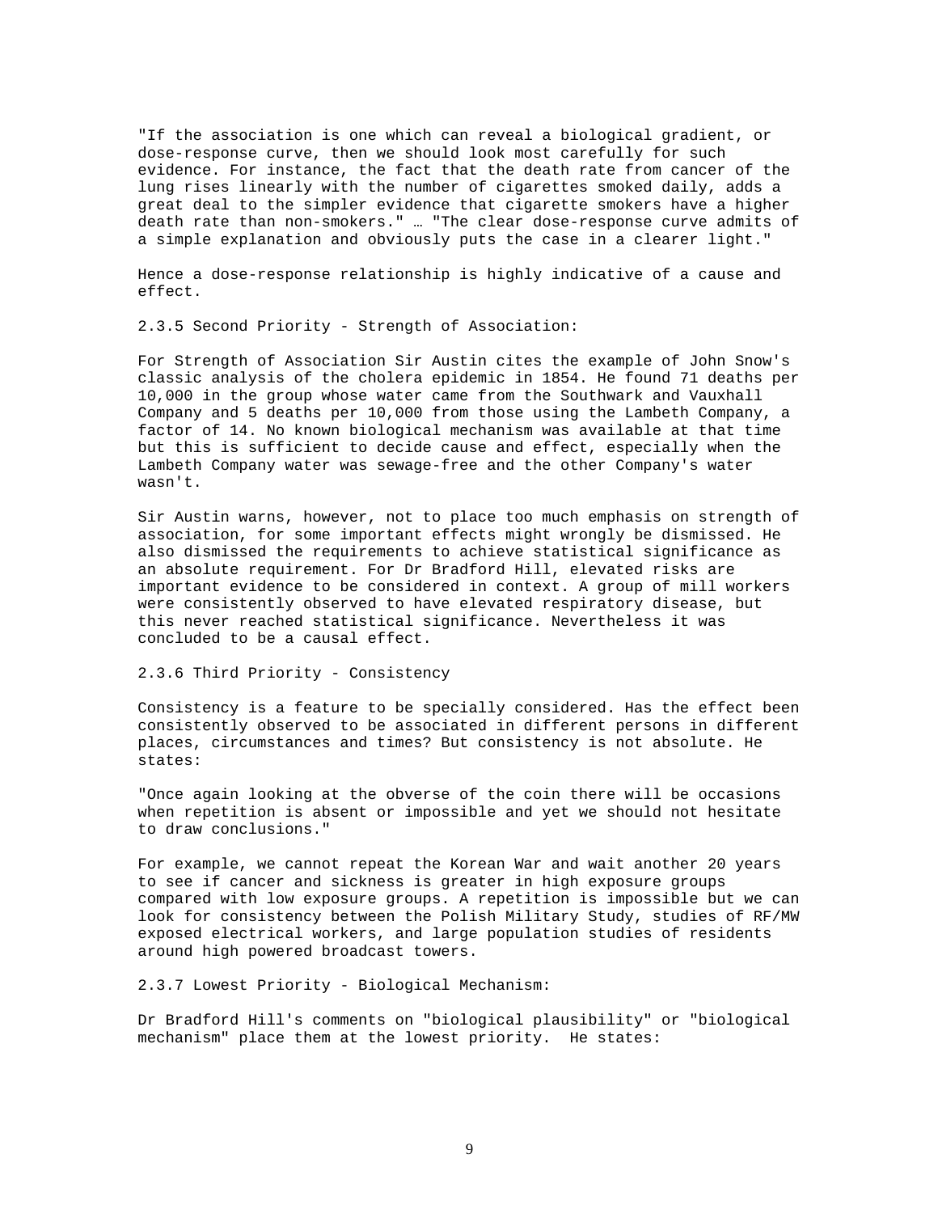"If the association is one which can reveal a biological gradient, or dose-response curve, then we should look most carefully for such evidence. For instance, the fact that the death rate from cancer of the lung rises linearly with the number of cigarettes smoked daily, adds a great deal to the simpler evidence that cigarette smokers have a higher death rate than non-smokers." … "The clear dose-response curve admits of a simple explanation and obviously puts the case in a clearer light."

Hence a dose-response relationship is highly indicative of a cause and effect.

### 2.3.5 Second Priority - Strength of Association:

For Strength of Association Sir Austin cites the example of John Snow's classic analysis of the cholera epidemic in 1854. He found 71 deaths per 10,000 in the group whose water came from the Southwark and Vauxhall Company and 5 deaths per 10,000 from those using the Lambeth Company, a factor of 14. No known biological mechanism was available at that time but this is sufficient to decide cause and effect, especially when the Lambeth Company water was sewage-free and the other Company's water wasn't.

Sir Austin warns, however, not to place too much emphasis on strength of association, for some important effects might wrongly be dismissed. He also dismissed the requirements to achieve statistical significance as an absolute requirement. For Dr Bradford Hill, elevated risks are important evidence to be considered in context. A group of mill workers were consistently observed to have elevated respiratory disease, but this never reached statistical significance. Nevertheless it was concluded to be a causal effect.

### 2.3.6 Third Priority - Consistency

Consistency is a feature to be specially considered. Has the effect been consistently observed to be associated in different persons in different places, circumstances and times? But consistency is not absolute. He states:

"Once again looking at the obverse of the coin there will be occasions when repetition is absent or impossible and yet we should not hesitate to draw conclusions."

For example, we cannot repeat the Korean War and wait another 20 years to see if cancer and sickness is greater in high exposure groups compared with low exposure groups. A repetition is impossible but we can look for consistency between the Polish Military Study, studies of RF/MW exposed electrical workers, and large population studies of residents around high powered broadcast towers.

### 2.3.7 Lowest Priority - Biological Mechanism:

Dr Bradford Hill's comments on "biological plausibility" or "biological mechanism" place them at the lowest priority. He states: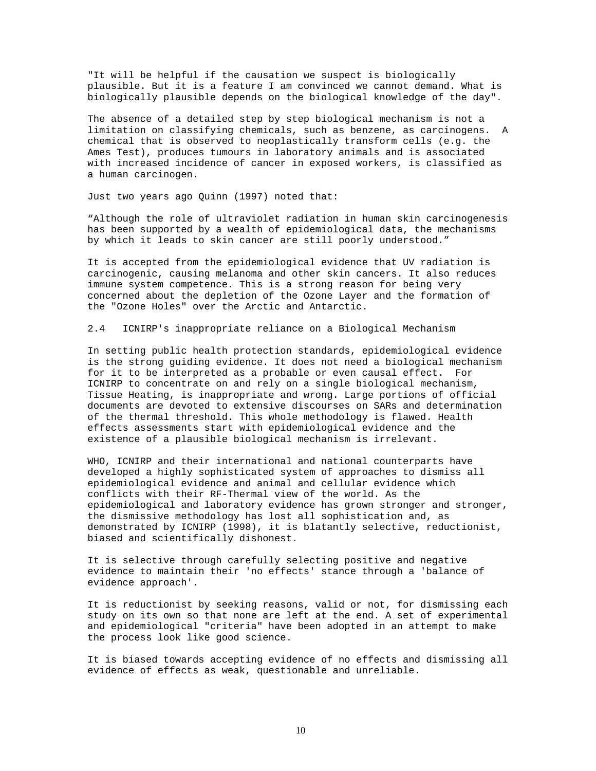"It will be helpful if the causation we suspect is biologically plausible. But it is a feature I am convinced we cannot demand. What is biologically plausible depends on the biological knowledge of the day".

The absence of a detailed step by step biological mechanism is not a limitation on classifying chemicals, such as benzene, as carcinogens. A chemical that is observed to neoplastically transform cells (e.g. the Ames Test), produces tumours in laboratory animals and is associated with increased incidence of cancer in exposed workers, is classified as a human carcinogen.

Just two years ago Quinn (1997) noted that:

"Although the role of ultraviolet radiation in human skin carcinogenesis has been supported by a wealth of epidemiological data, the mechanisms by which it leads to skin cancer are still poorly understood."

It is accepted from the epidemiological evidence that UV radiation is carcinogenic, causing melanoma and other skin cancers. It also reduces immune system competence. This is a strong reason for being very concerned about the depletion of the Ozone Layer and the formation of the "Ozone Holes" over the Arctic and Antarctic.

## 2.4 ICNIRP's inappropriate reliance on a Biological Mechanism

In setting public health protection standards, epidemiological evidence is the strong guiding evidence. It does not need a biological mechanism for it to be interpreted as a probable or even causal effect. For ICNIRP to concentrate on and rely on a single biological mechanism, Tissue Heating, is inappropriate and wrong. Large portions of official documents are devoted to extensive discourses on SARs and determination of the thermal threshold. This whole methodology is flawed. Health effects assessments start with epidemiological evidence and the existence of a plausible biological mechanism is irrelevant.

WHO, ICNIRP and their international and national counterparts have developed a highly sophisticated system of approaches to dismiss all epidemiological evidence and animal and cellular evidence which conflicts with their RF-Thermal view of the world. As the epidemiological and laboratory evidence has grown stronger and stronger, the dismissive methodology has lost all sophistication and, as demonstrated by ICNIRP (1998), it is blatantly selective, reductionist, biased and scientifically dishonest.

It is selective through carefully selecting positive and negative evidence to maintain their 'no effects' stance through a 'balance of evidence approach'.

It is reductionist by seeking reasons, valid or not, for dismissing each study on its own so that none are left at the end. A set of experimental and epidemiological "criteria" have been adopted in an attempt to make the process look like good science.

It is biased towards accepting evidence of no effects and dismissing all evidence of effects as weak, questionable and unreliable.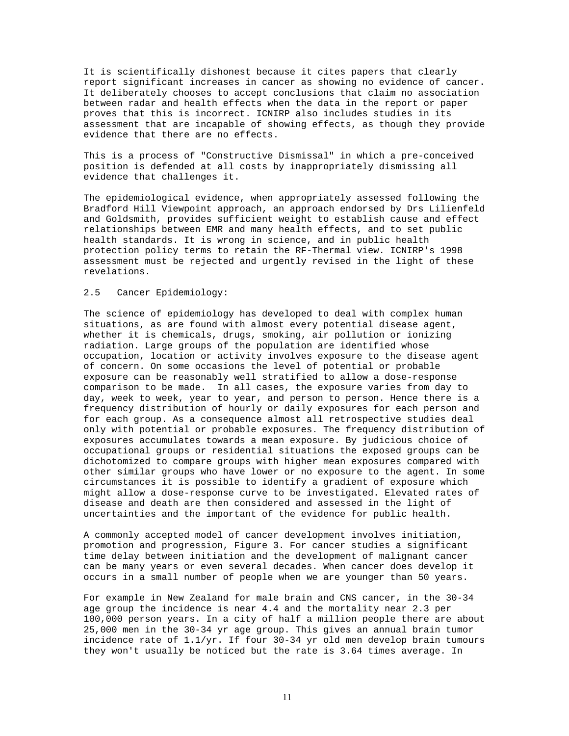It is scientifically dishonest because it cites papers that clearly report significant increases in cancer as showing no evidence of cancer. It deliberately chooses to accept conclusions that claim no association between radar and health effects when the data in the report or paper proves that this is incorrect. ICNIRP also includes studies in its assessment that are incapable of showing effects, as though they provide evidence that there are no effects.

This is a process of "Constructive Dismissal" in which a pre-conceived position is defended at all costs by inappropriately dismissing all evidence that challenges it.

The epidemiological evidence, when appropriately assessed following the Bradford Hill Viewpoint approach, an approach endorsed by Drs Lilienfeld and Goldsmith, provides sufficient weight to establish cause and effect relationships between EMR and many health effects, and to set public health standards. It is wrong in science, and in public health protection policy terms to retain the RF-Thermal view. ICNIRP's 1998 assessment must be rejected and urgently revised in the light of these revelations.

## 2.5 Cancer Epidemiology:

The science of epidemiology has developed to deal with complex human situations, as are found with almost every potential disease agent, whether it is chemicals, drugs, smoking, air pollution or ionizing radiation. Large groups of the population are identified whose occupation, location or activity involves exposure to the disease agent of concern. On some occasions the level of potential or probable exposure can be reasonably well stratified to allow a dose-response comparison to be made. In all cases, the exposure varies from day to day, week to week, year to year, and person to person. Hence there is a frequency distribution of hourly or daily exposures for each person and for each group. As a consequence almost all retrospective studies deal only with potential or probable exposures. The frequency distribution of exposures accumulates towards a mean exposure. By judicious choice of occupational groups or residential situations the exposed groups can be dichotomized to compare groups with higher mean exposures compared with other similar groups who have lower or no exposure to the agent. In some circumstances it is possible to identify a gradient of exposure which might allow a dose-response curve to be investigated. Elevated rates of disease and death are then considered and assessed in the light of uncertainties and the important of the evidence for public health.

A commonly accepted model of cancer development involves initiation, promotion and progression, Figure 3. For cancer studies a significant time delay between initiation and the development of malignant cancer can be many years or even several decades. When cancer does develop it occurs in a small number of people when we are younger than 50 years.

For example in New Zealand for male brain and CNS cancer, in the 30-34 age group the incidence is near 4.4 and the mortality near 2.3 per 100,000 person years. In a city of half a million people there are about 25,000 men in the 30-34 yr age group. This gives an annual brain tumor incidence rate of 1.1/yr. If four 30-34 yr old men develop brain tumours they won't usually be noticed but the rate is 3.64 times average. In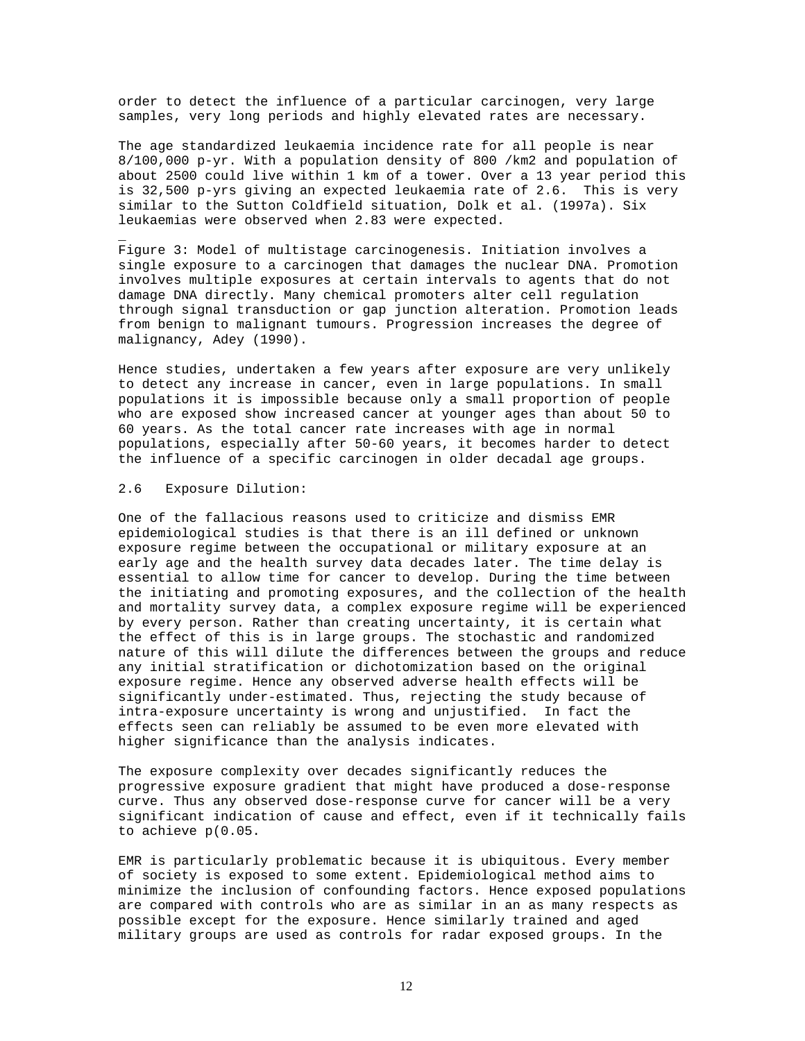order to detect the influence of a particular carcinogen, very large samples, very long periods and highly elevated rates are necessary.

The age standardized leukaemia incidence rate for all people is near 8/100,000 p-yr. With a population density of 800 /km2 and population of about 2500 could live within 1 km of a tower. Over a 13 year period this is 32,500 p-yrs giving an expected leukaemia rate of 2.6. This is very similar to the Sutton Coldfield situation, Dolk et al. (1997a). Six leukaemias were observed when 2.83 were expected.

Figure 3: Model of multistage carcinogenesis. Initiation involves a single exposure to a carcinogen that damages the nuclear DNA. Promotion involves multiple exposures at certain intervals to agents that do not damage DNA directly. Many chemical promoters alter cell regulation through signal transduction or gap junction alteration. Promotion leads from benign to malignant tumours. Progression increases the degree of malignancy, Adey (1990).

Hence studies, undertaken a few years after exposure are very unlikely to detect any increase in cancer, even in large populations. In small populations it is impossible because only a small proportion of people who are exposed show increased cancer at younger ages than about 50 to 60 years. As the total cancer rate increases with age in normal populations, especially after 50-60 years, it becomes harder to detect the influence of a specific carcinogen in older decadal age groups.

## 2.6 Exposure Dilution:

One of the fallacious reasons used to criticize and dismiss EMR epidemiological studies is that there is an ill defined or unknown exposure regime between the occupational or military exposure at an early age and the health survey data decades later. The time delay is essential to allow time for cancer to develop. During the time between the initiating and promoting exposures, and the collection of the health and mortality survey data, a complex exposure regime will be experienced by every person. Rather than creating uncertainty, it is certain what the effect of this is in large groups. The stochastic and randomized nature of this will dilute the differences between the groups and reduce any initial stratification or dichotomization based on the original exposure regime. Hence any observed adverse health effects will be significantly under-estimated. Thus, rejecting the study because of intra-exposure uncertainty is wrong and unjustified. In fact the effects seen can reliably be assumed to be even more elevated with higher significance than the analysis indicates.

The exposure complexity over decades significantly reduces the progressive exposure gradient that might have produced a dose-response curve. Thus any observed dose-response curve for cancer will be a very significant indication of cause and effect, even if it technically fails to achieve p(0.05.

EMR is particularly problematic because it is ubiquitous. Every member of society is exposed to some extent. Epidemiological method aims to minimize the inclusion of confounding factors. Hence exposed populations are compared with controls who are as similar in an as many respects as possible except for the exposure. Hence similarly trained and aged military groups are used as controls for radar exposed groups. In the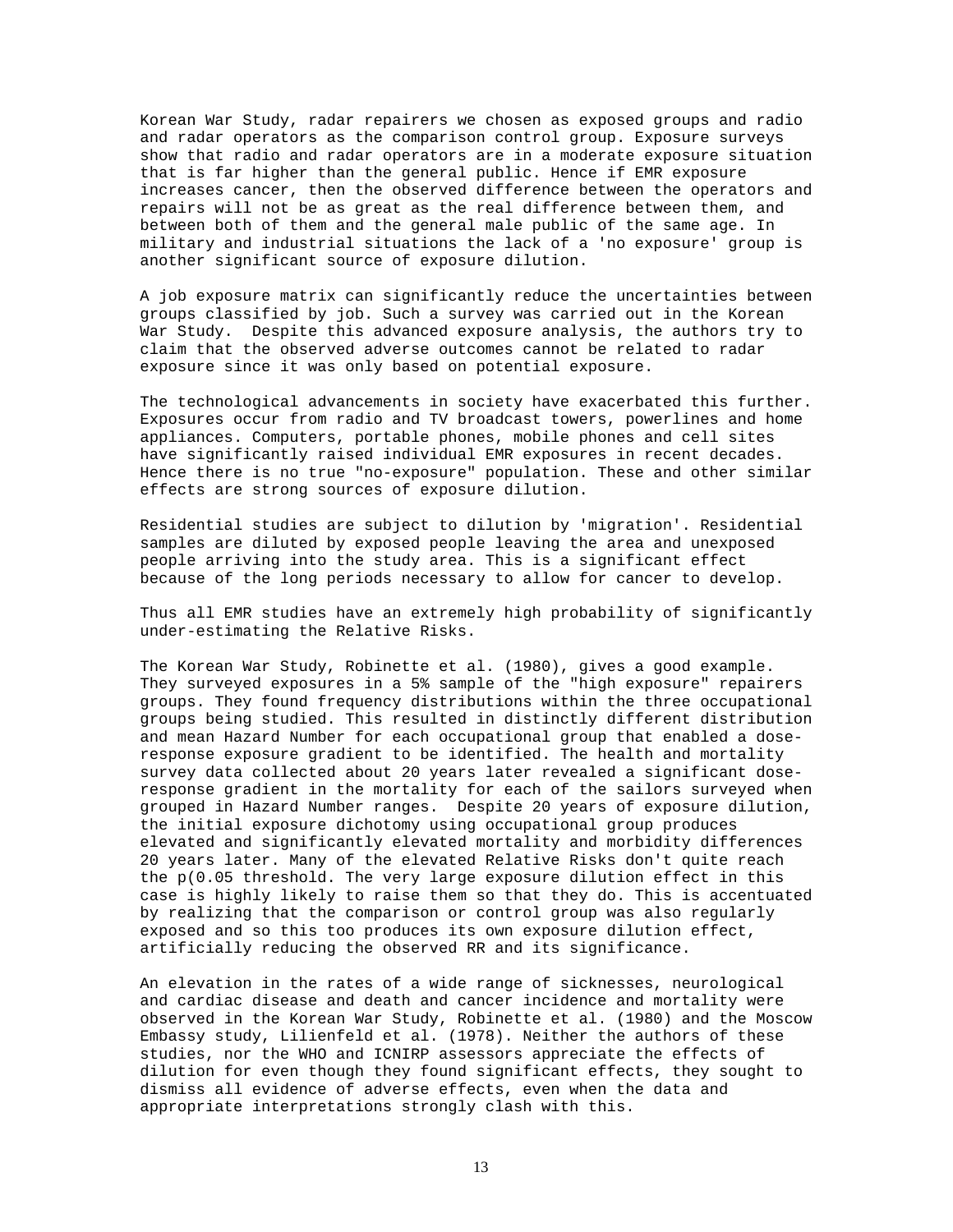Korean War Study, radar repairers we chosen as exposed groups and radio and radar operators as the comparison control group. Exposure surveys show that radio and radar operators are in a moderate exposure situation that is far higher than the general public. Hence if EMR exposure increases cancer, then the observed difference between the operators and repairs will not be as great as the real difference between them, and between both of them and the general male public of the same age. In military and industrial situations the lack of a 'no exposure' group is another significant source of exposure dilution.

A job exposure matrix can significantly reduce the uncertainties between groups classified by job. Such a survey was carried out in the Korean War Study. Despite this advanced exposure analysis, the authors try to claim that the observed adverse outcomes cannot be related to radar exposure since it was only based on potential exposure.

The technological advancements in society have exacerbated this further. Exposures occur from radio and TV broadcast towers, powerlines and home appliances. Computers, portable phones, mobile phones and cell sites have significantly raised individual EMR exposures in recent decades. Hence there is no true "no-exposure" population. These and other similar effects are strong sources of exposure dilution.

Residential studies are subject to dilution by 'migration'. Residential samples are diluted by exposed people leaving the area and unexposed people arriving into the study area. This is a significant effect because of the long periods necessary to allow for cancer to develop.

Thus all EMR studies have an extremely high probability of significantly under-estimating the Relative Risks.

The Korean War Study, Robinette et al. (1980), gives a good example. They surveyed exposures in a 5% sample of the "high exposure" repairers groups. They found frequency distributions within the three occupational groups being studied. This resulted in distinctly different distribution and mean Hazard Number for each occupational group that enabled a dose-response exposure gradient to be identified. The health and mortality survey data collected about 20 years later revealed a significant dose-response gradient in the mortality for each of the sailors surveyed when grouped in Hazard Number ranges. Despite 20 years of exposure dilution, the initial exposure dichotomy using occupational group produces elevated and significantly elevated mortality and morbidity differences 20 years later. Many of the elevated Relative Risks don't quite reach the p(0.05 threshold. The very large exposure dilution effect in this case is highly likely to raise them so that they do. This is accentuated by realizing that the comparison or control group was also regularly exposed and so this too produces its own exposure dilution effect, artificially reducing the observed RR and its significance.

An elevation in the rates of a wide range of sicknesses, neurological and cardiac disease and death and cancer incidence and mortality were observed in the Korean War Study, Robinette et al. (1980) and the Moscow Embassy study, Lilienfeld et al. (1978). Neither the authors of these studies, nor the WHO and ICNIRP assessors appreciate the effects of dilution for even though they found significant effects, they sought to dismiss all evidence of adverse effects, even when the data and appropriate interpretations strongly clash with this.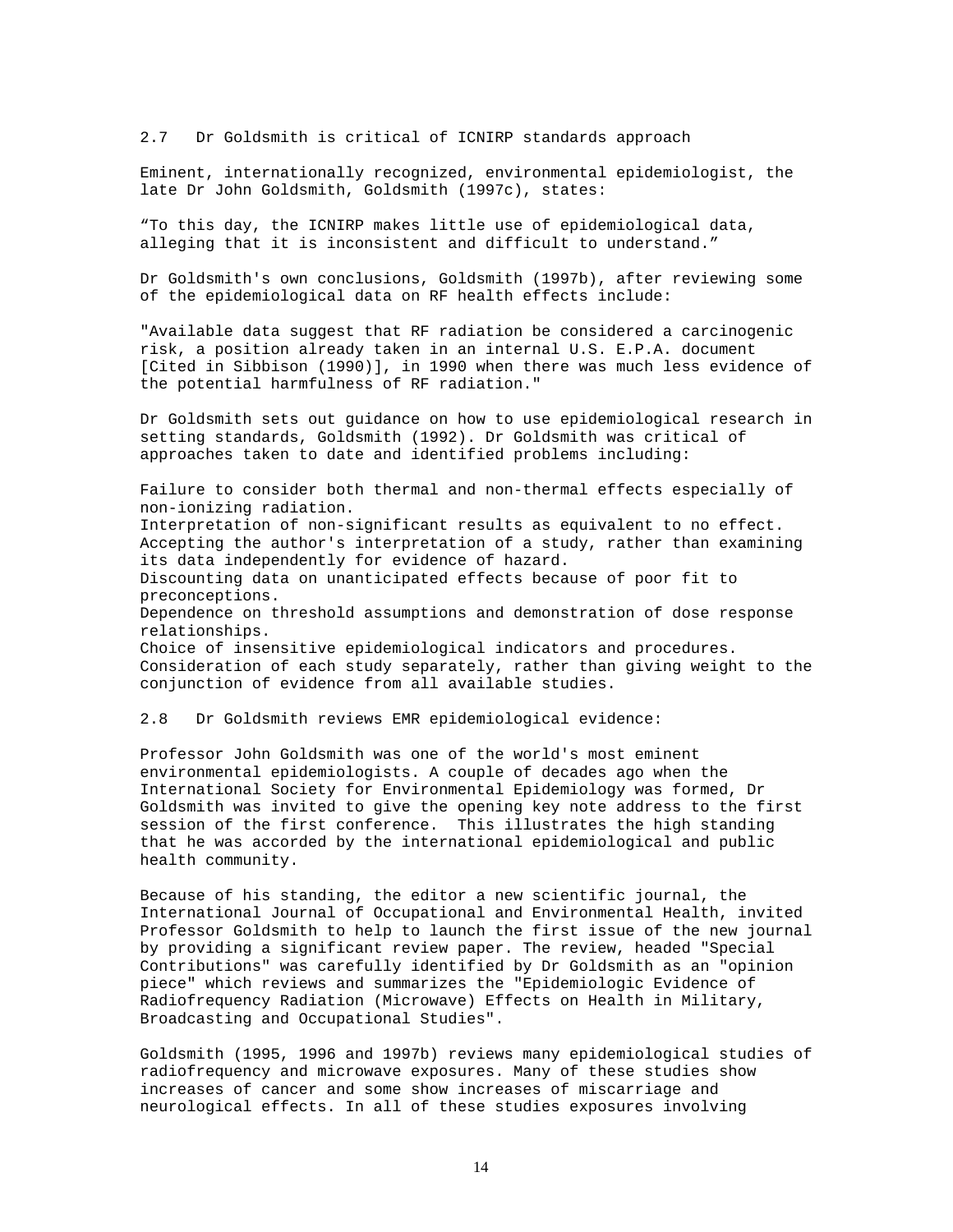### 2.7 Dr Goldsmith is critical of ICNIRP standards approach

Eminent, internationally recognized, environmental epidemiologist, the late Dr John Goldsmith, Goldsmith (1997c), states:

"To this day, the ICNIRP makes little use of epidemiological data, alleging that it is inconsistent and difficult to understand."

Dr Goldsmith's own conclusions, Goldsmith (1997b), after reviewing some of the epidemiological data on RF health effects include:

"Available data suggest that RF radiation be considered a carcinogenic risk, a position already taken in an internal U.S. E.P.A. document [Cited in Sibbison (1990)], in 1990 when there was much less evidence of the potential harmfulness of RF radiation."

Dr Goldsmith sets out guidance on how to use epidemiological research in setting standards, Goldsmith (1992). Dr Goldsmith was critical of approaches taken to date and identified problems including:

Failure to consider both thermal and non-thermal effects especially of non-ionizing radiation.
Interpretation of non-significant results as equivalent to no effect.
Accepting the author's interpretation of a study, rather than examining its data independently for evidence of hazard.
Discounting data on unanticipated effects because of poor fit to preconceptions.
Dependence on threshold assumptions and demonstration of dose response relationships.
Choice of insensitive epidemiological indicators and procedures.
Consideration of each study separately, rather than giving weight to the conjunction of evidence from all available studies.

### 2.8 Dr Goldsmith reviews EMR epidemiological evidence:

Professor John Goldsmith was one of the world's most eminent environmental epidemiologists. A couple of decades ago when the International Society for Environmental Epidemiology was formed, Dr Goldsmith was invited to give the opening key note address to the first session of the first conference. This illustrates the high standing that he was accorded by the international epidemiological and public health community.

Because of his standing, the editor a new scientific journal, the International Journal of Occupational and Environmental Health, invited Professor Goldsmith to help to launch the first issue of the new journal by providing a significant review paper. The review, headed "Special Contributions" was carefully identified by Dr Goldsmith as an "opinion piece" which reviews and summarizes the "Epidemiologic Evidence of Radiofrequency Radiation (Microwave) Effects on Health in Military, Broadcasting and Occupational Studies".

Goldsmith (1995, 1996 and 1997b) reviews many epidemiological studies of radiofrequency and microwave exposures. Many of these studies show increases of cancer and some show increases of miscarriage and neurological effects. In all of these studies exposures involving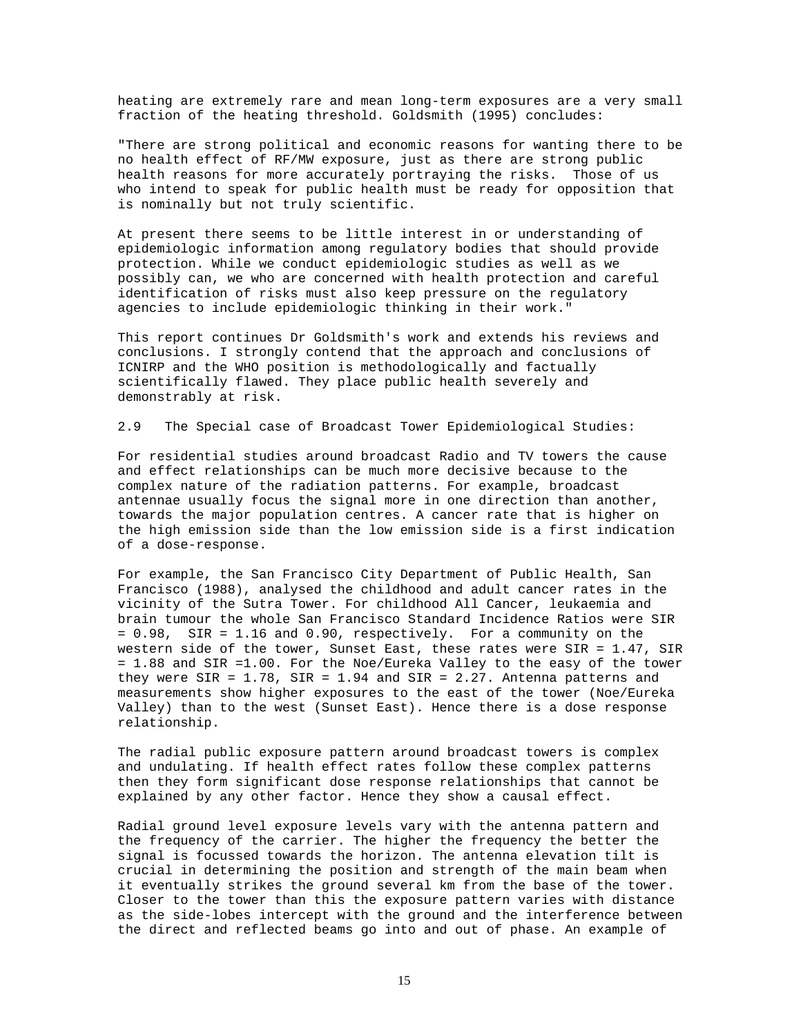heating are extremely rare and mean long-term exposures are a very small fraction of the heating threshold. Goldsmith (1995) concludes:

"There are strong political and economic reasons for wanting there to be no health effect of RF/MW exposure, just as there are strong public health reasons for more accurately portraying the risks. Those of us who intend to speak for public health must be ready for opposition that is nominally but not truly scientific.

At present there seems to be little interest in or understanding of epidemiologic information among regulatory bodies that should provide protection. While we conduct epidemiologic studies as well as we possibly can, we who are concerned with health protection and careful identification of risks must also keep pressure on the regulatory agencies to include epidemiologic thinking in their work."

This report continues Dr Goldsmith's work and extends his reviews and conclusions. I strongly contend that the approach and conclusions of ICNIRP and the WHO position is methodologically and factually scientifically flawed. They place public health severely and demonstrably at risk.

## 2.9 The Special case of Broadcast Tower Epidemiological Studies:

For residential studies around broadcast Radio and TV towers the cause and effect relationships can be much more decisive because to the complex nature of the radiation patterns. For example, broadcast antennae usually focus the signal more in one direction than another, towards the major population centres. A cancer rate that is higher on the high emission side than the low emission side is a first indication of a dose-response.

For example, the San Francisco City Department of Public Health, San Francisco (1988), analysed the childhood and adult cancer rates in the vicinity of the Sutra Tower. For childhood All Cancer, leukaemia and brain tumour the whole San Francisco Standard Incidence Ratios were SIR = 0.98, SIR = 1.16 and 0.90, respectively. For a community on the western side of the tower, Sunset East, these rates were SIR = 1.47, SIR = 1.88 and SIR =1.00. For the Noe/Eureka Valley to the easy of the tower they were SIR = 1.78, SIR = 1.94 and SIR = 2.27. Antenna patterns and measurements show higher exposures to the east of the tower (Noe/Eureka Valley) than to the west (Sunset East). Hence there is a dose response relationship.

The radial public exposure pattern around broadcast towers is complex and undulating. If health effect rates follow these complex patterns then they form significant dose response relationships that cannot be explained by any other factor. Hence they show a causal effect.

Radial ground level exposure levels vary with the antenna pattern and the frequency of the carrier. The higher the frequency the better the signal is focussed towards the horizon. The antenna elevation tilt is crucial in determining the position and strength of the main beam when it eventually strikes the ground several km from the base of the tower. Closer to the tower than this the exposure pattern varies with distance as the side-lobes intercept with the ground and the interference between the direct and reflected beams go into and out of phase. An example of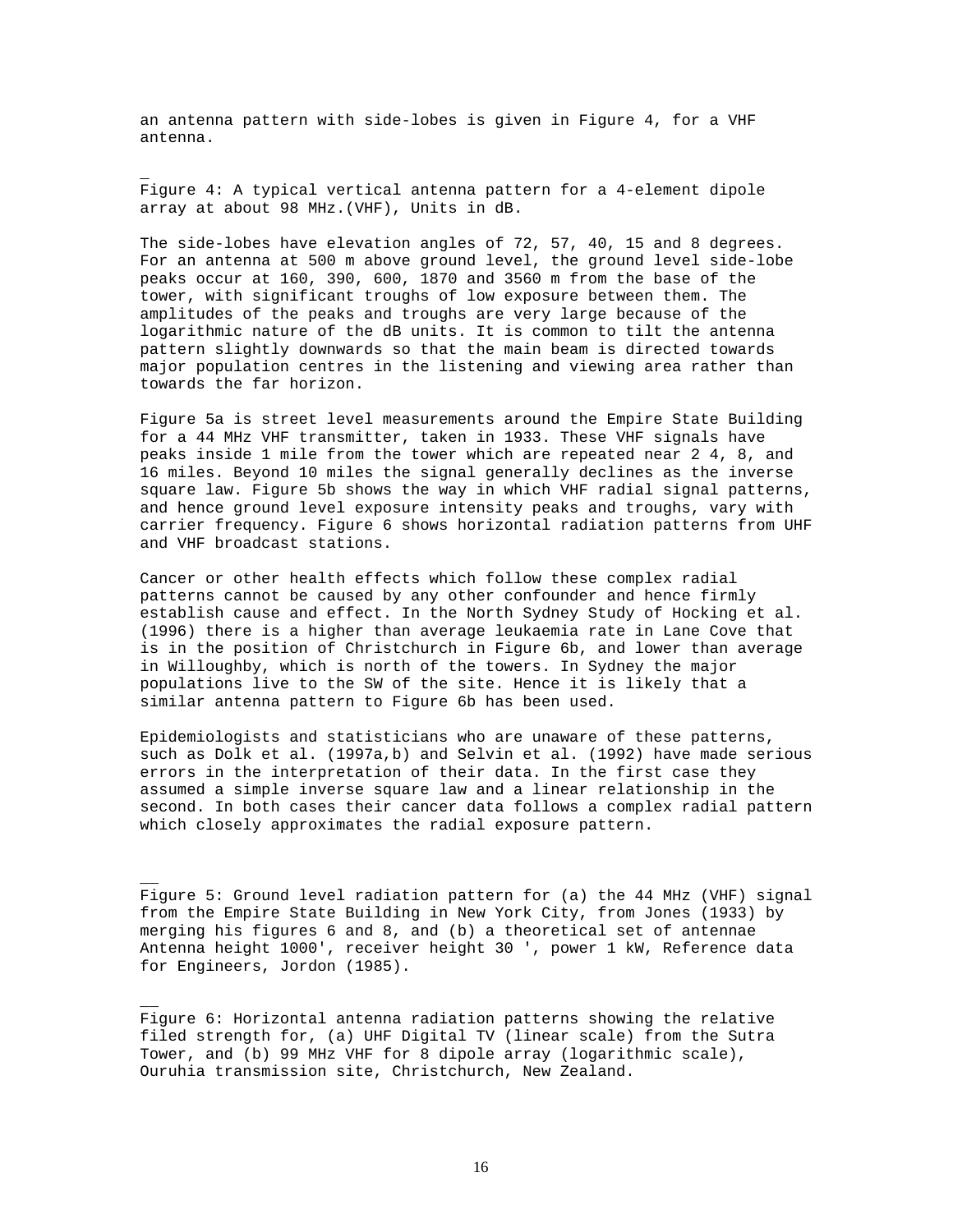an antenna pattern with side-lobes is given in Figure 4, for a VHF antenna.

Figure 4: A typical vertical antenna pattern for a 4-element dipole array at about 98 MHz.(VHF), Units in dB.

The side-lobes have elevation angles of 72, 57, 40, 15 and 8 degrees. For an antenna at 500 m above ground level, the ground level side-lobe peaks occur at 160, 390, 600, 1870 and 3560 m from the base of the tower, with significant troughs of low exposure between them. The amplitudes of the peaks and troughs are very large because of the logarithmic nature of the dB units. It is common to tilt the antenna pattern slightly downwards so that the main beam is directed towards major population centres in the listening and viewing area rather than towards the far horizon.

Figure 5a is street level measurements around the Empire State Building for a 44 MHz VHF transmitter, taken in 1933. These VHF signals have peaks inside 1 mile from the tower which are repeated near 2 4, 8, and 16 miles. Beyond 10 miles the signal generally declines as the inverse square law. Figure 5b shows the way in which VHF radial signal patterns, and hence ground level exposure intensity peaks and troughs, vary with carrier frequency. Figure 6 shows horizontal radiation patterns from UHF and VHF broadcast stations.

Cancer or other health effects which follow these complex radial patterns cannot be caused by any other confounder and hence firmly establish cause and effect. In the North Sydney Study of Hocking et al. (1996) there is a higher than average leukaemia rate in Lane Cove that is in the position of Christchurch in Figure 6b, and lower than average in Willoughby, which is north of the towers. In Sydney the major populations live to the SW of the site. Hence it is likely that a similar antenna pattern to Figure 6b has been used.

Epidemiologists and statisticians who are unaware of these patterns, such as Dolk et al. (1997a,b) and Selvin et al. (1992) have made serious errors in the interpretation of their data. In the first case they assumed a simple inverse square law and a linear relationship in the second. In both cases their cancer data follows a complex radial pattern which closely approximates the radial exposure pattern.

Figure 5: Ground level radiation pattern for (a) the 44 MHz (VHF) signal from the Empire State Building in New York City, from Jones (1933) by merging his figures 6 and 8, and (b) a theoretical set of antennae Antenna height 1000', receiver height 30 ', power 1 kW, Reference data for Engineers, Jordon (1985).

Figure 6: Horizontal antenna radiation patterns showing the relative filed strength for, (a) UHF Digital TV (linear scale) from the Sutra Tower, and (b) 99 MHz VHF for 8 dipole array (logarithmic scale), Ouruhia transmission site, Christchurch, New Zealand.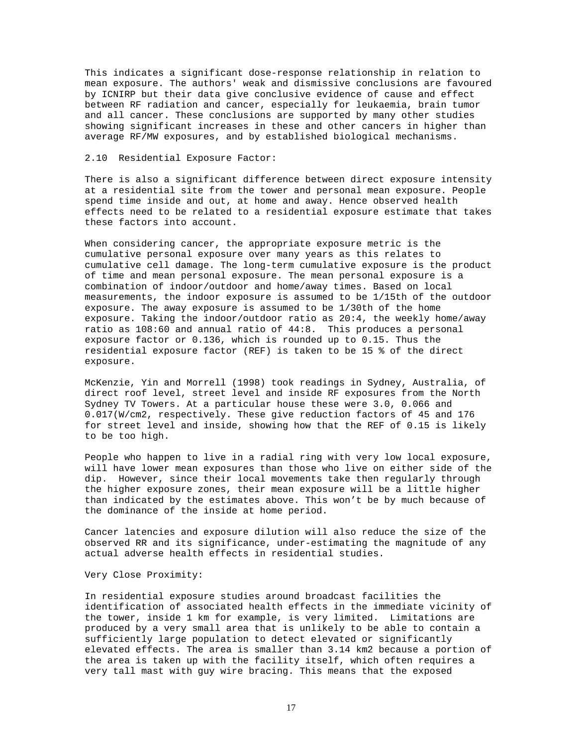This indicates a significant dose-response relationship in relation to mean exposure. The authors' weak and dismissive conclusions are favoured by ICNIRP but their data give conclusive evidence of cause and effect between RF radiation and cancer, especially for leukaemia, brain tumor and all cancer. These conclusions are supported by many other studies showing significant increases in these and other cancers in higher than average RF/MW exposures, and by established biological mechanisms.

## 2.10 Residential Exposure Factor:

There is also a significant difference between direct exposure intensity at a residential site from the tower and personal mean exposure. People spend time inside and out, at home and away. Hence observed health effects need to be related to a residential exposure estimate that takes these factors into account.

When considering cancer, the appropriate exposure metric is the cumulative personal exposure over many years as this relates to cumulative cell damage. The long-term cumulative exposure is the product of time and mean personal exposure. The mean personal exposure is a combination of indoor/outdoor and home/away times. Based on local measurements, the indoor exposure is assumed to be 1/15th of the outdoor exposure. The away exposure is assumed to be 1/30th of the home exposure. Taking the indoor/outdoor ratio as 20:4, the weekly home/away ratio as 108:60 and annual ratio of 44:8. This produces a personal exposure factor or 0.136, which is rounded up to 0.15. Thus the residential exposure factor (REF) is taken to be 15 % of the direct exposure.

McKenzie, Yin and Morrell (1998) took readings in Sydney, Australia, of direct roof level, street level and inside RF exposures from the North Sydney TV Towers. At a particular house these were 3.0, 0.066 and 0.017(W/cm2, respectively. These give reduction factors of 45 and 176 for street level and inside, showing how that the REF of 0.15 is likely to be too high.

People who happen to live in a radial ring with very low local exposure, will have lower mean exposures than those who live on either side of the dip. However, since their local movements take then regularly through the higher exposure zones, their mean exposure will be a little higher than indicated by the estimates above. This won't be by much because of the dominance of the inside at home period.

Cancer latencies and exposure dilution will also reduce the size of the observed RR and its significance, under-estimating the magnitude of any actual adverse health effects in residential studies.

### Very Close Proximity:

In residential exposure studies around broadcast facilities the identification of associated health effects in the immediate vicinity of the tower, inside 1 km for example, is very limited. Limitations are produced by a very small area that is unlikely to be able to contain a sufficiently large population to detect elevated or significantly elevated effects. The area is smaller than 3.14 km2 because a portion of the area is taken up with the facility itself, which often requires a very tall mast with guy wire bracing. This means that the exposed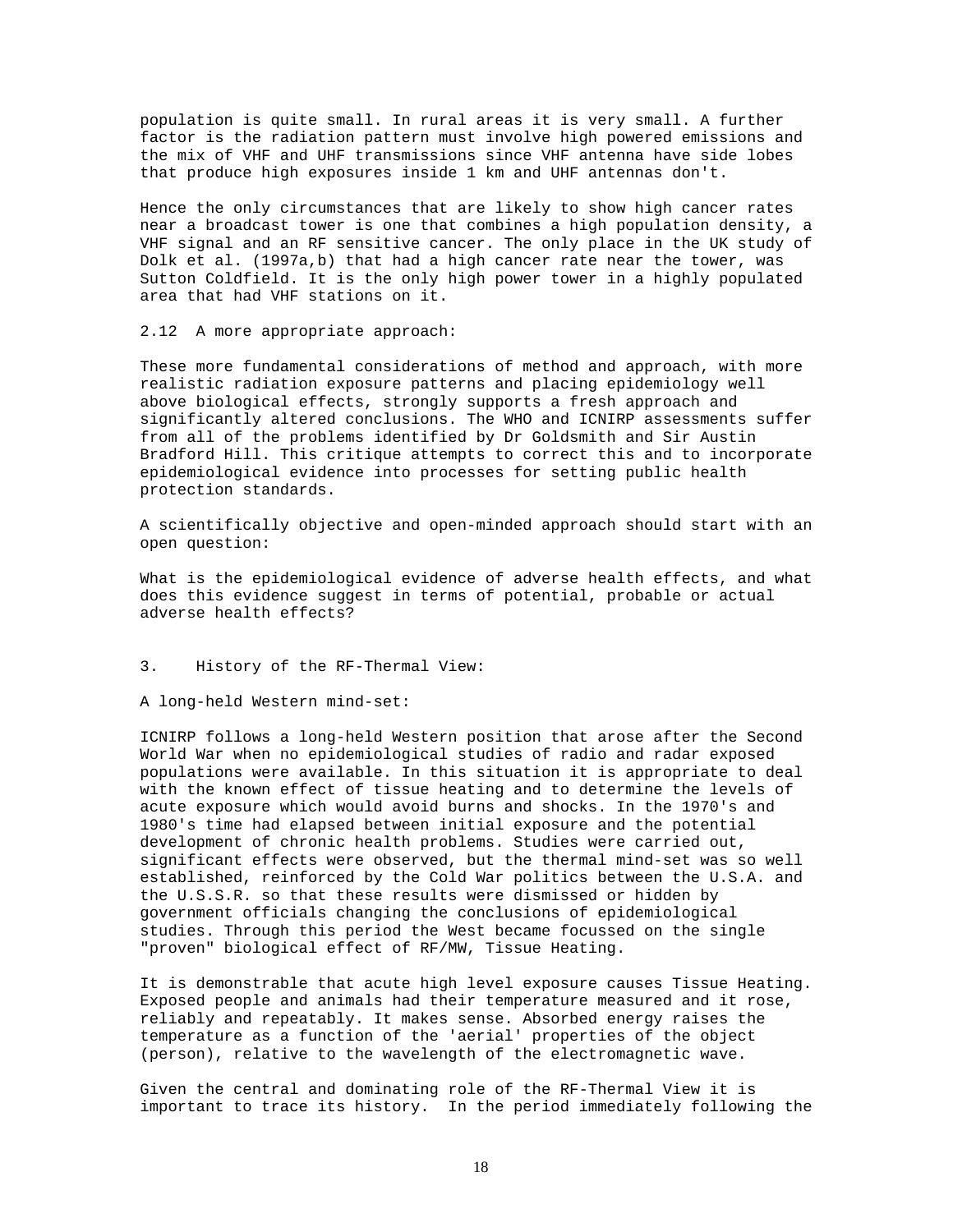population is quite small. In rural areas it is very small. A further factor is the radiation pattern must involve high powered emissions and the mix of VHF and UHF transmissions since VHF antenna have side lobes that produce high exposures inside 1 km and UHF antennas don't.

Hence the only circumstances that are likely to show high cancer rates near a broadcast tower is one that combines a high population density, a VHF signal and an RF sensitive cancer. The only place in the UK study of Dolk et al. (1997a,b) that had a high cancer rate near the tower, was Sutton Coldfield. It is the only high power tower in a highly populated area that had VHF stations on it.

### 2.12 A more appropriate approach:

These more fundamental considerations of method and approach, with more realistic radiation exposure patterns and placing epidemiology well above biological effects, strongly supports a fresh approach and significantly altered conclusions. The WHO and ICNIRP assessments suffer from all of the problems identified by Dr Goldsmith and Sir Austin Bradford Hill. This critique attempts to correct this and to incorporate epidemiological evidence into processes for setting public health protection standards.

A scientifically objective and open-minded approach should start with an open question:

What is the epidemiological evidence of adverse health effects, and what does this evidence suggest in terms of potential, probable or actual adverse health effects?

## 3. History of the RF-Thermal View:

A long-held Western mind-set:

ICNIRP follows a long-held Western position that arose after the Second World War when no epidemiological studies of radio and radar exposed populations were available. In this situation it is appropriate to deal with the known effect of tissue heating and to determine the levels of acute exposure which would avoid burns and shocks. In the 1970's and 1980's time had elapsed between initial exposure and the potential development of chronic health problems. Studies were carried out, significant effects were observed, but the thermal mind-set was so well established, reinforced by the Cold War politics between the U.S.A. and the U.S.S.R. so that these results were dismissed or hidden by government officials changing the conclusions of epidemiological studies. Through this period the West became focussed on the single "proven" biological effect of RF/MW, Tissue Heating.

It is demonstrable that acute high level exposure causes Tissue Heating. Exposed people and animals had their temperature measured and it rose, reliably and repeatably. It makes sense. Absorbed energy raises the temperature as a function of the 'aerial' properties of the object (person), relative to the wavelength of the electromagnetic wave.

Given the central and dominating role of the RF-Thermal View it is important to trace its history. In the period immediately following the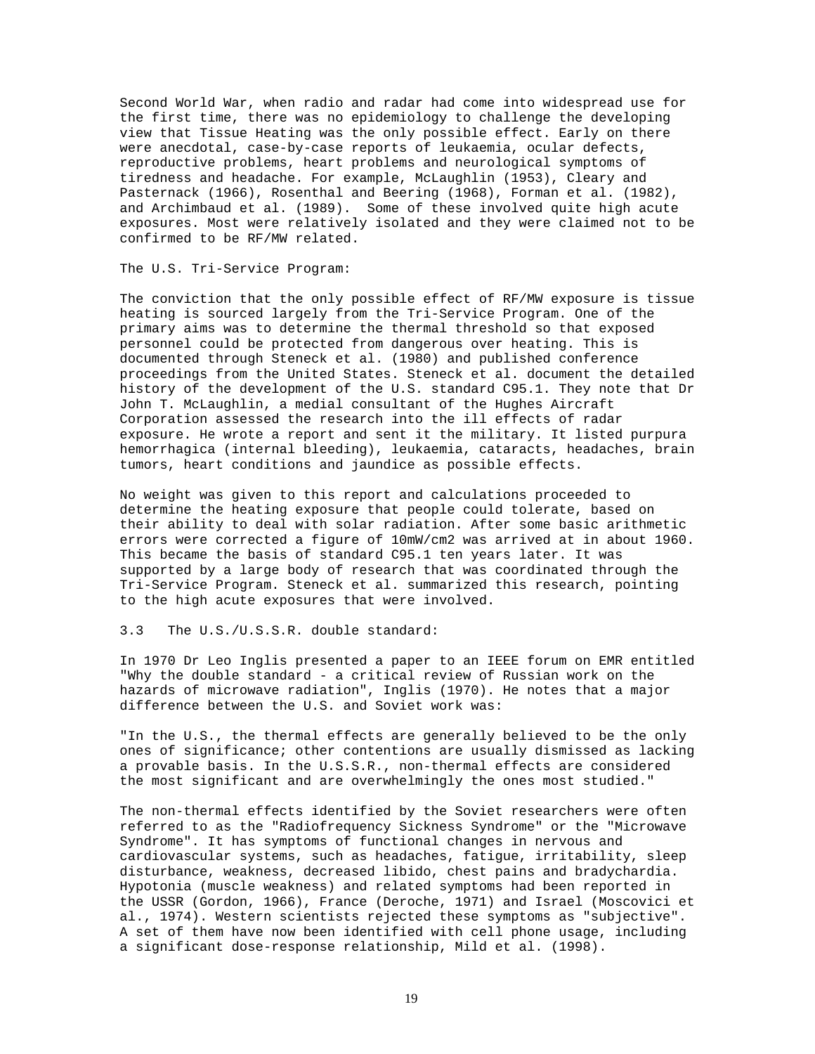Second World War, when radio and radar had come into widespread use for the first time, there was no epidemiology to challenge the developing view that Tissue Heating was the only possible effect. Early on there were anecdotal, case-by-case reports of leukaemia, ocular defects, reproductive problems, heart problems and neurological symptoms of tiredness and headache. For example, McLaughlin (1953), Cleary and Pasternack (1966), Rosenthal and Beering (1968), Forman et al. (1982), and Archimbaud et al. (1989). Some of these involved quite high acute exposures. Most were relatively isolated and they were claimed not to be confirmed to be RF/MW related.

The U.S. Tri-Service Program:

The conviction that the only possible effect of RF/MW exposure is tissue heating is sourced largely from the Tri-Service Program. One of the primary aims was to determine the thermal threshold so that exposed personnel could be protected from dangerous over heating. This is documented through Steneck et al. (1980) and published conference proceedings from the United States. Steneck et al. document the detailed history of the development of the U.S. standard C95.1. They note that Dr John T. McLaughlin, a medial consultant of the Hughes Aircraft Corporation assessed the research into the ill effects of radar exposure. He wrote a report and sent it the military. It listed purpura hemorrhagica (internal bleeding), leukaemia, cataracts, headaches, brain tumors, heart conditions and jaundice as possible effects.

No weight was given to this report and calculations proceeded to determine the heating exposure that people could tolerate, based on their ability to deal with solar radiation. After some basic arithmetic errors were corrected a figure of 10mW/cm2 was arrived at in about 1960. This became the basis of standard C95.1 ten years later. It was supported by a large body of research that was coordinated through the Tri-Service Program. Steneck et al. summarized this research, pointing to the high acute exposures that were involved.

### 3.3 The U.S./U.S.S.R. double standard:

In 1970 Dr Leo Inglis presented a paper to an IEEE forum on EMR entitled "Why the double standard - a critical review of Russian work on the hazards of microwave radiation", Inglis (1970). He notes that a major difference between the U.S. and Soviet work was:

"In the U.S., the thermal effects are generally believed to be the only ones of significance; other contentions are usually dismissed as lacking a provable basis. In the U.S.S.R., non-thermal effects are considered the most significant and are overwhelmingly the ones most studied."

The non-thermal effects identified by the Soviet researchers were often referred to as the "Radiofrequency Sickness Syndrome" or the "Microwave Syndrome". It has symptoms of functional changes in nervous and cardiovascular systems, such as headaches, fatigue, irritability, sleep disturbance, weakness, decreased libido, chest pains and bradychardia. Hypotonia (muscle weakness) and related symptoms had been reported in the USSR (Gordon, 1966), France (Deroche, 1971) and Israel (Moscovici et al., 1974). Western scientists rejected these symptoms as "subjective". A set of them have now been identified with cell phone usage, including a significant dose-response relationship, Mild et al. (1998).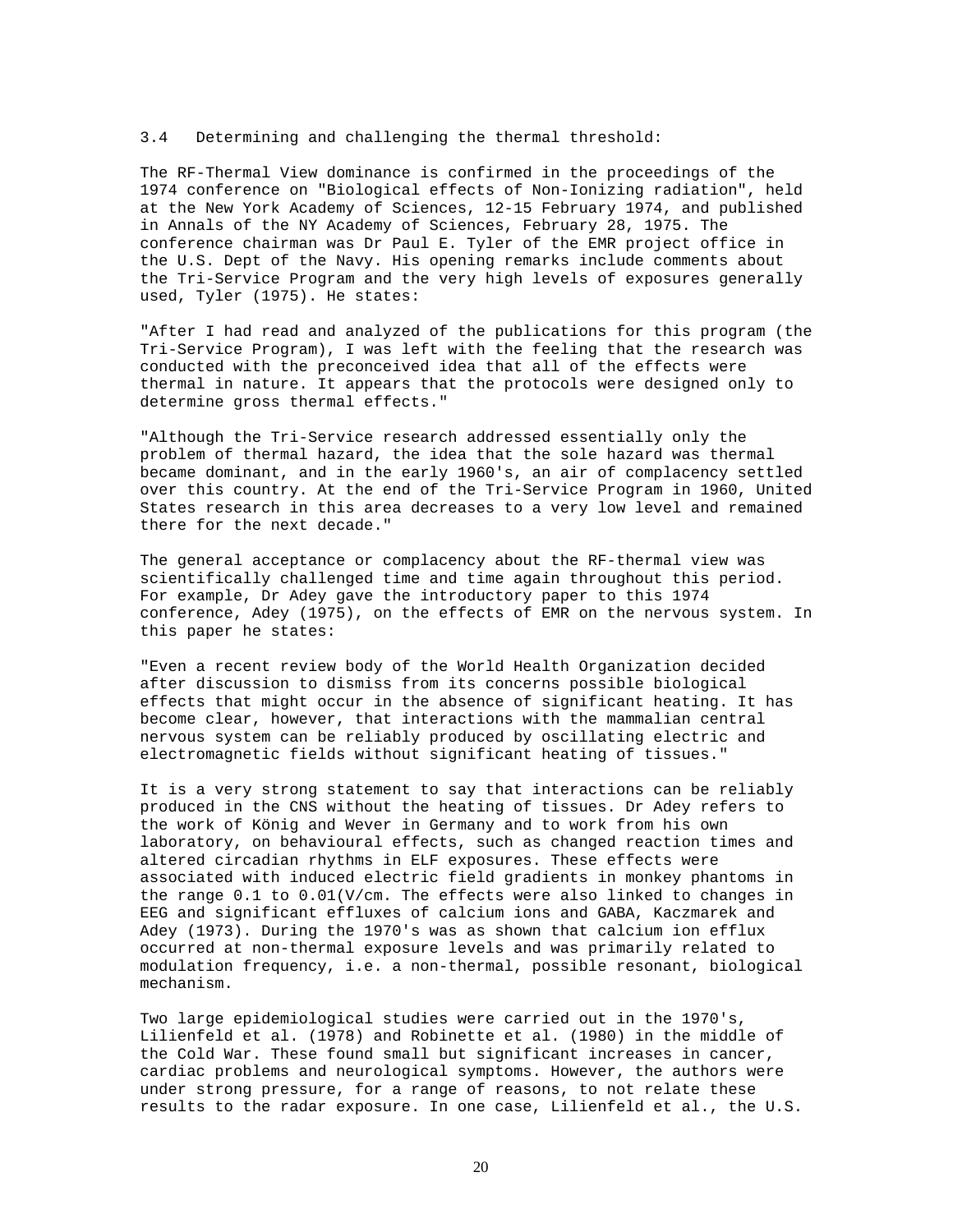### 3.4 Determining and challenging the thermal threshold:

The RF-Thermal View dominance is confirmed in the proceedings of the 1974 conference on "Biological effects of Non-Ionizing radiation", held at the New York Academy of Sciences, 12-15 February 1974, and published in Annals of the NY Academy of Sciences, February 28, 1975. The conference chairman was Dr Paul E. Tyler of the EMR project office in the U.S. Dept of the Navy. His opening remarks include comments about the Tri-Service Program and the very high levels of exposures generally used, Tyler (1975). He states:

"After I had read and analyzed of the publications for this program (the Tri-Service Program), I was left with the feeling that the research was conducted with the preconceived idea that all of the effects were thermal in nature. It appears that the protocols were designed only to determine gross thermal effects."

"Although the Tri-Service research addressed essentially only the problem of thermal hazard, the idea that the sole hazard was thermal became dominant, and in the early 1960's, an air of complacency settled over this country. At the end of the Tri-Service Program in 1960, United States research in this area decreases to a very low level and remained there for the next decade."

The general acceptance or complacency about the RF-thermal view was scientifically challenged time and time again throughout this period. For example, Dr Adey gave the introductory paper to this 1974 conference, Adey (1975), on the effects of EMR on the nervous system. In this paper he states:

"Even a recent review body of the World Health Organization decided after discussion to dismiss from its concerns possible biological effects that might occur in the absence of significant heating. It has become clear, however, that interactions with the mammalian central nervous system can be reliably produced by oscillating electric and electromagnetic fields without significant heating of tissues."

It is a very strong statement to say that interactions can be reliably produced in the CNS without the heating of tissues. Dr Adey refers to the work of König and Wever in Germany and to work from his own laboratory, on behavioural effects, such as changed reaction times and altered circadian rhythms in ELF exposures. These effects were associated with induced electric field gradients in monkey phantoms in the range 0.1 to 0.01(V/cm. The effects were also linked to changes in EEG and significant effluxes of calcium ions and GABA, Kaczmarek and Adey (1973). During the 1970's was as shown that calcium ion efflux occurred at non-thermal exposure levels and was primarily related to modulation frequency, i.e. a non-thermal, possible resonant, biological mechanism.

Two large epidemiological studies were carried out in the 1970's, Lilienfeld et al. (1978) and Robinette et al. (1980) in the middle of the Cold War. These found small but significant increases in cancer, cardiac problems and neurological symptoms. However, the authors were under strong pressure, for a range of reasons, to not relate these results to the radar exposure. In one case, Lilienfeld et al., the U.S.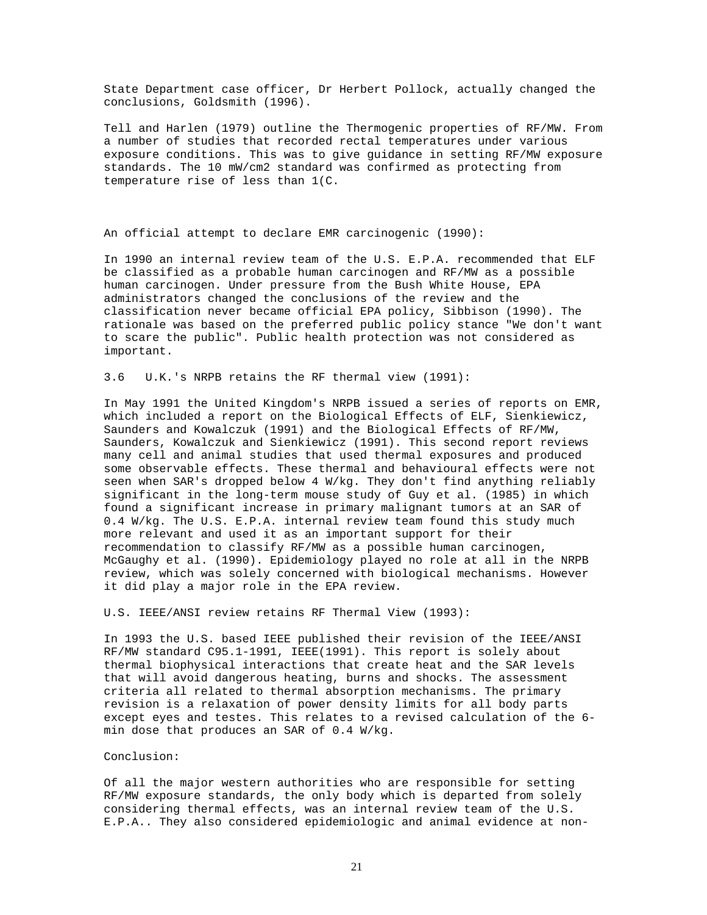State Department case officer, Dr Herbert Pollock, actually changed the conclusions, Goldsmith (1996).

Tell and Harlen (1979) outline the Thermogenic properties of RF/MW. From a number of studies that recorded rectal temperatures under various exposure conditions. This was to give guidance in setting RF/MW exposure standards. The 10 mW/cm2 standard was confirmed as protecting from temperature rise of less than 1(C.

An official attempt to declare EMR carcinogenic (1990):

In 1990 an internal review team of the U.S. E.P.A. recommended that ELF be classified as a probable human carcinogen and RF/MW as a possible human carcinogen. Under pressure from the Bush White House, EPA administrators changed the conclusions of the review and the classification never became official EPA policy, Sibbison (1990). The rationale was based on the preferred public policy stance "We don't want to scare the public". Public health protection was not considered as important.

3.6 U.K.'s NRPB retains the RF thermal view (1991):

In May 1991 the United Kingdom's NRPB issued a series of reports on EMR, which included a report on the Biological Effects of ELF, Sienkiewicz, Saunders and Kowalczuk (1991) and the Biological Effects of RF/MW, Saunders, Kowalczuk and Sienkiewicz (1991). This second report reviews many cell and animal studies that used thermal exposures and produced some observable effects. These thermal and behavioural effects were not seen when SAR's dropped below 4 W/kg. They don't find anything reliably significant in the long-term mouse study of Guy et al. (1985) in which found a significant increase in primary malignant tumors at an SAR of 0.4 W/kg. The U.S. E.P.A. internal review team found this study much more relevant and used it as an important support for their recommendation to classify RF/MW as a possible human carcinogen, McGaughy et al. (1990). Epidemiology played no role at all in the NRPB review, which was solely concerned with biological mechanisms. However it did play a major role in the EPA review.

U.S. IEEE/ANSI review retains RF Thermal View (1993):

In 1993 the U.S. based IEEE published their revision of the IEEE/ANSI RF/MW standard C95.1-1991, IEEE(1991). This report is solely about thermal biophysical interactions that create heat and the SAR levels that will avoid dangerous heating, burns and shocks. The assessment criteria all related to thermal absorption mechanisms. The primary revision is a relaxation of power density limits for all body parts except eyes and testes. This relates to a revised calculation of the 6-min dose that produces an SAR of 0.4 W/kg.

Conclusion:

Of all the major western authorities who are responsible for setting RF/MW exposure standards, the only body which is departed from solely considering thermal effects, was an internal review team of the U.S. E.P.A.. They also considered epidemiologic and animal evidence at non-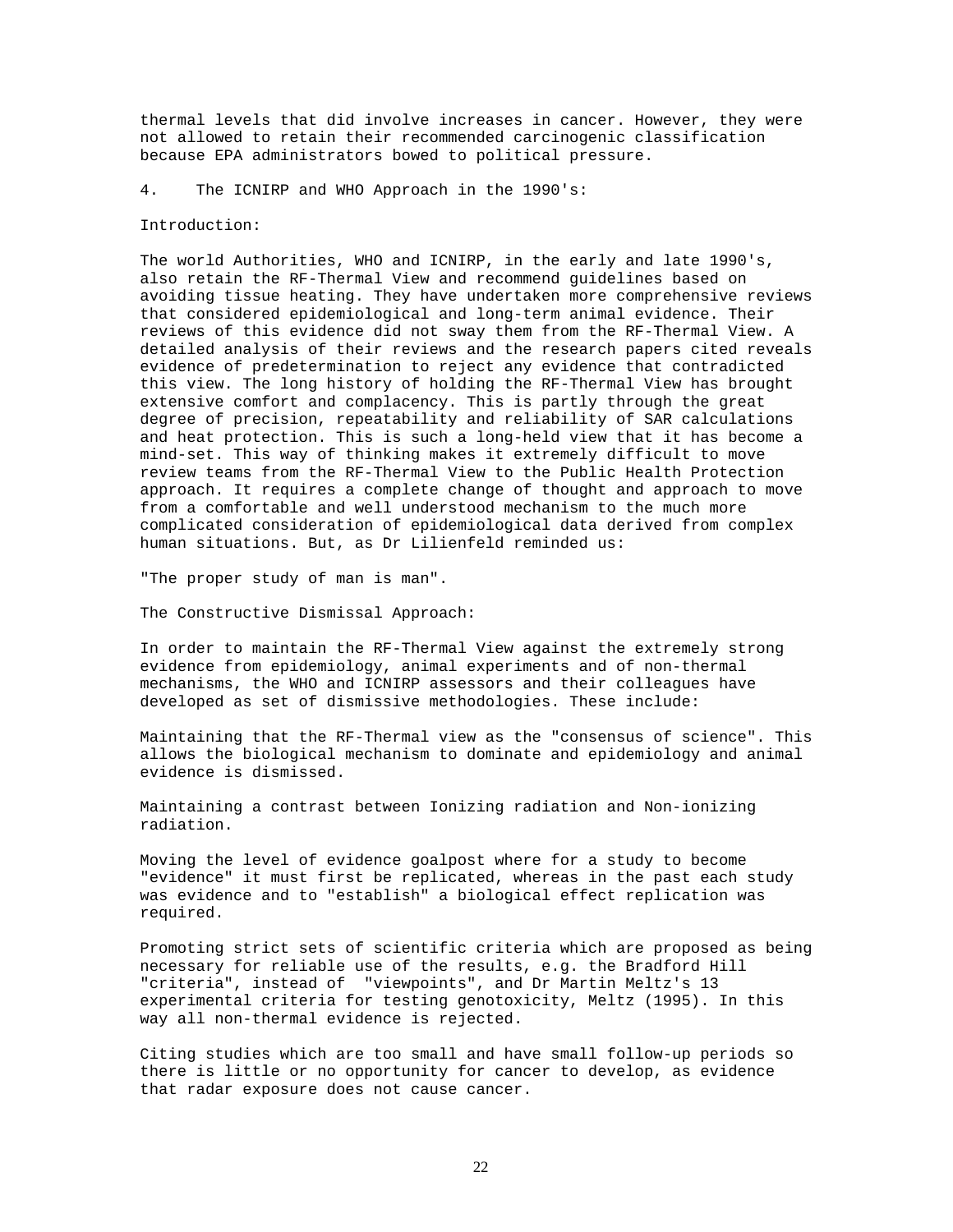thermal levels that did involve increases in cancer. However, they were not allowed to retain their recommended carcinogenic classification because EPA administrators bowed to political pressure.

## 4. The ICNIRP and WHO Approach in the 1990's:

### Introduction:

The world Authorities, WHO and ICNIRP, in the early and late 1990's, also retain the RF-Thermal View and recommend guidelines based on avoiding tissue heating. They have undertaken more comprehensive reviews that considered epidemiological and long-term animal evidence. Their reviews of this evidence did not sway them from the RF-Thermal View. A detailed analysis of their reviews and the research papers cited reveals evidence of predetermination to reject any evidence that contradicted this view. The long history of holding the RF-Thermal View has brought extensive comfort and complacency. This is partly through the great degree of precision, repeatability and reliability of SAR calculations and heat protection. This is such a long-held view that it has become a mind-set. This way of thinking makes it extremely difficult to move review teams from the RF-Thermal View to the Public Health Protection approach. It requires a complete change of thought and approach to move from a comfortable and well understood mechanism to the much more complicated consideration of epidemiological data derived from complex human situations. But, as Dr Lilienfeld reminded us:

"The proper study of man is man".

### The Constructive Dismissal Approach:

In order to maintain the RF-Thermal View against the extremely strong evidence from epidemiology, animal experiments and of non-thermal mechanisms, the WHO and ICNIRP assessors and their colleagues have developed as set of dismissive methodologies. These include:

Maintaining that the RF-Thermal view as the "consensus of science". This allows the biological mechanism to dominate and epidemiology and animal evidence is dismissed.

Maintaining a contrast between Ionizing radiation and Non-ionizing radiation.

Moving the level of evidence goalpost where for a study to become "evidence" it must first be replicated, whereas in the past each study was evidence and to "establish" a biological effect replication was required.

Promoting strict sets of scientific criteria which are proposed as being necessary for reliable use of the results, e.g. the Bradford Hill "criteria", instead of "viewpoints", and Dr Martin Meltz's 13 experimental criteria for testing genotoxicity, Meltz (1995). In this way all non-thermal evidence is rejected.

Citing studies which are too small and have small follow-up periods so there is little or no opportunity for cancer to develop, as evidence that radar exposure does not cause cancer.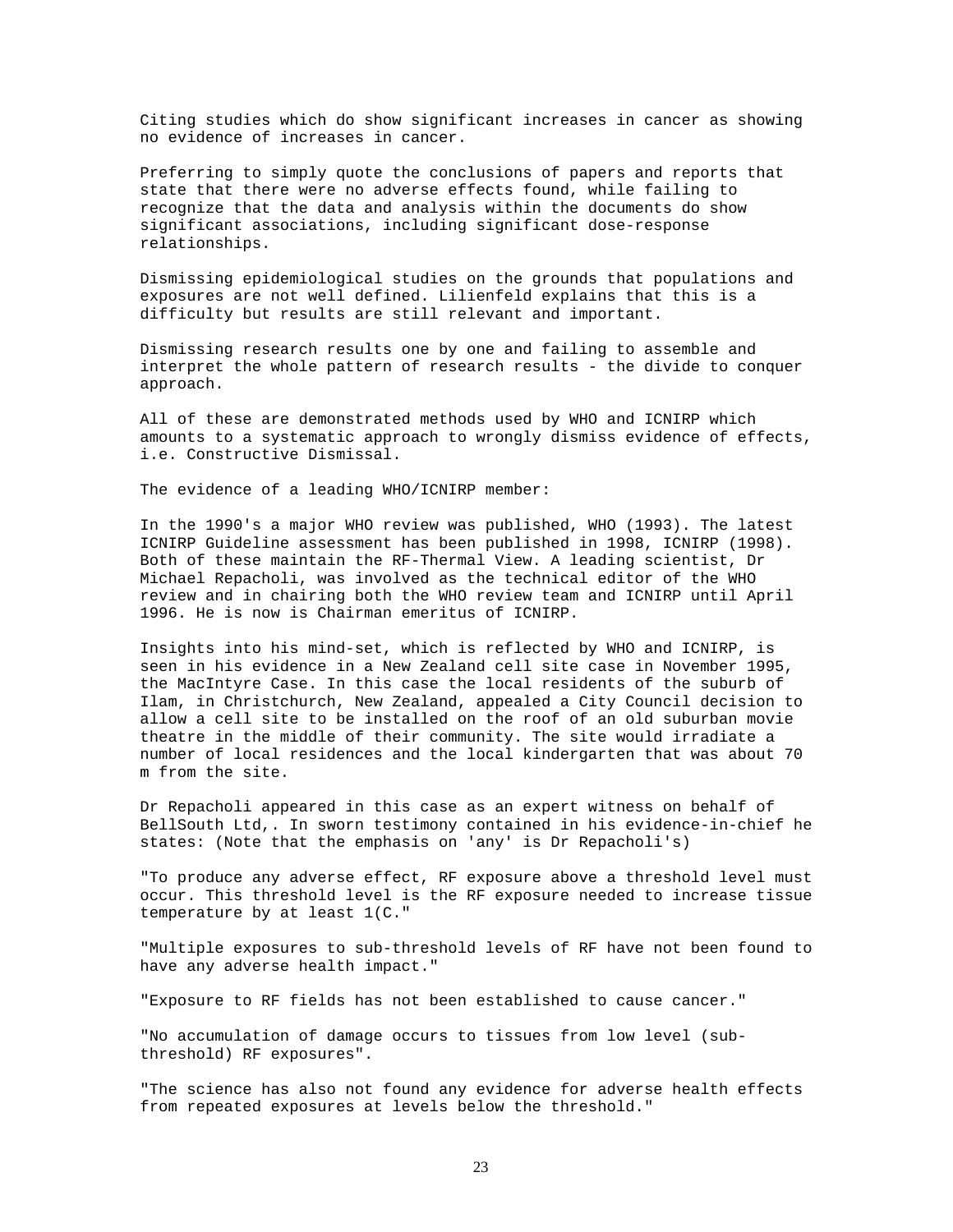Citing studies which do show significant increases in cancer as showing no evidence of increases in cancer.

Preferring to simply quote the conclusions of papers and reports that state that there were no adverse effects found, while failing to recognize that the data and analysis within the documents do show significant associations, including significant dose-response relationships.

Dismissing epidemiological studies on the grounds that populations and exposures are not well defined. Lilienfeld explains that this is a difficulty but results are still relevant and important.

Dismissing research results one by one and failing to assemble and interpret the whole pattern of research results - the divide to conquer approach.

All of these are demonstrated methods used by WHO and ICNIRP which amounts to a systematic approach to wrongly dismiss evidence of effects, i.e. Constructive Dismissal.

The evidence of a leading WHO/ICNIRP member:

In the 1990's a major WHO review was published, WHO (1993). The latest ICNIRP Guideline assessment has been published in 1998, ICNIRP (1998). Both of these maintain the RF-Thermal View. A leading scientist, Dr Michael Repacholi, was involved as the technical editor of the WHO review and in chairing both the WHO review team and ICNIRP until April 1996. He is now is Chairman emeritus of ICNIRP.

Insights into his mind-set, which is reflected by WHO and ICNIRP, is seen in his evidence in a New Zealand cell site case in November 1995, the MacIntyre Case. In this case the local residents of the suburb of Ilam, in Christchurch, New Zealand, appealed a City Council decision to allow a cell site to be installed on the roof of an old suburban movie theatre in the middle of their community. The site would irradiate a number of local residences and the local kindergarten that was about 70 m from the site.

Dr Repacholi appeared in this case as an expert witness on behalf of BellSouth Ltd,. In sworn testimony contained in his evidence-in-chief he states: (Note that the emphasis on 'any' is Dr Repacholi's)

"To produce any adverse effect, RF exposure above a threshold level must occur. This threshold level is the RF exposure needed to increase tissue temperature by at least 1(C."

"Multiple exposures to sub-threshold levels of RF have not been found to have any adverse health impact."

"Exposure to RF fields has not been established to cause cancer."

"No accumulation of damage occurs to tissues from low level (sub-threshold) RF exposures".

"The science has also not found any evidence for adverse health effects from repeated exposures at levels below the threshold."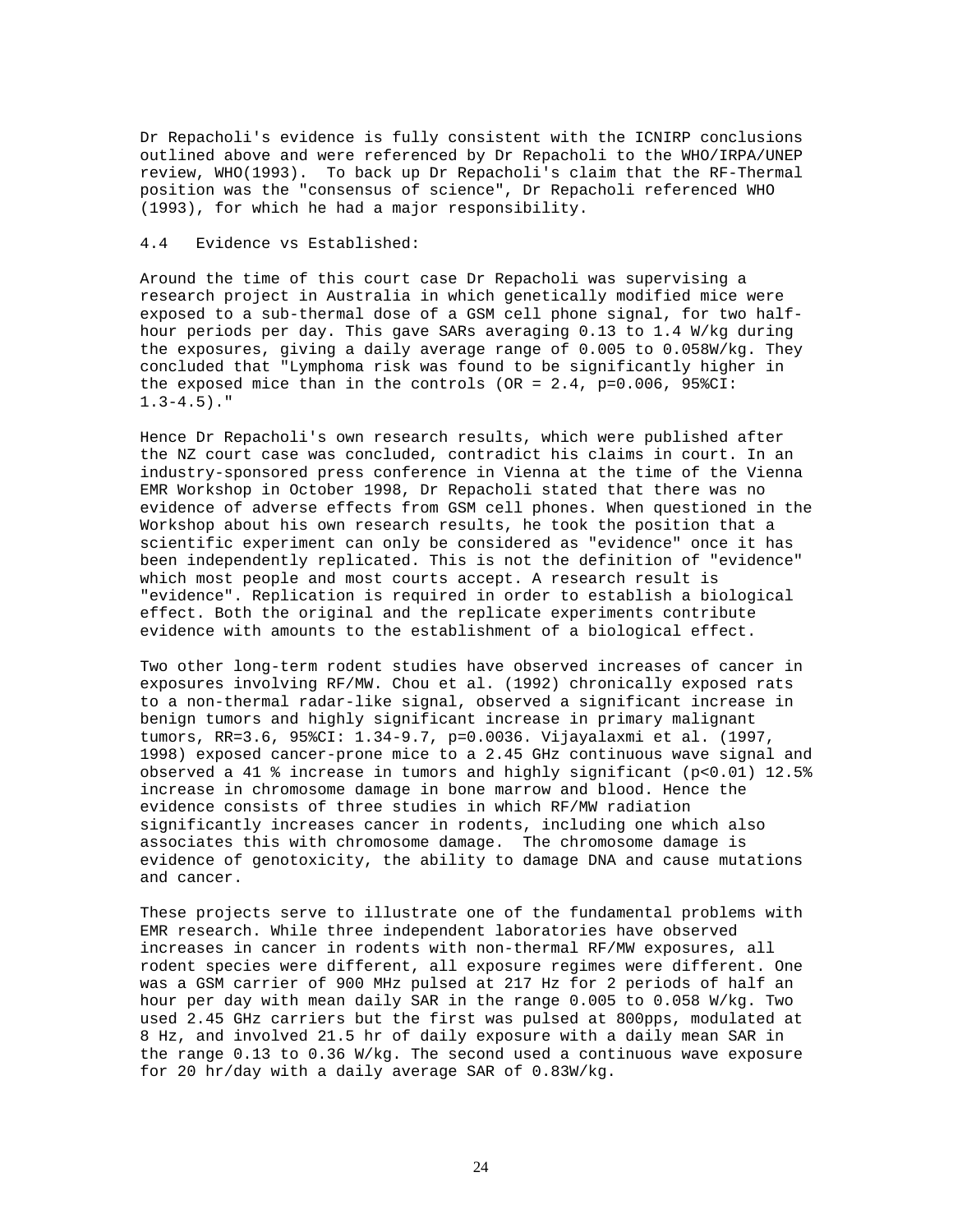Dr Repacholi's evidence is fully consistent with the ICNIRP conclusions outlined above and were referenced by Dr Repacholi to the WHO/IRPA/UNEP review, WHO(1993). To back up Dr Repacholi's claim that the RF-Thermal position was the "consensus of science", Dr Repacholi referenced WHO (1993), for which he had a major responsibility.

### 4.4 Evidence vs Established:

Around the time of this court case Dr Repacholi was supervising a research project in Australia in which genetically modified mice were exposed to a sub-thermal dose of a GSM cell phone signal, for two half-hour periods per day. This gave SARs averaging 0.13 to 1.4 W/kg during the exposures, giving a daily average range of 0.005 to 0.058W/kg. They concluded that "Lymphoma risk was found to be significantly higher in the exposed mice than in the controls (OR = 2.4, $p=0.006$, 95%CI: 1.3-4.5)."

Hence Dr Repacholi's own research results, which were published after the NZ court case was concluded, contradict his claims in court. In an industry-sponsored press conference in Vienna at the time of the Vienna EMR Workshop in October 1998, Dr Repacholi stated that there was no evidence of adverse effects from GSM cell phones. When questioned in the Workshop about his own research results, he took the position that a scientific experiment can only be considered as "evidence" once it has been independently replicated. This is not the definition of "evidence" which most people and most courts accept. A research result is "evidence". Replication is required in order to establish a biological effect. Both the original and the replicate experiments contribute evidence with amounts to the establishment of a biological effect.

Two other long-term rodent studies have observed increases of cancer in exposures involving RF/MW. Chou et al. (1992) chronically exposed rats to a non-thermal radar-like signal, observed a significant increase in benign tumors and highly significant increase in primary malignant tumors, RR=3.6, 95%CI: 1.34-9.7, $p=0.0036$. Vijayalaxmi et al. (1997, 1998) exposed cancer-prone mice to a 2.45 GHz continuous wave signal and observed a 41 % increase in tumors and highly significant ($p<0.01$) 12.5% increase in chromosome damage in bone marrow and blood. Hence the evidence consists of three studies in which RF/MW radiation significantly increases cancer in rodents, including one which also associates this with chromosome damage. The chromosome damage is evidence of genotoxicity, the ability to damage DNA and cause mutations and cancer.

These projects serve to illustrate one of the fundamental problems with EMR research. While three independent laboratories have observed increases in cancer in rodents with non-thermal RF/MW exposures, all rodent species were different, all exposure regimes were different. One was a GSM carrier of 900 MHz pulsed at 217 Hz for 2 periods of half an hour per day with mean daily SAR in the range 0.005 to 0.058 W/kg. Two used 2.45 GHz carriers but the first was pulsed at 800pps, modulated at 8 Hz, and involved 21.5 hr of daily exposure with a daily mean SAR in the range 0.13 to 0.36 W/kg. The second used a continuous wave exposure for 20 hr/day with a daily average SAR of 0.83W/kg.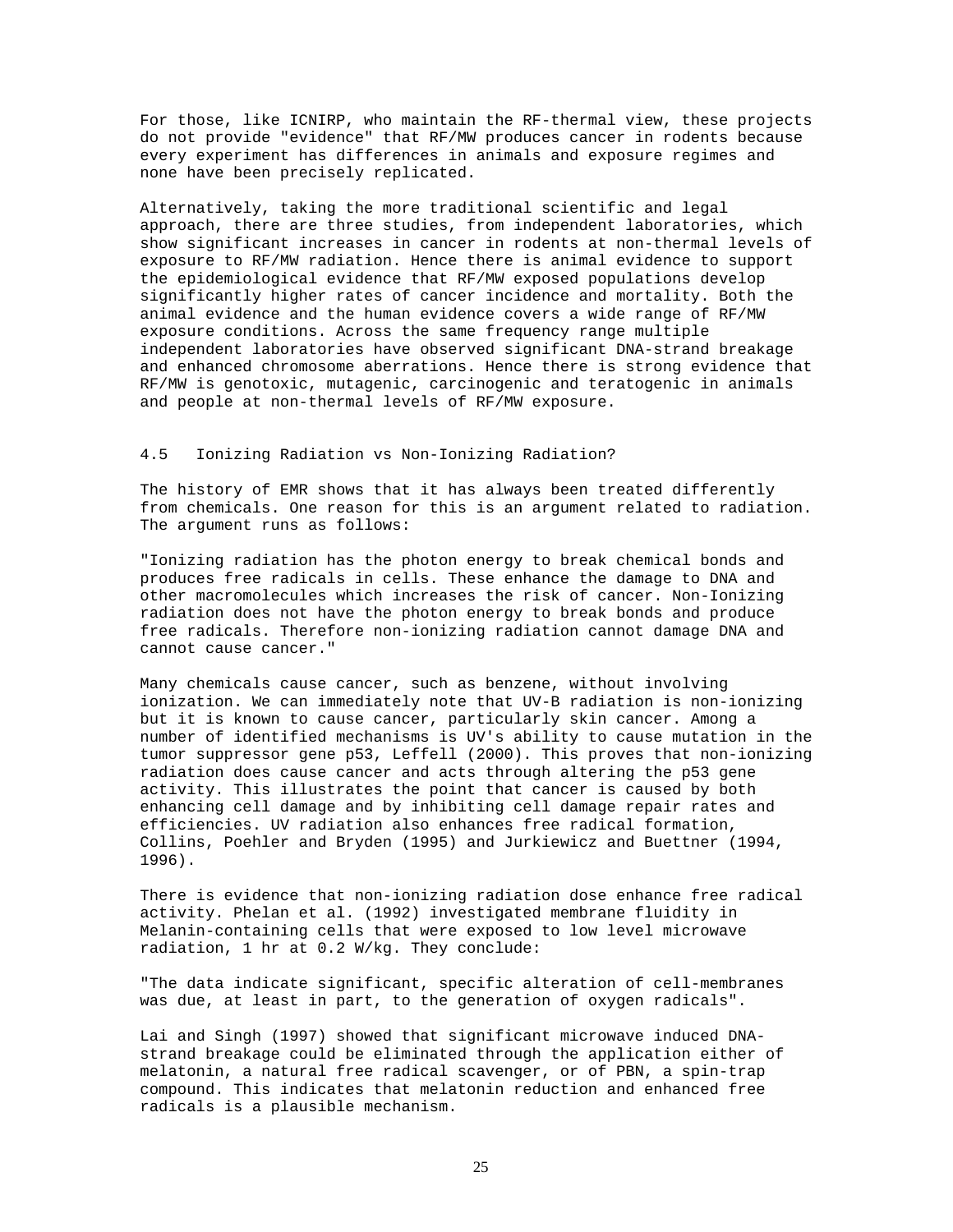For those, like ICNIRP, who maintain the RF-thermal view, these projects do not provide "evidence" that RF/MW produces cancer in rodents because every experiment has differences in animals and exposure regimes and none have been precisely replicated.

Alternatively, taking the more traditional scientific and legal approach, there are three studies, from independent laboratories, which show significant increases in cancer in rodents at non-thermal levels of exposure to RF/MW radiation. Hence there is animal evidence to support the epidemiological evidence that RF/MW exposed populations develop significantly higher rates of cancer incidence and mortality. Both the animal evidence and the human evidence covers a wide range of RF/MW exposure conditions. Across the same frequency range multiple independent laboratories have observed significant DNA-strand breakage and enhanced chromosome aberrations. Hence there is strong evidence that RF/MW is genotoxic, mutagenic, carcinogenic and teratogenic in animals and people at non-thermal levels of RF/MW exposure.

### 4.5 Ionizing Radiation vs Non-Ionizing Radiation?

The history of EMR shows that it has always been treated differently from chemicals. One reason for this is an argument related to radiation. The argument runs as follows:

"Ionizing radiation has the photon energy to break chemical bonds and produces free radicals in cells. These enhance the damage to DNA and other macromolecules which increases the risk of cancer. Non-Ionizing radiation does not have the photon energy to break bonds and produce free radicals. Therefore non-ionizing radiation cannot damage DNA and cannot cause cancer."

Many chemicals cause cancer, such as benzene, without involving ionization. We can immediately note that UV-B radiation is non-ionizing but it is known to cause cancer, particularly skin cancer. Among a number of identified mechanisms is UV's ability to cause mutation in the tumor suppressor gene p53, Leffell (2000). This proves that non-ionizing radiation does cause cancer and acts through altering the p53 gene activity. This illustrates the point that cancer is caused by both enhancing cell damage and by inhibiting cell damage repair rates and efficiencies. UV radiation also enhances free radical formation, Collins, Poehler and Bryden (1995) and Jurkiewicz and Buettner (1994, 1996).

There is evidence that non-ionizing radiation dose enhance free radical activity. Phelan et al. (1992) investigated membrane fluidity in Melanin-containing cells that were exposed to low level microwave radiation, 1 hr at 0.2 W/kg. They conclude:

"The data indicate significant, specific alteration of cell-membranes was due, at least in part, to the generation of oxygen radicals".

Lai and Singh (1997) showed that significant microwave induced DNA-strand breakage could be eliminated through the application either of melatonin, a natural free radical scavenger, or of PBN, a spin-trap compound. This indicates that melatonin reduction and enhanced free radicals is a plausible mechanism.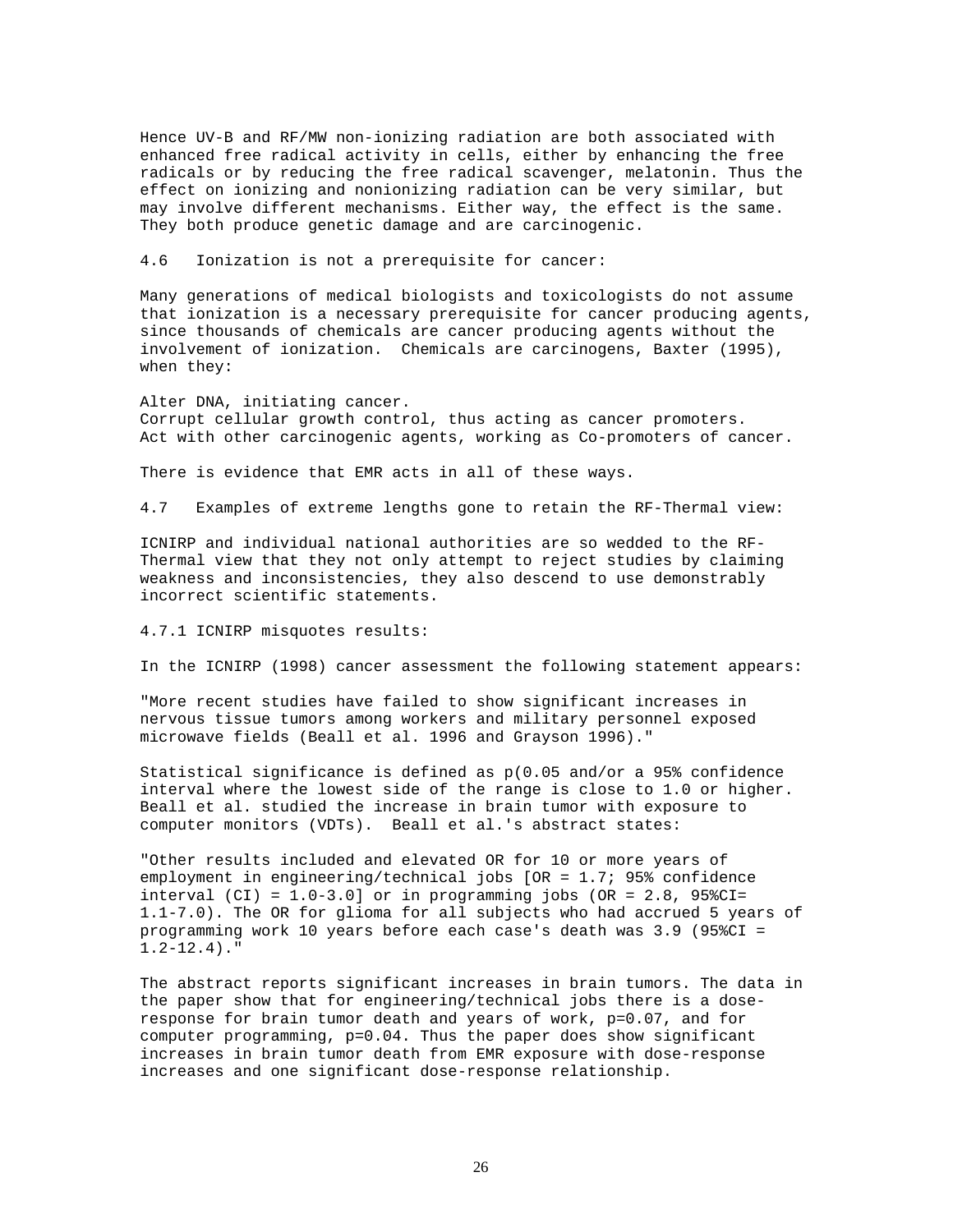Hence UV-B and RF/MW non-ionizing radiation are both associated with enhanced free radical activity in cells, either by enhancing the free radicals or by reducing the free radical scavenger, melatonin. Thus the effect on ionizing and nonionizing radiation can be very similar, but may involve different mechanisms. Either way, the effect is the same. They both produce genetic damage and are carcinogenic.

### 4.6 Ionization is not a prerequisite for cancer:

Many generations of medical biologists and toxicologists do not assume that ionization is a necessary prerequisite for cancer producing agents, since thousands of chemicals are cancer producing agents without the involvement of ionization. Chemicals are carcinogens, Baxter (1995), when they:

Alter DNA, initiating cancer.
Corrupt cellular growth control, thus acting as cancer promoters.
Act with other carcinogenic agents, working as Co-promoters of cancer.

There is evidence that EMR acts in all of these ways.

### 4.7 Examples of extreme lengths gone to retain the RF-Thermal view:

ICNIRP and individual national authorities are so wedded to the RF-Thermal view that they not only attempt to reject studies by claiming weakness and inconsistencies, they also descend to use demonstrably incorrect scientific statements.

#### 4.7.1 ICNIRP misquotes results:

In the ICNIRP (1998) cancer assessment the following statement appears:

"More recent studies have failed to show significant increases in nervous tissue tumors among workers and military personnel exposed microwave fields (Beall et al. 1996 and Grayson 1996)."

Statistical significance is defined as p(0.05 and/or a 95% confidence interval where the lowest side of the range is close to 1.0 or higher. Beall et al. studied the increase in brain tumor with exposure to computer monitors (VDTs). Beall et al.'s abstract states:

"Other results included and elevated OR for 10 or more years of employment in engineering/technical jobs [OR = 1.7; 95% confidence interval (CI) = 1.0-3.0] or in programming jobs (OR = 2.8, 95%CI= 1.1-7.0). The OR for glioma for all subjects who had accrued 5 years of programming work 10 years before each case's death was 3.9 (95%CI = 1.2-12.4)."

The abstract reports significant increases in brain tumors. The data in the paper show that for engineering/technical jobs there is a dose-response for brain tumor death and years of work, p=0.07, and for computer programming, p=0.04. Thus the paper does show significant increases in brain tumor death from EMR exposure with dose-response increases and one significant dose-response relationship.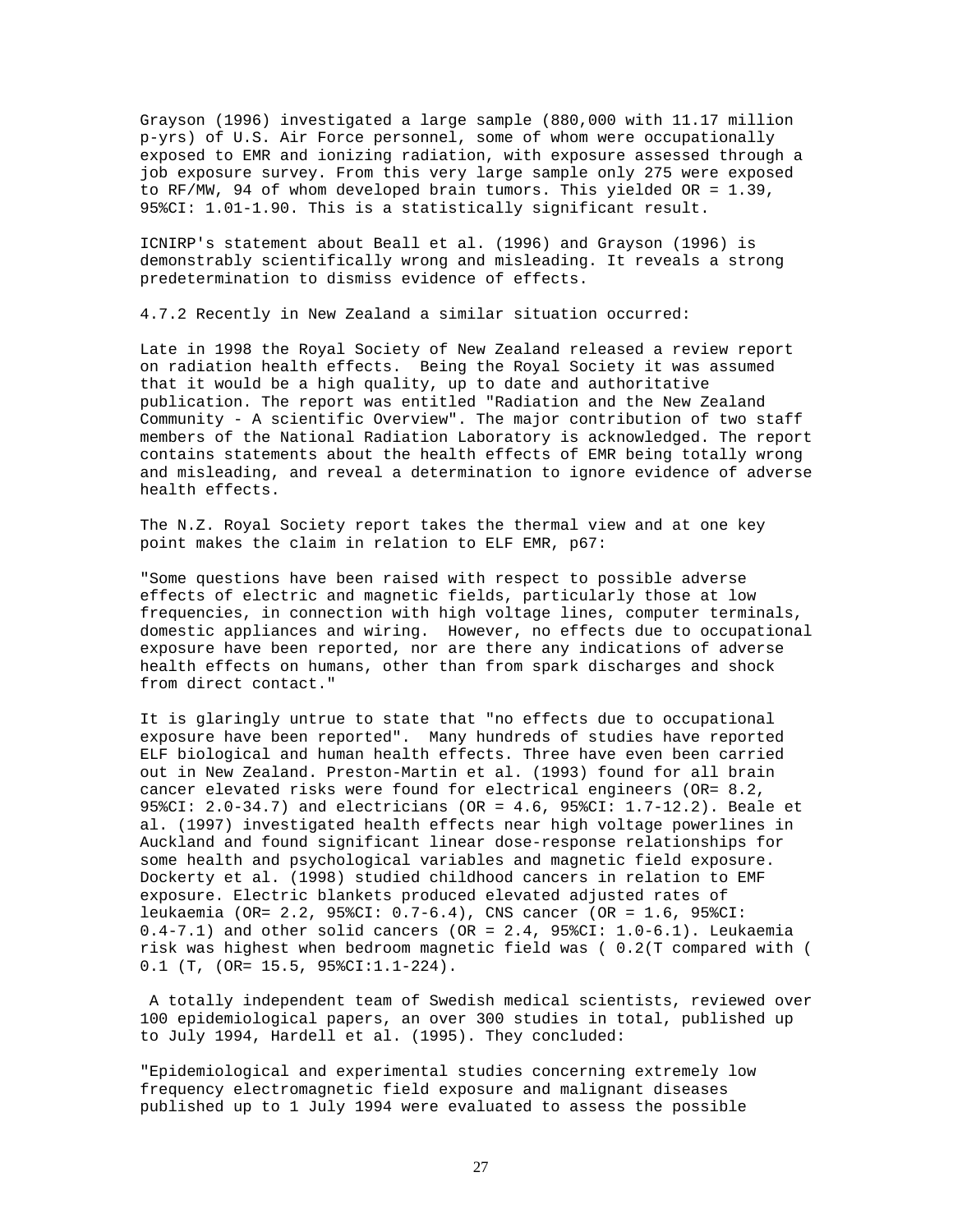Grayson (1996) investigated a large sample (880,000 with 11.17 million p-yrs) of U.S. Air Force personnel, some of whom were occupationally exposed to EMR and ionizing radiation, with exposure assessed through a job exposure survey. From this very large sample only 275 were exposed to RF/MW, 94 of whom developed brain tumors. This yielded OR = 1.39, 95%CI: 1.01-1.90. This is a statistically significant result.

ICNIRP's statement about Beall et al. (1996) and Grayson (1996) is demonstrably scientifically wrong and misleading. It reveals a strong predetermination to dismiss evidence of effects.

4.7.2 Recently in New Zealand a similar situation occurred:

Late in 1998 the Royal Society of New Zealand released a review report on radiation health effects. Being the Royal Society it was assumed that it would be a high quality, up to date and authoritative publication. The report was entitled "Radiation and the New Zealand Community - A scientific Overview". The major contribution of two staff members of the National Radiation Laboratory is acknowledged. The report contains statements about the health effects of EMR being totally wrong and misleading, and reveal a determination to ignore evidence of adverse health effects.

The N.Z. Royal Society report takes the thermal view and at one key point makes the claim in relation to ELF EMR, p67:

"Some questions have been raised with respect to possible adverse effects of electric and magnetic fields, particularly those at low frequencies, in connection with high voltage lines, computer terminals, domestic appliances and wiring. However, no effects due to occupational exposure have been reported, nor are there any indications of adverse health effects on humans, other than from spark discharges and shock from direct contact."

It is glaringly untrue to state that "no effects due to occupational exposure have been reported". Many hundreds of studies have reported ELF biological and human health effects. Three have even been carried out in New Zealand. Preston-Martin et al. (1993) found for all brain cancer elevated risks were found for electrical engineers (OR= 8.2, 95%CI: 2.0-34.7) and electricians (OR = 4.6, 95%CI: 1.7-12.2). Beale et al. (1997) investigated health effects near high voltage powerlines in Auckland and found significant linear dose-response relationships for some health and psychological variables and magnetic field exposure. Dockerty et al. (1998) studied childhood cancers in relation to EMF exposure. Electric blankets produced elevated adjusted rates of leukaemia (OR= 2.2, 95%CI: 0.7-6.4), CNS cancer (OR = 1.6, 95%CI: 0.4-7.1) and other solid cancers (OR = 2.4, 95%CI: 1.0-6.1). Leukaemia risk was highest when bedroom magnetic field was ( 0.2(T compared with ( 0.1 (T, (OR= 15.5, 95%CI:1.1-224).

A totally independent team of Swedish medical scientists, reviewed over 100 epidemiological papers, an over 300 studies in total, published up to July 1994, Hardell et al. (1995). They concluded:

"Epidemiological and experimental studies concerning extremely low frequency electromagnetic field exposure and malignant diseases published up to 1 July 1994 were evaluated to assess the possible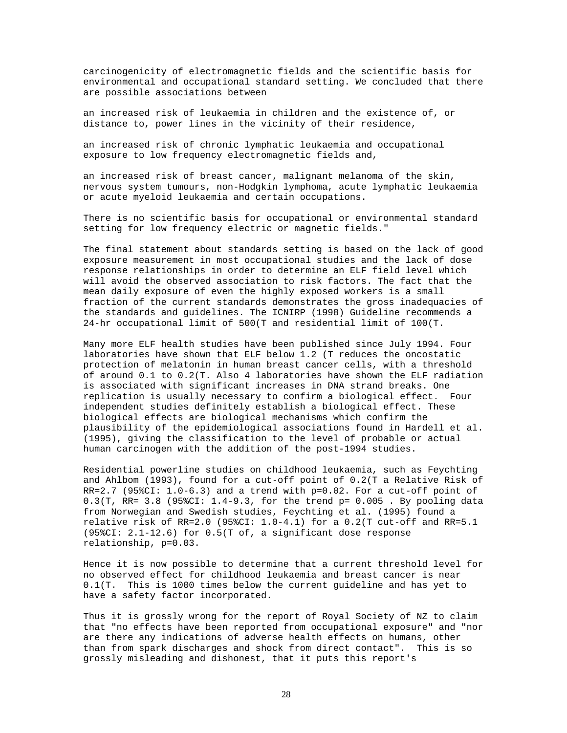carcinogenicity of electromagnetic fields and the scientific basis for environmental and occupational standard setting. We concluded that there are possible associations between

an increased risk of leukaemia in children and the existence of, or distance to, power lines in the vicinity of their residence,

an increased risk of chronic lymphatic leukaemia and occupational exposure to low frequency electromagnetic fields and,

an increased risk of breast cancer, malignant melanoma of the skin, nervous system tumours, non-Hodgkin lymphoma, acute lymphatic leukaemia or acute myeloid leukaemia and certain occupations.

There is no scientific basis for occupational or environmental standard setting for low frequency electric or magnetic fields."

The final statement about standards setting is based on the lack of good exposure measurement in most occupational studies and the lack of dose response relationships in order to determine an ELF field level which will avoid the observed association to risk factors. The fact that the mean daily exposure of even the highly exposed workers is a small fraction of the current standards demonstrates the gross inadequacies of the standards and guidelines. The ICNIRP (1998) Guideline recommends a 24-hr occupational limit of 500(T and residential limit of 100(T.

Many more ELF health studies have been published since July 1994. Four laboratories have shown that ELF below 1.2 (T reduces the oncostatic protection of melatonin in human breast cancer cells, with a threshold of around 0.1 to 0.2(T. Also 4 laboratories have shown the ELF radiation is associated with significant increases in DNA strand breaks. One replication is usually necessary to confirm a biological effect. Four independent studies definitely establish a biological effect. These biological effects are biological mechanisms which confirm the plausibility of the epidemiological associations found in Hardell et al. (1995), giving the classification to the level of probable or actual human carcinogen with the addition of the post-1994 studies.

Residential powerline studies on childhood leukaemia, such as Feychting and Ahlbom (1993), found for a cut-off point of 0.2(T a Relative Risk of RR=2.7 (95%CI: 1.0-6.3) and a trend with p=0.02. For a cut-off point of 0.3(T, RR= 3.8 (95%CI: 1.4-9.3, for the trend p= 0.005 . By pooling data from Norwegian and Swedish studies, Feychting et al. (1995) found a relative risk of RR=2.0 (95%CI: 1.0-4.1) for a 0.2(T cut-off and RR=5.1 (95%CI: 2.1-12.6) for 0.5(T of, a significant dose response relationship, p=0.03.

Hence it is now possible to determine that a current threshold level for no observed effect for childhood leukaemia and breast cancer is near 0.1(T. This is 1000 times below the current guideline and has yet to have a safety factor incorporated.

Thus it is grossly wrong for the report of Royal Society of NZ to claim that "no effects have been reported from occupational exposure" and "nor are there any indications of adverse health effects on humans, other than from spark discharges and shock from direct contact". This is so grossly misleading and dishonest, that it puts this report's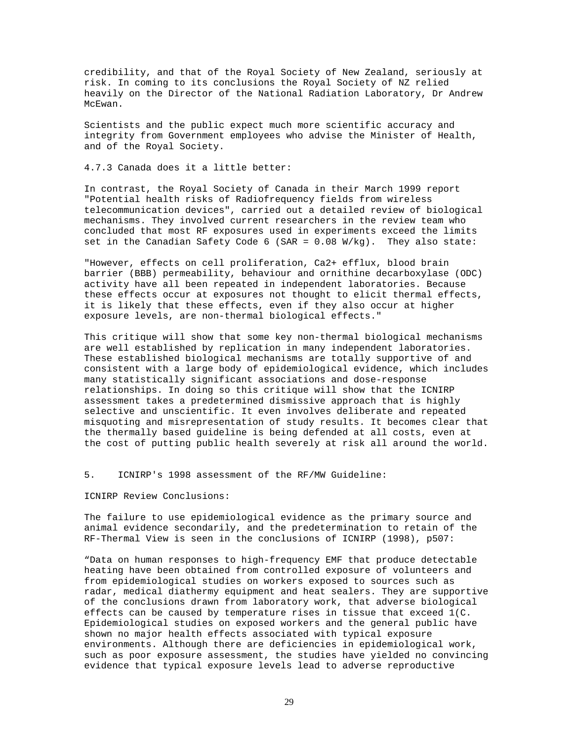credibility, and that of the Royal Society of New Zealand, seriously at risk. In coming to its conclusions the Royal Society of NZ relied heavily on the Director of the National Radiation Laboratory, Dr Andrew McEwan.

Scientists and the public expect much more scientific accuracy and integrity from Government employees who advise the Minister of Health, and of the Royal Society.

### 4.7.3 Canada does it a little better:

In contrast, the Royal Society of Canada in their March 1999 report "Potential health risks of Radiofrequency fields from wireless telecommunication devices", carried out a detailed review of biological mechanisms. They involved current researchers in the review team who concluded that most RF exposures used in experiments exceed the limits set in the Canadian Safety Code 6 (SAR = 0.08 W/kg). They also state:

"However, effects on cell proliferation, $Ca^{2+}$ efflux, blood brain barrier (BBB) permeability, behaviour and ornithine decarboxylase (ODC) activity have all been repeated in independent laboratories. Because these effects occur at exposures not thought to elicit thermal effects, it is likely that these effects, even if they also occur at higher exposure levels, are non-thermal biological effects."

This critique will show that some key non-thermal biological mechanisms are well established by replication in many independent laboratories. These established biological mechanisms are totally supportive of and consistent with a large body of epidemiological evidence, which includes many statistically significant associations and dose-response relationships. In doing so this critique will show that the ICNIRP assessment takes a predetermined dismissive approach that is highly selective and unscientific. It even involves deliberate and repeated misquoting and misrepresentation of study results. It becomes clear that the thermally based guideline is being defended at all costs, even at the cost of putting public health severely at risk all around the world.

## 5. ICNIRP's 1998 assessment of the RF/MW Guideline:

ICNIRP Review Conclusions:

The failure to use epidemiological evidence as the primary source and animal evidence secondarily, and the predetermination to retain of the RF-Thermal View is seen in the conclusions of ICNIRP (1998), p507:

"Data on human responses to high-frequency EMF that produce detectable heating have been obtained from controlled exposure of volunteers and from epidemiological studies on workers exposed to sources such as radar, medical diathermy equipment and heat sealers. They are supportive of the conclusions drawn from laboratory work, that adverse biological effects can be caused by temperature rises in tissue that exceed 1(C. Epidemiological studies on exposed workers and the general public have shown no major health effects associated with typical exposure environments. Although there are deficiencies in epidemiological work, such as poor exposure assessment, the studies have yielded no convincing evidence that typical exposure levels lead to adverse reproductive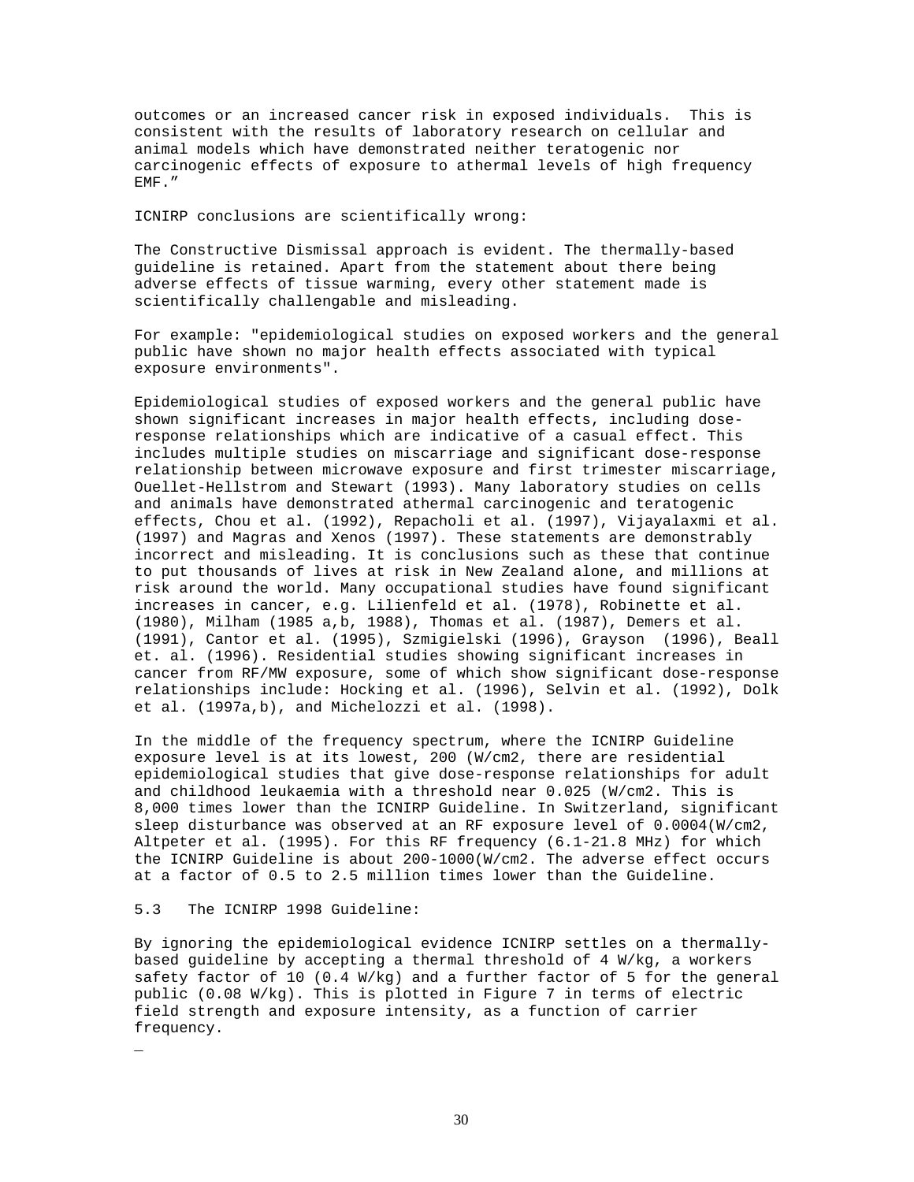outcomes or an increased cancer risk in exposed individuals. This is consistent with the results of laboratory research on cellular and animal models which have demonstrated neither teratogenic nor carcinogenic effects of exposure to athermal levels of high frequency EMF."

ICNIRP conclusions are scientifically wrong:

The Constructive Dismissal approach is evident. The thermally-based guideline is retained. Apart from the statement about there being adverse effects of tissue warming, every other statement made is scientifically challengable and misleading.

For example: "epidemiological studies on exposed workers and the general public have shown no major health effects associated with typical exposure environments".

Epidemiological studies of exposed workers and the general public have shown significant increases in major health effects, including dose-response relationships which are indicative of a casual effect. This includes multiple studies on miscarriage and significant dose-response relationship between microwave exposure and first trimester miscarriage, Ouellet-Hellstrom and Stewart (1993). Many laboratory studies on cells and animals have demonstrated athermal carcinogenic and teratogenic effects, Chou et al. (1992), Repacholi et al. (1997), Vijayalaxmi et al. (1997) and Magras and Xenos (1997). These statements are demonstrably incorrect and misleading. It is conclusions such as these that continue to put thousands of lives at risk in New Zealand alone, and millions at risk around the world. Many occupational studies have found significant increases in cancer, e.g. Lilienfeld et al. (1978), Robinette et al. (1980), Milham (1985 a,b, 1988), Thomas et al. (1987), Demers et al. (1991), Cantor et al. (1995), Szmigielski (1996), Grayson (1996), Beall et. al. (1996). Residential studies showing significant increases in cancer from RF/MW exposure, some of which show significant dose-response relationships include: Hocking et al. (1996), Selvin et al. (1992), Dolk et al. (1997a,b), and Michelozzi et al. (1998).

In the middle of the frequency spectrum, where the ICNIRP Guideline exposure level is at its lowest, 200 (W/cm2, there are residential epidemiological studies that give dose-response relationships for adult and childhood leukaemia with a threshold near 0.025 (W/cm2. This is 8,000 times lower than the ICNIRP Guideline. In Switzerland, significant sleep disturbance was observed at an RF exposure level of 0.0004(W/cm2, Altpeter et al. (1995). For this RF frequency (6.1-21.8 MHz) for which the ICNIRP Guideline is about 200-1000(W/cm2. The adverse effect occurs at a factor of 0.5 to 2.5 million times lower than the Guideline.

## 5.3 The ICNIRP 1998 Guideline:

By ignoring the epidemiological evidence ICNIRP settles on a thermally-based guideline by accepting a thermal threshold of 4 W/kg, a workers safety factor of 10 (0.4 W/kg) and a further factor of 5 for the general public (0.08 W/kg). This is plotted in Figure 7 in terms of electric field strength and exposure intensity, as a function of carrier frequency.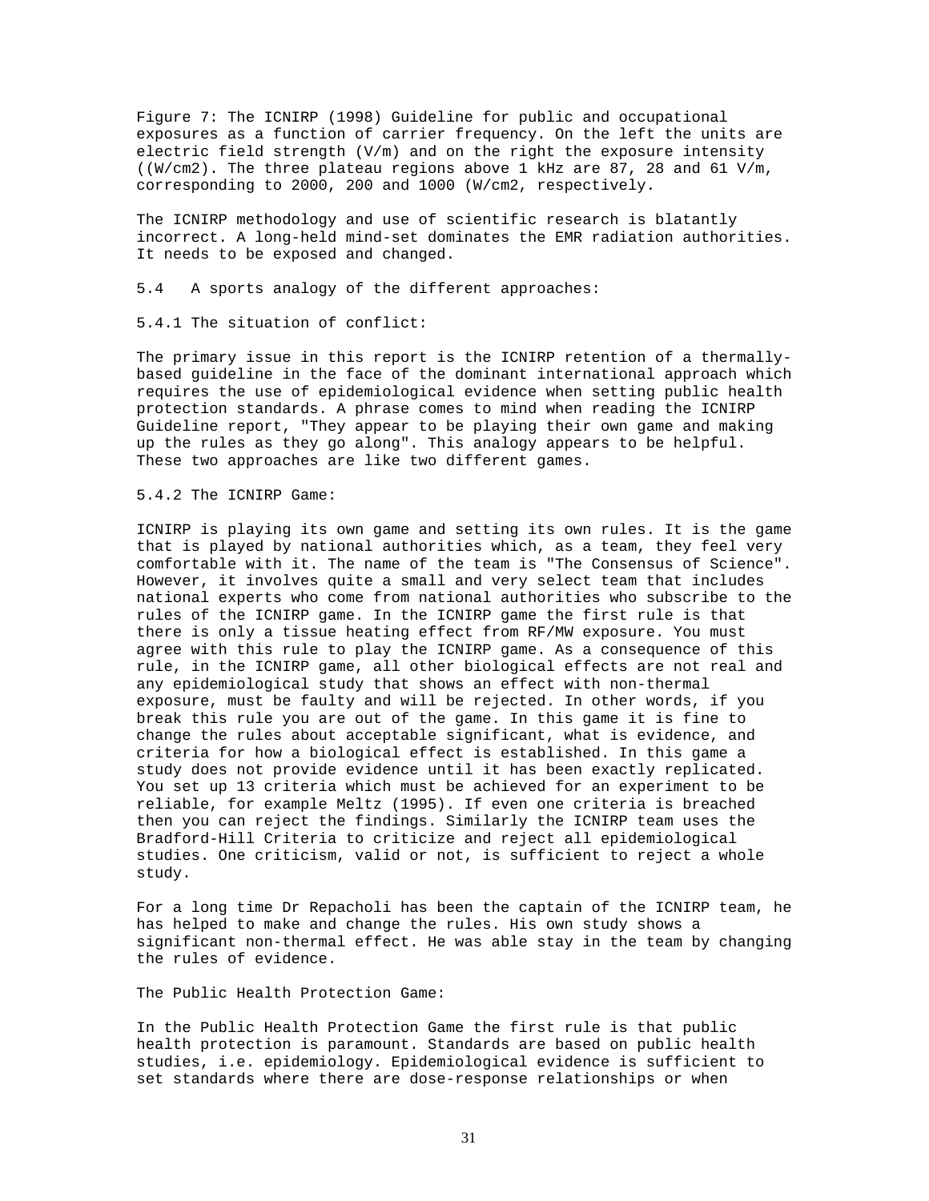Figure 7: The ICNIRP (1998) Guideline for public and occupational exposures as a function of carrier frequency. On the left the units are electric field strength (V/m) and on the right the exposure intensity ((W/cm2). The three plateau regions above 1 kHz are 87, 28 and 61 V/m, corresponding to 2000, 200 and 1000 (W/cm2, respectively.

The ICNIRP methodology and use of scientific research is blatantly incorrect. A long-held mind-set dominates the EMR radiation authorities. It needs to be exposed and changed.

### 5.4 A sports analogy of the different approaches:

#### 5.4.1 The situation of conflict:

The primary issue in this report is the ICNIRP retention of a thermally-based guideline in the face of the dominant international approach which requires the use of epidemiological evidence when setting public health protection standards. A phrase comes to mind when reading the ICNIRP Guideline report, "They appear to be playing their own game and making up the rules as they go along". This analogy appears to be helpful. These two approaches are like two different games.

#### 5.4.2 The ICNIRP Game:

ICNIRP is playing its own game and setting its own rules. It is the game that is played by national authorities which, as a team, they feel very comfortable with it. The name of the team is "The Consensus of Science". However, it involves quite a small and very select team that includes national experts who come from national authorities who subscribe to the rules of the ICNIRP game. In the ICNIRP game the first rule is that there is only a tissue heating effect from RF/MW exposure. You must agree with this rule to play the ICNIRP game. As a consequence of this rule, in the ICNIRP game, all other biological effects are not real and any epidemiological study that shows an effect with non-thermal exposure, must be faulty and will be rejected. In other words, if you break this rule you are out of the game. In this game it is fine to change the rules about acceptable significant, what is evidence, and criteria for how a biological effect is established. In this game a study does not provide evidence until it has been exactly replicated. You set up 13 criteria which must be achieved for an experiment to be reliable, for example Meltz (1995). If even one criteria is breached then you can reject the findings. Similarly the ICNIRP team uses the Bradford-Hill Criteria to criticize and reject all epidemiological studies. One criticism, valid or not, is sufficient to reject a whole study.

For a long time Dr Repacholi has been the captain of the ICNIRP team, he has helped to make and change the rules. His own study shows a significant non-thermal effect. He was able stay in the team by changing the rules of evidence.

#### The Public Health Protection Game:

In the Public Health Protection Game the first rule is that public health protection is paramount. Standards are based on public health studies, i.e. epidemiology. Epidemiological evidence is sufficient to set standards where there are dose-response relationships or when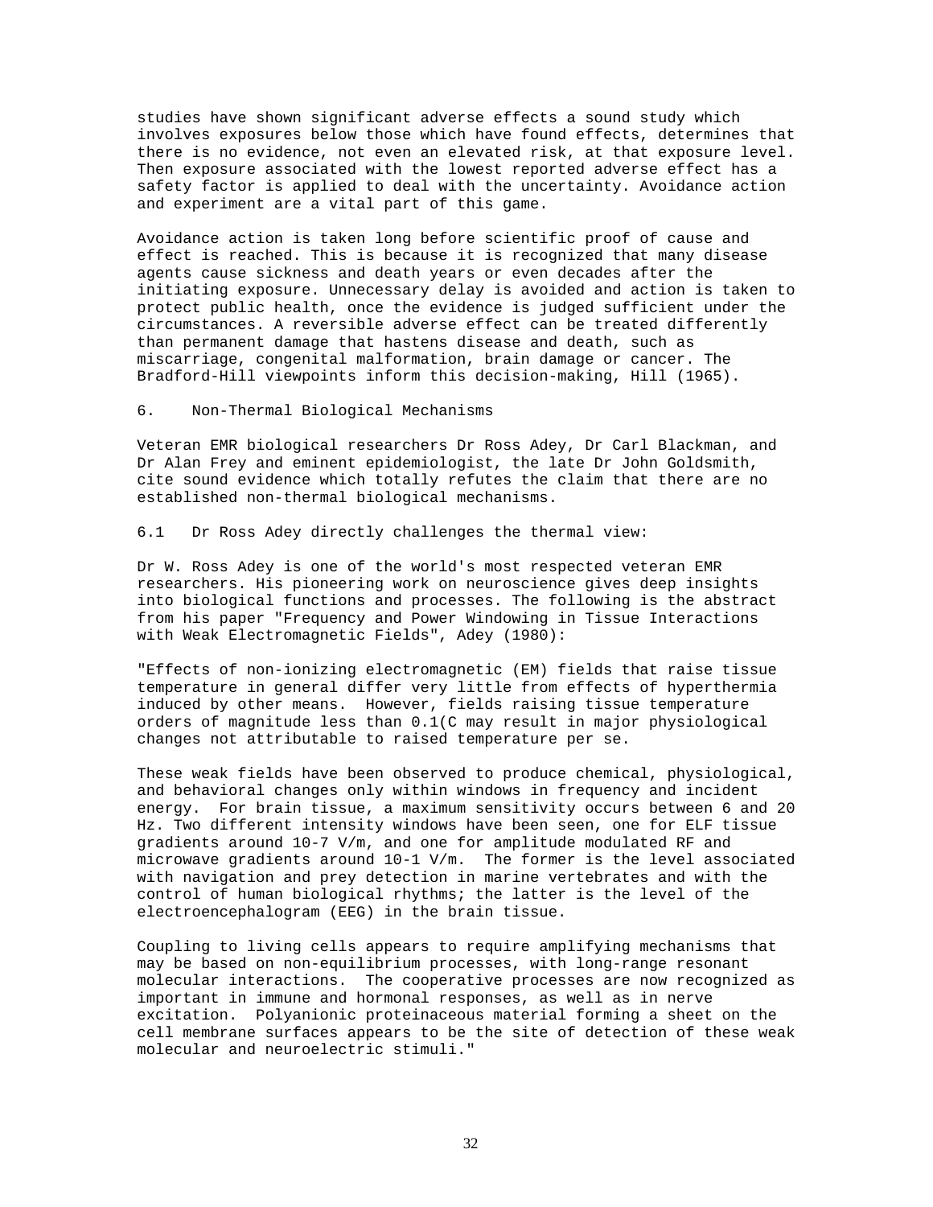studies have shown significant adverse effects a sound study which involves exposures below those which have found effects, determines that there is no evidence, not even an elevated risk, at that exposure level. Then exposure associated with the lowest reported adverse effect has a safety factor is applied to deal with the uncertainty. Avoidance action and experiment are a vital part of this game.

Avoidance action is taken long before scientific proof of cause and effect is reached. This is because it is recognized that many disease agents cause sickness and death years or even decades after the initiating exposure. Unnecessary delay is avoided and action is taken to protect public health, once the evidence is judged sufficient under the circumstances. A reversible adverse effect can be treated differently than permanent damage that hastens disease and death, such as miscarriage, congenital malformation, brain damage or cancer. The Bradford-Hill viewpoints inform this decision-making, Hill (1965).

## 6. Non-Thermal Biological Mechanisms

Veteran EMR biological researchers Dr Ross Adey, Dr Carl Blackman, and Dr Alan Frey and eminent epidemiologist, the late Dr John Goldsmith, cite sound evidence which totally refutes the claim that there are no established non-thermal biological mechanisms.

### 6.1 Dr Ross Adey directly challenges the thermal view:

Dr W. Ross Adey is one of the world's most respected veteran EMR researchers. His pioneering work on neuroscience gives deep insights into biological functions and processes. The following is the abstract from his paper "Frequency and Power Windowing in Tissue Interactions with Weak Electromagnetic Fields", Adey (1980):

"Effects of non-ionizing electromagnetic (EM) fields that raise tissue temperature in general differ very little from effects of hyperthermia induced by other means. However, fields raising tissue temperature orders of magnitude less than 0.1(C may result in major physiological changes not attributable to raised temperature per se.

These weak fields have been observed to produce chemical, physiological, and behavioral changes only within windows in frequency and incident energy. For brain tissue, a maximum sensitivity occurs between 6 and 20 Hz. Two different intensity windows have been seen, one for ELF tissue gradients around 10-7 V/m, and one for amplitude modulated RF and microwave gradients around 10-1 V/m. The former is the level associated with navigation and prey detection in marine vertebrates and with the control of human biological rhythms; the latter is the level of the electroencephalogram (EEG) in the brain tissue.

Coupling to living cells appears to require amplifying mechanisms that may be based on non-equilibrium processes, with long-range resonant molecular interactions. The cooperative processes are now recognized as important in immune and hormonal responses, as well as in nerve excitation. Polyanionic proteinaceous material forming a sheet on the cell membrane surfaces appears to be the site of detection of these weak molecular and neuroelectric stimuli."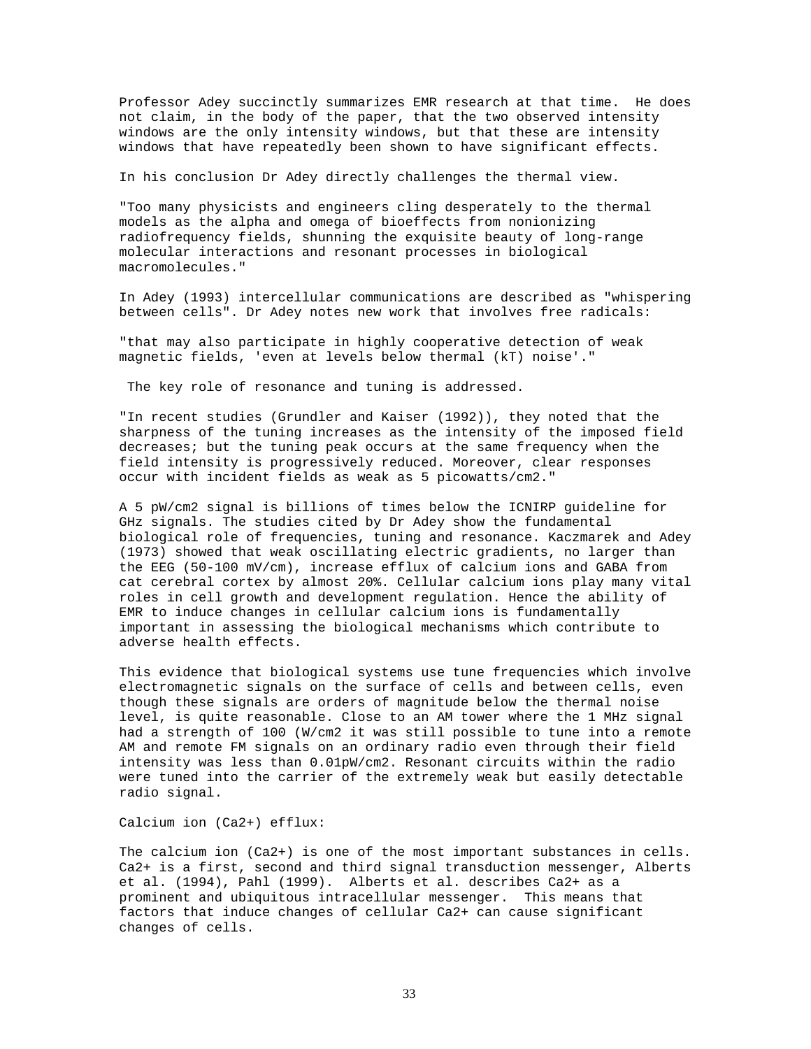Professor Adey succinctly summarizes EMR research at that time. He does not claim, in the body of the paper, that the two observed intensity windows are the only intensity windows, but that these are intensity windows that have repeatedly been shown to have significant effects.

In his conclusion Dr Adey directly challenges the thermal view.

"Too many physicists and engineers cling desperately to the thermal models as the alpha and omega of bioeffects from nonionizing radiofrequency fields, shunning the exquisite beauty of long-range molecular interactions and resonant processes in biological macromolecules."

In Adey (1993) intercellular communications are described as "whispering between cells". Dr Adey notes new work that involves free radicals:

"that may also participate in highly cooperative detection of weak magnetic fields, 'even at levels below thermal (kT) noise'."

The key role of resonance and tuning is addressed.

"In recent studies (Grundler and Kaiser (1992)), they noted that the sharpness of the tuning increases as the intensity of the imposed field decreases; but the tuning peak occurs at the same frequency when the field intensity is progressively reduced. Moreover, clear responses occur with incident fields as weak as 5 picowatts/cm2."

A 5 pW/cm2 signal is billions of times below the ICNIRP guideline for GHz signals. The studies cited by Dr Adey show the fundamental biological role of frequencies, tuning and resonance. Kaczmarek and Adey (1973) showed that weak oscillating electric gradients, no larger than the EEG (50-100 mV/cm), increase efflux of calcium ions and GABA from cat cerebral cortex by almost 20%. Cellular calcium ions play many vital roles in cell growth and development regulation. Hence the ability of EMR to induce changes in cellular calcium ions is fundamentally important in assessing the biological mechanisms which contribute to adverse health effects.

This evidence that biological systems use tune frequencies which involve electromagnetic signals on the surface of cells and between cells, even though these signals are orders of magnitude below the thermal noise level, is quite reasonable. Close to an AM tower where the 1 MHz signal had a strength of 100 (W/cm2 it was still possible to tune into a remote AM and remote FM signals on an ordinary radio even through their field intensity was less than 0.01pW/cm2. Resonant circuits within the radio were tuned into the carrier of the extremely weak but easily detectable radio signal.

Calcium ion ($Ca^{2+}$) efflux:

The calcium ion ($Ca^{2+}$) is one of the most important substances in cells. $Ca^{2+}$ is a first, second and third signal transduction messenger, Alberts et al. (1994), Pahl (1999). Alberts et al. describes $Ca^{2+}$ as a prominent and ubiquitous intracellular messenger. This means that factors that induce changes of cellular $Ca^{2+}$ can cause significant changes of cells.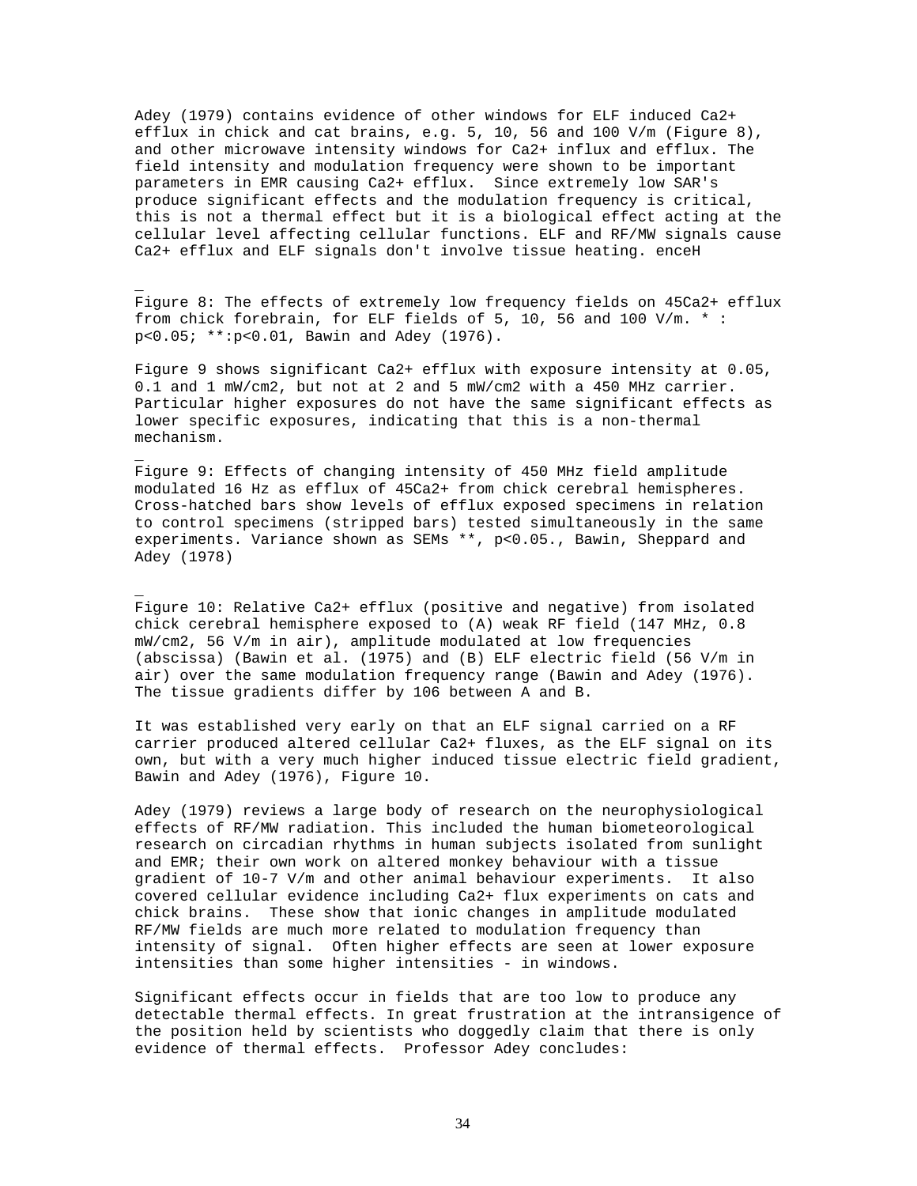Adey (1979) contains evidence of other windows for ELF induced $Ca^{2+}$ efflux in chick and cat brains, e.g. 5, 10, 56 and 100 V/m (Figure 8), and other microwave intensity windows for $Ca^{2+}$ influx and efflux. The field intensity and modulation frequency were shown to be important parameters in EMR causing $Ca^{2+}$ efflux. Since extremely low SAR's produce significant effects and the modulation frequency is critical, this is not a thermal effect but it is a biological effect acting at the cellular level affecting cellular functions. ELF and RF/MW signals cause $Ca^{2+}$ efflux and ELF signals don't involve tissue heating. enceH

Figure 8: The effects of extremely low frequency fields on $^{45}Ca^{2+}$ efflux from chick forebrain, for ELF fields of 5, 10, 56 and 100 V/m. * : $p<0.05$; **:$p<0.01$, Bawin and Adey (1976).

Figure 9 shows significant $Ca^{2+}$ efflux with exposure intensity at 0.05, 0.1 and 1 mW/cm2, but not at 2 and 5 mW/cm2 with a 450 MHz carrier. Particular higher exposures do not have the same significant effects as lower specific exposures, indicating that this is a non-thermal mechanism.

Figure 9: Effects of changing intensity of 450 MHz field amplitude modulated 16 Hz as efflux of $^{45}Ca^{2+}$ from chick cerebral hemispheres. Cross-hatched bars show levels of efflux exposed specimens in relation to control specimens (stripped bars) tested simultaneously in the same experiments. Variance shown as SEMs **, $p<0.05$., Bawin, Sheppard and Adey (1978)

Figure 10: Relative $Ca^{2+}$ efflux (positive and negative) from isolated chick cerebral hemisphere exposed to (A) weak RF field (147 MHz, 0.8 mW/cm2, 56 V/m in air), amplitude modulated at low frequencies (abscissa) (Bawin et al. (1975) and (B) ELF electric field (56 V/m in air) over the same modulation frequency range (Bawin and Adey (1976). The tissue gradients differ by $10^6$ between A and B.

It was established very early on that an ELF signal carried on a RF carrier produced altered cellular $Ca^{2+}$ fluxes, as the ELF signal on its own, but with a very much higher induced tissue electric field gradient, Bawin and Adey (1976), Figure 10.

Adey (1979) reviews a large body of research on the neurophysiological effects of RF/MW radiation. This included the human biometeorological research on circadian rhythms in human subjects isolated from sunlight and EMR; their own work on altered monkey behaviour with a tissue gradient of $10^{-7}$ V/m and other animal behaviour experiments. It also covered cellular evidence including $Ca^{2+}$ flux experiments on cats and chick brains. These show that ionic changes in amplitude modulated RF/MW fields are much more related to modulation frequency than intensity of signal. Often higher effects are seen at lower exposure intensities than some higher intensities - in windows.

Significant effects occur in fields that are too low to produce any detectable thermal effects. In great frustration at the intransigence of the position held by scientists who doggedly claim that there is only evidence of thermal effects. Professor Adey concludes: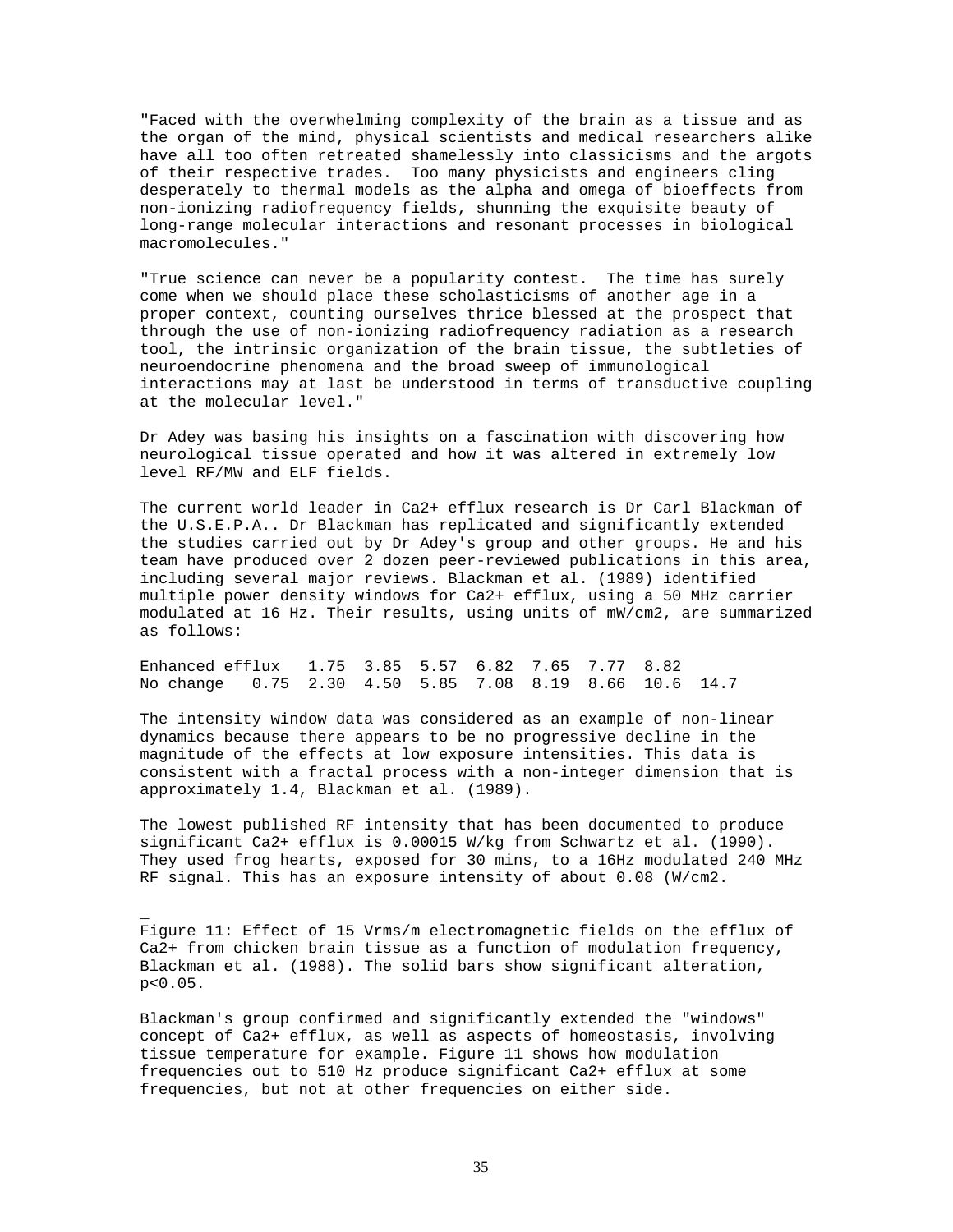"Faced with the overwhelming complexity of the brain as a tissue and as the organ of the mind, physical scientists and medical researchers alike have all too often retreated shamelessly into classicisms and the argots of their respective trades. Too many physicists and engineers cling desperately to thermal models as the alpha and omega of bioeffects from non-ionizing radiofrequency fields, shunning the exquisite beauty of long-range molecular interactions and resonant processes in biological macromolecules."

"True science can never be a popularity contest. The time has surely come when we should place these scholasticisms of another age in a proper context, counting ourselves thrice blessed at the prospect that through the use of non-ionizing radiofrequency radiation as a research tool, the intrinsic organization of the brain tissue, the subtleties of neuroendocrine phenomena and the broad sweep of immunological interactions may at last be understood in terms of transductive coupling at the molecular level."

Dr Adey was basing his insights on a fascination with discovering how neurological tissue operated and how it was altered in extremely low level RF/MW and ELF fields.

The current world leader in $Ca^{2+}$ efflux research is Dr Carl Blackman of the U.S.E.P.A.. Dr Blackman has replicated and significantly extended the studies carried out by Dr Adey's group and other groups. He and his team have produced over 2 dozen peer-reviewed publications in this area, including several major reviews. Blackman et al. (1989) identified multiple power density windows for $Ca^{2+}$ efflux, using a 50 MHz carrier modulated at 16 Hz. Their results, using units of $mW/cm^2$, are summarized as follows:

| | | | | | | | | | |
|---|---|---|---|---|---|---|---|---|---|
| Enhanced efflux | 1.75 | 3.85 | 5.57 | 6.82 | 7.65 | 7.77 | 8.82 | | |
| No change | 0.75 | 2.30 | 4.50 | 5.85 | 7.08 | 8.19 | 8.66 | 10.6 | 14.7 |

The intensity window data was considered as an example of non-linear dynamics because there appears to be no progressive decline in the magnitude of the effects at low exposure intensities. This data is consistent with a fractal process with a non-integer dimension that is approximately 1.4, Blackman et al. (1989).

The lowest published RF intensity that has been documented to produce significant $Ca^{2+}$ efflux is 0.00015 W/kg from Schwartz et al. (1990). They used frog hearts, exposed for 30 mins, to a 16Hz modulated 240 MHz RF signal. This has an exposure intensity of about 0.08 (W/cm2.

Figure 11: Effect of 15 Vrms/m electromagnetic fields on the efflux of $Ca^{2+}$ from chicken brain tissue as a function of modulation frequency, Blackman et al. (1988). The solid bars show significant alteration, $p<0.05$.

Blackman's group confirmed and significantly extended the "windows" concept of $Ca^{2+}$ efflux, as well as aspects of homeostasis, involving tissue temperature for example. Figure 11 shows how modulation frequencies out to 510 Hz produce significant $Ca^{2+}$ efflux at some frequencies, but not at other frequencies on either side.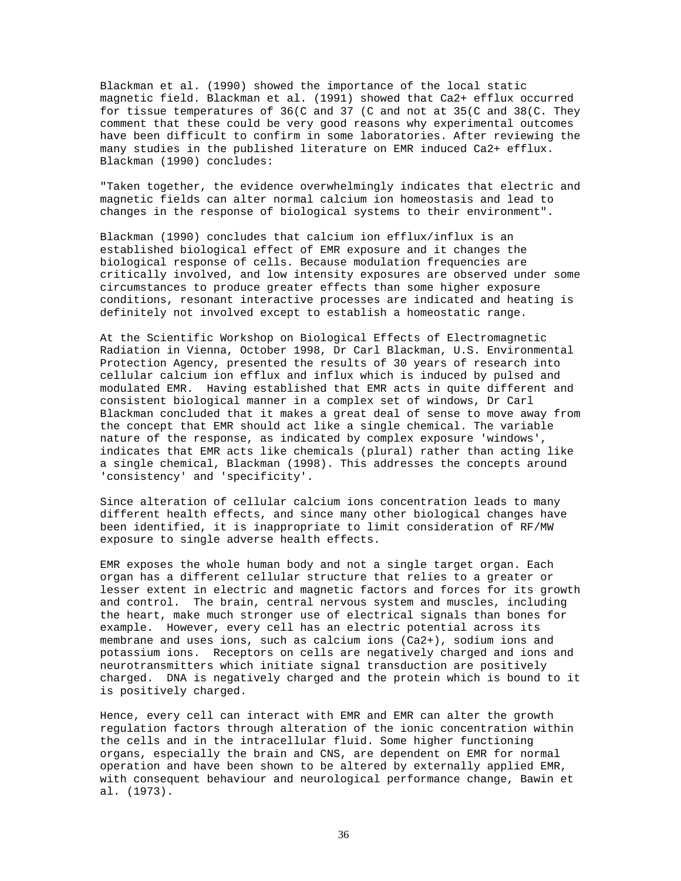Blackman et al. (1990) showed the importance of the local static magnetic field. Blackman et al. (1991) showed that $Ca^{2+}$ efflux occurred for tissue temperatures of 36(C and 37 (C and not at 35(C and 38(C. They comment that these could be very good reasons why experimental outcomes have been difficult to confirm in some laboratories. After reviewing the many studies in the published literature on EMR induced $Ca^{2+}$ efflux. Blackman (1990) concludes:

"Taken together, the evidence overwhelmingly indicates that electric and magnetic fields can alter normal calcium ion homeostasis and lead to changes in the response of biological systems to their environment".

Blackman (1990) concludes that calcium ion efflux/influx is an established biological effect of EMR exposure and it changes the biological response of cells. Because modulation frequencies are critically involved, and low intensity exposures are observed under some circumstances to produce greater effects than some higher exposure conditions, resonant interactive processes are indicated and heating is definitely not involved except to establish a homeostatic range.

At the Scientific Workshop on Biological Effects of Electromagnetic Radiation in Vienna, October 1998, Dr Carl Blackman, U.S. Environmental Protection Agency, presented the results of 30 years of research into cellular calcium ion efflux and influx which is induced by pulsed and modulated EMR. Having established that EMR acts in quite different and consistent biological manner in a complex set of windows, Dr Carl Blackman concluded that it makes a great deal of sense to move away from the concept that EMR should act like a single chemical. The variable nature of the response, as indicated by complex exposure 'windows', indicates that EMR acts like chemicals (plural) rather than acting like a single chemical, Blackman (1998). This addresses the concepts around 'consistency' and 'specificity'.

Since alteration of cellular calcium ions concentration leads to many different health effects, and since many other biological changes have been identified, it is inappropriate to limit consideration of RF/MW exposure to single adverse health effects.

EMR exposes the whole human body and not a single target organ. Each organ has a different cellular structure that relies to a greater or lesser extent in electric and magnetic factors and forces for its growth and control. The brain, central nervous system and muscles, including the heart, make much stronger use of electrical signals than bones for example. However, every cell has an electric potential across its membrane and uses ions, such as calcium ions ($Ca^{2+}$), sodium ions and potassium ions. Receptors on cells are negatively charged and ions and neurotransmitters which initiate signal transduction are positively charged. DNA is negatively charged and the protein which is bound to it is positively charged.

Hence, every cell can interact with EMR and EMR can alter the growth regulation factors through alteration of the ionic concentration within the cells and in the intracellular fluid. Some higher functioning organs, especially the brain and CNS, are dependent on EMR for normal operation and have been shown to be altered by externally applied EMR, with consequent behaviour and neurological performance change, Bawin et al. (1973).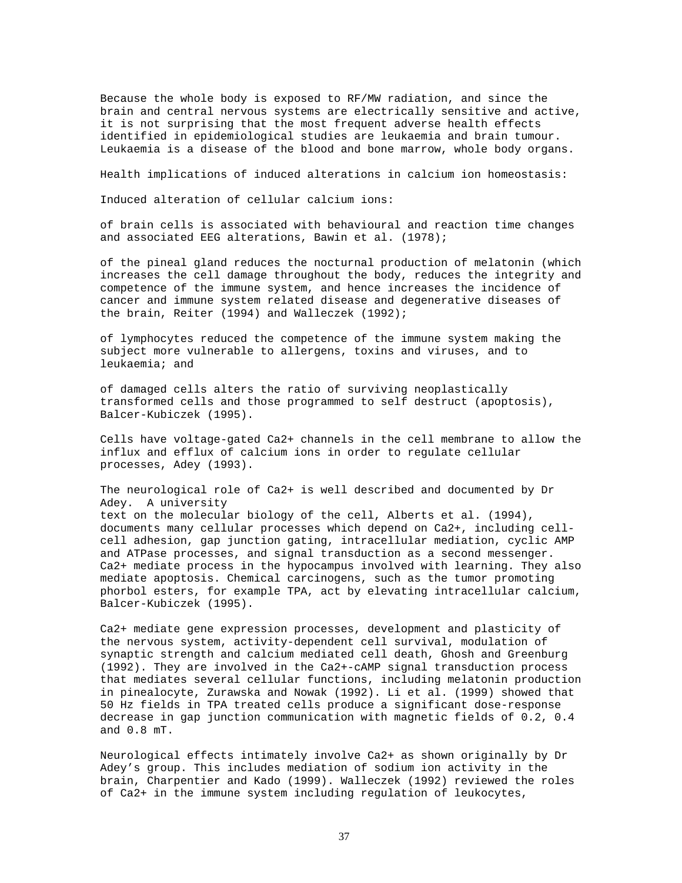Because the whole body is exposed to RF/MW radiation, and since the brain and central nervous systems are electrically sensitive and active, it is not surprising that the most frequent adverse health effects identified in epidemiological studies are leukaemia and brain tumour. Leukaemia is a disease of the blood and bone marrow, whole body organs.

Health implications of induced alterations in calcium ion homeostasis:

Induced alteration of cellular calcium ions:

of brain cells is associated with behavioural and reaction time changes and associated EEG alterations, Bawin et al. (1978);

of the pineal gland reduces the nocturnal production of melatonin (which increases the cell damage throughout the body, reduces the integrity and competence of the immune system, and hence increases the incidence of cancer and immune system related disease and degenerative diseases of the brain, Reiter (1994) and Walleczek (1992);

of lymphocytes reduced the competence of the immune system making the subject more vulnerable to allergens, toxins and viruses, and to leukaemia; and

of damaged cells alters the ratio of surviving neoplastically transformed cells and those programmed to self destruct (apoptosis), Balcer-Kubiczek (1995).

Cells have voltage-gated $Ca^{2+}$ channels in the cell membrane to allow the influx and efflux of calcium ions in order to regulate cellular processes, Adey (1993).

The neurological role of $Ca^{2+}$ is well described and documented by Dr Adey. A university text on the molecular biology of the cell, Alberts et al. (1994), documents many cellular processes which depend on $Ca^{2+}$, including cell-cell adhesion, gap junction gating, intracellular mediation, cyclic AMP and ATPase processes, and signal transduction as a second messenger. $Ca^{2+}$ mediate process in the hypocampus involved with learning. They also mediate apoptosis. Chemical carcinogens, such as the tumor promoting phorbol esters, for example TPA, act by elevating intracellular calcium, Balcer-Kubiczek (1995).

$Ca^{2+}$ mediate gene expression processes, development and plasticity of the nervous system, activity-dependent cell survival, modulation of synaptic strength and calcium mediated cell death, Ghosh and Greenburg (1992). They are involved in the $Ca^{2+}$-cAMP signal transduction process that mediates several cellular functions, including melatonin production in pinealocyte, Zurawska and Nowak (1992). Li et al. (1999) showed that 50 Hz fields in TPA treated cells produce a significant dose-response decrease in gap junction communication with magnetic fields of 0.2, 0.4 and 0.8 mT.

Neurological effects intimately involve $Ca^{2+}$ as shown originally by Dr Adey's group. This includes mediation of sodium ion activity in the brain, Charpentier and Kado (1999). Walleczek (1992) reviewed the roles of $Ca^{2+}$ in the immune system including regulation of leukocytes,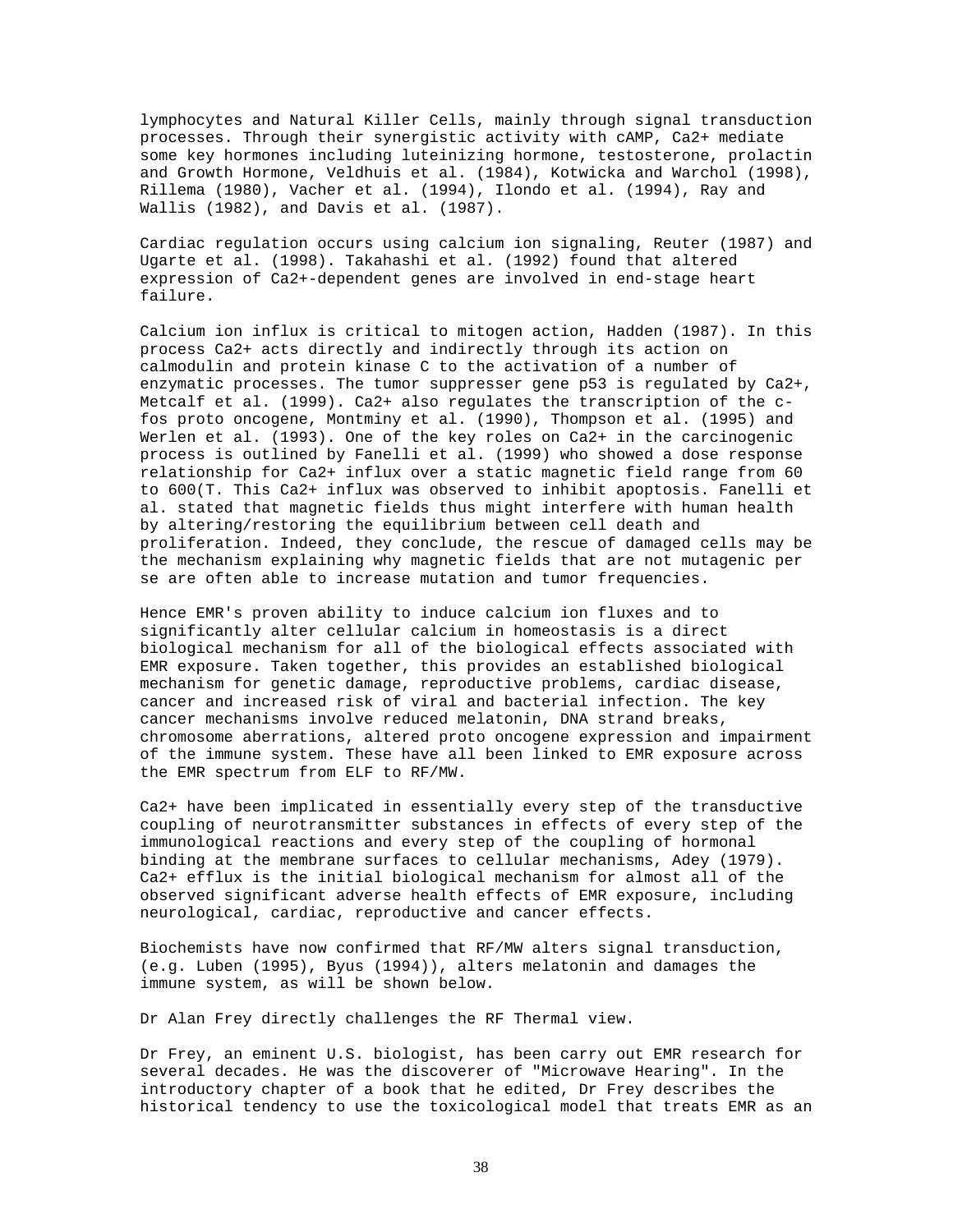lymphocytes and Natural Killer Cells, mainly through signal transduction processes. Through their synergistic activity with cAMP, $Ca^{2+}$ mediate some key hormones including luteinizing hormone, testosterone, prolactin and Growth Hormone, Veldhuis et al. (1984), Kotwicka and Warchol (1998), Rillema (1980), Vacher et al. (1994), Ilondo et al. (1994), Ray and Wallis (1982), and Davis et al. (1987).

Cardiac regulation occurs using calcium ion signaling, Reuter (1987) and Ugarte et al. (1998). Takahashi et al. (1992) found that altered expression of $Ca^{2+}$-dependent genes are involved in end-stage heart failure.

Calcium ion influx is critical to mitogen action, Hadden (1987). In this process $Ca^{2+}$ acts directly and indirectly through its action on calmodulin and protein kinase C to the activation of a number of enzymatic processes. The tumor suppresser gene p53 is regulated by $Ca^{2+}$, Metcalf et al. (1999). $Ca^{2+}$ also regulates the transcription of the c-fos proto oncogene, Montminy et al. (1990), Thompson et al. (1995) and Werlen et al. (1993). One of the key roles on $Ca^{2+}$ in the carcinogenic process is outlined by Fanelli et al. (1999) who showed a dose response relationship for $Ca^{2+}$ influx over a static magnetic field range from 60 to 600(T. This $Ca^{2+}$ influx was observed to inhibit apoptosis. Fanelli et al. stated that magnetic fields thus might interfere with human health by altering/restoring the equilibrium between cell death and proliferation. Indeed, they conclude, the rescue of damaged cells may be the mechanism explaining why magnetic fields that are not mutagenic per se are often able to increase mutation and tumor frequencies.

Hence EMR's proven ability to induce calcium ion fluxes and to significantly alter cellular calcium in homeostasis is a direct biological mechanism for all of the biological effects associated with EMR exposure. Taken together, this provides an established biological mechanism for genetic damage, reproductive problems, cardiac disease, cancer and increased risk of viral and bacterial infection. The key cancer mechanisms involve reduced melatonin, DNA strand breaks, chromosome aberrations, altered proto oncogene expression and impairment of the immune system. These have all been linked to EMR exposure across the EMR spectrum from ELF to RF/MW.

$Ca^{2+}$ have been implicated in essentially every step of the transductive coupling of neurotransmitter substances in effects of every step of the immunological reactions and every step of the coupling of hormonal binding at the membrane surfaces to cellular mechanisms, Adey (1979). $Ca^{2+}$ efflux is the initial biological mechanism for almost all of the observed significant adverse health effects of EMR exposure, including neurological, cardiac, reproductive and cancer effects.

Biochemists have now confirmed that RF/MW alters signal transduction, (e.g. Luben (1995), Byus (1994)), alters melatonin and damages the immune system, as will be shown below.

Dr Alan Frey directly challenges the RF Thermal view.

Dr Frey, an eminent U.S. biologist, has been carry out EMR research for several decades. He was the discoverer of "Microwave Hearing". In the introductory chapter of a book that he edited, Dr Frey describes the historical tendency to use the toxicological model that treats EMR as an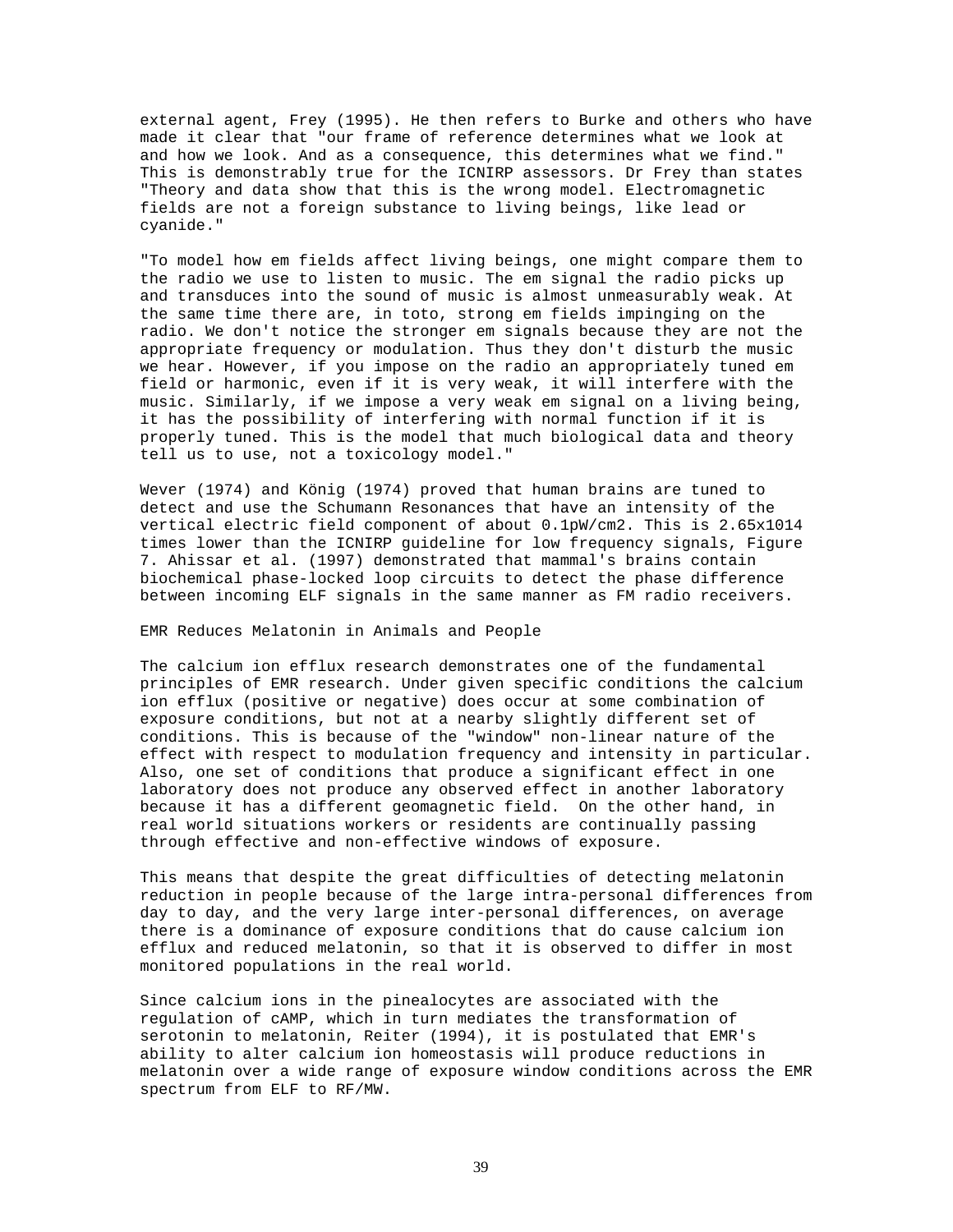external agent, Frey (1995). He then refers to Burke and others who have made it clear that "our frame of reference determines what we look at and how we look. And as a consequence, this determines what we find." This is demonstrably true for the ICNIRP assessors. Dr Frey than states "Theory and data show that this is the wrong model. Electromagnetic fields are not a foreign substance to living beings, like lead or cyanide."

"To model how em fields affect living beings, one might compare them to the radio we use to listen to music. The em signal the radio picks up and transduces into the sound of music is almost unmeasurably weak. At the same time there are, in toto, strong em fields impinging on the radio. We don't notice the stronger em signals because they are not the appropriate frequency or modulation. Thus they don't disturb the music we hear. However, if you impose on the radio an appropriately tuned em field or harmonic, even if it is very weak, it will interfere with the music. Similarly, if we impose a very weak em signal on a living being, it has the possibility of interfering with normal function if it is properly tuned. This is the model that much biological data and theory tell us to use, not a toxicology model."

Wever (1974) and König (1974) proved that human brains are tuned to detect and use the Schumann Resonances that have an intensity of the vertical electric field component of about 0.1pW/cm2. This is $2.65 \times 10^{14}$ times lower than the ICNIRP guideline for low frequency signals, Figure 7. Ahissar et al. (1997) demonstrated that mammal's brains contain biochemical phase-locked loop circuits to detect the phase difference between incoming ELF signals in the same manner as FM radio receivers.

## EMR Reduces Melatonin in Animals and People

The calcium ion efflux research demonstrates one of the fundamental principles of EMR research. Under given specific conditions the calcium ion efflux (positive or negative) does occur at some combination of exposure conditions, but not at a nearby slightly different set of conditions. This is because of the "window" non-linear nature of the effect with respect to modulation frequency and intensity in particular. Also, one set of conditions that produce a significant effect in one laboratory does not produce any observed effect in another laboratory because it has a different geomagnetic field. On the other hand, in real world situations workers or residents are continually passing through effective and non-effective windows of exposure.

This means that despite the great difficulties of detecting melatonin reduction in people because of the large intra-personal differences from day to day, and the very large inter-personal differences, on average there is a dominance of exposure conditions that do cause calcium ion efflux and reduced melatonin, so that it is observed to differ in most monitored populations in the real world.

Since calcium ions in the pinealocytes are associated with the regulation of cAMP, which in turn mediates the transformation of serotonin to melatonin, Reiter (1994), it is postulated that EMR's ability to alter calcium ion homeostasis will produce reductions in melatonin over a wide range of exposure window conditions across the EMR spectrum from ELF to RF/MW.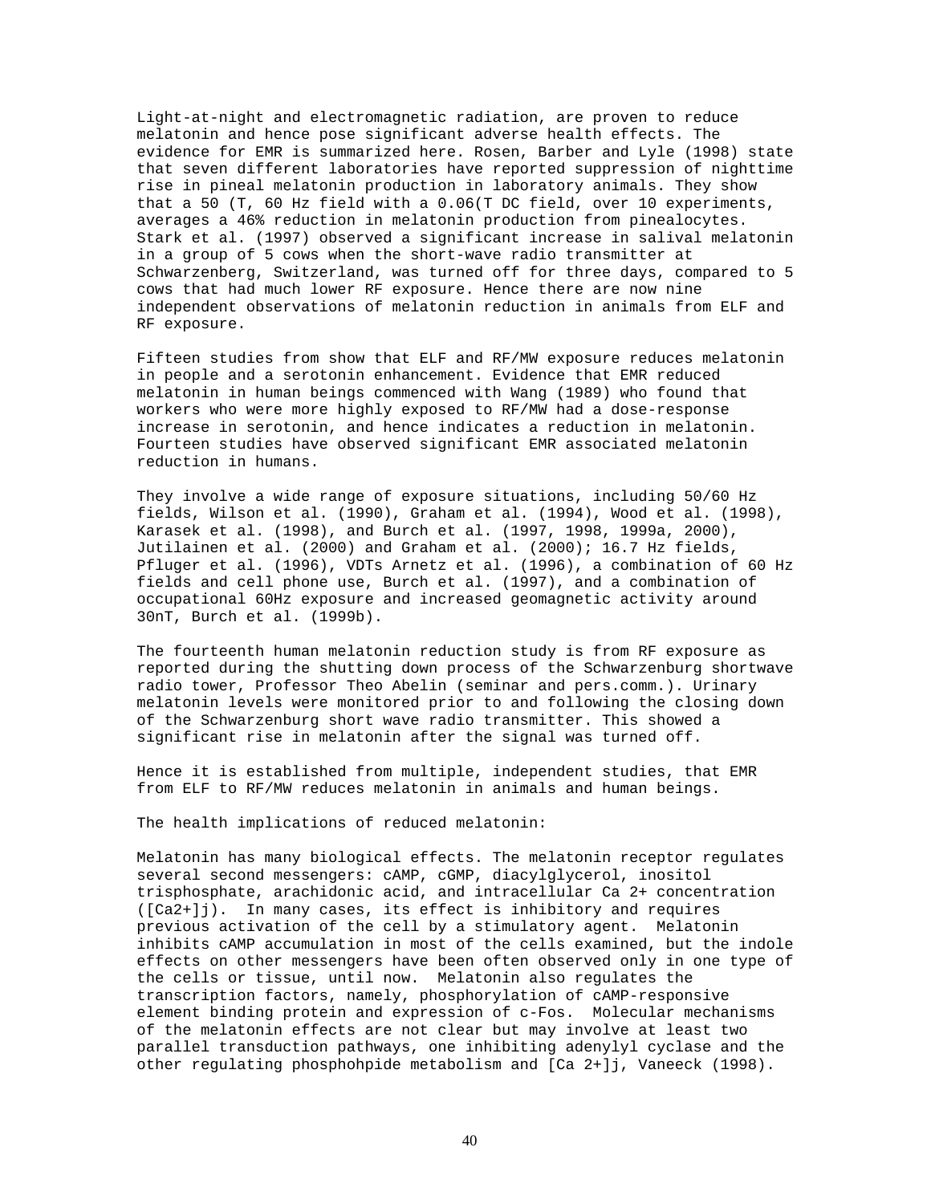Light-at-night and electromagnetic radiation, are proven to reduce melatonin and hence pose significant adverse health effects. The evidence for EMR is summarized here. Rosen, Barber and Lyle (1998) state that seven different laboratories have reported suppression of nighttime rise in pineal melatonin production in laboratory animals. They show that a 50 (T, 60 Hz field with a 0.06(T DC field, over 10 experiments, averages a 46% reduction in melatonin production from pinealocytes. Stark et al. (1997) observed a significant increase in salival melatonin in a group of 5 cows when the short-wave radio transmitter at Schwarzenberg, Switzerland, was turned off for three days, compared to 5 cows that had much lower RF exposure. Hence there are now nine independent observations of melatonin reduction in animals from ELF and RF exposure.

Fifteen studies from show that ELF and RF/MW exposure reduces melatonin in people and a serotonin enhancement. Evidence that EMR reduced melatonin in human beings commenced with Wang (1989) who found that workers who were more highly exposed to RF/MW had a dose-response increase in serotonin, and hence indicates a reduction in melatonin. Fourteen studies have observed significant EMR associated melatonin reduction in humans.

They involve a wide range of exposure situations, including 50/60 Hz fields, Wilson et al. (1990), Graham et al. (1994), Wood et al. (1998), Karasek et al. (1998), and Burch et al. (1997, 1998, 1999a, 2000), Jutilainen et al. (2000) and Graham et al. (2000); 16.7 Hz fields, Pfluger et al. (1996), VDTs Arnetz et al. (1996), a combination of 60 Hz fields and cell phone use, Burch et al. (1997), and a combination of occupational 60Hz exposure and increased geomagnetic activity around 30nT, Burch et al. (1999b).

The fourteenth human melatonin reduction study is from RF exposure as reported during the shutting down process of the Schwarzenburg shortwave radio tower, Professor Theo Abelin (seminar and pers.comm.). Urinary melatonin levels were monitored prior to and following the closing down of the Schwarzenburg short wave radio transmitter. This showed a significant rise in melatonin after the signal was turned off.

Hence it is established from multiple, independent studies, that EMR from ELF to RF/MW reduces melatonin in animals and human beings.

The health implications of reduced melatonin:

Melatonin has many biological effects. The melatonin receptor regulates several second messengers: cAMP, cGMP, diacylglycerol, inositol trisphosphate, arachidonic acid, and intracellular Ca 2+ concentration ([Ca2+]j). In many cases, its effect is inhibitory and requires previous activation of the cell by a stimulatory agent. Melatonin inhibits cAMP accumulation in most of the cells examined, but the indole effects on other messengers have been often observed only in one type of the cells or tissue, until now. Melatonin also regulates the transcription factors, namely, phosphorylation of cAMP-responsive element binding protein and expression of c-Fos. Molecular mechanisms of the melatonin effects are not clear but may involve at least two parallel transduction pathways, one inhibiting adenylyl cyclase and the other regulating phosphohpide metabolism and [Ca 2+]j, Vaneeck (1998).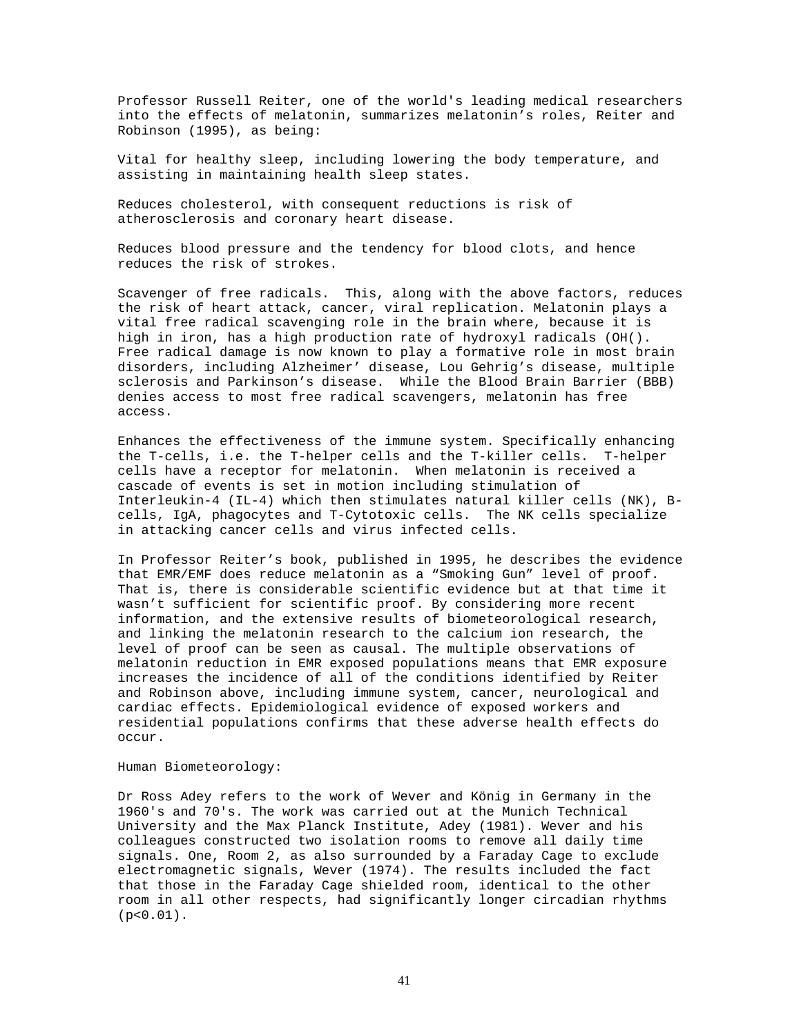Professor Russell Reiter, one of the world's leading medical researchers into the effects of melatonin, summarizes melatonin's roles, Reiter and Robinson (1995), as being:

Vital for healthy sleep, including lowering the body temperature, and assisting in maintaining health sleep states.

Reduces cholesterol, with consequent reductions is risk of atherosclerosis and coronary heart disease.

Reduces blood pressure and the tendency for blood clots, and hence reduces the risk of strokes.

Scavenger of free radicals. This, along with the above factors, reduces the risk of heart attack, cancer, viral replication. Melatonin plays a vital free radical scavenging role in the brain where, because it is high in iron, has a high production rate of hydroxyl radicals (OH(). Free radical damage is now known to play a formative role in most brain disorders, including Alzheimer' disease, Lou Gehrig's disease, multiple sclerosis and Parkinson's disease. While the Blood Brain Barrier (BBB) denies access to most free radical scavengers, melatonin has free access.

Enhances the effectiveness of the immune system. Specifically enhancing the T-cells, i.e. the T-helper cells and the T-killer cells. T-helper cells have a receptor for melatonin. When melatonin is received a cascade of events is set in motion including stimulation of Interleukin-4 (IL-4) which then stimulates natural killer cells (NK), B-cells, IgA, phagocytes and T-Cytotoxic cells. The NK cells specialize in attacking cancer cells and virus infected cells.

In Professor Reiter's book, published in 1995, he describes the evidence that EMR/EMF does reduce melatonin as a "Smoking Gun" level of proof. That is, there is considerable scientific evidence but at that time it wasn't sufficient for scientific proof. By considering more recent information, and the extensive results of biometeorological research, and linking the melatonin research to the calcium ion research, the level of proof can be seen as causal. The multiple observations of melatonin reduction in EMR exposed populations means that EMR exposure increases the incidence of all of the conditions identified by Reiter and Robinson above, including immune system, cancer, neurological and cardiac effects. Epidemiological evidence of exposed workers and residential populations confirms that these adverse health effects do occur.

Human Biometeorology:

Dr Ross Adey refers to the work of Wever and König in Germany in the 1960's and 70's. The work was carried out at the Munich Technical University and the Max Planck Institute, Adey (1981). Wever and his colleagues constructed two isolation rooms to remove all daily time signals. One, Room 2, as also surrounded by a Faraday Cage to exclude electromagnetic signals, Wever (1974). The results included the fact that those in the Faraday Cage shielded room, identical to the other room in all other respects, had significantly longer circadian rhythms ($p<0.01$).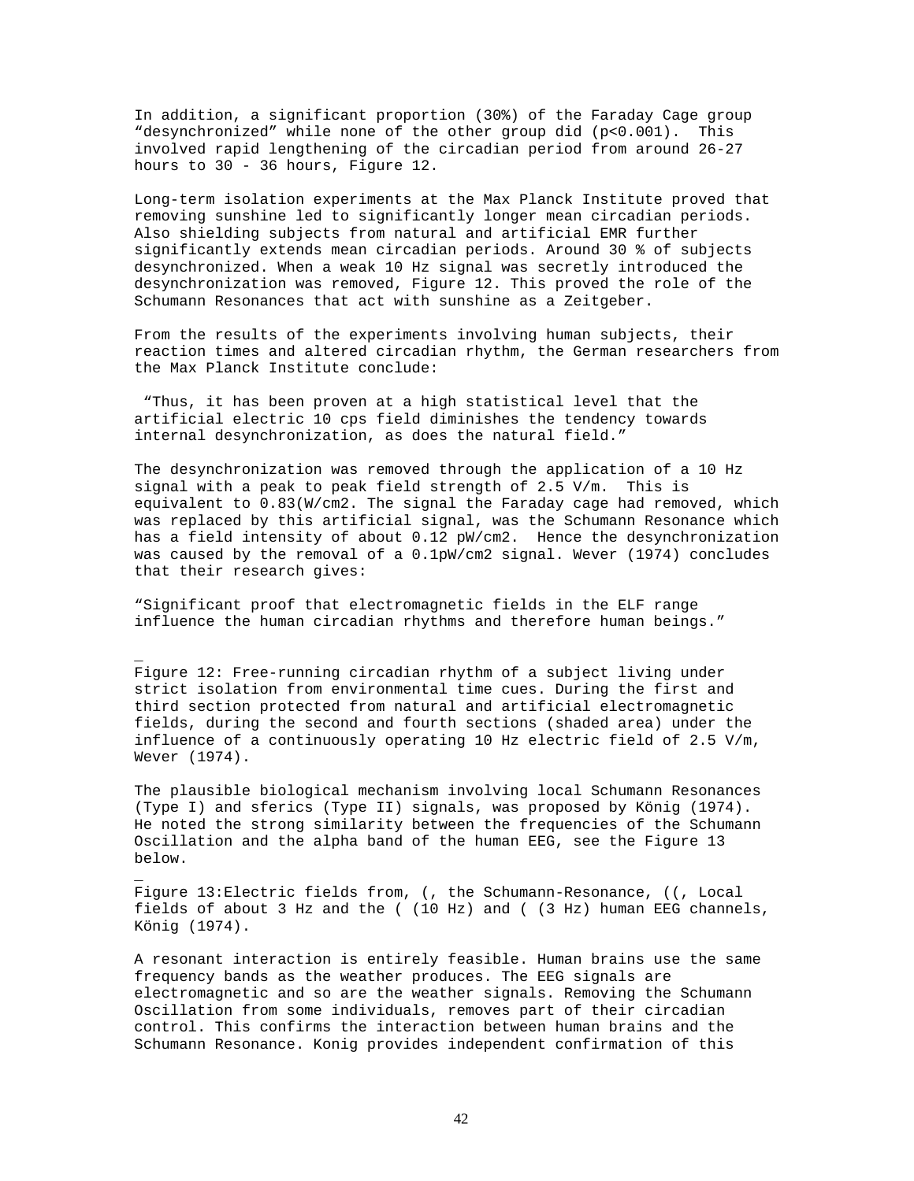In addition, a significant proportion (30%) of the Faraday Cage group "desynchronized" while none of the other group did ($p<0.001$). This involved rapid lengthening of the circadian period from around 26-27 hours to 30 - 36 hours, Figure 12.

Long-term isolation experiments at the Max Planck Institute proved that removing sunshine led to significantly longer mean circadian periods. Also shielding subjects from natural and artificial EMR further significantly extends mean circadian periods. Around 30 % of subjects desynchronized. When a weak 10 Hz signal was secretly introduced the desynchronization was removed, Figure 12. This proved the role of the Schumann Resonances that act with sunshine as a Zeitgeber.

From the results of the experiments involving human subjects, their reaction times and altered circadian rhythm, the German researchers from the Max Planck Institute conclude:

"Thus, it has been proven at a high statistical level that the artificial electric 10 cps field diminishes the tendency towards internal desynchronization, as does the natural field."

The desynchronization was removed through the application of a 10 Hz signal with a peak to peak field strength of 2.5 V/m. This is equivalent to 0.83(W/cm2. The signal the Faraday cage had removed, which was replaced by this artificial signal, was the Schumann Resonance which has a field intensity of about 0.12 pW/cm2. Hence the desynchronization was caused by the removal of a 0.1pW/cm2 signal. Wever (1974) concludes that their research gives:

"Significant proof that electromagnetic fields in the ELF range influence the human circadian rhythms and therefore human beings."

_

Figure 12: Free-running circadian rhythm of a subject living under strict isolation from environmental time cues. During the first and third section protected from natural and artificial electromagnetic fields, during the second and fourth sections (shaded area) under the influence of a continuously operating 10 Hz electric field of 2.5 V/m, Wever (1974).

The plausible biological mechanism involving local Schumann Resonances (Type I) and sferics (Type II) signals, was proposed by König (1974). He noted the strong similarity between the frequencies of the Schumann Oscillation and the alpha band of the human EEG, see the Figure 13 below.

_

Figure 13:Electric fields from, (, the Schumann-Resonance, ((, Local fields of about 3 Hz and the ( (10 Hz) and ( (3 Hz) human EEG channels, König (1974).

A resonant interaction is entirely feasible. Human brains use the same frequency bands as the weather produces. The EEG signals are electromagnetic and so are the weather signals. Removing the Schumann Oscillation from some individuals, removes part of their circadian control. This confirms the interaction between human brains and the Schumann Resonance. Konig provides independent confirmation of this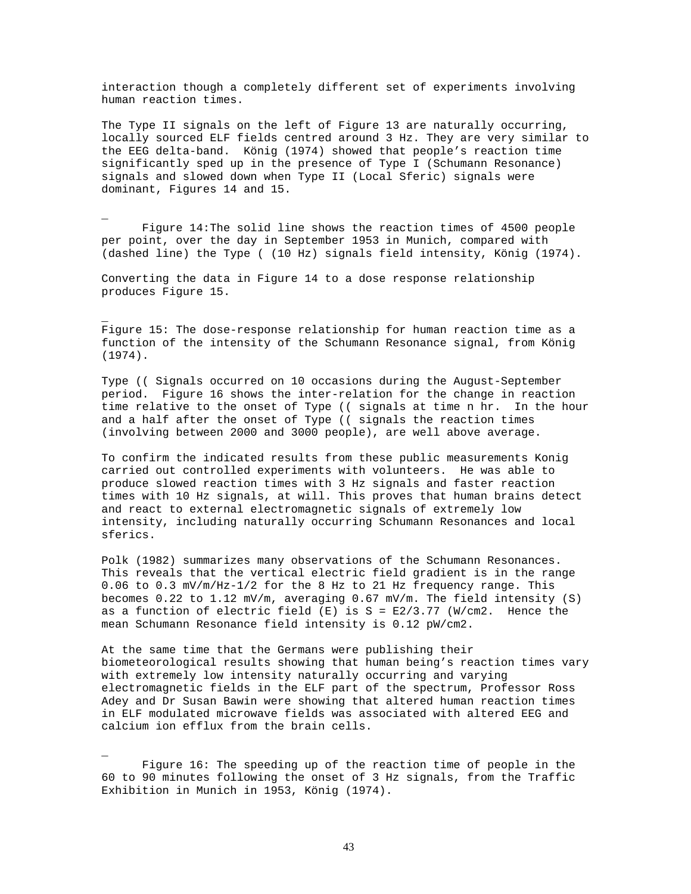interaction though a completely different set of experiments involving human reaction times.

The Type II signals on the left of Figure 13 are naturally occurring, locally sourced ELF fields centred around 3 Hz. They are very similar to the EEG delta-band. König (1974) showed that people's reaction time significantly sped up in the presence of Type I (Schumann Resonance) signals and slowed down when Type II (Local Sferic) signals were dominant, Figures 14 and 15.

Figure 14:The solid line shows the reaction times of 4500 people per point, over the day in September 1953 in Munich, compared with (dashed line) the Type ( (10 Hz) signals field intensity, König (1974).

Converting the data in Figure 14 to a dose response relationship produces Figure 15.

Figure 15: The dose-response relationship for human reaction time as a function of the intensity of the Schumann Resonance signal, from König (1974).

Type (( Signals occurred on 10 occasions during the August-September period. Figure 16 shows the inter-relation for the change in reaction time relative to the onset of Type (( signals at time n hr. In the hour and a half after the onset of Type (( signals the reaction times (involving between 2000 and 3000 people), are well above average.

To confirm the indicated results from these public measurements Konig carried out controlled experiments with volunteers. He was able to produce slowed reaction times with 3 Hz signals and faster reaction times with 10 Hz signals, at will. This proves that human brains detect and react to external electromagnetic signals of extremely low intensity, including naturally occurring Schumann Resonances and local sferics.

Polk (1982) summarizes many observations of the Schumann Resonances. This reveals that the vertical electric field gradient is in the range 0.06 to 0.3 $mV/m/Hz^{-1/2}$ for the 8 Hz to 21 Hz frequency range. This becomes 0.22 to 1.12 mV/m, averaging 0.67 mV/m. The field intensity (S) as a function of electric field (E) is $S = E^2/3.77$ ($W/cm^2$. Hence the mean Schumann Resonance field intensity is 0.12 $pW/cm^2$.

At the same time that the Germans were publishing their biometeorological results showing that human being's reaction times vary with extremely low intensity naturally occurring and varying electromagnetic fields in the ELF part of the spectrum, Professor Ross Adey and Dr Susan Bawin were showing that altered human reaction times in ELF modulated microwave fields was associated with altered EEG and calcium ion efflux from the brain cells.

Figure 16: The speeding up of the reaction time of people in the 60 to 90 minutes following the onset of 3 Hz signals, from the Traffic Exhibition in Munich in 1953, König (1974).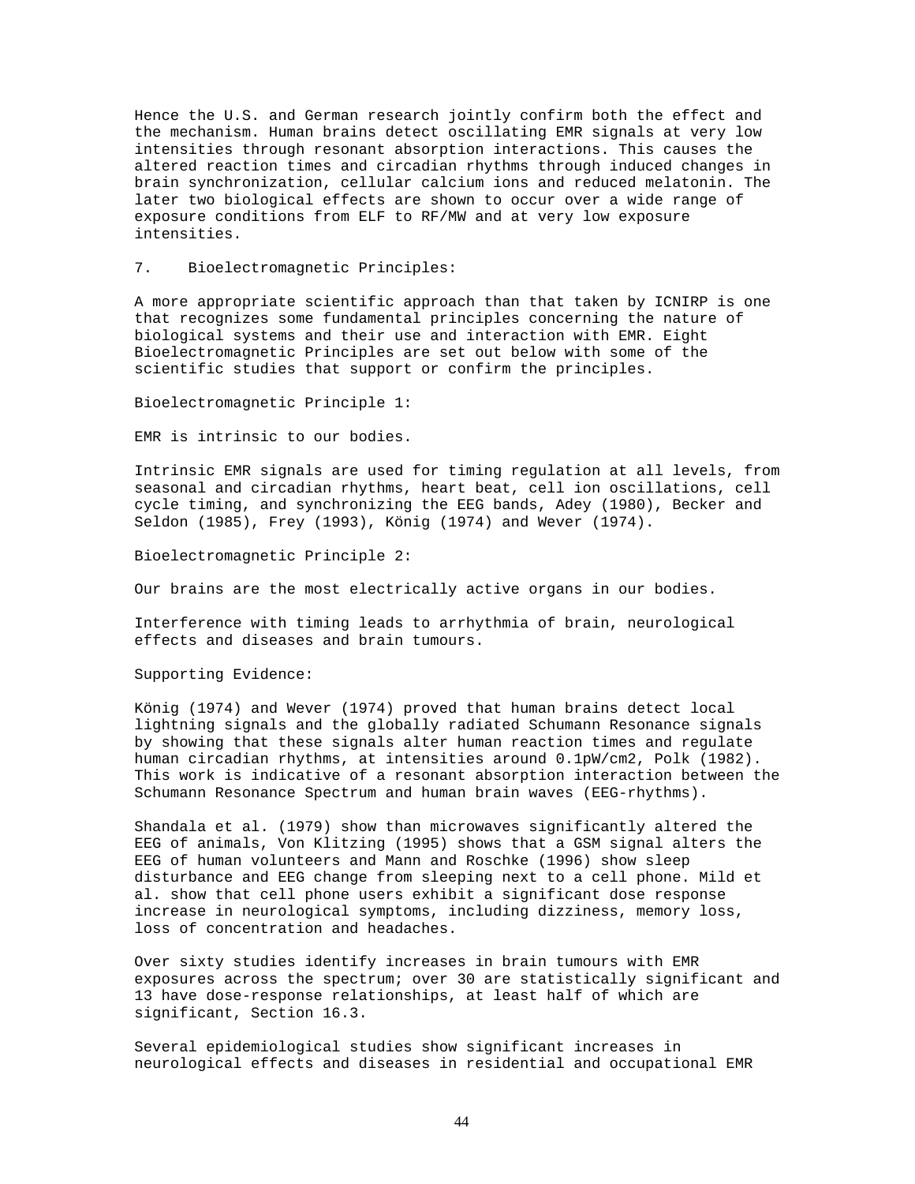Hence the U.S. and German research jointly confirm both the effect and the mechanism. Human brains detect oscillating EMR signals at very low intensities through resonant absorption interactions. This causes the altered reaction times and circadian rhythms through induced changes in brain synchronization, cellular calcium ions and reduced melatonin. The later two biological effects are shown to occur over a wide range of exposure conditions from ELF to RF/MW and at very low exposure intensities.

## 7. Bioelectromagnetic Principles:

A more appropriate scientific approach than that taken by ICNIRP is one that recognizes some fundamental principles concerning the nature of biological systems and their use and interaction with EMR. Eight Bioelectromagnetic Principles are set out below with some of the scientific studies that support or confirm the principles.

### Bioelectromagnetic Principle 1:

EMR is intrinsic to our bodies.

Intrinsic EMR signals are used for timing regulation at all levels, from seasonal and circadian rhythms, heart beat, cell ion oscillations, cell cycle timing, and synchronizing the EEG bands, Adey (1980), Becker and Seldon (1985), Frey (1993), König (1974) and Wever (1974).

### Bioelectromagnetic Principle 2:

Our brains are the most electrically active organs in our bodies.

Interference with timing leads to arrhythmia of brain, neurological effects and diseases and brain tumours.

Supporting Evidence:

König (1974) and Wever (1974) proved that human brains detect local lightning signals and the globally radiated Schumann Resonance signals by showing that these signals alter human reaction times and regulate human circadian rhythms, at intensities around 0.1pW/cm2, Polk (1982). This work is indicative of a resonant absorption interaction between the Schumann Resonance Spectrum and human brain waves (EEG-rhythms).

Shandala et al. (1979) show than microwaves significantly altered the EEG of animals, Von Klitzing (1995) shows that a GSM signal alters the EEG of human volunteers and Mann and Roschke (1996) show sleep disturbance and EEG change from sleeping next to a cell phone. Mild et al. show that cell phone users exhibit a significant dose response increase in neurological symptoms, including dizziness, memory loss, loss of concentration and headaches.

Over sixty studies identify increases in brain tumours with EMR exposures across the spectrum; over 30 are statistically significant and 13 have dose-response relationships, at least half of which are significant, Section 16.3.

Several epidemiological studies show significant increases in neurological effects and diseases in residential and occupational EMR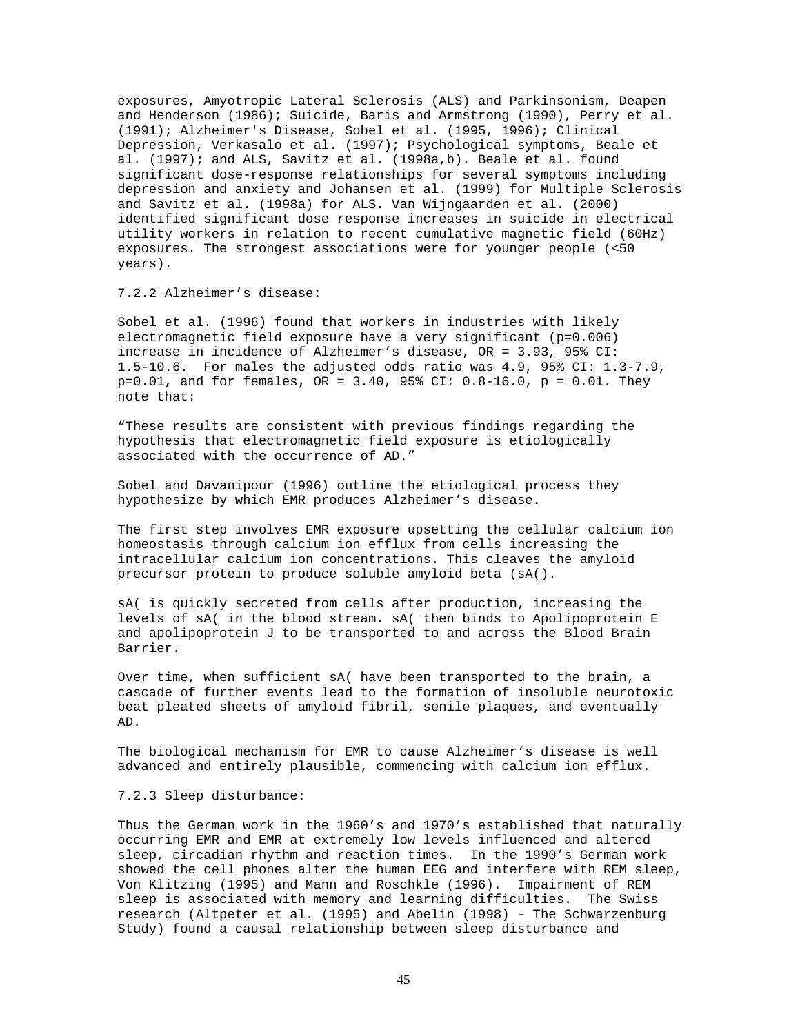exposures, Amyotropic Lateral Sclerosis (ALS) and Parkinsonism, Deapen and Henderson (1986); Suicide, Baris and Armstrong (1990), Perry et al. (1991); Alzheimer's Disease, Sobel et al. (1995, 1996); Clinical Depression, Verkasalo et al. (1997); Psychological symptoms, Beale et al. (1997); and ALS, Savitz et al. (1998a,b). Beale et al. found significant dose-response relationships for several symptoms including depression and anxiety and Johansen et al. (1999) for Multiple Sclerosis and Savitz et al. (1998a) for ALS. Van Wijngaarden et al. (2000) identified significant dose response increases in suicide in electrical utility workers in relation to recent cumulative magnetic field (60Hz) exposures. The strongest associations were for younger people (<50 years).

### 7.2.2 Alzheimer’s disease:

Sobel et al. (1996) found that workers in industries with likely electromagnetic field exposure have a very significant ($p=0.006$) increase in incidence of Alzheimer’s disease, OR = 3.93, 95% CI: 1.5-10.6. For males the adjusted odds ratio was 4.9, 95% CI: 1.3-7.9, $p=0.01$, and for females, OR = 3.40, 95% CI: 0.8-16.0, $p = 0.01$. They note that:

“These results are consistent with previous findings regarding the hypothesis that electromagnetic field exposure is etiologically associated with the occurrence of AD.”

Sobel and Davanipour (1996) outline the etiological process they hypothesize by which EMR produces Alzheimer’s disease.

The first step involves EMR exposure upsetting the cellular calcium ion homeostasis through calcium ion efflux from cells increasing the intracellular calcium ion concentrations. This cleaves the amyloid precursor protein to produce soluble amyloid beta (sA().

sA( is quickly secreted from cells after production, increasing the levels of sA( in the blood stream. sA( then binds to Apolipoprotein E and apolipoprotein J to be transported to and across the Blood Brain Barrier.

Over time, when sufficient sA( have been transported to the brain, a cascade of further events lead to the formation of insoluble neurotoxic beat pleated sheets of amyloid fibril, senile plaques, and eventually AD.

The biological mechanism for EMR to cause Alzheimer’s disease is well advanced and entirely plausible, commencing with calcium ion efflux.

### 7.2.3 Sleep disturbance:

Thus the German work in the 1960’s and 1970’s established that naturally occurring EMR and EMR at extremely low levels influenced and altered sleep, circadian rhythm and reaction times. In the 1990’s German work showed the cell phones alter the human EEG and interfere with REM sleep, Von Klitzing (1995) and Mann and Roschkle (1996). Impairment of REM sleep is associated with memory and learning difficulties. The Swiss research (Altpeter et al. (1995) and Abelin (1998) - The Schwarzenburg Study) found a causal relationship between sleep disturbance and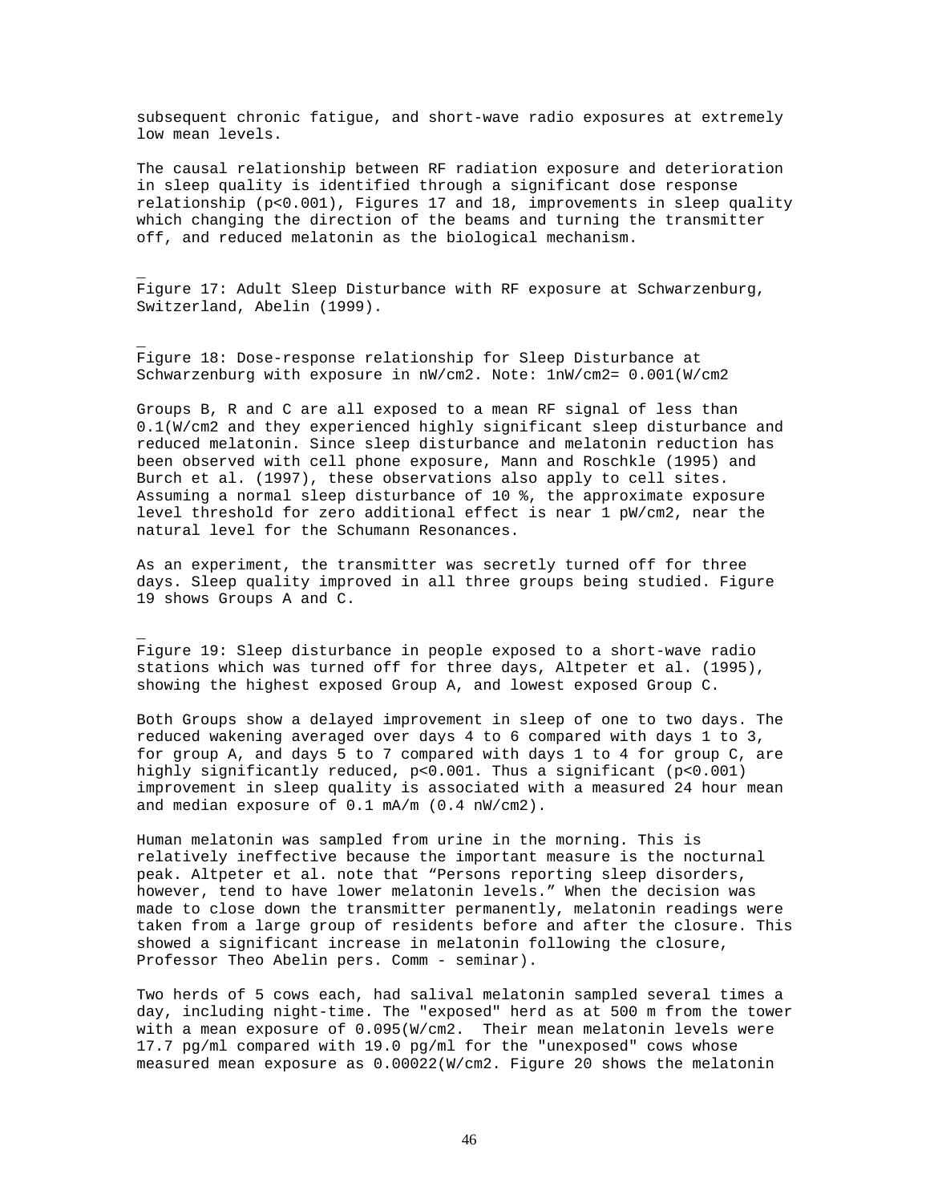subsequent chronic fatigue, and short-wave radio exposures at extremely low mean levels.

The causal relationship between RF radiation exposure and deterioration in sleep quality is identified through a significant dose response relationship ($p<0.001$), Figures 17 and 18, improvements in sleep quality which changing the direction of the beams and turning the transmitter off, and reduced melatonin as the biological mechanism.

Figure 17: Adult Sleep Disturbance with RF exposure at Schwarzenburg, Switzerland, Abelin (1999).

Figure 18: Dose-response relationship for Sleep Disturbance at Schwarzenburg with exposure in nW/cm2. Note: 1nW/cm2= 0.001(W/cm2

Groups B, R and C are all exposed to a mean RF signal of less than 0.1(W/cm2 and they experienced highly significant sleep disturbance and reduced melatonin. Since sleep disturbance and melatonin reduction has been observed with cell phone exposure, Mann and Roschkle (1995) and Burch et al. (1997), these observations also apply to cell sites. Assuming a normal sleep disturbance of 10 %, the approximate exposure level threshold for zero additional effect is near 1 pW/cm2, near the natural level for the Schumann Resonances.

As an experiment, the transmitter was secretly turned off for three days. Sleep quality improved in all three groups being studied. Figure 19 shows Groups A and C.

Figure 19: Sleep disturbance in people exposed to a short-wave radio stations which was turned off for three days, Altpeter et al. (1995), showing the highest exposed Group A, and lowest exposed Group C.

Both Groups show a delayed improvement in sleep of one to two days. The reduced wakening averaged over days 4 to 6 compared with days 1 to 3, for group A, and days 5 to 7 compared with days 1 to 4 for group C, are highly significantly reduced, $p<0.001$. Thus a significant ($p<0.001$) improvement in sleep quality is associated with a measured 24 hour mean and median exposure of 0.1 mA/m (0.4 nW/cm2).

Human melatonin was sampled from urine in the morning. This is relatively ineffective because the important measure is the nocturnal peak. Altpeter et al. note that “Persons reporting sleep disorders, however, tend to have lower melatonin levels.” When the decision was made to close down the transmitter permanently, melatonin readings were taken from a large group of residents before and after the closure. This showed a significant increase in melatonin following the closure, Professor Theo Abelin pers. Comm - seminar).

Two herds of 5 cows each, had salival melatonin sampled several times a day, including night-time. The "exposed" herd as at 500 m from the tower with a mean exposure of 0.095(W/cm2. Their mean melatonin levels were 17.7 pg/ml compared with 19.0 pg/ml for the "unexposed" cows whose measured mean exposure as 0.00022(W/cm2. Figure 20 shows the melatonin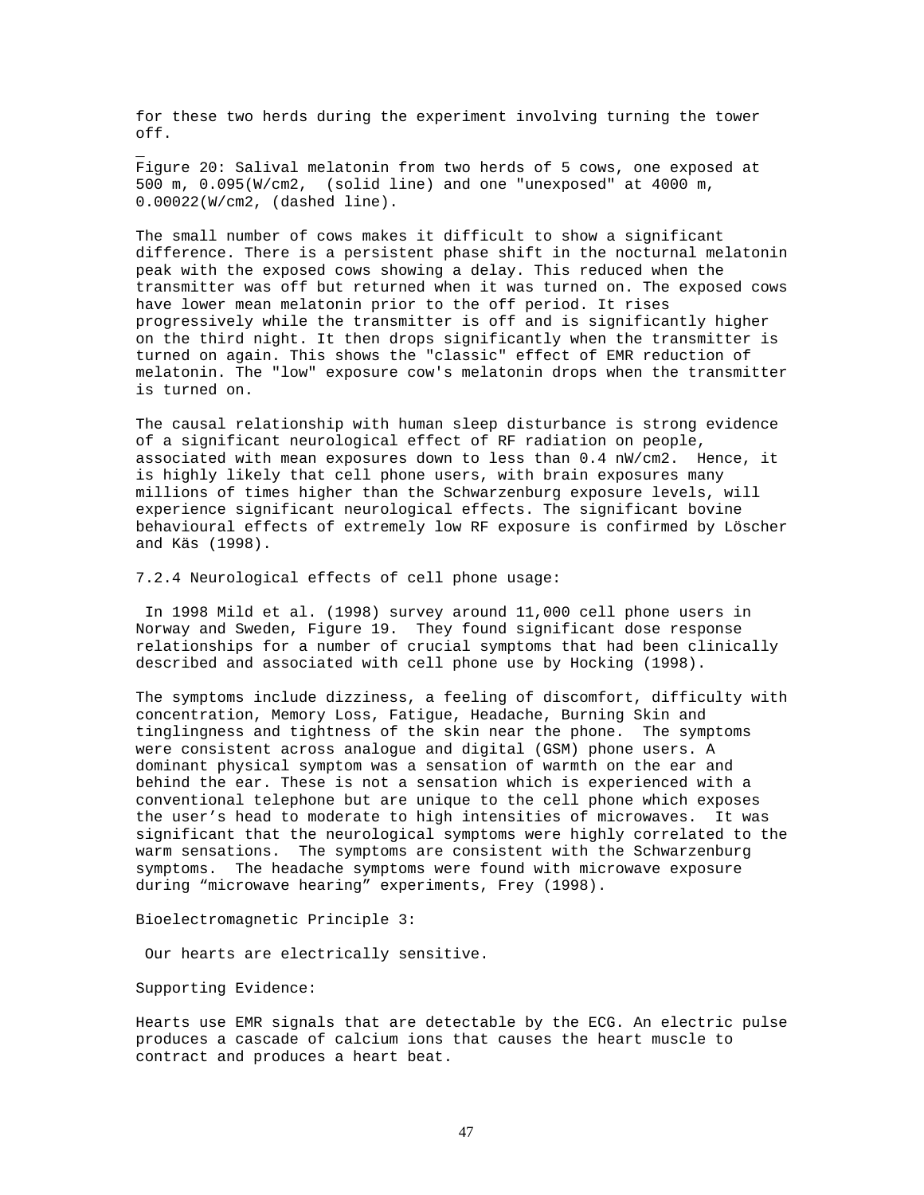for these two herds during the experiment involving turning the tower off.

Figure 20: Salival melatonin from two herds of 5 cows, one exposed at 500 m, 0.095(W/cm2, (solid line) and one "unexposed" at 4000 m, 0.00022(W/cm2, (dashed line).

The small number of cows makes it difficult to show a significant difference. There is a persistent phase shift in the nocturnal melatonin peak with the exposed cows showing a delay. This reduced when the transmitter was off but returned when it was turned on. The exposed cows have lower mean melatonin prior to the off period. It rises progressively while the transmitter is off and is significantly higher on the third night. It then drops significantly when the transmitter is turned on again. This shows the "classic" effect of EMR reduction of melatonin. The "low" exposure cow's melatonin drops when the transmitter is turned on.

The causal relationship with human sleep disturbance is strong evidence of a significant neurological effect of RF radiation on people, associated with mean exposures down to less than 0.4 nW/cm2. Hence, it is highly likely that cell phone users, with brain exposures many millions of times higher than the Schwarzenburg exposure levels, will experience significant neurological effects. The significant bovine behavioural effects of extremely low RF exposure is confirmed by Löscher and Käs (1998).

7.2.4 Neurological effects of cell phone usage:

In 1998 Mild et al. (1998) survey around 11,000 cell phone users in Norway and Sweden, Figure 19. They found significant dose response relationships for a number of crucial symptoms that had been clinically described and associated with cell phone use by Hocking (1998).

The symptoms include dizziness, a feeling of discomfort, difficulty with concentration, Memory Loss, Fatigue, Headache, Burning Skin and tinglingness and tightness of the skin near the phone. The symptoms were consistent across analogue and digital (GSM) phone users. A dominant physical symptom was a sensation of warmth on the ear and behind the ear. These is not a sensation which is experienced with a conventional telephone but are unique to the cell phone which exposes the user's head to moderate to high intensities of microwaves. It was significant that the neurological symptoms were highly correlated to the warm sensations. The symptoms are consistent with the Schwarzenburg symptoms. The headache symptoms were found with microwave exposure during "microwave hearing" experiments, Frey (1998).

Bioelectromagnetic Principle 3:

Our hearts are electrically sensitive.

Supporting Evidence:

Hearts use EMR signals that are detectable by the ECG. An electric pulse produces a cascade of calcium ions that causes the heart muscle to contract and produces a heart beat.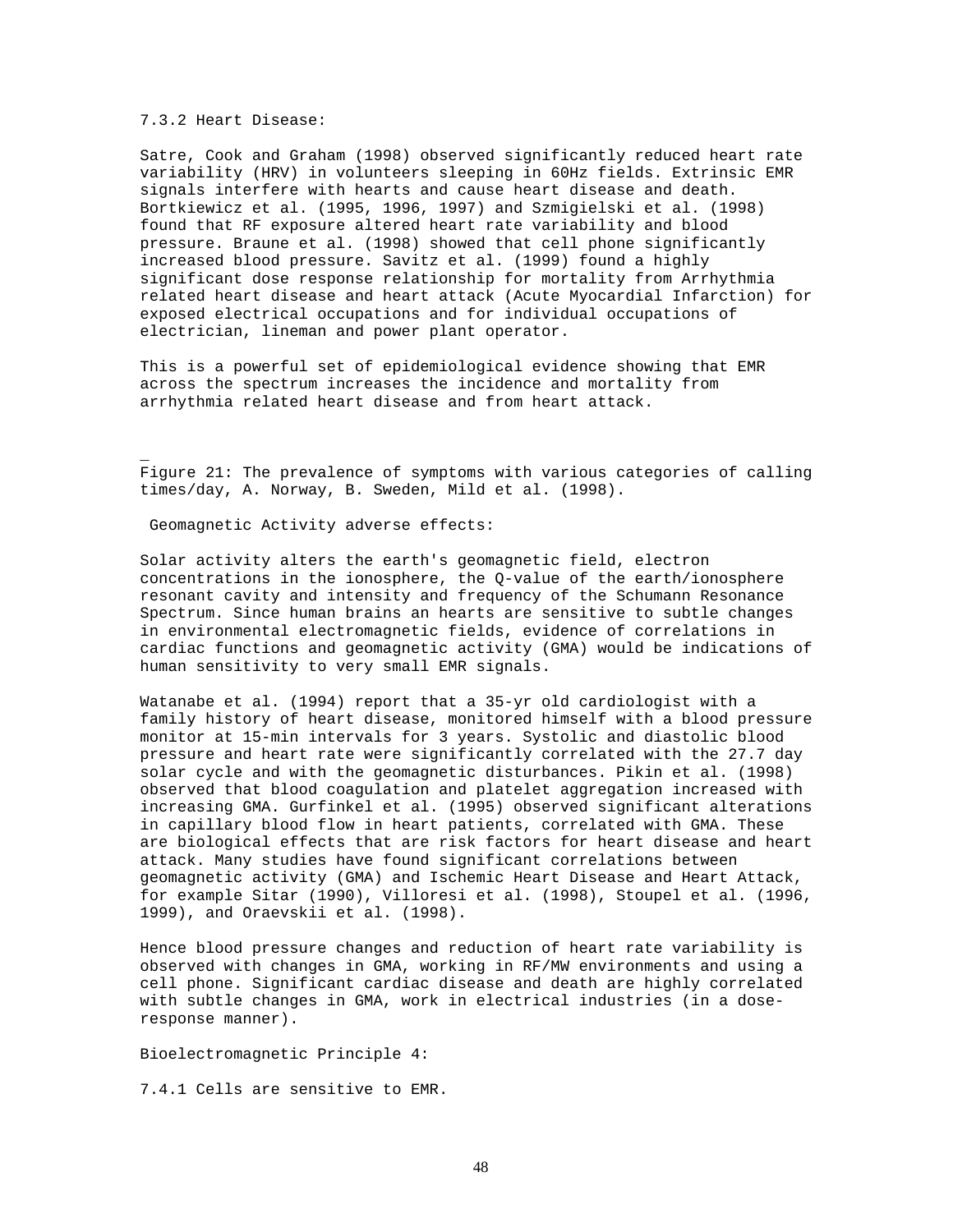### 7.3.2 Heart Disease:

Satre, Cook and Graham (1998) observed significantly reduced heart rate variability (HRV) in volunteers sleeping in 60Hz fields. Extrinsic EMR signals interfere with hearts and cause heart disease and death. Bortkiewicz et al. (1995, 1996, 1997) and Szmigielski et al. (1998) found that RF exposure altered heart rate variability and blood pressure. Braune et al. (1998) showed that cell phone significantly increased blood pressure. Savitz et al. (1999) found a highly significant dose response relationship for mortality from Arrhythmia related heart disease and heart attack (Acute Myocardial Infarction) for exposed electrical occupations and for individual occupations of electrician, lineman and power plant operator.

This is a powerful set of epidemiological evidence showing that EMR across the spectrum increases the incidence and mortality from arrhythmia related heart disease and from heart attack.

Figure 21: The prevalence of symptoms with various categories of calling times/day, A. Norway, B. Sweden, Mild et al. (1998).

Geomagnetic Activity adverse effects:

Solar activity alters the earth's geomagnetic field, electron concentrations in the ionosphere, the Q-value of the earth/ionosphere resonant cavity and intensity and frequency of the Schumann Resonance Spectrum. Since human brains an hearts are sensitive to subtle changes in environmental electromagnetic fields, evidence of correlations in cardiac functions and geomagnetic activity (GMA) would be indications of human sensitivity to very small EMR signals.

Watanabe et al. (1994) report that a 35-yr old cardiologist with a family history of heart disease, monitored himself with a blood pressure monitor at 15-min intervals for 3 years. Systolic and diastolic blood pressure and heart rate were significantly correlated with the 27.7 day solar cycle and with the geomagnetic disturbances. Pikin et al. (1998) observed that blood coagulation and platelet aggregation increased with increasing GMA. Gurfinkel et al. (1995) observed significant alterations in capillary blood flow in heart patients, correlated with GMA. These are biological effects that are risk factors for heart disease and heart attack. Many studies have found significant correlations between geomagnetic activity (GMA) and Ischemic Heart Disease and Heart Attack, for example Sitar (1990), Villoresi et al. (1998), Stoupel et al. (1996, 1999), and Oraevskii et al. (1998).

Hence blood pressure changes and reduction of heart rate variability is observed with changes in GMA, working in RF/MW environments and using a cell phone. Significant cardiac disease and death are highly correlated with subtle changes in GMA, work in electrical industries (in a dose-response manner).

## Bioelectromagnetic Principle 4:

### 7.4.1 Cells are sensitive to EMR.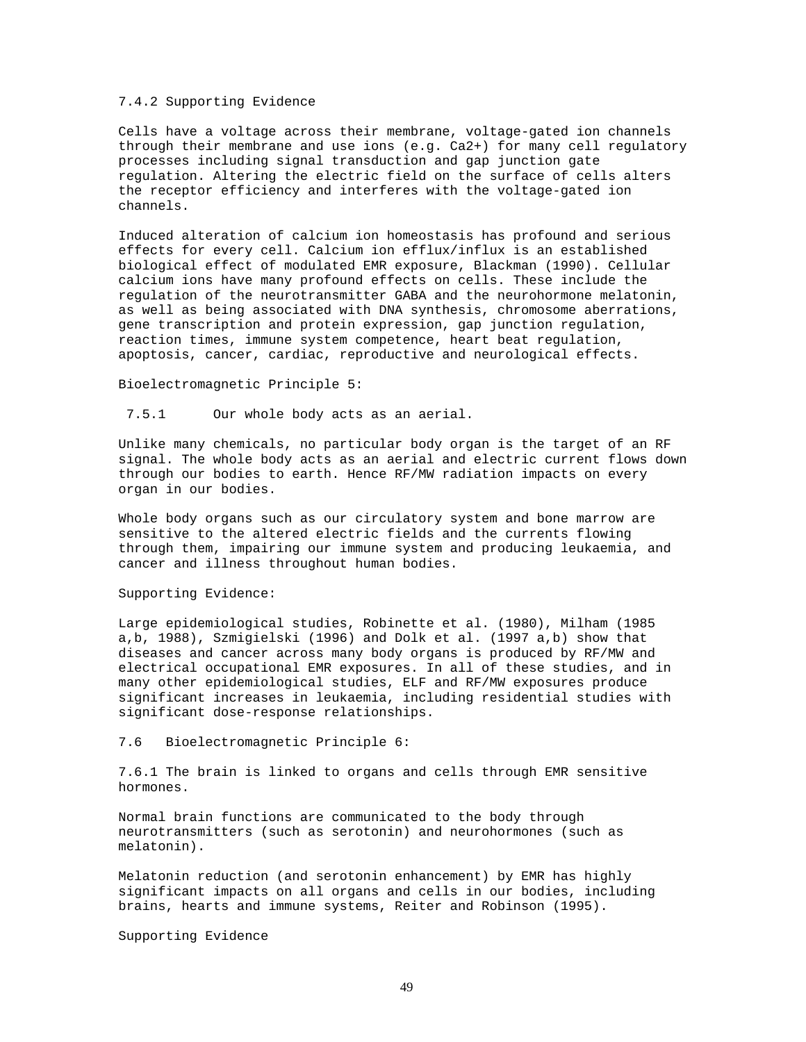7.4.2 Supporting Evidence

Cells have a voltage across their membrane, voltage-gated ion channels through their membrane and use ions (e.g. $Ca^{2+}$) for many cell regulatory processes including signal transduction and gap junction gate regulation. Altering the electric field on the surface of cells alters the receptor efficiency and interferes with the voltage-gated ion channels.

Induced alteration of calcium ion homeostasis has profound and serious effects for every cell. Calcium ion efflux/influx is an established biological effect of modulated EMR exposure, Blackman (1990). Cellular calcium ions have many profound effects on cells. These include the regulation of the neurotransmitter GABA and the neurohormone melatonin, as well as being associated with DNA synthesis, chromosome aberrations, gene transcription and protein expression, gap junction regulation, reaction times, immune system competence, heart beat regulation, apoptosis, cancer, cardiac, reproductive and neurological effects.

Bioelectromagnetic Principle 5:

7.5.1 Our whole body acts as an aerial.

Unlike many chemicals, no particular body organ is the target of an RF signal. The whole body acts as an aerial and electric current flows down through our bodies to earth. Hence RF/MW radiation impacts on every organ in our bodies.

Whole body organs such as our circulatory system and bone marrow are sensitive to the altered electric fields and the currents flowing through them, impairing our immune system and producing leukaemia, and cancer and illness throughout human bodies.

Supporting Evidence:

Large epidemiological studies, Robinette et al. (1980), Milham (1985 a,b, 1988), Szmigielski (1996) and Dolk et al. (1997 a,b) show that diseases and cancer across many body organs is produced by RF/MW and electrical occupational EMR exposures. In all of these studies, and in many other epidemiological studies, ELF and RF/MW exposures produce significant increases in leukaemia, including residential studies with significant dose-response relationships.

7.6 Bioelectromagnetic Principle 6:

7.6.1 The brain is linked to organs and cells through EMR sensitive hormones.

Normal brain functions are communicated to the body through neurotransmitters (such as serotonin) and neurohormones (such as melatonin).

Melatonin reduction (and serotonin enhancement) by EMR has highly significant impacts on all organs and cells in our bodies, including brains, hearts and immune systems, Reiter and Robinson (1995).

Supporting Evidence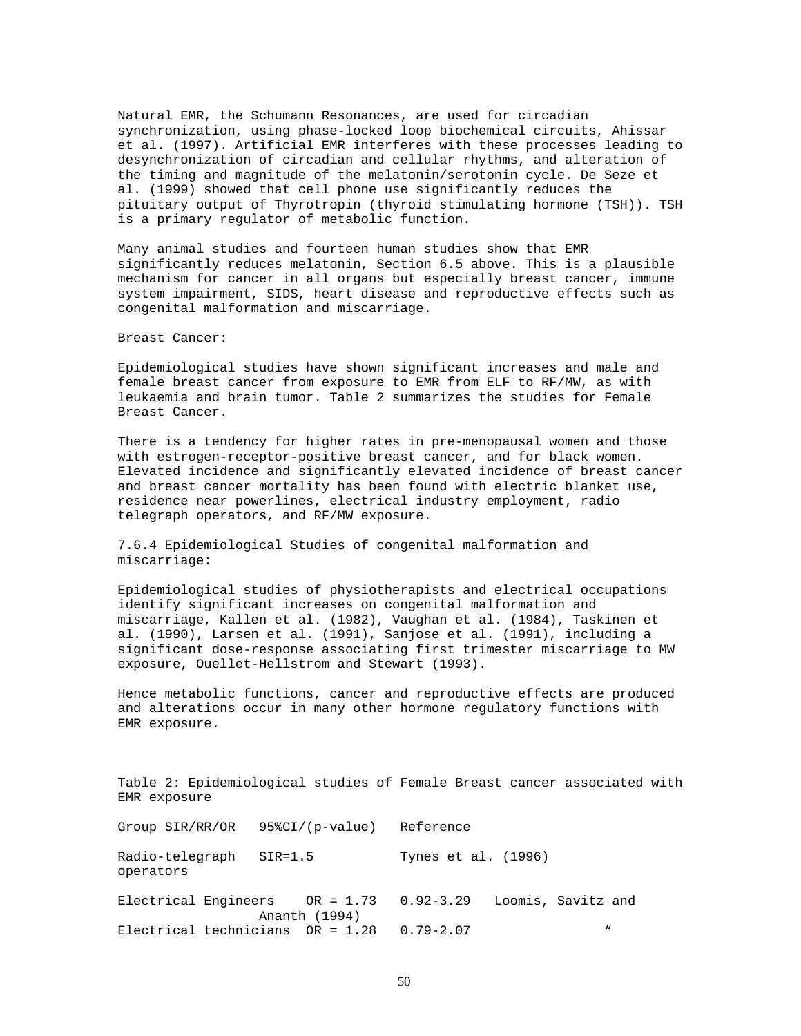Natural EMR, the Schumann Resonances, are used for circadian synchronization, using phase-locked loop biochemical circuits, Ahissar et al. (1997). Artificial EMR interferes with these processes leading to desynchronization of circadian and cellular rhythms, and alteration of the timing and magnitude of the melatonin/serotonin cycle. De Seze et al. (1999) showed that cell phone use significantly reduces the pituitary output of Thyrotropin (thyroid stimulating hormone (TSH)). TSH is a primary regulator of metabolic function.

Many animal studies and fourteen human studies show that EMR significantly reduces melatonin, Section 6.5 above. This is a plausible mechanism for cancer in all organs but especially breast cancer, immune system impairment, SIDS, heart disease and reproductive effects such as congenital malformation and miscarriage.

Breast Cancer:

Epidemiological studies have shown significant increases and male and female breast cancer from exposure to EMR from ELF to RF/MW, as with leukaemia and brain tumor. Table 2 summarizes the studies for Female Breast Cancer.

There is a tendency for higher rates in pre-menopausal women and those with estrogen-receptor-positive breast cancer, and for black women. Elevated incidence and significantly elevated incidence of breast cancer and breast cancer mortality has been found with electric blanket use, residence near powerlines, electrical industry employment, radio telegraph operators, and RF/MW exposure.

### 7.6.4 Epidemiological Studies of congenital malformation and miscarriage:

Epidemiological studies of physiotherapists and electrical occupations identify significant increases on congenital malformation and miscarriage, Kallen et al. (1982), Vaughan et al. (1984), Taskinen et al. (1990), Larsen et al. (1991), Sanjose et al. (1991), including a significant dose-response associating first trimester miscarriage to MW exposure, Ouellet-Hellstrom and Stewart (1993).

Hence metabolic functions, cancer and reproductive effects are produced and alterations occur in many other hormone regulatory functions with EMR exposure.

Table 2: Epidemiological studies of Female Breast cancer associated with EMR exposure

| Group | SIR/RR/OR | 95%CI/(p-value) | Reference |
|---|---|---|---|
| Radio-telegraph operators | SIR=1.5 | | Tynes et al. (1996) |
| Electrical Engineers | OR = 1.73 | 0.92-3.29 | Loomis, Savitz and Ananth (1994) |
| Electrical technicians | OR = 1.28 | 0.79-2.07 | " |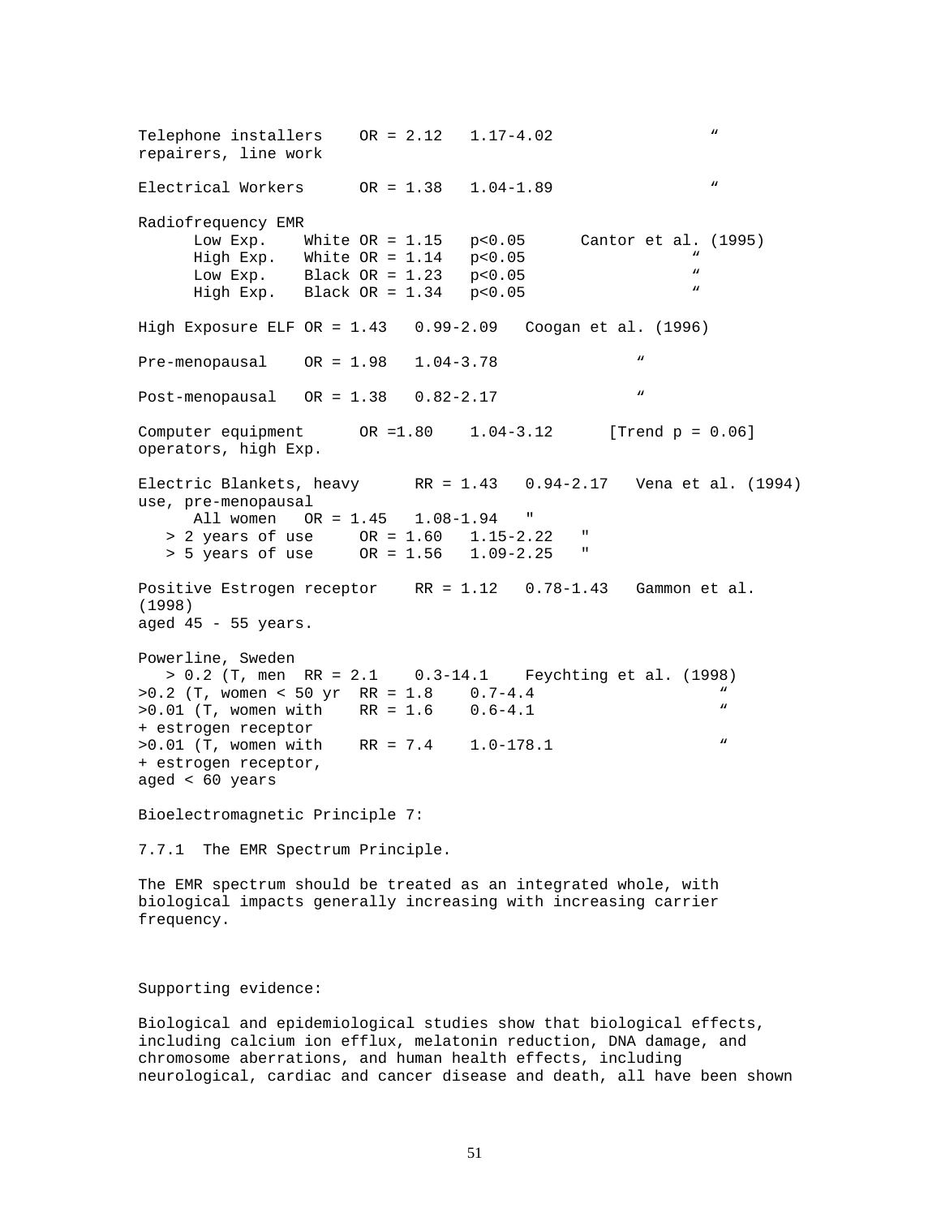| | | | |
|---|---|---|---|
| Telephone installers repairers, line work | OR = 2.12 | 1.17-4.02 | " |
| Electrical Workers | OR = 1.38 | 1.04-1.89 | " |
| Radiofrequency EMR | | | |
| Low Exp. White | OR = 1.15 | p<0.05 | Cantor et al. (1995) |
| High Exp. White | OR = 1.14 | p<0.05 | " |
| Low Exp. Black | OR = 1.23 | p<0.05 | " |
| High Exp. Black | OR = 1.34 | p<0.05 | " |
| High Exposure ELF | OR = 1.43 | 0.99-2.09 | Coogan et al. (1996) |
| Pre-menopausal | OR = 1.98 | 1.04-3.78 | " |
| Post-menopausal | OR = 1.38 | 0.82-2.17 | " |
| Computer equipment operators, high Exp. | OR =1.80 | 1.04-3.12 | [Trend p = 0.06] |
| Electric Blankets, heavy use, pre-menopausal | RR = 1.43 | 0.94-2.17 | Vena et al. (1994) |
| All women | OR = 1.45 | 1.08-1.94 | " |
| > 2 years of use | OR = 1.60 | 1.15-2.22 | " |
| > 5 years of use | OR = 1.56 | 1.09-2.25 | " |
| Positive Estrogen receptor aged 45 - 55 years. | RR = 1.12 | 0.78-1.43 | Gammon et al. (1998) |
| Powerline, Sweden | | | |
| > 0.2 (T, men | RR = 2.1 | 0.3-14.1 | Feychting et al. (1998) |
| >0.2 (T, women < 50 yr | RR = 1.8 | 0.7-4.4 | " |
| >0.01 (T, women with + estrogen receptor | RR = 1.6 | 0.6-4.1 | " |
| >0.01 (T, women with + estrogen receptor, aged < 60 years | RR = 7.4 | 1.0-178.1 | " |

Bioelectromagnetic Principle 7:

7.7.1 The EMR Spectrum Principle.

The EMR spectrum should be treated as an integrated whole, with biological impacts generally increasing with increasing carrier frequency.

Supporting evidence:

Biological and epidemiological studies show that biological effects, including calcium ion efflux, melatonin reduction, DNA damage, and chromosome aberrations, and human health effects, including neurological, cardiac and cancer disease and death, all have been shown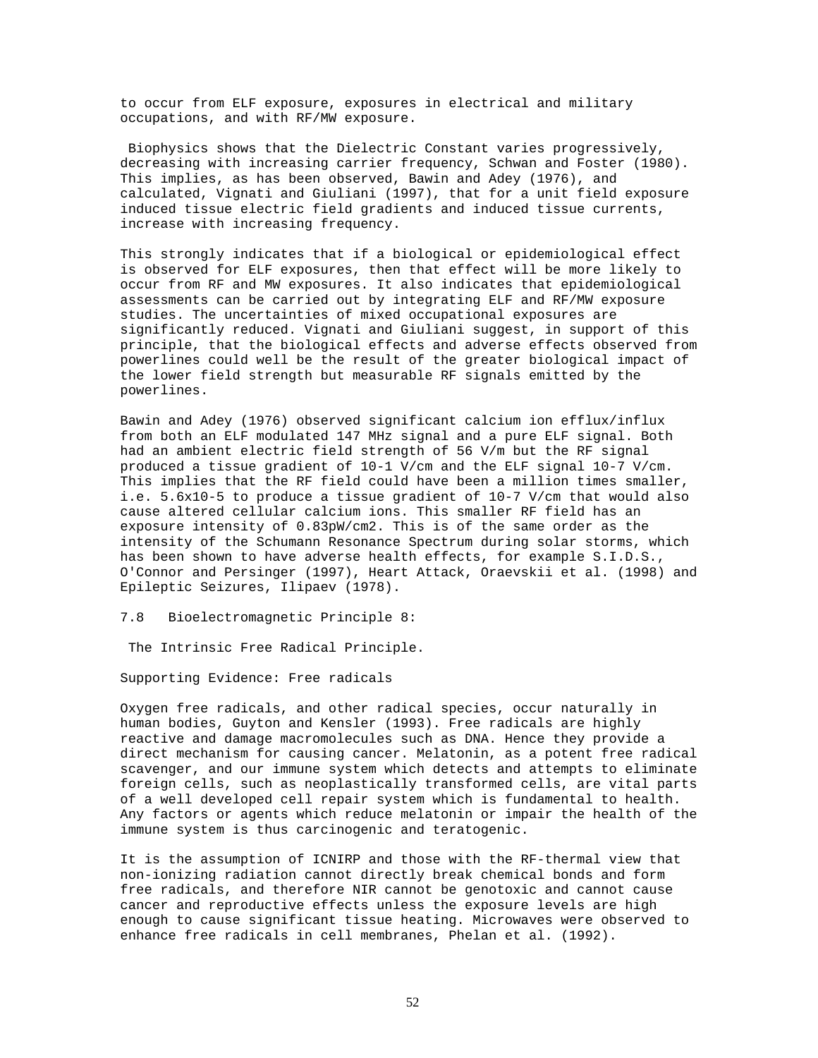to occur from ELF exposure, exposures in electrical and military occupations, and with RF/MW exposure.

Biophysics shows that the Dielectric Constant varies progressively, decreasing with increasing carrier frequency, Schwan and Foster (1980). This implies, as has been observed, Bawin and Adey (1976), and calculated, Vignati and Giuliani (1997), that for a unit field exposure induced tissue electric field gradients and induced tissue currents, increase with increasing frequency.

This strongly indicates that if a biological or epidemiological effect is observed for ELF exposures, then that effect will be more likely to occur from RF and MW exposures. It also indicates that epidemiological assessments can be carried out by integrating ELF and RF/MW exposure studies. The uncertainties of mixed occupational exposures are significantly reduced. Vignati and Giuliani suggest, in support of this principle, that the biological effects and adverse effects observed from powerlines could well be the result of the greater biological impact of the lower field strength but measurable RF signals emitted by the powerlines.

Bawin and Adey (1976) observed significant calcium ion efflux/influx from both an ELF modulated 147 MHz signal and a pure ELF signal. Both had an ambient electric field strength of 56 V/m but the RF signal produced a tissue gradient of $10^{-1}$ V/cm and the ELF signal $10^{-7}$ V/cm. This implies that the RF field could have been a million times smaller, i.e. $5.6 \times 10^{-5}$ to produce a tissue gradient of $10^{-7}$ V/cm that would also cause altered cellular calcium ions. This smaller RF field has an exposure intensity of $0.83 \mathrm{pW/cm^2}$. This is of the same order as the intensity of the Schumann Resonance Spectrum during solar storms, which has been shown to have adverse health effects, for example S.I.D.S., O'Connor and Persinger (1997), Heart Attack, Oraevskii et al. (1998) and Epileptic Seizures, Ilipaev (1978).

### 7.8 Bioelectromagnetic Principle 8:

The Intrinsic Free Radical Principle.

Supporting Evidence: Free radicals

Oxygen free radicals, and other radical species, occur naturally in human bodies, Guyton and Kensler (1993). Free radicals are highly reactive and damage macromolecules such as DNA. Hence they provide a direct mechanism for causing cancer. Melatonin, as a potent free radical scavenger, and our immune system which detects and attempts to eliminate foreign cells, such as neoplastically transformed cells, are vital parts of a well developed cell repair system which is fundamental to health. Any factors or agents which reduce melatonin or impair the health of the immune system is thus carcinogenic and teratogenic.

It is the assumption of ICNIRP and those with the RF-thermal view that non-ionizing radiation cannot directly break chemical bonds and form free radicals, and therefore NIR cannot be genotoxic and cannot cause cancer and reproductive effects unless the exposure levels are high enough to cause significant tissue heating. Microwaves were observed to enhance free radicals in cell membranes, Phelan et al. (1992).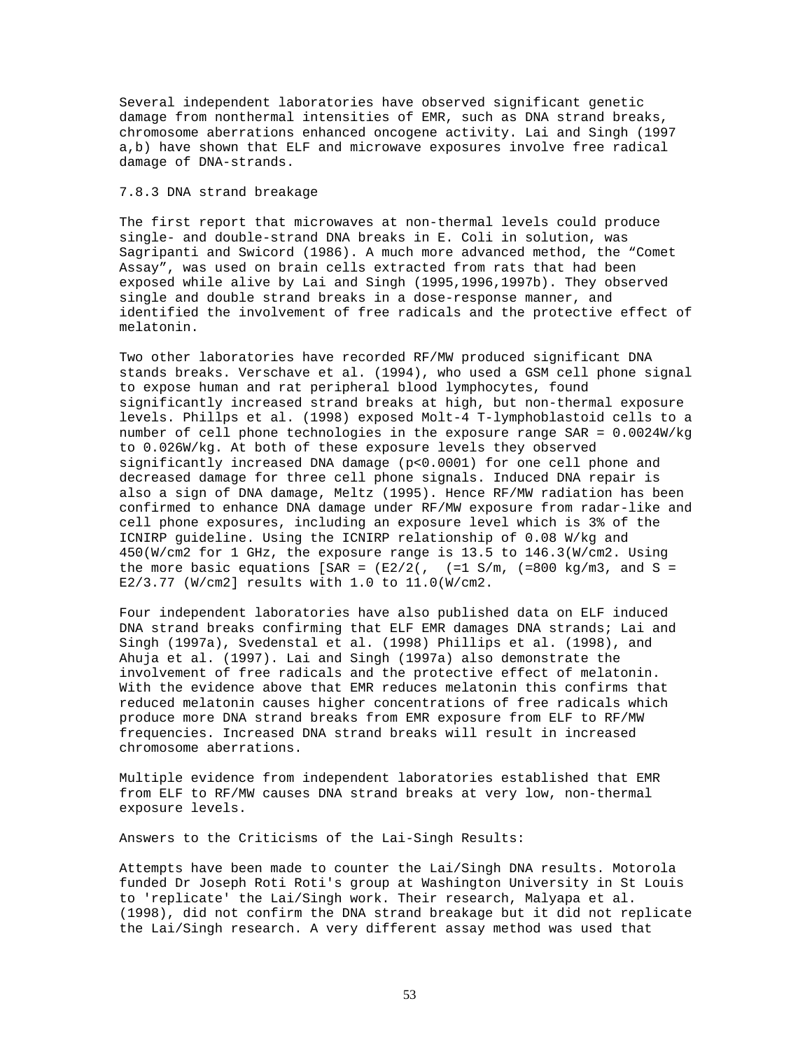Several independent laboratories have observed significant genetic damage from nonthermal intensities of EMR, such as DNA strand breaks, chromosome aberrations enhanced oncogene activity. Lai and Singh (1997 a,b) have shown that ELF and microwave exposures involve free radical damage of DNA-strands.

### 7.8.3 DNA strand breakage

The first report that microwaves at non-thermal levels could produce single- and double-strand DNA breaks in E. Coli in solution, was Sagripanti and Swicord (1986). A much more advanced method, the "Comet Assay", was used on brain cells extracted from rats that had been exposed while alive by Lai and Singh (1995,1996,1997b). They observed single and double strand breaks in a dose-response manner, and identified the involvement of free radicals and the protective effect of melatonin.

Two other laboratories have recorded RF/MW produced significant DNA stands breaks. Verschave et al. (1994), who used a GSM cell phone signal to expose human and rat peripheral blood lymphocytes, found significantly increased strand breaks at high, but non-thermal exposure levels. Phillps et al. (1998) exposed Molt-4 T-lymphoblastoid cells to a number of cell phone technologies in the exposure range SAR = 0.0024W/kg to 0.026W/kg. At both of these exposure levels they observed significantly increased DNA damage ($p<0.0001$) for one cell phone and decreased damage for three cell phone signals. Induced DNA repair is also a sign of DNA damage, Meltz (1995). Hence RF/MW radiation has been confirmed to enhance DNA damage under RF/MW exposure from radar-like and cell phone exposures, including an exposure level which is 3% of the ICNIRP guideline. Using the ICNIRP relationship of 0.08 W/kg and 450(W/cm2 for 1 GHz, the exposure range is 13.5 to 146.3(W/cm2. Using the more basic equations [SAR = (E2/2(,  (=1 S/m, (=800 kg/m3, and S = E2/3.77 (W/cm2] results with 1.0 to 11.0(W/cm2.

Four independent laboratories have also published data on ELF induced DNA strand breaks confirming that ELF EMR damages DNA strands; Lai and Singh (1997a), Svedenstal et al. (1998) Phillips et al. (1998), and Ahuja et al. (1997). Lai and Singh (1997a) also demonstrate the involvement of free radicals and the protective effect of melatonin. With the evidence above that EMR reduces melatonin this confirms that reduced melatonin causes higher concentrations of free radicals which produce more DNA strand breaks from EMR exposure from ELF to RF/MW frequencies. Increased DNA strand breaks will result in increased chromosome aberrations.

Multiple evidence from independent laboratories established that EMR from ELF to RF/MW causes DNA strand breaks at very low, non-thermal exposure levels.

Answers to the Criticisms of the Lai-Singh Results:

Attempts have been made to counter the Lai/Singh DNA results. Motorola funded Dr Joseph Roti Roti's group at Washington University in St Louis to 'replicate' the Lai/Singh work. Their research, Malyapa et al. (1998), did not confirm the DNA strand breakage but it did not replicate the Lai/Singh research. A very different assay method was used that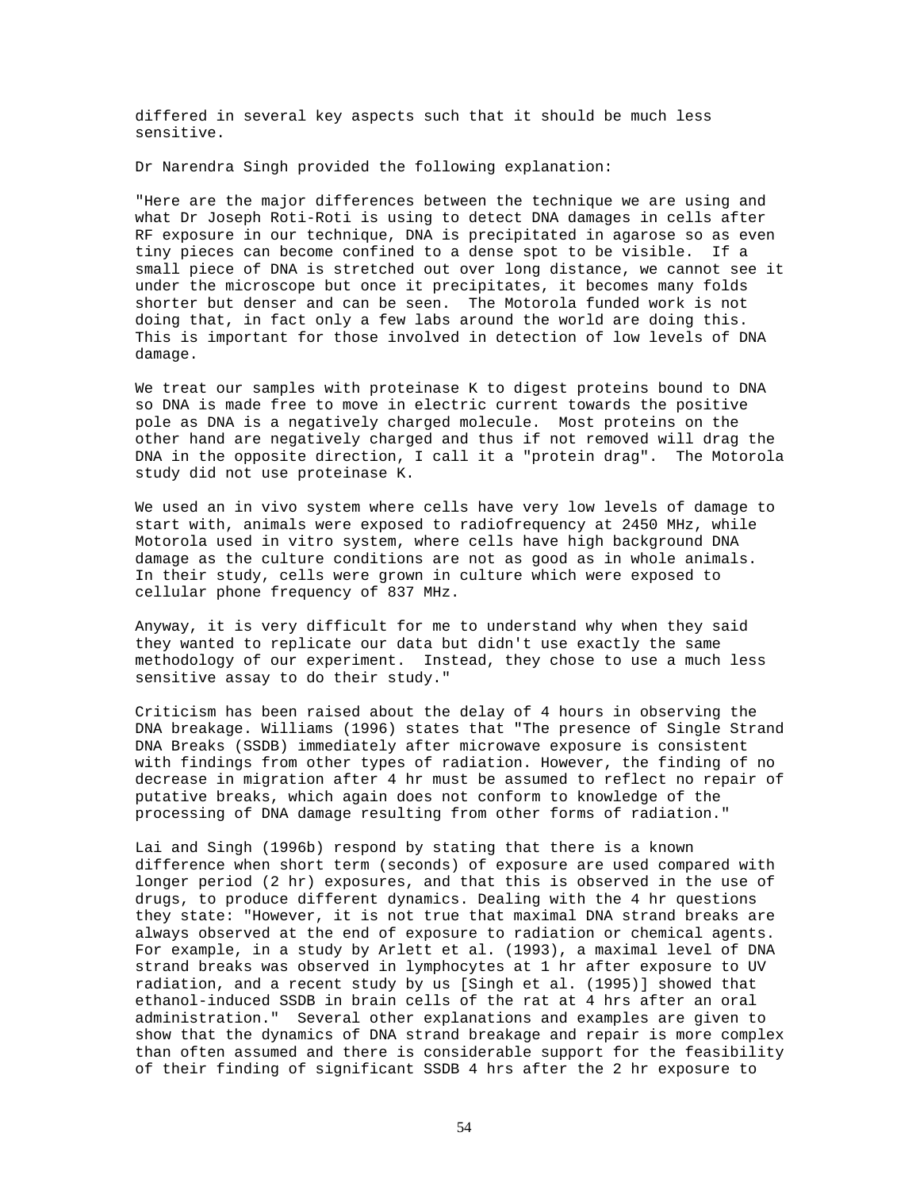differed in several key aspects such that it should be much less sensitive.

Dr Narendra Singh provided the following explanation:

"Here are the major differences between the technique we are using and what Dr Joseph Roti-Roti is using to detect DNA damages in cells after RF exposure in our technique, DNA is precipitated in agarose so as even tiny pieces can become confined to a dense spot to be visible. If a small piece of DNA is stretched out over long distance, we cannot see it under the microscope but once it precipitates, it becomes many folds shorter but denser and can be seen. The Motorola funded work is not doing that, in fact only a few labs around the world are doing this. This is important for those involved in detection of low levels of DNA damage.

We treat our samples with proteinase K to digest proteins bound to DNA so DNA is made free to move in electric current towards the positive pole as DNA is a negatively charged molecule. Most proteins on the other hand are negatively charged and thus if not removed will drag the DNA in the opposite direction, I call it a "protein drag". The Motorola study did not use proteinase K.

We used an in vivo system where cells have very low levels of damage to start with, animals were exposed to radiofrequency at 2450 MHz, while Motorola used in vitro system, where cells have high background DNA damage as the culture conditions are not as good as in whole animals. In their study, cells were grown in culture which were exposed to cellular phone frequency of 837 MHz.

Anyway, it is very difficult for me to understand why when they said they wanted to replicate our data but didn't use exactly the same methodology of our experiment. Instead, they chose to use a much less sensitive assay to do their study."

Criticism has been raised about the delay of 4 hours in observing the DNA breakage. Williams (1996) states that "The presence of Single Strand DNA Breaks (SSDB) immediately after microwave exposure is consistent with findings from other types of radiation. However, the finding of no decrease in migration after 4 hr must be assumed to reflect no repair of putative breaks, which again does not conform to knowledge of the processing of DNA damage resulting from other forms of radiation."

Lai and Singh (1996b) respond by stating that there is a known difference when short term (seconds) of exposure are used compared with longer period (2 hr) exposures, and that this is observed in the use of drugs, to produce different dynamics. Dealing with the 4 hr questions they state: "However, it is not true that maximal DNA strand breaks are always observed at the end of exposure to radiation or chemical agents. For example, in a study by Arlett et al. (1993), a maximal level of DNA strand breaks was observed in lymphocytes at 1 hr after exposure to UV radiation, and a recent study by us [Singh et al. (1995)] showed that ethanol-induced SSDB in brain cells of the rat at 4 hrs after an oral administration." Several other explanations and examples are given to show that the dynamics of DNA strand breakage and repair is more complex than often assumed and there is considerable support for the feasibility of their finding of significant SSDB 4 hrs after the 2 hr exposure to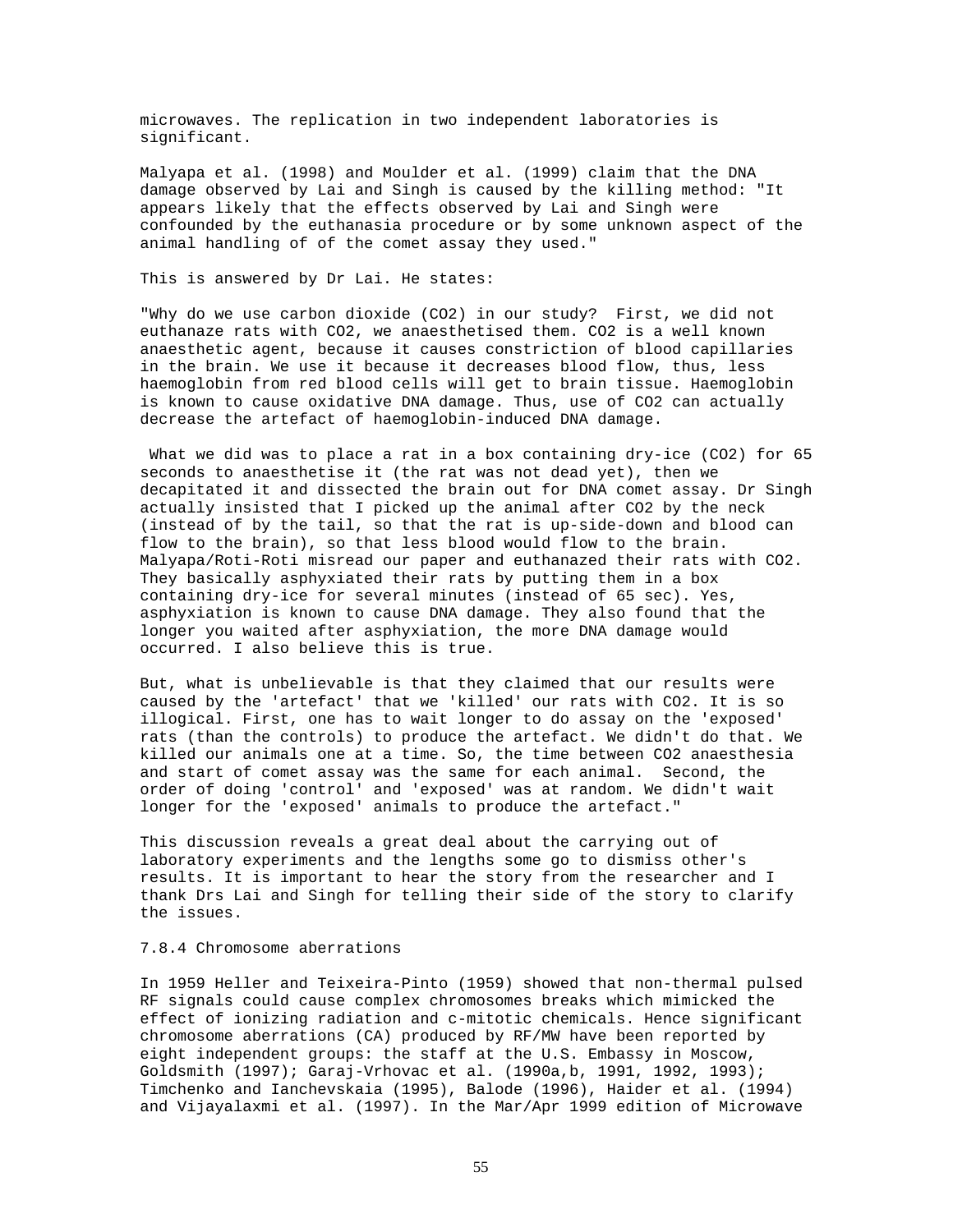microwaves. The replication in two independent laboratories is significant.

Malyapa et al. (1998) and Moulder et al. (1999) claim that the DNA damage observed by Lai and Singh is caused by the killing method: "It appears likely that the effects observed by Lai and Singh were confounded by the euthanasia procedure or by some unknown aspect of the animal handling of of the comet assay they used."

This is answered by Dr Lai. He states:

"Why do we use carbon dioxide ($CO_2$) in our study? First, we did not euthanaze rats with $CO_2$, we anaesthetised them. $CO_2$ is a well known anaesthetic agent, because it causes constriction of blood capillaries in the brain. We use it because it decreases blood flow, thus, less haemoglobin from red blood cells will get to brain tissue. Haemoglobin is known to cause oxidative DNA damage. Thus, use of $CO_2$ can actually decrease the artefact of haemoglobin-induced DNA damage.

What we did was to place a rat in a box containing dry-ice ($CO_2$) for 65 seconds to anaesthetise it (the rat was not dead yet), then we decapitated it and dissected the brain out for DNA comet assay. Dr Singh actually insisted that I picked up the animal after $CO_2$ by the neck (instead of by the tail, so that the rat is up-side-down and blood can flow to the brain), so that less blood would flow to the brain. Malyapa/Roti-Roti misread our paper and euthanazed their rats with $CO_2$. They basically asphyxiated their rats by putting them in a box containing dry-ice for several minutes (instead of 65 sec). Yes, asphyxiation is known to cause DNA damage. They also found that the longer you waited after asphyxiation, the more DNA damage would occurred. I also believe this is true.

But, what is unbelievable is that they claimed that our results were caused by the 'artefact' that we 'killed' our rats with $CO_2$. It is so illogical. First, one has to wait longer to do assay on the 'exposed' rats (than the controls) to produce the artefact. We didn't do that. We killed our animals one at a time. So, the time between $CO_2$ anaesthesia and start of comet assay was the same for each animal. Second, the order of doing 'control' and 'exposed' was at random. We didn't wait longer for the 'exposed' animals to produce the artefact."

This discussion reveals a great deal about the carrying out of laboratory experiments and the lengths some go to dismiss other's results. It is important to hear the story from the researcher and I thank Drs Lai and Singh for telling their side of the story to clarify the issues.

### 7.8.4 Chromosome aberrations

In 1959 Heller and Teixeira-Pinto (1959) showed that non-thermal pulsed RF signals could cause complex chromosomes breaks which mimicked the effect of ionizing radiation and c-mitotic chemicals. Hence significant chromosome aberrations (CA) produced by RF/MW have been reported by eight independent groups: the staff at the U.S. Embassy in Moscow, Goldsmith (1997); Garaj-Vrhovac et al. (1990a,b, 1991, 1992, 1993); Timchenko and Ianchevskaia (1995), Balode (1996), Haider et al. (1994) and Vijayalaxmi et al. (1997). In the Mar/Apr 1999 edition of Microwave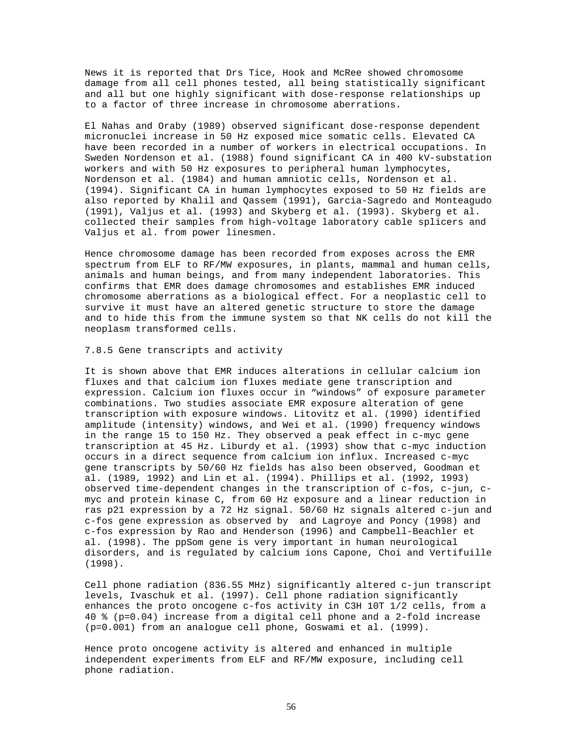News it is reported that Drs Tice, Hook and McRee showed chromosome damage from all cell phones tested, all being statistically significant and all but one highly significant with dose-response relationships up to a factor of three increase in chromosome aberrations.

El Nahas and Oraby (1989) observed significant dose-response dependent micronuclei increase in 50 Hz exposed mice somatic cells. Elevated CA have been recorded in a number of workers in electrical occupations. In Sweden Nordenson et al. (1988) found significant CA in 400 kV-substation workers and with 50 Hz exposures to peripheral human lymphocytes, Nordenson et al. (1984) and human amniotic cells, Nordenson et al. (1994). Significant CA in human lymphocytes exposed to 50 Hz fields are also reported by Khalil and Qassem (1991), Garcia-Sagredo and Monteagudo (1991), Valjus et al. (1993) and Skyberg et al. (1993). Skyberg et al. collected their samples from high-voltage laboratory cable splicers and Valjus et al. from power linesmen.

Hence chromosome damage has been recorded from exposes across the EMR spectrum from ELF to RF/MW exposures, in plants, mammal and human cells, animals and human beings, and from many independent laboratories. This confirms that EMR does damage chromosomes and establishes EMR induced chromosome aberrations as a biological effect. For a neoplastic cell to survive it must have an altered genetic structure to store the damage and to hide this from the immune system so that NK cells do not kill the neoplasm transformed cells.

### 7.8.5 Gene transcripts and activity

It is shown above that EMR induces alterations in cellular calcium ion fluxes and that calcium ion fluxes mediate gene transcription and expression. Calcium ion fluxes occur in “windows” of exposure parameter combinations. Two studies associate EMR exposure alteration of gene transcription with exposure windows. Litovitz et al. (1990) identified amplitude (intensity) windows, and Wei et al. (1990) frequency windows in the range 15 to 150 Hz. They observed a peak effect in c-myc gene transcription at 45 Hz. Liburdy et al. (1993) show that c-myc induction occurs in a direct sequence from calcium ion influx. Increased c-myc gene transcripts by 50/60 Hz fields has also been observed, Goodman et al. (1989, 1992) and Lin et al. (1994). Phillips et al. (1992, 1993) observed time-dependent changes in the transcription of c-fos, c-jun, c-myc and protein kinase C, from 60 Hz exposure and a linear reduction in ras p21 expression by a 72 Hz signal. 50/60 Hz signals altered c-jun and c-fos gene expression as observed by  and Lagroye and Poncy (1998) and c-fos expression by Rao and Henderson (1996) and Campbell-Beachler et al. (1998). The ppSom gene is very important in human neurological disorders, and is regulated by calcium ions Capone, Choi and Vertifuille (1998).

Cell phone radiation (836.55 MHz) significantly altered c-jun transcript levels, Ivaschuk et al. (1997). Cell phone radiation significantly enhances the proto oncogene c-fos activity in C3H 10T 1/2 cells, from a 40 % (p=0.04) increase from a digital cell phone and a 2-fold increase (p=0.001) from an analogue cell phone, Goswami et al. (1999).

Hence proto oncogene activity is altered and enhanced in multiple independent experiments from ELF and RF/MW exposure, including cell phone radiation.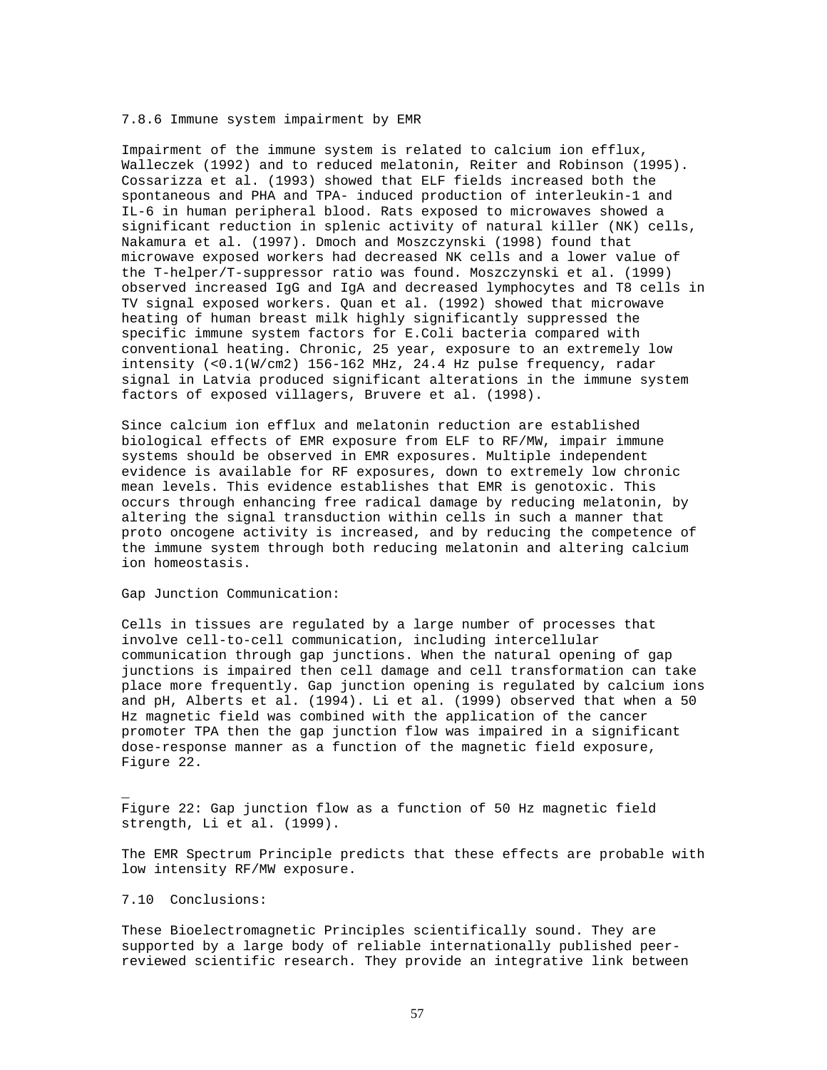### 7.8.6 Immune system impairment by EMR

Impairment of the immune system is related to calcium ion efflux, Walleczek (1992) and to reduced melatonin, Reiter and Robinson (1995). Cossarizza et al. (1993) showed that ELF fields increased both the spontaneous and PHA and TPA- induced production of interleukin-1 and IL-6 in human peripheral blood. Rats exposed to microwaves showed a significant reduction in splenic activity of natural killer (NK) cells, Nakamura et al. (1997). Dmoch and Moszczynski (1998) found that microwave exposed workers had decreased NK cells and a lower value of the T-helper/T-suppressor ratio was found. Moszczynski et al. (1999) observed increased IgG and IgA and decreased lymphocytes and T8 cells in TV signal exposed workers. Quan et al. (1992) showed that microwave heating of human breast milk highly significantly suppressed the specific immune system factors for E.Coli bacteria compared with conventional heating. Chronic, 25 year, exposure to an extremely low intensity (<0.1(W/cm2) 156-162 MHz, 24.4 Hz pulse frequency, radar signal in Latvia produced significant alterations in the immune system factors of exposed villagers, Bruvere et al. (1998).

Since calcium ion efflux and melatonin reduction are established biological effects of EMR exposure from ELF to RF/MW, impair immune systems should be observed in EMR exposures. Multiple independent evidence is available for RF exposures, down to extremely low chronic mean levels. This evidence establishes that EMR is genotoxic. This occurs through enhancing free radical damage by reducing melatonin, by altering the signal transduction within cells in such a manner that proto oncogene activity is increased, and by reducing the competence of the immune system through both reducing melatonin and altering calcium ion homeostasis.

Gap Junction Communication:

Cells in tissues are regulated by a large number of processes that involve cell-to-cell communication, including intercellular communication through gap junctions. When the natural opening of gap junctions is impaired then cell damage and cell transformation can take place more frequently. Gap junction opening is regulated by calcium ions and pH, Alberts et al. (1994). Li et al. (1999) observed that when a 50 Hz magnetic field was combined with the application of the cancer promoter TPA then the gap junction flow was impaired in a significant dose-response manner as a function of the magnetic field exposure, Figure 22.

Figure 22: Gap junction flow as a function of 50 Hz magnetic field strength, Li et al. (1999).

The EMR Spectrum Principle predicts that these effects are probable with low intensity RF/MW exposure.

### 7.10 Conclusions:

These Bioelectromagnetic Principles scientifically sound. They are supported by a large body of reliable internationally published peer-reviewed scientific research. They provide an integrative link between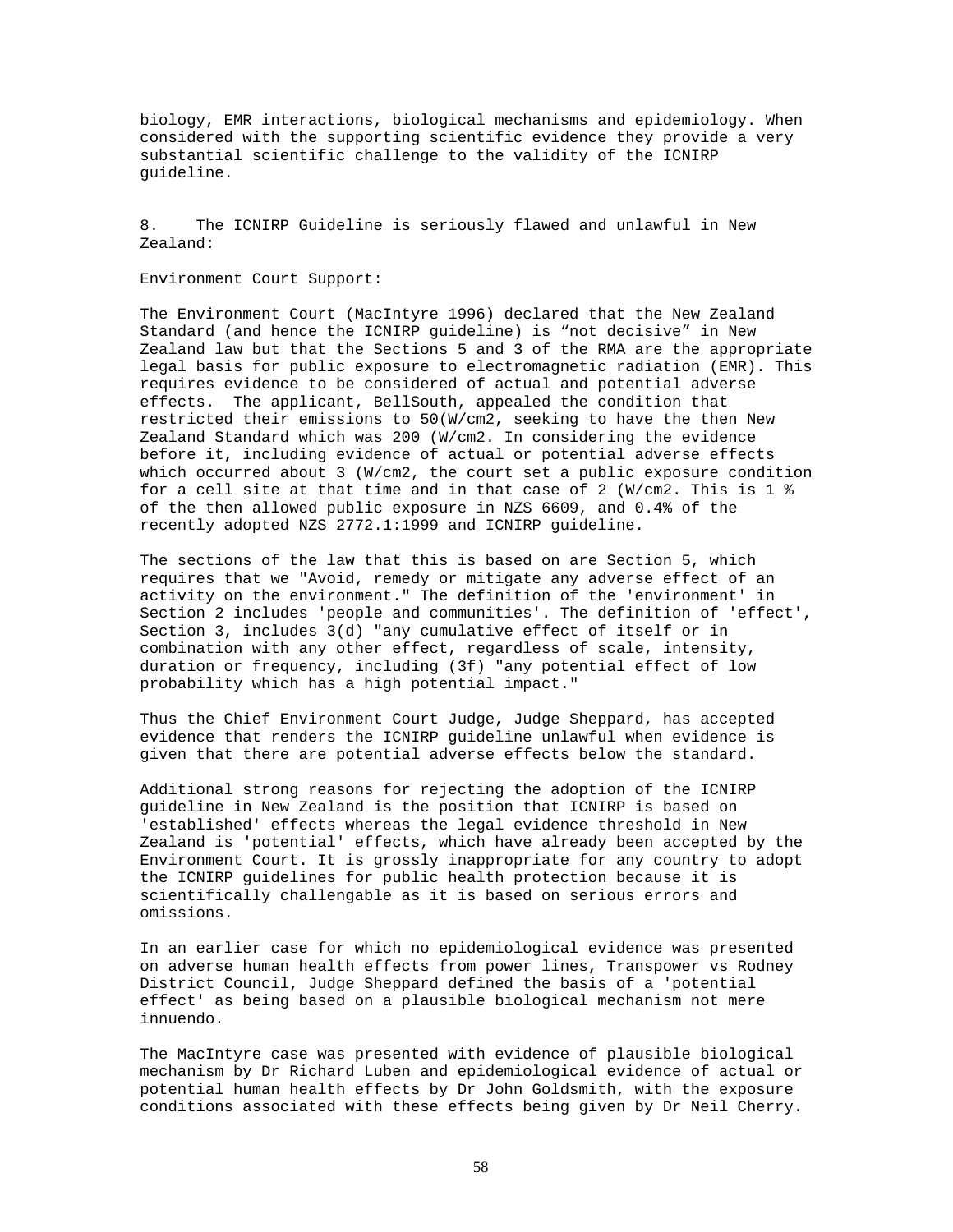biology, EMR interactions, biological mechanisms and epidemiology. When considered with the supporting scientific evidence they provide a very substantial scientific challenge to the validity of the ICNIRP guideline.

8. The ICNIRP Guideline is seriously flawed and unlawful in New Zealand:

Environment Court Support:

The Environment Court (MacIntyre 1996) declared that the New Zealand Standard (and hence the ICNIRP guideline) is "not decisive" in New Zealand law but that the Sections 5 and 3 of the RMA are the appropriate legal basis for public exposure to electromagnetic radiation (EMR). This requires evidence to be considered of actual and potential adverse effects. The applicant, BellSouth, appealed the condition that restricted their emissions to 50(W/cm2, seeking to have the then New Zealand Standard which was 200 (W/cm2. In considering the evidence before it, including evidence of actual or potential adverse effects which occurred about 3 (W/cm2, the court set a public exposure condition for a cell site at that time and in that case of 2 (W/cm2. This is 1 % of the then allowed public exposure in NZS 6609, and 0.4% of the recently adopted NZS 2772.1:1999 and ICNIRP guideline.

The sections of the law that this is based on are Section 5, which requires that we "Avoid, remedy or mitigate any adverse effect of an activity on the environment." The definition of the 'environment' in Section 2 includes 'people and communities'. The definition of 'effect', Section 3, includes 3(d) "any cumulative effect of itself or in combination with any other effect, regardless of scale, intensity, duration or frequency, including (3f) "any potential effect of low probability which has a high potential impact."

Thus the Chief Environment Court Judge, Judge Sheppard, has accepted evidence that renders the ICNIRP guideline unlawful when evidence is given that there are potential adverse effects below the standard.

Additional strong reasons for rejecting the adoption of the ICNIRP guideline in New Zealand is the position that ICNIRP is based on 'established' effects whereas the legal evidence threshold in New Zealand is 'potential' effects, which have already been accepted by the Environment Court. It is grossly inappropriate for any country to adopt the ICNIRP guidelines for public health protection because it is scientifically challengable as it is based on serious errors and omissions.

In an earlier case for which no epidemiological evidence was presented on adverse human health effects from power lines, Transpower vs Rodney District Council, Judge Sheppard defined the basis of a 'potential effect' as being based on a plausible biological mechanism not mere innuendo.

The MacIntyre case was presented with evidence of plausible biological mechanism by Dr Richard Luben and epidemiological evidence of actual or potential human health effects by Dr John Goldsmith, with the exposure conditions associated with these effects being given by Dr Neil Cherry.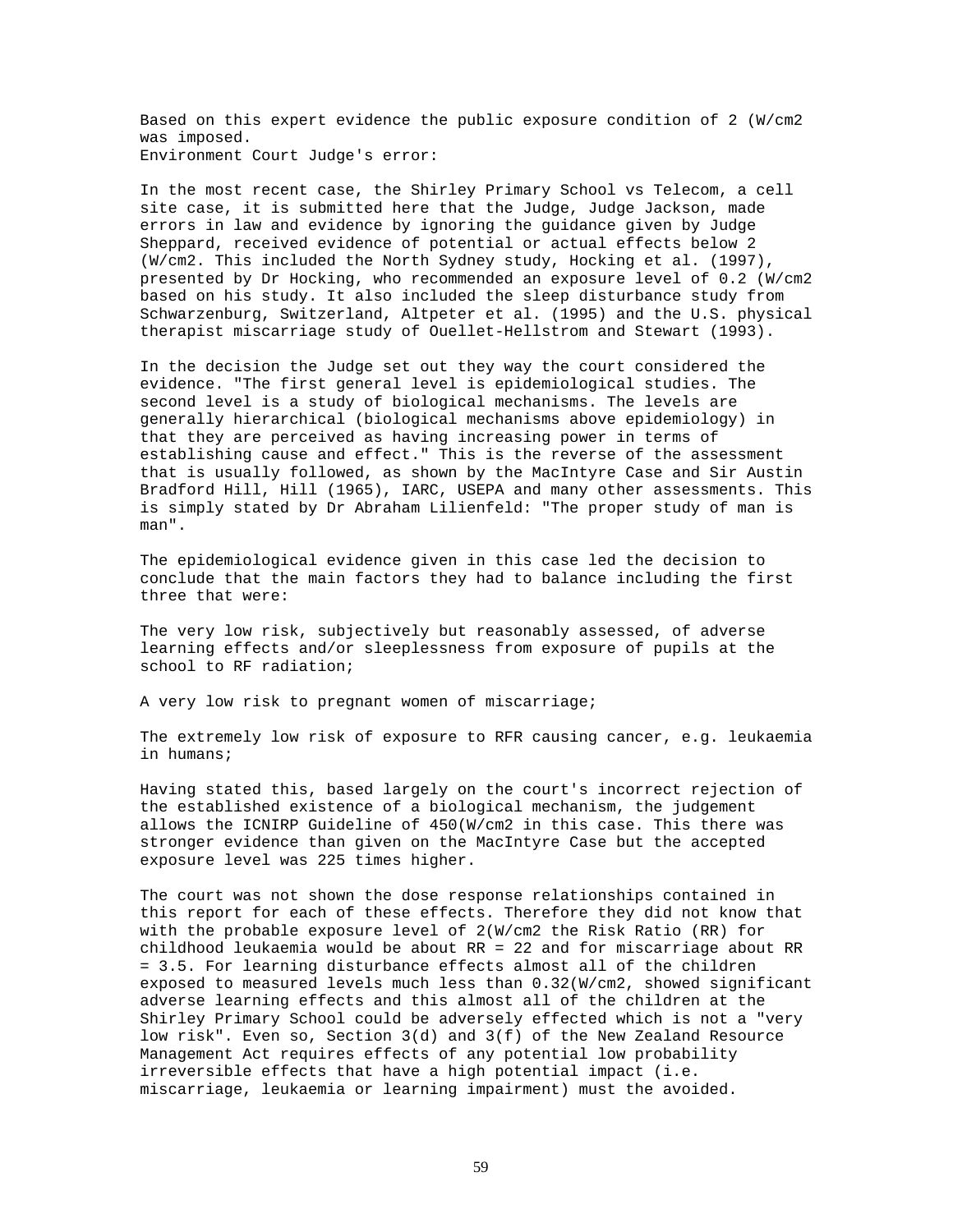Based on this expert evidence the public exposure condition of 2 (W/cm2 was imposed.

Environment Court Judge's error:

In the most recent case, the Shirley Primary School vs Telecom, a cell site case, it is submitted here that the Judge, Judge Jackson, made errors in law and evidence by ignoring the guidance given by Judge Sheppard, received evidence of potential or actual effects below 2 (W/cm2. This included the North Sydney study, Hocking et al. (1997), presented by Dr Hocking, who recommended an exposure level of 0.2 (W/cm2 based on his study. It also included the sleep disturbance study from Schwarzenburg, Switzerland, Altpeter et al. (1995) and the U.S. physical therapist miscarriage study of Ouellet-Hellstrom and Stewart (1993).

In the decision the Judge set out they way the court considered the evidence. "The first general level is epidemiological studies. The second level is a study of biological mechanisms. The levels are generally hierarchical (biological mechanisms above epidemiology) in that they are perceived as having increasing power in terms of establishing cause and effect." This is the reverse of the assessment that is usually followed, as shown by the MacIntyre Case and Sir Austin Bradford Hill, Hill (1965), IARC, USEPA and many other assessments. This is simply stated by Dr Abraham Lilienfeld: "The proper study of man is man".

The epidemiological evidence given in this case led the decision to conclude that the main factors they had to balance including the first three that were:

The very low risk, subjectively but reasonably assessed, of adverse learning effects and/or sleeplessness from exposure of pupils at the school to RF radiation;

A very low risk to pregnant women of miscarriage;

The extremely low risk of exposure to RFR causing cancer, e.g. leukaemia in humans;

Having stated this, based largely on the court's incorrect rejection of the established existence of a biological mechanism, the judgement allows the ICNIRP Guideline of 450(W/cm2 in this case. This there was stronger evidence than given on the MacIntyre Case but the accepted exposure level was 225 times higher.

The court was not shown the dose response relationships contained in this report for each of these effects. Therefore they did not know that with the probable exposure level of 2(W/cm2 the Risk Ratio (RR) for childhood leukaemia would be about RR = 22 and for miscarriage about RR = 3.5. For learning disturbance effects almost all of the children exposed to measured levels much less than 0.32(W/cm2, showed significant adverse learning effects and this almost all of the children at the Shirley Primary School could be adversely effected which is not a "very low risk". Even so, Section 3(d) and 3(f) of the New Zealand Resource Management Act requires effects of any potential low probability irreversible effects that have a high potential impact (i.e. miscarriage, leukaemia or learning impairment) must the avoided.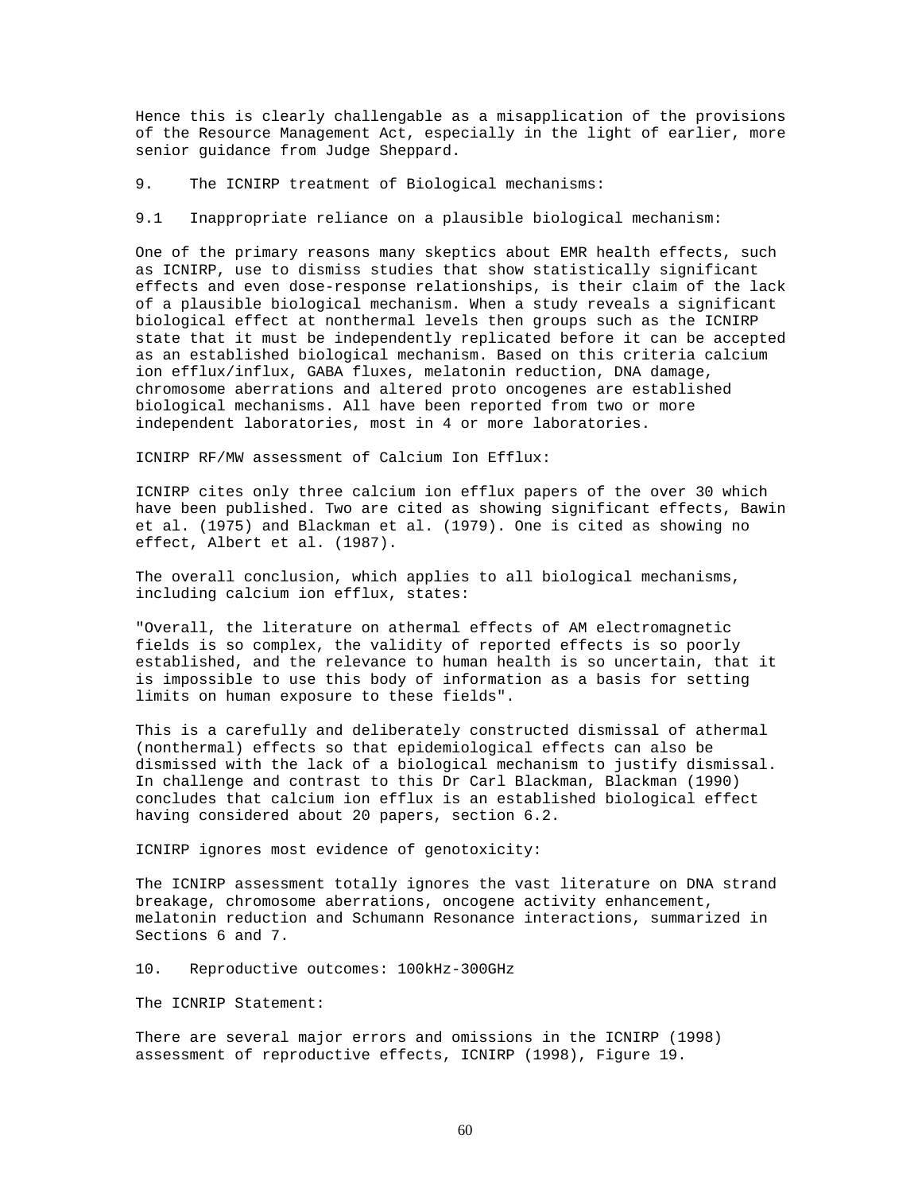Hence this is clearly challengable as a misapplication of the provisions of the Resource Management Act, especially in the light of earlier, more senior guidance from Judge Sheppard.

## 9. The ICNIRP treatment of Biological mechanisms:

### 9.1 Inappropriate reliance on a plausible biological mechanism:

One of the primary reasons many skeptics about EMR health effects, such as ICNIRP, use to dismiss studies that show statistically significant effects and even dose-response relationships, is their claim of the lack of a plausible biological mechanism. When a study reveals a significant biological effect at nonthermal levels then groups such as the ICNIRP state that it must be independently replicated before it can be accepted as an established biological mechanism. Based on this criteria calcium ion efflux/influx, GABA fluxes, melatonin reduction, DNA damage, chromosome aberrations and altered proto oncogenes are established biological mechanisms. All have been reported from two or more independent laboratories, most in 4 or more laboratories.

ICNIRP RF/MW assessment of Calcium Ion Efflux:

ICNIRP cites only three calcium ion efflux papers of the over 30 which have been published. Two are cited as showing significant effects, Bawin et al. (1975) and Blackman et al. (1979). One is cited as showing no effect, Albert et al. (1987).

The overall conclusion, which applies to all biological mechanisms, including calcium ion efflux, states:

"Overall, the literature on athermal effects of AM electromagnetic fields is so complex, the validity of reported effects is so poorly established, and the relevance to human health is so uncertain, that it is impossible to use this body of information as a basis for setting limits on human exposure to these fields".

This is a carefully and deliberately constructed dismissal of athermal (nonthermal) effects so that epidemiological effects can also be dismissed with the lack of a biological mechanism to justify dismissal. In challenge and contrast to this Dr Carl Blackman, Blackman (1990) concludes that calcium ion efflux is an established biological effect having considered about 20 papers, section 6.2.

ICNIRP ignores most evidence of genotoxicity:

The ICNIRP assessment totally ignores the vast literature on DNA strand breakage, chromosome aberrations, oncogene activity enhancement, melatonin reduction and Schumann Resonance interactions, summarized in Sections 6 and 7.

## 10. Reproductive outcomes: 100kHz-300GHz

The ICNRIP Statement:

There are several major errors and omissions in the ICNIRP (1998) assessment of reproductive effects, ICNIRP (1998), Figure 19.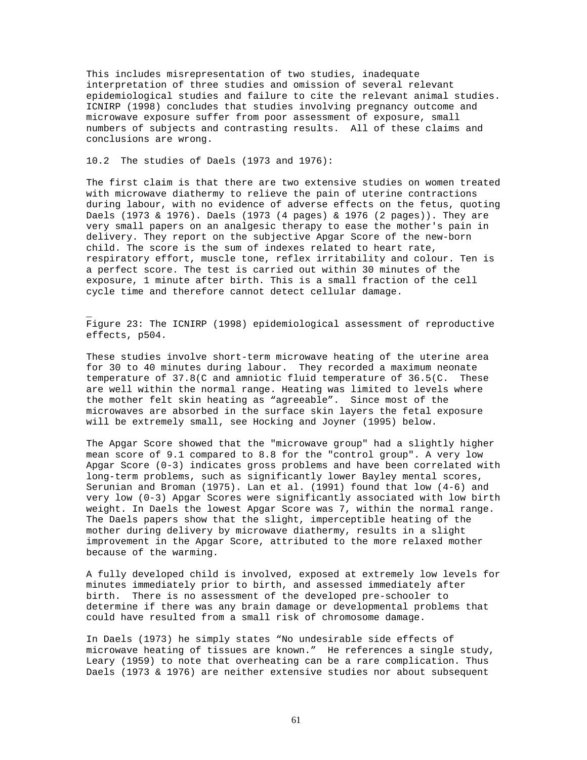This includes misrepresentation of two studies, inadequate interpretation of three studies and omission of several relevant epidemiological studies and failure to cite the relevant animal studies. ICNIRP (1998) concludes that studies involving pregnancy outcome and microwave exposure suffer from poor assessment of exposure, small numbers of subjects and contrasting results. All of these claims and conclusions are wrong.

10.2 The studies of Daels (1973 and 1976):

The first claim is that there are two extensive studies on women treated with microwave diathermy to relieve the pain of uterine contractions during labour, with no evidence of adverse effects on the fetus, quoting Daels (1973 & 1976). Daels (1973 (4 pages) & 1976 (2 pages)). They are very small papers on an analgesic therapy to ease the mother's pain in delivery. They report on the subjective Apgar Score of the new-born child. The score is the sum of indexes related to heart rate, respiratory effort, muscle tone, reflex irritability and colour. Ten is a perfect score. The test is carried out within 30 minutes of the exposure, 1 minute after birth. This is a small fraction of the cell cycle time and therefore cannot detect cellular damage.

_

Figure 23: The ICNIRP (1998) epidemiological assessment of reproductive effects, p504.

These studies involve short-term microwave heating of the uterine area for 30 to 40 minutes during labour. They recorded a maximum neonate temperature of 37.8(C and amniotic fluid temperature of 36.5(C. These are well within the normal range. Heating was limited to levels where the mother felt skin heating as “agreeable”. Since most of the microwaves are absorbed in the surface skin layers the fetal exposure will be extremely small, see Hocking and Joyner (1995) below.

The Apgar Score showed that the "microwave group" had a slightly higher mean score of 9.1 compared to 8.8 for the "control group". A very low Apgar Score (0-3) indicates gross problems and have been correlated with long-term problems, such as significantly lower Bayley mental scores, Serunian and Broman (1975). Lan et al. (1991) found that low (4-6) and very low (0-3) Apgar Scores were significantly associated with low birth weight. In Daels the lowest Apgar Score was 7, within the normal range. The Daels papers show that the slight, imperceptible heating of the mother during delivery by microwave diathermy, results in a slight improvement in the Apgar Score, attributed to the more relaxed mother because of the warming.

A fully developed child is involved, exposed at extremely low levels for minutes immediately prior to birth, and assessed immediately after birth. There is no assessment of the developed pre-schooler to determine if there was any brain damage or developmental problems that could have resulted from a small risk of chromosome damage.

In Daels (1973) he simply states “No undesirable side effects of microwave heating of tissues are known.” He references a single study, Leary (1959) to note that overheating can be a rare complication. Thus Daels (1973 & 1976) are neither extensive studies nor about subsequent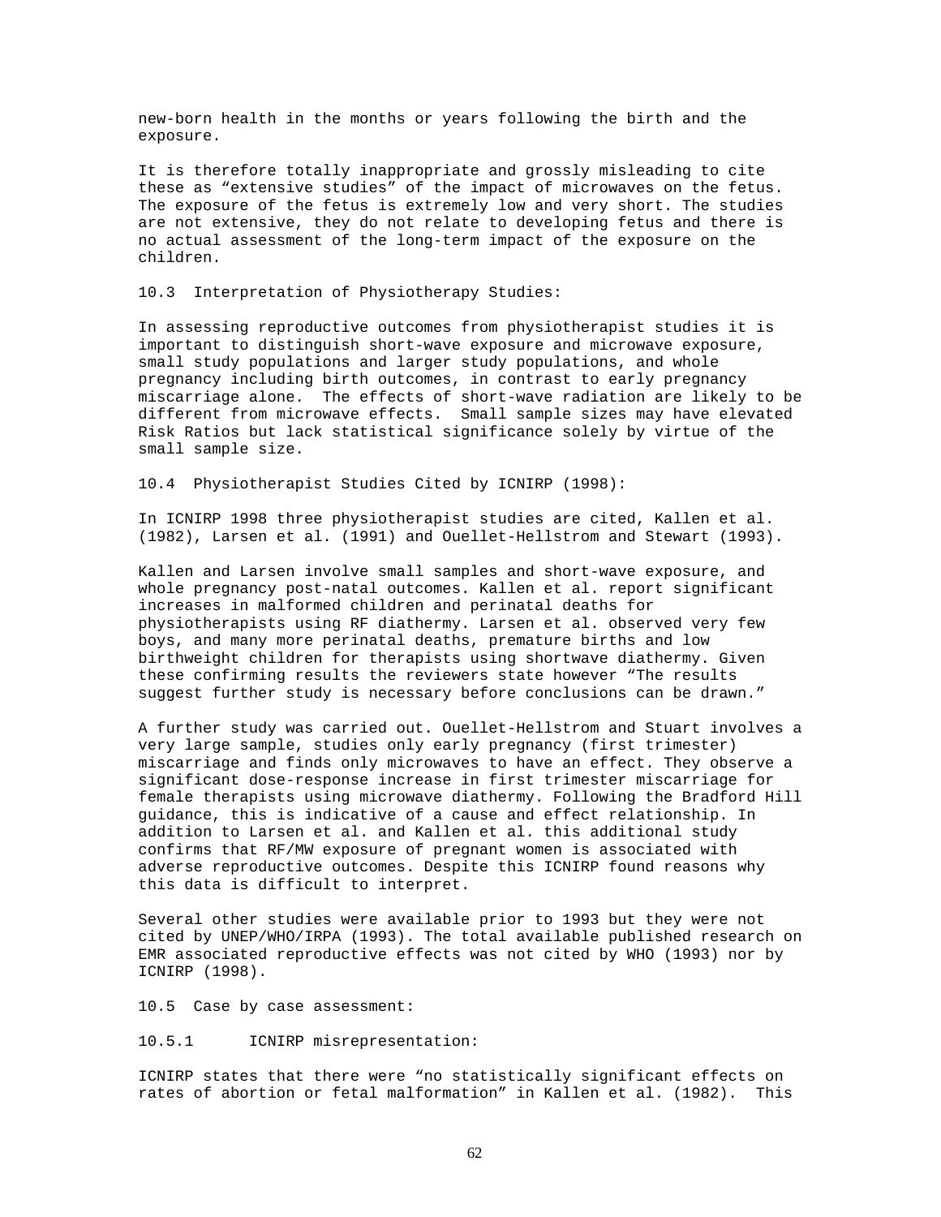new-born health in the months or years following the birth and the exposure.

It is therefore totally inappropriate and grossly misleading to cite these as "extensive studies" of the impact of microwaves on the fetus. The exposure of the fetus is extremely low and very short. The studies are not extensive, they do not relate to developing fetus and there is no actual assessment of the long-term impact of the exposure on the children.

### 10.3 Interpretation of Physiotherapy Studies:

In assessing reproductive outcomes from physiotherapist studies it is important to distinguish short-wave exposure and microwave exposure, small study populations and larger study populations, and whole pregnancy including birth outcomes, in contrast to early pregnancy miscarriage alone. The effects of short-wave radiation are likely to be different from microwave effects. Small sample sizes may have elevated Risk Ratios but lack statistical significance solely by virtue of the small sample size.

### 10.4 Physiotherapist Studies Cited by ICNIRP (1998):

In ICNIRP 1998 three physiotherapist studies are cited, Kallen et al. (1982), Larsen et al. (1991) and Ouellet-Hellstrom and Stewart (1993).

Kallen and Larsen involve small samples and short-wave exposure, and whole pregnancy post-natal outcomes. Kallen et al. report significant increases in malformed children and perinatal deaths for physiotherapists using RF diathermy. Larsen et al. observed very few boys, and many more perinatal deaths, premature births and low birthweight children for therapists using shortwave diathermy. Given these confirming results the reviewers state however "The results suggest further study is necessary before conclusions can be drawn."

A further study was carried out. Ouellet-Hellstrom and Stuart involves a very large sample, studies only early pregnancy (first trimester) miscarriage and finds only microwaves to have an effect. They observe a significant dose-response increase in first trimester miscarriage for female therapists using microwave diathermy. Following the Bradford Hill guidance, this is indicative of a cause and effect relationship. In addition to Larsen et al. and Kallen et al. this additional study confirms that RF/MW exposure of pregnant women is associated with adverse reproductive outcomes. Despite this ICNIRP found reasons why this data is difficult to interpret.

Several other studies were available prior to 1993 but they were not cited by UNEP/WHO/IRPA (1993). The total available published research on EMR associated reproductive effects was not cited by WHO (1993) nor by ICNIRP (1998).

### 10.5 Case by case assessment:

#### 10.5.1 ICNIRP misrepresentation:

ICNIRP states that there were "no statistically significant effects on rates of abortion or fetal malformation" in Kallen et al. (1982). This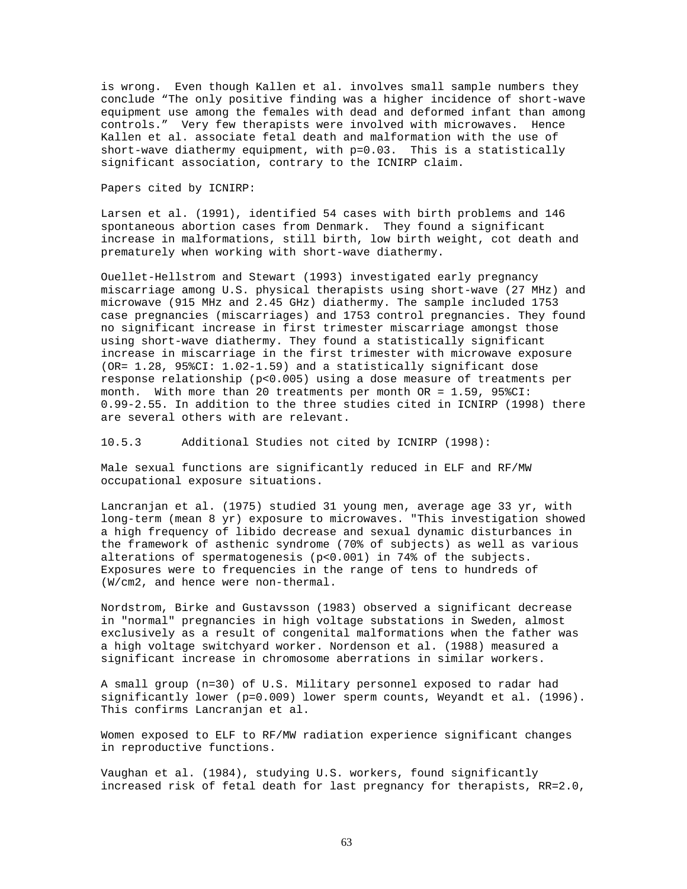is wrong. Even though Kallen et al. involves small sample numbers they conclude "The only positive finding was a higher incidence of short-wave equipment use among the females with dead and deformed infant than among controls." Very few therapists were involved with microwaves. Hence Kallen et al. associate fetal death and malformation with the use of short-wave diathermy equipment, with p=0.03. This is a statistically significant association, contrary to the ICNIRP claim.

Papers cited by ICNIRP:

Larsen et al. (1991), identified 54 cases with birth problems and 146 spontaneous abortion cases from Denmark. They found a significant increase in malformations, still birth, low birth weight, cot death and prematurely when working with short-wave diathermy.

Ouellet-Hellstrom and Stewart (1993) investigated early pregnancy miscarriage among U.S. physical therapists using short-wave (27 MHz) and microwave (915 MHz and 2.45 GHz) diathermy. The sample included 1753 case pregnancies (miscarriages) and 1753 control pregnancies. They found no significant increase in first trimester miscarriage amongst those using short-wave diathermy. They found a statistically significant increase in miscarriage in the first trimester with microwave exposure (OR= 1.28, 95%CI: 1.02-1.59) and a statistically significant dose response relationship (p<0.005) using a dose measure of treatments per month. With more than 20 treatments per month OR = 1.59, 95%CI: 0.99-2.55. In addition to the three studies cited in ICNIRP (1998) there are several others with are relevant.

10.5.3 Additional Studies not cited by ICNIRP (1998):

Male sexual functions are significantly reduced in ELF and RF/MW occupational exposure situations.

Lancranjan et al. (1975) studied 31 young men, average age 33 yr, with long-term (mean 8 yr) exposure to microwaves. "This investigation showed a high frequency of libido decrease and sexual dynamic disturbances in the framework of asthenic syndrome (70% of subjects) as well as various alterations of spermatogenesis (p<0.001) in 74% of the subjects. Exposures were to frequencies in the range of tens to hundreds of (W/cm2, and hence were non-thermal.

Nordstrom, Birke and Gustavsson (1983) observed a significant decrease in "normal" pregnancies in high voltage substations in Sweden, almost exclusively as a result of congenital malformations when the father was a high voltage switchyard worker. Nordenson et al. (1988) measured a significant increase in chromosome aberrations in similar workers.

A small group (n=30) of U.S. Military personnel exposed to radar had significantly lower (p=0.009) lower sperm counts, Weyandt et al. (1996). This confirms Lancranjan et al.

Women exposed to ELF to RF/MW radiation experience significant changes in reproductive functions.

Vaughan et al. (1984), studying U.S. workers, found significantly increased risk of fetal death for last pregnancy for therapists, RR=2.0,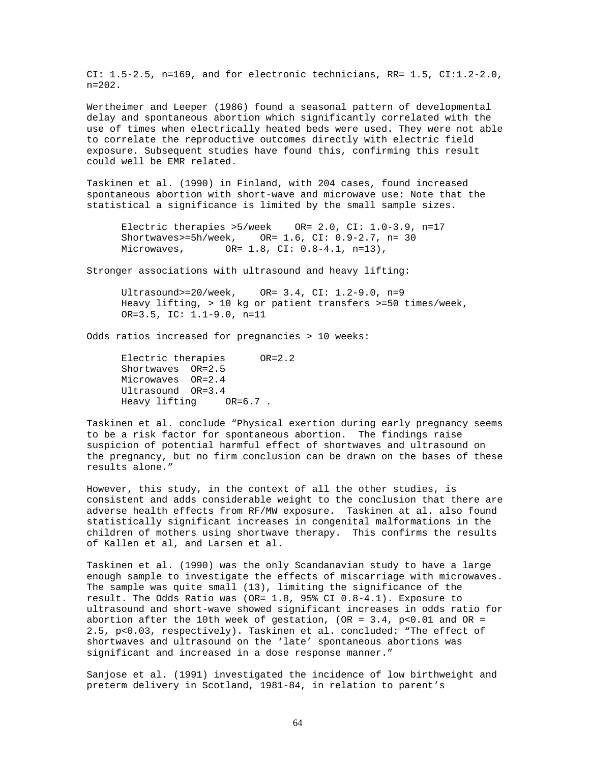CI: 1.5-2.5, n=169, and for electronic technicians, RR= 1.5, CI:1.2-2.0, n=202.

Wertheimer and Leeper (1986) found a seasonal pattern of developmental delay and spontaneous abortion which significantly correlated with the use of times when electrically heated beds were used. They were not able to correlate the reproductive outcomes directly with electric field exposure. Subsequent studies have found this, confirming this result could well be EMR related.

Taskinen et al. (1990) in Finland, with 204 cases, found increased spontaneous abortion with short-wave and microwave use: Note that the statistical a significance is limited by the small sample sizes.

Electric therapies >5/week OR= 2.0, CI: 1.0-3.9, n=17
Shortwaves>=5h/week, OR= 1.6, CI: 0.9-2.7, n= 30
Microwaves, OR= 1.8, CI: 0.8-4.1, n=13),

Stronger associations with ultrasound and heavy lifting:

Ultrasound>=20/week, OR= 3.4, CI: 1.2-9.0, n=9
Heavy lifting, > 10 kg or patient transfers >=50 times/week, OR=3.5, IC: 1.1-9.0, n=11

Odds ratios increased for pregnancies > 10 weeks:

Electric therapies OR=2.2
Shortwaves OR=2.5
Microwaves OR=2.4
Ultrasound OR=3.4
Heavy lifting OR=6.7 .

Taskinen et al. conclude "Physical exertion during early pregnancy seems to be a risk factor for spontaneous abortion. The findings raise suspicion of potential harmful effect of shortwaves and ultrasound on the pregnancy, but no firm conclusion can be drawn on the bases of these results alone."

However, this study, in the context of all the other studies, is consistent and adds considerable weight to the conclusion that there are adverse health effects from RF/MW exposure. Taskinen at al. also found statistically significant increases in congenital malformations in the children of mothers using shortwave therapy. This confirms the results of Kallen et al, and Larsen et al.

Taskinen et al. (1990) was the only Scandanavian study to have a large enough sample to investigate the effects of miscarriage with microwaves. The sample was quite small (13), limiting the significance of the result. The Odds Ratio was (OR= 1.8, 95% CI 0.8-4.1). Exposure to ultrasound and short-wave showed significant increases in odds ratio for abortion after the 10th week of gestation, (OR = 3.4, $p<0.01$ and OR = 2.5, $p<0.03$, respectively). Taskinen et al. concluded: "The effect of shortwaves and ultrasound on the 'late' spontaneous abortions was significant and increased in a dose response manner."

Sanjose et al. (1991) investigated the incidence of low birthweight and preterm delivery in Scotland, 1981-84, in relation to parent's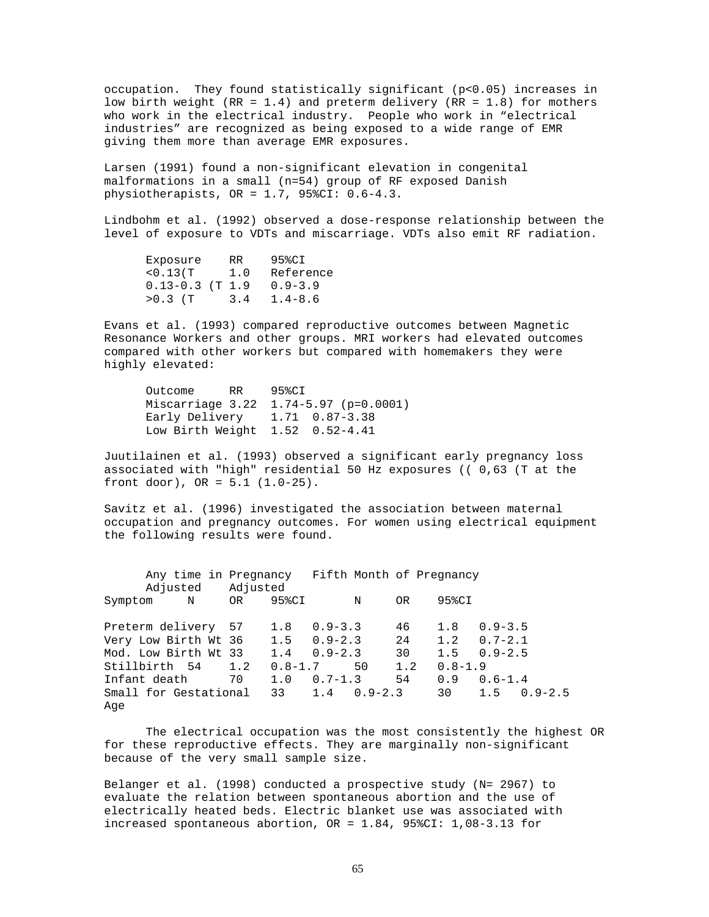occupation. They found statistically significant ($p<0.05$) increases in low birth weight (RR = 1.4) and preterm delivery (RR = 1.8) for mothers who work in the electrical industry. People who work in "electrical industries" are recognized as being exposed to a wide range of EMR giving them more than average EMR exposures.

Larsen (1991) found a non-significant elevation in congenital malformations in a small (n=54) group of RF exposed Danish physiotherapists, OR = 1.7, 95%CI: 0.6-4.3.

Lindbohm et al. (1992) observed a dose-response relationship between the level of exposure to VDTs and miscarriage. VDTs also emit RF radiation.

| Exposure | RR | 95%CI |
|---|---|---|
| <0.13(T | 1.0 | Reference |
| 0.13-0.3 (T | 1.9 | 0.9-3.9 |
| >0.3 (T | 3.4 | 1.4-8.6 |

Evans et al. (1993) compared reproductive outcomes between Magnetic Resonance Workers and other groups. MRI workers had elevated outcomes compared with other workers but compared with homemakers they were highly elevated:

| Outcome | RR | 95%CI |
|---|---|---|
| Miscarriage | 3.22 | 1.74-5.97 (p=0.0001) |
| Early Delivery | 1.71 | 0.87-3.38 |
| Low Birth Weight | 1.52 | 0.52-4.41 |

Juutilainen et al. (1993) observed a significant early pregnancy loss associated with "high" residential 50 Hz exposures (( 0,63 (T at the front door), OR = 5.1 (1.0-25).

Savitz et al. (1996) investigated the association between maternal occupation and pregnancy outcomes. For women using electrical equipment the following results were found.

| | Any time in Pregnancy | Adjusted | | Fifth Month of Pregnancy | Adjusted | |
|---|---|---|---|---|---|---|
| Symptom | N | OR | 95%CI | N | OR | 95%CI |
| Preterm delivery | 57 | 1.8 | 0.9-3.3 | 46 | 1.8 | 0.9-3.5 |
| Very Low Birth Wt | 36 | 1.5 | 0.9-2.3 | 24 | 1.2 | 0.7-2.1 |
| Mod. Low Birth Wt | 33 | 1.4 | 0.9-2.3 | 30 | 1.5 | 0.9-2.5 |
| Stillbirth | 54 | 1.2 | 0.8-1.7 | 50 | 1.2 | 0.8-1.9 |
| Infant death | 70 | 1.0 | 0.7-1.3 | 54 | 0.9 | 0.6-1.4 |
| Small for Gestational Age | 33 | 1.4 | 0.9-2.3 | 30 | 1.5 | 0.9-2.5 |

The electrical occupation was the most consistently the highest OR for these reproductive effects. They are marginally non-significant because of the very small sample size.

Belanger et al. (1998) conducted a prospective study (N= 2967) to evaluate the relation between spontaneous abortion and the use of electrically heated beds. Electric blanket use was associated with increased spontaneous abortion, OR = 1.84, 95%CI: 1,08-3.13 for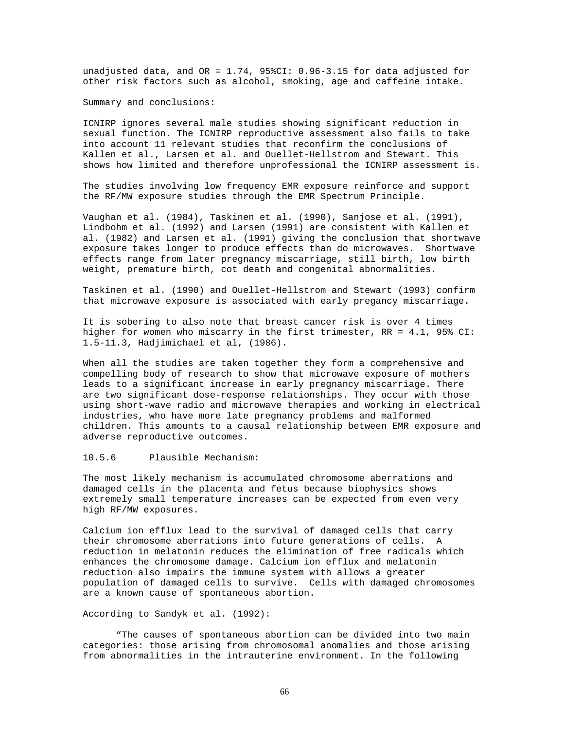unadjusted data, and OR = 1.74, 95%CI: 0.96-3.15 for data adjusted for other risk factors such as alcohol, smoking, age and caffeine intake.

Summary and conclusions:

ICNIRP ignores several male studies showing significant reduction in sexual function. The ICNIRP reproductive assessment also fails to take into account 11 relevant studies that reconfirm the conclusions of Kallen et al., Larsen et al. and Ouellet-Hellstrom and Stewart. This shows how limited and therefore unprofessional the ICNIRP assessment is.

The studies involving low frequency EMR exposure reinforce and support the RF/MW exposure studies through the EMR Spectrum Principle.

Vaughan et al. (1984), Taskinen et al. (1990), Sanjose et al. (1991), Lindbohm et al. (1992) and Larsen (1991) are consistent with Kallen et al. (1982) and Larsen et al. (1991) giving the conclusion that shortwave exposure takes longer to produce effects than do microwaves. Shortwave effects range from later pregnancy miscarriage, still birth, low birth weight, premature birth, cot death and congenital abnormalities.

Taskinen et al. (1990) and Ouellet-Hellstrom and Stewart (1993) confirm that microwave exposure is associated with early pregancy miscarriage.

It is sobering to also note that breast cancer risk is over 4 times higher for women who miscarry in the first trimester, RR = 4.1, 95% CI: 1.5-11.3, Hadjimichael et al, (1986).

When all the studies are taken together they form a comprehensive and compelling body of research to show that microwave exposure of mothers leads to a significant increase in early pregnancy miscarriage. There are two significant dose-response relationships. They occur with those using short-wave radio and microwave therapies and working in electrical industries, who have more late pregnancy problems and malformed children. This amounts to a causal relationship between EMR exposure and adverse reproductive outcomes.

### 10.5.6 Plausible Mechanism:

The most likely mechanism is accumulated chromosome aberrations and damaged cells in the placenta and fetus because biophysics shows extremely small temperature increases can be expected from even very high RF/MW exposures.

Calcium ion efflux lead to the survival of damaged cells that carry their chromosome aberrations into future generations of cells. A reduction in melatonin reduces the elimination of free radicals which enhances the chromosome damage. Calcium ion efflux and melatonin reduction also impairs the immune system with allows a greater population of damaged cells to survive. Cells with damaged chromosomes are a known cause of spontaneous abortion.

According to Sandyk et al. (1992):

> "The causes of spontaneous abortion can be divided into two main categories: those arising from chromosomal anomalies and those arising from abnormalities in the intrauterine environment. In the following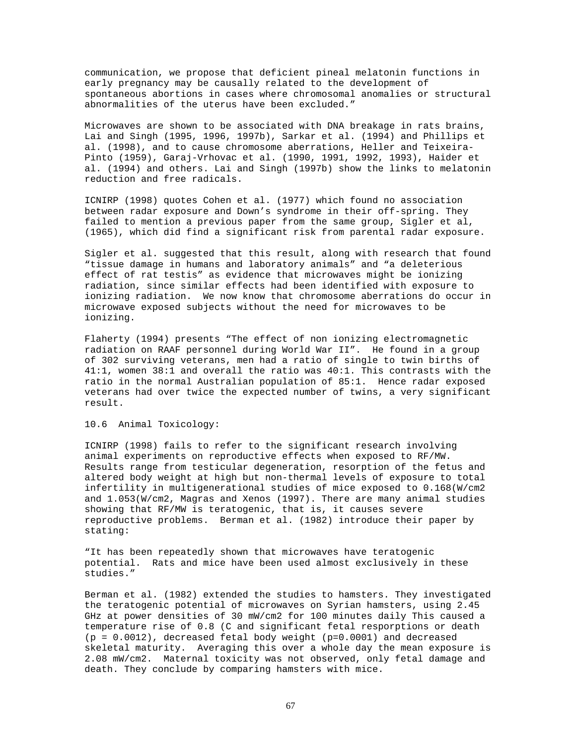communication, we propose that deficient pineal melatonin functions in early pregnancy may be causally related to the development of spontaneous abortions in cases where chromosomal anomalies or structural abnormalities of the uterus have been excluded."

Microwaves are shown to be associated with DNA breakage in rats brains, Lai and Singh (1995, 1996, 1997b), Sarkar et al. (1994) and Phillips et al. (1998), and to cause chromosome aberrations, Heller and Teixeira-Pinto (1959), Garaj-Vrhovac et al. (1990, 1991, 1992, 1993), Haider et al. (1994) and others. Lai and Singh (1997b) show the links to melatonin reduction and free radicals.

ICNIRP (1998) quotes Cohen et al. (1977) which found no association between radar exposure and Down's syndrome in their off-spring. They failed to mention a previous paper from the same group, Sigler et al, (1965), which did find a significant risk from parental radar exposure.

Sigler et al. suggested that this result, along with research that found "tissue damage in humans and laboratory animals" and "a deleterious effect of rat testis" as evidence that microwaves might be ionizing radiation, since similar effects had been identified with exposure to ionizing radiation. We now know that chromosome aberrations do occur in microwave exposed subjects without the need for microwaves to be ionizing.

Flaherty (1994) presents "The effect of non ionizing electromagnetic radiation on RAAF personnel during World War II". He found in a group of 302 surviving veterans, men had a ratio of single to twin births of 41:1, women 38:1 and overall the ratio was 40:1. This contrasts with the ratio in the normal Australian population of 85:1. Hence radar exposed veterans had over twice the expected number of twins, a very significant result.

10.6 Animal Toxicology:

ICNIRP (1998) fails to refer to the significant research involving animal experiments on reproductive effects when exposed to RF/MW. Results range from testicular degeneration, resorption of the fetus and altered body weight at high but non-thermal levels of exposure to total infertility in multigenerational studies of mice exposed to 0.168(W/cm2 and 1.053(W/cm2, Magras and Xenos (1997). There are many animal studies showing that RF/MW is teratogenic, that is, it causes severe reproductive problems. Berman et al. (1982) introduce their paper by stating:

"It has been repeatedly shown that microwaves have teratogenic potential. Rats and mice have been used almost exclusively in these studies."

Berman et al. (1982) extended the studies to hamsters. They investigated the teratogenic potential of microwaves on Syrian hamsters, using 2.45 GHz at power densities of 30 mW/cm2 for 100 minutes daily This caused a temperature rise of 0.8 (C and significant fetal resporptions or death ($p = 0.0012$), decreased fetal body weight ($p=0.0001$) and decreased skeletal maturity. Averaging this over a whole day the mean exposure is 2.08 mW/cm2. Maternal toxicity was not observed, only fetal damage and death. They conclude by comparing hamsters with mice.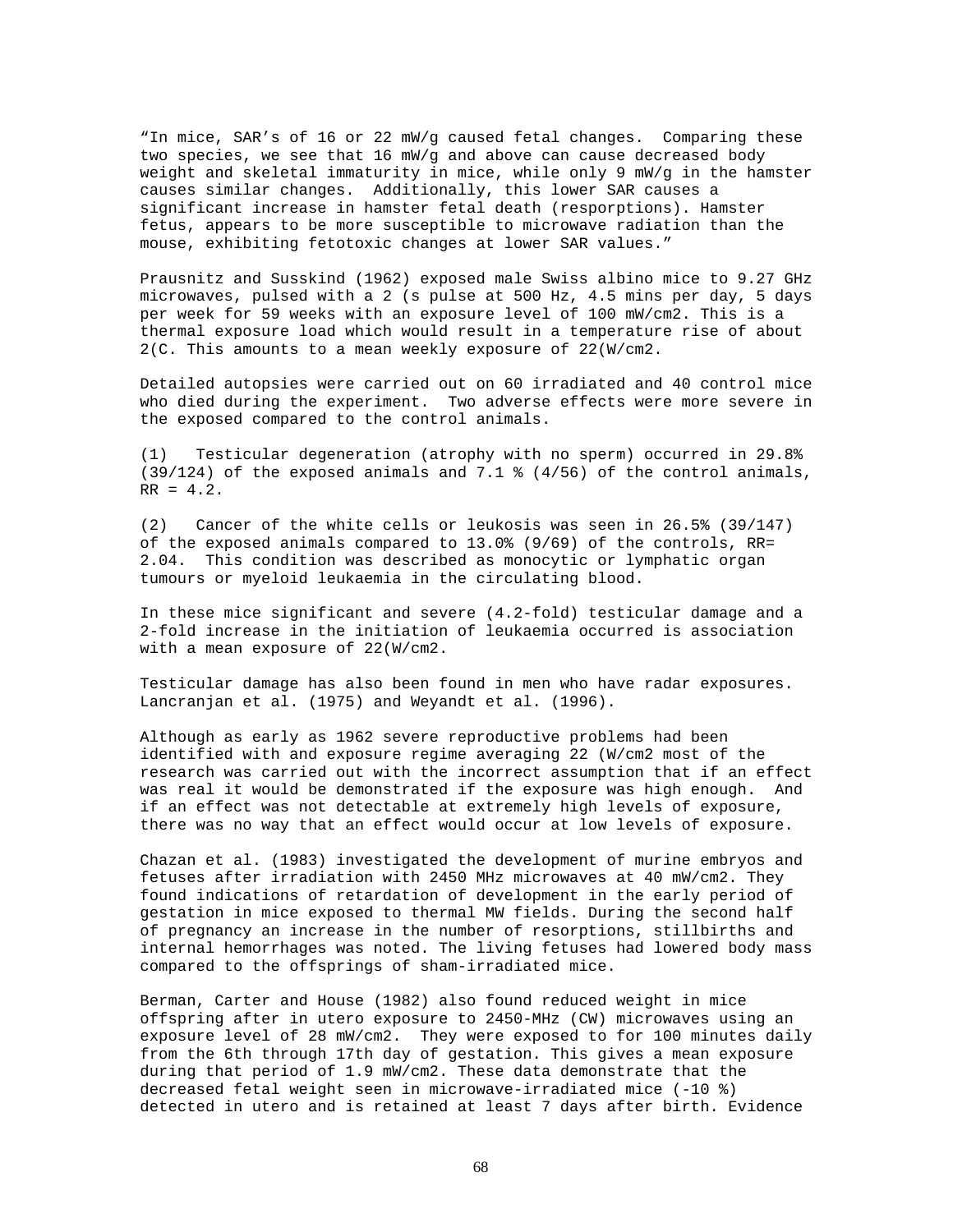"In mice, SAR's of 16 or 22 mW/g caused fetal changes. Comparing these two species, we see that 16 mW/g and above can cause decreased body weight and skeletal immaturity in mice, while only 9 mW/g in the hamster causes similar changes. Additionally, this lower SAR causes a significant increase in hamster fetal death (resporptions). Hamster fetus, appears to be more susceptible to microwave radiation than the mouse, exhibiting fetotoxic changes at lower SAR values."

Prausnitz and Susskind (1962) exposed male Swiss albino mice to 9.27 GHz microwaves, pulsed with a 2 (s pulse at 500 Hz, 4.5 mins per day, 5 days per week for 59 weeks with an exposure level of 100 mW/cm2. This is a thermal exposure load which would result in a temperature rise of about 2(C. This amounts to a mean weekly exposure of 22(W/cm2.

Detailed autopsies were carried out on 60 irradiated and 40 control mice who died during the experiment. Two adverse effects were more severe in the exposed compared to the control animals.

(1) Testicular degeneration (atrophy with no sperm) occurred in 29.8% (39/124) of the exposed animals and 7.1 % (4/56) of the control animals, RR = 4.2.

(2) Cancer of the white cells or leukosis was seen in 26.5% (39/147) of the exposed animals compared to 13.0% (9/69) of the controls, RR= 2.04. This condition was described as monocytic or lymphatic organ tumours or myeloid leukaemia in the circulating blood.

In these mice significant and severe (4.2-fold) testicular damage and a 2-fold increase in the initiation of leukaemia occurred is association with a mean exposure of 22(W/cm2.

Testicular damage has also been found in men who have radar exposures. Lancranjan et al. (1975) and Weyandt et al. (1996).

Although as early as 1962 severe reproductive problems had been identified with and exposure regime averaging 22 (W/cm2 most of the research was carried out with the incorrect assumption that if an effect was real it would be demonstrated if the exposure was high enough. And if an effect was not detectable at extremely high levels of exposure, there was no way that an effect would occur at low levels of exposure.

Chazan et al. (1983) investigated the development of murine embryos and fetuses after irradiation with 2450 MHz microwaves at 40 mW/cm2. They found indications of retardation of development in the early period of gestation in mice exposed to thermal MW fields. During the second half of pregnancy an increase in the number of resorptions, stillbirths and internal hemorrhages was noted. The living fetuses had lowered body mass compared to the offsprings of sham-irradiated mice.

Berman, Carter and House (1982) also found reduced weight in mice offspring after in utero exposure to 2450-MHz (CW) microwaves using an exposure level of 28 mW/cm2. They were exposed to for 100 minutes daily from the 6th through 17th day of gestation. This gives a mean exposure during that period of 1.9 mW/cm2. These data demonstrate that the decreased fetal weight seen in microwave-irradiated mice (-10 %) detected in utero and is retained at least 7 days after birth. Evidence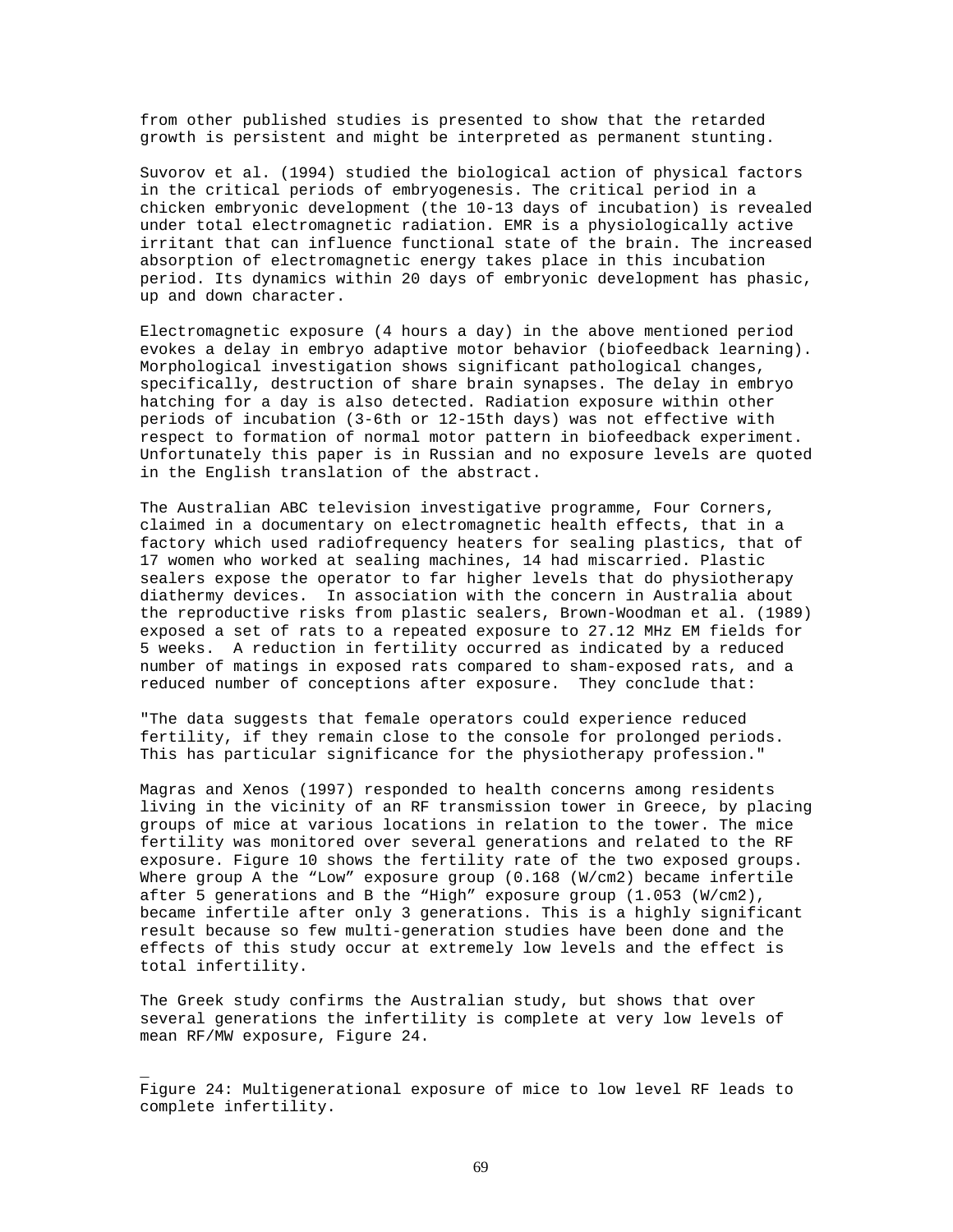from other published studies is presented to show that the retarded growth is persistent and might be interpreted as permanent stunting.

Suvorov et al. (1994) studied the biological action of physical factors in the critical periods of embryogenesis. The critical period in a chicken embryonic development (the 10-13 days of incubation) is revealed under total electromagnetic radiation. EMR is a physiologically active irritant that can influence functional state of the brain. The increased absorption of electromagnetic energy takes place in this incubation period. Its dynamics within 20 days of embryonic development has phasic, up and down character.

Electromagnetic exposure (4 hours a day) in the above mentioned period evokes a delay in embryo adaptive motor behavior (biofeedback learning). Morphological investigation shows significant pathological changes, specifically, destruction of share brain synapses. The delay in embryo hatching for a day is also detected. Radiation exposure within other periods of incubation (3-6th or 12-15th days) was not effective with respect to formation of normal motor pattern in biofeedback experiment. Unfortunately this paper is in Russian and no exposure levels are quoted in the English translation of the abstract.

The Australian ABC television investigative programme, Four Corners, claimed in a documentary on electromagnetic health effects, that in a factory which used radiofrequency heaters for sealing plastics, that of 17 women who worked at sealing machines, 14 had miscarried. Plastic sealers expose the operator to far higher levels that do physiotherapy diathermy devices. In association with the concern in Australia about the reproductive risks from plastic sealers, Brown-Woodman et al. (1989) exposed a set of rats to a repeated exposure to 27.12 MHz EM fields for 5 weeks. A reduction in fertility occurred as indicated by a reduced number of matings in exposed rats compared to sham-exposed rats, and a reduced number of conceptions after exposure. They conclude that:

"The data suggests that female operators could experience reduced fertility, if they remain close to the console for prolonged periods. This has particular significance for the physiotherapy profession."

Magras and Xenos (1997) responded to health concerns among residents living in the vicinity of an RF transmission tower in Greece, by placing groups of mice at various locations in relation to the tower. The mice fertility was monitored over several generations and related to the RF exposure. Figure 10 shows the fertility rate of the two exposed groups. Where group A the "Low" exposure group (0.168 (W/cm2) became infertile after 5 generations and B the "High" exposure group (1.053 (W/cm2), became infertile after only 3 generations. This is a highly significant result because so few multi-generation studies have been done and the effects of this study occur at extremely low levels and the effect is total infertility.

The Greek study confirms the Australian study, but shows that over several generations the infertility is complete at very low levels of mean RF/MW exposure, Figure 24.

Figure 24: Multigenerational exposure of mice to low level RF leads to complete infertility.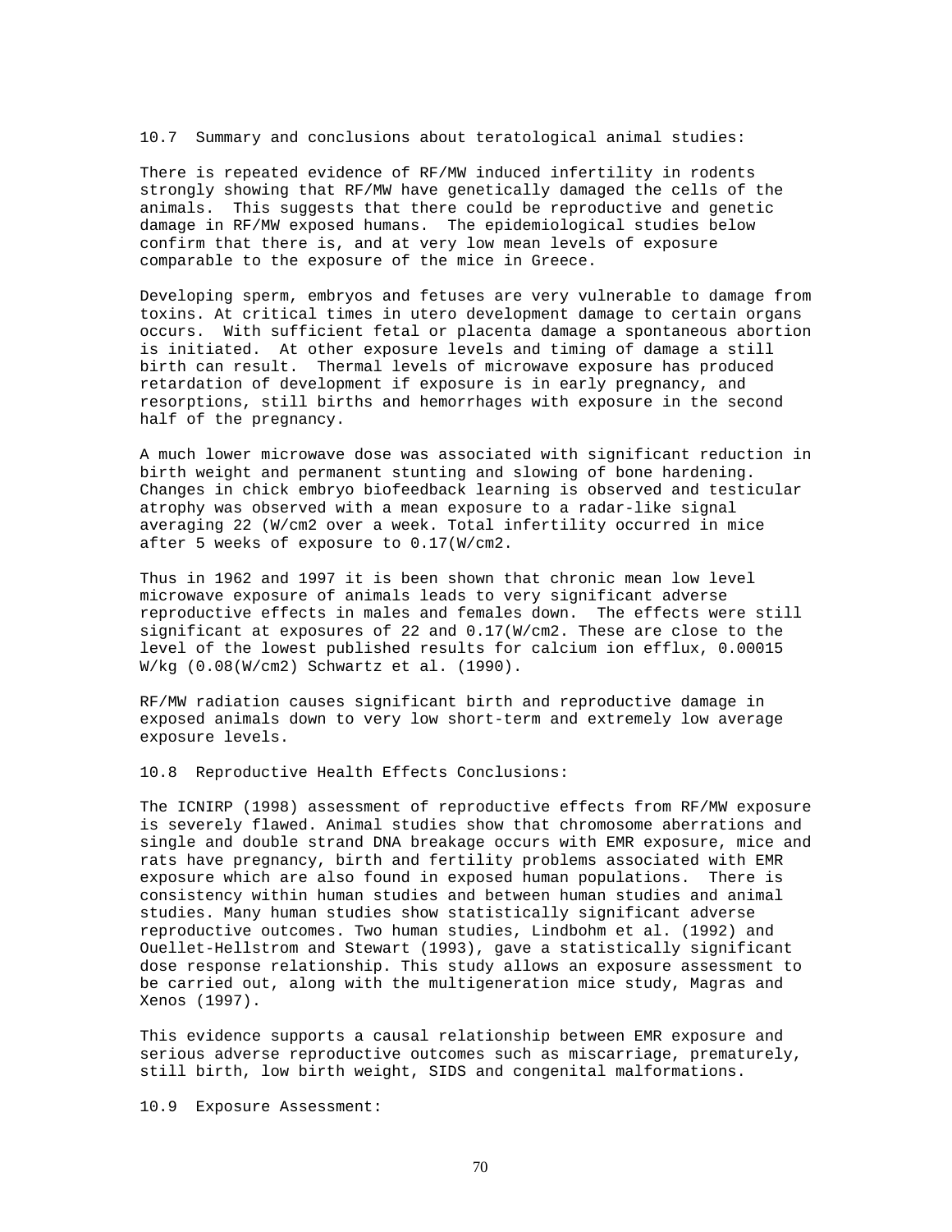## 10.7 Summary and conclusions about teratological animal studies:

There is repeated evidence of RF/MW induced infertility in rodents strongly showing that RF/MW have genetically damaged the cells of the animals. This suggests that there could be reproductive and genetic damage in RF/MW exposed humans. The epidemiological studies below confirm that there is, and at very low mean levels of exposure comparable to the exposure of the mice in Greece.

Developing sperm, embryos and fetuses are very vulnerable to damage from toxins. At critical times in utero development damage to certain organs occurs. With sufficient fetal or placenta damage a spontaneous abortion is initiated. At other exposure levels and timing of damage a still birth can result. Thermal levels of microwave exposure has produced retardation of development if exposure is in early pregnancy, and resorptions, still births and hemorrhages with exposure in the second half of the pregnancy.

A much lower microwave dose was associated with significant reduction in birth weight and permanent stunting and slowing of bone hardening. Changes in chick embryo biofeedback learning is observed and testicular atrophy was observed with a mean exposure to a radar-like signal averaging 22 (W/cm2 over a week. Total infertility occurred in mice after 5 weeks of exposure to 0.17(W/cm2.

Thus in 1962 and 1997 it is been shown that chronic mean low level microwave exposure of animals leads to very significant adverse reproductive effects in males and females down. The effects were still significant at exposures of 22 and 0.17(W/cm2. These are close to the level of the lowest published results for calcium ion efflux, 0.00015 W/kg (0.08(W/cm2) Schwartz et al. (1990).

RF/MW radiation causes significant birth and reproductive damage in exposed animals down to very low short-term and extremely low average exposure levels.

## 10.8 Reproductive Health Effects Conclusions:

The ICNIRP (1998) assessment of reproductive effects from RF/MW exposure is severely flawed. Animal studies show that chromosome aberrations and single and double strand DNA breakage occurs with EMR exposure, mice and rats have pregnancy, birth and fertility problems associated with EMR exposure which are also found in exposed human populations. There is consistency within human studies and between human studies and animal studies. Many human studies show statistically significant adverse reproductive outcomes. Two human studies, Lindbohm et al. (1992) and Ouellet-Hellstrom and Stewart (1993), gave a statistically significant dose response relationship. This study allows an exposure assessment to be carried out, along with the multigeneration mice study, Magras and Xenos (1997).

This evidence supports a causal relationship between EMR exposure and serious adverse reproductive outcomes such as miscarriage, prematurely, still birth, low birth weight, SIDS and congenital malformations.

## 10.9 Exposure Assessment: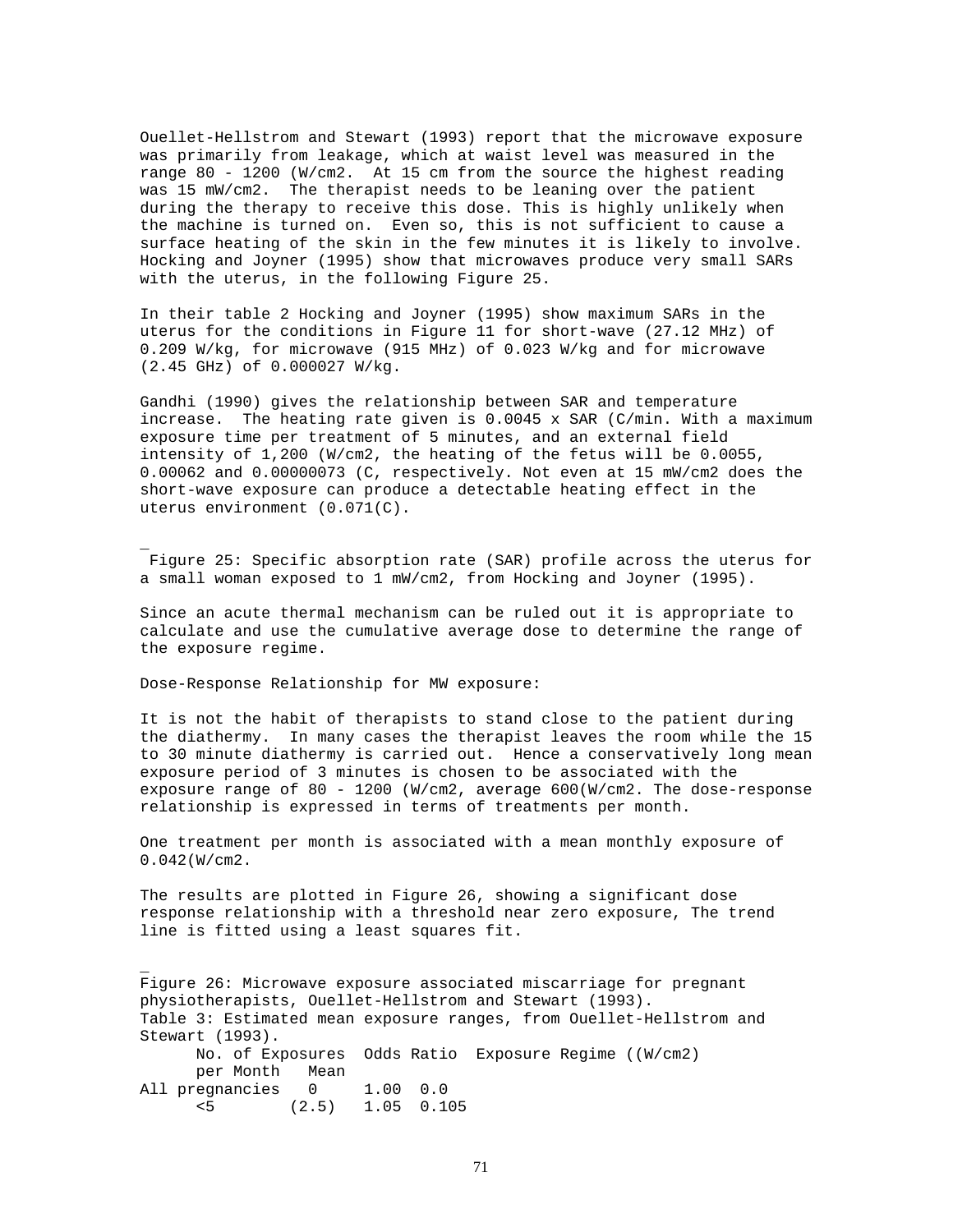Ouellet-Hellstrom and Stewart (1993) report that the microwave exposure was primarily from leakage, which at waist level was measured in the range 80 - 1200 (W/cm2. At 15 cm from the source the highest reading was 15 mW/cm2. The therapist needs to be leaning over the patient during the therapy to receive this dose. This is highly unlikely when the machine is turned on. Even so, this is not sufficient to cause a surface heating of the skin in the few minutes it is likely to involve. Hocking and Joyner (1995) show that microwaves produce very small SARs with the uterus, in the following Figure 25.

In their table 2 Hocking and Joyner (1995) show maximum SARs in the uterus for the conditions in Figure 11 for short-wave (27.12 MHz) of 0.209 W/kg, for microwave (915 MHz) of 0.023 W/kg and for microwave (2.45 GHz) of 0.000027 W/kg.

Gandhi (1990) gives the relationship between SAR and temperature increase. The heating rate given is 0.0045 x SAR (C/min. With a maximum exposure time per treatment of 5 minutes, and an external field intensity of 1,200 (W/cm2, the heating of the fetus will be 0.0055, 0.00062 and 0.00000073 (C, respectively. Not even at 15 mW/cm2 does the short-wave exposure can produce a detectable heating effect in the uterus environment (0.071(C).

Figure 25: Specific absorption rate (SAR) profile across the uterus for a small woman exposed to 1 mW/cm2, from Hocking and Joyner (1995).

Since an acute thermal mechanism can be ruled out it is appropriate to calculate and use the cumulative average dose to determine the range of the exposure regime.

Dose-Response Relationship for MW exposure:

It is not the habit of therapists to stand close to the patient during the diathermy. In many cases the therapist leaves the room while the 15 to 30 minute diathermy is carried out. Hence a conservatively long mean exposure period of 3 minutes is chosen to be associated with the exposure range of 80 - 1200 (W/cm2, average 600(W/cm2. The dose-response relationship is expressed in terms of treatments per month.

One treatment per month is associated with a mean monthly exposure of 0.042(W/cm2.

The results are plotted in Figure 26, showing a significant dose response relationship with a threshold near zero exposure, The trend line is fitted using a least squares fit.

Figure 26: Microwave exposure associated miscarriage for pregnant physiotherapists, Ouellet-Hellstrom and Stewart (1993).

Table 3: Estimated mean exposure ranges, from Ouellet-Hellstrom and Stewart (1993).

| | No. of Exposures per Month | Mean | Odds Ratio | Exposure Regime ((W/cm2) |
|---|---|---|---|---|
| All pregnancies | 0 | | 1.00 | 0.0 |
| | <5 | (2.5) | 1.05 | 0.105 |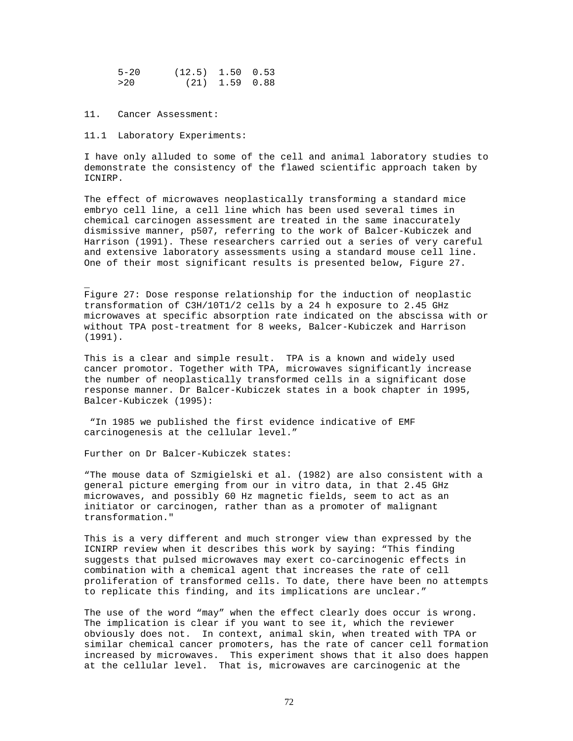| | | | |
|---|---|---|---|
| 5-20 | (12.5) | 1.50 | 0.53 |
| >20 | (21) | 1.59 | 0.88 |

## 11. Cancer Assessment:

### 11.1 Laboratory Experiments:

I have only alluded to some of the cell and animal laboratory studies to demonstrate the consistency of the flawed scientific approach taken by ICNIRP.

The effect of microwaves neoplastically transforming a standard mice embryo cell line, a cell line which has been used several times in chemical carcinogen assessment are treated in the same inaccurately dismissive manner, p507, referring to the work of Balcer-Kubiczek and Harrison (1991). These researchers carried out a series of very careful and extensive laboratory assessments using a standard mouse cell line. One of their most significant results is presented below, Figure 27.

Figure 27: Dose response relationship for the induction of neoplastic transformation of C3H/10T1/2 cells by a 24 h exposure to 2.45 GHz microwaves at specific absorption rate indicated on the abscissa with or without TPA post-treatment for 8 weeks, Balcer-Kubiczek and Harrison (1991).

This is a clear and simple result. TPA is a known and widely used cancer promotor. Together with TPA, microwaves significantly increase the number of neoplastically transformed cells in a significant dose response manner. Dr Balcer-Kubiczek states in a book chapter in 1995, Balcer-Kubiczek (1995):

"In 1985 we published the first evidence indicative of EMF carcinogenesis at the cellular level."

Further on Dr Balcer-Kubiczek states:

"The mouse data of Szmigielski et al. (1982) are also consistent with a general picture emerging from our in vitro data, in that 2.45 GHz microwaves, and possibly 60 Hz magnetic fields, seem to act as an initiator or carcinogen, rather than as a promoter of malignant transformation."

This is a very different and much stronger view than expressed by the ICNIRP review when it describes this work by saying: "This finding suggests that pulsed microwaves may exert co-carcinogenic effects in combination with a chemical agent that increases the rate of cell proliferation of transformed cells. To date, there have been no attempts to replicate this finding, and its implications are unclear."

The use of the word "may" when the effect clearly does occur is wrong. The implication is clear if you want to see it, which the reviewer obviously does not. In context, animal skin, when treated with TPA or similar chemical cancer promoters, has the rate of cancer cell formation increased by microwaves. This experiment shows that it also does happen at the cellular level. That is, microwaves are carcinogenic at the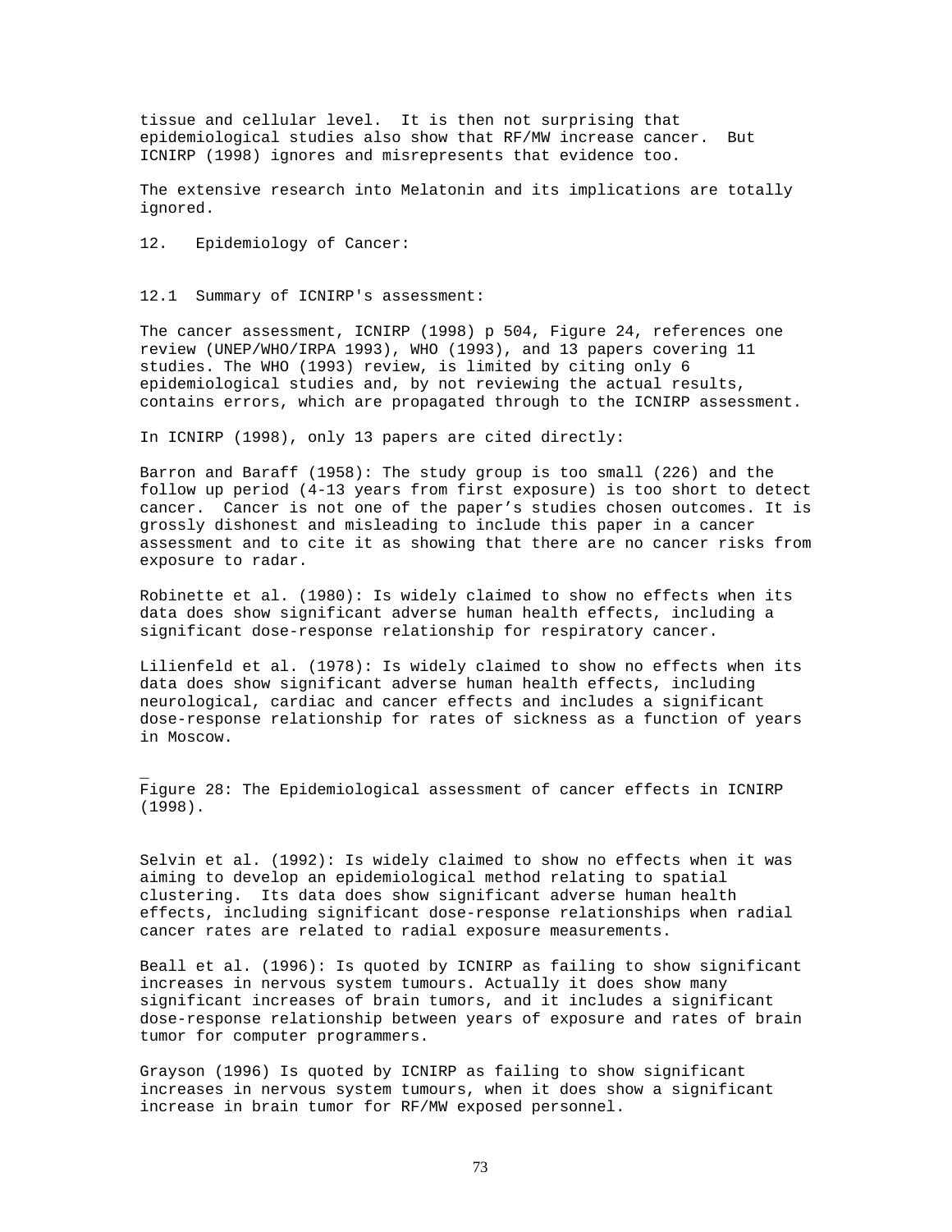tissue and cellular level. It is then not surprising that epidemiological studies also show that RF/MW increase cancer. But ICNIRP (1998) ignores and misrepresents that evidence too.

The extensive research into Melatonin and its implications are totally ignored.

## 12. Epidemiology of Cancer:

### 12.1 Summary of ICNIRP's assessment:

The cancer assessment, ICNIRP (1998) p 504, Figure 24, references one review (UNEP/WHO/IRPA 1993), WHO (1993), and 13 papers covering 11 studies. The WHO (1993) review, is limited by citing only 6 epidemiological studies and, by not reviewing the actual results, contains errors, which are propagated through to the ICNIRP assessment.

In ICNIRP (1998), only 13 papers are cited directly:

Barron and Baraff (1958): The study group is too small (226) and the follow up period (4-13 years from first exposure) is too short to detect cancer. Cancer is not one of the paper's studies chosen outcomes. It is grossly dishonest and misleading to include this paper in a cancer assessment and to cite it as showing that there are no cancer risks from exposure to radar.

Robinette et al. (1980): Is widely claimed to show no effects when its data does show significant adverse human health effects, including a significant dose-response relationship for respiratory cancer.

Lilienfeld et al. (1978): Is widely claimed to show no effects when its data does show significant adverse human health effects, including neurological, cardiac and cancer effects and includes a significant dose-response relationship for rates of sickness as a function of years in Moscow.

Figure 28: The Epidemiological assessment of cancer effects in ICNIRP (1998).

Selvin et al. (1992): Is widely claimed to show no effects when it was aiming to develop an epidemiological method relating to spatial clustering. Its data does show significant adverse human health effects, including significant dose-response relationships when radial cancer rates are related to radial exposure measurements.

Beall et al. (1996): Is quoted by ICNIRP as failing to show significant increases in nervous system tumours. Actually it does show many significant increases of brain tumors, and it includes a significant dose-response relationship between years of exposure and rates of brain tumor for computer programmers.

Grayson (1996) Is quoted by ICNIRP as failing to show significant increases in nervous system tumours, when it does show a significant increase in brain tumor for RF/MW exposed personnel.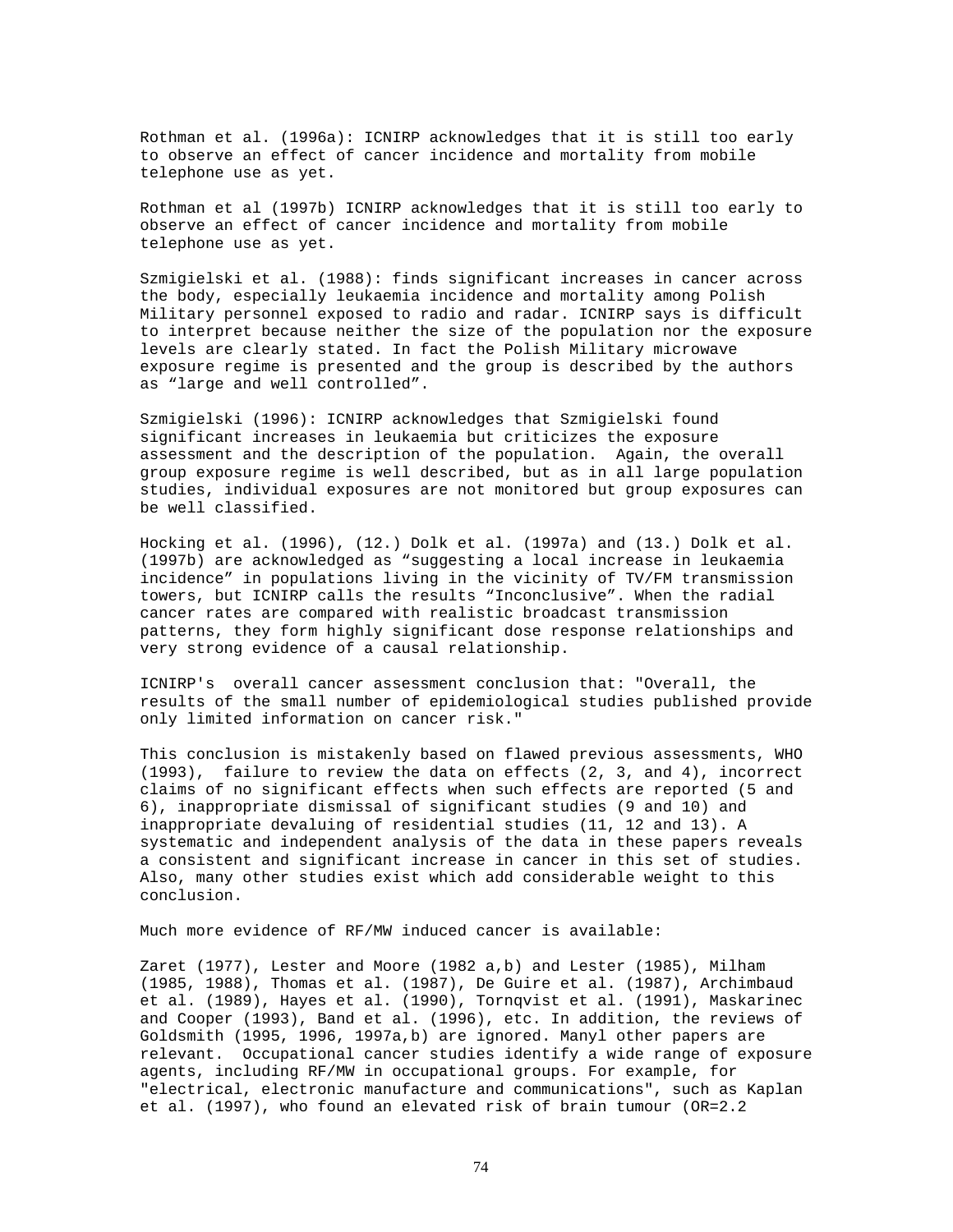Rothman et al. (1996a): ICNIRP acknowledges that it is still too early to observe an effect of cancer incidence and mortality from mobile telephone use as yet.

Rothman et al (1997b) ICNIRP acknowledges that it is still too early to observe an effect of cancer incidence and mortality from mobile telephone use as yet.

Szmigielski et al. (1988): finds significant increases in cancer across the body, especially leukaemia incidence and mortality among Polish Military personnel exposed to radio and radar. ICNIRP says is difficult to interpret because neither the size of the population nor the exposure levels are clearly stated. In fact the Polish Military microwave exposure regime is presented and the group is described by the authors as "large and well controlled".

Szmigielski (1996): ICNIRP acknowledges that Szmigielski found significant increases in leukaemia but criticizes the exposure assessment and the description of the population. Again, the overall group exposure regime is well described, but as in all large population studies, individual exposures are not monitored but group exposures can be well classified.

Hocking et al. (1996), (12.) Dolk et al. (1997a) and (13.) Dolk et al. (1997b) are acknowledged as "suggesting a local increase in leukaemia incidence" in populations living in the vicinity of TV/FM transmission towers, but ICNIRP calls the results "Inconclusive". When the radial cancer rates are compared with realistic broadcast transmission patterns, they form highly significant dose response relationships and very strong evidence of a causal relationship.

ICNIRP's overall cancer assessment conclusion that: "Overall, the results of the small number of epidemiological studies published provide only limited information on cancer risk."

This conclusion is mistakenly based on flawed previous assessments, WHO (1993), failure to review the data on effects (2, 3, and 4), incorrect claims of no significant effects when such effects are reported (5 and 6), inappropriate dismissal of significant studies (9 and 10) and inappropriate devaluing of residential studies (11, 12 and 13). A systematic and independent analysis of the data in these papers reveals a consistent and significant increase in cancer in this set of studies. Also, many other studies exist which add considerable weight to this conclusion.

Much more evidence of RF/MW induced cancer is available:

Zaret (1977), Lester and Moore (1982 a,b) and Lester (1985), Milham (1985, 1988), Thomas et al. (1987), De Guire et al. (1987), Archimbaud et al. (1989), Hayes et al. (1990), Tornqvist et al. (1991), Maskarinec and Cooper (1993), Band et al. (1996), etc. In addition, the reviews of Goldsmith (1995, 1996, 1997a,b) are ignored. Manyl other papers are relevant. Occupational cancer studies identify a wide range of exposure agents, including RF/MW in occupational groups. For example, for "electrical, electronic manufacture and communications", such as Kaplan et al. (1997), who found an elevated risk of brain tumour (OR=2.2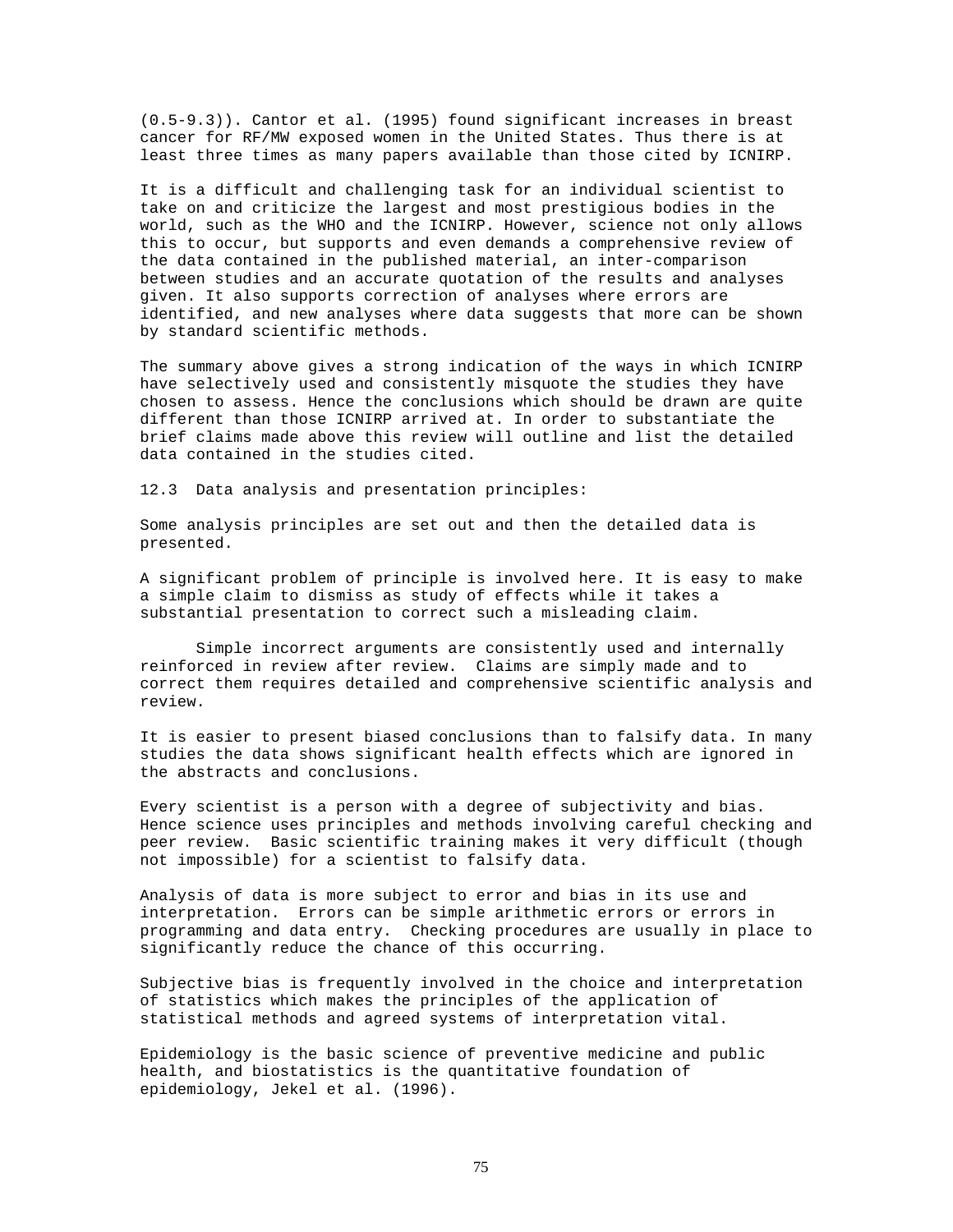(0.5-9.3)). Cantor et al. (1995) found significant increases in breast cancer for RF/MW exposed women in the United States. Thus there is at least three times as many papers available than those cited by ICNIRP.

It is a difficult and challenging task for an individual scientist to take on and criticize the largest and most prestigious bodies in the world, such as the WHO and the ICNIRP. However, science not only allows this to occur, but supports and even demands a comprehensive review of the data contained in the published material, an inter-comparison between studies and an accurate quotation of the results and analyses given. It also supports correction of analyses where errors are identified, and new analyses where data suggests that more can be shown by standard scientific methods.

The summary above gives a strong indication of the ways in which ICNIRP have selectively used and consistently misquote the studies they have chosen to assess. Hence the conclusions which should be drawn are quite different than those ICNIRP arrived at. In order to substantiate the brief claims made above this review will outline and list the detailed data contained in the studies cited.

## 12.3 Data analysis and presentation principles:

Some analysis principles are set out and then the detailed data is presented.

A significant problem of principle is involved here. It is easy to make a simple claim to dismiss as study of effects while it takes a substantial presentation to correct such a misleading claim.

Simple incorrect arguments are consistently used and internally reinforced in review after review. Claims are simply made and to correct them requires detailed and comprehensive scientific analysis and review.

It is easier to present biased conclusions than to falsify data. In many studies the data shows significant health effects which are ignored in the abstracts and conclusions.

Every scientist is a person with a degree of subjectivity and bias. Hence science uses principles and methods involving careful checking and peer review. Basic scientific training makes it very difficult (though not impossible) for a scientist to falsify data.

Analysis of data is more subject to error and bias in its use and interpretation. Errors can be simple arithmetic errors or errors in programming and data entry. Checking procedures are usually in place to significantly reduce the chance of this occurring.

Subjective bias is frequently involved in the choice and interpretation of statistics which makes the principles of the application of statistical methods and agreed systems of interpretation vital.

Epidemiology is the basic science of preventive medicine and public health, and biostatistics is the quantitative foundation of epidemiology, Jekel et al. (1996).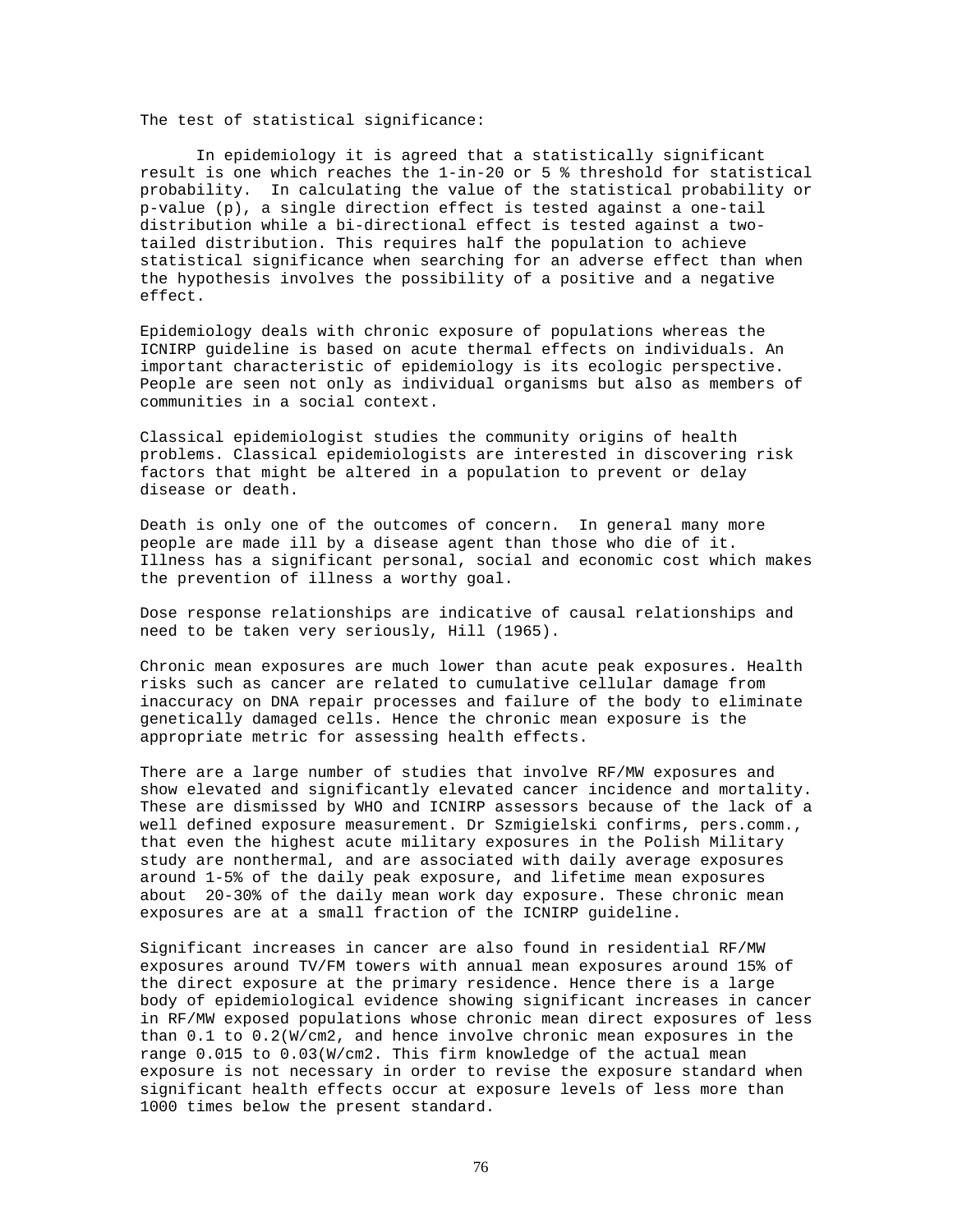The test of statistical significance:

In epidemiology it is agreed that a statistically significant result is one which reaches the 1-in-20 or 5 % threshold for statistical probability. In calculating the value of the statistical probability or p-value (p), a single direction effect is tested against a one-tail distribution while a bi-directional effect is tested against a two-tailed distribution. This requires half the population to achieve statistical significance when searching for an adverse effect than when the hypothesis involves the possibility of a positive and a negative effect.

Epidemiology deals with chronic exposure of populations whereas the ICNIRP guideline is based on acute thermal effects on individuals. An important characteristic of epidemiology is its ecologic perspective. People are seen not only as individual organisms but also as members of communities in a social context.

Classical epidemiologist studies the community origins of health problems. Classical epidemiologists are interested in discovering risk factors that might be altered in a population to prevent or delay disease or death.

Death is only one of the outcomes of concern. In general many more people are made ill by a disease agent than those who die of it. Illness has a significant personal, social and economic cost which makes the prevention of illness a worthy goal.

Dose response relationships are indicative of causal relationships and need to be taken very seriously, Hill (1965).

Chronic mean exposures are much lower than acute peak exposures. Health risks such as cancer are related to cumulative cellular damage from inaccuracy on DNA repair processes and failure of the body to eliminate genetically damaged cells. Hence the chronic mean exposure is the appropriate metric for assessing health effects.

There are a large number of studies that involve RF/MW exposures and show elevated and significantly elevated cancer incidence and mortality. These are dismissed by WHO and ICNIRP assessors because of the lack of a well defined exposure measurement. Dr Szmigielski confirms, pers.comm., that even the highest acute military exposures in the Polish Military study are nonthermal, and are associated with daily average exposures around 1-5% of the daily peak exposure, and lifetime mean exposures about 20-30% of the daily mean work day exposure. These chronic mean exposures are at a small fraction of the ICNIRP guideline.

Significant increases in cancer are also found in residential RF/MW exposures around TV/FM towers with annual mean exposures around 15% of the direct exposure at the primary residence. Hence there is a large body of epidemiological evidence showing significant increases in cancer in RF/MW exposed populations whose chronic mean direct exposures of less than 0.1 to 0.2(W/cm2, and hence involve chronic mean exposures in the range 0.015 to 0.03(W/cm2. This firm knowledge of the actual mean exposure is not necessary in order to revise the exposure standard when significant health effects occur at exposure levels of less more than 1000 times below the present standard.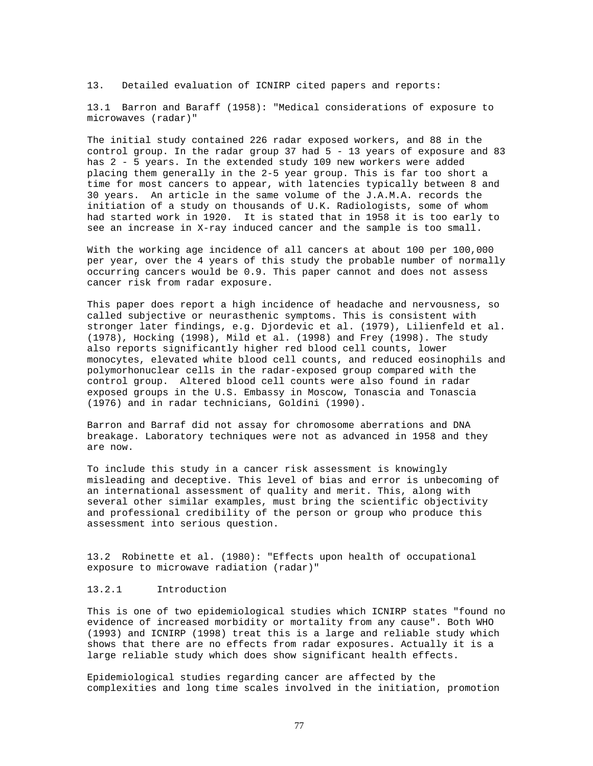## 13. Detailed evaluation of ICNIRP cited papers and reports:

### 13.1 Barron and Baraff (1958): "Medical considerations of exposure to microwaves (radar)"

The initial study contained 226 radar exposed workers, and 88 in the control group. In the radar group 37 had 5 - 13 years of exposure and 83 has 2 - 5 years. In the extended study 109 new workers were added placing them generally in the 2-5 year group. This is far too short a time for most cancers to appear, with latencies typically between 8 and 30 years. An article in the same volume of the J.A.M.A. records the initiation of a study on thousands of U.K. Radiologists, some of whom had started work in 1920. It is stated that in 1958 it is too early to see an increase in X-ray induced cancer and the sample is too small.

With the working age incidence of all cancers at about 100 per 100,000 per year, over the 4 years of this study the probable number of normally occurring cancers would be 0.9. This paper cannot and does not assess cancer risk from radar exposure.

This paper does report a high incidence of headache and nervousness, so called subjective or neurasthenic symptoms. This is consistent with stronger later findings, e.g. Djordevic et al. (1979), Lilienfeld et al. (1978), Hocking (1998), Mild et al. (1998) and Frey (1998). The study also reports significantly higher red blood cell counts, lower monocytes, elevated white blood cell counts, and reduced eosinophils and polymorhonuclear cells in the radar-exposed group compared with the control group. Altered blood cell counts were also found in radar exposed groups in the U.S. Embassy in Moscow, Tonascia and Tonascia (1976) and in radar technicians, Goldini (1990).

Barron and Barraf did not assay for chromosome aberrations and DNA breakage. Laboratory techniques were not as advanced in 1958 and they are now.

To include this study in a cancer risk assessment is knowingly misleading and deceptive. This level of bias and error is unbecoming of an international assessment of quality and merit. This, along with several other similar examples, must bring the scientific objectivity and professional credibility of the person or group who produce this assessment into serious question.

### 13.2 Robinette et al. (1980): "Effects upon health of occupational exposure to microwave radiation (radar)"

#### 13.2.1 Introduction

This is one of two epidemiological studies which ICNIRP states "found no evidence of increased morbidity or mortality from any cause". Both WHO (1993) and ICNIRP (1998) treat this is a large and reliable study which shows that there are no effects from radar exposures. Actually it is a large reliable study which does show significant health effects.

Epidemiological studies regarding cancer are affected by the complexities and long time scales involved in the initiation, promotion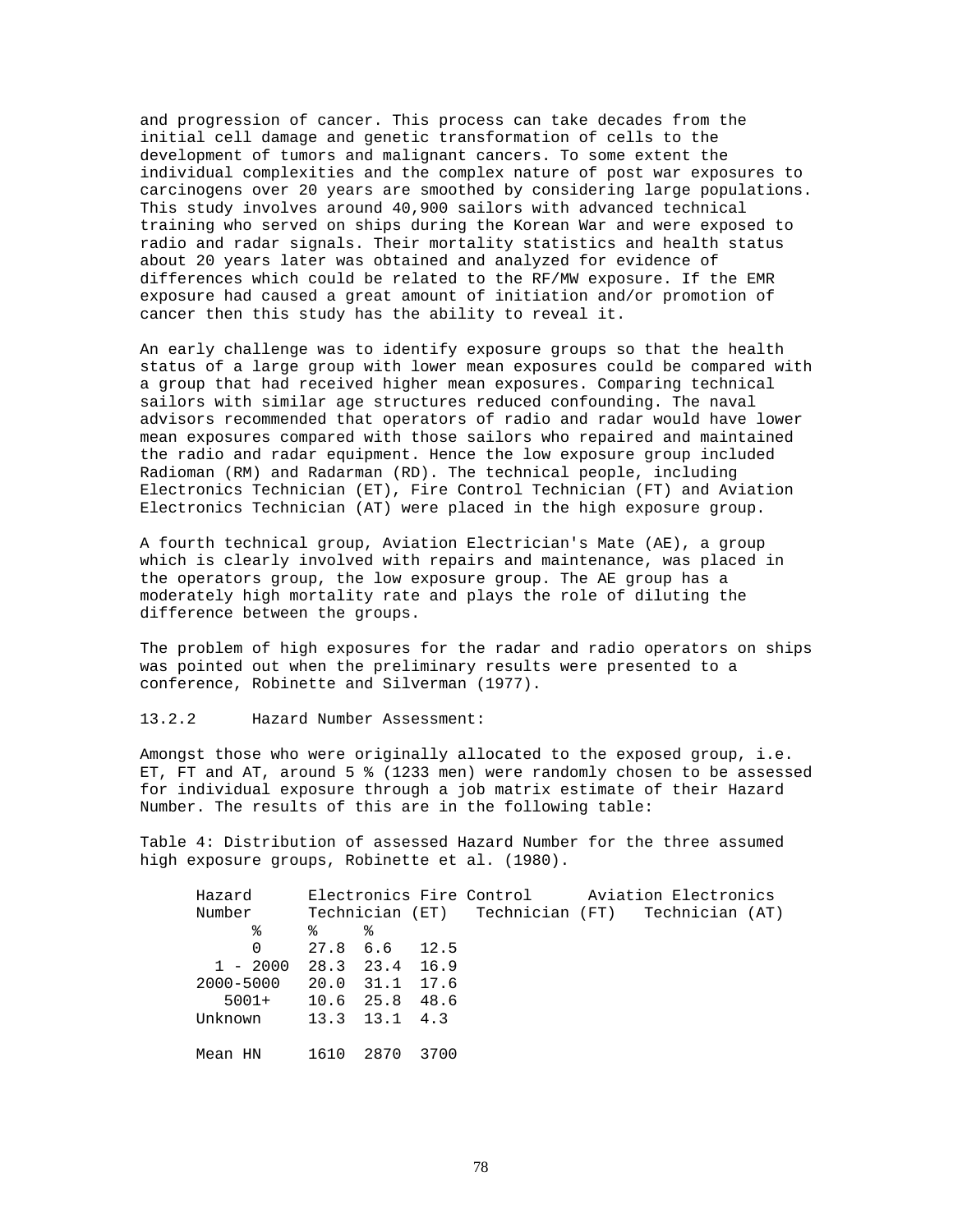and progression of cancer. This process can take decades from the initial cell damage and genetic transformation of cells to the development of tumors and malignant cancers. To some extent the individual complexities and the complex nature of post war exposures to carcinogens over 20 years are smoothed by considering large populations. This study involves around 40,900 sailors with advanced technical training who served on ships during the Korean War and were exposed to radio and radar signals. Their mortality statistics and health status about 20 years later was obtained and analyzed for evidence of differences which could be related to the RF/MW exposure. If the EMR exposure had caused a great amount of initiation and/or promotion of cancer then this study has the ability to reveal it.

An early challenge was to identify exposure groups so that the health status of a large group with lower mean exposures could be compared with a group that had received higher mean exposures. Comparing technical sailors with similar age structures reduced confounding. The naval advisors recommended that operators of radio and radar would have lower mean exposures compared with those sailors who repaired and maintained the radio and radar equipment. Hence the low exposure group included Radioman (RM) and Radarman (RD). The technical people, including Electronics Technician (ET), Fire Control Technician (FT) and Aviation Electronics Technician (AT) were placed in the high exposure group.

A fourth technical group, Aviation Electrician's Mate (AE), a group which is clearly involved with repairs and maintenance, was placed in the operators group, the low exposure group. The AE group has a moderately high mortality rate and plays the role of diluting the difference between the groups.

The problem of high exposures for the radar and radio operators on ships was pointed out when the preliminary results were presented to a conference, Robinette and Silverman (1977).

13.2.2 Hazard Number Assessment:

Amongst those who were originally allocated to the exposed group, i.e. ET, FT and AT, around 5 % (1233 men) were randomly chosen to be assessed for individual exposure through a job matrix estimate of their Hazard Number. The results of this are in the following table:

Table 4: Distribution of assessed Hazard Number for the three assumed high exposure groups, Robinette et al. (1980).

| Hazard Number | Electronics Technician (ET) | Fire Control Technician (FT) | Aviation Electronics Technician (AT) |
|---|---|---|---|
| % | % | % | |
| 0 | 27.8 | 6.6 | 12.5 |
| 1 - 2000 | 28.3 | 23.4 | 16.9 |
| 2000-5000 | 20.0 | 31.1 | 17.6 |
| 5001+ | 10.6 | 25.8 | 48.6 |
| Unknown | 13.3 | 13.1 | 4.3 |
| Mean HN | 1610 | 2870 | 3700 |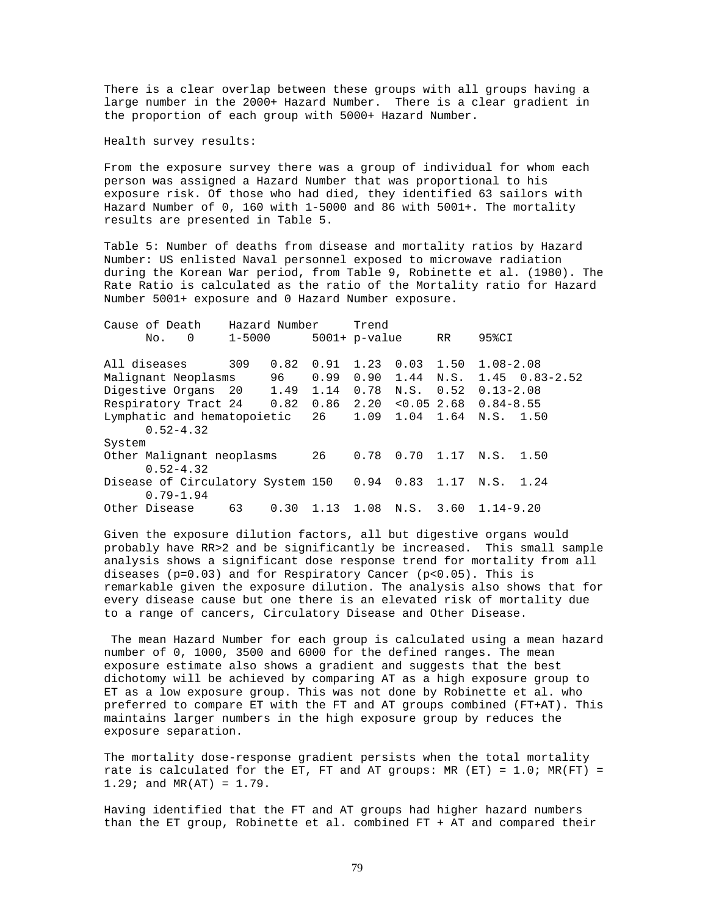There is a clear overlap between these groups with all groups having a large number in the 2000+ Hazard Number. There is a clear gradient in the proportion of each group with 5000+ Hazard Number.

Health survey results:

From the exposure survey there was a group of individual for whom each person was assigned a Hazard Number that was proportional to his exposure risk. Of those who had died, they identified 63 sailors with Hazard Number of 0, 160 with 1-5000 and 86 with 5001+. The mortality results are presented in Table 5.

Table 5: Number of deaths from disease and mortality ratios by Hazard Number: US enlisted Naval personnel exposed to microwave radiation during the Korean War period, from Table 9, Robinette et al. (1980). The Rate Ratio is calculated as the ratio of the Mortality ratio for Hazard Number 5001+ exposure and 0 Hazard Number exposure.

| Cause of Death | No. | Hazard Number 0 | 1-5000 | 5001+ | Trend p-value | RR | 95%CI |
|---|---|---|---|---|---|---|---|
| All diseases | 309 | 0.82 | 0.91 | 1.23 | 0.03 | 1.50 | 1.08-2.08 |
| Malignant Neoplasms | 96 | 0.99 | 0.90 | 1.44 | N.S. | 1.45 | 0.83-2.52 |
| Digestive Organs | 20 | 1.49 | 1.14 | 0.78 | N.S. | 0.52 | 0.13-2.08 |
| Respiratory Tract | 24 | 0.82 | 0.86 | 2.20 | <0.05 | 2.68 | 0.84-8.55 |
| Lymphatic and hematopoietic System | 26 | 1.09 | 1.04 | 1.64 | N.S. | 1.50 | 0.52-4.32 |
| Other Malignant neoplasms | 26 | 0.78 | 0.70 | 1.17 | N.S. | 1.50 | 0.52-4.32 |
| Disease of Circulatory System | 150 | 0.94 | 0.83 | 1.17 | N.S. | 1.24 | 0.79-1.94 |
| Other Disease | 63 | 0.30 | 1.13 | 1.08 | N.S. | 3.60 | 1.14-9.20 |

Given the exposure dilution factors, all but digestive organs would probably have RR>2 and be significantly be increased. This small sample analysis shows a significant dose response trend for mortality from all diseases (p=0.03) and for Respiratory Cancer (p<0.05). This is remarkable given the exposure dilution. The analysis also shows that for every disease cause but one there is an elevated risk of mortality due to a range of cancers, Circulatory Disease and Other Disease.

The mean Hazard Number for each group is calculated using a mean hazard number of 0, 1000, 3500 and 6000 for the defined ranges. The mean exposure estimate also shows a gradient and suggests that the best dichotomy will be achieved by comparing AT as a high exposure group to ET as a low exposure group. This was not done by Robinette et al. who preferred to compare ET with the FT and AT groups combined (FT+AT). This maintains larger numbers in the high exposure group by reduces the exposure separation.

The mortality dose-response gradient persists when the total mortality rate is calculated for the ET, FT and AT groups: MR (ET) = 1.0; MR(FT) = 1.29; and MR(AT) = 1.79.

Having identified that the FT and AT groups had higher hazard numbers than the ET group, Robinette et al. combined FT + AT and compared their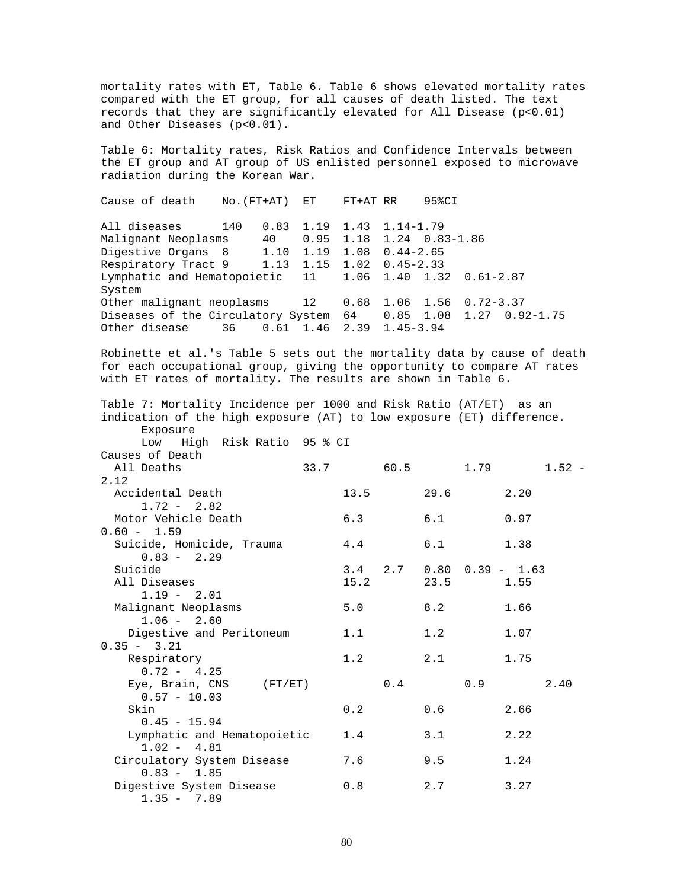mortality rates with ET, Table 6. Table 6 shows elevated mortality rates compared with the ET group, for all causes of death listed. The text records that they are significantly elevated for All Disease ($p<0.01$) and Other Diseases ($p<0.01$).

Table 6: Mortality rates, Risk Ratios and Confidence Intervals between the ET group and AT group of US enlisted personnel exposed to microwave radiation during the Korean War.

| Cause of death | No.(FT+AT) | ET | FT+AT | RR | 95%CI |
|---|---|---|---|---|---|
| All diseases | 140 | 0.83 | 1.19 | 1.43 | 1.14-1.79 |
| Malignant Neoplasms | 40 | 0.95 | 1.18 | 1.24 | 0.83-1.86 |
| Digestive Organs | 8 | 1.10 | 1.19 | 1.08 | 0.44-2.65 |
| Respiratory Tract | 9 | 1.13 | 1.15 | 1.02 | 0.45-2.33 |
| Lymphatic and Hematopoietic System | 11 | 1.06 | 1.40 | 1.32 | 0.61-2.87 |
| Other malignant neoplasms | 12 | 0.68 | 1.06 | 1.56 | 0.72-3.37 |
| Diseases of the Circulatory System | 64 | 0.85 | 1.08 | 1.27 | 0.92-1.75 |
| Other disease | 36 | 0.61 | 1.46 | 2.39 | 1.45-3.94 |

Robinette et al.'s Table 5 sets out the mortality data by cause of death for each occupational group, giving the opportunity to compare AT rates with ET rates of mortality. The results are shown in Table 6.

Table 7: Mortality Incidence per 1000 and Risk Ratio (AT/ET) as an indication of the high exposure (AT) to low exposure (ET) difference.

| Causes of Death | Exposure Low | Exposure High | Risk Ratio | 95 % CI |
|---|---|---|---|---|
| All Deaths | 33.7 | 60.5 | 1.79 | 1.52 - 2.12 |
| Accidental Death | 13.5 | 29.6 | 2.20 | 1.72 - 2.82 |
| Motor Vehicle Death | 6.3 | 6.1 | 0.97 | 0.60 - 1.59 |
| Suicide, Homicide, Trauma | 4.4 | 6.1 | 1.38 | 0.83 - 2.29 |
| Suicide | 3.4 | 2.7 | 0.80 | 0.39 - 1.63 |
| All Diseases | 15.2 | 23.5 | 1.55 | 1.19 - 2.01 |
| Malignant Neoplasms | 5.0 | 8.2 | 1.66 | 1.06 - 2.60 |
| Digestive and Peritoneum | 1.1 | 1.2 | 1.07 | 0.35 - 3.21 |
| Respiratory | 1.2 | 2.1 | 1.75 | 0.72 - 4.25 |
| Eye, Brain, CNS (FT/ET) | 0.4 | 0.9 | 2.40 | 0.57 - 10.03 |
| Skin | 0.2 | 0.6 | 2.66 | 0.45 - 15.94 |
| Lymphatic and Hematopoietic | 1.4 | 3.1 | 2.22 | 1.02 - 4.81 |
| Circulatory System Disease | 7.6 | 9.5 | 1.24 | 0.83 - 1.85 |
| Digestive System Disease | 0.8 | 2.7 | 3.27 | 1.35 - 7.89 |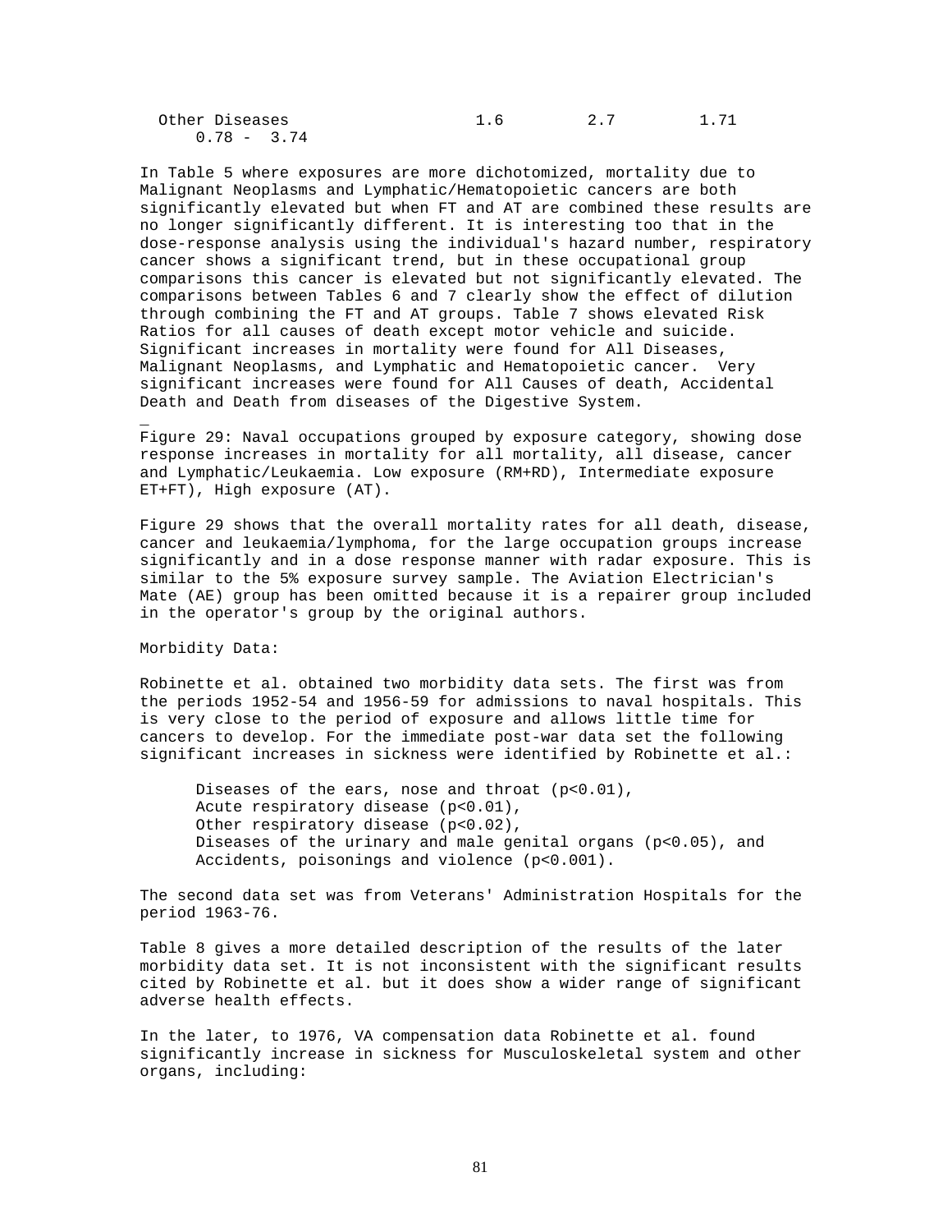| Other Diseases | 1.6 | 2.7 | 1.71 | 0.78 - 3.74 |
|---|---|---|---|---|

In Table 5 where exposures are more dichotomized, mortality due to Malignant Neoplasms and Lymphatic/Hematopoietic cancers are both significantly elevated but when FT and AT are combined these results are no longer significantly different. It is interesting too that in the dose-response analysis using the individual's hazard number, respiratory cancer shows a significant trend, but in these occupational group comparisons this cancer is elevated but not significantly elevated. The comparisons between Tables 6 and 7 clearly show the effect of dilution through combining the FT and AT groups. Table 7 shows elevated Risk Ratios for all causes of death except motor vehicle and suicide. Significant increases in mortality were found for All Diseases, Malignant Neoplasms, and Lymphatic and Hematopoietic cancer. Very significant increases were found for All Causes of death, Accidental Death and Death from diseases of the Digestive System.

_
Figure 29: Naval occupations grouped by exposure category, showing dose response increases in mortality for all mortality, all disease, cancer and Lymphatic/Leukaemia. Low exposure (RM+RD), Intermediate exposure ET+FT), High exposure (AT).

Figure 29 shows that the overall mortality rates for all death, disease, cancer and leukaemia/lymphoma, for the large occupation groups increase significantly and in a dose response manner with radar exposure. This is similar to the 5% exposure survey sample. The Aviation Electrician's Mate (AE) group has been omitted because it is a repairer group included in the operator's group by the original authors.

Morbidity Data:

Robinette et al. obtained two morbidity data sets. The first was from the periods 1952-54 and 1956-59 for admissions to naval hospitals. This is very close to the period of exposure and allows little time for cancers to develop. For the immediate post-war data set the following significant increases in sickness were identified by Robinette et al.:

> Diseases of the ears, nose and throat ($p<0.01$),
> Acute respiratory disease ($p<0.01$),
> Other respiratory disease ($p<0.02$),
> Diseases of the urinary and male genital organs ($p<0.05$), and
> Accidents, poisonings and violence ($p<0.001$).

The second data set was from Veterans' Administration Hospitals for the period 1963-76.

Table 8 gives a more detailed description of the results of the later morbidity data set. It is not inconsistent with the significant results cited by Robinette et al. but it does show a wider range of significant adverse health effects.

In the later, to 1976, VA compensation data Robinette et al. found significantly increase in sickness for Musculoskeletal system and other organs, including: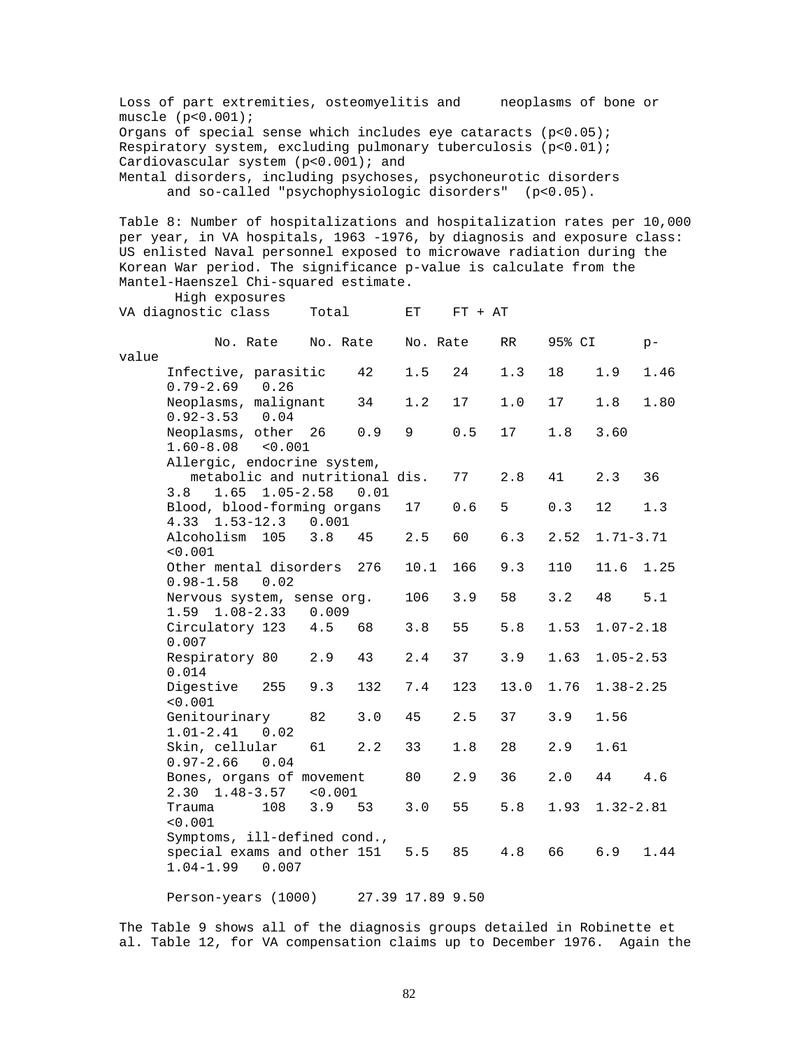Loss of part extremities, osteomyelitis and neoplasms of bone or muscle ($p<0.001$);
Organs of special sense which includes eye cataracts ($p<0.05$);
Respiratory system, excluding pulmonary tuberculosis ($p<0.01$);
Cardiovascular system ($p<0.001$); and
Mental disorders, including psychoses, psychoneurotic disorders and so-called "psychophysiologic disorders" ($p<0.05$).

Table 8: Number of hospitalizations and hospitalization rates per 10,000 per year, in VA hospitals, 1963 -1976, by diagnosis and exposure class: US enlisted Naval personnel exposed to microwave radiation during the Korean War period. The significance p-value is calculate from the Mantel-Haenszel Chi-squared estimate.

| VA diagnostic class | Total | | ET | | High exposures FT + AT | | | | |
|---|---|---|---|---|---|---|---|---|---|
| | No. | Rate | No. | Rate | No. | Rate | RR | 95% CI | p-value |
| Infective, parasitic | 42 | 1.5 | 24 | 1.3 | 18 | 1.9 | 1.46 | 0.79-2.69 | 0.26 |
| Neoplasms, malignant | 34 | 1.2 | 17 | 1.0 | 17 | 1.8 | 1.80 | 0.92-3.53 | 0.04 |
| Neoplasms, other | 26 | 0.9 | 9 | 0.5 | 17 | 1.8 | 3.60 | 1.60-8.08 | <0.001 |
| Allergic, endocrine system, metabolic and nutritional dis. | 77 | 2.8 | 41 | 2.3 | 36 | 3.8 | 1.65 | 1.05-2.58 | 0.01 |
| Blood, blood-forming organs | 17 | 0.6 | 5 | 0.3 | 12 | 1.3 | 4.33 | 1.53-12.3 | 0.001 |
| Alcoholism | 105 | 3.8 | 45 | 2.5 | 60 | 6.3 | 2.52 | 1.71-3.71 | <0.001 |
| Other mental disorders | 276 | 10.1 | 166 | 9.3 | 110 | 11.6 | 1.25 | 0.98-1.58 | 0.02 |
| Nervous system, sense org. | 106 | 3.9 | 58 | 3.2 | 48 | 5.1 | 1.59 | 1.08-2.33 | 0.009 |
| Circulatory | 123 | 4.5 | 68 | 3.8 | 55 | 5.8 | 1.53 | 1.07-2.18 | 0.007 |
| Respiratory | 80 | 2.9 | 43 | 2.4 | 37 | 3.9 | 1.63 | 1.05-2.53 | 0.014 |
| Digestive | 255 | 9.3 | 132 | 7.4 | 123 | 13.0 | 1.76 | 1.38-2.25 | <0.001 |
| Genitourinary | 82 | 3.0 | 45 | 2.5 | 37 | 3.9 | 1.56 | 1.01-2.41 | 0.02 |
| Skin, cellular | 61 | 2.2 | 33 | 1.8 | 28 | 2.9 | 1.61 | 0.97-2.66 | 0.04 |
| Bones, organs of movement | 80 | 2.9 | 36 | 2.0 | 44 | 4.6 | 2.30 | 1.48-3.57 | <0.001 |
| Trauma | 108 | 3.9 | 53 | 3.0 | 55 | 5.8 | 1.93 | 1.32-2.81 | <0.001 |
| Symptoms, ill-defined cond., special exams and other | 151 | 5.5 | 85 | 4.8 | 66 | 6.9 | 1.44 | 1.04-1.99 | 0.007 |
| Person-years (1000) | 27.39 | | 17.89 | | 9.50 | | | | |

The Table 9 shows all of the diagnosis groups detailed in Robinette et al. Table 12, for VA compensation claims up to December 1976. Again the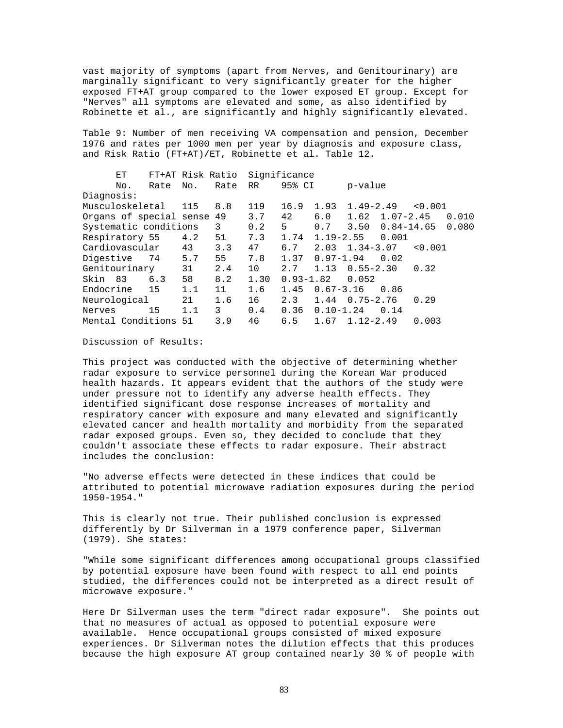vast majority of symptoms (apart from Nerves, and Genitourinary) are marginally significant to very significantly greater for the higher exposed FT+AT group compared to the lower exposed ET group. Except for "Nerves" all symptoms are elevated and some, as also identified by Robinette et al., are significantly and highly significantly elevated.

Table 9: Number of men receiving VA compensation and pension, December 1976 and rates per 1000 men per year by diagnosis and exposure class, and Risk Ratio (FT+AT)/ET, Robinette et al. Table 12.

| Diagnosis | ET No. | ET Rate | FT+AT No. | FT+AT Rate | Risk Ratio RR | Significance 95% CI | p-value |
|---|---|---|---|---|---|---|---|
| Musculoskeletal | 115 | 8.8 | 119 | 16.9 | 1.93 | 1.49-2.49 | <0.001 |
| Organs of special sense | 49 | 3.7 | 42 | 6.0 | 1.62 | 1.07-2.45 | 0.010 |
| Systematic conditions | 3 | 0.2 | 5 | 0.7 | 3.50 | 0.84-14.65 | 0.080 |
| Respiratory | 55 | 4.2 | 51 | 7.3 | 1.74 | 1.19-2.55 | 0.001 |
| Cardiovascular | 43 | 3.3 | 47 | 6.7 | 2.03 | 1.34-3.07 | <0.001 |
| Digestive | 74 | 5.7 | 55 | 7.8 | 1.37 | 0.97-1.94 | 0.02 |
| Genitourinary | 31 | 2.4 | 10 | 2.7 | 1.13 | 0.55-2.30 | 0.32 |
| Skin | 83 | 6.3 | 58 | 8.2 | 1.30 | 0.93-1.82 | 0.052 |
| Endocrine | 15 | 1.1 | 11 | 1.6 | 1.45 | 0.67-3.16 | 0.86 |
| Neurological | 21 | 1.6 | 16 | 2.3 | 1.44 | 0.75-2.76 | 0.29 |
| Nerves | 15 | 1.1 | 3 | 0.4 | 0.36 | 0.10-1.24 | 0.14 |
| Mental Conditions | 51 | 3.9 | 46 | 6.5 | 1.67 | 1.12-2.49 | 0.003 |

Discussion of Results:

This project was conducted with the objective of determining whether radar exposure to service personnel during the Korean War produced health hazards. It appears evident that the authors of the study were under pressure not to identify any adverse health effects. They identified significant dose response increases of mortality and respiratory cancer with exposure and many elevated and significantly elevated cancer and health mortality and morbidity from the separated radar exposed groups. Even so, they decided to conclude that they couldn't associate these effects to radar exposure. Their abstract includes the conclusion:

"No adverse effects were detected in these indices that could be attributed to potential microwave radiation exposures during the period 1950-1954."

This is clearly not true. Their published conclusion is expressed differently by Dr Silverman in a 1979 conference paper, Silverman (1979). She states:

"While some significant differences among occupational groups classified by potential exposure have been found with respect to all end points studied, the differences could not be interpreted as a direct result of microwave exposure."

Here Dr Silverman uses the term "direct radar exposure". She points out that no measures of actual as opposed to potential exposure were available. Hence occupational groups consisted of mixed exposure experiences. Dr Silverman notes the dilution effects that this produces because the high exposure AT group contained nearly 30 % of people with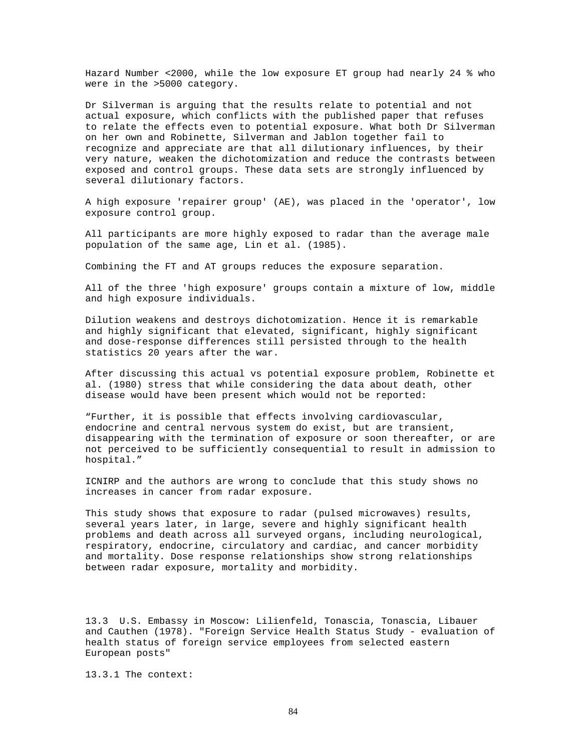Hazard Number <2000, while the low exposure ET group had nearly 24 % who were in the >5000 category.

Dr Silverman is arguing that the results relate to potential and not actual exposure, which conflicts with the published paper that refuses to relate the effects even to potential exposure. What both Dr Silverman on her own and Robinette, Silverman and Jablon together fail to recognize and appreciate are that all dilutionary influences, by their very nature, weaken the dichotomization and reduce the contrasts between exposed and control groups. These data sets are strongly influenced by several dilutionary factors.

A high exposure 'repairer group' (AE), was placed in the 'operator', low exposure control group.

All participants are more highly exposed to radar than the average male population of the same age, Lin et al. (1985).

Combining the FT and AT groups reduces the exposure separation.

All of the three 'high exposure' groups contain a mixture of low, middle and high exposure individuals.

Dilution weakens and destroys dichotomization. Hence it is remarkable and highly significant that elevated, significant, highly significant and dose-response differences still persisted through to the health statistics 20 years after the war.

After discussing this actual vs potential exposure problem, Robinette et al. (1980) stress that while considering the data about death, other disease would have been present which would not be reported:

"Further, it is possible that effects involving cardiovascular, endocrine and central nervous system do exist, but are transient, disappearing with the termination of exposure or soon thereafter, or are not perceived to be sufficiently consequential to result in admission to hospital."

ICNIRP and the authors are wrong to conclude that this study shows no increases in cancer from radar exposure.

This study shows that exposure to radar (pulsed microwaves) results, several years later, in large, severe and highly significant health problems and death across all surveyed organs, including neurological, respiratory, endocrine, circulatory and cardiac, and cancer morbidity and mortality. Dose response relationships show strong relationships between radar exposure, mortality and morbidity.

### 13.3 U.S. Embassy in Moscow: Lilienfeld, Tonascia, Tonascia, Libauer and Cauthen (1978). "Foreign Service Health Status Study - evaluation of health status of foreign service employees from selected eastern European posts"

#### 13.3.1 The context: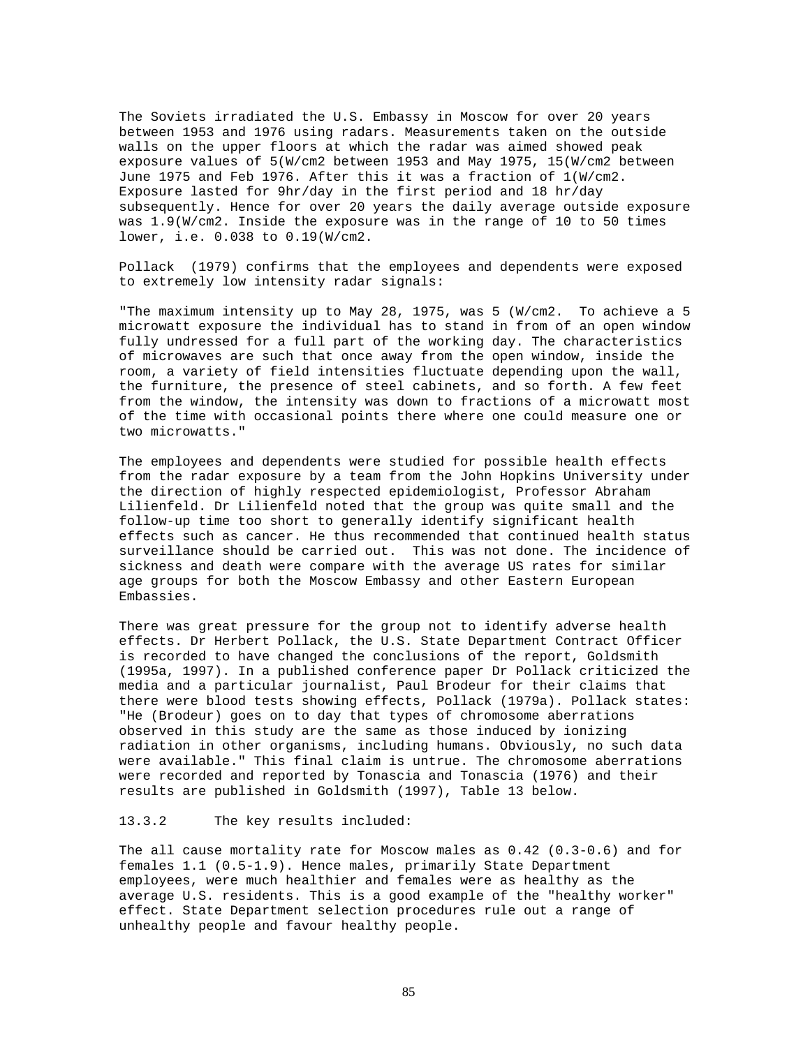The Soviets irradiated the U.S. Embassy in Moscow for over 20 years between 1953 and 1976 using radars. Measurements taken on the outside walls on the upper floors at which the radar was aimed showed peak exposure values of 5(W/cm2 between 1953 and May 1975, 15(W/cm2 between June 1975 and Feb 1976. After this it was a fraction of 1(W/cm2. Exposure lasted for 9hr/day in the first period and 18 hr/day subsequently. Hence for over 20 years the daily average outside exposure was 1.9(W/cm2. Inside the exposure was in the range of 10 to 50 times lower, i.e. 0.038 to 0.19(W/cm2.

Pollack (1979) confirms that the employees and dependents were exposed to extremely low intensity radar signals:

"The maximum intensity up to May 28, 1975, was 5 (W/cm2. To achieve a 5 microwatt exposure the individual has to stand in from of an open window fully undressed for a full part of the working day. The characteristics of microwaves are such that once away from the open window, inside the room, a variety of field intensities fluctuate depending upon the wall, the furniture, the presence of steel cabinets, and so forth. A few feet from the window, the intensity was down to fractions of a microwatt most of the time with occasional points there where one could measure one or two microwatts."

The employees and dependents were studied for possible health effects from the radar exposure by a team from the John Hopkins University under the direction of highly respected epidemiologist, Professor Abraham Lilienfeld. Dr Lilienfeld noted that the group was quite small and the follow-up time too short to generally identify significant health effects such as cancer. He thus recommended that continued health status surveillance should be carried out. This was not done. The incidence of sickness and death were compare with the average US rates for similar age groups for both the Moscow Embassy and other Eastern European Embassies.

There was great pressure for the group not to identify adverse health effects. Dr Herbert Pollack, the U.S. State Department Contract Officer is recorded to have changed the conclusions of the report, Goldsmith (1995a, 1997). In a published conference paper Dr Pollack criticized the media and a particular journalist, Paul Brodeur for their claims that there were blood tests showing effects, Pollack (1979a). Pollack states: "He (Brodeur) goes on to day that types of chromosome aberrations observed in this study are the same as those induced by ionizing radiation in other organisms, including humans. Obviously, no such data were available." This final claim is untrue. The chromosome aberrations were recorded and reported by Tonascia and Tonascia (1976) and their results are published in Goldsmith (1997), Table 13 below.

13.3.2 The key results included:

The all cause mortality rate for Moscow males as 0.42 (0.3-0.6) and for females 1.1 (0.5-1.9). Hence males, primarily State Department employees, were much healthier and females were as healthy as the average U.S. residents. This is a good example of the "healthy worker" effect. State Department selection procedures rule out a range of unhealthy people and favour healthy people.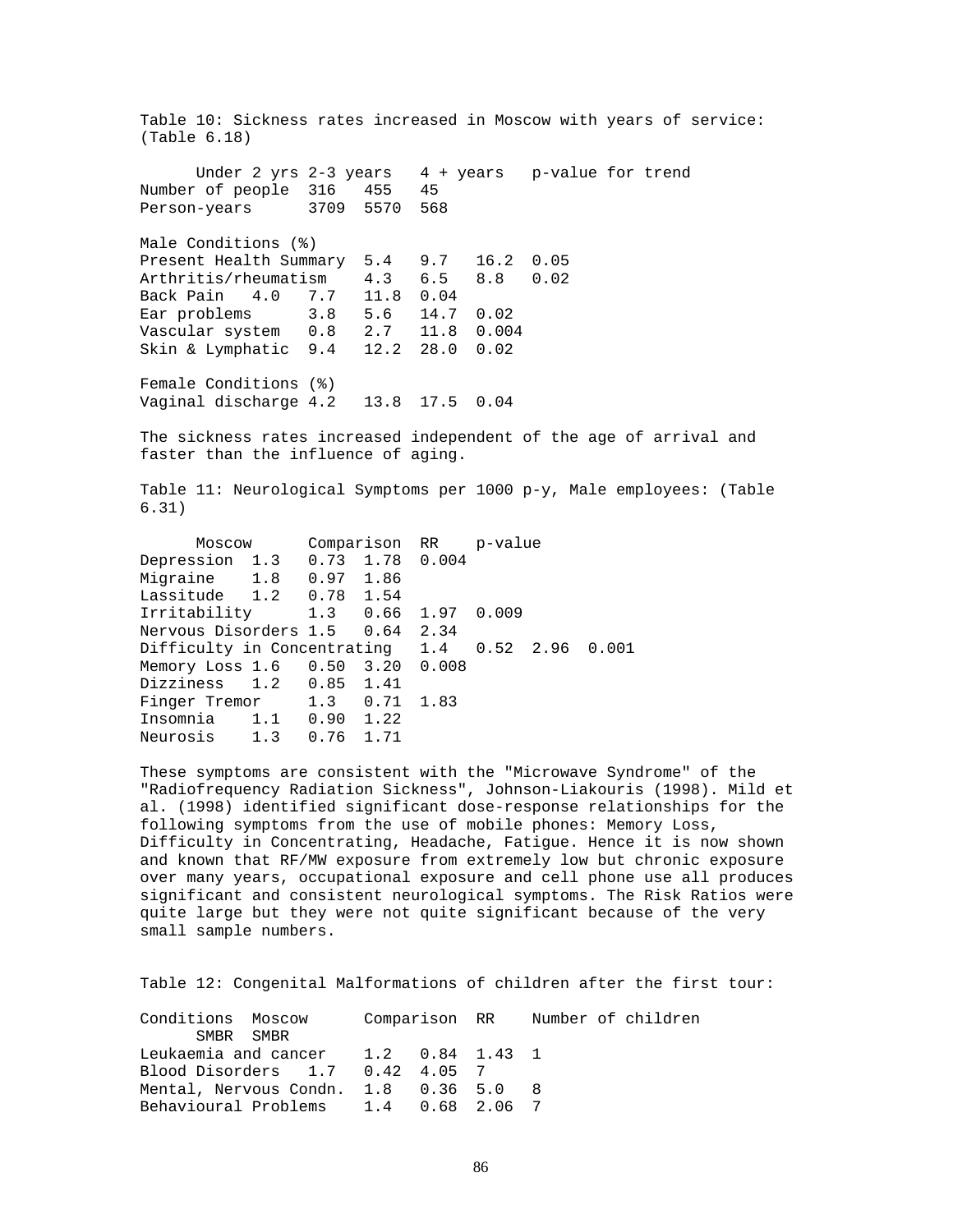Table 10: Sickness rates increased in Moscow with years of service: (Table 6.18)

| | Under 2 yrs | 2-3 years | 4 + years | p-value for trend |
|---|---|---|---|---|
| Number of people | 316 | 455 | 45 | |
| Person-years | 3709 | 5570 | 568 | |
| **Male Conditions (%)** | | | | |
| Present Health Summary | 5.4 | 9.7 | 16.2 | 0.05 |
| Arthritis/rheumatism | 4.3 | 6.5 | 8.8 | 0.02 |
| Back Pain | 4.0 | 7.7 | 11.8 | 0.04 |
| Ear problems | 3.8 | 5.6 | 14.7 | 0.02 |
| Vascular system | 0.8 | 2.7 | 11.8 | 0.004 |
| Skin & Lymphatic | 9.4 | 12.2 | 28.0 | 0.02 |
| **Female Conditions (%)** | | | | |
| Vaginal discharge | 4.2 | 13.8 | 17.5 | 0.04 |

The sickness rates increased independent of the age of arrival and faster than the influence of aging.

Table 11: Neurological Symptoms per 1000 p-y, Male employees: (Table 6.31)

| | Moscow | Comparison | RR | p-value |
|---|---|---|---|---|
| Depression | 1.3 | 0.73 | 1.78 | 0.004 |
| Migraine | 1.8 | 0.97 | 1.86 | |
| Lassitude | 1.2 | 0.78 | 1.54 | |
| Irritability | 1.3 | 0.66 | 1.97 | 0.009 |
| Nervous Disorders | 1.5 | 0.64 | 2.34 | |
| Difficulty in Concentrating | 1.4 | 0.52 | 2.96 | 0.001 |
| Memory Loss | 1.6 | 0.50 | 3.20 | 0.008 |
| Dizziness | 1.2 | 0.85 | 1.41 | |
| Finger Tremor | 1.3 | 0.71 | 1.83 | |
| Insomnia | 1.1 | 0.90 | 1.22 | |
| Neurosis | 1.3 | 0.76 | 1.71 | |

These symptoms are consistent with the "Microwave Syndrome" of the "Radiofrequency Radiation Sickness", Johnson-Liakouris (1998). Mild et al. (1998) identified significant dose-response relationships for the following symptoms from the use of mobile phones: Memory Loss, Difficulty in Concentrating, Headache, Fatigue. Hence it is now shown and known that RF/MW exposure from extremely low but chronic exposure over many years, occupational exposure and cell phone use all produces significant and consistent neurological symptoms. The Risk Ratios were quite large but they were not quite significant because of the very small sample numbers.

Table 12: Congenital Malformations of children after the first tour:

| Conditions | Moscow SMBR | Comparison SMBR | RR | Number of children |
|---|---|---|---|---|
| Leukaemia and cancer | 1.2 | 0.84 | 1.43 | 1 |
| Blood Disorders | 1.7 | 0.42 | 4.05 | 7 |
| Mental, Nervous Condn. | 1.8 | 0.36 | 5.0 | 8 |
| Behavioural Problems | 1.4 | 0.68 | 2.06 | 7 |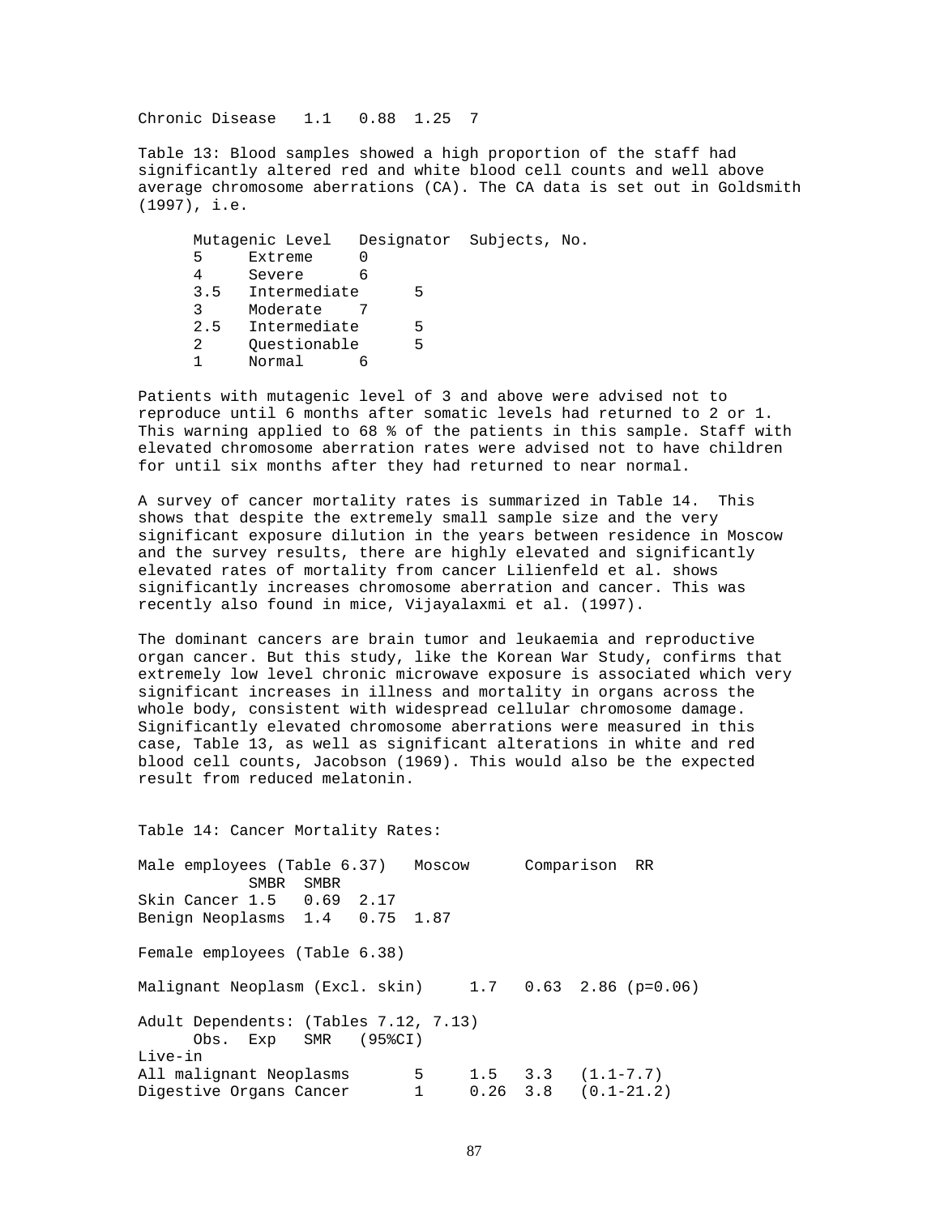Chronic Disease 1.1 0.88 1.25 7

Table 13: Blood samples showed a high proportion of the staff had significantly altered red and white blood cell counts and well above average chromosome aberrations (CA). The CA data is set out in Goldsmith (1997), i.e.

| Mutagenic Level | Designator | Subjects, No. |
|---|---|---|
| 5 | Extreme | 0 |
| 4 | Severe | 6 |
| 3.5 | Intermediate | 5 |
| 3 | Moderate | 7 |
| 2.5 | Intermediate | 5 |
| 2 | Questionable | 5 |
| 1 | Normal | 6 |

Patients with mutagenic level of 3 and above were advised not to reproduce until 6 months after somatic levels had returned to 2 or 1. This warning applied to 68 % of the patients in this sample. Staff with elevated chromosome aberration rates were advised not to have children for until six months after they had returned to near normal.

A survey of cancer mortality rates is summarized in Table 14. This shows that despite the extremely small sample size and the very significant exposure dilution in the years between residence in Moscow and the survey results, there are highly elevated and significantly elevated rates of mortality from cancer Lilienfeld et al. shows significantly increases chromosome aberration and cancer. This was recently also found in mice, Vijayalaxmi et al. (1997).

The dominant cancers are brain tumor and leukaemia and reproductive organ cancer. But this study, like the Korean War Study, confirms that extremely low level chronic microwave exposure is associated which very significant increases in illness and mortality in organs across the whole body, consistent with widespread cellular chromosome damage. Significantly elevated chromosome aberrations were measured in this case, Table 13, as well as significant alterations in white and red blood cell counts, Jacobson (1969). This would also be the expected result from reduced melatonin.

Table 14: Cancer Mortality Rates:

| Male employees (Table 6.37) | Moscow SMBR | Comparison SMBR | RR |
|---|---|---|---|
| Skin Cancer | 1.5 | 0.69 | 2.17 |
| Benign Neoplasms | 1.4 | 0.75 | 1.87 |

Female employees (Table 6.38)

| | | | |
|---|---|---|---|
| Malignant Neoplasm (Excl. skin) | 1.7 | 0.63 | 2.86 (p=0.06) |

Adult Dependents: (Tables 7.12, 7.13)

| Live-in | Obs. | Exp | SMR | (95%CI) |
|---|---|---|---|---|
| All malignant Neoplasms | 5 | 1.5 | 3.3 | (1.1-7.7) |
| Digestive Organs Cancer | 1 | 0.26 | 3.8 | (0.1-21.2) |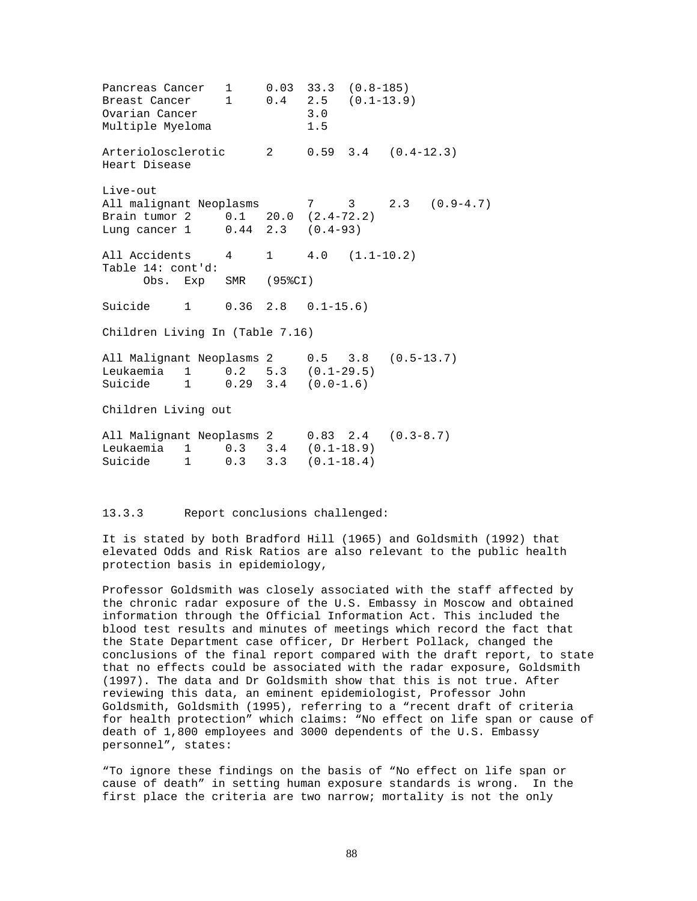| | Obs. | Exp | SMR | (95%CI) |
|---|---|---|---|---|
| Pancreas Cancer | 1 | 0.03 | 33.3 | (0.8-185) |
| Breast Cancer | 1 | 0.4 | 2.5 | (0.1-13.9) |
| Ovarian Cancer | | | 3.0 | |
| Multiple Myeloma | | | 1.5 | |
| Arteriolosclerotic Heart Disease | 2 | 0.59 | 3.4 | (0.4-12.3) |
| **Live-out** | | | | |
| All malignant Neoplasms | 7 | 3 | 2.3 | (0.9-4.7) |
| Brain tumor | 2 | 0.1 | 20.0 | (2.4-72.2) |
| Lung cancer | 1 | 0.44 | 2.3 | (0.4-93) |
| All Accidents | 4 | 1 | 4.0 | (1.1-10.2) |

Table 14: cont'd:

| | Obs. | Exp | SMR | (95%CI) |
|---|---|---|---|---|
| Suicide | 1 | 0.36 | 2.8 | 0.1-15.6) |
| **Children Living In (Table 7.16)** | | | | |
| All Malignant Neoplasms | 2 | 0.5 | 3.8 | (0.5-13.7) |
| Leukaemia | 1 | 0.2 | 5.3 | (0.1-29.5) |
| Suicide | 1 | 0.29 | 3.4 | (0.0-1.6) |
| **Children Living out** | | | | |
| All Malignant Neoplasms | 2 | 0.83 | 2.4 | (0.3-8.7) |
| Leukaemia | 1 | 0.3 | 3.4 | (0.1-18.9) |
| Suicide | 1 | 0.3 | 3.3 | (0.1-18.4) |

### 13.3.3 Report conclusions challenged:

It is stated by both Bradford Hill (1965) and Goldsmith (1992) that elevated Odds and Risk Ratios are also relevant to the public health protection basis in epidemiology,

Professor Goldsmith was closely associated with the staff affected by the chronic radar exposure of the U.S. Embassy in Moscow and obtained information through the Official Information Act. This included the blood test results and minutes of meetings which record the fact that the State Department case officer, Dr Herbert Pollack, changed the conclusions of the final report compared with the draft report, to state that no effects could be associated with the radar exposure, Goldsmith (1997). The data and Dr Goldsmith show that this is not true. After reviewing this data, an eminent epidemiologist, Professor John Goldsmith, Goldsmith (1995), referring to a "recent draft of criteria for health protection" which claims: "No effect on life span or cause of death of 1,800 employees and 3000 dependents of the U.S. Embassy personnel", states:

"To ignore these findings on the basis of "No effect on life span or cause of death" in setting human exposure standards is wrong. In the first place the criteria are two narrow; mortality is not the only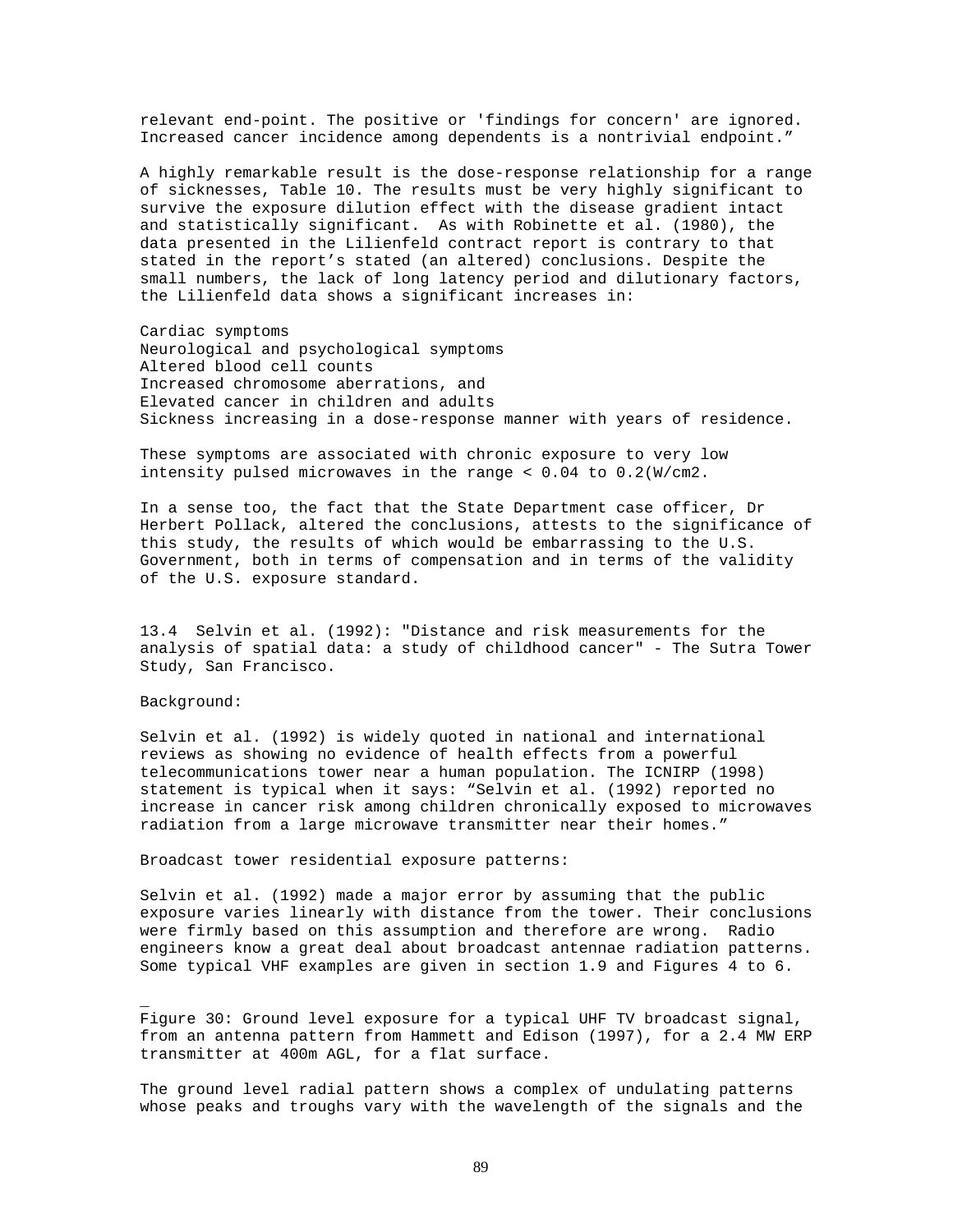relevant end-point. The positive or 'findings for concern' are ignored. Increased cancer incidence among dependents is a nontrivial endpoint."

A highly remarkable result is the dose-response relationship for a range of sicknesses, Table 10. The results must be very highly significant to survive the exposure dilution effect with the disease gradient intact and statistically significant. As with Robinette et al. (1980), the data presented in the Lilienfeld contract report is contrary to that stated in the report's stated (an altered) conclusions. Despite the small numbers, the lack of long latency period and dilutionary factors, the Lilienfeld data shows a significant increases in:

Cardiac symptoms
Neurological and psychological symptoms
Altered blood cell counts
Increased chromosome aberrations, and
Elevated cancer in children and adults
Sickness increasing in a dose-response manner with years of residence.

These symptoms are associated with chronic exposure to very low intensity pulsed microwaves in the range < 0.04 to 0.2(W/cm2.

In a sense too, the fact that the State Department case officer, Dr Herbert Pollack, altered the conclusions, attests to the significance of this study, the results of which would be embarrassing to the U.S. Government, both in terms of compensation and in terms of the validity of the U.S. exposure standard.

### 13.4 Selvin et al. (1992): "Distance and risk measurements for the analysis of spatial data: a study of childhood cancer" - The Sutra Tower Study, San Francisco.

Background:

Selvin et al. (1992) is widely quoted in national and international reviews as showing no evidence of health effects from a powerful telecommunications tower near a human population. The ICNIRP (1998) statement is typical when it says: "Selvin et al. (1992) reported no increase in cancer risk among children chronically exposed to microwaves radiation from a large microwave transmitter near their homes."

Broadcast tower residential exposure patterns:

Selvin et al. (1992) made a major error by assuming that the public exposure varies linearly with distance from the tower. Their conclusions were firmly based on this assumption and therefore are wrong. Radio engineers know a great deal about broadcast antennae radiation patterns. Some typical VHF examples are given in section 1.9 and Figures 4 to 6.

Figure 30: Ground level exposure for a typical UHF TV broadcast signal, from an antenna pattern from Hammett and Edison (1997), for a 2.4 MW ERP transmitter at 400m AGL, for a flat surface.

The ground level radial pattern shows a complex of undulating patterns whose peaks and troughs vary with the wavelength of the signals and the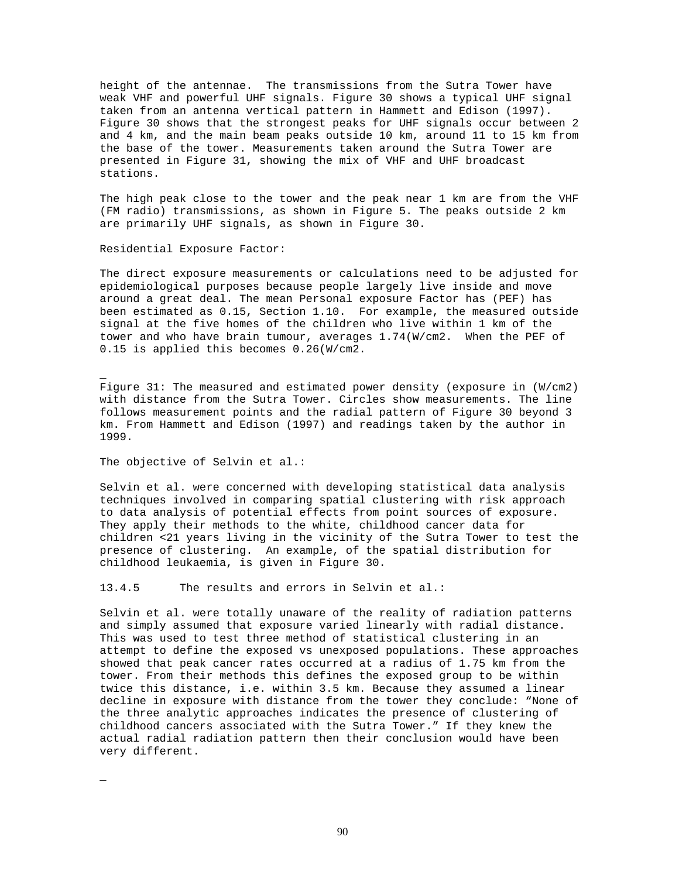height of the antennae. The transmissions from the Sutra Tower have weak VHF and powerful UHF signals. Figure 30 shows a typical UHF signal taken from an antenna vertical pattern in Hammett and Edison (1997). Figure 30 shows that the strongest peaks for UHF signals occur between 2 and 4 km, and the main beam peaks outside 10 km, around 11 to 15 km from the base of the tower. Measurements taken around the Sutra Tower are presented in Figure 31, showing the mix of VHF and UHF broadcast stations.

The high peak close to the tower and the peak near 1 km are from the VHF (FM radio) transmissions, as shown in Figure 5. The peaks outside 2 km are primarily UHF signals, as shown in Figure 30.

Residential Exposure Factor:

The direct exposure measurements or calculations need to be adjusted for epidemiological purposes because people largely live inside and move around a great deal. The mean Personal exposure Factor has (PEF) has been estimated as 0.15, Section 1.10. For example, the measured outside signal at the five homes of the children who live within 1 km of the tower and who have brain tumour, averages 1.74(W/cm2. When the PEF of 0.15 is applied this becomes 0.26(W/cm2.

Figure 31: The measured and estimated power density (exposure in (W/cm2) with distance from the Sutra Tower. Circles show measurements. The line follows measurement points and the radial pattern of Figure 30 beyond 3 km. From Hammett and Edison (1997) and readings taken by the author in 1999.

The objective of Selvin et al.:

Selvin et al. were concerned with developing statistical data analysis techniques involved in comparing spatial clustering with risk approach to data analysis of potential effects from point sources of exposure. They apply their methods to the white, childhood cancer data for children <21 years living in the vicinity of the Sutra Tower to test the presence of clustering. An example, of the spatial distribution for childhood leukaemia, is given in Figure 30.

13.4.5 The results and errors in Selvin et al.:

Selvin et al. were totally unaware of the reality of radiation patterns and simply assumed that exposure varied linearly with radial distance. This was used to test three method of statistical clustering in an attempt to define the exposed vs unexposed populations. These approaches showed that peak cancer rates occurred at a radius of 1.75 km from the tower. From their methods this defines the exposed group to be within twice this distance, i.e. within 3.5 km. Because they assumed a linear decline in exposure with distance from the tower they conclude: "None of the three analytic approaches indicates the presence of clustering of childhood cancers associated with the Sutra Tower." If they knew the actual radial radiation pattern then their conclusion would have been very different.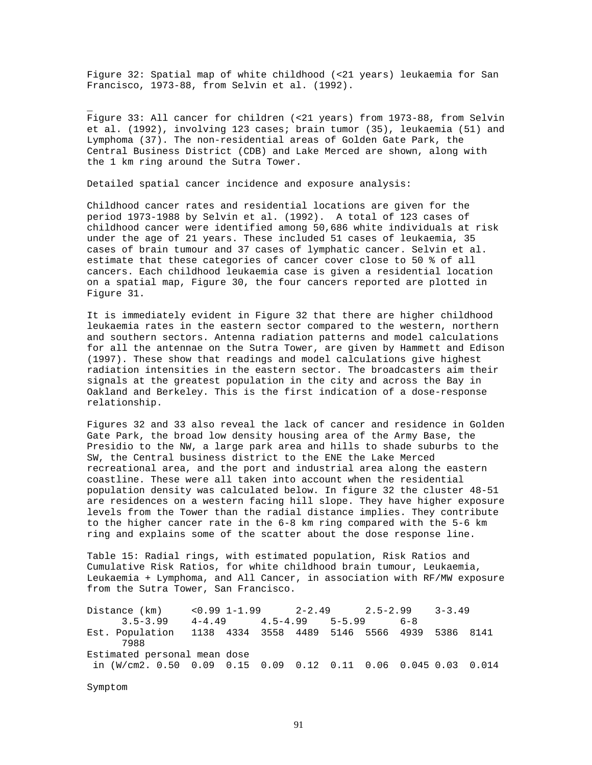Figure 32: Spatial map of white childhood (<21 years) leukaemia for San Francisco, 1973-88, from Selvin et al. (1992).

Figure 33: All cancer for children (<21 years) from 1973-88, from Selvin et al. (1992), involving 123 cases; brain tumor (35), leukaemia (51) and Lymphoma (37). The non-residential areas of Golden Gate Park, the Central Business District (CDB) and Lake Merced are shown, along with the 1 km ring around the Sutra Tower.

Detailed spatial cancer incidence and exposure analysis:

Childhood cancer rates and residential locations are given for the period 1973-1988 by Selvin et al. (1992). A total of 123 cases of childhood cancer were identified among 50,686 white individuals at risk under the age of 21 years. These included 51 cases of leukaemia, 35 cases of brain tumour and 37 cases of lymphatic cancer. Selvin et al. estimate that these categories of cancer cover close to 50 % of all cancers. Each childhood leukaemia case is given a residential location on a spatial map, Figure 30, the four cancers reported are plotted in Figure 31.

It is immediately evident in Figure 32 that there are higher childhood leukaemia rates in the eastern sector compared to the western, northern and southern sectors. Antenna radiation patterns and model calculations for all the antennae on the Sutra Tower, are given by Hammett and Edison (1997). These show that readings and model calculations give highest radiation intensities in the eastern sector. The broadcasters aim their signals at the greatest population in the city and across the Bay in Oakland and Berkeley. This is the first indication of a dose-response relationship.

Figures 32 and 33 also reveal the lack of cancer and residence in Golden Gate Park, the broad low density housing area of the Army Base, the Presidio to the NW, a large park area and hills to shade suburbs to the SW, the Central business district to the ENE the Lake Merced recreational area, and the port and industrial area along the eastern coastline. These were all taken into account when the residential population density was calculated below. In figure 32 the cluster 48-51 are residences on a western facing hill slope. They have higher exposure levels from the Tower than the radial distance implies. They contribute to the higher cancer rate in the 6-8 km ring compared with the 5-6 km ring and explains some of the scatter about the dose response line.

Table 15: Radial rings, with estimated population, Risk Ratios and Cumulative Risk Ratios, for white childhood brain tumour, Leukaemia, Leukaemia + Lymphoma, and All Cancer, in association with RF/MW exposure from the Sutra Tower, San Francisco.

| Distance (km) | <0.99 | 1-1.99 | 2-2.49 | 2.5-2.99 | 3-3.49 | 3.5-3.99 | 4-4.49 | 4.5-4.99 | 5-5.99 | 6-8 |
|---|---|---|---|---|---|---|---|---|---|---|
| Est. Population | 1138 | 4334 | 3558 | 4489 | 5146 | 5566 | 4939 | 5386 | 8141 | 7988 |
| Estimated personal mean dose in (W/cm2. | 0.50 | 0.09 | 0.15 | 0.09 | 0.12 | 0.11 | 0.06 | 0.045 | 0.03 | 0.014 |

Symptom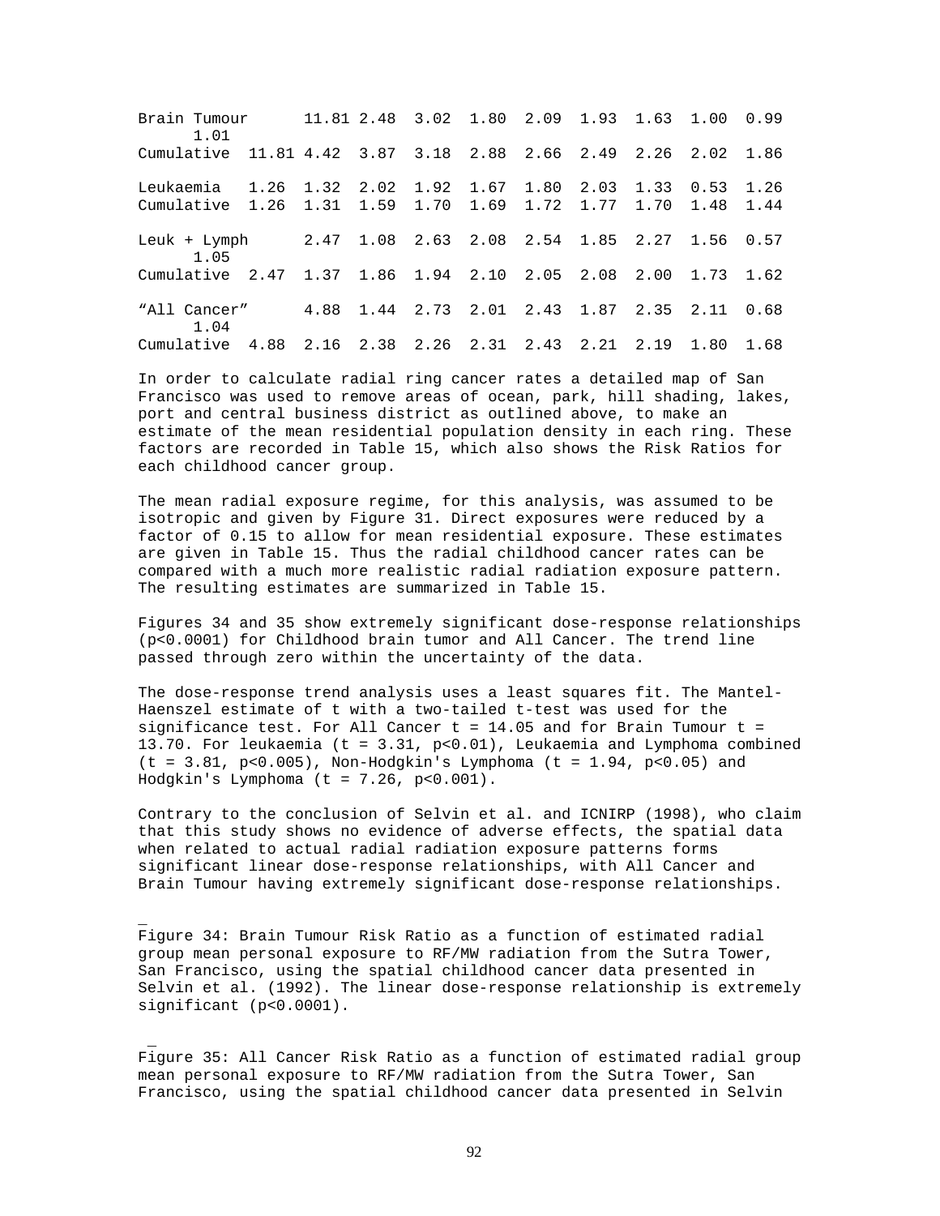| | | | | | | | | | | |
|---|---|---|---|---|---|---|---|---|---|---|
| Brain Tumour | 11.81 | 2.48 | 3.02 | 1.80 | 2.09 | 1.93 | 1.63 | 1.00 | 0.99 | 1.01 |
| Cumulative | 11.81 | 4.42 | 3.87 | 3.18 | 2.88 | 2.66 | 2.49 | 2.26 | 2.02 | 1.86 |
| Leukaemia | 1.26 | 1.32 | 2.02 | 1.92 | 1.67 | 1.80 | 2.03 | 1.33 | 0.53 | 1.26 |
| Cumulative | 1.26 | 1.31 | 1.59 | 1.70 | 1.69 | 1.72 | 1.77 | 1.70 | 1.48 | 1.44 |
| Leuk + Lymph | 2.47 | 1.08 | 2.63 | 2.08 | 2.54 | 1.85 | 2.27 | 1.56 | 0.57 | 1.05 |
| Cumulative | 2.47 | 1.37 | 1.86 | 1.94 | 2.10 | 2.05 | 2.08 | 2.00 | 1.73 | 1.62 |
| "All Cancer" | 4.88 | 1.44 | 2.73 | 2.01 | 2.43 | 1.87 | 2.35 | 2.11 | 0.68 | 1.04 |
| Cumulative | 4.88 | 2.16 | 2.38 | 2.26 | 2.31 | 2.43 | 2.21 | 2.19 | 1.80 | 1.68 |

In order to calculate radial ring cancer rates a detailed map of San Francisco was used to remove areas of ocean, park, hill shading, lakes, port and central business district as outlined above, to make an estimate of the mean residential population density in each ring. These factors are recorded in Table 15, which also shows the Risk Ratios for each childhood cancer group.

The mean radial exposure regime, for this analysis, was assumed to be isotropic and given by Figure 31. Direct exposures were reduced by a factor of 0.15 to allow for mean residential exposure. These estimates are given in Table 15. Thus the radial childhood cancer rates can be compared with a much more realistic radial radiation exposure pattern. The resulting estimates are summarized in Table 15.

Figures 34 and 35 show extremely significant dose-response relationships ($p<0.0001$) for Childhood brain tumor and All Cancer. The trend line passed through zero within the uncertainty of the data.

The dose-response trend analysis uses a least squares fit. The Mantel-Haenszel estimate of t with a two-tailed t-test was used for the significance test. For All Cancer $t = 14.05$ and for Brain Tumour $t = 13.70$. For leukaemia ($t = 3.31$, $p<0.01$), Leukaemia and Lymphoma combined ($t = 3.81$, $p<0.005$), Non-Hodgkin's Lymphoma ($t = 1.94$, $p<0.05$) and Hodgkin's Lymphoma ($t = 7.26$, $p<0.001$).

Contrary to the conclusion of Selvin et al. and ICNIRP (1998), who claim that this study shows no evidence of adverse effects, the spatial data when related to actual radial radiation exposure patterns forms significant linear dose-response relationships, with All Cancer and Brain Tumour having extremely significant dose-response relationships.

Figure 34: Brain Tumour Risk Ratio as a function of estimated radial group mean personal exposure to RF/MW radiation from the Sutra Tower, San Francisco, using the spatial childhood cancer data presented in Selvin et al. (1992). The linear dose-response relationship is extremely significant ($p<0.0001$).

Figure 35: All Cancer Risk Ratio as a function of estimated radial group mean personal exposure to RF/MW radiation from the Sutra Tower, San Francisco, using the spatial childhood cancer data presented in Selvin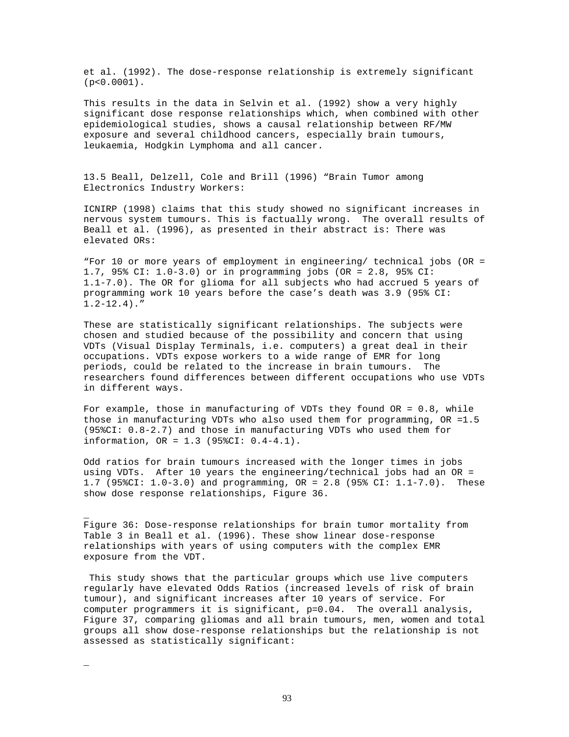et al. (1992). The dose-response relationship is extremely significant ($p<0.0001$).

This results in the data in Selvin et al. (1992) show a very highly significant dose response relationships which, when combined with other epidemiological studies, shows a causal relationship between RF/MW exposure and several childhood cancers, especially brain tumours, leukaemia, Hodgkin Lymphoma and all cancer.

### 13.5 Beall, Delzell, Cole and Brill (1996) "Brain Tumor among Electronics Industry Workers:

ICNIRP (1998) claims that this study showed no significant increases in nervous system tumours. This is factually wrong. The overall results of Beall et al. (1996), as presented in their abstract is: There was elevated ORs:

"For 10 or more years of employment in engineering/ technical jobs (OR = 1.7, 95% CI: 1.0-3.0) or in programming jobs (OR = 2.8, 95% CI: 1.1-7.0). The OR for glioma for all subjects who had accrued 5 years of programming work 10 years before the case's death was 3.9 (95% CI: 1.2-12.4)."

These are statistically significant relationships. The subjects were chosen and studied because of the possibility and concern that using VDTs (Visual Display Terminals, i.e. computers) a great deal in their occupations. VDTs expose workers to a wide range of EMR for long periods, could be related to the increase in brain tumours. The researchers found differences between different occupations who use VDTs in different ways.

For example, those in manufacturing of VDTs they found OR = 0.8, while those in manufacturing VDTs who also used them for programming, OR =1.5 (95%CI: 0.8-2.7) and those in manufacturing VDTs who used them for information, OR = 1.3 (95%CI: 0.4-4.1).

Odd ratios for brain tumours increased with the longer times in jobs using VDTs. After 10 years the engineering/technical jobs had an OR = 1.7 (95%CI: 1.0-3.0) and programming, OR = 2.8 (95% CI: 1.1-7.0). These show dose response relationships, Figure 36.

Figure 36: Dose-response relationships for brain tumor mortality from Table 3 in Beall et al. (1996). These show linear dose-response relationships with years of using computers with the complex EMR exposure from the VDT.

This study shows that the particular groups which use live computers regularly have elevated Odds Ratios (increased levels of risk of brain tumour), and significant increases after 10 years of service. For computer programmers it is significant, $p=0.04$. The overall analysis, Figure 37, comparing gliomas and all brain tumours, men, women and total groups all show dose-response relationships but the relationship is not assessed as statistically significant: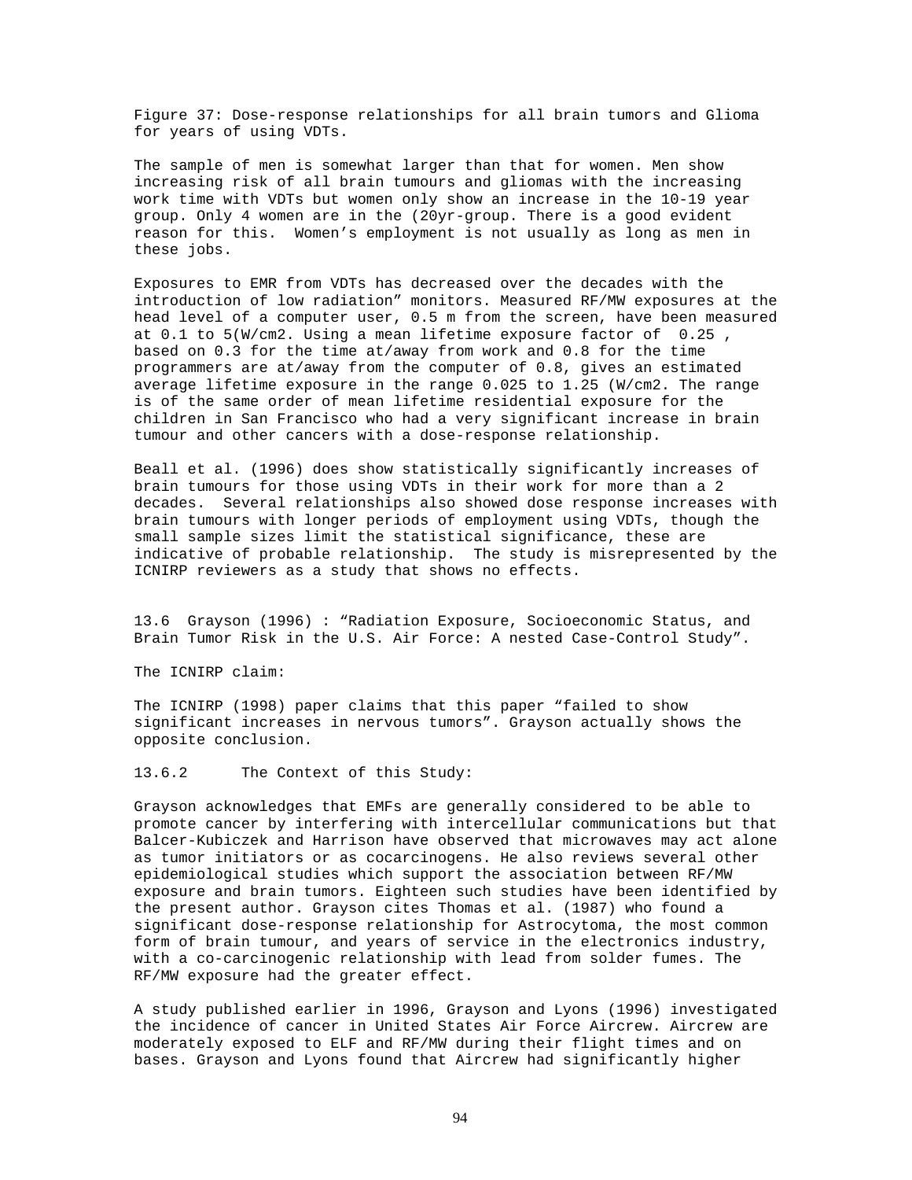Figure 37: Dose-response relationships for all brain tumors and Glioma for years of using VDTs.

The sample of men is somewhat larger than that for women. Men show increasing risk of all brain tumours and gliomas with the increasing work time with VDTs but women only show an increase in the 10-19 year group. Only 4 women are in the (20yr-group. There is a good evident reason for this. Women's employment is not usually as long as men in these jobs.

Exposures to EMR from VDTs has decreased over the decades with the introduction of low radiation" monitors. Measured RF/MW exposures at the head level of a computer user, 0.5 m from the screen, have been measured at 0.1 to 5(W/cm2. Using a mean lifetime exposure factor of 0.25 , based on 0.3 for the time at/away from work and 0.8 for the time programmers are at/away from the computer of 0.8, gives an estimated average lifetime exposure in the range 0.025 to 1.25 (W/cm2. The range is of the same order of mean lifetime residential exposure for the children in San Francisco who had a very significant increase in brain tumour and other cancers with a dose-response relationship.

Beall et al. (1996) does show statistically significantly increases of brain tumours for those using VDTs in their work for more than a 2 decades. Several relationships also showed dose response increases with brain tumours with longer periods of employment using VDTs, though the small sample sizes limit the statistical significance, these are indicative of probable relationship. The study is misrepresented by the ICNIRP reviewers as a study that shows no effects.

13.6 Grayson (1996) : "Radiation Exposure, Socioeconomic Status, and Brain Tumor Risk in the U.S. Air Force: A nested Case-Control Study".

The ICNIRP claim:

The ICNIRP (1998) paper claims that this paper "failed to show significant increases in nervous tumors". Grayson actually shows the opposite conclusion.

13.6.2 The Context of this Study:

Grayson acknowledges that EMFs are generally considered to be able to promote cancer by interfering with intercellular communications but that Balcer-Kubiczek and Harrison have observed that microwaves may act alone as tumor initiators or as cocarcinogens. He also reviews several other epidemiological studies which support the association between RF/MW exposure and brain tumors. Eighteen such studies have been identified by the present author. Grayson cites Thomas et al. (1987) who found a significant dose-response relationship for Astrocytoma, the most common form of brain tumour, and years of service in the electronics industry, with a co-carcinogenic relationship with lead from solder fumes. The RF/MW exposure had the greater effect.

A study published earlier in 1996, Grayson and Lyons (1996) investigated the incidence of cancer in United States Air Force Aircrew. Aircrew are moderately exposed to ELF and RF/MW during their flight times and on bases. Grayson and Lyons found that Aircrew had significantly higher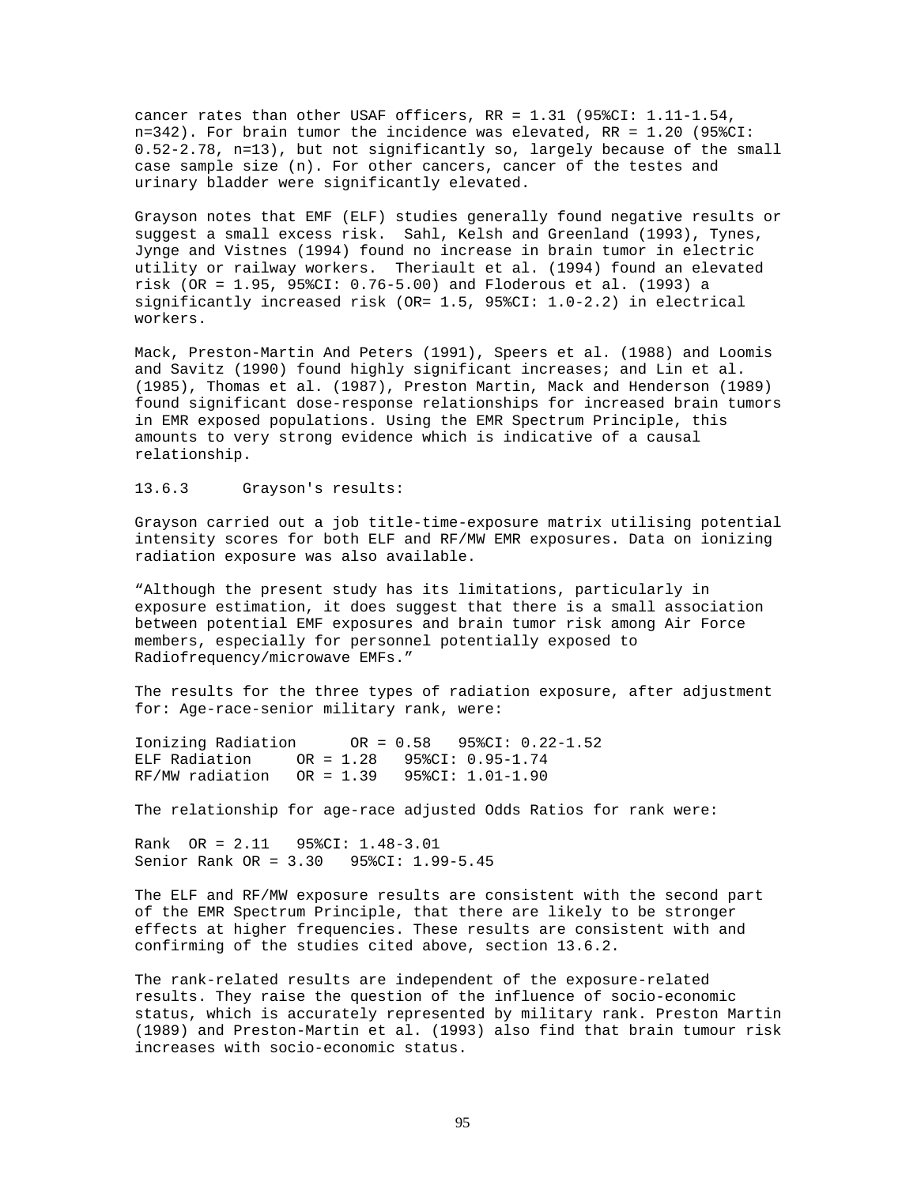cancer rates than other USAF officers, RR = 1.31 (95%CI: 1.11-1.54, n=342). For brain tumor the incidence was elevated, RR = 1.20 (95%CI: 0.52-2.78, n=13), but not significantly so, largely because of the small case sample size (n). For other cancers, cancer of the testes and urinary bladder were significantly elevated.

Grayson notes that EMF (ELF) studies generally found negative results or suggest a small excess risk. Sahl, Kelsh and Greenland (1993), Tynes, Jynge and Vistnes (1994) found no increase in brain tumor in electric utility or railway workers. Theriault et al. (1994) found an elevated risk (OR = 1.95, 95%CI: 0.76-5.00) and Floderous et al. (1993) a significantly increased risk (OR= 1.5, 95%CI: 1.0-2.2) in electrical workers.

Mack, Preston-Martin And Peters (1991), Speers et al. (1988) and Loomis and Savitz (1990) found highly significant increases; and Lin et al. (1985), Thomas et al. (1987), Preston Martin, Mack and Henderson (1989) found significant dose-response relationships for increased brain tumors in EMR exposed populations. Using the EMR Spectrum Principle, this amounts to very strong evidence which is indicative of a causal relationship.

13.6.3 Grayson's results:

Grayson carried out a job title-time-exposure matrix utilising potential intensity scores for both ELF and RF/MW EMR exposures. Data on ionizing radiation exposure was also available.

"Although the present study has its limitations, particularly in exposure estimation, it does suggest that there is a small association between potential EMF exposures and brain tumor risk among Air Force members, especially for personnel potentially exposed to Radiofrequency/microwave EMFs."

The results for the three types of radiation exposure, after adjustment for: Age-race-senior military rank, were:

| | | |
|---|---|---|
| Ionizing Radiation | OR = 0.58 | 95%CI: 0.22-1.52 |
| ELF Radiation | OR = 1.28 | 95%CI: 0.95-1.74 |
| RF/MW radiation | OR = 1.39 | 95%CI: 1.01-1.90 |

The relationship for age-race adjusted Odds Ratios for rank were:

| | | |
|---|---|---|
| Rank | OR = 2.11 | 95%CI: 1.48-3.01 |
| Senior Rank | OR = 3.30 | 95%CI: 1.99-5.45 |

The ELF and RF/MW exposure results are consistent with the second part of the EMR Spectrum Principle, that there are likely to be stronger effects at higher frequencies. These results are consistent with and confirming of the studies cited above, section 13.6.2.

The rank-related results are independent of the exposure-related results. They raise the question of the influence of socio-economic status, which is accurately represented by military rank. Preston Martin (1989) and Preston-Martin et al. (1993) also find that brain tumour risk increases with socio-economic status.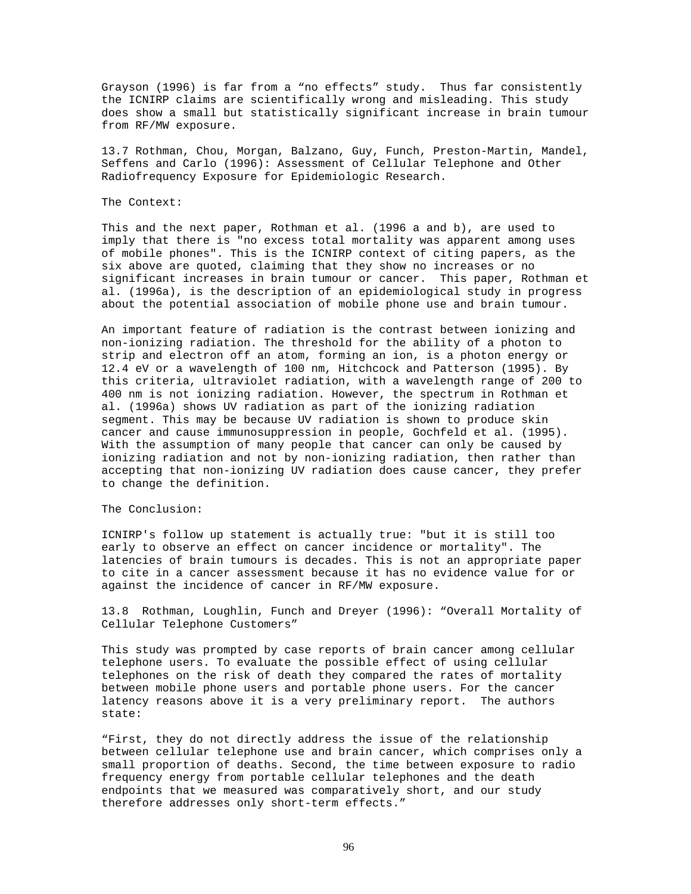Grayson (1996) is far from a "no effects" study. Thus far consistently the ICNIRP claims are scientifically wrong and misleading. This study does show a small but statistically significant increase in brain tumour from RF/MW exposure.

13.7 Rothman, Chou, Morgan, Balzano, Guy, Funch, Preston-Martin, Mandel, Seffens and Carlo (1996): Assessment of Cellular Telephone and Other Radiofrequency Exposure for Epidemiologic Research.

The Context:

This and the next paper, Rothman et al. (1996 a and b), are used to imply that there is "no excess total mortality was apparent among uses of mobile phones". This is the ICNIRP context of citing papers, as the six above are quoted, claiming that they show no increases or no significant increases in brain tumour or cancer. This paper, Rothman et al. (1996a), is the description of an epidemiological study in progress about the potential association of mobile phone use and brain tumour.

An important feature of radiation is the contrast between ionizing and non-ionizing radiation. The threshold for the ability of a photon to strip and electron off an atom, forming an ion, is a photon energy or 12.4 eV or a wavelength of 100 nm, Hitchcock and Patterson (1995). By this criteria, ultraviolet radiation, with a wavelength range of 200 to 400 nm is not ionizing radiation. However, the spectrum in Rothman et al. (1996a) shows UV radiation as part of the ionizing radiation segment. This may be because UV radiation is shown to produce skin cancer and cause immunosuppression in people, Gochfeld et al. (1995). With the assumption of many people that cancer can only be caused by ionizing radiation and not by non-ionizing radiation, then rather than accepting that non-ionizing UV radiation does cause cancer, they prefer to change the definition.

The Conclusion:

ICNIRP's follow up statement is actually true: "but it is still too early to observe an effect on cancer incidence or mortality". The latencies of brain tumours is decades. This is not an appropriate paper to cite in a cancer assessment because it has no evidence value for or against the incidence of cancer in RF/MW exposure.

13.8 Rothman, Loughlin, Funch and Dreyer (1996): "Overall Mortality of Cellular Telephone Customers"

This study was prompted by case reports of brain cancer among cellular telephone users. To evaluate the possible effect of using cellular telephones on the risk of death they compared the rates of mortality between mobile phone users and portable phone users. For the cancer latency reasons above it is a very preliminary report. The authors state:

"First, they do not directly address the issue of the relationship between cellular telephone use and brain cancer, which comprises only a small proportion of deaths. Second, the time between exposure to radio frequency energy from portable cellular telephones and the death endpoints that we measured was comparatively short, and our study therefore addresses only short-term effects."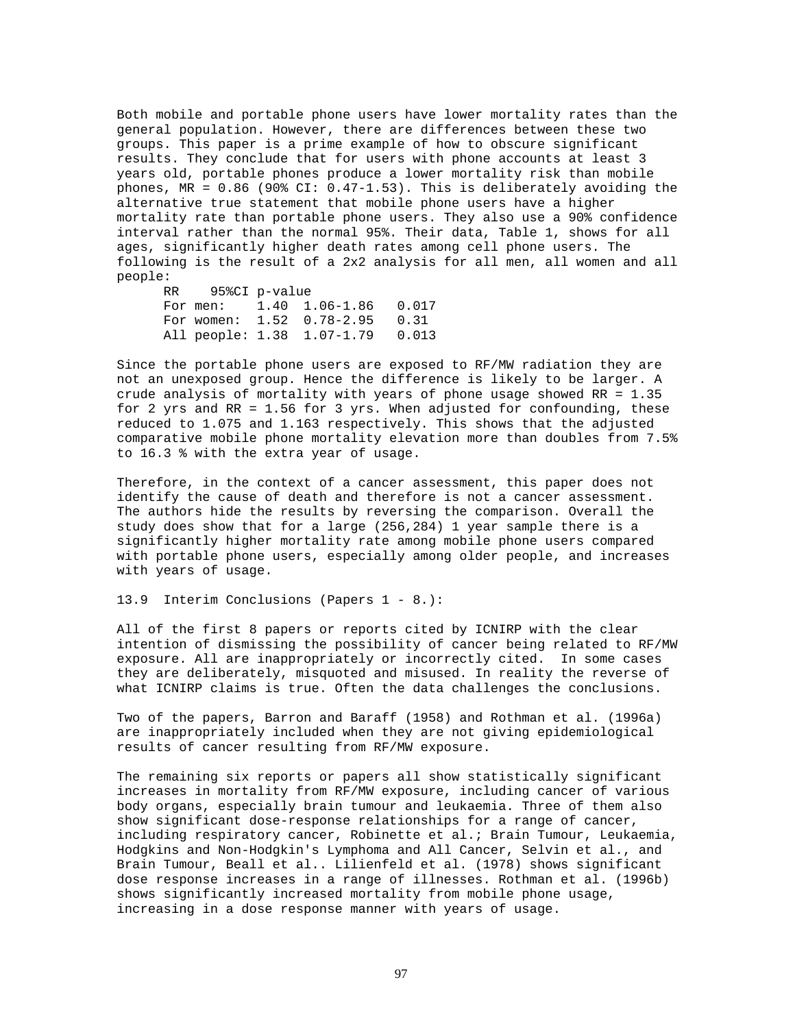Both mobile and portable phone users have lower mortality rates than the general population. However, there are differences between these two groups. This paper is a prime example of how to obscure significant results. They conclude that for users with phone accounts at least 3 years old, portable phones produce a lower mortality risk than mobile phones, MR = 0.86 (90% CI: 0.47-1.53). This is deliberately avoiding the alternative true statement that mobile phone users have a higher mortality rate than portable phone users. They also use a 90% confidence interval rather than the normal 95%. Their data, Table 1, shows for all ages, significantly higher death rates among cell phone users. The following is the result of a 2x2 analysis for all men, all women and all people:

| | RR | 95%CI | p-value |
|---|---|---|---|
| For men: | 1.40 | 1.06-1.86 | 0.017 |
| For women: | 1.52 | 0.78-2.95 | 0.31 |
| All people: | 1.38 | 1.07-1.79 | 0.013 |

Since the portable phone users are exposed to RF/MW radiation they are not an unexposed group. Hence the difference is likely to be larger. A crude analysis of mortality with years of phone usage showed RR = 1.35 for 2 yrs and RR = 1.56 for 3 yrs. When adjusted for confounding, these reduced to 1.075 and 1.163 respectively. This shows that the adjusted comparative mobile phone mortality elevation more than doubles from 7.5% to 16.3 % with the extra year of usage.

Therefore, in the context of a cancer assessment, this paper does not identify the cause of death and therefore is not a cancer assessment. The authors hide the results by reversing the comparison. Overall the study does show that for a large (256,284) 1 year sample there is a significantly higher mortality rate among mobile phone users compared with portable phone users, especially among older people, and increases with years of usage.

13.9 Interim Conclusions (Papers 1 - 8.):

All of the first 8 papers or reports cited by ICNIRP with the clear intention of dismissing the possibility of cancer being related to RF/MW exposure. All are inappropriately or incorrectly cited. In some cases they are deliberately, misquoted and misused. In reality the reverse of what ICNIRP claims is true. Often the data challenges the conclusions.

Two of the papers, Barron and Baraff (1958) and Rothman et al. (1996a) are inappropriately included when they are not giving epidemiological results of cancer resulting from RF/MW exposure.

The remaining six reports or papers all show statistically significant increases in mortality from RF/MW exposure, including cancer of various body organs, especially brain tumour and leukaemia. Three of them also show significant dose-response relationships for a range of cancer, including respiratory cancer, Robinette et al.; Brain Tumour, Leukaemia, Hodgkins and Non-Hodgkin's Lymphoma and All Cancer, Selvin et al., and Brain Tumour, Beall et al.. Lilienfeld et al. (1978) shows significant dose response increases in a range of illnesses. Rothman et al. (1996b) shows significantly increased mortality from mobile phone usage, increasing in a dose response manner with years of usage.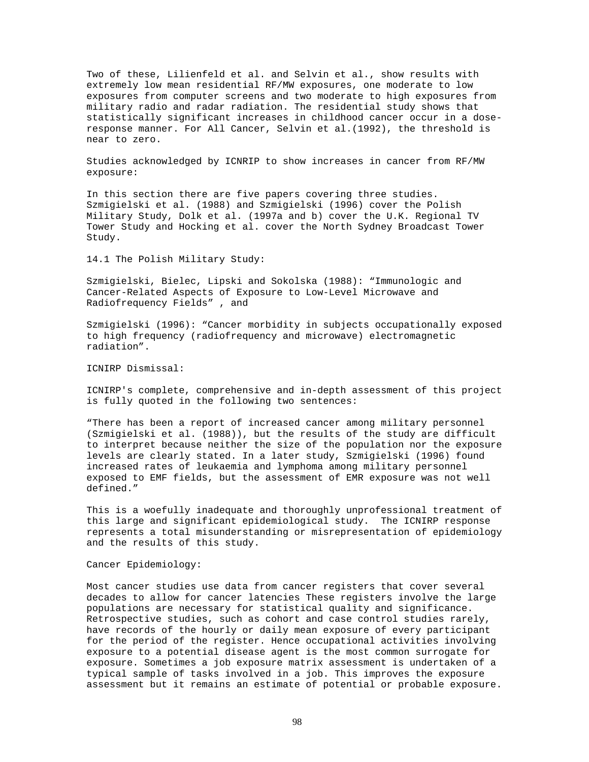Two of these, Lilienfeld et al. and Selvin et al., show results with extremely low mean residential RF/MW exposures, one moderate to low exposures from computer screens and two moderate to high exposures from military radio and radar radiation. The residential study shows that statistically significant increases in childhood cancer occur in a dose-response manner. For All Cancer, Selvin et al.(1992), the threshold is near to zero.

Studies acknowledged by ICNRIP to show increases in cancer from RF/MW exposure:

In this section there are five papers covering three studies. Szmigielski et al. (1988) and Szmigielski (1996) cover the Polish Military Study, Dolk et al. (1997a and b) cover the U.K. Regional TV Tower Study and Hocking et al. cover the North Sydney Broadcast Tower Study.

14.1 The Polish Military Study:

Szmigielski, Bielec, Lipski and Sokolska (1988): "Immunologic and Cancer-Related Aspects of Exposure to Low-Level Microwave and Radiofrequency Fields" , and

Szmigielski (1996): "Cancer morbidity in subjects occupationally exposed to high frequency (radiofrequency and microwave) electromagnetic radiation".

ICNIRP Dismissal:

ICNIRP's complete, comprehensive and in-depth assessment of this project is fully quoted in the following two sentences:

"There has been a report of increased cancer among military personnel (Szmigielski et al. (1988)), but the results of the study are difficult to interpret because neither the size of the population nor the exposure levels are clearly stated. In a later study, Szmigielski (1996) found increased rates of leukaemia and lymphoma among military personnel exposed to EMF fields, but the assessment of EMR exposure was not well defined."

This is a woefully inadequate and thoroughly unprofessional treatment of this large and significant epidemiological study. The ICNIRP response represents a total misunderstanding or misrepresentation of epidemiology and the results of this study.

Cancer Epidemiology:

Most cancer studies use data from cancer registers that cover several decades to allow for cancer latencies These registers involve the large populations are necessary for statistical quality and significance. Retrospective studies, such as cohort and case control studies rarely, have records of the hourly or daily mean exposure of every participant for the period of the register. Hence occupational activities involving exposure to a potential disease agent is the most common surrogate for exposure. Sometimes a job exposure matrix assessment is undertaken of a typical sample of tasks involved in a job. This improves the exposure assessment but it remains an estimate of potential or probable exposure.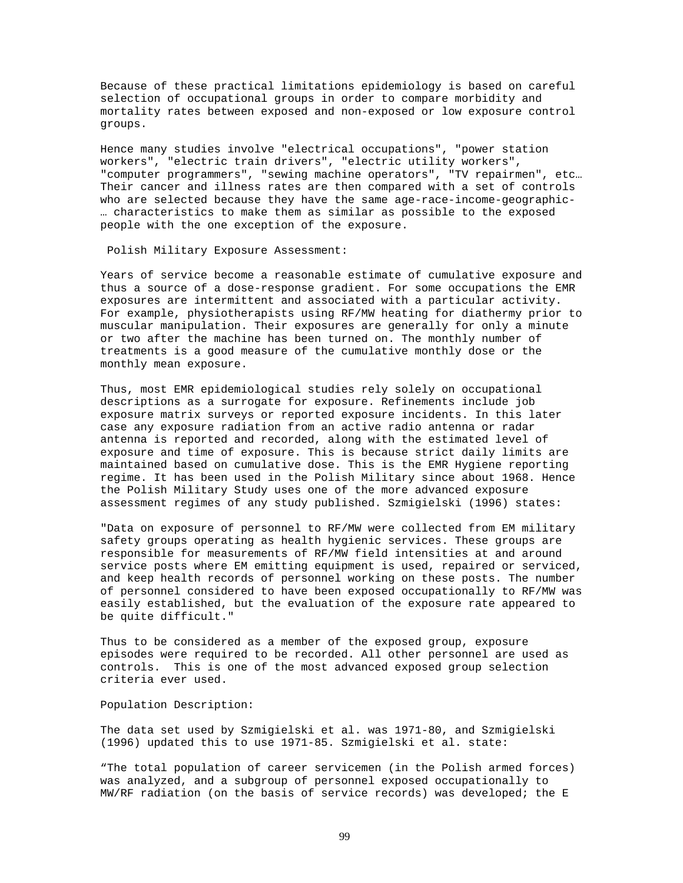Because of these practical limitations epidemiology is based on careful selection of occupational groups in order to compare morbidity and mortality rates between exposed and non-exposed or low exposure control groups.

Hence many studies involve "electrical occupations", "power station workers", "electric train drivers", "electric utility workers", "computer programmers", "sewing machine operators", "TV repairmen", etc… Their cancer and illness rates are then compared with a set of controls who are selected because they have the same age-race-income-geographic-… characteristics to make them as similar as possible to the exposed people with the one exception of the exposure.

Polish Military Exposure Assessment:

Years of service become a reasonable estimate of cumulative exposure and thus a source of a dose-response gradient. For some occupations the EMR exposures are intermittent and associated with a particular activity. For example, physiotherapists using RF/MW heating for diathermy prior to muscular manipulation. Their exposures are generally for only a minute or two after the machine has been turned on. The monthly number of treatments is a good measure of the cumulative monthly dose or the monthly mean exposure.

Thus, most EMR epidemiological studies rely solely on occupational descriptions as a surrogate for exposure. Refinements include job exposure matrix surveys or reported exposure incidents. In this later case any exposure radiation from an active radio antenna or radar antenna is reported and recorded, along with the estimated level of exposure and time of exposure. This is because strict daily limits are maintained based on cumulative dose. This is the EMR Hygiene reporting regime. It has been used in the Polish Military since about 1968. Hence the Polish Military Study uses one of the more advanced exposure assessment regimes of any study published. Szmigielski (1996) states:

"Data on exposure of personnel to RF/MW were collected from EM military safety groups operating as health hygienic services. These groups are responsible for measurements of RF/MW field intensities at and around service posts where EM emitting equipment is used, repaired or serviced, and keep health records of personnel working on these posts. The number of personnel considered to have been exposed occupationally to RF/MW was easily established, but the evaluation of the exposure rate appeared to be quite difficult."

Thus to be considered as a member of the exposed group, exposure episodes were required to be recorded. All other personnel are used as controls. This is one of the most advanced exposed group selection criteria ever used.

Population Description:

The data set used by Szmigielski et al. was 1971-80, and Szmigielski (1996) updated this to use 1971-85. Szmigielski et al. state:

"The total population of career servicemen (in the Polish armed forces) was analyzed, and a subgroup of personnel exposed occupationally to MW/RF radiation (on the basis of service records) was developed; the E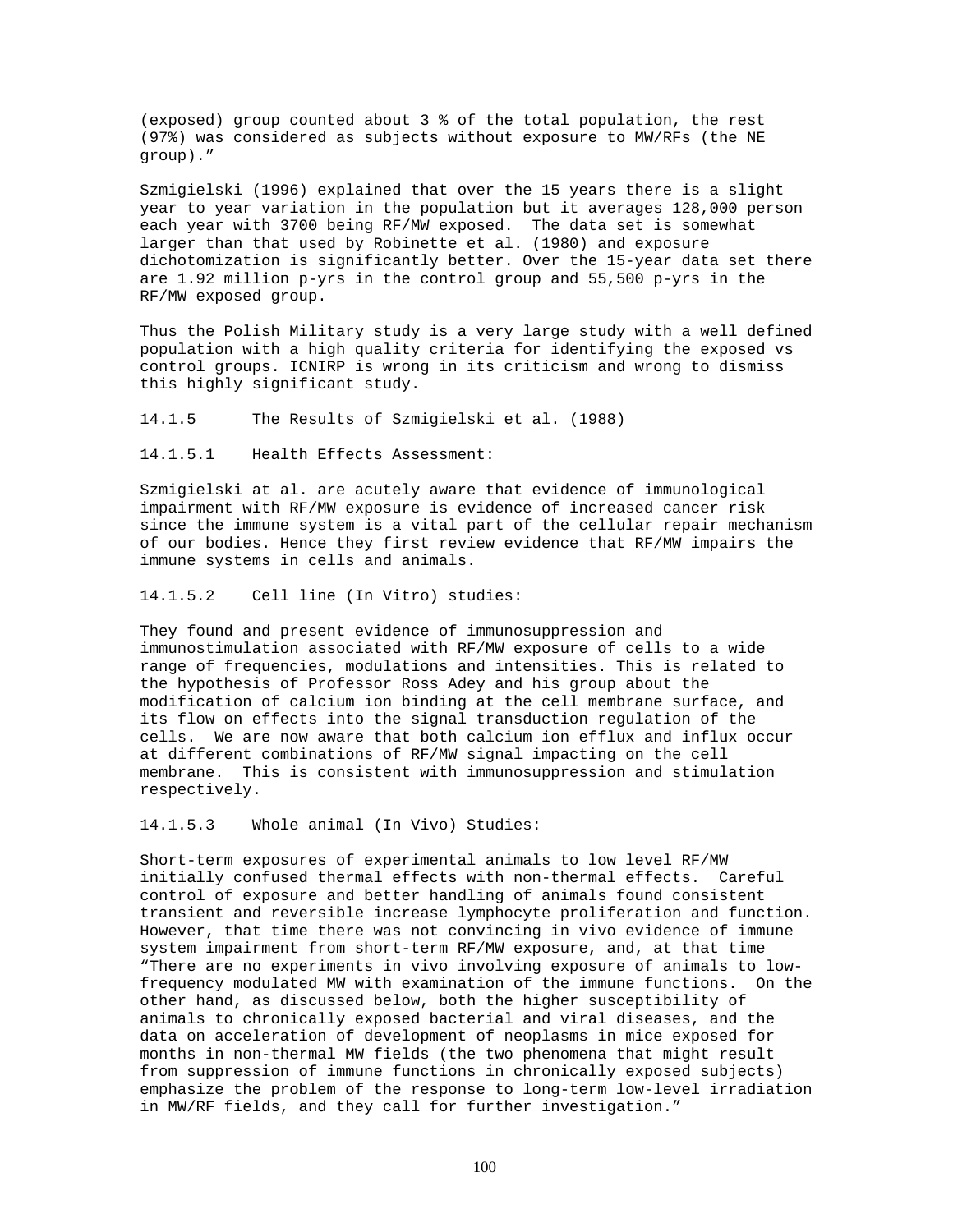(exposed) group counted about 3 % of the total population, the rest (97%) was considered as subjects without exposure to MW/RFs (the NE group)."

Szmigielski (1996) explained that over the 15 years there is a slight year to year variation in the population but it averages 128,000 person each year with 3700 being RF/MW exposed. The data set is somewhat larger than that used by Robinette et al. (1980) and exposure dichotomization is significantly better. Over the 15-year data set there are 1.92 million p-yrs in the control group and 55,500 p-yrs in the RF/MW exposed group.

Thus the Polish Military study is a very large study with a well defined population with a high quality criteria for identifying the exposed vs control groups. ICNIRP is wrong in its criticism and wrong to dismiss this highly significant study.

### 14.1.5 The Results of Szmigielski et al. (1988)

#### 14.1.5.1 Health Effects Assessment:

Szmigielski at al. are acutely aware that evidence of immunological impairment with RF/MW exposure is evidence of increased cancer risk since the immune system is a vital part of the cellular repair mechanism of our bodies. Hence they first review evidence that RF/MW impairs the immune systems in cells and animals.

#### 14.1.5.2 Cell line (In Vitro) studies:

They found and present evidence of immunosuppression and immunostimulation associated with RF/MW exposure of cells to a wide range of frequencies, modulations and intensities. This is related to the hypothesis of Professor Ross Adey and his group about the modification of calcium ion binding at the cell membrane surface, and its flow on effects into the signal transduction regulation of the cells. We are now aware that both calcium ion efflux and influx occur at different combinations of RF/MW signal impacting on the cell membrane. This is consistent with immunosuppression and stimulation respectively.

#### 14.1.5.3 Whole animal (In Vivo) Studies:

Short-term exposures of experimental animals to low level RF/MW initially confused thermal effects with non-thermal effects. Careful control of exposure and better handling of animals found consistent transient and reversible increase lymphocyte proliferation and function. However, that time there was not convincing in vivo evidence of immune system impairment from short-term RF/MW exposure, and, at that time "There are no experiments in vivo involving exposure of animals to low-frequency modulated MW with examination of the immune functions. On the other hand, as discussed below, both the higher susceptibility of animals to chronically exposed bacterial and viral diseases, and the data on acceleration of development of neoplasms in mice exposed for months in non-thermal MW fields (the two phenomena that might result from suppression of immune functions in chronically exposed subjects) emphasize the problem of the response to long-term low-level irradiation in MW/RF fields, and they call for further investigation."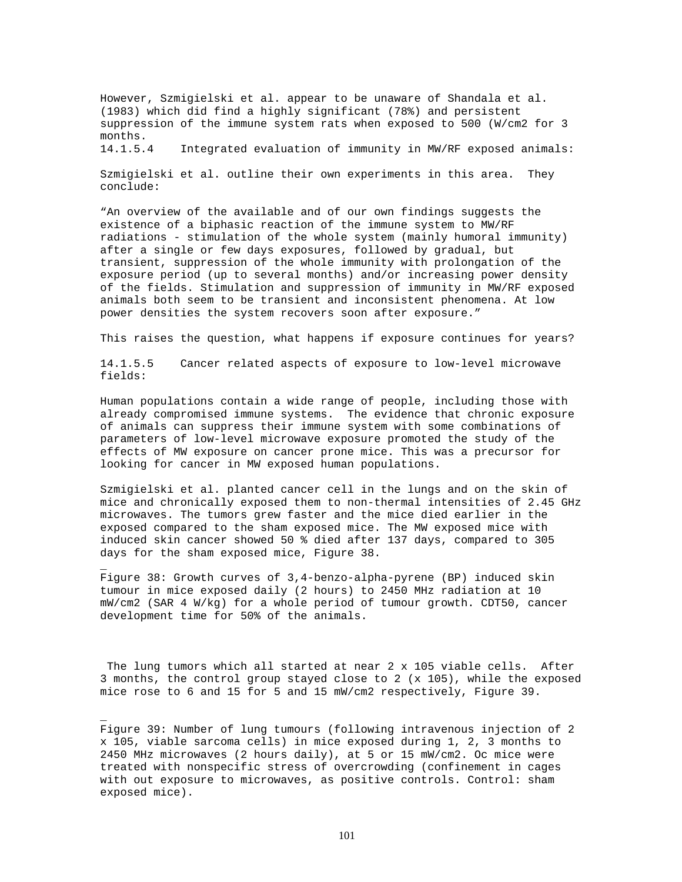However, Szmigielski et al. appear to be unaware of Shandala et al. (1983) which did find a highly significant (78%) and persistent suppression of the immune system rats when exposed to 500 (W/cm2 for 3 months.

#### 14.1.5.4 Integrated evaluation of immunity in MW/RF exposed animals:

Szmigielski et al. outline their own experiments in this area. They conclude:

"An overview of the available and of our own findings suggests the existence of a biphasic reaction of the immune system to MW/RF radiations - stimulation of the whole system (mainly humoral immunity) after a single or few days exposures, followed by gradual, but transient, suppression of the whole immunity with prolongation of the exposure period (up to several months) and/or increasing power density of the fields. Stimulation and suppression of immunity in MW/RF exposed animals both seem to be transient and inconsistent phenomena. At low power densities the system recovers soon after exposure."

This raises the question, what happens if exposure continues for years?

#### 14.1.5.5 Cancer related aspects of exposure to low-level microwave fields:

Human populations contain a wide range of people, including those with already compromised immune systems. The evidence that chronic exposure of animals can suppress their immune system with some combinations of parameters of low-level microwave exposure promoted the study of the effects of MW exposure on cancer prone mice. This was a precursor for looking for cancer in MW exposed human populations.

Szmigielski et al. planted cancer cell in the lungs and on the skin of mice and chronically exposed them to non-thermal intensities of 2.45 GHz microwaves. The tumors grew faster and the mice died earlier in the exposed compared to the sham exposed mice. The MW exposed mice with induced skin cancer showed 50 % died after 137 days, compared to 305 days for the sham exposed mice, Figure 38.

Figure 38: Growth curves of 3,4-benzo-alpha-pyrene (BP) induced skin tumour in mice exposed daily (2 hours) to 2450 MHz radiation at 10 mW/cm2 (SAR 4 W/kg) for a whole period of tumour growth. CDT50, cancer development time for 50% of the animals.

The lung tumors which all started at near 2 x 105 viable cells. After 3 months, the control group stayed close to 2 (x 105), while the exposed mice rose to 6 and 15 for 5 and 15 mW/cm2 respectively, Figure 39.

Figure 39: Number of lung tumours (following intravenous injection of 2 x 105, viable sarcoma cells) in mice exposed during 1, 2, 3 months to 2450 MHz microwaves (2 hours daily), at 5 or 15 mW/cm2. Oc mice were treated with nonspecific stress of overcrowding (confinement in cages with out exposure to microwaves, as positive controls. Control: sham exposed mice).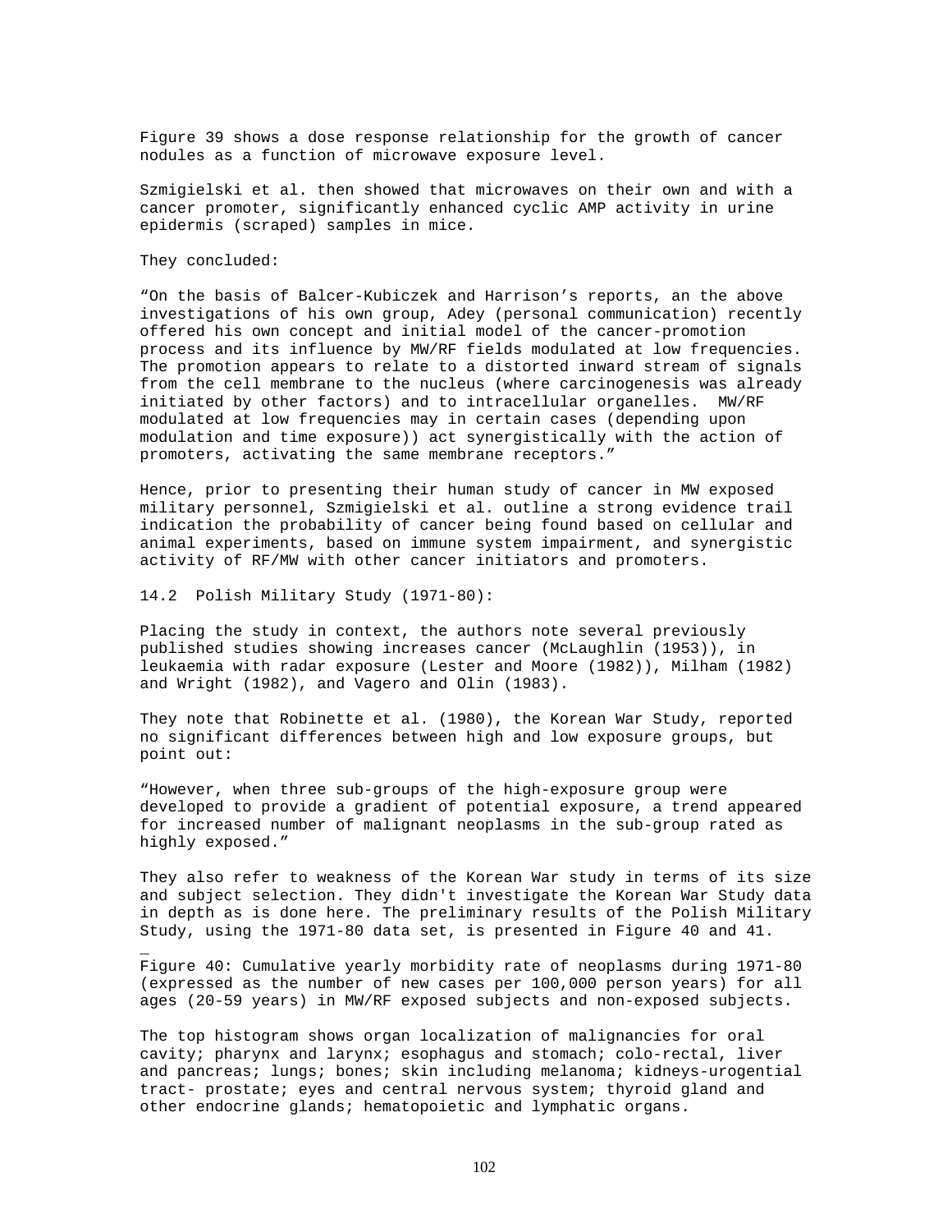Figure 39 shows a dose response relationship for the growth of cancer nodules as a function of microwave exposure level.

Szmigielski et al. then showed that microwaves on their own and with a cancer promoter, significantly enhanced cyclic AMP activity in urine epidermis (scraped) samples in mice.

They concluded:

“On the basis of Balcer-Kubiczek and Harrison’s reports, an the above investigations of his own group, Adey (personal communication) recently offered his own concept and initial model of the cancer-promotion process and its influence by MW/RF fields modulated at low frequencies. The promotion appears to relate to a distorted inward stream of signals from the cell membrane to the nucleus (where carcinogenesis was already initiated by other factors) and to intracellular organelles. MW/RF modulated at low frequencies may in certain cases (depending upon modulation and time exposure)) act synergistically with the action of promoters, activating the same membrane receptors.”

Hence, prior to presenting their human study of cancer in MW exposed military personnel, Szmigielski et al. outline a strong evidence trail indication the probability of cancer being found based on cellular and animal experiments, based on immune system impairment, and synergistic activity of RF/MW with other cancer initiators and promoters.

## 14.2 Polish Military Study (1971-80):

Placing the study in context, the authors note several previously published studies showing increases cancer (McLaughlin (1953)), in leukaemia with radar exposure (Lester and Moore (1982)), Milham (1982) and Wright (1982), and Vagero and Olin (1983).

They note that Robinette et al. (1980), the Korean War Study, reported no significant differences between high and low exposure groups, but point out:

“However, when three sub-groups of the high-exposure group were developed to provide a gradient of potential exposure, a trend appeared for increased number of malignant neoplasms in the sub-group rated as highly exposed.”

They also refer to weakness of the Korean War study in terms of its size and subject selection. They didn't investigate the Korean War Study data in depth as is done here. The preliminary results of the Polish Military Study, using the 1971-80 data set, is presented in Figure 40 and 41.

Figure 40: Cumulative yearly morbidity rate of neoplasms during 1971-80 (expressed as the number of new cases per 100,000 person years) for all ages (20-59 years) in MW/RF exposed subjects and non-exposed subjects.

The top histogram shows organ localization of malignancies for oral cavity; pharynx and larynx; esophagus and stomach; colo-rectal, liver and pancreas; lungs; bones; skin including melanoma; kidneys-urogential tract- prostate; eyes and central nervous system; thyroid gland and other endocrine glands; hematopoietic and lymphatic organs.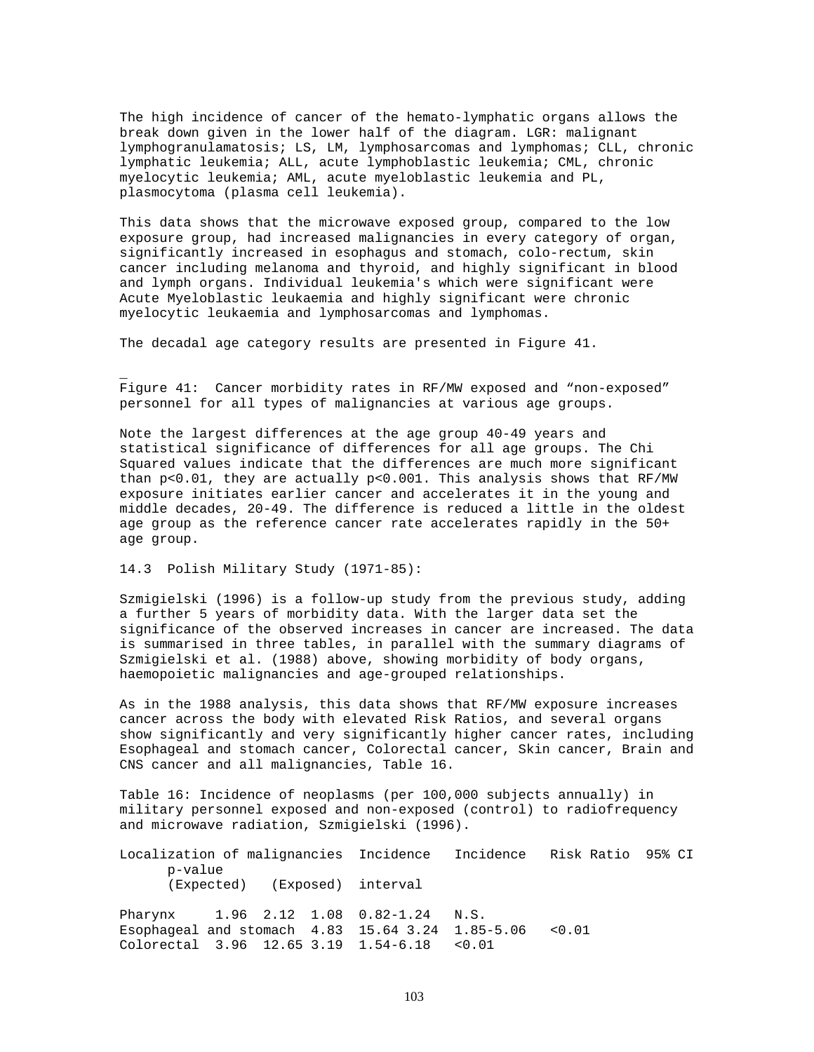The high incidence of cancer of the hemato-lymphatic organs allows the break down given in the lower half of the diagram. LGR: malignant lymphogranulamatosis; LS, LM, lymphosarcomas and lymphomas; CLL, chronic lymphatic leukemia; ALL, acute lymphoblastic leukemia; CML, chronic myelocytic leukemia; AML, acute myeloblastic leukemia and PL, plasmocytoma (plasma cell leukemia).

This data shows that the microwave exposed group, compared to the low exposure group, had increased malignancies in every category of organ, significantly increased in esophagus and stomach, colo-rectum, skin cancer including melanoma and thyroid, and highly significant in blood and lymph organs. Individual leukemia's which were significant were Acute Myeloblastic leukaemia and highly significant were chronic myelocytic leukaemia and lymphosarcomas and lymphomas.

The decadal age category results are presented in Figure 41.

Figure 41: Cancer morbidity rates in RF/MW exposed and "non-exposed" personnel for all types of malignancies at various age groups.

Note the largest differences at the age group 40-49 years and statistical significance of differences for all age groups. The Chi Squared values indicate that the differences are much more significant than $p<0.01$, they are actually $p<0.001$. This analysis shows that RF/MW exposure initiates earlier cancer and accelerates it in the young and middle decades, 20-49. The difference is reduced a little in the oldest age group as the reference cancer rate accelerates rapidly in the 50+ age group.

## 14.3 Polish Military Study (1971-85):

Szmigielski (1996) is a follow-up study from the previous study, adding a further 5 years of morbidity data. With the larger data set the significance of the observed increases in cancer are increased. The data is summarised in three tables, in parallel with the summary diagrams of Szmigielski et al. (1988) above, showing morbidity of body organs, haemopoietic malignancies and age-grouped relationships.

As in the 1988 analysis, this data shows that RF/MW exposure increases cancer across the body with elevated Risk Ratios, and several organs show significantly and very significantly higher cancer rates, including Esophageal and stomach cancer, Colorectal cancer, Skin cancer, Brain and CNS cancer and all malignancies, Table 16.

Table 16: Incidence of neoplasms (per 100,000 subjects annually) in military personnel exposed and non-exposed (control) to radiofrequency and microwave radiation, Szmigielski (1996).

| Localization of malignancies | Incidence (Expected) | Incidence (Exposed) | Risk Ratio | 95% CI interval | p-value |
|---|---|---|---|---|---|
| Pharynx | 1.96 | 2.12 | 1.08 | 0.82-1.24 | N.S. |
| Esophageal and stomach | 4.83 | 15.64 | 3.24 | 1.85-5.06 | <0.01 |
| Colorectal | 3.96 | 12.65 | 3.19 | 1.54-6.18 | <0.01 |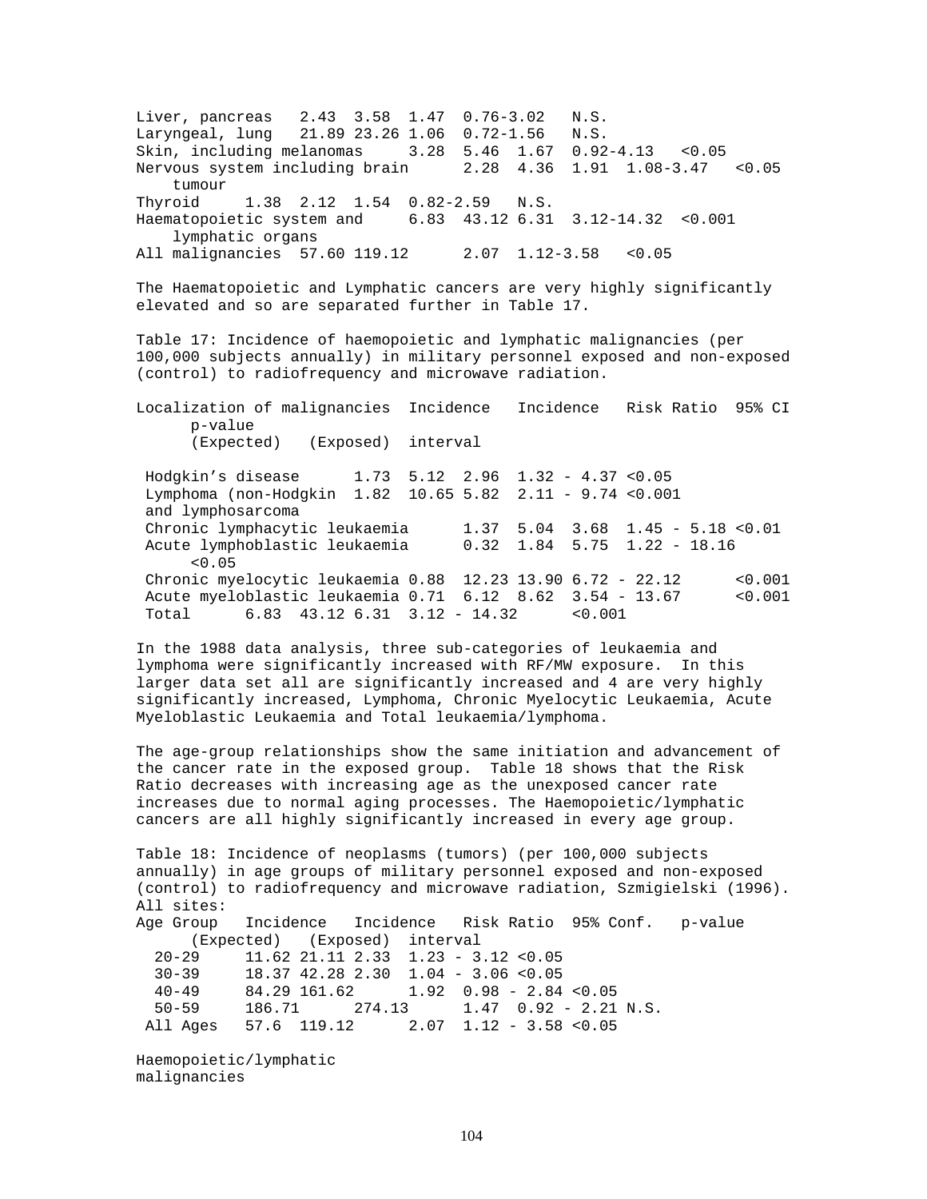| Localization of malignancies | Incidence (Expected) | Incidence (Exposed) | Risk Ratio | 95% CI interval | p-value |
|---|---|---|---|---|---|
| Liver, pancreas | 2.43 | 3.58 | 1.47 | 0.76-3.02 | N.S. |
| Laryngeal, lung | 21.89 | 23.26 | 1.06 | 0.72-1.56 | N.S. |
| Skin, including melanomas | 3.28 | 5.46 | 1.67 | 0.92-4.13 | <0.05 |
| Nervous system including brain tumour | 2.28 | 4.36 | 1.91 | 1.08-3.47 | <0.05 |
| Thyroid | 1.38 | 2.12 | 1.54 | 0.82-2.59 | N.S. |
| Haematopoietic system and lymphatic organs | 6.83 | 43.12 | 6.31 | 3.12-14.32 | <0.001 |
| All malignancies | 57.60 | 119.12 | 2.07 | 1.12-3.58 | <0.05 |

The Haematopoietic and Lymphatic cancers are very highly significantly elevated and so are separated further in Table 17.

Table 17: Incidence of haemopoietic and lymphatic malignancies (per 100,000 subjects annually) in military personnel exposed and non-exposed (control) to radiofrequency and microwave radiation.

| Localization of malignancies | Incidence (Expected) | Incidence (Exposed) | Risk Ratio | 95% CI interval | p-value |
|---|---|---|---|---|---|
| Hodgkin's disease | 1.73 | 5.12 | 2.96 | 1.32 - 4.37 | <0.05 |
| Lymphoma (non-Hodgkin and lymphosarcoma | 1.82 | 10.65 | 5.82 | 2.11 - 9.74 | <0.001 |
| Chronic lymphacytic leukaemia | 1.37 | 5.04 | 3.68 | 1.45 - 5.18 | <0.01 |
| Acute lymphoblastic leukaemia | 0.32 | 1.84 | 5.75 | 1.22 - 18.16 | <0.05 |
| Chronic myelocytic leukaemia | 0.88 | 12.23 | 13.90 | 6.72 - 22.12 | <0.001 |
| Acute myeloblastic leukaemia | 0.71 | 6.12 | 8.62 | 3.54 - 13.67 | <0.001 |
| Total | 6.83 | 43.12 | 6.31 | 3.12 - 14.32 | <0.001 |

In the 1988 data analysis, three sub-categories of leukaemia and lymphoma were significantly increased with RF/MW exposure. In this larger data set all are significantly increased and 4 are very highly significantly increased, Lymphoma, Chronic Myelocytic Leukaemia, Acute Myeloblastic Leukaemia and Total leukaemia/lymphoma.

The age-group relationships show the same initiation and advancement of the cancer rate in the exposed group. Table 18 shows that the Risk Ratio decreases with increasing age as the unexposed cancer rate increases due to normal aging processes. The Haemopoietic/lymphatic cancers are all highly significantly increased in every age group.

Table 18: Incidence of neoplasms (tumors) (per 100,000 subjects annually) in age groups of military personnel exposed and non-exposed (control) to radiofrequency and microwave radiation, Szmigielski (1996).

All sites:

| Age Group | Incidence (Expected) | Incidence (Exposed) | Risk Ratio | 95% Conf. interval | p-value |
|---|---|---|---|---|---|
| 20-29 | 11.62 | 21.11 | 2.33 | 1.23 - 3.12 | <0.05 |
| 30-39 | 18.37 | 42.28 | 2.30 | 1.04 - 3.06 | <0.05 |
| 40-49 | 84.29 | 161.62 | 1.92 | 0.98 - 2.84 | <0.05 |
| 50-59 | 186.71 | 274.13 | 1.47 | 0.92 - 2.21 | N.S. |
| All Ages | 57.6 | 119.12 | 2.07 | 1.12 - 3.58 | <0.05 |

Haemopoietic/lymphatic malignancies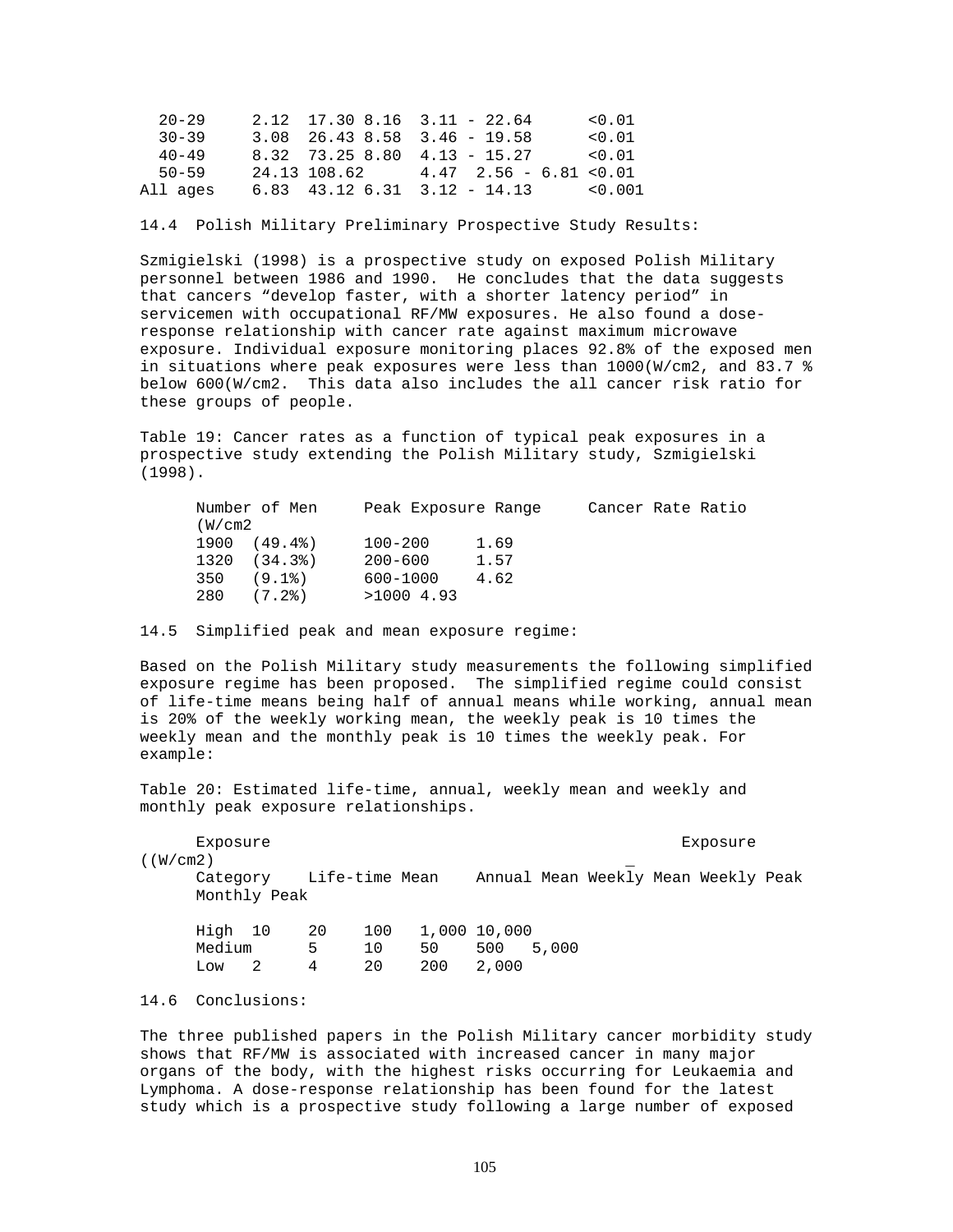| | | | | | |
|---|---|---|---|---|---|
| 20-29 | 2.12 | 17.30 | 8.16 | 3.11 - 22.64 | <0.01 |
| 30-39 | 3.08 | 26.43 | 8.58 | 3.46 - 19.58 | <0.01 |
| 40-49 | 8.32 | 73.25 | 8.80 | 4.13 - 15.27 | <0.01 |
| 50-59 | 24.13 | 108.62 | 4.47 | 2.56 - 6.81 | <0.01 |
| All ages | 6.83 | 43.12 | 6.31 | 3.12 - 14.13 | <0.001 |

14.4 Polish Military Preliminary Prospective Study Results:

Szmigielski (1998) is a prospective study on exposed Polish Military personnel between 1986 and 1990. He concludes that the data suggests that cancers "develop faster, with a shorter latency period" in servicemen with occupational RF/MW exposures. He also found a dose-response relationship with cancer rate against maximum microwave exposure. Individual exposure monitoring places 92.8% of the exposed men in situations where peak exposures were less than 1000(W/cm2, and 83.7 % below 600(W/cm2. This data also includes the all cancer risk ratio for these groups of people.

Table 19: Cancer rates as a function of typical peak exposures in a prospective study extending the Polish Military study, Szmigielski (1998).

| Number of Men | Peak Exposure Range (W/cm2 | Cancer Rate Ratio |
|---|---|---|
| 1900 (49.4%) | 100-200 | 1.69 |
| 1320 (34.3%) | 200-600 | 1.57 |
| 350 (9.1%) | 600-1000 | 4.62 |
| 280 (7.2%) | >1000 | 4.93 |

14.5 Simplified peak and mean exposure regime:

Based on the Polish Military study measurements the following simplified exposure regime has been proposed. The simplified regime could consist of life-time means being half of annual means while working, annual mean is 20% of the weekly working mean, the weekly peak is 10 times the weekly mean and the monthly peak is 10 times the weekly peak. For example:

Table 20: Estimated life-time, annual, weekly mean and weekly and monthly peak exposure relationships.

| Exposure Category | Life-time Mean | Annual Mean | Weekly Mean | Weekly Peak | Monthly Peak |
|---|---|---|---|---|---|
| | Exposure ((W/cm2) | | | | |
| High | 10 | 20 | 100 | 1,000 | 10,000 |
| Medium | 5 | 10 | 50 | 500 | 5,000 |
| Low | 2 | 4 | 20 | 200 | 2,000 |

14.6 Conclusions:

The three published papers in the Polish Military cancer morbidity study shows that RF/MW is associated with increased cancer in many major organs of the body, with the highest risks occurring for Leukaemia and Lymphoma. A dose-response relationship has been found for the latest study which is a prospective study following a large number of exposed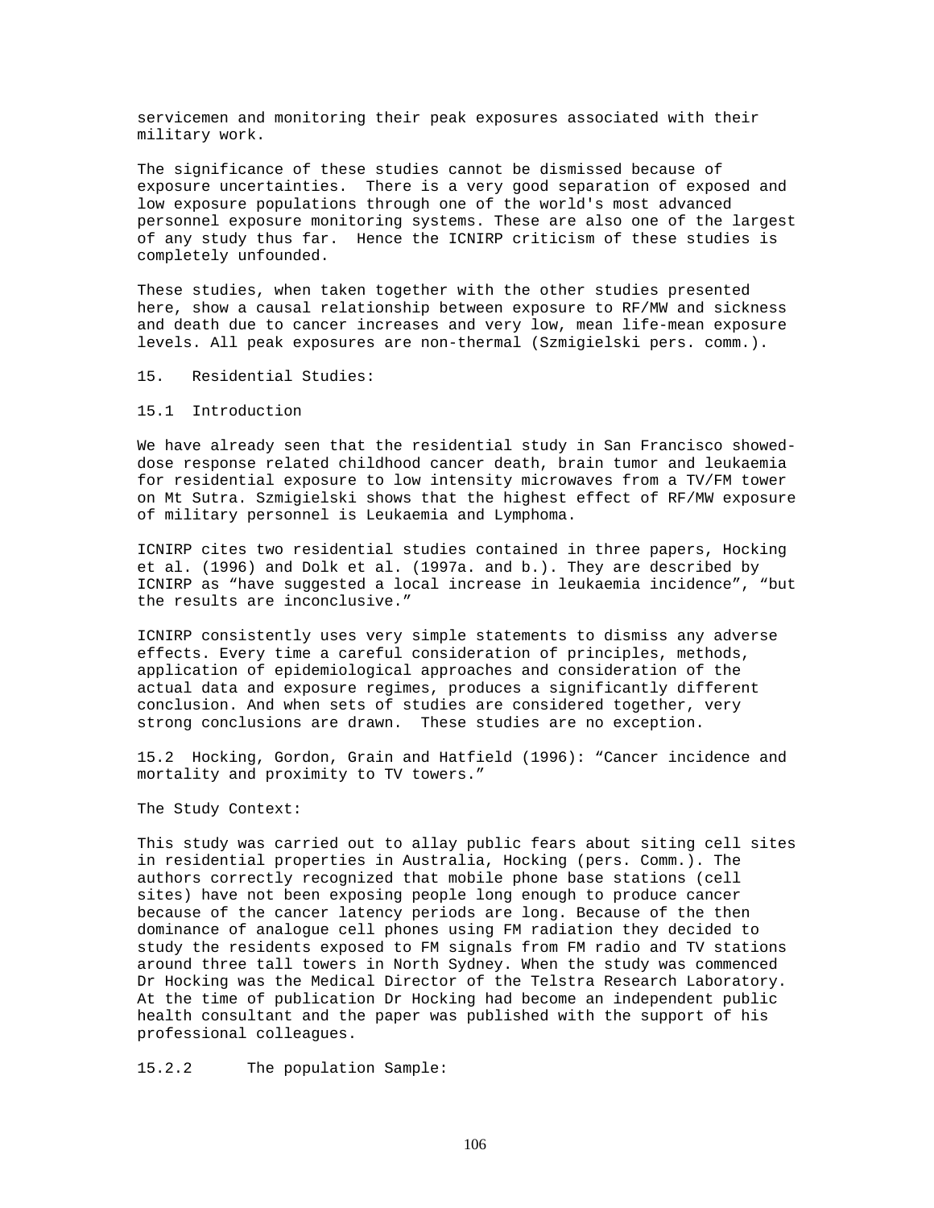servicemen and monitoring their peak exposures associated with their military work.

The significance of these studies cannot be dismissed because of exposure uncertainties. There is a very good separation of exposed and low exposure populations through one of the world's most advanced personnel exposure monitoring systems. These are also one of the largest of any study thus far. Hence the ICNIRP criticism of these studies is completely unfounded.

These studies, when taken together with the other studies presented here, show a causal relationship between exposure to RF/MW and sickness and death due to cancer increases and very low, mean life-mean exposure levels. All peak exposures are non-thermal (Szmigielski pers. comm.).

## 15. Residential Studies:

### 15.1 Introduction

We have already seen that the residential study in San Francisco showed-dose response related childhood cancer death, brain tumor and leukaemia for residential exposure to low intensity microwaves from a TV/FM tower on Mt Sutra. Szmigielski shows that the highest effect of RF/MW exposure of military personnel is Leukaemia and Lymphoma.

ICNIRP cites two residential studies contained in three papers, Hocking et al. (1996) and Dolk et al. (1997a. and b.). They are described by ICNIRP as "have suggested a local increase in leukaemia incidence", "but the results are inconclusive."

ICNIRP consistently uses very simple statements to dismiss any adverse effects. Every time a careful consideration of principles, methods, application of epidemiological approaches and consideration of the actual data and exposure regimes, produces a significantly different conclusion. And when sets of studies are considered together, very strong conclusions are drawn. These studies are no exception.

### 15.2 Hocking, Gordon, Grain and Hatfield (1996): "Cancer incidence and mortality and proximity to TV towers."

The Study Context:

This study was carried out to allay public fears about siting cell sites in residential properties in Australia, Hocking (pers. Comm.). The authors correctly recognized that mobile phone base stations (cell sites) have not been exposing people long enough to produce cancer because of the cancer latency periods are long. Because of the then dominance of analogue cell phones using FM radiation they decided to study the residents exposed to FM signals from FM radio and TV stations around three tall towers in North Sydney. When the study was commenced Dr Hocking was the Medical Director of the Telstra Research Laboratory. At the time of publication Dr Hocking had become an independent public health consultant and the paper was published with the support of his professional colleagues.

#### 15.2.2 The population Sample: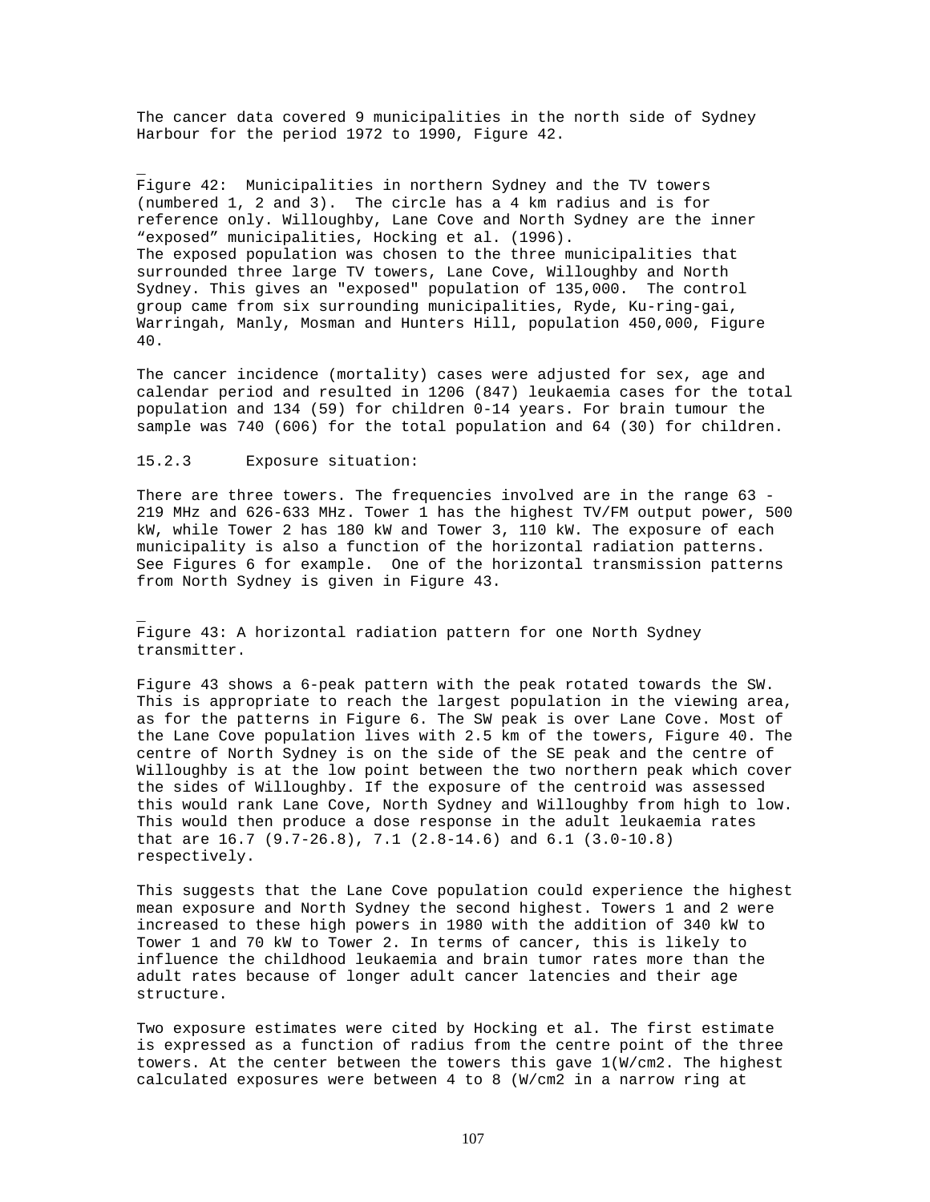The cancer data covered 9 municipalities in the north side of Sydney Harbour for the period 1972 to 1990, Figure 42.

Figure 42: Municipalities in northern Sydney and the TV towers (numbered 1, 2 and 3). The circle has a 4 km radius and is for reference only. Willoughby, Lane Cove and North Sydney are the inner "exposed" municipalities, Hocking et al. (1996).

The exposed population was chosen to the three municipalities that surrounded three large TV towers, Lane Cove, Willoughby and North Sydney. This gives an "exposed" population of 135,000. The control group came from six surrounding municipalities, Ryde, Ku-ring-gai, Warringah, Manly, Mosman and Hunters Hill, population 450,000, Figure 40.

The cancer incidence (mortality) cases were adjusted for sex, age and calendar period and resulted in 1206 (847) leukaemia cases for the total population and 134 (59) for children 0-14 years. For brain tumour the sample was 740 (606) for the total population and 64 (30) for children.

### 15.2.3 Exposure situation:

There are three towers. The frequencies involved are in the range 63 - 219 MHz and 626-633 MHz. Tower 1 has the highest TV/FM output power, 500 kW, while Tower 2 has 180 kW and Tower 3, 110 kW. The exposure of each municipality is also a function of the horizontal radiation patterns. See Figures 6 for example. One of the horizontal transmission patterns from North Sydney is given in Figure 43.

Figure 43: A horizontal radiation pattern for one North Sydney transmitter.

Figure 43 shows a 6-peak pattern with the peak rotated towards the SW. This is appropriate to reach the largest population in the viewing area, as for the patterns in Figure 6. The SW peak is over Lane Cove. Most of the Lane Cove population lives with 2.5 km of the towers, Figure 40. The centre of North Sydney is on the side of the SE peak and the centre of Willoughby is at the low point between the two northern peak which cover the sides of Willoughby. If the exposure of the centroid was assessed this would rank Lane Cove, North Sydney and Willoughby from high to low. This would then produce a dose response in the adult leukaemia rates that are 16.7 (9.7-26.8), 7.1 (2.8-14.6) and 6.1 (3.0-10.8) respectively.

This suggests that the Lane Cove population could experience the highest mean exposure and North Sydney the second highest. Towers 1 and 2 were increased to these high powers in 1980 with the addition of 340 kW to Tower 1 and 70 kW to Tower 2. In terms of cancer, this is likely to influence the childhood leukaemia and brain tumor rates more than the adult rates because of longer adult cancer latencies and their age structure.

Two exposure estimates were cited by Hocking et al. The first estimate is expressed as a function of radius from the centre point of the three towers. At the center between the towers this gave 1(W/cm2. The highest calculated exposures were between 4 to 8 (W/cm2 in a narrow ring at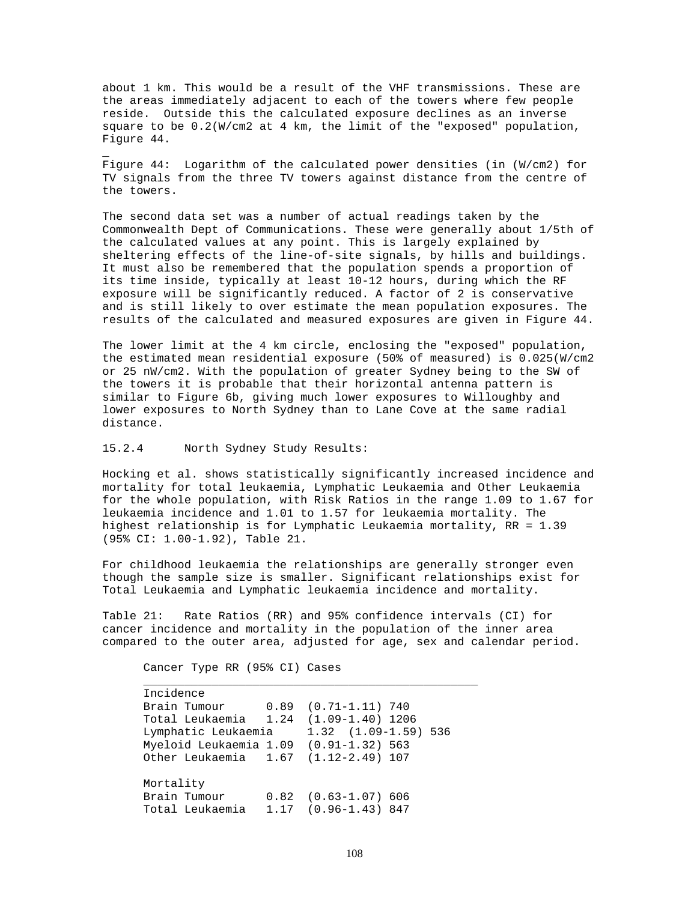about 1 km. This would be a result of the VHF transmissions. These are the areas immediately adjacent to each of the towers where few people reside. Outside this the calculated exposure declines as an inverse square to be 0.2(W/cm2 at 4 km, the limit of the "exposed" population, Figure 44.

Figure 44: Logarithm of the calculated power densities (in (W/cm2) for TV signals from the three TV towers against distance from the centre of the towers.

The second data set was a number of actual readings taken by the Commonwealth Dept of Communications. These were generally about 1/5th of the calculated values at any point. This is largely explained by sheltering effects of the line-of-site signals, by hills and buildings. It must also be remembered that the population spends a proportion of its time inside, typically at least 10-12 hours, during which the RF exposure will be significantly reduced. A factor of 2 is conservative and is still likely to over estimate the mean population exposures. The results of the calculated and measured exposures are given in Figure 44.

The lower limit at the 4 km circle, enclosing the "exposed" population, the estimated mean residential exposure (50% of measured) is 0.025(W/cm2 or 25 nW/cm2. With the population of greater Sydney being to the SW of the towers it is probable that their horizontal antenna pattern is similar to Figure 6b, giving much lower exposures to Willoughby and lower exposures to North Sydney than to Lane Cove at the same radial distance.

15.2.4 North Sydney Study Results:

Hocking et al. shows statistically significantly increased incidence and mortality for total leukaemia, Lymphatic Leukaemia and Other Leukaemia for the whole population, with Risk Ratios in the range 1.09 to 1.67 for leukaemia incidence and 1.01 to 1.57 for leukaemia mortality. The highest relationship is for Lymphatic Leukaemia mortality, RR = 1.39 (95% CI: 1.00-1.92), Table 21.

For childhood leukaemia the relationships are generally stronger even though the sample size is smaller. Significant relationships exist for Total Leukaemia and Lymphatic leukaemia incidence and mortality.

Table 21: Rate Ratios (RR) and 95% confidence intervals (CI) for cancer incidence and mortality in the population of the inner area compared to the outer area, adjusted for age, sex and calendar period.

| Cancer Type | RR | (95% CI) | Cases |
|---|---|---|---|
| Incidence | | | |
| Brain Tumour | 0.89 | (0.71-1.11) | 740 |
| Total Leukaemia | 1.24 | (1.09-1.40) | 1206 |
| Lymphatic Leukaemia | 1.32 | (1.09-1.59) | 536 |
| Myeloid Leukaemia | 1.09 | (0.91-1.32) | 563 |
| Other Leukaemia | 1.67 | (1.12-2.49) | 107 |
| Mortality | | | |
| Brain Tumour | 0.82 | (0.63-1.07) | 606 |
| Total Leukaemia | 1.17 | (0.96-1.43) | 847 |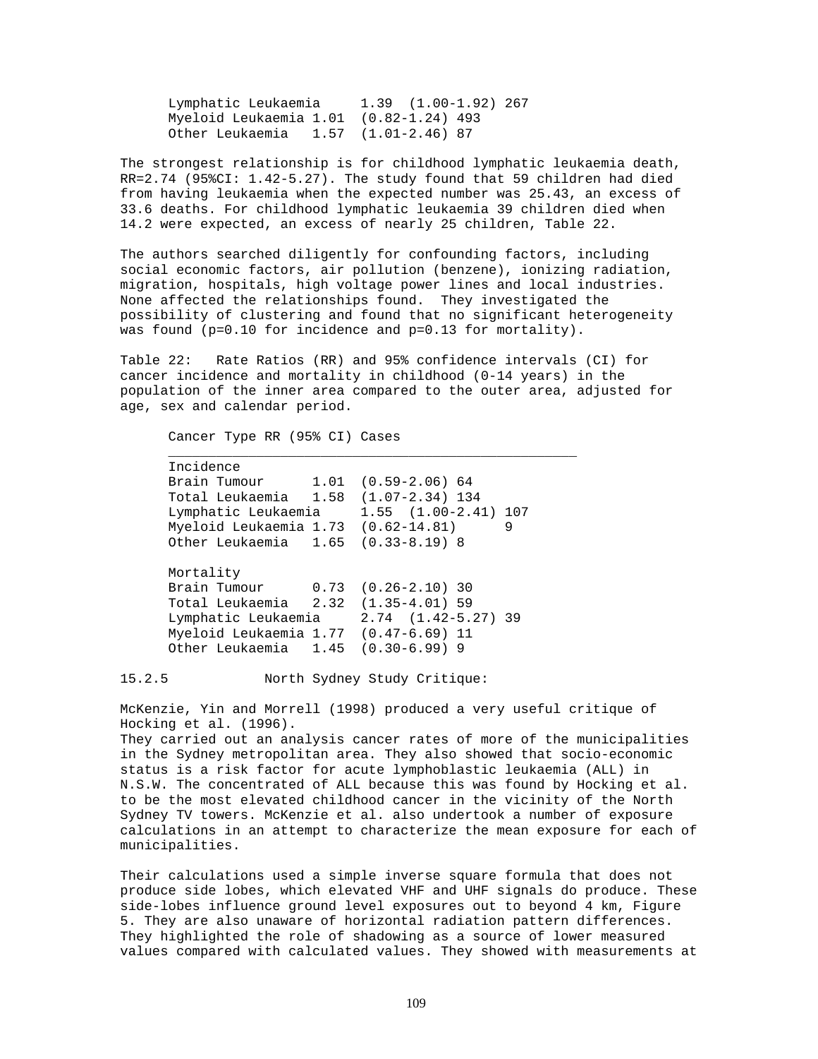| | | | |
|---|---|---|---|
| Lymphatic Leukaemia | 1.39 | (1.00-1.92) | 267 |
| Myeloid Leukaemia | 1.01 | (0.82-1.24) | 493 |
| Other Leukaemia | 1.57 | (1.01-2.46) | 87 |

The strongest relationship is for childhood lymphatic leukaemia death, RR=2.74 (95%CI: 1.42-5.27). The study found that 59 children had died from having leukaemia when the expected number was 25.43, an excess of 33.6 deaths. For childhood lymphatic leukaemia 39 children died when 14.2 were expected, an excess of nearly 25 children, Table 22.

The authors searched diligently for confounding factors, including social economic factors, air pollution (benzene), ionizing radiation, migration, hospitals, high voltage power lines and local industries. None affected the relationships found. They investigated the possibility of clustering and found that no significant heterogeneity was found (p=0.10 for incidence and p=0.13 for mortality).

Table 22: Rate Ratios (RR) and 95% confidence intervals (CI) for cancer incidence and mortality in childhood (0-14 years) in the population of the inner area compared to the outer area, adjusted for age, sex and calendar period.

| Cancer Type | RR | (95% CI) | Cases |
|---|---|---|---|
| **Incidence** | | | |
| Brain Tumour | 1.01 | (0.59-2.06) | 64 |
| Total Leukaemia | 1.58 | (1.07-2.34) | 134 |
| Lymphatic Leukaemia | 1.55 | (1.00-2.41) | 107 |
| Myeloid Leukaemia | 1.73 | (0.62-14.81) | 9 |
| Other Leukaemia | 1.65 | (0.33-8.19) | 8 |
| **Mortality** | | | |
| Brain Tumour | 0.73 | (0.26-2.10) | 30 |
| Total Leukaemia | 2.32 | (1.35-4.01) | 59 |
| Lymphatic Leukaemia | 2.74 | (1.42-5.27) | 39 |
| Myeloid Leukaemia | 1.77 | (0.47-6.69) | 11 |
| Other Leukaemia | 1.45 | (0.30-6.99) | 9 |

### 15.2.5 North Sydney Study Critique:

McKenzie, Yin and Morrell (1998) produced a very useful critique of Hocking et al. (1996).
They carried out an analysis cancer rates of more of the municipalities in the Sydney metropolitan area. They also showed that socio-economic status is a risk factor for acute lymphoblastic leukaemia (ALL) in N.S.W. The concentrated of ALL because this was found by Hocking et al. to be the most elevated childhood cancer in the vicinity of the North Sydney TV towers. McKenzie et al. also undertook a number of exposure calculations in an attempt to characterize the mean exposure for each of municipalities.

Their calculations used a simple inverse square formula that does not produce side lobes, which elevated VHF and UHF signals do produce. These side-lobes influence ground level exposures out to beyond 4 km, Figure 5. They are also unaware of horizontal radiation pattern differences. They highlighted the role of shadowing as a source of lower measured values compared with calculated values. They showed with measurements at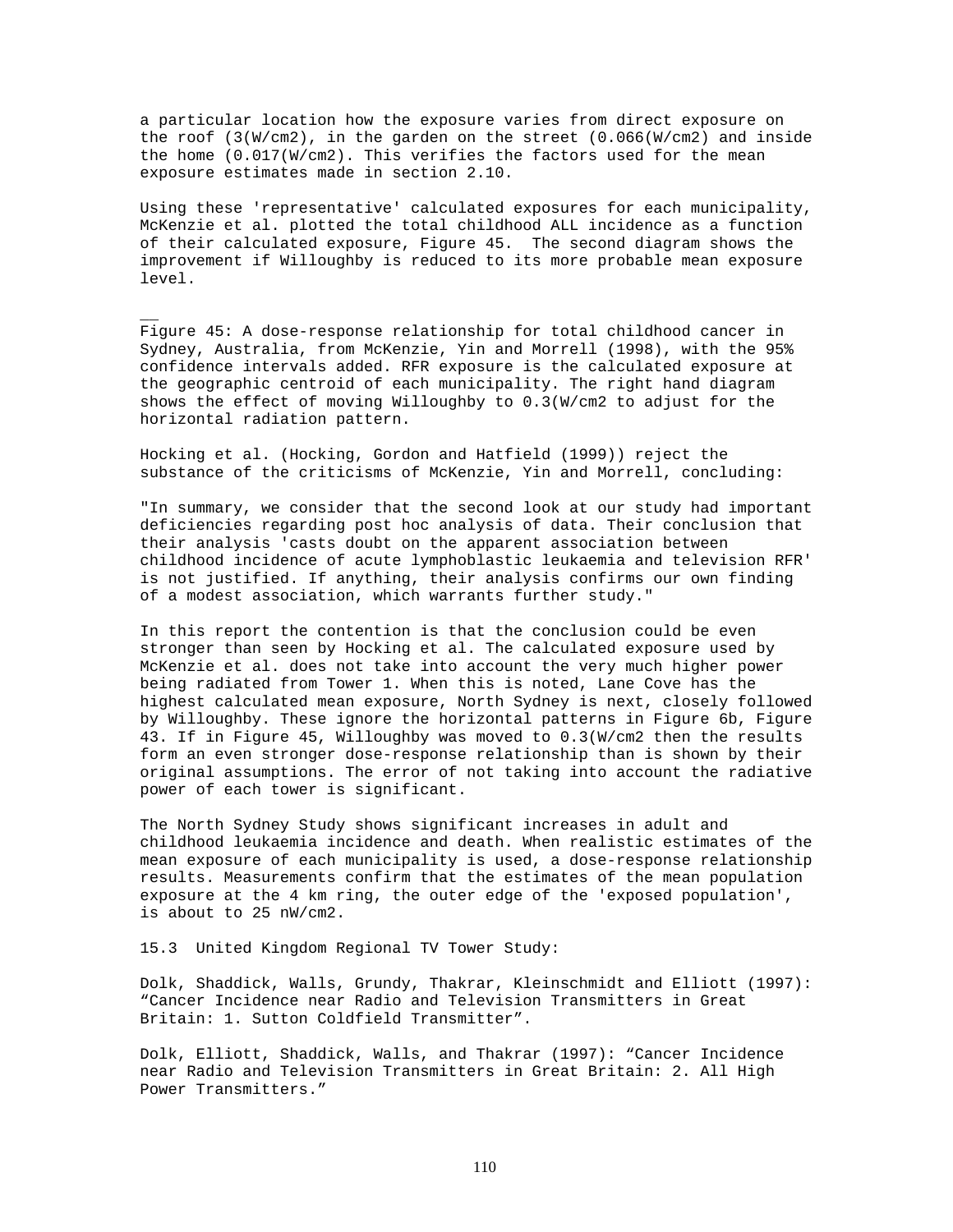a particular location how the exposure varies from direct exposure on the roof (3(W/cm2), in the garden on the street (0.066(W/cm2) and inside the home (0.017(W/cm2). This verifies the factors used for the mean exposure estimates made in section 2.10.

Using these 'representative' calculated exposures for each municipality, McKenzie et al. plotted the total childhood ALL incidence as a function of their calculated exposure, Figure 45. The second diagram shows the improvement if Willoughby is reduced to its more probable mean exposure level.

Figure 45: A dose-response relationship for total childhood cancer in Sydney, Australia, from McKenzie, Yin and Morrell (1998), with the 95% confidence intervals added. RFR exposure is the calculated exposure at the geographic centroid of each municipality. The right hand diagram shows the effect of moving Willoughby to 0.3(W/cm2 to adjust for the horizontal radiation pattern.

Hocking et al. (Hocking, Gordon and Hatfield (1999)) reject the substance of the criticisms of McKenzie, Yin and Morrell, concluding:

"In summary, we consider that the second look at our study had important deficiencies regarding post hoc analysis of data. Their conclusion that their analysis 'casts doubt on the apparent association between childhood incidence of acute lymphoblastic leukaemia and television RFR' is not justified. If anything, their analysis confirms our own finding of a modest association, which warrants further study."

In this report the contention is that the conclusion could be even stronger than seen by Hocking et al. The calculated exposure used by McKenzie et al. does not take into account the very much higher power being radiated from Tower 1. When this is noted, Lane Cove has the highest calculated mean exposure, North Sydney is next, closely followed by Willoughby. These ignore the horizontal patterns in Figure 6b, Figure 43. If in Figure 45, Willoughby was moved to 0.3(W/cm2 then the results form an even stronger dose-response relationship than is shown by their original assumptions. The error of not taking into account the radiative power of each tower is significant.

The North Sydney Study shows significant increases in adult and childhood leukaemia incidence and death. When realistic estimates of the mean exposure of each municipality is used, a dose-response relationship results. Measurements confirm that the estimates of the mean population exposure at the 4 km ring, the outer edge of the 'exposed population', is about to 25 nW/cm2.

15.3 United Kingdom Regional TV Tower Study:

Dolk, Shaddick, Walls, Grundy, Thakrar, Kleinschmidt and Elliott (1997): "Cancer Incidence near Radio and Television Transmitters in Great Britain: 1. Sutton Coldfield Transmitter".

Dolk, Elliott, Shaddick, Walls, and Thakrar (1997): "Cancer Incidence near Radio and Television Transmitters in Great Britain: 2. All High Power Transmitters."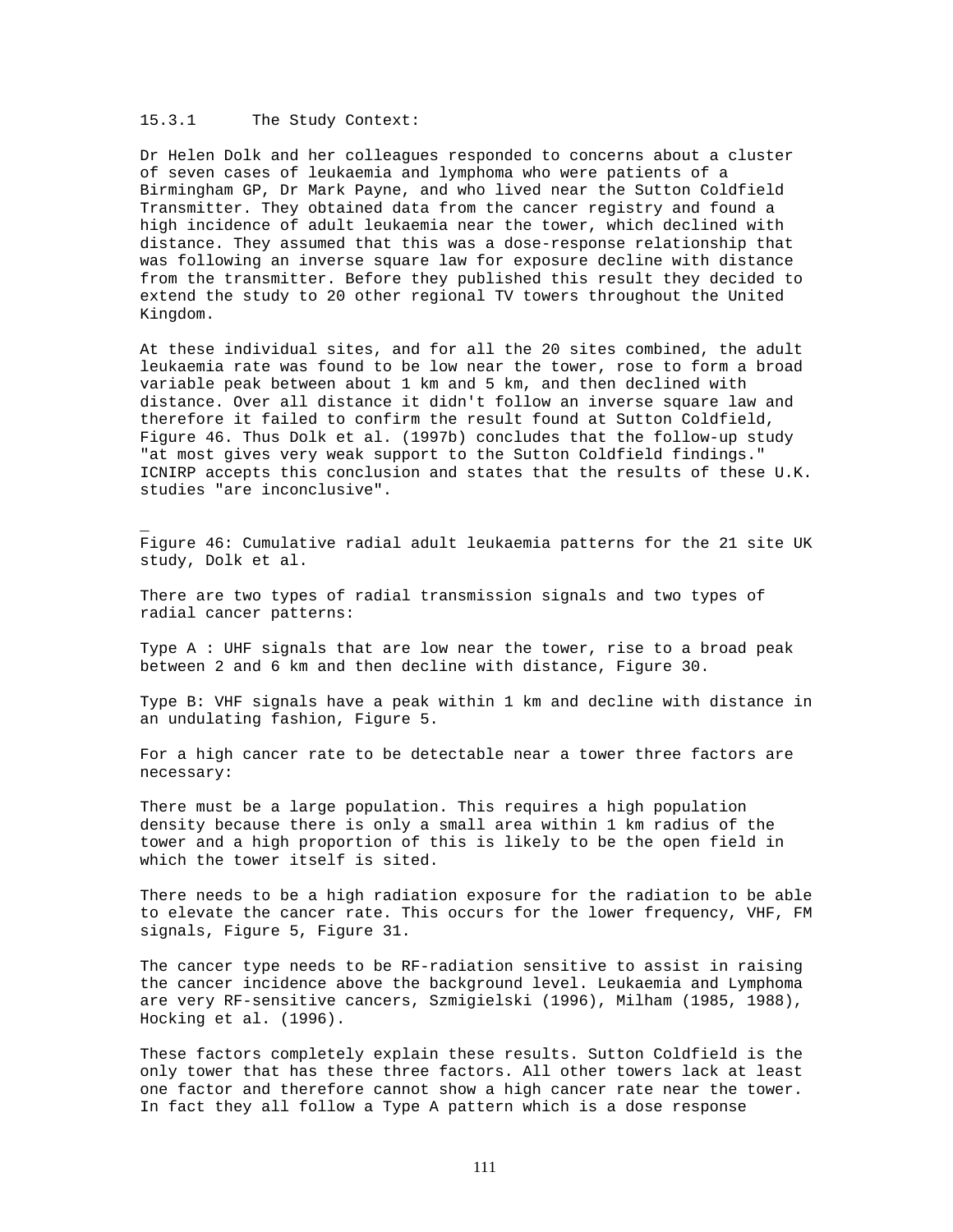### 15.3.1 The Study Context:

Dr Helen Dolk and her colleagues responded to concerns about a cluster of seven cases of leukaemia and lymphoma who were patients of a Birmingham GP, Dr Mark Payne, and who lived near the Sutton Coldfield Transmitter. They obtained data from the cancer registry and found a high incidence of adult leukaemia near the tower, which declined with distance. They assumed that this was a dose-response relationship that was following an inverse square law for exposure decline with distance from the transmitter. Before they published this result they decided to extend the study to 20 other regional TV towers throughout the United Kingdom.

At these individual sites, and for all the 20 sites combined, the adult leukaemia rate was found to be low near the tower, rose to form a broad variable peak between about 1 km and 5 km, and then declined with distance. Over all distance it didn't follow an inverse square law and therefore it failed to confirm the result found at Sutton Coldfield, Figure 46. Thus Dolk et al. (1997b) concludes that the follow-up study "at most gives very weak support to the Sutton Coldfield findings." ICNIRP accepts this conclusion and states that the results of these U.K. studies "are inconclusive".

Figure 46: Cumulative radial adult leukaemia patterns for the 21 site UK study, Dolk et al.

There are two types of radial transmission signals and two types of radial cancer patterns:

Type A : UHF signals that are low near the tower, rise to a broad peak between 2 and 6 km and then decline with distance, Figure 30.

Type B: VHF signals have a peak within 1 km and decline with distance in an undulating fashion, Figure 5.

For a high cancer rate to be detectable near a tower three factors are necessary:

There must be a large population. This requires a high population density because there is only a small area within 1 km radius of the tower and a high proportion of this is likely to be the open field in which the tower itself is sited.

There needs to be a high radiation exposure for the radiation to be able to elevate the cancer rate. This occurs for the lower frequency, VHF, FM signals, Figure 5, Figure 31.

The cancer type needs to be RF-radiation sensitive to assist in raising the cancer incidence above the background level. Leukaemia and Lymphoma are very RF-sensitive cancers, Szmigielski (1996), Milham (1985, 1988), Hocking et al. (1996).

These factors completely explain these results. Sutton Coldfield is the only tower that has these three factors. All other towers lack at least one factor and therefore cannot show a high cancer rate near the tower. In fact they all follow a Type A pattern which is a dose response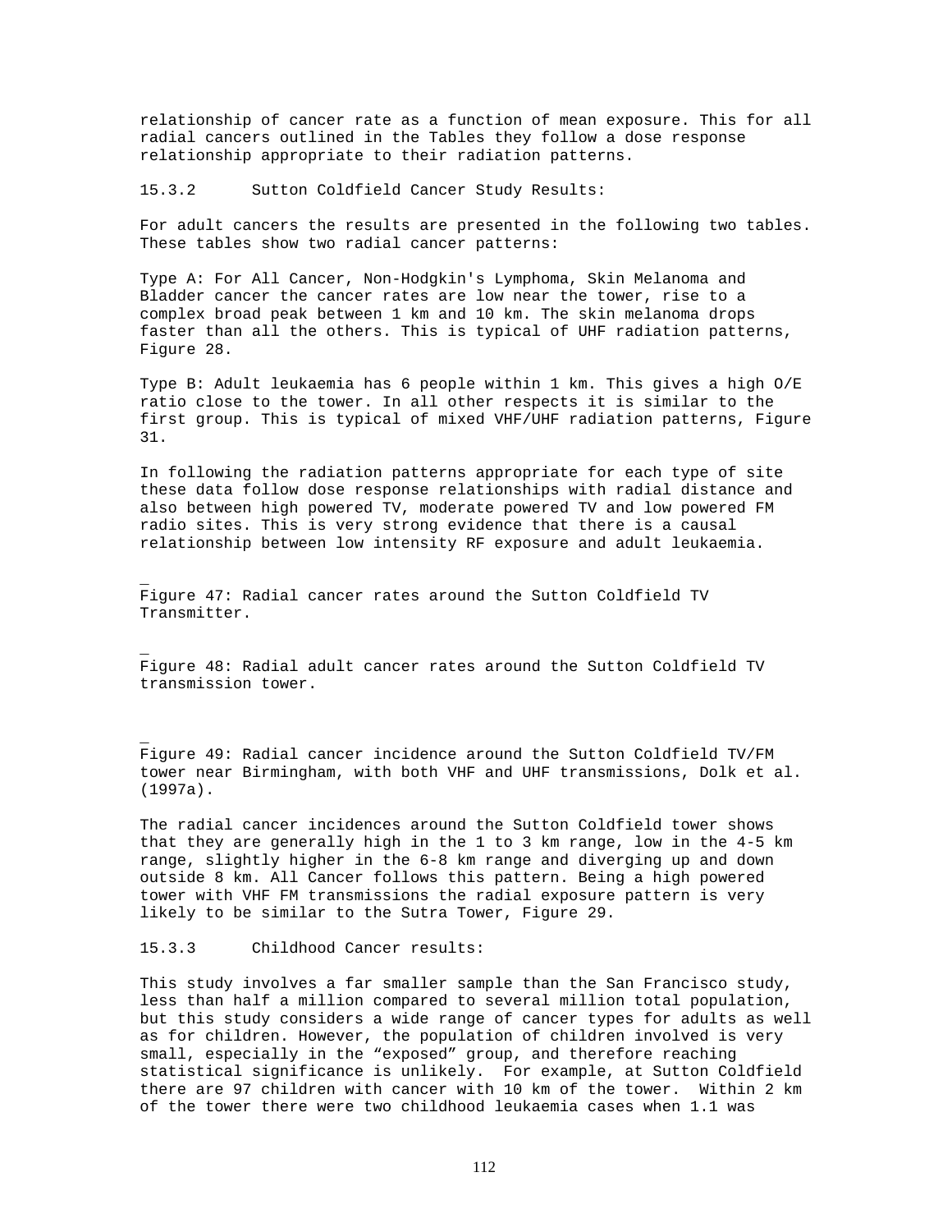relationship of cancer rate as a function of mean exposure. This for all radial cancers outlined in the Tables they follow a dose response relationship appropriate to their radiation patterns.

### 15.3.2 Sutton Coldfield Cancer Study Results:

For adult cancers the results are presented in the following two tables. These tables show two radial cancer patterns:

Type A: For All Cancer, Non-Hodgkin's Lymphoma, Skin Melanoma and Bladder cancer the cancer rates are low near the tower, rise to a complex broad peak between 1 km and 10 km. The skin melanoma drops faster than all the others. This is typical of UHF radiation patterns, Figure 28.

Type B: Adult leukaemia has 6 people within 1 km. This gives a high O/E ratio close to the tower. In all other respects it is similar to the first group. This is typical of mixed VHF/UHF radiation patterns, Figure 31.

In following the radiation patterns appropriate for each type of site these data follow dose response relationships with radial distance and also between high powered TV, moderate powered TV and low powered FM radio sites. This is very strong evidence that there is a causal relationship between low intensity RF exposure and adult leukaemia.

Figure 47: Radial cancer rates around the Sutton Coldfield TV Transmitter.

Figure 48: Radial adult cancer rates around the Sutton Coldfield TV transmission tower.

Figure 49: Radial cancer incidence around the Sutton Coldfield TV/FM tower near Birmingham, with both VHF and UHF transmissions, Dolk et al. (1997a).

The radial cancer incidences around the Sutton Coldfield tower shows that they are generally high in the 1 to 3 km range, low in the 4-5 km range, slightly higher in the 6-8 km range and diverging up and down outside 8 km. All Cancer follows this pattern. Being a high powered tower with VHF FM transmissions the radial exposure pattern is very likely to be similar to the Sutra Tower, Figure 29.

### 15.3.3 Childhood Cancer results:

This study involves a far smaller sample than the San Francisco study, less than half a million compared to several million total population, but this study considers a wide range of cancer types for adults as well as for children. However, the population of children involved is very small, especially in the "exposed" group, and therefore reaching statistical significance is unlikely. For example, at Sutton Coldfield there are 97 children with cancer with 10 km of the tower. Within 2 km of the tower there were two childhood leukaemia cases when 1.1 was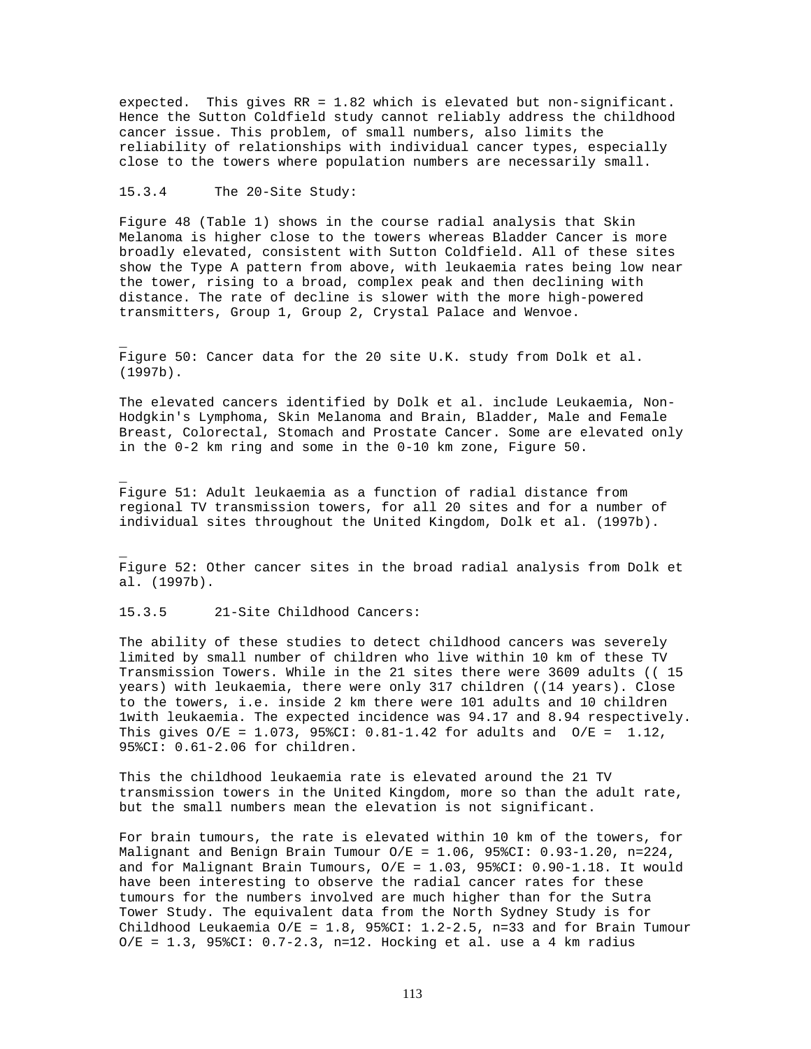expected. This gives RR = 1.82 which is elevated but non-significant. Hence the Sutton Coldfield study cannot reliably address the childhood cancer issue. This problem, of small numbers, also limits the reliability of relationships with individual cancer types, especially close to the towers where population numbers are necessarily small.

### 15.3.4 The 20-Site Study:

Figure 48 (Table 1) shows in the course radial analysis that Skin Melanoma is higher close to the towers whereas Bladder Cancer is more broadly elevated, consistent with Sutton Coldfield. All of these sites show the Type A pattern from above, with leukaemia rates being low near the tower, rising to a broad, complex peak and then declining with distance. The rate of decline is slower with the more high-powered transmitters, Group 1, Group 2, Crystal Palace and Wenvoe.

Figure 50: Cancer data for the 20 site U.K. study from Dolk et al. (1997b).

The elevated cancers identified by Dolk et al. include Leukaemia, Non-Hodgkin's Lymphoma, Skin Melanoma and Brain, Bladder, Male and Female Breast, Colorectal, Stomach and Prostate Cancer. Some are elevated only in the 0-2 km ring and some in the 0-10 km zone, Figure 50.

Figure 51: Adult leukaemia as a function of radial distance from regional TV transmission towers, for all 20 sites and for a number of individual sites throughout the United Kingdom, Dolk et al. (1997b).

Figure 52: Other cancer sites in the broad radial analysis from Dolk et al. (1997b).

### 15.3.5 21-Site Childhood Cancers:

The ability of these studies to detect childhood cancers was severely limited by small number of children who live within 10 km of these TV Transmission Towers. While in the 21 sites there were 3609 adults (( 15 years) with leukaemia, there were only 317 children ((14 years). Close to the towers, i.e. inside 2 km there were 101 adults and 10 children 1with leukaemia. The expected incidence was 94.17 and 8.94 respectively. This gives O/E = 1.073, 95%CI: 0.81-1.42 for adults and O/E = 1.12, 95%CI: 0.61-2.06 for children.

This the childhood leukaemia rate is elevated around the 21 TV transmission towers in the United Kingdom, more so than the adult rate, but the small numbers mean the elevation is not significant.

For brain tumours, the rate is elevated within 10 km of the towers, for Malignant and Benign Brain Tumour O/E = 1.06, 95%CI: 0.93-1.20, n=224, and for Malignant Brain Tumours, O/E = 1.03, 95%CI: 0.90-1.18. It would have been interesting to observe the radial cancer rates for these tumours for the numbers involved are much higher than for the Sutra Tower Study. The equivalent data from the North Sydney Study is for Childhood Leukaemia O/E = 1.8, 95%CI: 1.2-2.5, n=33 and for Brain Tumour O/E = 1.3, 95%CI: 0.7-2.3, n=12. Hocking et al. use a 4 km radius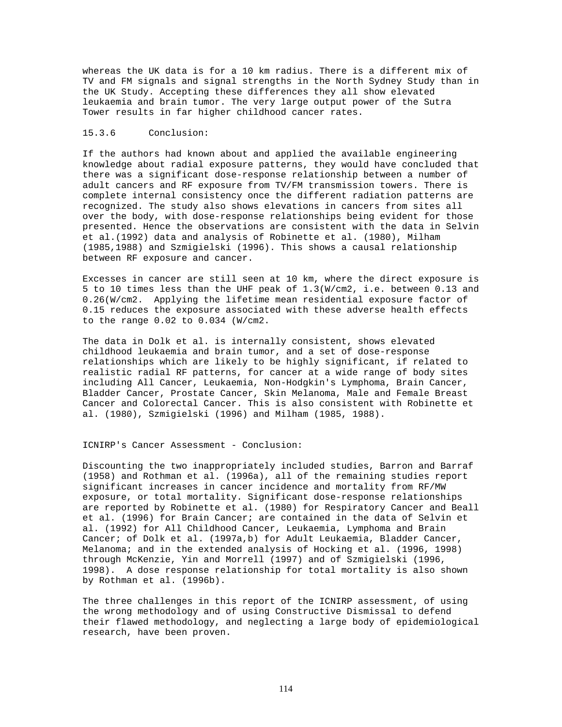whereas the UK data is for a 10 km radius. There is a different mix of TV and FM signals and signal strengths in the North Sydney Study than in the UK Study. Accepting these differences they all show elevated leukaemia and brain tumor. The very large output power of the Sutra Tower results in far higher childhood cancer rates.

### 15.3.6 Conclusion:

If the authors had known about and applied the available engineering knowledge about radial exposure patterns, they would have concluded that there was a significant dose-response relationship between a number of adult cancers and RF exposure from TV/FM transmission towers. There is complete internal consistency once the different radiation patterns are recognized. The study also shows elevations in cancers from sites all over the body, with dose-response relationships being evident for those presented. Hence the observations are consistent with the data in Selvin et al.(1992) data and analysis of Robinette et al. (1980), Milham (1985,1988) and Szmigielski (1996). This shows a causal relationship between RF exposure and cancer.

Excesses in cancer are still seen at 10 km, where the direct exposure is 5 to 10 times less than the UHF peak of 1.3(W/cm2, i.e. between 0.13 and 0.26(W/cm2. Applying the lifetime mean residential exposure factor of 0.15 reduces the exposure associated with these adverse health effects to the range 0.02 to 0.034 (W/cm2.

The data in Dolk et al. is internally consistent, shows elevated childhood leukaemia and brain tumor, and a set of dose-response relationships which are likely to be highly significant, if related to realistic radial RF patterns, for cancer at a wide range of body sites including All Cancer, Leukaemia, Non-Hodgkin's Lymphoma, Brain Cancer, Bladder Cancer, Prostate Cancer, Skin Melanoma, Male and Female Breast Cancer and Colorectal Cancer. This is also consistent with Robinette et al. (1980), Szmigielski (1996) and Milham (1985, 1988).

### ICNIRP's Cancer Assessment - Conclusion:

Discounting the two inappropriately included studies, Barron and Barraf (1958) and Rothman et al. (1996a), all of the remaining studies report significant increases in cancer incidence and mortality from RF/MW exposure, or total mortality. Significant dose-response relationships are reported by Robinette et al. (1980) for Respiratory Cancer and Beall et al. (1996) for Brain Cancer; are contained in the data of Selvin et al. (1992) for All Childhood Cancer, Leukaemia, Lymphoma and Brain Cancer; of Dolk et al. (1997a,b) for Adult Leukaemia, Bladder Cancer, Melanoma; and in the extended analysis of Hocking et al. (1996, 1998) through McKenzie, Yin and Morrell (1997) and of Szmigielski (1996, 1998). A dose response relationship for total mortality is also shown by Rothman et al. (1996b).

The three challenges in this report of the ICNIRP assessment, of using the wrong methodology and of using Constructive Dismissal to defend their flawed methodology, and neglecting a large body of epidemiological research, have been proven.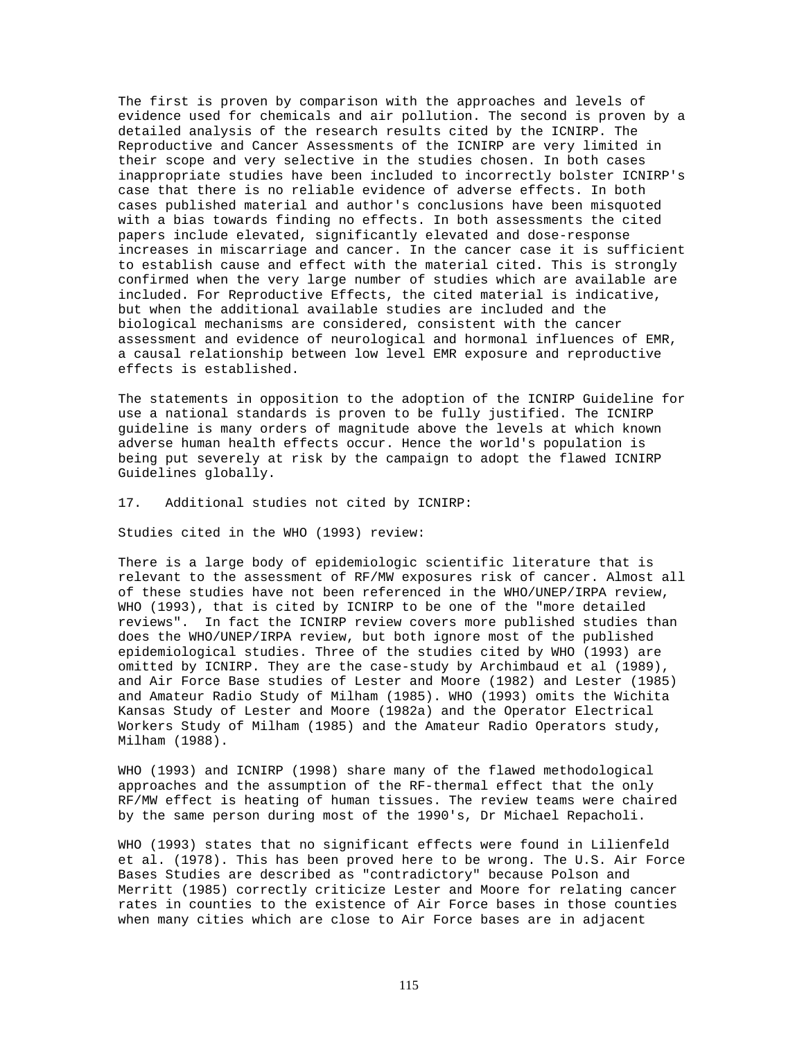The first is proven by comparison with the approaches and levels of evidence used for chemicals and air pollution. The second is proven by a detailed analysis of the research results cited by the ICNIRP. The Reproductive and Cancer Assessments of the ICNIRP are very limited in their scope and very selective in the studies chosen. In both cases inappropriate studies have been included to incorrectly bolster ICNIRP's case that there is no reliable evidence of adverse effects. In both cases published material and author's conclusions have been misquoted with a bias towards finding no effects. In both assessments the cited papers include elevated, significantly elevated and dose-response increases in miscarriage and cancer. In the cancer case it is sufficient to establish cause and effect with the material cited. This is strongly confirmed when the very large number of studies which are available are included. For Reproductive Effects, the cited material is indicative, but when the additional available studies are included and the biological mechanisms are considered, consistent with the cancer assessment and evidence of neurological and hormonal influences of EMR, a causal relationship between low level EMR exposure and reproductive effects is established.

The statements in opposition to the adoption of the ICNIRP Guideline for use a national standards is proven to be fully justified. The ICNIRP guideline is many orders of magnitude above the levels at which known adverse human health effects occur. Hence the world's population is being put severely at risk by the campaign to adopt the flawed ICNIRP Guidelines globally.

17. Additional studies not cited by ICNIRP:

Studies cited in the WHO (1993) review:

There is a large body of epidemiologic scientific literature that is relevant to the assessment of RF/MW exposures risk of cancer. Almost all of these studies have not been referenced in the WHO/UNEP/IRPA review, WHO (1993), that is cited by ICNIRP to be one of the "more detailed reviews". In fact the ICNIRP review covers more published studies than does the WHO/UNEP/IRPA review, but both ignore most of the published epidemiological studies. Three of the studies cited by WHO (1993) are omitted by ICNIRP. They are the case-study by Archimbaud et al (1989), and Air Force Base studies of Lester and Moore (1982) and Lester (1985) and Amateur Radio Study of Milham (1985). WHO (1993) omits the Wichita Kansas Study of Lester and Moore (1982a) and the Operator Electrical Workers Study of Milham (1985) and the Amateur Radio Operators study, Milham (1988).

WHO (1993) and ICNIRP (1998) share many of the flawed methodological approaches and the assumption of the RF-thermal effect that the only RF/MW effect is heating of human tissues. The review teams were chaired by the same person during most of the 1990's, Dr Michael Repacholi.

WHO (1993) states that no significant effects were found in Lilienfeld et al. (1978). This has been proved here to be wrong. The U.S. Air Force Bases Studies are described as "contradictory" because Polson and Merritt (1985) correctly criticize Lester and Moore for relating cancer rates in counties to the existence of Air Force bases in those counties when many cities which are close to Air Force bases are in adjacent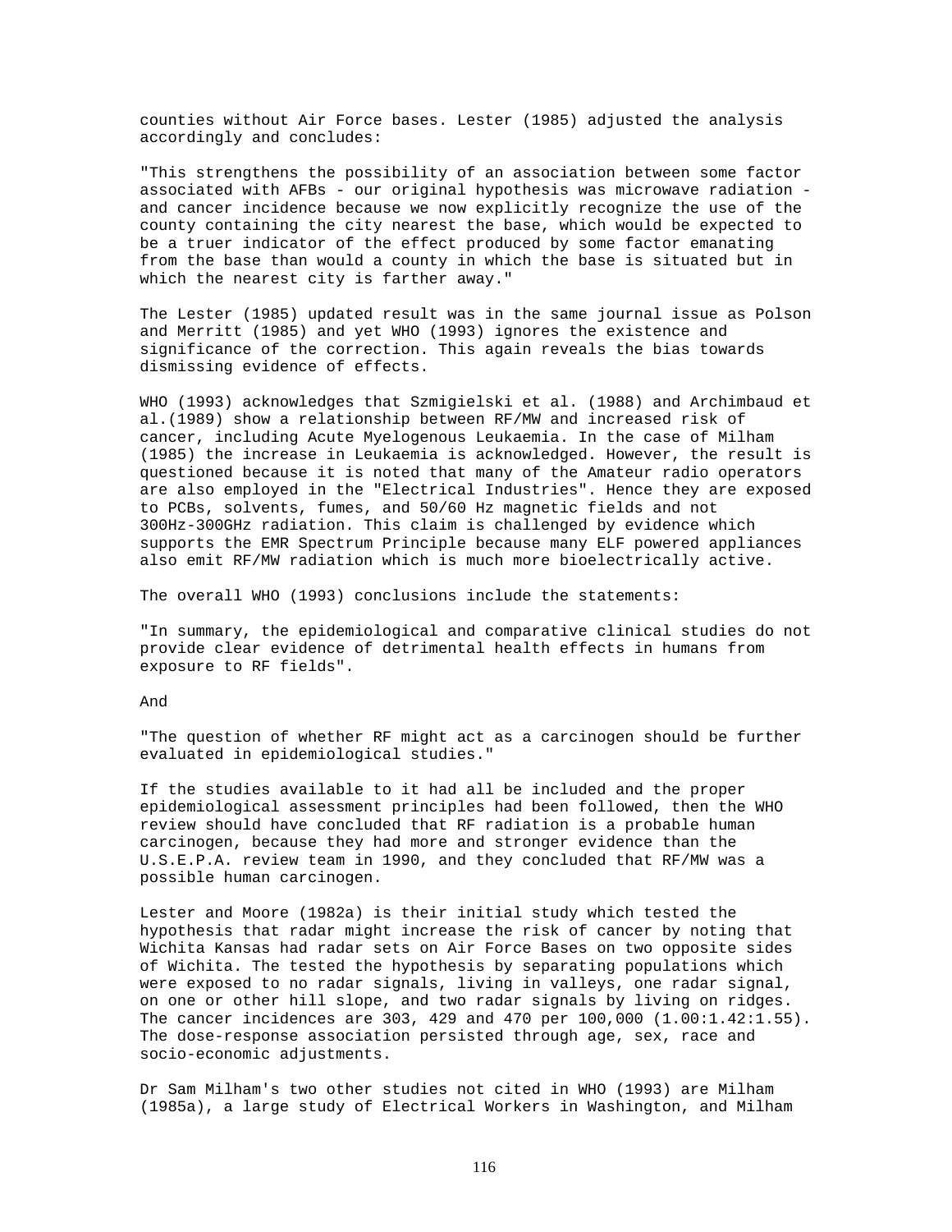counties without Air Force bases. Lester (1985) adjusted the analysis accordingly and concludes:

"This strengthens the possibility of an association between some factor associated with AFBs - our original hypothesis was microwave radiation - and cancer incidence because we now explicitly recognize the use of the county containing the city nearest the base, which would be expected to be a truer indicator of the effect produced by some factor emanating from the base than would a county in which the base is situated but in which the nearest city is farther away."

The Lester (1985) updated result was in the same journal issue as Polson and Merritt (1985) and yet WHO (1993) ignores the existence and significance of the correction. This again reveals the bias towards dismissing evidence of effects.

WHO (1993) acknowledges that Szmigielski et al. (1988) and Archimbaud et al.(1989) show a relationship between RF/MW and increased risk of cancer, including Acute Myelogenous Leukaemia. In the case of Milham (1985) the increase in Leukaemia is acknowledged. However, the result is questioned because it is noted that many of the Amateur radio operators are also employed in the "Electrical Industries". Hence they are exposed to PCBs, solvents, fumes, and 50/60 Hz magnetic fields and not 300Hz-300GHz radiation. This claim is challenged by evidence which supports the EMR Spectrum Principle because many ELF powered appliances also emit RF/MW radiation which is much more bioelectrically active.

The overall WHO (1993) conclusions include the statements:

"In summary, the epidemiological and comparative clinical studies do not provide clear evidence of detrimental health effects in humans from exposure to RF fields".

And

"The question of whether RF might act as a carcinogen should be further evaluated in epidemiological studies."

If the studies available to it had all be included and the proper epidemiological assessment principles had been followed, then the WHO review should have concluded that RF radiation is a probable human carcinogen, because they had more and stronger evidence than the U.S.E.P.A. review team in 1990, and they concluded that RF/MW was a possible human carcinogen.

Lester and Moore (1982a) is their initial study which tested the hypothesis that radar might increase the risk of cancer by noting that Wichita Kansas had radar sets on Air Force Bases on two opposite sides of Wichita. The tested the hypothesis by separating populations which were exposed to no radar signals, living in valleys, one radar signal, on one or other hill slope, and two radar signals by living on ridges. The cancer incidences are 303, 429 and 470 per 100,000 (1.00:1.42:1.55). The dose-response association persisted through age, sex, race and socio-economic adjustments.

Dr Sam Milham's two other studies not cited in WHO (1993) are Milham (1985a), a large study of Electrical Workers in Washington, and Milham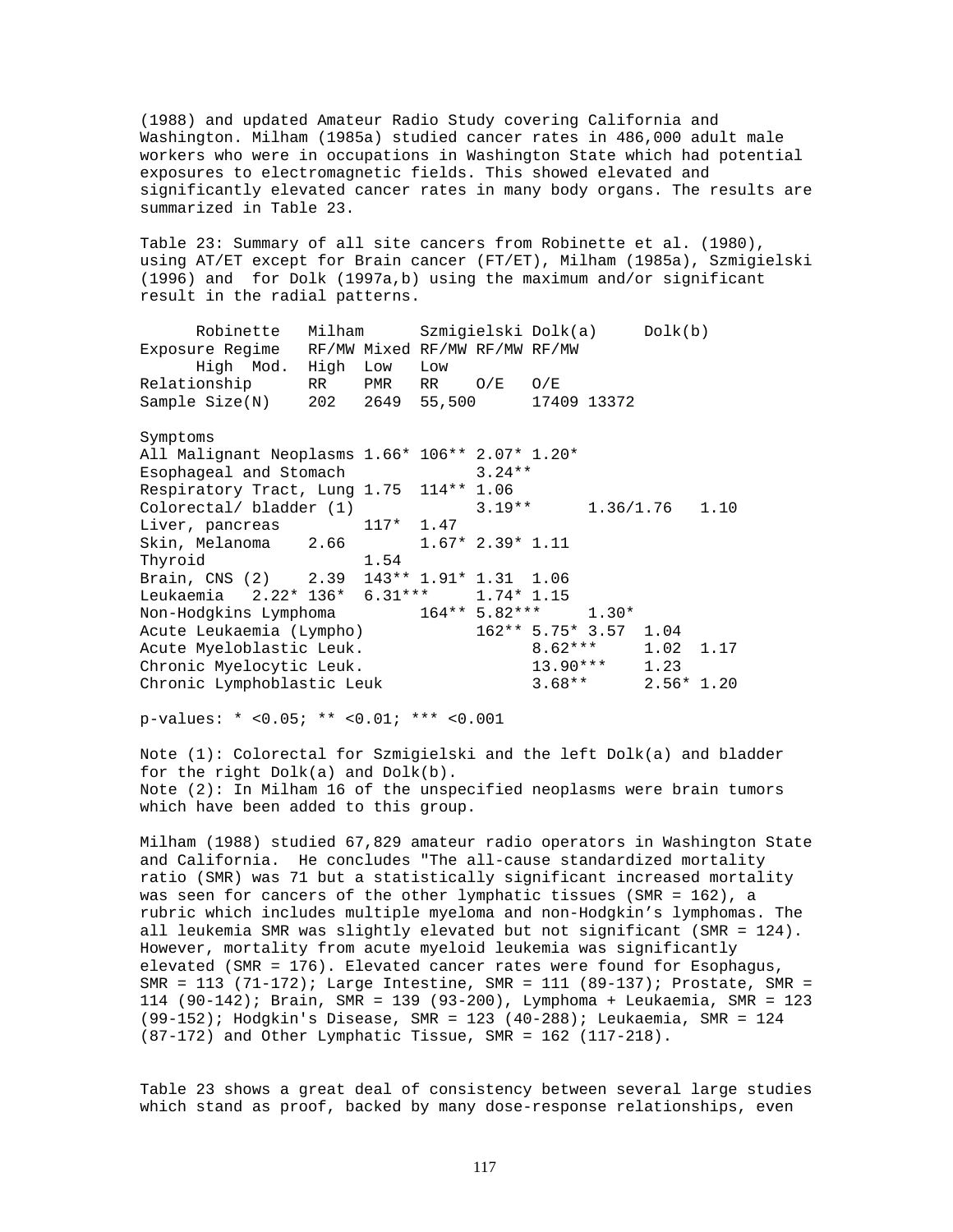(1988) and updated Amateur Radio Study covering California and Washington. Milham (1985a) studied cancer rates in 486,000 adult male workers who were in occupations in Washington State which had potential exposures to electromagnetic fields. This showed elevated and significantly elevated cancer rates in many body organs. The results are summarized in Table 23.

Table 23: Summary of all site cancers from Robinette et al. (1980), using AT/ET except for Brain cancer (FT/ET), Milham (1985a), Szmigielski (1996) and for Dolk (1997a,b) using the maximum and/or significant result in the radial patterns.

```
      Robinette   Milham      Szmigielski Dolk(a)     Dolk(b)
Exposure Regime   RF/MW Mixed RF/MW RF/MW RF/MW
      High  Mod.  High  Low   Low
Relationship      RR    PMR   RR    O/E   O/E
Sample Size(N)    202   2649  55,500      17409 13372

Symptoms
All Malignant Neoplasms 1.66* 106** 2.07* 1.20*
Esophageal and Stomach            3.24**
Respiratory Tract, Lung 1.75  114** 1.06
Colorectal/ bladder (1)           3.19**      1.36/1.76   1.10
Liver, pancreas         117*  1.47
Skin, Melanoma    2.66        1.67* 2.39* 1.11
Thyroid                 1.54
Brain, CNS (2)    2.39  143** 1.91* 1.31  1.06
Leukaemia   2.22* 136*  6.31***     1.74* 1.15
Non-Hodgkins Lymphoma         164** 5.82***     1.30*
Acute Leukaemia (Lympho)          162** 5.75* 3.57  1.04
Acute Myeloblastic Leuk.                8.62***     1.02  1.17
Chronic Myelocytic Leuk.                13.90***    1.23
Chronic Lymphoblastic Leuk              3.68**      2.56* 1.20
```

p-values: * <0.05; ** <0.01; *** <0.001

Note (1): Colorectal for Szmigielski and the left Dolk(a) and bladder for the right Dolk(a) and Dolk(b).
Note (2): In Milham 16 of the unspecified neoplasms were brain tumors which have been added to this group.

Milham (1988) studied 67,829 amateur radio operators in Washington State and California. He concludes "The all-cause standardized mortality ratio (SMR) was 71 but a statistically significant increased mortality was seen for cancers of the other lymphatic tissues (SMR = 162), a rubric which includes multiple myeloma and non-Hodgkin's lymphomas. The all leukemia SMR was slightly elevated but not significant (SMR = 124). However, mortality from acute myeloid leukemia was significantly elevated (SMR = 176). Elevated cancer rates were found for Esophagus, SMR = 113 (71-172); Large Intestine, SMR = 111 (89-137); Prostate, SMR = 114 (90-142); Brain, SMR = 139 (93-200), Lymphoma + Leukaemia, SMR = 123 (99-152); Hodgkin's Disease, SMR = 123 (40-288); Leukaemia, SMR = 124 (87-172) and Other Lymphatic Tissue, SMR = 162 (117-218).

Table 23 shows a great deal of consistency between several large studies which stand as proof, backed by many dose-response relationships, even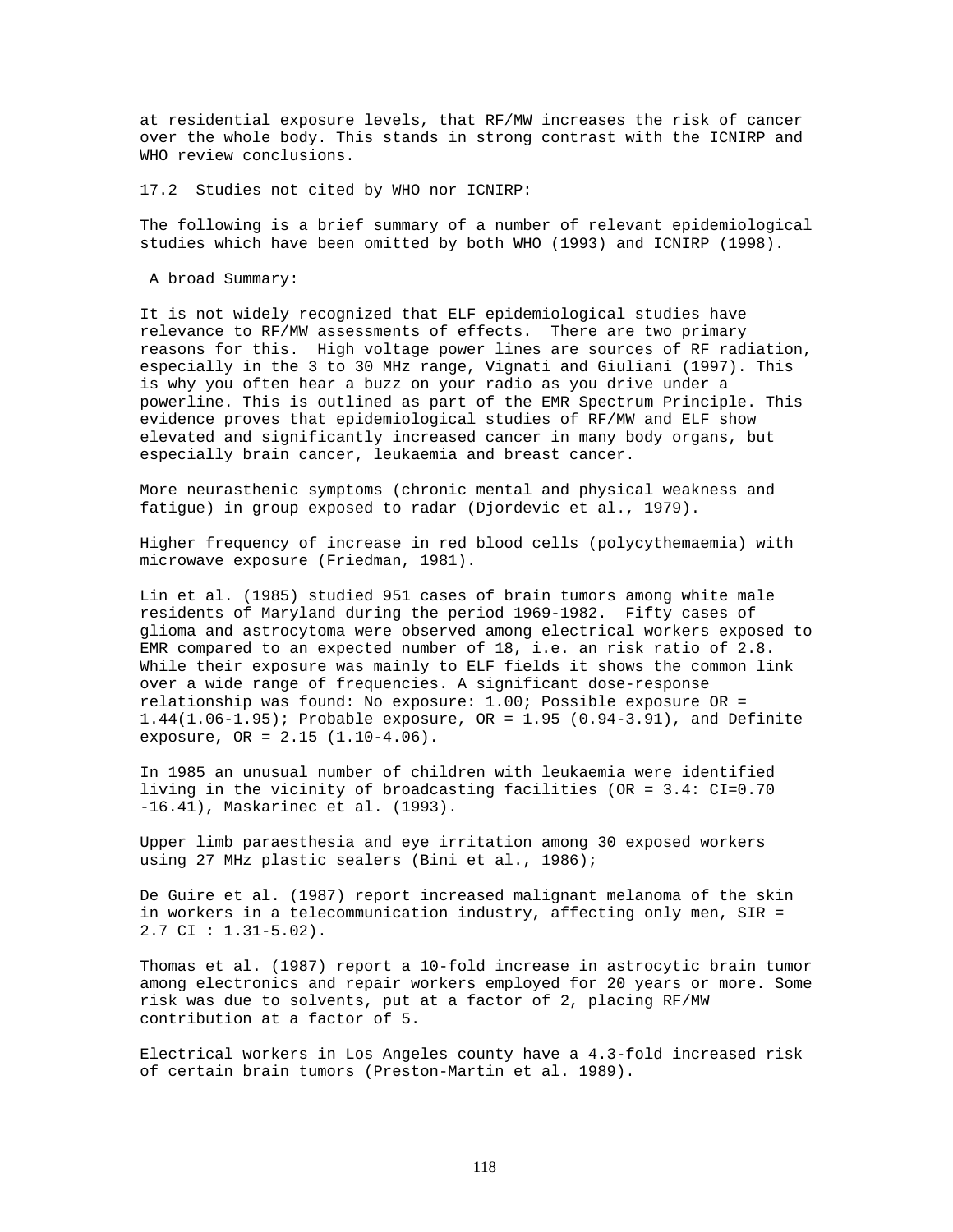at residential exposure levels, that RF/MW increases the risk of cancer over the whole body. This stands in strong contrast with the ICNIRP and WHO review conclusions.

## 17.2 Studies not cited by WHO nor ICNIRP:

The following is a brief summary of a number of relevant epidemiological studies which have been omitted by both WHO (1993) and ICNIRP (1998).

A broad Summary:

It is not widely recognized that ELF epidemiological studies have relevance to RF/MW assessments of effects. There are two primary reasons for this. High voltage power lines are sources of RF radiation, especially in the 3 to 30 MHz range, Vignati and Giuliani (1997). This is why you often hear a buzz on your radio as you drive under a powerline. This is outlined as part of the EMR Spectrum Principle. This evidence proves that epidemiological studies of RF/MW and ELF show elevated and significantly increased cancer in many body organs, but especially brain cancer, leukaemia and breast cancer.

More neurasthenic symptoms (chronic mental and physical weakness and fatigue) in group exposed to radar (Djordevic et al., 1979).

Higher frequency of increase in red blood cells (polycythemaemia) with microwave exposure (Friedman, 1981).

Lin et al. (1985) studied 951 cases of brain tumors among white male residents of Maryland during the period 1969-1982. Fifty cases of glioma and astrocytoma were observed among electrical workers exposed to EMR compared to an expected number of 18, i.e. an risk ratio of 2.8. While their exposure was mainly to ELF fields it shows the common link over a wide range of frequencies. A significant dose-response relationship was found: No exposure: 1.00; Possible exposure OR = 1.44(1.06-1.95); Probable exposure, OR = 1.95 (0.94-3.91), and Definite exposure, OR = 2.15 (1.10-4.06).

In 1985 an unusual number of children with leukaemia were identified living in the vicinity of broadcasting facilities (OR = 3.4: CI=0.70 -16.41), Maskarinec et al. (1993).

Upper limb paraesthesia and eye irritation among 30 exposed workers using 27 MHz plastic sealers (Bini et al., 1986);

De Guire et al. (1987) report increased malignant melanoma of the skin in workers in a telecommunication industry, affecting only men, SIR = 2.7 CI : 1.31-5.02).

Thomas et al. (1987) report a 10-fold increase in astrocytic brain tumor among electronics and repair workers employed for 20 years or more. Some risk was due to solvents, put at a factor of 2, placing RF/MW contribution at a factor of 5.

Electrical workers in Los Angeles county have a 4.3-fold increased risk of certain brain tumors (Preston-Martin et al. 1989).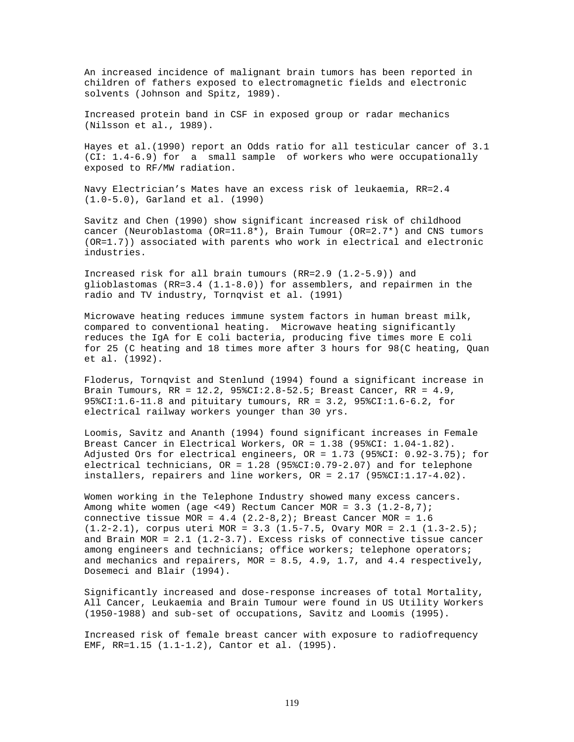An increased incidence of malignant brain tumors has been reported in children of fathers exposed to electromagnetic fields and electronic solvents (Johnson and Spitz, 1989).

Increased protein band in CSF in exposed group or radar mechanics (Nilsson et al., 1989).

Hayes et al.(1990) report an Odds ratio for all testicular cancer of 3.1 (CI: 1.4-6.9) for a small sample of workers who were occupationally exposed to RF/MW radiation.

Navy Electrician's Mates have an excess risk of leukaemia, RR=2.4 (1.0-5.0), Garland et al. (1990)

Savitz and Chen (1990) show significant increased risk of childhood cancer (Neuroblastoma (OR=11.8*), Brain Tumour (OR=2.7*) and CNS tumors (OR=1.7)) associated with parents who work in electrical and electronic industries.

Increased risk for all brain tumours (RR=2.9 (1.2-5.9)) and glioblastomas (RR=3.4 (1.1-8.0)) for assemblers, and repairmen in the radio and TV industry, Tornqvist et al. (1991)

Microwave heating reduces immune system factors in human breast milk, compared to conventional heating. Microwave heating significantly reduces the IgA for E coli bacteria, producing five times more E coli for 25 (C heating and 18 times more after 3 hours for 98(C heating, Quan et al. (1992).

Floderus, Tornqvist and Stenlund (1994) found a significant increase in Brain Tumours, RR = 12.2, 95%CI:2.8-52.5; Breast Cancer, RR = 4.9, 95%CI:1.6-11.8 and pituitary tumours, RR = 3.2, 95%CI:1.6-6.2, for electrical railway workers younger than 30 yrs.

Loomis, Savitz and Ananth (1994) found significant increases in Female Breast Cancer in Electrical Workers, OR = 1.38 (95%CI: 1.04-1.82). Adjusted Ors for electrical engineers, OR = 1.73 (95%CI: 0.92-3.75); for electrical technicians, OR = 1.28 (95%CI:0.79-2.07) and for telephone installers, repairers and line workers, OR = 2.17 (95%CI:1.17-4.02).

Women working in the Telephone Industry showed many excess cancers. Among white women (age <49) Rectum Cancer MOR = 3.3 (1.2-8,7); connective tissue MOR = 4.4 (2.2-8,2); Breast Cancer MOR = 1.6 (1.2-2.1), corpus uteri MOR = 3.3 (1.5-7.5, Ovary MOR = 2.1 (1.3-2.5); and Brain MOR = 2.1 (1.2-3.7). Excess risks of connective tissue cancer among engineers and technicians; office workers; telephone operators; and mechanics and repairers, MOR = 8.5, 4.9, 1.7, and 4.4 respectively, Dosemeci and Blair (1994).

Significantly increased and dose-response increases of total Mortality, All Cancer, Leukaemia and Brain Tumour were found in US Utility Workers (1950-1988) and sub-set of occupations, Savitz and Loomis (1995).

Increased risk of female breast cancer with exposure to radiofrequency EMF, RR=1.15 (1.1-1.2), Cantor et al. (1995).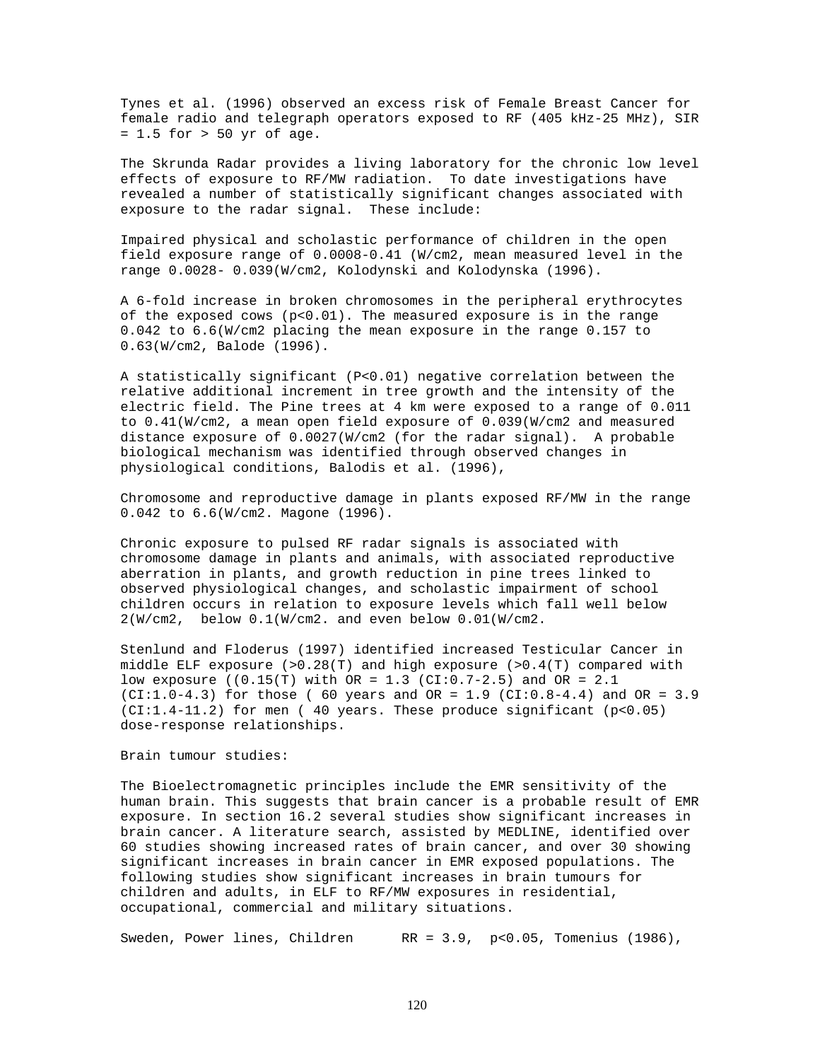Tynes et al. (1996) observed an excess risk of Female Breast Cancer for female radio and telegraph operators exposed to RF (405 kHz-25 MHz), SIR = 1.5 for > 50 yr of age.

The Skrunda Radar provides a living laboratory for the chronic low level effects of exposure to RF/MW radiation. To date investigations have revealed a number of statistically significant changes associated with exposure to the radar signal. These include:

Impaired physical and scholastic performance of children in the open field exposure range of 0.0008-0.41 (W/cm2, mean measured level in the range 0.0028- 0.039(W/cm2, Kolodynski and Kolodynska (1996).

A 6-fold increase in broken chromosomes in the peripheral erythrocytes of the exposed cows ($p<0.01$). The measured exposure is in the range 0.042 to 6.6(W/cm2 placing the mean exposure in the range 0.157 to 0.63(W/cm2, Balode (1996).

A statistically significant ($P<0.01$) negative correlation between the relative additional increment in tree growth and the intensity of the electric field. The Pine trees at 4 km were exposed to a range of 0.011 to 0.41(W/cm2, a mean open field exposure of 0.039(W/cm2 and measured distance exposure of 0.0027(W/cm2 (for the radar signal). A probable biological mechanism was identified through observed changes in physiological conditions, Balodis et al. (1996),

Chromosome and reproductive damage in plants exposed RF/MW in the range 0.042 to 6.6(W/cm2. Magone (1996).

Chronic exposure to pulsed RF radar signals is associated with chromosome damage in plants and animals, with associated reproductive aberration in plants, and growth reduction in pine trees linked to observed physiological changes, and scholastic impairment of school children occurs in relation to exposure levels which fall well below 2(W/cm2, below 0.1(W/cm2. and even below 0.01(W/cm2.

Stenlund and Floderus (1997) identified increased Testicular Cancer in middle ELF exposure (>0.28(T) and high exposure (>0.4(T) compared with low exposure ((0.15(T) with OR = 1.3 (CI:0.7-2.5) and OR = 2.1 (CI:1.0-4.3) for those ( 60 years and OR = 1.9 (CI:0.8-4.4) and OR = 3.9 (CI:1.4-11.2) for men ( 40 years. These produce significant ($p<0.05$) dose-response relationships.

Brain tumour studies:

The Bioelectromagnetic principles include the EMR sensitivity of the human brain. This suggests that brain cancer is a probable result of EMR exposure. In section 16.2 several studies show significant increases in brain cancer. A literature search, assisted by MEDLINE, identified over 60 studies showing increased rates of brain cancer, and over 30 showing significant increases in brain cancer in EMR exposed populations. The following studies show significant increases in brain tumours for children and adults, in ELF to RF/MW exposures in residential, occupational, commercial and military situations.

Sweden, Power lines, Children RR = 3.9, $p<0.05$, Tomenius (1986),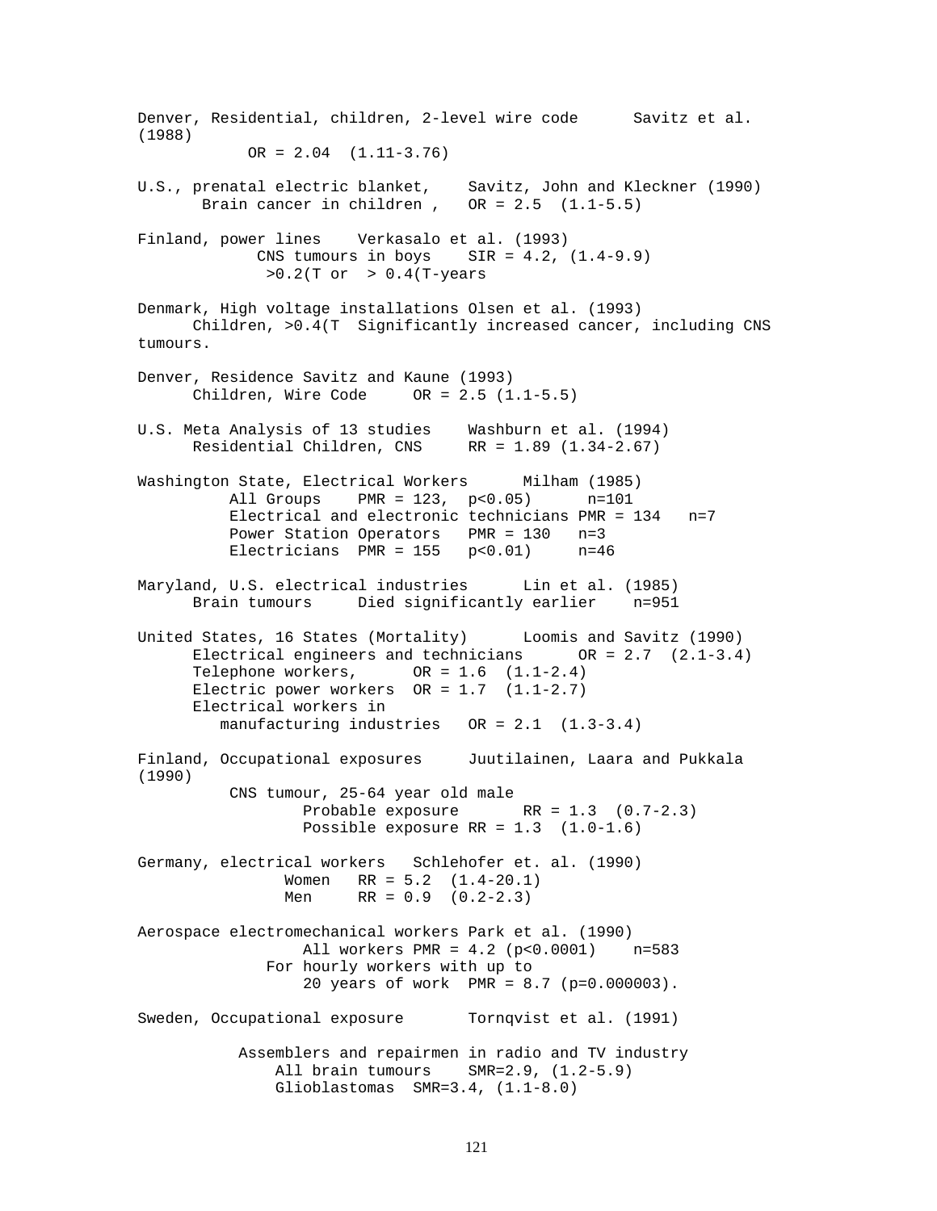Denver, Residential, children, 2-level wire code Savitz et al. (1988)
OR = 2.04 (1.11-3.76)

U.S., prenatal electric blanket, Savitz, John and Kleckner (1990)
Brain cancer in children , OR = 2.5 (1.1-5.5)

Finland, power lines Verkasalo et al. (1993)
CNS tumours in boys SIR = 4.2, (1.4-9.9)
>0.2(T or > 0.4(T-years

Denmark, High voltage installations Olsen et al. (1993)
Children, >0.4(T Significantly increased cancer, including CNS tumours.

Denver, Residence Savitz and Kaune (1993)
Children, Wire Code OR = 2.5 (1.1-5.5)

U.S. Meta Analysis of 13 studies Washburn et al. (1994)
Residential Children, CNS RR = 1.89 (1.34-2.67)

Washington State, Electrical Workers Milham (1985)
All Groups PMR = 123, $p<0.05$) n=101
Electrical and electronic technicians PMR = 134 n=7
Power Station Operators PMR = 130 n=3
Electricians PMR = 155 $p<0.01$) n=46

Maryland, U.S. electrical industries Lin et al. (1985)
Brain tumours Died significantly earlier n=951

United States, 16 States (Mortality) Loomis and Savitz (1990)
Electrical engineers and technicians OR = 2.7 (2.1-3.4)
Telephone workers, OR = 1.6 (1.1-2.4)
Electric power workers OR = 1.7 (1.1-2.7)
Electrical workers in
manufacturing industries OR = 2.1 (1.3-3.4)

Finland, Occupational exposures Juutilainen, Laara and Pukkala (1990)
CNS tumour, 25-64 year old male
Probable exposure RR = 1.3 (0.7-2.3)
Possible exposure RR = 1.3 (1.0-1.6)

Germany, electrical workers Schlehofer et. al. (1990)
Women RR = 5.2 (1.4-20.1)
Men RR = 0.9 (0.2-2.3)

Aerospace electromechanical workers Park et al. (1990)
All workers PMR = 4.2 ($p<0.0001$) n=583
For hourly workers with up to
20 years of work PMR = 8.7 ($p=0.000003$).

Sweden, Occupational exposure Tornqvist et al. (1991)

Assemblers and repairmen in radio and TV industry
All brain tumours SMR=2.9, (1.2-5.9)
Glioblastomas SMR=3.4, (1.1-8.0)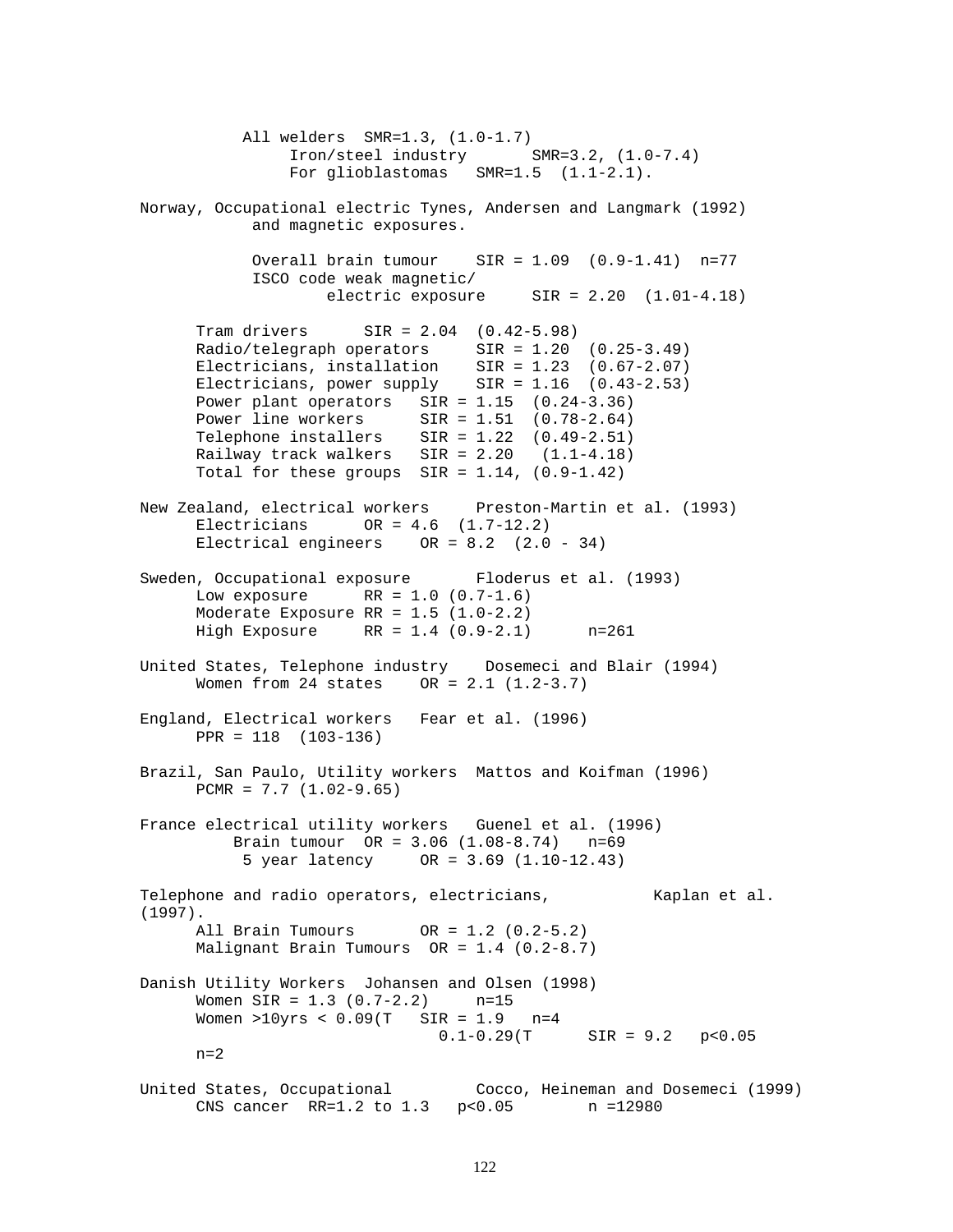All welders SMR=1.3, (1.0-1.7)
Iron/steel industry SMR=3.2, (1.0-7.4)
For glioblastomas SMR=1.5 (1.1-2.1).

Norway, Occupational electric and magnetic exposures. Tynes, Andersen and Langmark (1992)

Overall brain tumour SIR = 1.09 (0.9-1.41) n=77
ISCO code weak magnetic/electric exposure SIR = 2.20 (1.01-4.18)

Tram drivers SIR = 2.04 (0.42-5.98)
Radio/telegraph operators SIR = 1.20 (0.25-3.49)
Electricians, installation SIR = 1.23 (0.67-2.07)
Electricians, power supply SIR = 1.16 (0.43-2.53)
Power plant operators SIR = 1.15 (0.24-3.36)
Power line workers SIR = 1.51 (0.78-2.64)
Telephone installers SIR = 1.22 (0.49-2.51)
Railway track walkers SIR = 2.20 (1.1-4.18)
Total for these groups SIR = 1.14, (0.9-1.42)

New Zealand, electrical workers Preston-Martin et al. (1993)
Electricians OR = 4.6 (1.7-12.2)
Electrical engineers OR = 8.2 (2.0 - 34)

Sweden, Occupational exposure Floderus et al. (1993)
Low exposure RR = 1.0 (0.7-1.6)
Moderate Exposure RR = 1.5 (1.0-2.2)
High Exposure RR = 1.4 (0.9-2.1) n=261

United States, Telephone industry Dosemeci and Blair (1994)
Women from 24 states OR = 2.1 (1.2-3.7)

England, Electrical workers Fear et al. (1996)
PPR = 118 (103-136)

Brazil, San Paulo, Utility workers Mattos and Koifman (1996)
PCMR = 7.7 (1.02-9.65)

France electrical utility workers Guenel et al. (1996)
Brain tumour OR = 3.06 (1.08-8.74) n=69
5 year latency OR = 3.69 (1.10-12.43)

Telephone and radio operators, electricians, Kaplan et al. (1997).
All Brain Tumours OR = 1.2 (0.2-5.2)
Malignant Brain Tumours OR = 1.4 (0.2-8.7)

Danish Utility Workers Johansen and Olsen (1998)
Women SIR = 1.3 (0.7-2.2) n=15
Women >10yrs < 0.09(T SIR = 1.9 n=4
0.1-0.29(T SIR = 9.2 $p<0.05$ n=2

United States, Occupational Cocco, Heineman and Dosemeci (1999)
CNS cancer RR=1.2 to 1.3 $p<0.05$ n =12980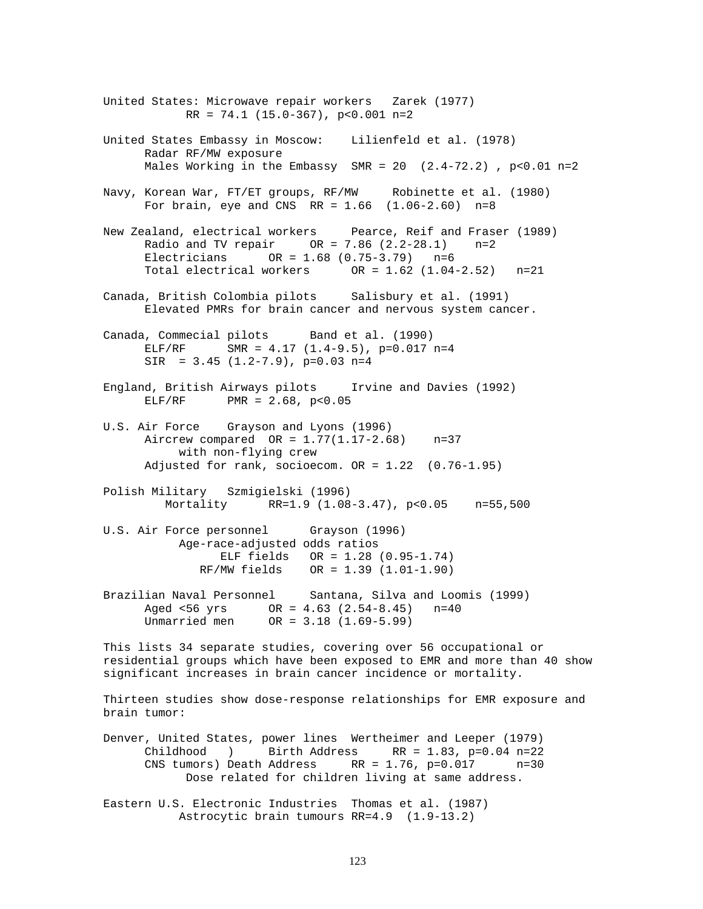United States: Microwave repair workers   Zarek (1977)
RR = 74.1 (15.0-367), $p<0.001$ n=2

United States Embassy in Moscow:   Lilienfeld et al. (1978)
Radar RF/MW exposure
Males Working in the Embassy   SMR = 20 (2.4-72.2) , $p<0.01$ n=2

Navy, Korean War, FT/ET groups, RF/MW   Robinette et al. (1980)
For brain, eye and CNS   RR = 1.66 (1.06-2.60) n=8

New Zealand, electrical workers   Pearce, Reif and Fraser (1989)
Radio and TV repair   OR = 7.86 (2.2-28.1) n=2
Electricians   OR = 1.68 (0.75-3.79) n=6
Total electrical workers   OR = 1.62 (1.04-2.52) n=21

Canada, British Colombia pilots   Salisbury et al. (1991)
Elevated PMRs for brain cancer and nervous system cancer.

Canada, Commecial pilots   Band et al. (1990)
ELF/RF   SMR = 4.17 (1.4-9.5), $p=0.017$ n=4
SIR = 3.45 (1.2-7.9), $p=0.03$ n=4

England, British Airways pilots   Irvine and Davies (1992)
ELF/RF   PMR = 2.68, $p<0.05$

U.S. Air Force   Grayson and Lyons (1996)
Aircrew compared with non-flying crew   OR = 1.77(1.17-2.68) n=37
Adjusted for rank, socioecom. OR = 1.22 (0.76-1.95)

Polish Military   Szmigielski (1996)
Mortality   RR=1.9 (1.08-3.47), $p<0.05$ n=55,500

U.S. Air Force personnel   Grayson (1996)
Age-race-adjusted odds ratios
ELF fields   OR = 1.28 (0.95-1.74)
RF/MW fields   OR = 1.39 (1.01-1.90)

Brazilian Naval Personnel   Santana, Silva and Loomis (1999)
Aged <56 yrs   OR = 4.63 (2.54-8.45) n=40
Unmarried men   OR = 3.18 (1.69-5.99)

This lists 34 separate studies, covering over 56 occupational or residential groups which have been exposed to EMR and more than 40 show significant increases in brain cancer incidence or mortality.

Thirteen studies show dose-response relationships for EMR exposure and brain tumor:

Denver, United States, power lines   Wertheimer and Leeper (1979)
Childhood )   Birth Address   RR = 1.83, $p=0.04$ n=22
CNS tumors) Death Address   RR = 1.76, $p=0.017$ n=30
Dose related for children living at same address.

Eastern U.S. Electronic Industries   Thomas et al. (1987)
Astrocytic brain tumours RR=4.9 (1.9-13.2)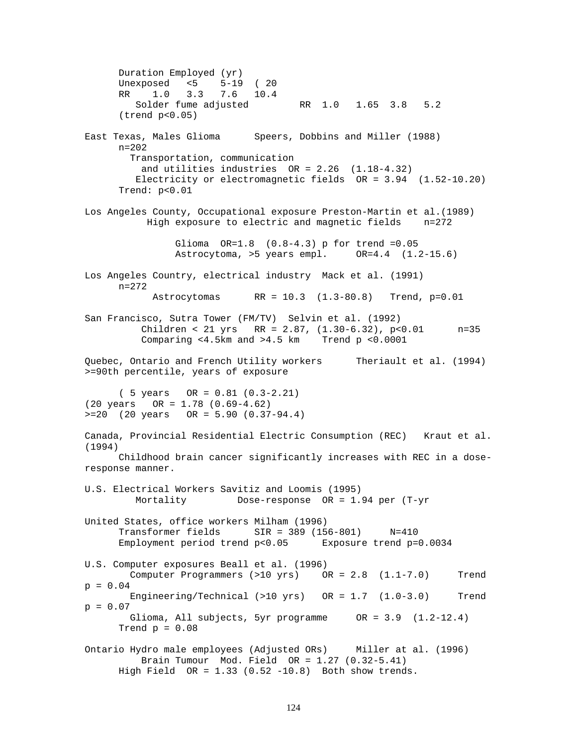Duration Employed (yr)
Unexposed <5 5-19 ( 20
RR 1.0 3.3 7.6 10.4
Solder fume adjusted RR 1.0 1.65 3.8 5.2
(trend $p<0.05$)

East Texas, Males Glioma Speers, Dobbins and Miller (1988)
n=202
Transportation, communication
and utilities industries OR = 2.26 (1.18-4.32)
Electricity or electromagnetic fields OR = 3.94 (1.52-10.20)
Trend: $p<0.01$

Los Angeles County, Occupational exposure Preston-Martin et al.(1989)
High exposure to electric and magnetic fields n=272

Glioma OR=1.8 (0.8-4.3) p for trend =0.05
Astrocytoma, >5 years empl. OR=4.4 (1.2-15.6)

Los Angeles Country, electrical industry Mack et al. (1991)
n=272
Astrocytomas RR = 10.3 (1.3-80.8) Trend, p=0.01

San Francisco, Sutra Tower (FM/TV) Selvin et al. (1992)
Children < 21 yrs RR = 2.87, (1.30-6.32), $p<0.01$ n=35
Comparing <4.5km and >4.5 km Trend $p <0.0001$

Quebec, Ontario and French Utility workers Theriault et al. (1994)
>=90th percentile, years of exposure

( 5 years OR = 0.81 (0.3-2.21)
(20 years OR = 1.78 (0.69-4.62)
>=20 (20 years OR = 5.90 (0.37-94.4)

Canada, Provincial Residential Electric Consumption (REC) Kraut et al. (1994)
Childhood brain cancer significantly increases with REC in a dose-response manner.

U.S. Electrical Workers Savitiz and Loomis (1995)
Mortality Dose-response OR = 1.94 per (T-yr

United States, office workers Milham (1996)
Transformer fields SIR = 389 (156-801) N=410
Employment period trend $p<0.05$ Exposure trend p=0.0034

U.S. Computer exposures Beall et al. (1996)
Computer Programmers (>10 yrs) OR = 2.8 (1.1-7.0) Trend p = 0.04
Engineering/Technical (>10 yrs) OR = 1.7 (1.0-3.0) Trend p = 0.07
Glioma, All subjects, 5yr programme OR = 3.9 (1.2-12.4)
Trend p = 0.08

Ontario Hydro male employees (Adjusted ORs) Miller at al. (1996)
Brain Tumour Mod. Field OR = 1.27 (0.32-5.41)
High Field OR = 1.33 (0.52 -10.8) Both show trends.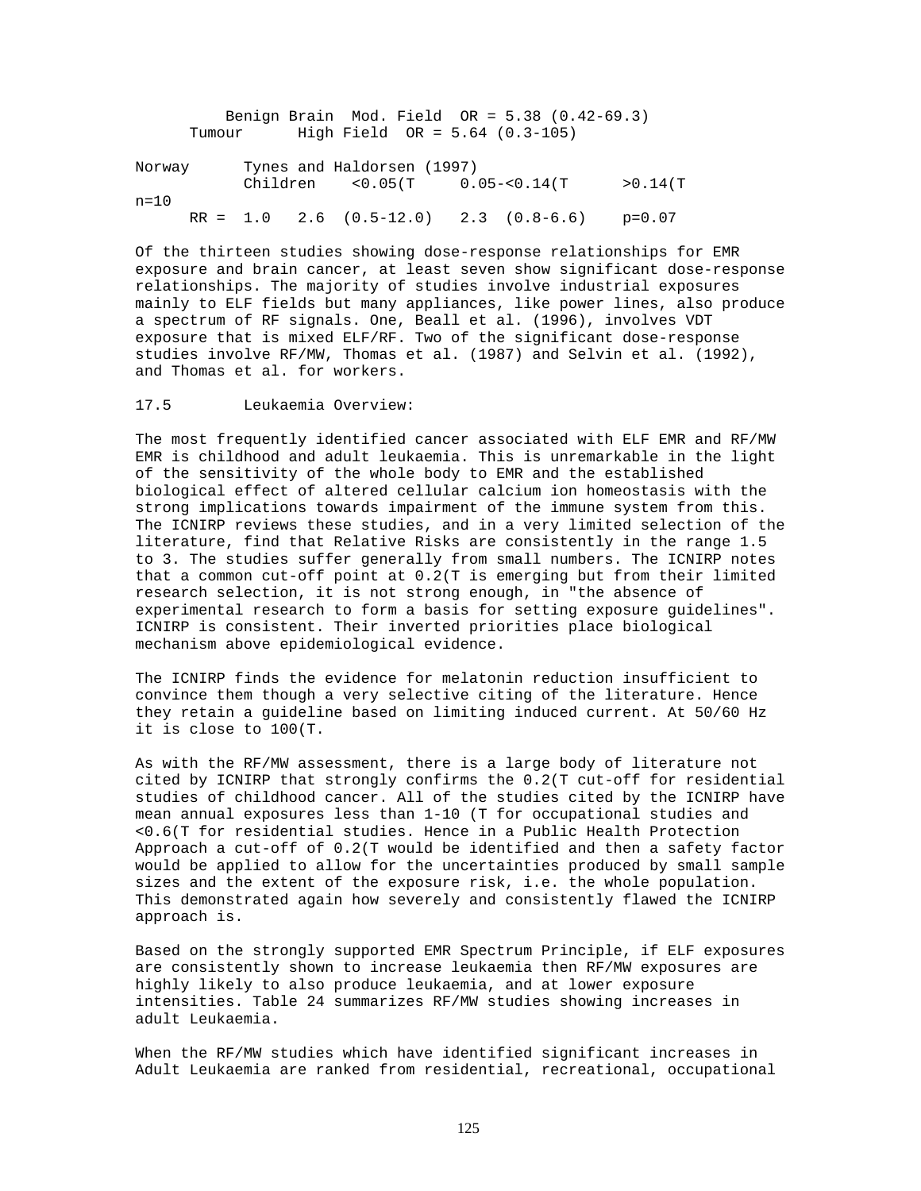| | | |
|---|---|---|
| Benign Brain Tumour | Mod. Field | OR = 5.38 (0.42-69.3) |
| | High Field | OR = 5.64 (0.3-105) |

| Norway | Tynes and Haldorsen (1997) | | | |
|---|---|---|---|---|
| | Children | <0.05(T | 0.05-<0.14(T | >0.14(T |
| n=10 | | | | |
| | RR = | 1.0 | 2.6 (0.5-12.0) | 2.3 (0.8-6.6) p=0.07 |

Of the thirteen studies showing dose-response relationships for EMR exposure and brain cancer, at least seven show significant dose-response relationships. The majority of studies involve industrial exposures mainly to ELF fields but many appliances, like power lines, also produce a spectrum of RF signals. One, Beall et al. (1996), involves VDT exposure that is mixed ELF/RF. Two of the significant dose-response studies involve RF/MW, Thomas et al. (1987) and Selvin et al. (1992), and Thomas et al. for workers.

## 17.5 Leukaemia Overview:

The most frequently identified cancer associated with ELF EMR and RF/MW EMR is childhood and adult leukaemia. This is unremarkable in the light of the sensitivity of the whole body to EMR and the established biological effect of altered cellular calcium ion homeostasis with the strong implications towards impairment of the immune system from this. The ICNIRP reviews these studies, and in a very limited selection of the literature, find that Relative Risks are consistently in the range 1.5 to 3. The studies suffer generally from small numbers. The ICNIRP notes that a common cut-off point at 0.2(T is emerging but from their limited research selection, it is not strong enough, in "the absence of experimental research to form a basis for setting exposure guidelines". ICNIRP is consistent. Their inverted priorities place biological mechanism above epidemiological evidence.

The ICNIRP finds the evidence for melatonin reduction insufficient to convince them though a very selective citing of the literature. Hence they retain a guideline based on limiting induced current. At 50/60 Hz it is close to 100(T.

As with the RF/MW assessment, there is a large body of literature not cited by ICNIRP that strongly confirms the 0.2(T cut-off for residential studies of childhood cancer. All of the studies cited by the ICNIRP have mean annual exposures less than 1-10 (T for occupational studies and <0.6(T for residential studies. Hence in a Public Health Protection Approach a cut-off of 0.2(T would be identified and then a safety factor would be applied to allow for the uncertainties produced by small sample sizes and the extent of the exposure risk, i.e. the whole population. This demonstrated again how severely and consistently flawed the ICNIRP approach is.

Based on the strongly supported EMR Spectrum Principle, if ELF exposures are consistently shown to increase leukaemia then RF/MW exposures are highly likely to also produce leukaemia, and at lower exposure intensities. Table 24 summarizes RF/MW studies showing increases in adult Leukaemia.

When the RF/MW studies which have identified significant increases in Adult Leukaemia are ranked from residential, recreational, occupational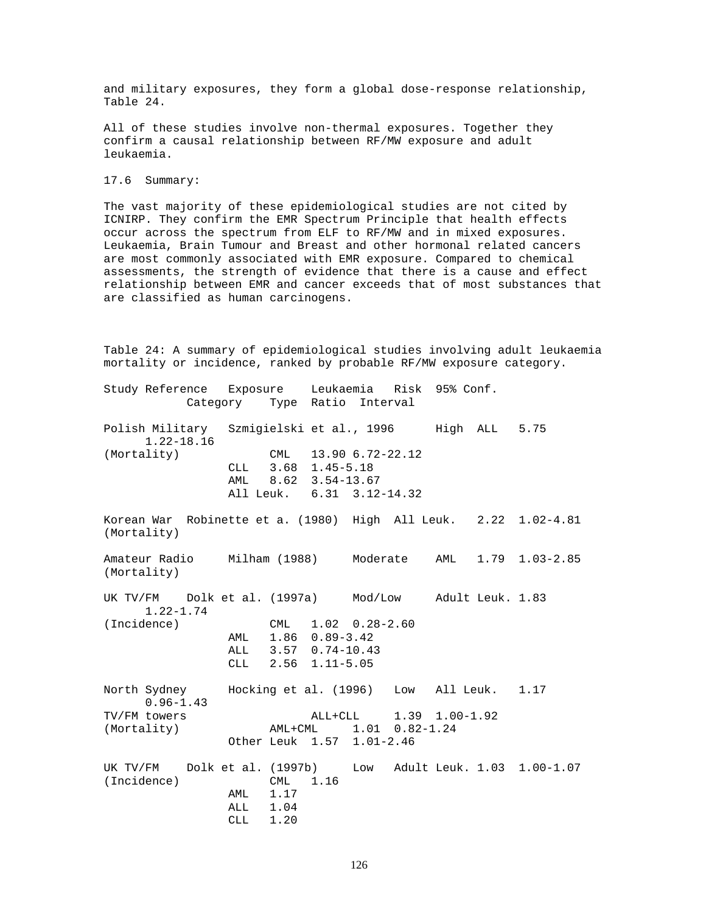and military exposures, they form a global dose-response relationship, Table 24.

All of these studies involve non-thermal exposures. Together they confirm a causal relationship between RF/MW exposure and adult leukaemia.

## 17.6 Summary:

The vast majority of these epidemiological studies are not cited by ICNIRP. They confirm the EMR Spectrum Principle that health effects occur across the spectrum from ELF to RF/MW and in mixed exposures. Leukaemia, Brain Tumour and Breast and other hormonal related cancers are most commonly associated with EMR exposure. Compared to chemical assessments, the strength of evidence that there is a cause and effect relationship between EMR and cancer exceeds that of most substances that are classified as human carcinogens.

Table 24: A summary of epidemiological studies involving adult leukaemia mortality or incidence, ranked by probable RF/MW exposure category.

| Study | Reference | Exposure Category | Leukaemia Type | Risk Ratio | 95% Conf. Interval |
|---|---|---|---|---|---|
| Polish Military (Mortality) | Szmigielski et al., 1996 | High | ALL | 5.75 | 1.22-18.16 |
| | | | CML | 13.90 | 6.72-22.12 |
| | | | CLL | 3.68 | 1.45-5.18 |
| | | | AML | 8.62 | 3.54-13.67 |
| | | | All Leuk. | 6.31 | 3.12-14.32 |
| Korean War (Mortality) | Robinette et a. (1980) | High | All Leuk. | 2.22 | 1.02-4.81 |
| Amateur Radio (Mortality) | Milham (1988) | Moderate | AML | 1.79 | 1.03-2.85 |
| UK TV/FM (Incidence) | Dolk et al. (1997a) | Mod/Low | Adult Leuk. | 1.83 | 1.22-1.74 |
| | | | CML | 1.02 | 0.28-2.60 |
| | | | AML | 1.86 | 0.89-3.42 |
| | | | ALL | 3.57 | 0.74-10.43 |
| | | | CLL | 2.56 | 1.11-5.05 |
| North Sydney TV/FM towers (Mortality) | Hocking et al. (1996) | Low | All Leuk. | 1.17 | 0.96-1.43 |
| | | | ALL+CLL | 1.39 | 1.00-1.92 |
| | | | AML+CML | 1.01 | 0.82-1.24 |
| | | | Other Leuk | 1.57 | 1.01-2.46 |
| UK TV/FM (Incidence) | Dolk et al. (1997b) | Low | Adult Leuk. | 1.03 | 1.00-1.07 |
| | | | CML | 1.16 | |
| | | | AML | 1.17 | |
| | | | ALL | 1.04 | |
| | | | CLL | 1.20 | |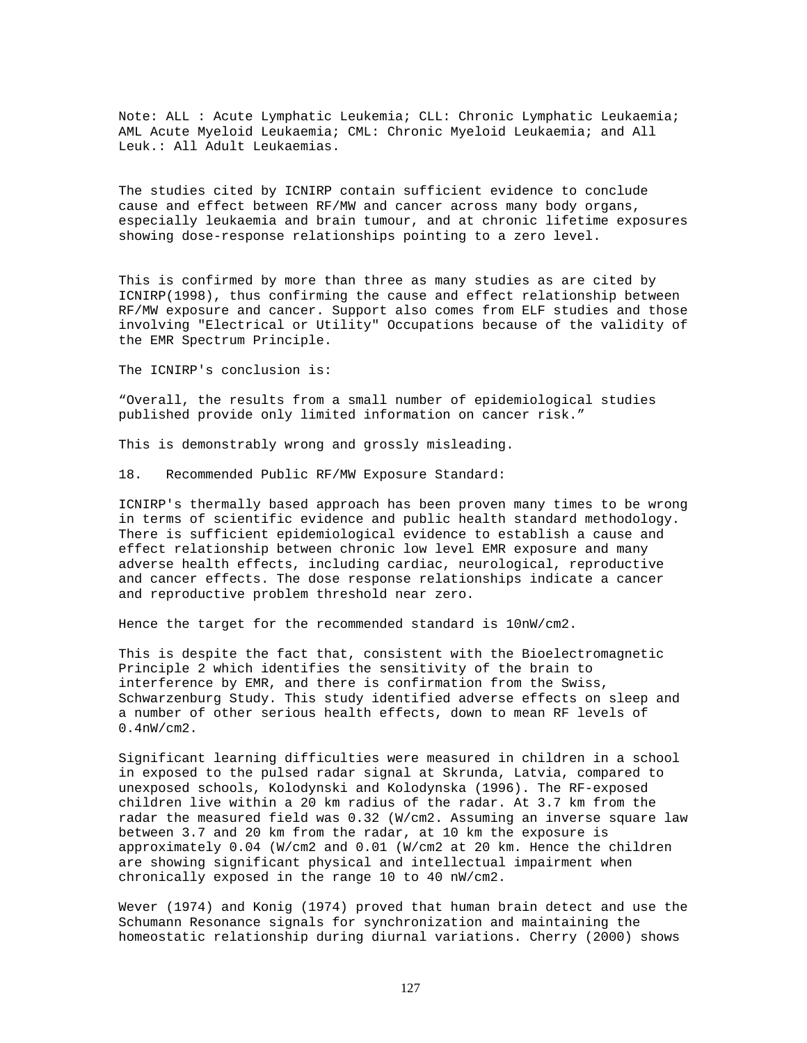Note: ALL : Acute Lymphatic Leukemia; CLL: Chronic Lymphatic Leukaemia; AML Acute Myeloid Leukaemia; CML: Chronic Myeloid Leukaemia; and All Leuk.: All Adult Leukaemias.

The studies cited by ICNIRP contain sufficient evidence to conclude cause and effect between RF/MW and cancer across many body organs, especially leukaemia and brain tumour, and at chronic lifetime exposures showing dose-response relationships pointing to a zero level.

This is confirmed by more than three as many studies as are cited by ICNIRP(1998), thus confirming the cause and effect relationship between RF/MW exposure and cancer. Support also comes from ELF studies and those involving "Electrical or Utility" Occupations because of the validity of the EMR Spectrum Principle.

The ICNIRP's conclusion is:

"Overall, the results from a small number of epidemiological studies published provide only limited information on cancer risk."

This is demonstrably wrong and grossly misleading.

18. Recommended Public RF/MW Exposure Standard:

ICNIRP's thermally based approach has been proven many times to be wrong in terms of scientific evidence and public health standard methodology. There is sufficient epidemiological evidence to establish a cause and effect relationship between chronic low level EMR exposure and many adverse health effects, including cardiac, neurological, reproductive and cancer effects. The dose response relationships indicate a cancer and reproductive problem threshold near zero.

Hence the target for the recommended standard is 10nW/cm2.

This is despite the fact that, consistent with the Bioelectromagnetic Principle 2 which identifies the sensitivity of the brain to interference by EMR, and there is confirmation from the Swiss, Schwarzenburg Study. This study identified adverse effects on sleep and a number of other serious health effects, down to mean RF levels of 0.4nW/cm2.

Significant learning difficulties were measured in children in a school in exposed to the pulsed radar signal at Skrunda, Latvia, compared to unexposed schools, Kolodynski and Kolodynska (1996). The RF-exposed children live within a 20 km radius of the radar. At 3.7 km from the radar the measured field was 0.32 (W/cm2. Assuming an inverse square law between 3.7 and 20 km from the radar, at 10 km the exposure is approximately 0.04 (W/cm2 and 0.01 (W/cm2 at 20 km. Hence the children are showing significant physical and intellectual impairment when chronically exposed in the range 10 to 40 nW/cm2.

Wever (1974) and Konig (1974) proved that human brain detect and use the Schumann Resonance signals for synchronization and maintaining the homeostatic relationship during diurnal variations. Cherry (2000) shows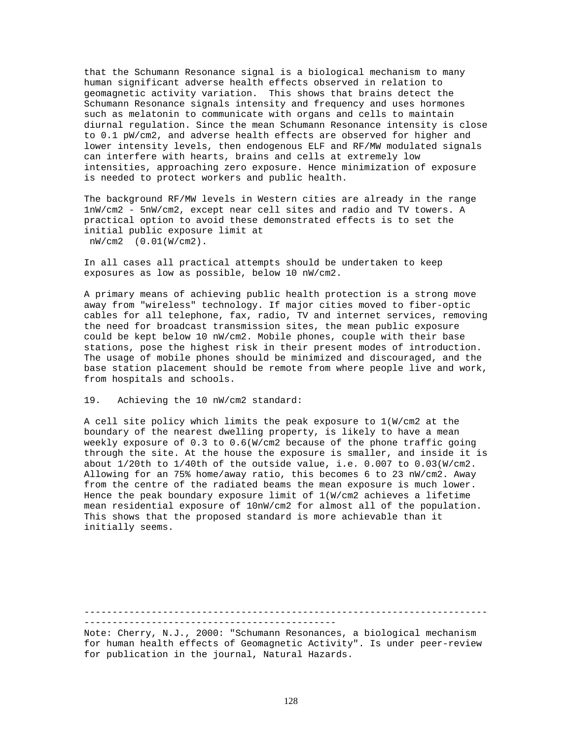that the Schumann Resonance signal is a biological mechanism to many human significant adverse health effects observed in relation to geomagnetic activity variation. This shows that brains detect the Schumann Resonance signals intensity and frequency and uses hormones such as melatonin to communicate with organs and cells to maintain diurnal regulation. Since the mean Schumann Resonance intensity is close to 0.1 pW/cm2, and adverse health effects are observed for higher and lower intensity levels, then endogenous ELF and RF/MW modulated signals can interfere with hearts, brains and cells at extremely low intensities, approaching zero exposure. Hence minimization of exposure is needed to protect workers and public health.

The background RF/MW levels in Western cities are already in the range 1nW/cm2 - 5nW/cm2, except near cell sites and radio and TV towers. A practical option to avoid these demonstrated effects is to set the initial public exposure limit at
nW/cm2 (0.01(W/cm2).

In all cases all practical attempts should be undertaken to keep exposures as low as possible, below 10 nW/cm2.

A primary means of achieving public health protection is a strong move away from "wireless" technology. If major cities moved to fiber-optic cables for all telephone, fax, radio, TV and internet services, removing the need for broadcast transmission sites, the mean public exposure could be kept below 10 nW/cm2. Mobile phones, couple with their base stations, pose the highest risk in their present modes of introduction. The usage of mobile phones should be minimized and discouraged, and the base station placement should be remote from where people live and work, from hospitals and schools.

19. Achieving the 10 nW/cm2 standard:

A cell site policy which limits the peak exposure to 1(W/cm2 at the boundary of the nearest dwelling property, is likely to have a mean weekly exposure of 0.3 to 0.6(W/cm2 because of the phone traffic going through the site. At the house the exposure is smaller, and inside it is about 1/20th to 1/40th of the outside value, i.e. 0.007 to 0.03(W/cm2. Allowing for an 75% home/away ratio, this becomes 6 to 23 nW/cm2. Away from the centre of the radiated beams the mean exposure is much lower. Hence the peak boundary exposure limit of 1(W/cm2 achieves a lifetime mean residential exposure of 10nW/cm2 for almost all of the population. This shows that the proposed standard is more achievable than it initially seems.

---

Note: Cherry, N.J., 2000: "Schumann Resonances, a biological mechanism for human health effects of Geomagnetic Activity". Is under peer-review for publication in the journal, Natural Hazards.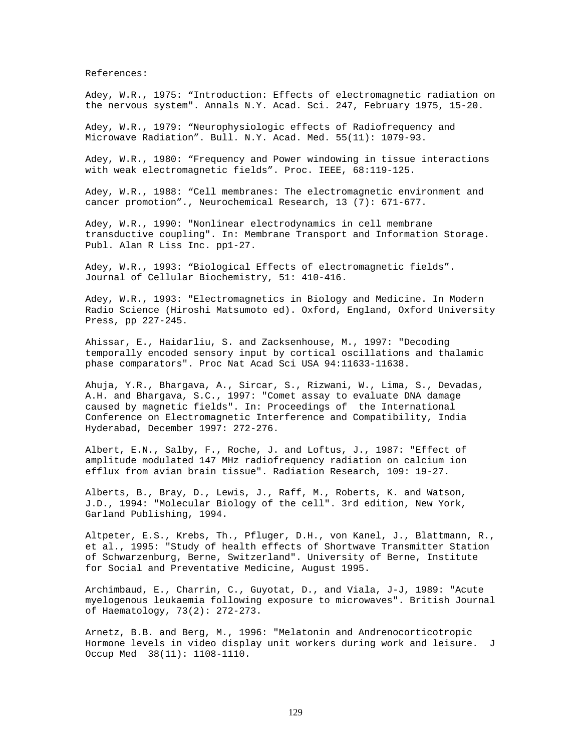References:

Adey, W.R., 1975: "Introduction: Effects of electromagnetic radiation on the nervous system". Annals N.Y. Acad. Sci. 247, February 1975, 15-20.

Adey, W.R., 1979: "Neurophysiologic effects of Radiofrequency and Microwave Radiation". Bull. N.Y. Acad. Med. 55(11): 1079-93.

Adey, W.R., 1980: "Frequency and Power windowing in tissue interactions with weak electromagnetic fields". Proc. IEEE, 68:119-125.

Adey, W.R., 1988: "Cell membranes: The electromagnetic environment and cancer promotion"., Neurochemical Research, 13 (7): 671-677.

Adey, W.R., 1990: "Nonlinear electrodynamics in cell membrane transductive coupling". In: Membrane Transport and Information Storage. Publ. Alan R Liss Inc. pp1-27.

Adey, W.R., 1993: "Biological Effects of electromagnetic fields". Journal of Cellular Biochemistry, 51: 410-416.

Adey, W.R., 1993: "Electromagnetics in Biology and Medicine. In Modern Radio Science (Hiroshi Matsumoto ed). Oxford, England, Oxford University Press, pp 227-245.

Ahissar, E., Haidarliu, S. and Zacksenhouse, M., 1997: "Decoding temporally encoded sensory input by cortical oscillations and thalamic phase comparators". Proc Nat Acad Sci USA 94:11633-11638.

Ahuja, Y.R., Bhargava, A., Sircar, S., Rizwani, W., Lima, S., Devadas, A.H. and Bhargava, S.C., 1997: "Comet assay to evaluate DNA damage caused by magnetic fields". In: Proceedings of the International Conference on Electromagnetic Interference and Compatibility, India Hyderabad, December 1997: 272-276.

Albert, E.N., Salby, F., Roche, J. and Loftus, J., 1987: "Effect of amplitude modulated 147 MHz radiofrequency radiation on calcium ion efflux from avian brain tissue". Radiation Research, 109: 19-27.

Alberts, B., Bray, D., Lewis, J., Raff, M., Roberts, K. and Watson, J.D., 1994: "Molecular Biology of the cell". 3rd edition, New York, Garland Publishing, 1994.

Altpeter, E.S., Krebs, Th., Pfluger, D.H., von Kanel, J., Blattmann, R., et al., 1995: "Study of health effects of Shortwave Transmitter Station of Schwarzenburg, Berne, Switzerland". University of Berne, Institute for Social and Preventative Medicine, August 1995.

Archimbaud, E., Charrin, C., Guyotat, D., and Viala, J-J, 1989: "Acute myelogenous leukaemia following exposure to microwaves". British Journal of Haematology, 73(2): 272-273.

Arnetz, B.B. and Berg, M., 1996: "Melatonin and Andrenocorticotropic Hormone levels in video display unit workers during work and leisure. J Occup Med 38(11): 1108-1110.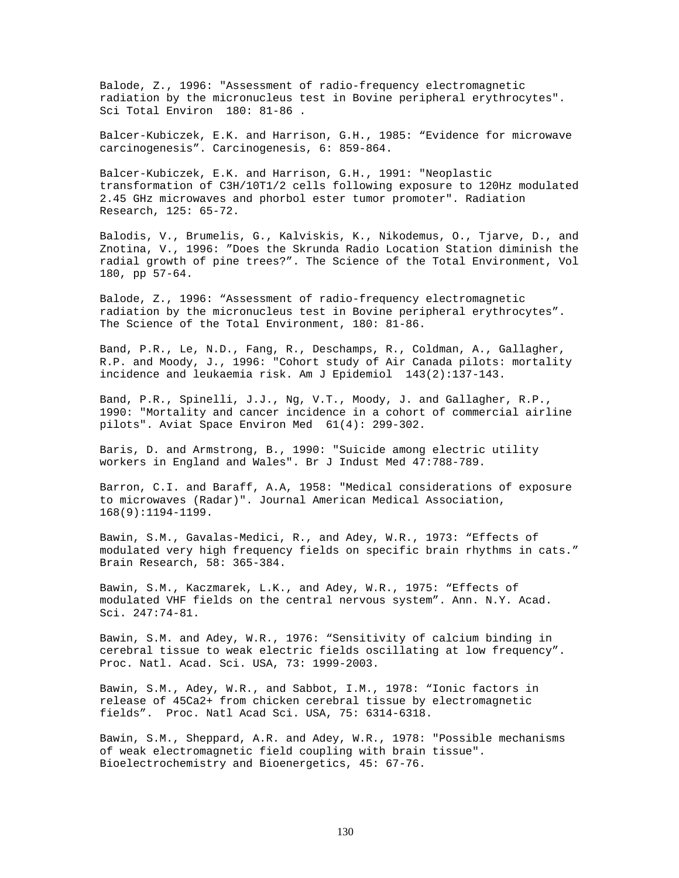Balode, Z., 1996: "Assessment of radio-frequency electromagnetic radiation by the micronucleus test in Bovine peripheral erythrocytes". Sci Total Environ 180: 81-86 .

Balcer-Kubiczek, E.K. and Harrison, G.H., 1985: “Evidence for microwave carcinogenesis”. Carcinogenesis, 6: 859-864.

Balcer-Kubiczek, E.K. and Harrison, G.H., 1991: "Neoplastic transformation of C3H/10T1/2 cells following exposure to 120Hz modulated 2.45 GHz microwaves and phorbol ester tumor promoter". Radiation Research, 125: 65-72.

Balodis, V., Brumelis, G., Kalviskis, K., Nikodemus, O., Tjarve, D., and Znotina, V., 1996: ”Does the Skrunda Radio Location Station diminish the radial growth of pine trees?”. The Science of the Total Environment, Vol 180, pp 57-64.

Balode, Z., 1996: “Assessment of radio-frequency electromagnetic radiation by the micronucleus test in Bovine peripheral erythrocytes”. The Science of the Total Environment, 180: 81-86.

Band, P.R., Le, N.D., Fang, R., Deschamps, R., Coldman, A., Gallagher, R.P. and Moody, J., 1996: "Cohort study of Air Canada pilots: mortality incidence and leukaemia risk. Am J Epidemiol 143(2):137-143.

Band, P.R., Spinelli, J.J., Ng, V.T., Moody, J. and Gallagher, R.P., 1990: "Mortality and cancer incidence in a cohort of commercial airline pilots". Aviat Space Environ Med 61(4): 299-302.

Baris, D. and Armstrong, B., 1990: "Suicide among electric utility workers in England and Wales". Br J Indust Med 47:788-789.

Barron, C.I. and Baraff, A.A, 1958: "Medical considerations of exposure to microwaves (Radar)". Journal American Medical Association, 168(9):1194-1199.

Bawin, S.M., Gavalas-Medici, R., and Adey, W.R., 1973: “Effects of modulated very high frequency fields on specific brain rhythms in cats.” Brain Research, 58: 365-384.

Bawin, S.M., Kaczmarek, L.K., and Adey, W.R., 1975: “Effects of modulated VHF fields on the central nervous system”. Ann. N.Y. Acad. Sci. 247:74-81.

Bawin, S.M. and Adey, W.R., 1976: “Sensitivity of calcium binding in cerebral tissue to weak electric fields oscillating at low frequency”. Proc. Natl. Acad. Sci. USA, 73: 1999-2003.

Bawin, S.M., Adey, W.R., and Sabbot, I.M., 1978: “Ionic factors in release of 45Ca2+ from chicken cerebral tissue by electromagnetic fields”. Proc. Natl Acad Sci. USA, 75: 6314-6318.

Bawin, S.M., Sheppard, A.R. and Adey, W.R., 1978: "Possible mechanisms of weak electromagnetic field coupling with brain tissue". Bioelectrochemistry and Bioenergetics, 45: 67-76.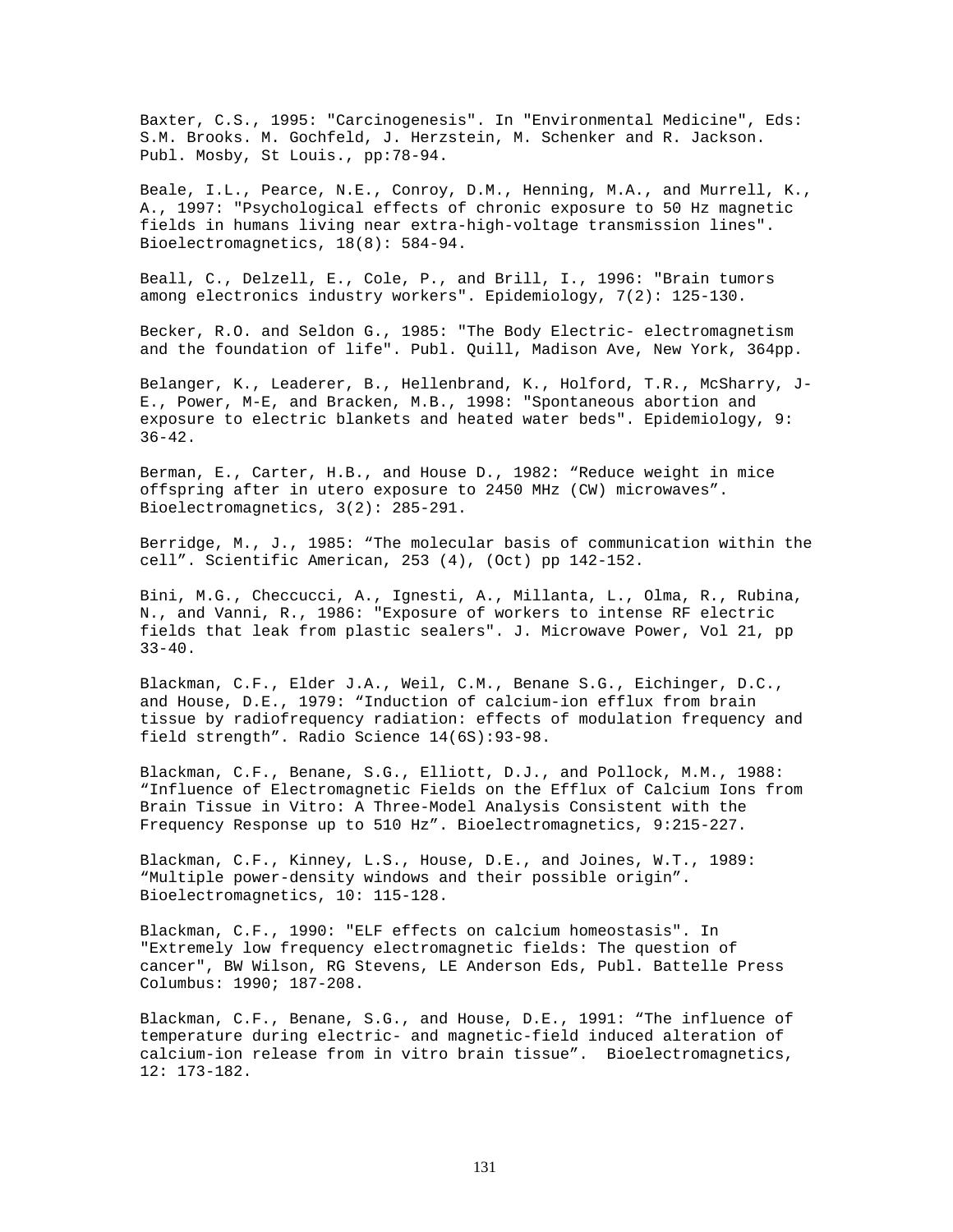Baxter, C.S., 1995: "Carcinogenesis". In "Environmental Medicine", Eds: S.M. Brooks. M. Gochfeld, J. Herzstein, M. Schenker and R. Jackson. Publ. Mosby, St Louis., pp:78-94.

Beale, I.L., Pearce, N.E., Conroy, D.M., Henning, M.A., and Murrell, K., A., 1997: "Psychological effects of chronic exposure to 50 Hz magnetic fields in humans living near extra-high-voltage transmission lines". Bioelectromagnetics, 18(8): 584-94.

Beall, C., Delzell, E., Cole, P., and Brill, I., 1996: "Brain tumors among electronics industry workers". Epidemiology, 7(2): 125-130.

Becker, R.O. and Seldon G., 1985: "The Body Electric- electromagnetism and the foundation of life". Publ. Quill, Madison Ave, New York, 364pp.

Belanger, K., Leaderer, B., Hellenbrand, K., Holford, T.R., McSharry, J-E., Power, M-E, and Bracken, M.B., 1998: "Spontaneous abortion and exposure to electric blankets and heated water beds". Epidemiology, 9: 36-42.

Berman, E., Carter, H.B., and House D., 1982: "Reduce weight in mice offspring after in utero exposure to 2450 MHz (CW) microwaves". Bioelectromagnetics, 3(2): 285-291.

Berridge, M., J., 1985: "The molecular basis of communication within the cell". Scientific American, 253 (4), (Oct) pp 142-152.

Bini, M.G., Checcucci, A., Ignesti, A., Millanta, L., Olma, R., Rubina, N., and Vanni, R., 1986: "Exposure of workers to intense RF electric fields that leak from plastic sealers". J. Microwave Power, Vol 21, pp 33-40.

Blackman, C.F., Elder J.A., Weil, C.M., Benane S.G., Eichinger, D.C., and House, D.E., 1979: "Induction of calcium-ion efflux from brain tissue by radiofrequency radiation: effects of modulation frequency and field strength". Radio Science 14(6S):93-98.

Blackman, C.F., Benane, S.G., Elliott, D.J., and Pollock, M.M., 1988: "Influence of Electromagnetic Fields on the Efflux of Calcium Ions from Brain Tissue in Vitro: A Three-Model Analysis Consistent with the Frequency Response up to 510 Hz". Bioelectromagnetics, 9:215-227.

Blackman, C.F., Kinney, L.S., House, D.E., and Joines, W.T., 1989: "Multiple power-density windows and their possible origin". Bioelectromagnetics, 10: 115-128.

Blackman, C.F., 1990: "ELF effects on calcium homeostasis". In "Extremely low frequency electromagnetic fields: The question of cancer", BW Wilson, RG Stevens, LE Anderson Eds, Publ. Battelle Press Columbus: 1990; 187-208.

Blackman, C.F., Benane, S.G., and House, D.E., 1991: "The influence of temperature during electric- and magnetic-field induced alteration of calcium-ion release from in vitro brain tissue". Bioelectromagnetics, 12: 173-182.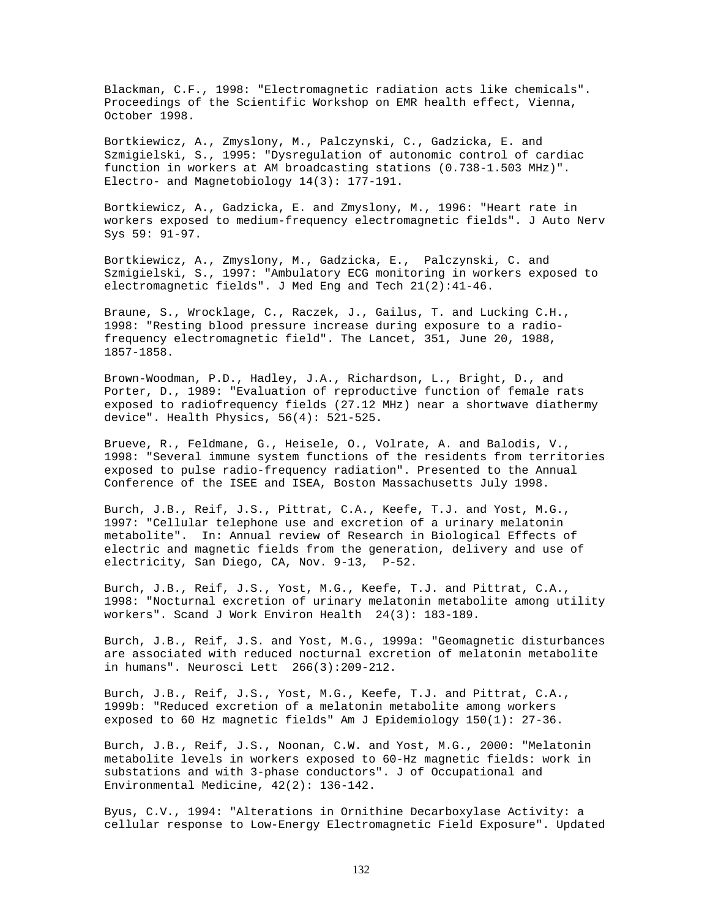Blackman, C.F., 1998: "Electromagnetic radiation acts like chemicals". Proceedings of the Scientific Workshop on EMR health effect, Vienna, October 1998.

Bortkiewicz, A., Zmyslony, M., Palczynski, C., Gadzicka, E. and Szmigielski, S., 1995: "Dysregulation of autonomic control of cardiac function in workers at AM broadcasting stations (0.738-1.503 MHz)". Electro- and Magnetobiology 14(3): 177-191.

Bortkiewicz, A., Gadzicka, E. and Zmyslony, M., 1996: "Heart rate in workers exposed to medium-frequency electromagnetic fields". J Auto Nerv Sys 59: 91-97.

Bortkiewicz, A., Zmyslony, M., Gadzicka, E., Palczynski, C. and Szmigielski, S., 1997: "Ambulatory ECG monitoring in workers exposed to electromagnetic fields". J Med Eng and Tech 21(2):41-46.

Braune, S., Wrocklage, C., Raczek, J., Gailus, T. and Lucking C.H., 1998: "Resting blood pressure increase during exposure to a radio-frequency electromagnetic field". The Lancet, 351, June 20, 1988, 1857-1858.

Brown-Woodman, P.D., Hadley, J.A., Richardson, L., Bright, D., and Porter, D., 1989: "Evaluation of reproductive function of female rats exposed to radiofrequency fields (27.12 MHz) near a shortwave diathermy device". Health Physics, 56(4): 521-525.

Brueve, R., Feldmane, G., Heisele, O., Volrate, A. and Balodis, V., 1998: "Several immune system functions of the residents from territories exposed to pulse radio-frequency radiation". Presented to the Annual Conference of the ISEE and ISEA, Boston Massachusetts July 1998.

Burch, J.B., Reif, J.S., Pittrat, C.A., Keefe, T.J. and Yost, M.G., 1997: "Cellular telephone use and excretion of a urinary melatonin metabolite". In: Annual review of Research in Biological Effects of electric and magnetic fields from the generation, delivery and use of electricity, San Diego, CA, Nov. 9-13, P-52.

Burch, J.B., Reif, J.S., Yost, M.G., Keefe, T.J. and Pittrat, C.A., 1998: "Nocturnal excretion of urinary melatonin metabolite among utility workers". Scand J Work Environ Health 24(3): 183-189.

Burch, J.B., Reif, J.S. and Yost, M.G., 1999a: "Geomagnetic disturbances are associated with reduced nocturnal excretion of melatonin metabolite in humans". Neurosci Lett 266(3):209-212.

Burch, J.B., Reif, J.S., Yost, M.G., Keefe, T.J. and Pittrat, C.A., 1999b: "Reduced excretion of a melatonin metabolite among workers exposed to 60 Hz magnetic fields" Am J Epidemiology 150(1): 27-36.

Burch, J.B., Reif, J.S., Noonan, C.W. and Yost, M.G., 2000: "Melatonin metabolite levels in workers exposed to 60-Hz magnetic fields: work in substations and with 3-phase conductors". J of Occupational and Environmental Medicine, 42(2): 136-142.

Byus, C.V., 1994: "Alterations in Ornithine Decarboxylase Activity: a cellular response to Low-Energy Electromagnetic Field Exposure". Updated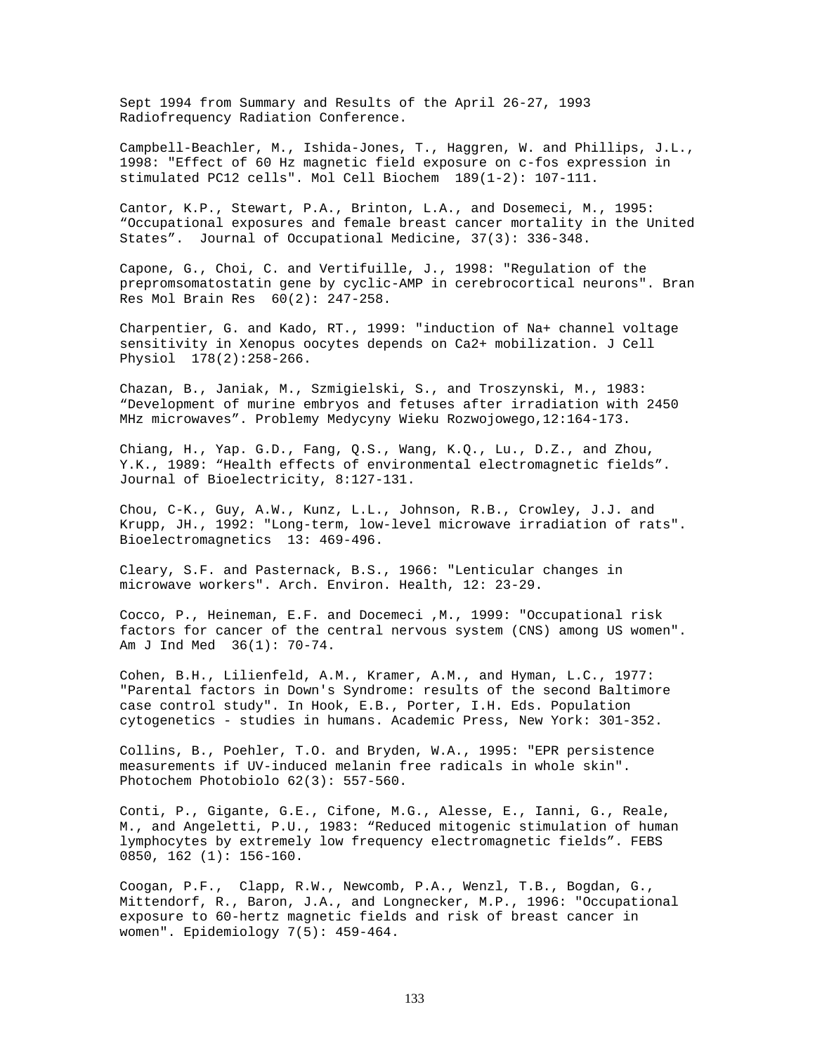Sept 1994 from Summary and Results of the April 26-27, 1993 Radiofrequency Radiation Conference.

Campbell-Beachler, M., Ishida-Jones, T., Haggren, W. and Phillips, J.L., 1998: "Effect of 60 Hz magnetic field exposure on c-fos expression in stimulated PC12 cells". Mol Cell Biochem 189(1-2): 107-111.

Cantor, K.P., Stewart, P.A., Brinton, L.A., and Dosemeci, M., 1995: “Occupational exposures and female breast cancer mortality in the United States”. Journal of Occupational Medicine, 37(3): 336-348.

Capone, G., Choi, C. and Vertifuille, J., 1998: "Regulation of the prepromsomatostatin gene by cyclic-AMP in cerebrocortical neurons". Bran Res Mol Brain Res 60(2): 247-258.

Charpentier, G. and Kado, RT., 1999: "induction of Na+ channel voltage sensitivity in Xenopus oocytes depends on Ca2+ mobilization. J Cell Physiol 178(2):258-266.

Chazan, B., Janiak, M., Szmigielski, S., and Troszynski, M., 1983: “Development of murine embryos and fetuses after irradiation with 2450 MHz microwaves”. Problemy Medycyny Wieku Rozwojowego,12:164-173.

Chiang, H., Yap. G.D., Fang, Q.S., Wang, K.Q., Lu., D.Z., and Zhou, Y.K., 1989: “Health effects of environmental electromagnetic fields”. Journal of Bioelectricity, 8:127-131.

Chou, C-K., Guy, A.W., Kunz, L.L., Johnson, R.B., Crowley, J.J. and Krupp, JH., 1992: "Long-term, low-level microwave irradiation of rats". Bioelectromagnetics 13: 469-496.

Cleary, S.F. and Pasternack, B.S., 1966: "Lenticular changes in microwave workers". Arch. Environ. Health, 12: 23-29.

Cocco, P., Heineman, E.F. and Docemeci ,M., 1999: "Occupational risk factors for cancer of the central nervous system (CNS) among US women". Am J Ind Med 36(1): 70-74.

Cohen, B.H., Lilienfeld, A.M., Kramer, A.M., and Hyman, L.C., 1977: "Parental factors in Down's Syndrome: results of the second Baltimore case control study". In Hook, E.B., Porter, I.H. Eds. Population cytogenetics - studies in humans. Academic Press, New York: 301-352.

Collins, B., Poehler, T.O. and Bryden, W.A., 1995: "EPR persistence measurements if UV-induced melanin free radicals in whole skin". Photochem Photobiolo 62(3): 557-560.

Conti, P., Gigante, G.E., Cifone, M.G., Alesse, E., Ianni, G., Reale, M., and Angeletti, P.U., 1983: “Reduced mitogenic stimulation of human lymphocytes by extremely low frequency electromagnetic fields”. FEBS 0850, 162 (1): 156-160.

Coogan, P.F., Clapp, R.W., Newcomb, P.A., Wenzl, T.B., Bogdan, G., Mittendorf, R., Baron, J.A., and Longnecker, M.P., 1996: "Occupational exposure to 60-hertz magnetic fields and risk of breast cancer in women". Epidemiology 7(5): 459-464.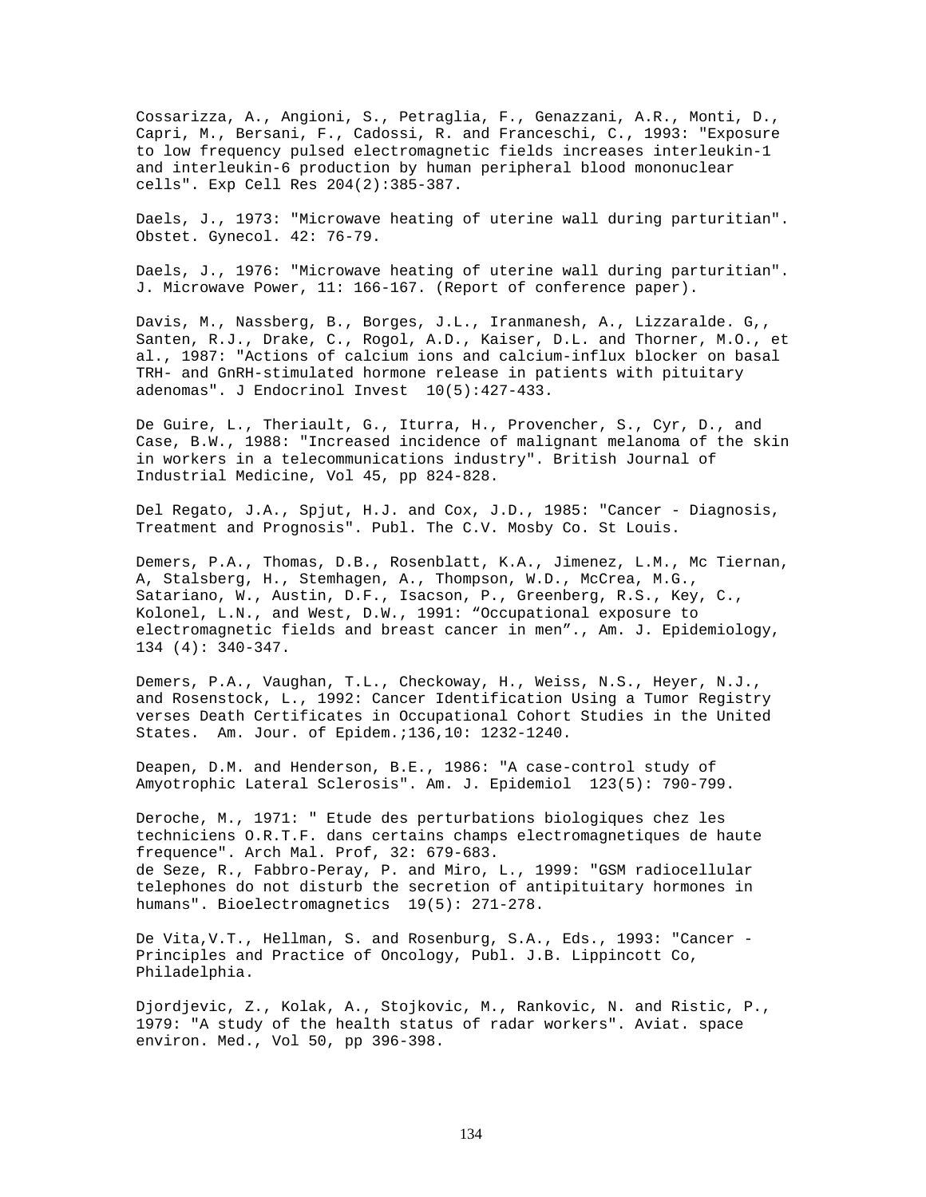Cossarizza, A., Angioni, S., Petraglia, F., Genazzani, A.R., Monti, D., Capri, M., Bersani, F., Cadossi, R. and Franceschi, C., 1993: "Exposure to low frequency pulsed electromagnetic fields increases interleukin-1 and interleukin-6 production by human peripheral blood mononuclear cells". Exp Cell Res 204(2):385-387.

Daels, J., 1973: "Microwave heating of uterine wall during parturitian". Obstet. Gynecol. 42: 76-79.

Daels, J., 1976: "Microwave heating of uterine wall during parturitian". J. Microwave Power, 11: 166-167. (Report of conference paper).

Davis, M., Nassberg, B., Borges, J.L., Iranmanesh, A., Lizzaralde. G,, Santen, R.J., Drake, C., Rogol, A.D., Kaiser, D.L. and Thorner, M.O., et al., 1987: "Actions of calcium ions and calcium-influx blocker on basal TRH- and GnRH-stimulated hormone release in patients with pituitary adenomas". J Endocrinol Invest 10(5):427-433.

De Guire, L., Theriault, G., Iturra, H., Provencher, S., Cyr, D., and Case, B.W., 1988: "Increased incidence of malignant melanoma of the skin in workers in a telecommunications industry". British Journal of Industrial Medicine, Vol 45, pp 824-828.

Del Regato, J.A., Spjut, H.J. and Cox, J.D., 1985: "Cancer - Diagnosis, Treatment and Prognosis". Publ. The C.V. Mosby Co. St Louis.

Demers, P.A., Thomas, D.B., Rosenblatt, K.A., Jimenez, L.M., Mc Tiernan, A, Stalsberg, H., Stemhagen, A., Thompson, W.D., McCrea, M.G., Satariano, W., Austin, D.F., Isacson, P., Greenberg, R.S., Key, C., Kolonel, L.N., and West, D.W., 1991: "Occupational exposure to electromagnetic fields and breast cancer in men"., Am. J. Epidemiology, 134 (4): 340-347.

Demers, P.A., Vaughan, T.L., Checkoway, H., Weiss, N.S., Heyer, N.J., and Rosenstock, L., 1992: Cancer Identification Using a Tumor Registry verses Death Certificates in Occupational Cohort Studies in the United States. Am. Jour. of Epidem.;136,10: 1232-1240.

Deapen, D.M. and Henderson, B.E., 1986: "A case-control study of Amyotrophic Lateral Sclerosis". Am. J. Epidemiol 123(5): 790-799.

Deroche, M., 1971: " Etude des perturbations biologiques chez les techniciens O.R.T.F. dans certains champs electromagnetiques de haute frequence". Arch Mal. Prof, 32: 679-683.

de Seze, R., Fabbro-Peray, P. and Miro, L., 1999: "GSM radiocellular telephones do not disturb the secretion of antipituitary hormones in humans". Bioelectromagnetics 19(5): 271-278.

De Vita,V.T., Hellman, S. and Rosenburg, S.A., Eds., 1993: "Cancer - Principles and Practice of Oncology, Publ. J.B. Lippincott Co, Philadelphia.

Djordjevic, Z., Kolak, A., Stojkovic, M., Rankovic, N. and Ristic, P., 1979: "A study of the health status of radar workers". Aviat. space environ. Med., Vol 50, pp 396-398.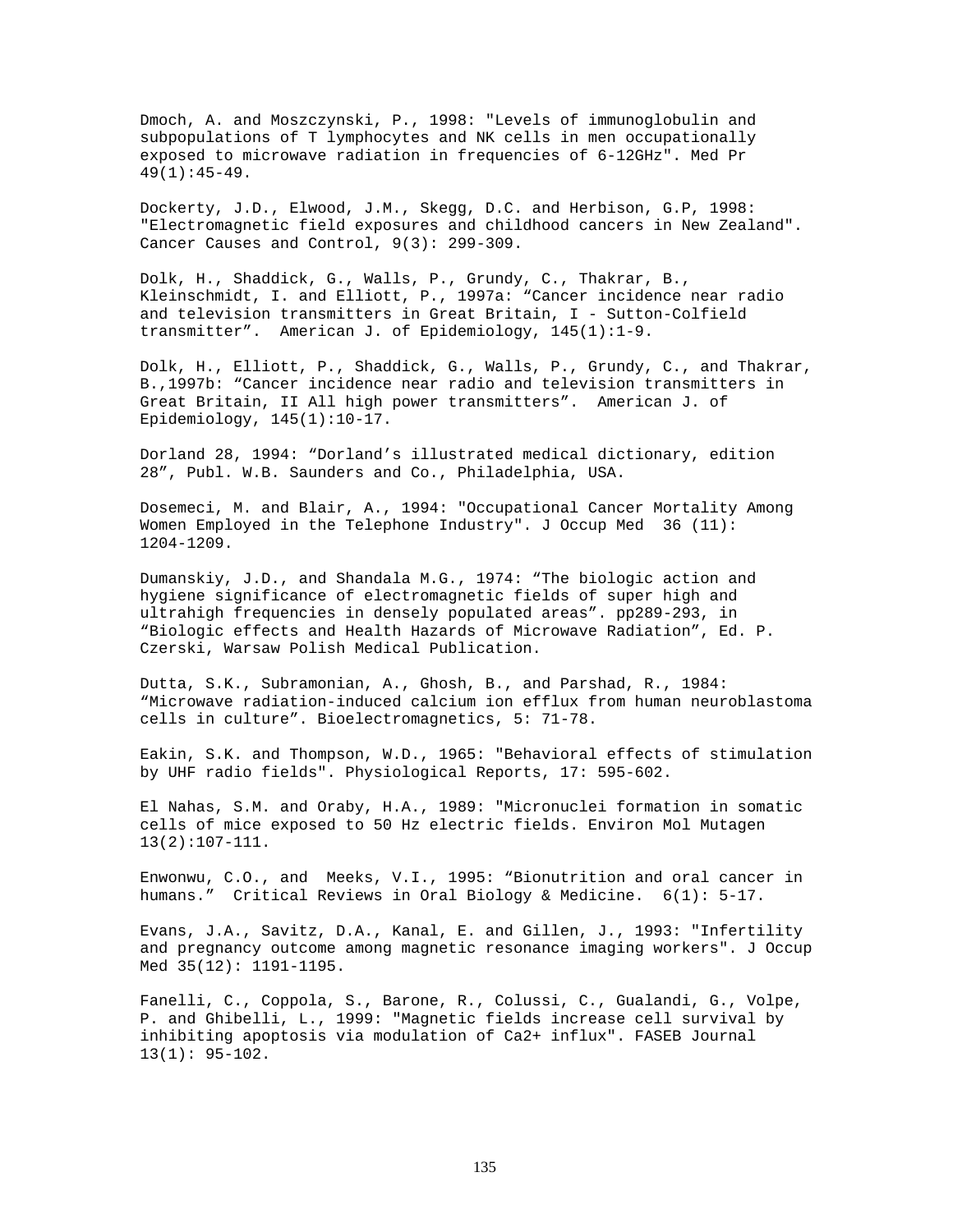Dmoch, A. and Moszczynski, P., 1998: "Levels of immunoglobulin and subpopulations of T lymphocytes and NK cells in men occupationally exposed to microwave radiation in frequencies of 6-12GHz". Med Pr 49(1):45-49.

Dockerty, J.D., Elwood, J.M., Skegg, D.C. and Herbison, G.P, 1998: "Electromagnetic field exposures and childhood cancers in New Zealand". Cancer Causes and Control, 9(3): 299-309.

Dolk, H., Shaddick, G., Walls, P., Grundy, C., Thakrar, B., Kleinschmidt, I. and Elliott, P., 1997a: “Cancer incidence near radio and television transmitters in Great Britain, I - Sutton-Colfield transmitter”. American J. of Epidemiology, 145(1):1-9.

Dolk, H., Elliott, P., Shaddick, G., Walls, P., Grundy, C., and Thakrar, B.,1997b: “Cancer incidence near radio and television transmitters in Great Britain, II All high power transmitters”. American J. of Epidemiology, 145(1):10-17.

Dorland 28, 1994: “Dorland’s illustrated medical dictionary, edition 28”, Publ. W.B. Saunders and Co., Philadelphia, USA.

Dosemeci, M. and Blair, A., 1994: "Occupational Cancer Mortality Among Women Employed in the Telephone Industry". J Occup Med 36 (11): 1204-1209.

Dumanskiy, J.D., and Shandala M.G., 1974: “The biologic action and hygiene significance of electromagnetic fields of super high and ultrahigh frequencies in densely populated areas”. pp289-293, in “Biologic effects and Health Hazards of Microwave Radiation”, Ed. P. Czerski, Warsaw Polish Medical Publication.

Dutta, S.K., Subramonian, A., Ghosh, B., and Parshad, R., 1984: “Microwave radiation-induced calcium ion efflux from human neuroblastoma cells in culture”. Bioelectromagnetics, 5: 71-78.

Eakin, S.K. and Thompson, W.D., 1965: "Behavioral effects of stimulation by UHF radio fields". Physiological Reports, 17: 595-602.

El Nahas, S.M. and Oraby, H.A., 1989: "Micronuclei formation in somatic cells of mice exposed to 50 Hz electric fields. Environ Mol Mutagen 13(2):107-111.

Enwonwu, C.O., and Meeks, V.I., 1995: “Bionutrition and oral cancer in humans.” Critical Reviews in Oral Biology & Medicine. 6(1): 5-17.

Evans, J.A., Savitz, D.A., Kanal, E. and Gillen, J., 1993: "Infertility and pregnancy outcome among magnetic resonance imaging workers". J Occup Med 35(12): 1191-1195.

Fanelli, C., Coppola, S., Barone, R., Colussi, C., Gualandi, G., Volpe, P. and Ghibelli, L., 1999: "Magnetic fields increase cell survival by inhibiting apoptosis via modulation of Ca2+ influx". FASEB Journal 13(1): 95-102.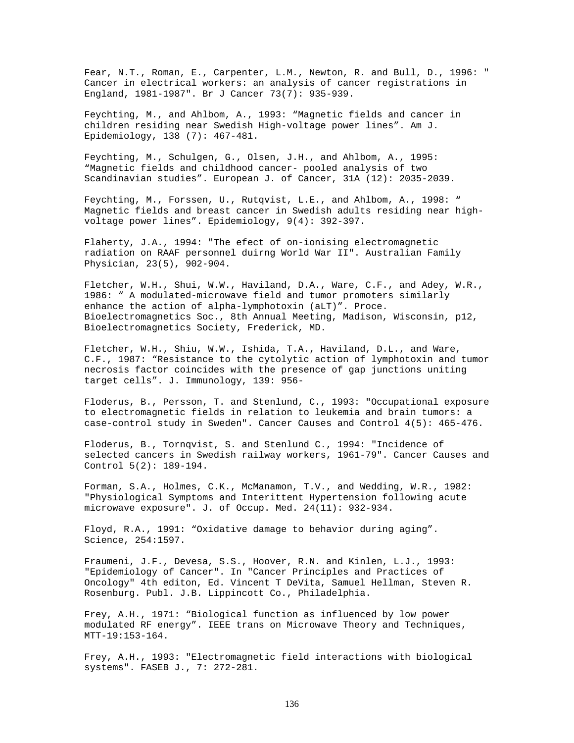Fear, N.T., Roman, E., Carpenter, L.M., Newton, R. and Bull, D., 1996: " Cancer in electrical workers: an analysis of cancer registrations in England, 1981-1987". Br J Cancer 73(7): 935-939.

Feychting, M., and Ahlbom, A., 1993: "Magnetic fields and cancer in children residing near Swedish High-voltage power lines". Am J. Epidemiology, 138 (7): 467-481.

Feychting, M., Schulgen, G., Olsen, J.H., and Ahlbom, A., 1995: "Magnetic fields and childhood cancer- pooled analysis of two Scandinavian studies". European J. of Cancer, 31A (12): 2035-2039.

Feychting, M., Forssen, U., Rutqvist, L.E., and Ahlbom, A., 1998: " Magnetic fields and breast cancer in Swedish adults residing near high-voltage power lines". Epidemiology, 9(4): 392-397.

Flaherty, J.A., 1994: "The efect of on-ionising electromagnetic radiation on RAAF personnel duirng World War II". Australian Family Physician, 23(5), 902-904.

Fletcher, W.H., Shui, W.W., Haviland, D.A., Ware, C.F., and Adey, W.R., 1986: " A modulated-microwave field and tumor promoters similarly enhance the action of alpha-lymphotoxin (aLT)". Proce. Bioelectromagnetics Soc., 8th Annual Meeting, Madison, Wisconsin, p12, Bioelectromagnetics Society, Frederick, MD.

Fletcher, W.H., Shiu, W.W., Ishida, T.A., Haviland, D.L., and Ware, C.F., 1987: "Resistance to the cytolytic action of lymphotoxin and tumor necrosis factor coincides with the presence of gap junctions uniting target cells". J. Immunology, 139: 956-

Floderus, B., Persson, T. and Stenlund, C., 1993: "Occupational exposure to electromagnetic fields in relation to leukemia and brain tumors: a case-control study in Sweden". Cancer Causes and Control 4(5): 465-476.

Floderus, B., Tornqvist, S. and Stenlund C., 1994: "Incidence of selected cancers in Swedish railway workers, 1961-79". Cancer Causes and Control 5(2): 189-194.

Forman, S.A., Holmes, C.K., McManamon, T.V., and Wedding, W.R., 1982: "Physiological Symptoms and Interittent Hypertension following acute microwave exposure". J. of Occup. Med. 24(11): 932-934.

Floyd, R.A., 1991: "Oxidative damage to behavior during aging". Science, 254:1597.

Fraumeni, J.F., Devesa, S.S., Hoover, R.N. and Kinlen, L.J., 1993: "Epidemiology of Cancer". In "Cancer Principles and Practices of Oncology" 4th editon, Ed. Vincent T DeVita, Samuel Hellman, Steven R. Rosenburg. Publ. J.B. Lippincott Co., Philadelphia.

Frey, A.H., 1971: "Biological function as influenced by low power modulated RF energy". IEEE trans on Microwave Theory and Techniques, MTT-19:153-164.

Frey, A.H., 1993: "Electromagnetic field interactions with biological systems". FASEB J., 7: 272-281.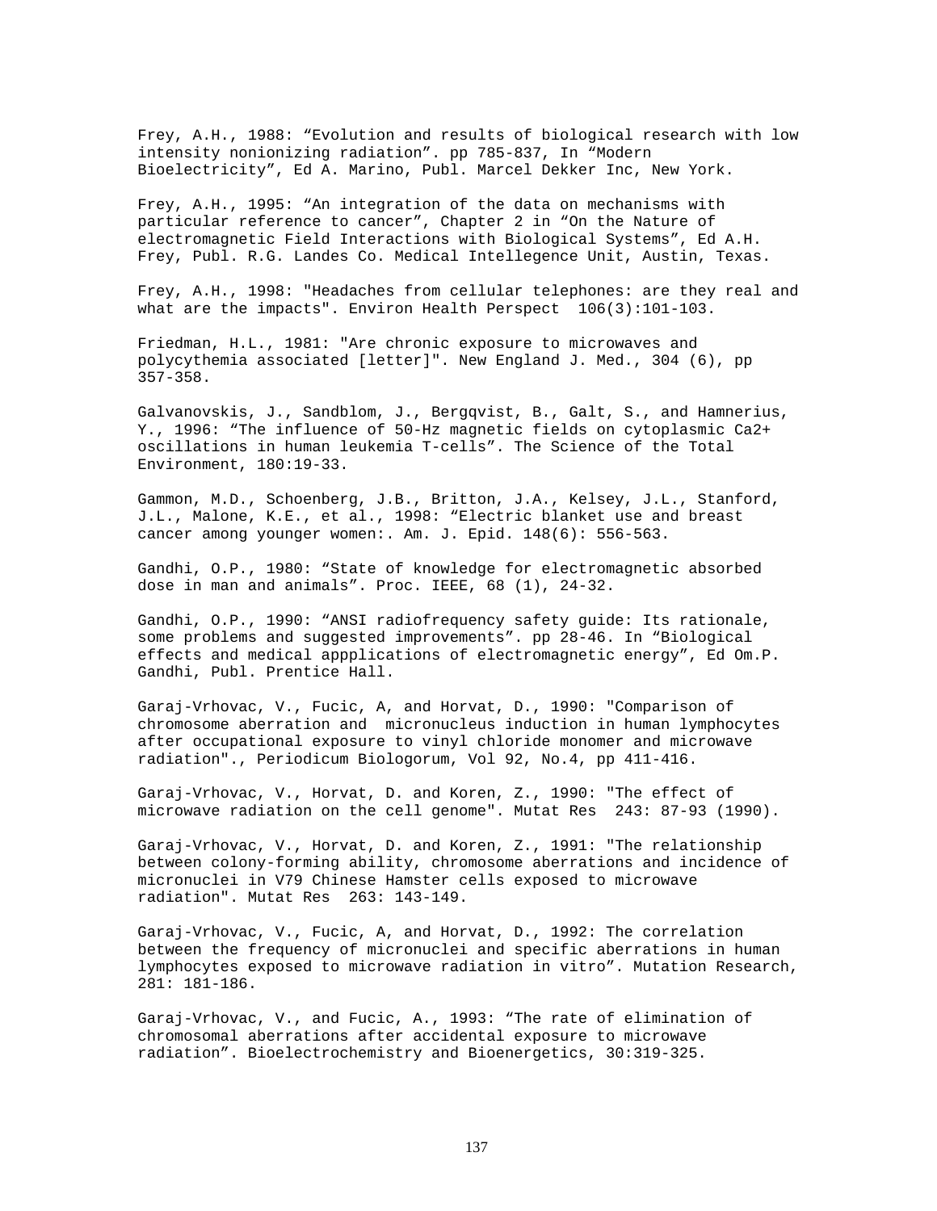Frey, A.H., 1988: “Evolution and results of biological research with low intensity nonionizing radiation”. pp 785-837, In “Modern Bioelectricity”, Ed A. Marino, Publ. Marcel Dekker Inc, New York.

Frey, A.H., 1995: “An integration of the data on mechanisms with particular reference to cancer”, Chapter 2 in “On the Nature of electromagnetic Field Interactions with Biological Systems”, Ed A.H. Frey, Publ. R.G. Landes Co. Medical Intellegence Unit, Austin, Texas.

Frey, A.H., 1998: "Headaches from cellular telephones: are they real and what are the impacts". Environ Health Perspect 106(3):101-103.

Friedman, H.L., 1981: "Are chronic exposure to microwaves and polycythemia associated [letter]". New England J. Med., 304 (6), pp 357-358.

Galvanovskis, J., Sandblom, J., Bergqvist, B., Galt, S., and Hamnerius, Y., 1996: “The influence of 50-Hz magnetic fields on cytoplasmic Ca2+ oscillations in human leukemia T-cells”. The Science of the Total Environment, 180:19-33.

Gammon, M.D., Schoenberg, J.B., Britton, J.A., Kelsey, J.L., Stanford, J.L., Malone, K.E., et al., 1998: “Electric blanket use and breast cancer among younger women:. Am. J. Epid. 148(6): 556-563.

Gandhi, O.P., 1980: “State of knowledge for electromagnetic absorbed dose in man and animals”. Proc. IEEE, 68 (1), 24-32.

Gandhi, O.P., 1990: “ANSI radiofrequency safety guide: Its rationale, some problems and suggested improvements”. pp 28-46. In “Biological effects and medical appplications of electromagnetic energy”, Ed Om.P. Gandhi, Publ. Prentice Hall.

Garaj-Vrhovac, V., Fucic, A, and Horvat, D., 1990: "Comparison of chromosome aberration and micronucleus induction in human lymphocytes after occupational exposure to vinyl chloride monomer and microwave radiation"., Periodicum Biologorum, Vol 92, No.4, pp 411-416.

Garaj-Vrhovac, V., Horvat, D. and Koren, Z., 1990: "The effect of microwave radiation on the cell genome". Mutat Res 243: 87-93 (1990).

Garaj-Vrhovac, V., Horvat, D. and Koren, Z., 1991: "The relationship between colony-forming ability, chromosome aberrations and incidence of micronuclei in V79 Chinese Hamster cells exposed to microwave radiation". Mutat Res 263: 143-149.

Garaj-Vrhovac, V., Fucic, A, and Horvat, D., 1992: The correlation between the frequency of micronuclei and specific aberrations in human lymphocytes exposed to microwave radiation in vitro”. Mutation Research, 281: 181-186.

Garaj-Vrhovac, V., and Fucic, A., 1993: “The rate of elimination of chromosomal aberrations after accidental exposure to microwave radiation”. Bioelectrochemistry and Bioenergetics, 30:319-325.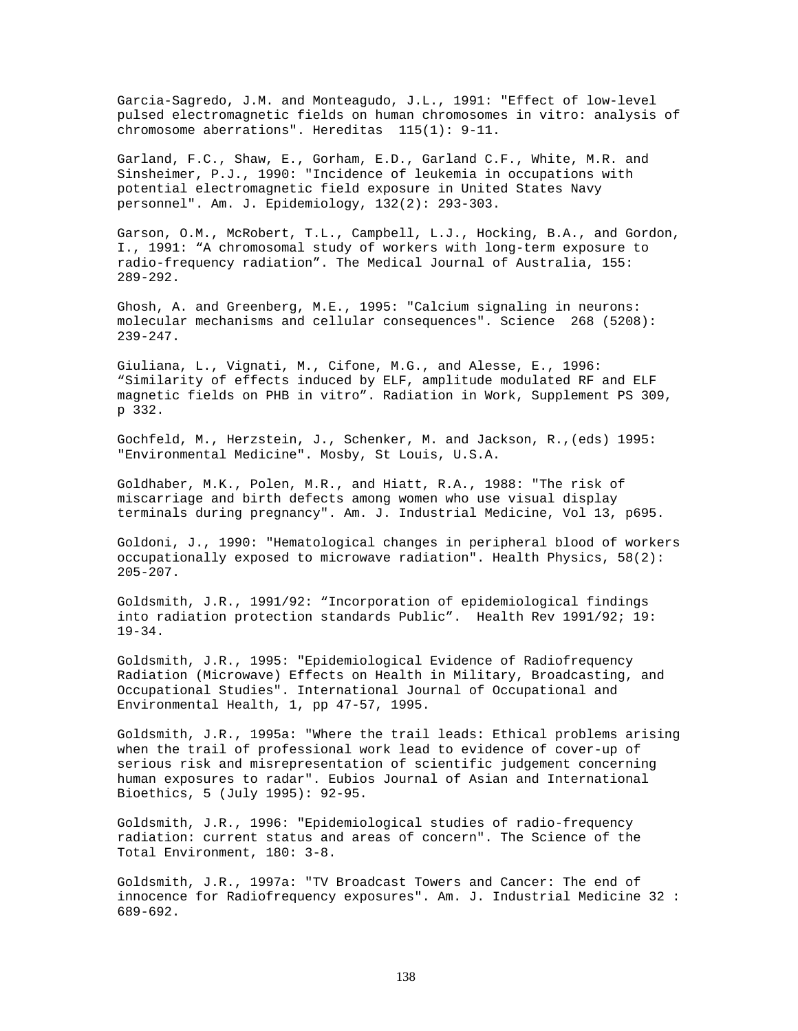Garcia-Sagredo, J.M. and Monteagudo, J.L., 1991: "Effect of low-level pulsed electromagnetic fields on human chromosomes in vitro: analysis of chromosome aberrations". Hereditas 115(1): 9-11.

Garland, F.C., Shaw, E., Gorham, E.D., Garland C.F., White, M.R. and Sinsheimer, P.J., 1990: "Incidence of leukemia in occupations with potential electromagnetic field exposure in United States Navy personnel". Am. J. Epidemiology, 132(2): 293-303.

Garson, O.M., McRobert, T.L., Campbell, L.J., Hocking, B.A., and Gordon, I., 1991: "A chromosomal study of workers with long-term exposure to radio-frequency radiation". The Medical Journal of Australia, 155: 289-292.

Ghosh, A. and Greenberg, M.E., 1995: "Calcium signaling in neurons: molecular mechanisms and cellular consequences". Science 268 (5208): 239-247.

Giuliana, L., Vignati, M., Cifone, M.G., and Alesse, E., 1996: "Similarity of effects induced by ELF, amplitude modulated RF and ELF magnetic fields on PHB in vitro". Radiation in Work, Supplement PS 309, p 332.

Gochfeld, M., Herzstein, J., Schenker, M. and Jackson, R.,(eds) 1995: "Environmental Medicine". Mosby, St Louis, U.S.A.

Goldhaber, M.K., Polen, M.R., and Hiatt, R.A., 1988: "The risk of miscarriage and birth defects among women who use visual display terminals during pregnancy". Am. J. Industrial Medicine, Vol 13, p695.

Goldoni, J., 1990: "Hematological changes in peripheral blood of workers occupationally exposed to microwave radiation". Health Physics, 58(2): 205-207.

Goldsmith, J.R., 1991/92: "Incorporation of epidemiological findings into radiation protection standards Public". Health Rev 1991/92; 19: 19-34.

Goldsmith, J.R., 1995: "Epidemiological Evidence of Radiofrequency Radiation (Microwave) Effects on Health in Military, Broadcasting, and Occupational Studies". International Journal of Occupational and Environmental Health, 1, pp 47-57, 1995.

Goldsmith, J.R., 1995a: "Where the trail leads: Ethical problems arising when the trail of professional work lead to evidence of cover-up of serious risk and misrepresentation of scientific judgement concerning human exposures to radar". Eubios Journal of Asian and International Bioethics, 5 (July 1995): 92-95.

Goldsmith, J.R., 1996: "Epidemiological studies of radio-frequency radiation: current status and areas of concern". The Science of the Total Environment, 180: 3-8.

Goldsmith, J.R., 1997a: "TV Broadcast Towers and Cancer: The end of innocence for Radiofrequency exposures". Am. J. Industrial Medicine 32 : 689-692.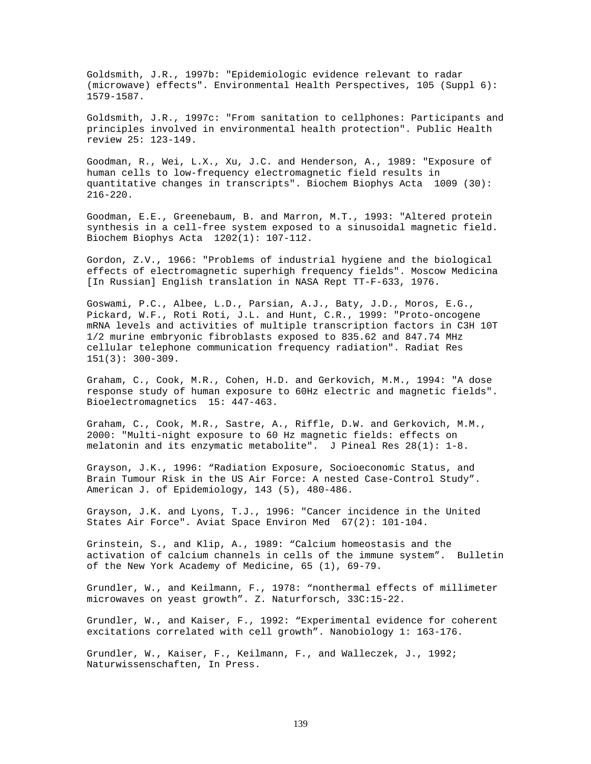Goldsmith, J.R., 1997b: "Epidemiologic evidence relevant to radar (microwave) effects". Environmental Health Perspectives, 105 (Suppl 6): 1579-1587.

Goldsmith, J.R., 1997c: "From sanitation to cellphones: Participants and principles involved in environmental health protection". Public Health review 25: 123-149.

Goodman, R., Wei, L.X., Xu, J.C. and Henderson, A., 1989: "Exposure of human cells to low-frequency electromagnetic field results in quantitative changes in transcripts". Biochem Biophys Acta 1009 (30): 216-220.

Goodman, E.E., Greenebaum, B. and Marron, M.T., 1993: "Altered protein synthesis in a cell-free system exposed to a sinusoidal magnetic field. Biochem Biophys Acta 1202(1): 107-112.

Gordon, Z.V., 1966: "Problems of industrial hygiene and the biological effects of electromagnetic superhigh frequency fields". Moscow Medicina [In Russian] English translation in NASA Rept TT-F-633, 1976.

Goswami, P.C., Albee, L.D., Parsian, A.J., Baty, J.D., Moros, E.G., Pickard, W.F., Roti Roti, J.L. and Hunt, C.R., 1999: "Proto-oncogene mRNA levels and activities of multiple transcription factors in C3H 10T 1/2 murine embryonic fibroblasts exposed to 835.62 and 847.74 MHz cellular telephone communication frequency radiation". Radiat Res 151(3): 300-309.

Graham, C., Cook, M.R., Cohen, H.D. and Gerkovich, M.M., 1994: "A dose response study of human exposure to 60Hz electric and magnetic fields". Bioelectromagnetics 15: 447-463.

Graham, C., Cook, M.R., Sastre, A., Riffle, D.W. and Gerkovich, M.M., 2000: "Multi-night exposure to 60 Hz magnetic fields: effects on melatonin and its enzymatic metabolite". J Pineal Res 28(1): 1-8.

Grayson, J.K., 1996: "Radiation Exposure, Socioeconomic Status, and Brain Tumour Risk in the US Air Force: A nested Case-Control Study". American J. of Epidemiology, 143 (5), 480-486.

Grayson, J.K. and Lyons, T.J., 1996: "Cancer incidence in the United States Air Force". Aviat Space Environ Med 67(2): 101-104.

Grinstein, S., and Klip, A., 1989: "Calcium homeostasis and the activation of calcium channels in cells of the immune system". Bulletin of the New York Academy of Medicine, 65 (1), 69-79.

Grundler, W., and Keilmann, F., 1978: "nonthermal effects of millimeter microwaves on yeast growth". Z. Naturforsch, 33C:15-22.

Grundler, W., and Kaiser, F., 1992: "Experimental evidence for coherent excitations correlated with cell growth". Nanobiology 1: 163-176.

Grundler, W., Kaiser, F., Keilmann, F., and Walleczek, J., 1992; Naturwissenschaften, In Press.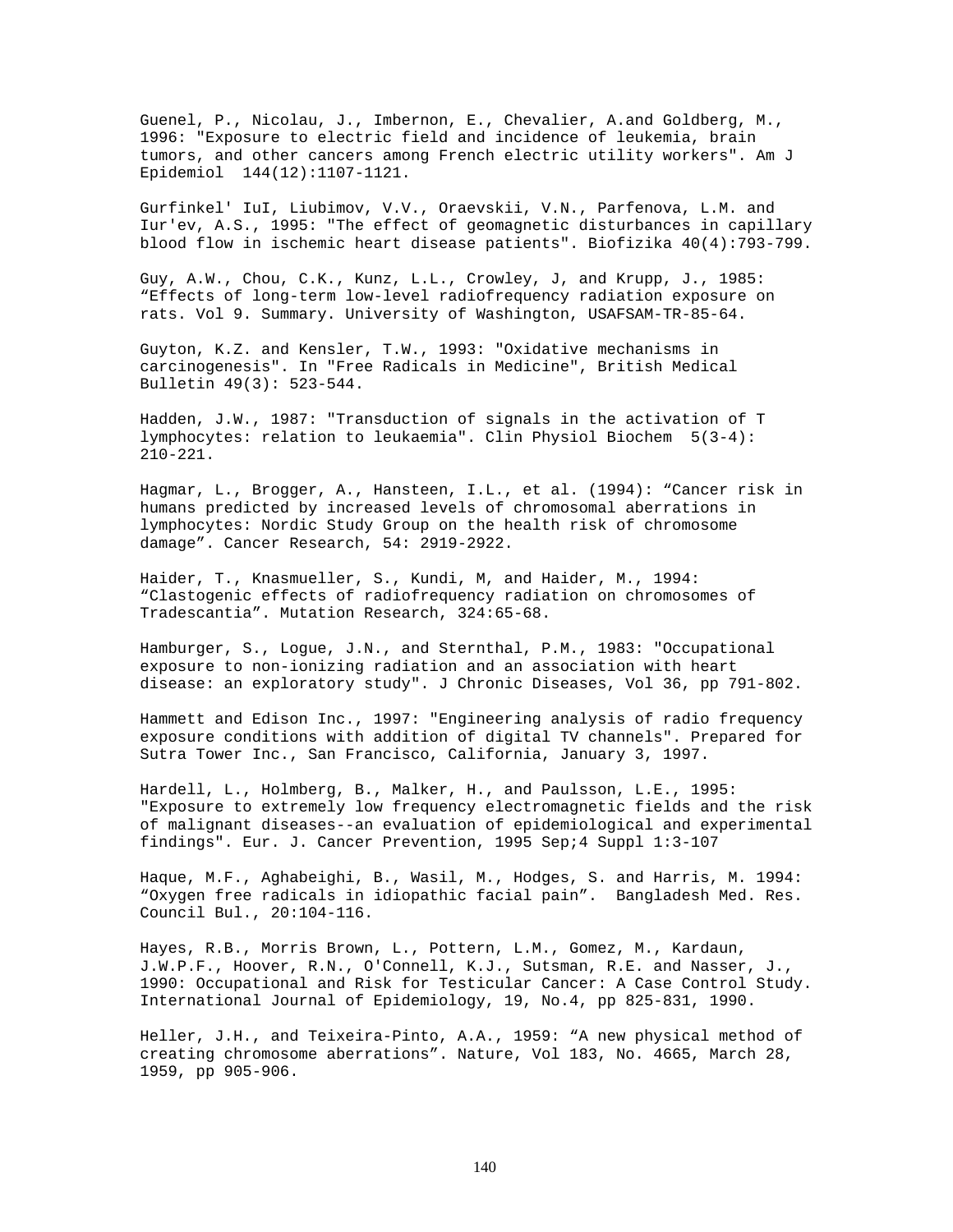Guenel, P., Nicolau, J., Imbernon, E., Chevalier, A.and Goldberg, M., 1996: "Exposure to electric field and incidence of leukemia, brain tumors, and other cancers among French electric utility workers". Am J Epidemiol 144(12):1107-1121.

Gurfinkel' IuI, Liubimov, V.V., Oraevskii, V.N., Parfenova, L.M. and Iur'ev, A.S., 1995: "The effect of geomagnetic disturbances in capillary blood flow in ischemic heart disease patients". Biofizika 40(4):793-799.

Guy, A.W., Chou, C.K., Kunz, L.L., Crowley, J, and Krupp, J., 1985: "Effects of long-term low-level radiofrequency radiation exposure on rats. Vol 9. Summary. University of Washington, USAFSAM-TR-85-64.

Guyton, K.Z. and Kensler, T.W., 1993: "Oxidative mechanisms in carcinogenesis". In "Free Radicals in Medicine", British Medical Bulletin 49(3): 523-544.

Hadden, J.W., 1987: "Transduction of signals in the activation of T lymphocytes: relation to leukaemia". Clin Physiol Biochem 5(3-4): 210-221.

Hagmar, L., Brogger, A., Hansteen, I.L., et al. (1994): "Cancer risk in humans predicted by increased levels of chromosomal aberrations in lymphocytes: Nordic Study Group on the health risk of chromosome damage". Cancer Research, 54: 2919-2922.

Haider, T., Knasmueller, S., Kundi, M, and Haider, M., 1994: "Clastogenic effects of radiofrequency radiation on chromosomes of Tradescantia". Mutation Research, 324:65-68.

Hamburger, S., Logue, J.N., and Sternthal, P.M., 1983: "Occupational exposure to non-ionizing radiation and an association with heart disease: an exploratory study". J Chronic Diseases, Vol 36, pp 791-802.

Hammett and Edison Inc., 1997: "Engineering analysis of radio frequency exposure conditions with addition of digital TV channels". Prepared for Sutra Tower Inc., San Francisco, California, January 3, 1997.

Hardell, L., Holmberg, B., Malker, H., and Paulsson, L.E., 1995: "Exposure to extremely low frequency electromagnetic fields and the risk of malignant diseases--an evaluation of epidemiological and experimental findings". Eur. J. Cancer Prevention, 1995 Sep;4 Suppl 1:3-107

Haque, M.F., Aghabeighi, B., Wasil, M., Hodges, S. and Harris, M. 1994: "Oxygen free radicals in idiopathic facial pain". Bangladesh Med. Res. Council Bul., 20:104-116.

Hayes, R.B., Morris Brown, L., Pottern, L.M., Gomez, M., Kardaun, J.W.P.F., Hoover, R.N., O'Connell, K.J., Sutsman, R.E. and Nasser, J., 1990: Occupational and Risk for Testicular Cancer: A Case Control Study. International Journal of Epidemiology, 19, No.4, pp 825-831, 1990.

Heller, J.H., and Teixeira-Pinto, A.A., 1959: "A new physical method of creating chromosome aberrations". Nature, Vol 183, No. 4665, March 28, 1959, pp 905-906.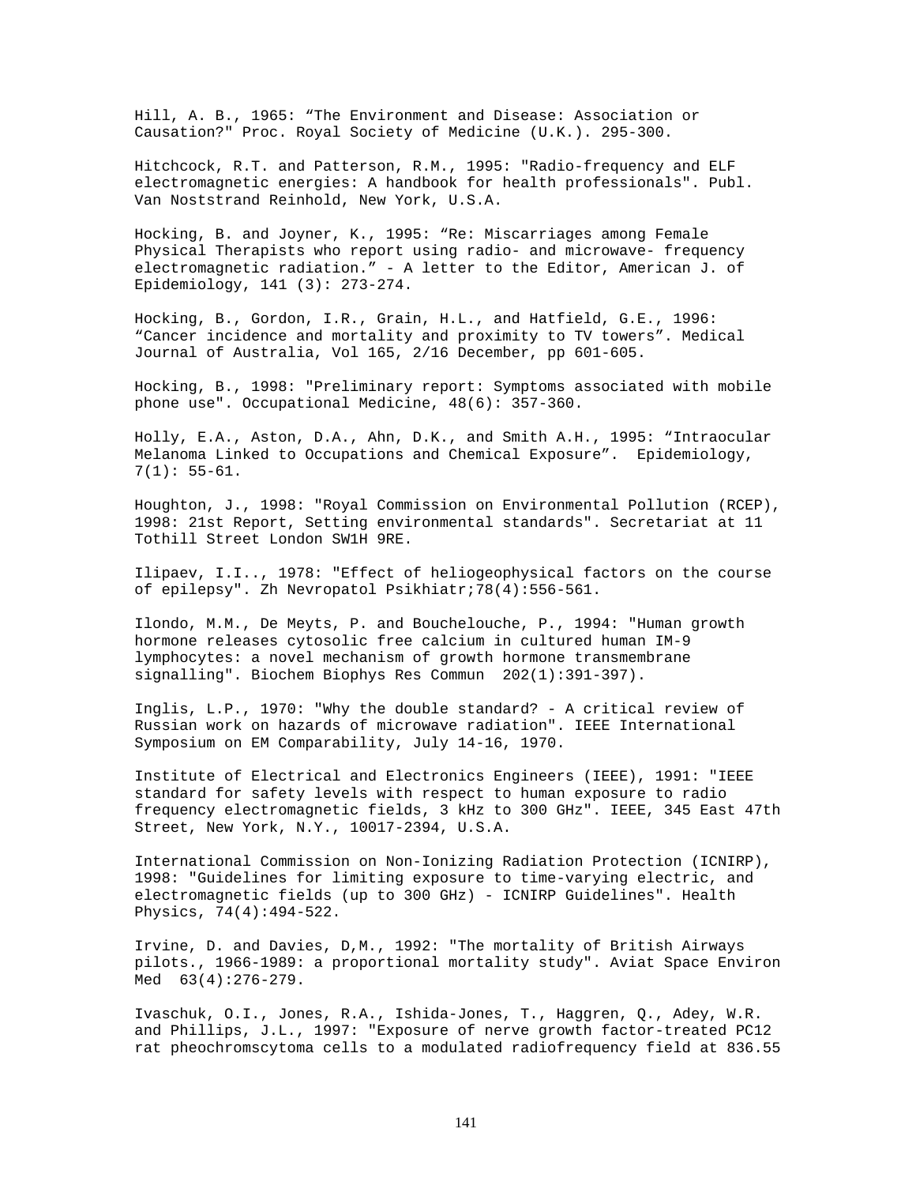Hill, A. B., 1965: “The Environment and Disease: Association or Causation?" Proc. Royal Society of Medicine (U.K.). 295-300.

Hitchcock, R.T. and Patterson, R.M., 1995: "Radio-frequency and ELF electromagnetic energies: A handbook for health professionals". Publ. Van Noststrand Reinhold, New York, U.S.A.

Hocking, B. and Joyner, K., 1995: “Re: Miscarriages among Female Physical Therapists who report using radio- and microwave- frequency electromagnetic radiation.” - A letter to the Editor, American J. of Epidemiology, 141 (3): 273-274.

Hocking, B., Gordon, I.R., Grain, H.L., and Hatfield, G.E., 1996: “Cancer incidence and mortality and proximity to TV towers”. Medical Journal of Australia, Vol 165, 2/16 December, pp 601-605.

Hocking, B., 1998: "Preliminary report: Symptoms associated with mobile phone use". Occupational Medicine, 48(6): 357-360.

Holly, E.A., Aston, D.A., Ahn, D.K., and Smith A.H., 1995: “Intraocular Melanoma Linked to Occupations and Chemical Exposure”. Epidemiology, 7(1): 55-61.

Houghton, J., 1998: "Royal Commission on Environmental Pollution (RCEP), 1998: 21st Report, Setting environmental standards". Secretariat at 11 Tothill Street London SW1H 9RE.

Ilipaev, I.I.., 1978: "Effect of heliogeophysical factors on the course of epilepsy". Zh Nevropatol Psikhiatr;78(4):556-561.

Ilondo, M.M., De Meyts, P. and Bouchelouche, P., 1994: "Human growth hormone releases cytosolic free calcium in cultured human IM-9 lymphocytes: a novel mechanism of growth hormone transmembrane signalling". Biochem Biophys Res Commun 202(1):391-397).

Inglis, L.P., 1970: "Why the double standard? - A critical review of Russian work on hazards of microwave radiation". IEEE International Symposium on EM Comparability, July 14-16, 1970.

Institute of Electrical and Electronics Engineers (IEEE), 1991: "IEEE standard for safety levels with respect to human exposure to radio frequency electromagnetic fields, 3 kHz to 300 GHz". IEEE, 345 East 47th Street, New York, N.Y., 10017-2394, U.S.A.

International Commission on Non-Ionizing Radiation Protection (ICNIRP), 1998: "Guidelines for limiting exposure to time-varying electric, and electromagnetic fields (up to 300 GHz) - ICNIRP Guidelines". Health Physics, 74(4):494-522.

Irvine, D. and Davies, D,M., 1992: "The mortality of British Airways pilots., 1966-1989: a proportional mortality study". Aviat Space Environ Med 63(4):276-279.

Ivaschuk, O.I., Jones, R.A., Ishida-Jones, T., Haggren, Q., Adey, W.R. and Phillips, J.L., 1997: "Exposure of nerve growth factor-treated PC12 rat pheochromscytoma cells to a modulated radiofrequency field at 836.55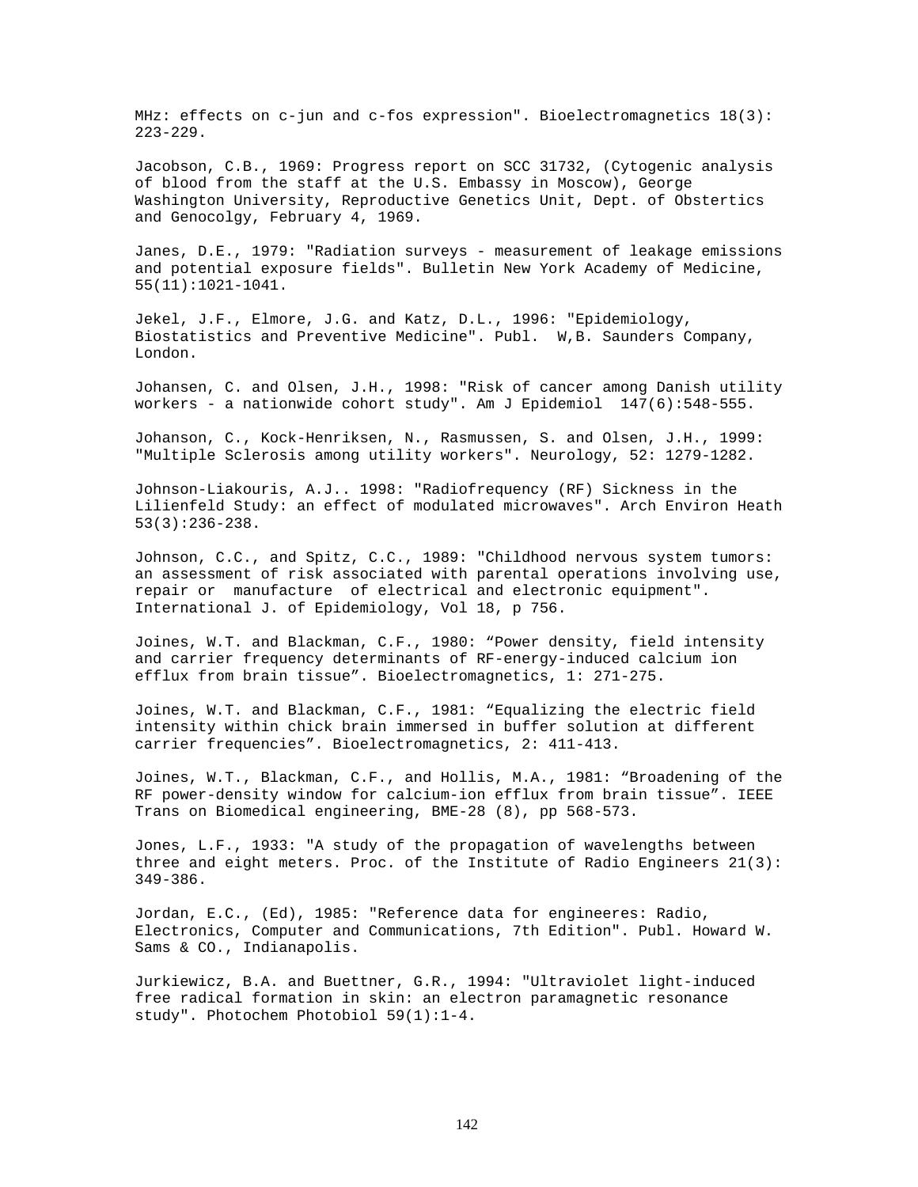MHz: effects on c-jun and c-fos expression". Bioelectromagnetics 18(3): 223-229.

Jacobson, C.B., 1969: Progress report on SCC 31732, (Cytogenic analysis of blood from the staff at the U.S. Embassy in Moscow), George Washington University, Reproductive Genetics Unit, Dept. of Obstertics and Genocolgy, February 4, 1969.

Janes, D.E., 1979: "Radiation surveys - measurement of leakage emissions and potential exposure fields". Bulletin New York Academy of Medicine, 55(11):1021-1041.

Jekel, J.F., Elmore, J.G. and Katz, D.L., 1996: "Epidemiology, Biostatistics and Preventive Medicine". Publ. W,B. Saunders Company, London.

Johansen, C. and Olsen, J.H., 1998: "Risk of cancer among Danish utility workers - a nationwide cohort study". Am J Epidemiol 147(6):548-555.

Johanson, C., Kock-Henriksen, N., Rasmussen, S. and Olsen, J.H., 1999: "Multiple Sclerosis among utility workers". Neurology, 52: 1279-1282.

Johnson-Liakouris, A.J.. 1998: "Radiofrequency (RF) Sickness in the Lilienfeld Study: an effect of modulated microwaves". Arch Environ Heath 53(3):236-238.

Johnson, C.C., and Spitz, C.C., 1989: "Childhood nervous system tumors: an assessment of risk associated with parental operations involving use, repair or manufacture of electrical and electronic equipment". International J. of Epidemiology, Vol 18, p 756.

Joines, W.T. and Blackman, C.F., 1980: "Power density, field intensity and carrier frequency determinants of RF-energy-induced calcium ion efflux from brain tissue". Bioelectromagnetics, 1: 271-275.

Joines, W.T. and Blackman, C.F., 1981: "Equalizing the electric field intensity within chick brain immersed in buffer solution at different carrier frequencies". Bioelectromagnetics, 2: 411-413.

Joines, W.T., Blackman, C.F., and Hollis, M.A., 1981: "Broadening of the RF power-density window for calcium-ion efflux from brain tissue". IEEE Trans on Biomedical engineering, BME-28 (8), pp 568-573.

Jones, L.F., 1933: "A study of the propagation of wavelengths between three and eight meters. Proc. of the Institute of Radio Engineers 21(3): 349-386.

Jordan, E.C., (Ed), 1985: "Reference data for engineeres: Radio, Electronics, Computer and Communications, 7th Edition". Publ. Howard W. Sams & CO., Indianapolis.

Jurkiewicz, B.A. and Buettner, G.R., 1994: "Ultraviolet light-induced free radical formation in skin: an electron paramagnetic resonance study". Photochem Photobiol 59(1):1-4.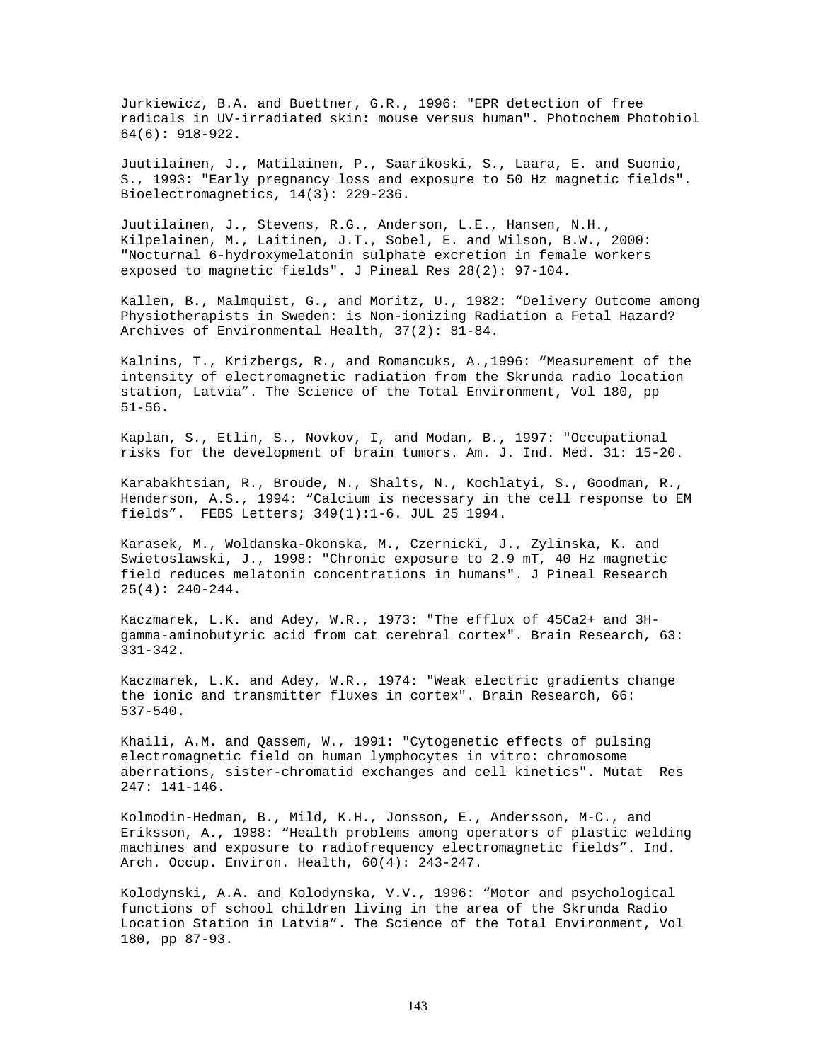Jurkiewicz, B.A. and Buettner, G.R., 1996: "EPR detection of free radicals in UV-irradiated skin: mouse versus human". Photochem Photobiol 64(6): 918-922.

Juutilainen, J., Matilainen, P., Saarikoski, S., Laara, E. and Suonio, S., 1993: "Early pregnancy loss and exposure to 50 Hz magnetic fields". Bioelectromagnetics, 14(3): 229-236.

Juutilainen, J., Stevens, R.G., Anderson, L.E., Hansen, N.H., Kilpelainen, M., Laitinen, J.T., Sobel, E. and Wilson, B.W., 2000: "Nocturnal 6-hydroxymelatonin sulphate excretion in female workers exposed to magnetic fields". J Pineal Res 28(2): 97-104.

Kallen, B., Malmquist, G., and Moritz, U., 1982: "Delivery Outcome among Physiotherapists in Sweden: is Non-ionizing Radiation a Fetal Hazard? Archives of Environmental Health, 37(2): 81-84.

Kalnins, T., Krizbergs, R., and Romancuks, A.,1996: "Measurement of the intensity of electromagnetic radiation from the Skrunda radio location station, Latvia". The Science of the Total Environment, Vol 180, pp 51-56.

Kaplan, S., Etlin, S., Novkov, I, and Modan, B., 1997: "Occupational risks for the development of brain tumors. Am. J. Ind. Med. 31: 15-20.

Karabakhtsian, R., Broude, N., Shalts, N., Kochlatyi, S., Goodman, R., Henderson, A.S., 1994: "Calcium is necessary in the cell response to EM fields". FEBS Letters; 349(1):1-6. JUL 25 1994.

Karasek, M., Woldanska-Okonska, M., Czernicki, J., Zylinska, K. and Swietoslawski, J., 1998: "Chronic exposure to 2.9 mT, 40 Hz magnetic field reduces melatonin concentrations in humans". J Pineal Research 25(4): 240-244.

Kaczmarek, L.K. and Adey, W.R., 1973: "The efflux of 45Ca2+ and 3H-gamma-aminobutyric acid from cat cerebral cortex". Brain Research, 63: 331-342.

Kaczmarek, L.K. and Adey, W.R., 1974: "Weak electric gradients change the ionic and transmitter fluxes in cortex". Brain Research, 66: 537-540.

Khaili, A.M. and Qassem, W., 1991: "Cytogenetic effects of pulsing electromagnetic field on human lymphocytes in vitro: chromosome aberrations, sister-chromatid exchanges and cell kinetics". Mutat Res 247: 141-146.

Kolmodin-Hedman, B., Mild, K.H., Jonsson, E., Andersson, M-C., and Eriksson, A., 1988: "Health problems among operators of plastic welding machines and exposure to radiofrequency electromagnetic fields". Ind. Arch. Occup. Environ. Health, 60(4): 243-247.

Kolodynski, A.A. and Kolodynska, V.V., 1996: "Motor and psychological functions of school children living in the area of the Skrunda Radio Location Station in Latvia". The Science of the Total Environment, Vol 180, pp 87-93.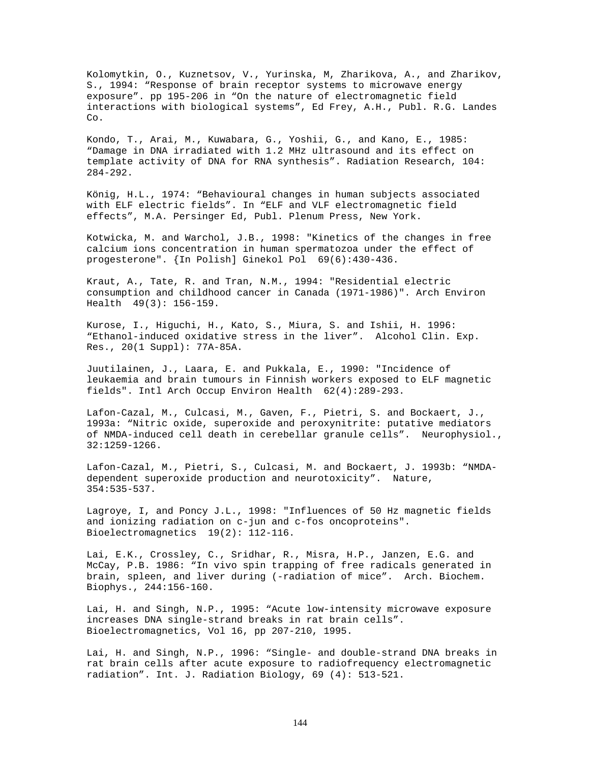Kolomytkin, O., Kuznetsov, V., Yurinska, M, Zharikova, A., and Zharikov, S., 1994: “Response of brain receptor systems to microwave energy exposure”. pp 195-206 in “On the nature of electromagnetic field interactions with biological systems”, Ed Frey, A.H., Publ. R.G. Landes Co.

Kondo, T., Arai, M., Kuwabara, G., Yoshii, G., and Kano, E., 1985: “Damage in DNA irradiated with 1.2 MHz ultrasound and its effect on template activity of DNA for RNA synthesis”. Radiation Research, 104: 284-292.

König, H.L., 1974: “Behavioural changes in human subjects associated with ELF electric fields”. In “ELF and VLF electromagnetic field effects”, M.A. Persinger Ed, Publ. Plenum Press, New York.

Kotwicka, M. and Warchol, J.B., 1998: "Kinetics of the changes in free calcium ions concentration in human spermatozoa under the effect of progesterone". {In Polish] Ginekol Pol 69(6):430-436.

Kraut, A., Tate, R. and Tran, N.M., 1994: "Residential electric consumption and childhood cancer in Canada (1971-1986)". Arch Environ Health 49(3): 156-159.

Kurose, I., Higuchi, H., Kato, S., Miura, S. and Ishii, H. 1996: “Ethanol-induced oxidative stress in the liver”. Alcohol Clin. Exp. Res., 20(1 Suppl): 77A-85A.

Juutilainen, J., Laara, E. and Pukkala, E., 1990: "Incidence of leukaemia and brain tumours in Finnish workers exposed to ELF magnetic fields". Intl Arch Occup Environ Health 62(4):289-293.

Lafon-Cazal, M., Culcasi, M., Gaven, F., Pietri, S. and Bockaert, J., 1993a: “Nitric oxide, superoxide and peroxynitrite: putative mediators of NMDA-induced cell death in cerebellar granule cells”. Neurophysiol., 32:1259-1266.

Lafon-Cazal, M., Pietri, S., Culcasi, M. and Bockaert, J. 1993b: “NMDA-dependent superoxide production and neurotoxicity”. Nature, 354:535-537.

Lagroye, I, and Poncy J.L., 1998: "Influences of 50 Hz magnetic fields and ionizing radiation on c-jun and c-fos oncoproteins". Bioelectromagnetics 19(2): 112-116.

Lai, E.K., Crossley, C., Sridhar, R., Misra, H.P., Janzen, E.G. and McCay, P.B. 1986: “In vivo spin trapping of free radicals generated in brain, spleen, and liver during (-radiation of mice”. Arch. Biochem. Biophys., 244:156-160.

Lai, H. and Singh, N.P., 1995: “Acute low-intensity microwave exposure increases DNA single-strand breaks in rat brain cells”. Bioelectromagnetics, Vol 16, pp 207-210, 1995.

Lai, H. and Singh, N.P., 1996: “Single- and double-strand DNA breaks in rat brain cells after acute exposure to radiofrequency electromagnetic radiation”. Int. J. Radiation Biology, 69 (4): 513-521.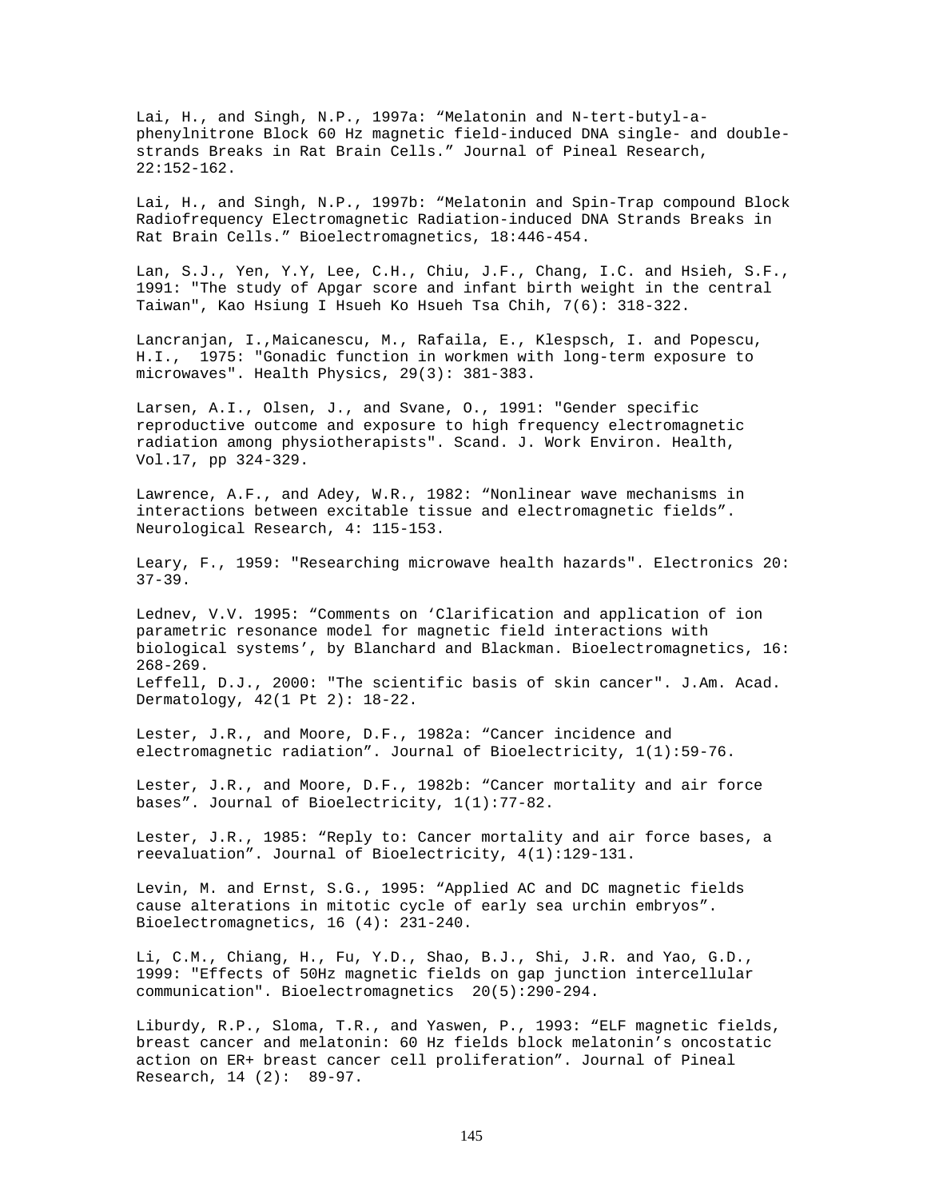Lai, H., and Singh, N.P., 1997a: "Melatonin and N-tert-butyl-a-phenylnitrone Block 60 Hz magnetic field-induced DNA single- and double-strands Breaks in Rat Brain Cells." Journal of Pineal Research, 22:152-162.

Lai, H., and Singh, N.P., 1997b: "Melatonin and Spin-Trap compound Block Radiofrequency Electromagnetic Radiation-induced DNA Strands Breaks in Rat Brain Cells." Bioelectromagnetics, 18:446-454.

Lan, S.J., Yen, Y.Y, Lee, C.H., Chiu, J.F., Chang, I.C. and Hsieh, S.F., 1991: "The study of Apgar score and infant birth weight in the central Taiwan", Kao Hsiung I Hsueh Ko Hsueh Tsa Chih, 7(6): 318-322.

Lancranjan, I.,Maicanescu, M., Rafaila, E., Klespsch, I. and Popescu, H.I., 1975: "Gonadic function in workmen with long-term exposure to microwaves". Health Physics, 29(3): 381-383.

Larsen, A.I., Olsen, J., and Svane, O., 1991: "Gender specific reproductive outcome and exposure to high frequency electromagnetic radiation among physiotherapists". Scand. J. Work Environ. Health, Vol.17, pp 324-329.

Lawrence, A.F., and Adey, W.R., 1982: "Nonlinear wave mechanisms in interactions between excitable tissue and electromagnetic fields". Neurological Research, 4: 115-153.

Leary, F., 1959: "Researching microwave health hazards". Electronics 20: 37-39.

Lednev, V.V. 1995: "Comments on 'Clarification and application of ion parametric resonance model for magnetic field interactions with biological systems', by Blanchard and Blackman. Bioelectromagnetics, 16: 268-269.

Leffell, D.J., 2000: "The scientific basis of skin cancer". J.Am. Acad. Dermatology, 42(1 Pt 2): 18-22.

Lester, J.R., and Moore, D.F., 1982a: "Cancer incidence and electromagnetic radiation". Journal of Bioelectricity, 1(1):59-76.

Lester, J.R., and Moore, D.F., 1982b: "Cancer mortality and air force bases". Journal of Bioelectricity, 1(1):77-82.

Lester, J.R., 1985: "Reply to: Cancer mortality and air force bases, a reevaluation". Journal of Bioelectricity, 4(1):129-131.

Levin, M. and Ernst, S.G., 1995: "Applied AC and DC magnetic fields cause alterations in mitotic cycle of early sea urchin embryos". Bioelectromagnetics, 16 (4): 231-240.

Li, C.M., Chiang, H., Fu, Y.D., Shao, B.J., Shi, J.R. and Yao, G.D., 1999: "Effects of 50Hz magnetic fields on gap junction intercellular communication". Bioelectromagnetics 20(5):290-294.

Liburdy, R.P., Sloma, T.R., and Yaswen, P., 1993: "ELF magnetic fields, breast cancer and melatonin: 60 Hz fields block melatonin's oncostatic action on ER+ breast cancer cell proliferation". Journal of Pineal Research, 14 (2): 89-97.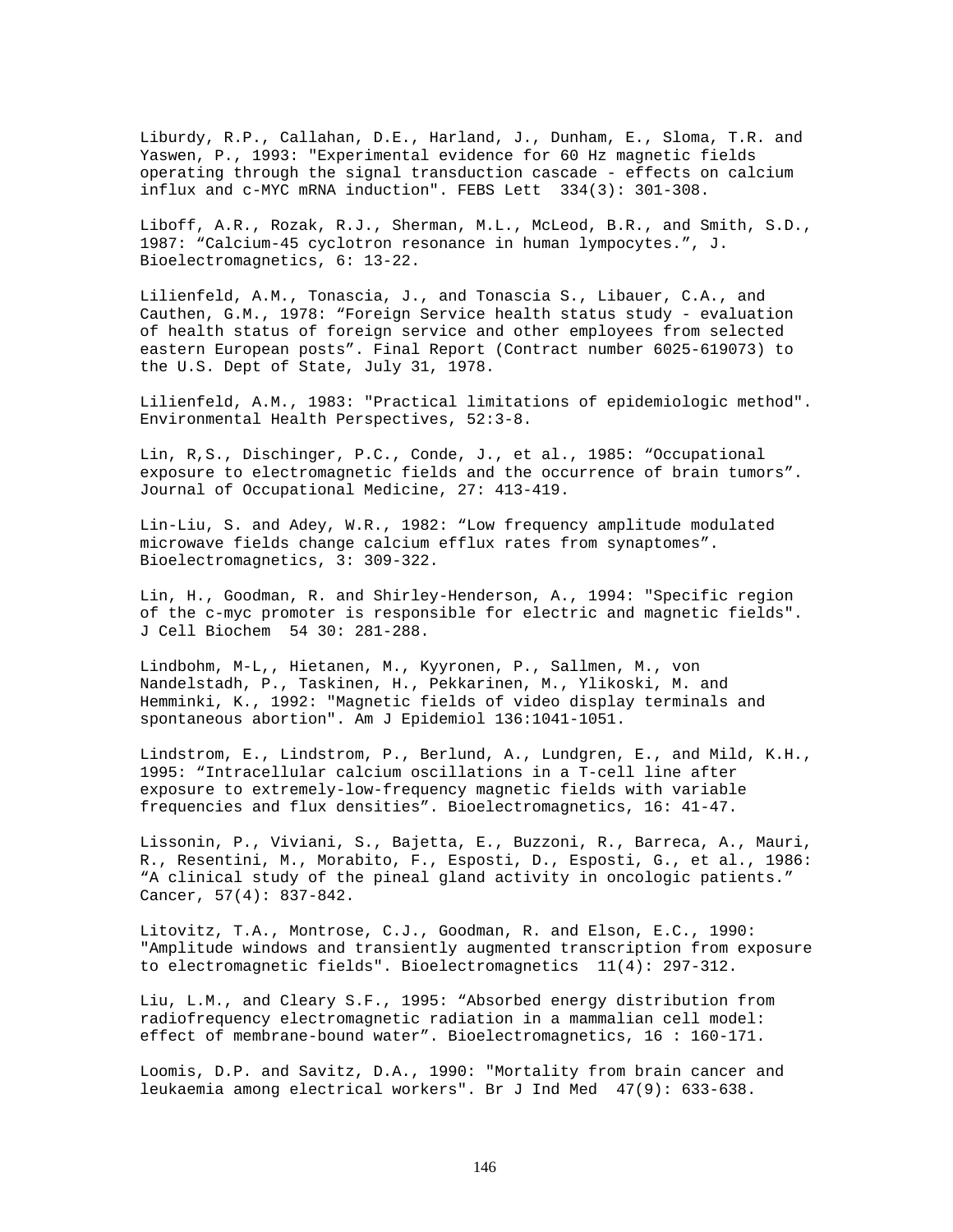Liburdy, R.P., Callahan, D.E., Harland, J., Dunham, E., Sloma, T.R. and Yaswen, P., 1993: "Experimental evidence for 60 Hz magnetic fields operating through the signal transduction cascade - effects on calcium influx and c-MYC mRNA induction". FEBS Lett 334(3): 301-308.

Liboff, A.R., Rozak, R.J., Sherman, M.L., McLeod, B.R., and Smith, S.D., 1987: "Calcium-45 cyclotron resonance in human lympocytes.", J. Bioelectromagnetics, 6: 13-22.

Lilienfeld, A.M., Tonascia, J., and Tonascia S., Libauer, C.A., and Cauthen, G.M., 1978: "Foreign Service health status study - evaluation of health status of foreign service and other employees from selected eastern European posts". Final Report (Contract number 6025-619073) to the U.S. Dept of State, July 31, 1978.

Lilienfeld, A.M., 1983: "Practical limitations of epidemiologic method". Environmental Health Perspectives, 52:3-8.

Lin, R,S., Dischinger, P.C., Conde, J., et al., 1985: "Occupational exposure to electromagnetic fields and the occurrence of brain tumors". Journal of Occupational Medicine, 27: 413-419.

Lin-Liu, S. and Adey, W.R., 1982: "Low frequency amplitude modulated microwave fields change calcium efflux rates from synaptomes". Bioelectromagnetics, 3: 309-322.

Lin, H., Goodman, R. and Shirley-Henderson, A., 1994: "Specific region of the c-myc promoter is responsible for electric and magnetic fields". J Cell Biochem 54 30: 281-288.

Lindbohm, M-L,, Hietanen, M., Kyyronen, P., Sallmen, M., von Nandelstadh, P., Taskinen, H., Pekkarinen, M., Ylikoski, M. and Hemminki, K., 1992: "Magnetic fields of video display terminals and spontaneous abortion". Am J Epidemiol 136:1041-1051.

Lindstrom, E., Lindstrom, P., Berlund, A., Lundgren, E., and Mild, K.H., 1995: "Intracellular calcium oscillations in a T-cell line after exposure to extremely-low-frequency magnetic fields with variable frequencies and flux densities". Bioelectromagnetics, 16: 41-47.

Lissonin, P., Viviani, S., Bajetta, E., Buzzoni, R., Barreca, A., Mauri, R., Resentini, M., Morabito, F., Esposti, D., Esposti, G., et al., 1986: "A clinical study of the pineal gland activity in oncologic patients." Cancer, 57(4): 837-842.

Litovitz, T.A., Montrose, C.J., Goodman, R. and Elson, E.C., 1990: "Amplitude windows and transiently augmented transcription from exposure to electromagnetic fields". Bioelectromagnetics 11(4): 297-312.

Liu, L.M., and Cleary S.F., 1995: "Absorbed energy distribution from radiofrequency electromagnetic radiation in a mammalian cell model: effect of membrane-bound water". Bioelectromagnetics, 16 : 160-171.

Loomis, D.P. and Savitz, D.A., 1990: "Mortality from brain cancer and leukaemia among electrical workers". Br J Ind Med 47(9): 633-638.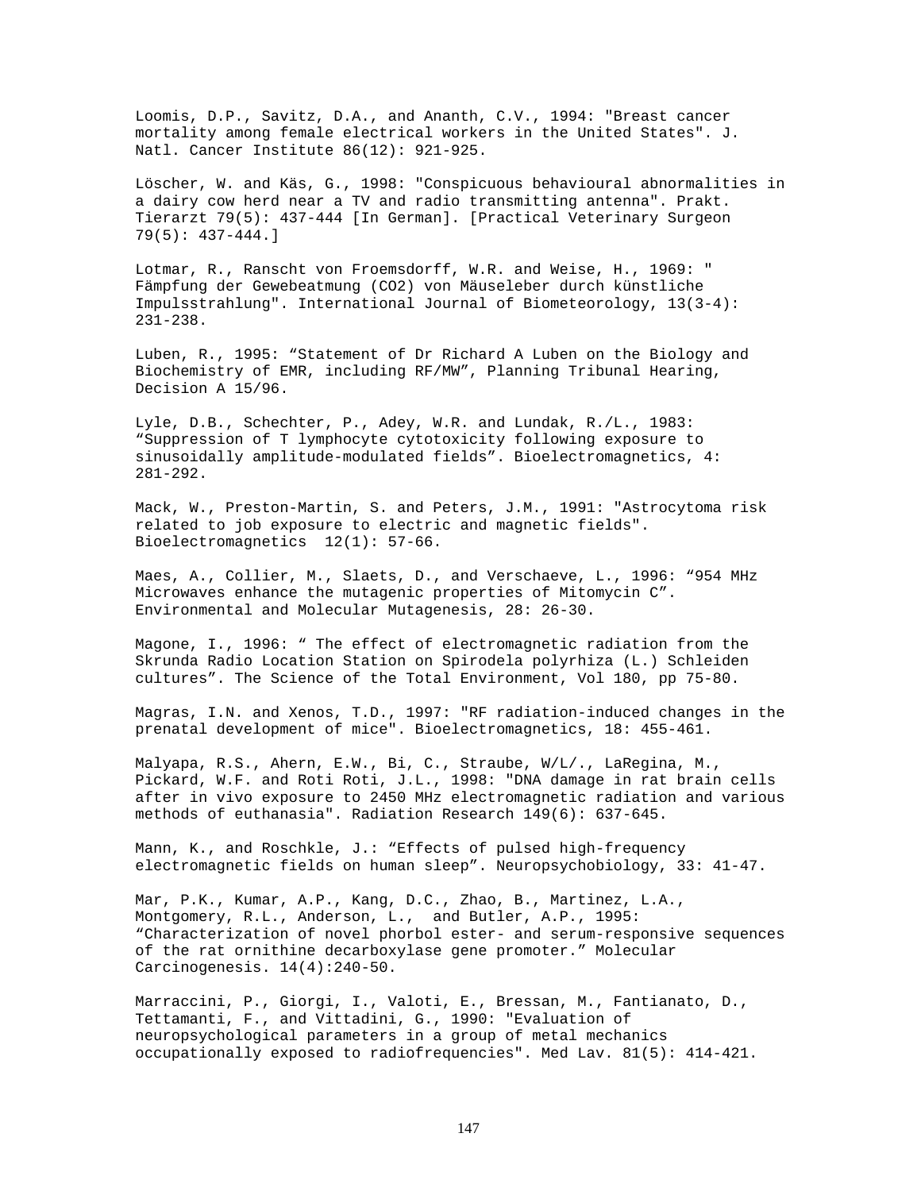Loomis, D.P., Savitz, D.A., and Ananth, C.V., 1994: "Breast cancer mortality among female electrical workers in the United States". J. Natl. Cancer Institute 86(12): 921-925.

Löscher, W. and Käs, G., 1998: "Conspicuous behavioural abnormalities in a dairy cow herd near a TV and radio transmitting antenna". Prakt. Tierarzt 79(5): 437-444 [In German]. [Practical Veterinary Surgeon 79(5): 437-444.]

Lotmar, R., Ranscht von Froemsdorff, W.R. and Weise, H., 1969: " Fämpfung der Gewebeatmung (CO2) von Mäuseleber durch künstliche Impulsstrahlung". International Journal of Biometeorology, 13(3-4): 231-238.

Luben, R., 1995: "Statement of Dr Richard A Luben on the Biology and Biochemistry of EMR, including RF/MW", Planning Tribunal Hearing, Decision A 15/96.

Lyle, D.B., Schechter, P., Adey, W.R. and Lundak, R./L., 1983: "Suppression of T lymphocyte cytotoxicity following exposure to sinusoidally amplitude-modulated fields". Bioelectromagnetics, 4: 281-292.

Mack, W., Preston-Martin, S. and Peters, J.M., 1991: "Astrocytoma risk related to job exposure to electric and magnetic fields". Bioelectromagnetics 12(1): 57-66.

Maes, A., Collier, M., Slaets, D., and Verschaeve, L., 1996: "954 MHz Microwaves enhance the mutagenic properties of Mitomycin C". Environmental and Molecular Mutagenesis, 28: 26-30.

Magone, I., 1996: " The effect of electromagnetic radiation from the Skrunda Radio Location Station on Spirodela polyrhiza (L.) Schleiden cultures". The Science of the Total Environment, Vol 180, pp 75-80.

Magras, I.N. and Xenos, T.D., 1997: "RF radiation-induced changes in the prenatal development of mice". Bioelectromagnetics, 18: 455-461.

Malyapa, R.S., Ahern, E.W., Bi, C., Straube, W/L/., LaRegina, M., Pickard, W.F. and Roti Roti, J.L., 1998: "DNA damage in rat brain cells after in vivo exposure to 2450 MHz electromagnetic radiation and various methods of euthanasia". Radiation Research 149(6): 637-645.

Mann, K., and Roschkle, J.: "Effects of pulsed high-frequency electromagnetic fields on human sleep". Neuropsychobiology, 33: 41-47.

Mar, P.K., Kumar, A.P., Kang, D.C., Zhao, B., Martinez, L.A., Montgomery, R.L., Anderson, L., and Butler, A.P., 1995: "Characterization of novel phorbol ester- and serum-responsive sequences of the rat ornithine decarboxylase gene promoter." Molecular Carcinogenesis. 14(4):240-50.

Marraccini, P., Giorgi, I., Valoti, E., Bressan, M., Fantianato, D., Tettamanti, F., and Vittadini, G., 1990: "Evaluation of neuropsychological parameters in a group of metal mechanics occupationally exposed to radiofrequencies". Med Lav. 81(5): 414-421.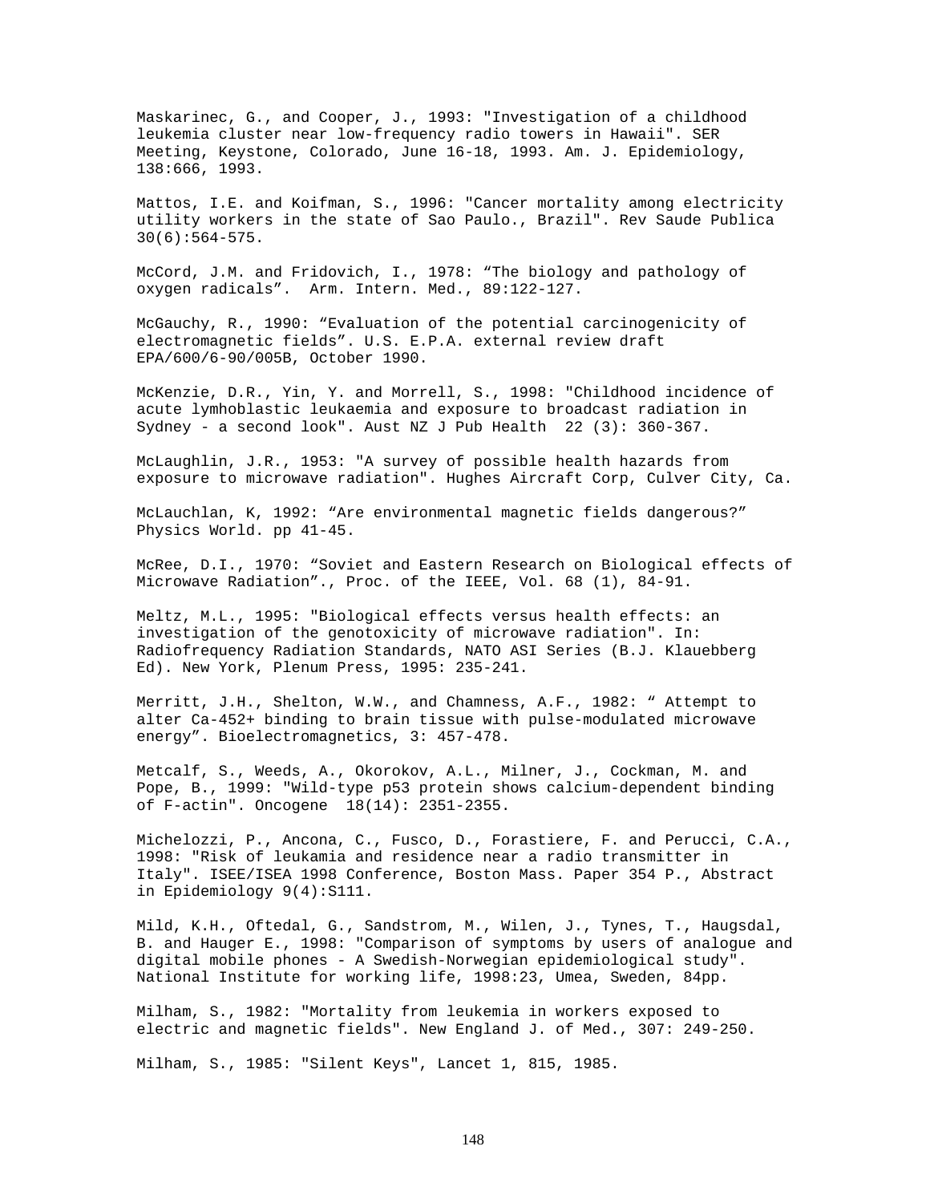Maskarinec, G., and Cooper, J., 1993: "Investigation of a childhood leukemia cluster near low-frequency radio towers in Hawaii". SER Meeting, Keystone, Colorado, June 16-18, 1993. Am. J. Epidemiology, 138:666, 1993.

Mattos, I.E. and Koifman, S., 1996: "Cancer mortality among electricity utility workers in the state of Sao Paulo., Brazil". Rev Saude Publica 30(6):564-575.

McCord, J.M. and Fridovich, I., 1978: "The biology and pathology of oxygen radicals". Arm. Intern. Med., 89:122-127.

McGauchy, R., 1990: "Evaluation of the potential carcinogenicity of electromagnetic fields". U.S. E.P.A. external review draft EPA/600/6-90/005B, October 1990.

McKenzie, D.R., Yin, Y. and Morrell, S., 1998: "Childhood incidence of acute lymhoblastic leukaemia and exposure to broadcast radiation in Sydney - a second look". Aust NZ J Pub Health 22 (3): 360-367.

McLaughlin, J.R., 1953: "A survey of possible health hazards from exposure to microwave radiation". Hughes Aircraft Corp, Culver City, Ca.

McLauchlan, K, 1992: "Are environmental magnetic fields dangerous?" Physics World. pp 41-45.

McRee, D.I., 1970: "Soviet and Eastern Research on Biological effects of Microwave Radiation"., Proc. of the IEEE, Vol. 68 (1), 84-91.

Meltz, M.L., 1995: "Biological effects versus health effects: an investigation of the genotoxicity of microwave radiation". In: Radiofrequency Radiation Standards, NATO ASI Series (B.J. Klauebberg Ed). New York, Plenum Press, 1995: 235-241.

Merritt, J.H., Shelton, W.W., and Chamness, A.F., 1982: " Attempt to alter Ca-452+ binding to brain tissue with pulse-modulated microwave energy". Bioelectromagnetics, 3: 457-478.

Metcalf, S., Weeds, A., Okorokov, A.L., Milner, J., Cockman, M. and Pope, B., 1999: "Wild-type p53 protein shows calcium-dependent binding of F-actin". Oncogene 18(14): 2351-2355.

Michelozzi, P., Ancona, C., Fusco, D., Forastiere, F. and Perucci, C.A., 1998: "Risk of leukamia and residence near a radio transmitter in Italy". ISEE/ISEA 1998 Conference, Boston Mass. Paper 354 P., Abstract in Epidemiology 9(4):S111.

Mild, K.H., Oftedal, G., Sandstrom, M., Wilen, J., Tynes, T., Haugsdal, B. and Hauger E., 1998: "Comparison of symptoms by users of analogue and digital mobile phones - A Swedish-Norwegian epidemiological study". National Institute for working life, 1998:23, Umea, Sweden, 84pp.

Milham, S., 1982: "Mortality from leukemia in workers exposed to electric and magnetic fields". New England J. of Med., 307: 249-250.

Milham, S., 1985: "Silent Keys", Lancet 1, 815, 1985.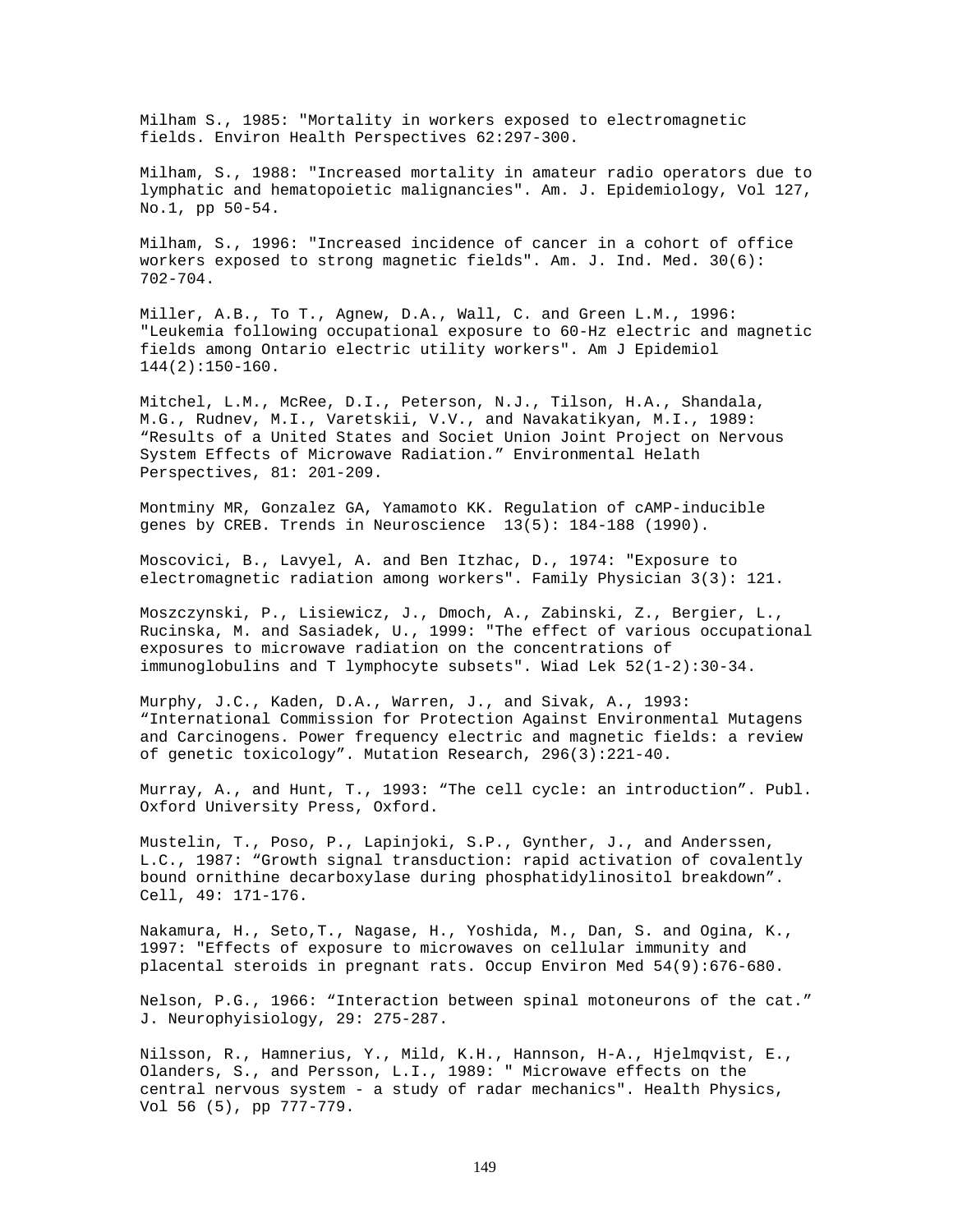Milham S., 1985: "Mortality in workers exposed to electromagnetic fields. Environ Health Perspectives 62:297-300.

Milham, S., 1988: "Increased mortality in amateur radio operators due to lymphatic and hematopoietic malignancies". Am. J. Epidemiology, Vol 127, No.1, pp 50-54.

Milham, S., 1996: "Increased incidence of cancer in a cohort of office workers exposed to strong magnetic fields". Am. J. Ind. Med. 30(6): 702-704.

Miller, A.B., To T., Agnew, D.A., Wall, C. and Green L.M., 1996: "Leukemia following occupational exposure to 60-Hz electric and magnetic fields among Ontario electric utility workers". Am J Epidemiol 144(2):150-160.

Mitchel, L.M., McRee, D.I., Peterson, N.J., Tilson, H.A., Shandala, M.G., Rudnev, M.I., Varetskii, V.V., and Navakatikyan, M.I., 1989: "Results of a United States and Societ Union Joint Project on Nervous System Effects of Microwave Radiation." Environmental Helath Perspectives, 81: 201-209.

Montminy MR, Gonzalez GA, Yamamoto KK. Regulation of cAMP-inducible genes by CREB. Trends in Neuroscience 13(5): 184-188 (1990).

Moscovici, B., Lavyel, A. and Ben Itzhac, D., 1974: "Exposure to electromagnetic radiation among workers". Family Physician 3(3): 121.

Moszczynski, P., Lisiewicz, J., Dmoch, A., Zabinski, Z., Bergier, L., Rucinska, M. and Sasiadek, U., 1999: "The effect of various occupational exposures to microwave radiation on the concentrations of immunoglobulins and T lymphocyte subsets". Wiad Lek 52(1-2):30-34.

Murphy, J.C., Kaden, D.A., Warren, J., and Sivak, A., 1993: "International Commission for Protection Against Environmental Mutagens and Carcinogens. Power frequency electric and magnetic fields: a review of genetic toxicology". Mutation Research, 296(3):221-40.

Murray, A., and Hunt, T., 1993: "The cell cycle: an introduction". Publ. Oxford University Press, Oxford.

Mustelin, T., Poso, P., Lapinjoki, S.P., Gynther, J., and Anderssen, L.C., 1987: "Growth signal transduction: rapid activation of covalently bound ornithine decarboxylase during phosphatidylinositol breakdown". Cell, 49: 171-176.

Nakamura, H., Seto,T., Nagase, H., Yoshida, M., Dan, S. and Ogina, K., 1997: "Effects of exposure to microwaves on cellular immunity and placental steroids in pregnant rats. Occup Environ Med 54(9):676-680.

Nelson, P.G., 1966: "Interaction between spinal motoneurons of the cat." J. Neurophyisiology, 29: 275-287.

Nilsson, R., Hamnerius, Y., Mild, K.H., Hannson, H-A., Hjelmqvist, E., Olanders, S., and Persson, L.I., 1989: " Microwave effects on the central nervous system - a study of radar mechanics". Health Physics, Vol 56 (5), pp 777-779.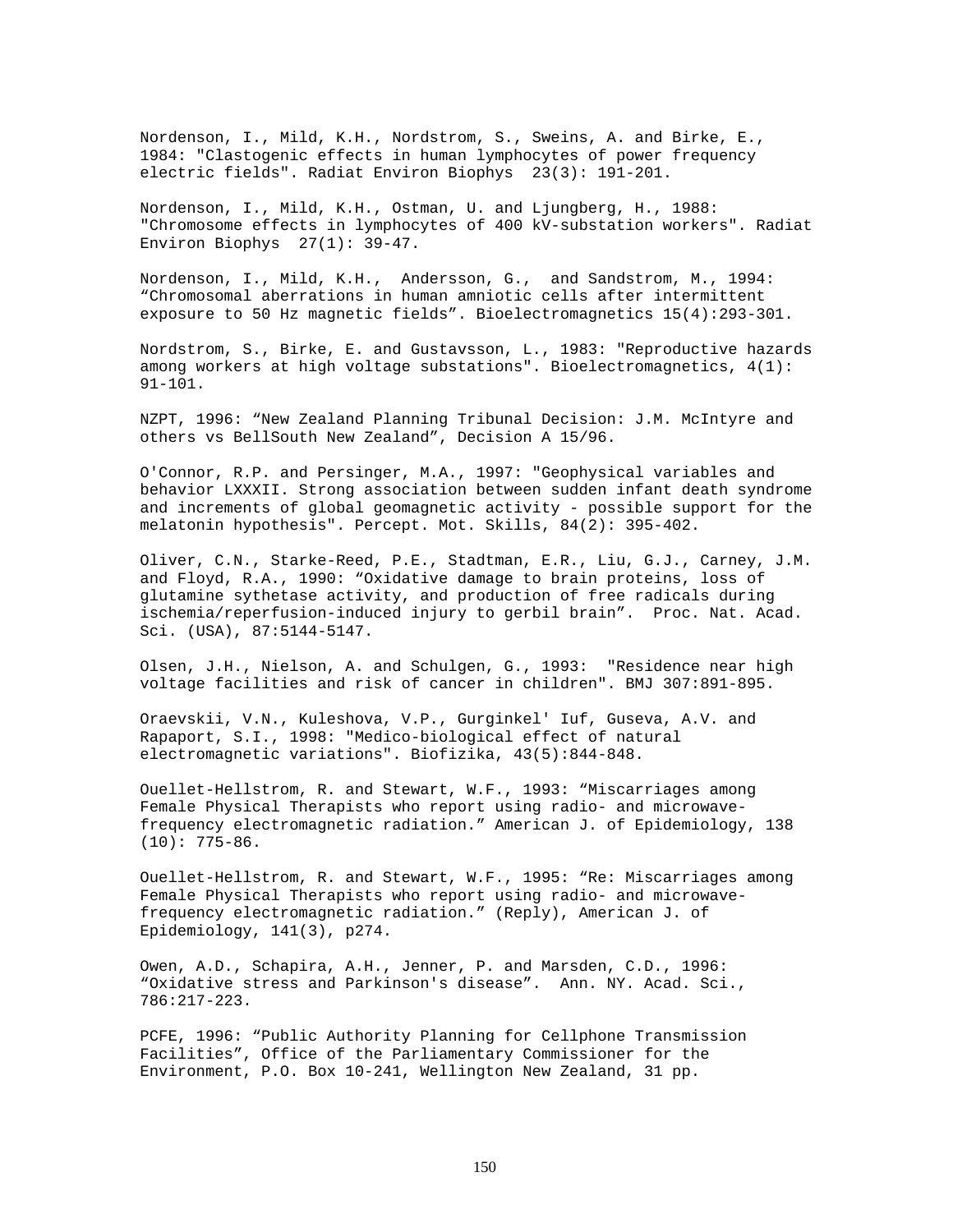Nordenson, I., Mild, K.H., Nordstrom, S., Sweins, A. and Birke, E., 1984: "Clastogenic effects in human lymphocytes of power frequency electric fields". Radiat Environ Biophys 23(3): 191-201.

Nordenson, I., Mild, K.H., Ostman, U. and Ljungberg, H., 1988: "Chromosome effects in lymphocytes of 400 kV-substation workers". Radiat Environ Biophys 27(1): 39-47.

Nordenson, I., Mild, K.H., Andersson, G., and Sandstrom, M., 1994: “Chromosomal aberrations in human amniotic cells after intermittent exposure to 50 Hz magnetic fields”. Bioelectromagnetics 15(4):293-301.

Nordstrom, S., Birke, E. and Gustavsson, L., 1983: "Reproductive hazards among workers at high voltage substations". Bioelectromagnetics, 4(1): 91-101.

NZPT, 1996: “New Zealand Planning Tribunal Decision: J.M. McIntyre and others vs BellSouth New Zealand”, Decision A 15/96.

O'Connor, R.P. and Persinger, M.A., 1997: "Geophysical variables and behavior LXXXII. Strong association between sudden infant death syndrome and increments of global geomagnetic activity - possible support for the melatonin hypothesis". Percept. Mot. Skills, 84(2): 395-402.

Oliver, C.N., Starke-Reed, P.E., Stadtman, E.R., Liu, G.J., Carney, J.M. and Floyd, R.A., 1990: “Oxidative damage to brain proteins, loss of glutamine sythetase activity, and production of free radicals during ischemia/reperfusion-induced injury to gerbil brain”. Proc. Nat. Acad. Sci. (USA), 87:5144-5147.

Olsen, J.H., Nielson, A. and Schulgen, G., 1993: "Residence near high voltage facilities and risk of cancer in children". BMJ 307:891-895.

Oraevskii, V.N., Kuleshova, V.P., Gurginkel' Iuf, Guseva, A.V. and Rapaport, S.I., 1998: "Medico-biological effect of natural electromagnetic variations". Biofizika, 43(5):844-848.

Ouellet-Hellstrom, R. and Stewart, W.F., 1993: “Miscarriages among Female Physical Therapists who report using radio- and microwave-frequency electromagnetic radiation.” American J. of Epidemiology, 138 (10): 775-86.

Ouellet-Hellstrom, R. and Stewart, W.F., 1995: “Re: Miscarriages among Female Physical Therapists who report using radio- and microwave-frequency electromagnetic radiation.” (Reply), American J. of Epidemiology, 141(3), p274.

Owen, A.D., Schapira, A.H., Jenner, P. and Marsden, C.D., 1996: “Oxidative stress and Parkinson's disease”. Ann. NY. Acad. Sci., 786:217-223.

PCFE, 1996: “Public Authority Planning for Cellphone Transmission Facilities”, Office of the Parliamentary Commissioner for the Environment, P.O. Box 10-241, Wellington New Zealand, 31 pp.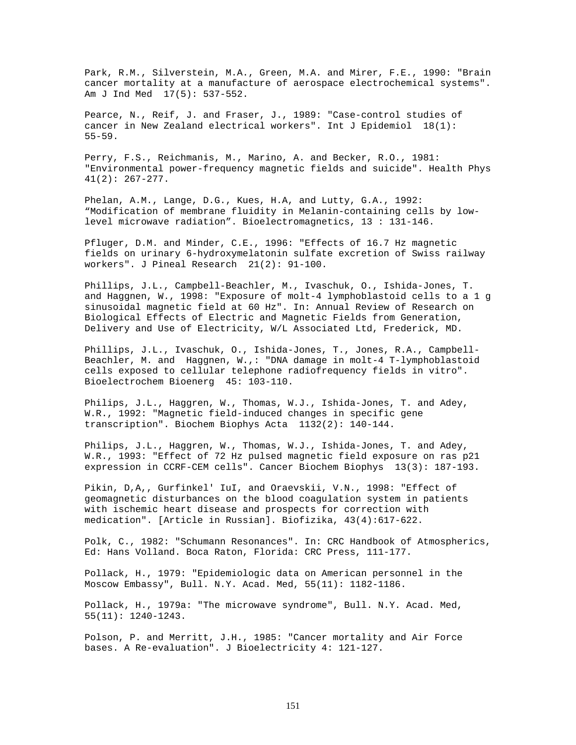Park, R.M., Silverstein, M.A., Green, M.A. and Mirer, F.E., 1990: "Brain cancer mortality at a manufacture of aerospace electrochemical systems". Am J Ind Med 17(5): 537-552.

Pearce, N., Reif, J. and Fraser, J., 1989: "Case-control studies of cancer in New Zealand electrical workers". Int J Epidemiol 18(1): 55-59.

Perry, F.S., Reichmanis, M., Marino, A. and Becker, R.O., 1981: "Environmental power-frequency magnetic fields and suicide". Health Phys 41(2): 267-277.

Phelan, A.M., Lange, D.G., Kues, H.A, and Lutty, G.A., 1992: "Modification of membrane fluidity in Melanin-containing cells by low-level microwave radiation". Bioelectromagnetics, 13 : 131-146.

Pfluger, D.M. and Minder, C.E., 1996: "Effects of 16.7 Hz magnetic fields on urinary 6-hydroxymelatonin sulfate excretion of Swiss railway workers". J Pineal Research 21(2): 91-100.

Phillips, J.L., Campbell-Beachler, M., Ivaschuk, O., Ishida-Jones, T. and Haggnen, W., 1998: "Exposure of molt-4 lymphoblastoid cells to a 1 g sinusoidal magnetic field at 60 Hz". In: Annual Review of Research on Biological Effects of Electric and Magnetic Fields from Generation, Delivery and Use of Electricity, W/L Associated Ltd, Frederick, MD.

Phillips, J.L., Ivaschuk, O., Ishida-Jones, T., Jones, R.A., Campbell-Beachler, M. and Haggnen, W.,: "DNA damage in molt-4 T-lymphoblastoid cells exposed to cellular telephone radiofrequency fields in vitro". Bioelectrochem Bioenerg 45: 103-110.

Philips, J.L., Haggren, W., Thomas, W.J., Ishida-Jones, T. and Adey, W.R., 1992: "Magnetic field-induced changes in specific gene transcription". Biochem Biophys Acta 1132(2): 140-144.

Philips, J.L., Haggren, W., Thomas, W.J., Ishida-Jones, T. and Adey, W.R., 1993: "Effect of 72 Hz pulsed magnetic field exposure on ras p21 expression in CCRF-CEM cells". Cancer Biochem Biophys 13(3): 187-193.

Pikin, D,A,, Gurfinkel' IuI, and Oraevskii, V.N., 1998: "Effect of geomagnetic disturbances on the blood coagulation system in patients with ischemic heart disease and prospects for correction with medication". [Article in Russian]. Biofizika, 43(4):617-622.

Polk, C., 1982: "Schumann Resonances". In: CRC Handbook of Atmospherics, Ed: Hans Volland. Boca Raton, Florida: CRC Press, 111-177.

Pollack, H., 1979: "Epidemiologic data on American personnel in the Moscow Embassy", Bull. N.Y. Acad. Med, 55(11): 1182-1186.

Pollack, H., 1979a: "The microwave syndrome", Bull. N.Y. Acad. Med, 55(11): 1240-1243.

Polson, P. and Merritt, J.H., 1985: "Cancer mortality and Air Force bases. A Re-evaluation". J Bioelectricity 4: 121-127.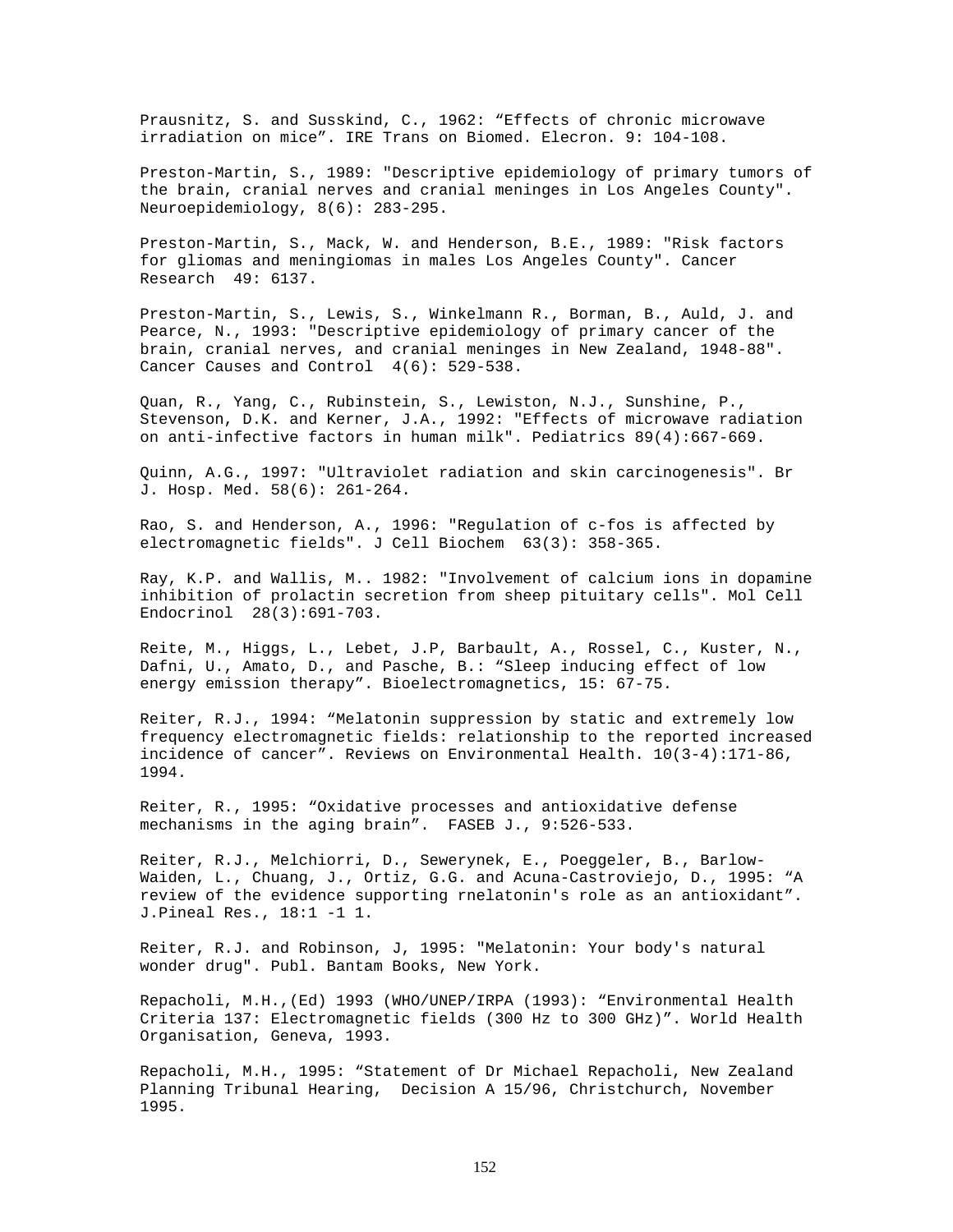Prausnitz, S. and Susskind, C., 1962: “Effects of chronic microwave irradiation on mice”. IRE Trans on Biomed. Elecron. 9: 104-108.

Preston-Martin, S., 1989: "Descriptive epidemiology of primary tumors of the brain, cranial nerves and cranial meninges in Los Angeles County". Neuroepidemiology, 8(6): 283-295.

Preston-Martin, S., Mack, W. and Henderson, B.E., 1989: "Risk factors for gliomas and meningiomas in males Los Angeles County". Cancer Research 49: 6137.

Preston-Martin, S., Lewis, S., Winkelmann R., Borman, B., Auld, J. and Pearce, N., 1993: "Descriptive epidemiology of primary cancer of the brain, cranial nerves, and cranial meninges in New Zealand, 1948-88". Cancer Causes and Control 4(6): 529-538.

Quan, R., Yang, C., Rubinstein, S., Lewiston, N.J., Sunshine, P., Stevenson, D.K. and Kerner, J.A., 1992: "Effects of microwave radiation on anti-infective factors in human milk". Pediatrics 89(4):667-669.

Quinn, A.G., 1997: "Ultraviolet radiation and skin carcinogenesis". Br J. Hosp. Med. 58(6): 261-264.

Rao, S. and Henderson, A., 1996: "Regulation of c-fos is affected by electromagnetic fields". J Cell Biochem 63(3): 358-365.

Ray, K.P. and Wallis, M.. 1982: "Involvement of calcium ions in dopamine inhibition of prolactin secretion from sheep pituitary cells". Mol Cell Endocrinol 28(3):691-703.

Reite, M., Higgs, L., Lebet, J.P, Barbault, A., Rossel, C., Kuster, N., Dafni, U., Amato, D., and Pasche, B.: “Sleep inducing effect of low energy emission therapy”. Bioelectromagnetics, 15: 67-75.

Reiter, R.J., 1994: “Melatonin suppression by static and extremely low frequency electromagnetic fields: relationship to the reported increased incidence of cancer”. Reviews on Environmental Health. 10(3-4):171-86, 1994.

Reiter, R., 1995: “Oxidative processes and antioxidative defense mechanisms in the aging brain”. FASEB J., 9:526-533.

Reiter, R.J., Melchiorri, D., Sewerynek, E., Poeggeler, B., Barlow-Waiden, L., Chuang, J., Ortiz, G.G. and Acuna-Castroviejo, D., 1995: “A review of the evidence supporting rnelatonin's role as an antioxidant”. J.Pineal Res., 18:1 -1 1.

Reiter, R.J. and Robinson, J, 1995: "Melatonin: Your body's natural wonder drug". Publ. Bantam Books, New York.

Repacholi, M.H.,(Ed) 1993 (WHO/UNEP/IRPA (1993): “Environmental Health Criteria 137: Electromagnetic fields (300 Hz to 300 GHz)”. World Health Organisation, Geneva, 1993.

Repacholi, M.H., 1995: “Statement of Dr Michael Repacholi, New Zealand Planning Tribunal Hearing, Decision A 15/96, Christchurch, November 1995.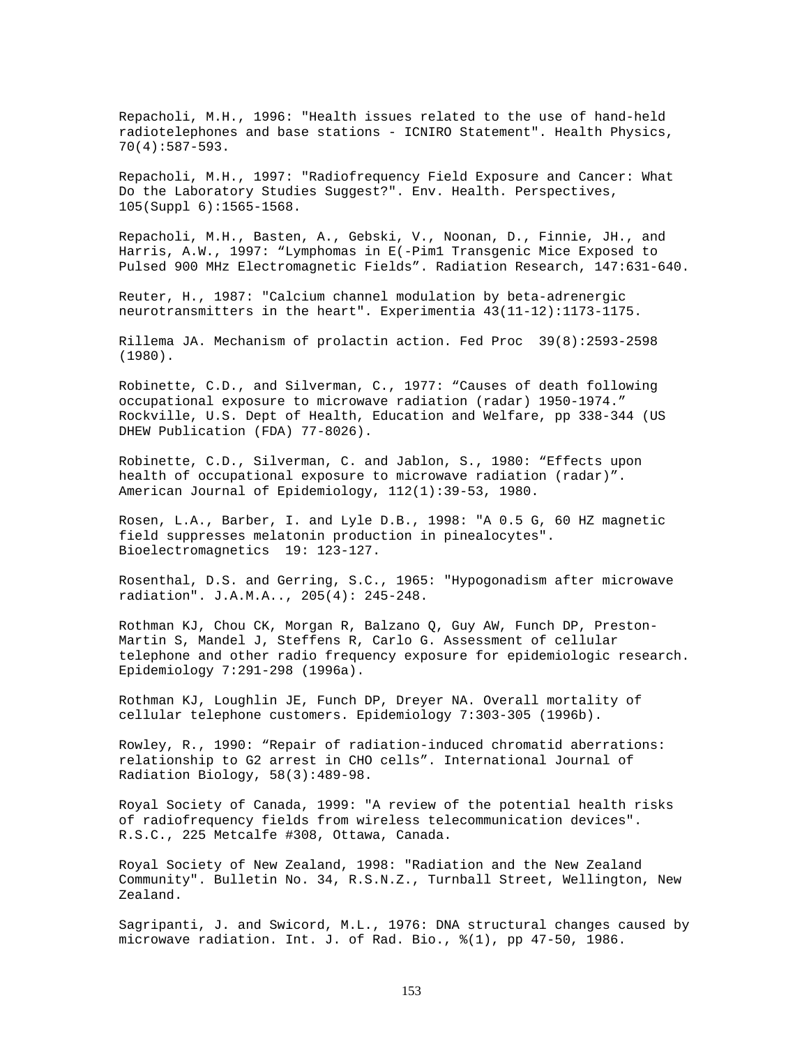Repacholi, M.H., 1996: "Health issues related to the use of hand-held radiotelephones and base stations - ICNIRO Statement". Health Physics, 70(4):587-593.

Repacholi, M.H., 1997: "Radiofrequency Field Exposure and Cancer: What Do the Laboratory Studies Suggest?". Env. Health. Perspectives, 105(Suppl 6):1565-1568.

Repacholi, M.H., Basten, A., Gebski, V., Noonan, D., Finnie, JH., and Harris, A.W., 1997: “Lymphomas in E(-Pim1 Transgenic Mice Exposed to Pulsed 900 MHz Electromagnetic Fields”. Radiation Research, 147:631-640.

Reuter, H., 1987: "Calcium channel modulation by beta-adrenergic neurotransmitters in the heart". Experimentia 43(11-12):1173-1175.

Rillema JA. Mechanism of prolactin action. Fed Proc 39(8):2593-2598 (1980).

Robinette, C.D., and Silverman, C., 1977: “Causes of death following occupational exposure to microwave radiation (radar) 1950-1974.” Rockville, U.S. Dept of Health, Education and Welfare, pp 338-344 (US DHEW Publication (FDA) 77-8026).

Robinette, C.D., Silverman, C. and Jablon, S., 1980: “Effects upon health of occupational exposure to microwave radiation (radar)”. American Journal of Epidemiology, 112(1):39-53, 1980.

Rosen, L.A., Barber, I. and Lyle D.B., 1998: "A 0.5 G, 60 HZ magnetic field suppresses melatonin production in pinealocytes". Bioelectromagnetics 19: 123-127.

Rosenthal, D.S. and Gerring, S.C., 1965: "Hypogonadism after microwave radiation". J.A.M.A.., 205(4): 245-248.

Rothman KJ, Chou CK, Morgan R, Balzano Q, Guy AW, Funch DP, Preston-Martin S, Mandel J, Steffens R, Carlo G. Assessment of cellular telephone and other radio frequency exposure for epidemiologic research. Epidemiology 7:291-298 (1996a).

Rothman KJ, Loughlin JE, Funch DP, Dreyer NA. Overall mortality of cellular telephone customers. Epidemiology 7:303-305 (1996b).

Rowley, R., 1990: “Repair of radiation-induced chromatid aberrations: relationship to G2 arrest in CHO cells”. International Journal of Radiation Biology, 58(3):489-98.

Royal Society of Canada, 1999: "A review of the potential health risks of radiofrequency fields from wireless telecommunication devices". R.S.C., 225 Metcalfe #308, Ottawa, Canada.

Royal Society of New Zealand, 1998: "Radiation and the New Zealand Community". Bulletin No. 34, R.S.N.Z., Turnball Street, Wellington, New Zealand.

Sagripanti, J. and Swicord, M.L., 1976: DNA structural changes caused by microwave radiation. Int. J. of Rad. Bio., %(1), pp 47-50, 1986.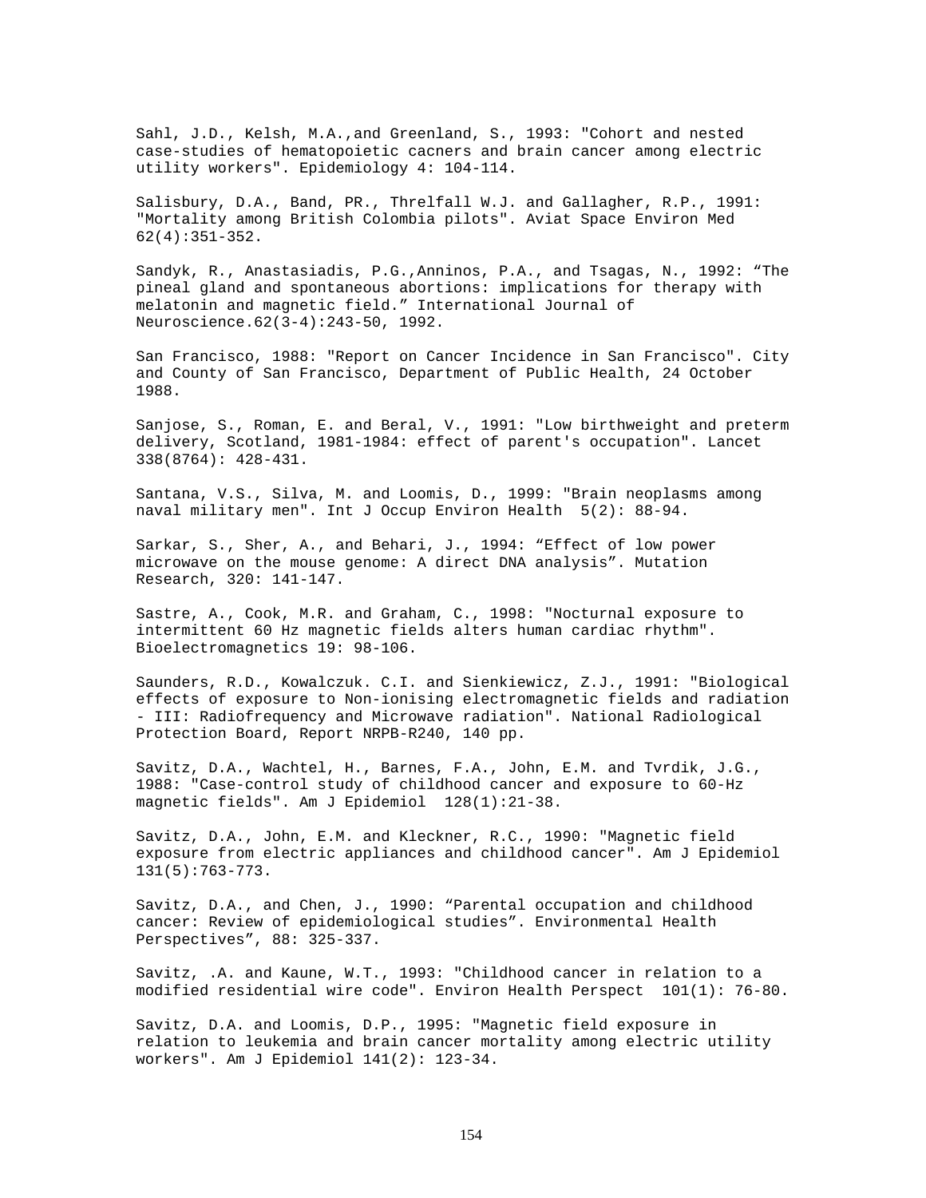Sahl, J.D., Kelsh, M.A.,and Greenland, S., 1993: "Cohort and nested case-studies of hematopoietic cacners and brain cancer among electric utility workers". Epidemiology 4: 104-114.

Salisbury, D.A., Band, PR., Threlfall W.J. and Gallagher, R.P., 1991: "Mortality among British Colombia pilots". Aviat Space Environ Med 62(4):351-352.

Sandyk, R., Anastasiadis, P.G.,Anninos, P.A., and Tsagas, N., 1992: "The pineal gland and spontaneous abortions: implications for therapy with melatonin and magnetic field." International Journal of Neuroscience.62(3-4):243-50, 1992.

San Francisco, 1988: "Report on Cancer Incidence in San Francisco". City and County of San Francisco, Department of Public Health, 24 October 1988.

Sanjose, S., Roman, E. and Beral, V., 1991: "Low birthweight and preterm delivery, Scotland, 1981-1984: effect of parent's occupation". Lancet 338(8764): 428-431.

Santana, V.S., Silva, M. and Loomis, D., 1999: "Brain neoplasms among naval military men". Int J Occup Environ Health 5(2): 88-94.

Sarkar, S., Sher, A., and Behari, J., 1994: "Effect of low power microwave on the mouse genome: A direct DNA analysis". Mutation Research, 320: 141-147.

Sastre, A., Cook, M.R. and Graham, C., 1998: "Nocturnal exposure to intermittent 60 Hz magnetic fields alters human cardiac rhythm". Bioelectromagnetics 19: 98-106.

Saunders, R.D., Kowalczuk. C.I. and Sienkiewicz, Z.J., 1991: "Biological effects of exposure to Non-ionising electromagnetic fields and radiation - III: Radiofrequency and Microwave radiation". National Radiological Protection Board, Report NRPB-R240, 140 pp.

Savitz, D.A., Wachtel, H., Barnes, F.A., John, E.M. and Tvrdik, J.G., 1988: "Case-control study of childhood cancer and exposure to 60-Hz magnetic fields". Am J Epidemiol 128(1):21-38.

Savitz, D.A., John, E.M. and Kleckner, R.C., 1990: "Magnetic field exposure from electric appliances and childhood cancer". Am J Epidemiol 131(5):763-773.

Savitz, D.A., and Chen, J., 1990: "Parental occupation and childhood cancer: Review of epidemiological studies". Environmental Health Perspectives", 88: 325-337.

Savitz, .A. and Kaune, W.T., 1993: "Childhood cancer in relation to a modified residential wire code". Environ Health Perspect 101(1): 76-80.

Savitz, D.A. and Loomis, D.P., 1995: "Magnetic field exposure in relation to leukemia and brain cancer mortality among electric utility workers". Am J Epidemiol 141(2): 123-34.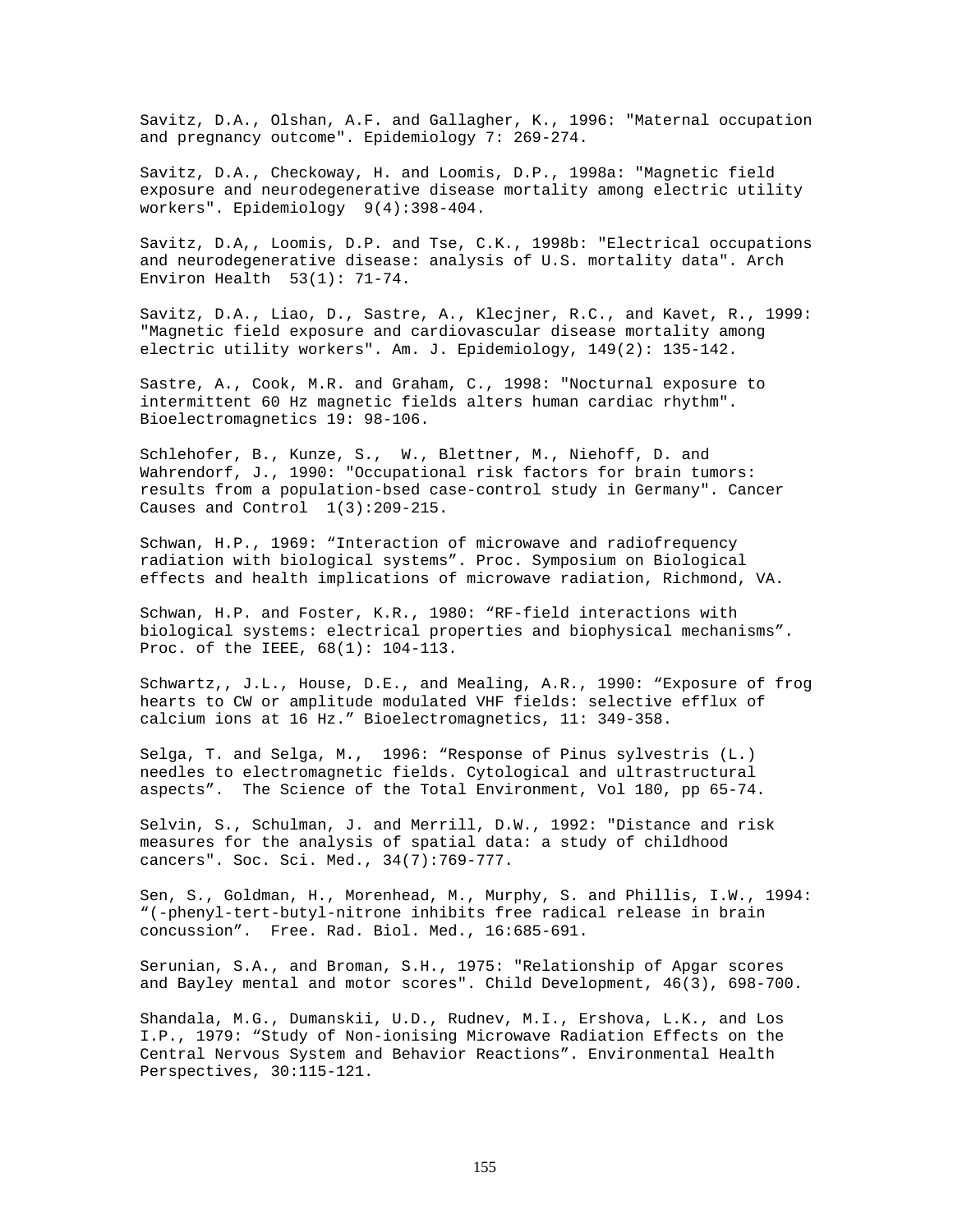Savitz, D.A., Olshan, A.F. and Gallagher, K., 1996: "Maternal occupation and pregnancy outcome". Epidemiology 7: 269-274.

Savitz, D.A., Checkoway, H. and Loomis, D.P., 1998a: "Magnetic field exposure and neurodegenerative disease mortality among electric utility workers". Epidemiology 9(4):398-404.

Savitz, D.A,, Loomis, D.P. and Tse, C.K., 1998b: "Electrical occupations and neurodegenerative disease: analysis of U.S. mortality data". Arch Environ Health 53(1): 71-74.

Savitz, D.A., Liao, D., Sastre, A., Klecjner, R.C., and Kavet, R., 1999: "Magnetic field exposure and cardiovascular disease mortality among electric utility workers". Am. J. Epidemiology, 149(2): 135-142.

Sastre, A., Cook, M.R. and Graham, C., 1998: "Nocturnal exposure to intermittent 60 Hz magnetic fields alters human cardiac rhythm". Bioelectromagnetics 19: 98-106.

Schlehofer, B., Kunze, S., W., Blettner, M., Niehoff, D. and Wahrendorf, J., 1990: "Occupational risk factors for brain tumors: results from a population-bsed case-control study in Germany". Cancer Causes and Control 1(3):209-215.

Schwan, H.P., 1969: "Interaction of microwave and radiofrequency radiation with biological systems". Proc. Symposium on Biological effects and health implications of microwave radiation, Richmond, VA.

Schwan, H.P. and Foster, K.R., 1980: "RF-field interactions with biological systems: electrical properties and biophysical mechanisms". Proc. of the IEEE, 68(1): 104-113.

Schwartz,, J.L., House, D.E., and Mealing, A.R., 1990: "Exposure of frog hearts to CW or amplitude modulated VHF fields: selective efflux of calcium ions at 16 Hz." Bioelectromagnetics, 11: 349-358.

Selga, T. and Selga, M., 1996: "Response of Pinus sylvestris (L.) needles to electromagnetic fields. Cytological and ultrastructural aspects". The Science of the Total Environment, Vol 180, pp 65-74.

Selvin, S., Schulman, J. and Merrill, D.W., 1992: "Distance and risk measures for the analysis of spatial data: a study of childhood cancers". Soc. Sci. Med., 34(7):769-777.

Sen, S., Goldman, H., Morenhead, M., Murphy, S. and Phillis, I.W., 1994: "(-phenyl-tert-butyl-nitrone inhibits free radical release in brain concussion". Free. Rad. Biol. Med., 16:685-691.

Serunian, S.A., and Broman, S.H., 1975: "Relationship of Apgar scores and Bayley mental and motor scores". Child Development, 46(3), 698-700.

Shandala, M.G., Dumanskii, U.D., Rudnev, M.I., Ershova, L.K., and Los I.P., 1979: "Study of Non-ionising Microwave Radiation Effects on the Central Nervous System and Behavior Reactions". Environmental Health Perspectives, 30:115-121.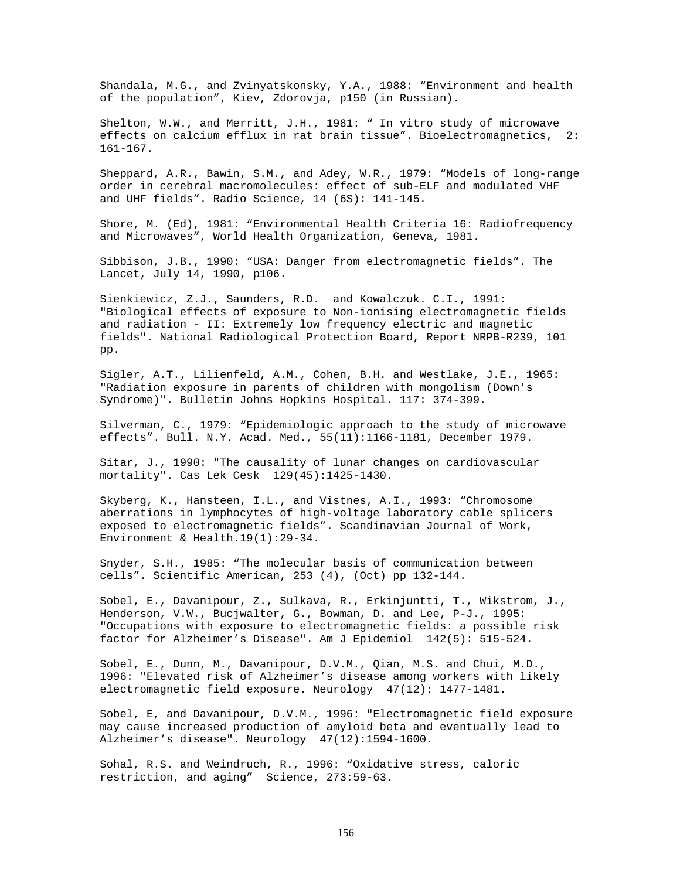Shandala, M.G., and Zvinyatskonsky, Y.A., 1988: “Environment and health of the population”, Kiev, Zdorovja, p150 (in Russian).

Shelton, W.W., and Merritt, J.H., 1981: “ In vitro study of microwave effects on calcium efflux in rat brain tissue”. Bioelectromagnetics, 2: 161-167.

Sheppard, A.R., Bawin, S.M., and Adey, W.R., 1979: “Models of long-range order in cerebral macromolecules: effect of sub-ELF and modulated VHF and UHF fields”. Radio Science, 14 (6S): 141-145.

Shore, M. (Ed), 1981: “Environmental Health Criteria 16: Radiofrequency and Microwaves”, World Health Organization, Geneva, 1981.

Sibbison, J.B., 1990: “USA: Danger from electromagnetic fields”. The Lancet, July 14, 1990, p106.

Sienkiewicz, Z.J., Saunders, R.D. and Kowalczuk. C.I., 1991: "Biological effects of exposure to Non-ionising electromagnetic fields and radiation - II: Extremely low frequency electric and magnetic fields". National Radiological Protection Board, Report NRPB-R239, 101 pp.

Sigler, A.T., Lilienfeld, A.M., Cohen, B.H. and Westlake, J.E., 1965: "Radiation exposure in parents of children with mongolism (Down's Syndrome)". Bulletin Johns Hopkins Hospital. 117: 374-399.

Silverman, C., 1979: “Epidemiologic approach to the study of microwave effects”. Bull. N.Y. Acad. Med., 55(11):1166-1181, December 1979.

Sitar, J., 1990: "The causality of lunar changes on cardiovascular mortality". Cas Lek Cesk 129(45):1425-1430.

Skyberg, K., Hansteen, I.L., and Vistnes, A.I., 1993: “Chromosome aberrations in lymphocytes of high-voltage laboratory cable splicers exposed to electromagnetic fields”. Scandinavian Journal of Work, Environment & Health.19(1):29-34.

Snyder, S.H., 1985: “The molecular basis of communication between cells”. Scientific American, 253 (4), (Oct) pp 132-144.

Sobel, E., Davanipour, Z., Sulkava, R., Erkinjuntti, T., Wikstrom, J., Henderson, V.W., Bucjwalter, G., Bowman, D. and Lee, P-J., 1995: "Occupations with exposure to electromagnetic fields: a possible risk factor for Alzheimer’s Disease". Am J Epidemiol 142(5): 515-524.

Sobel, E., Dunn, M., Davanipour, D.V.M., Qian, M.S. and Chui, M.D., 1996: "Elevated risk of Alzheimer’s disease among workers with likely electromagnetic field exposure. Neurology 47(12): 1477-1481.

Sobel, E, and Davanipour, D.V.M., 1996: "Electromagnetic field exposure may cause increased production of amyloid beta and eventually lead to Alzheimer’s disease". Neurology 47(12):1594-1600.

Sohal, R.S. and Weindruch, R., 1996: “Oxidative stress, caloric restriction, and aging” Science, 273:59-63.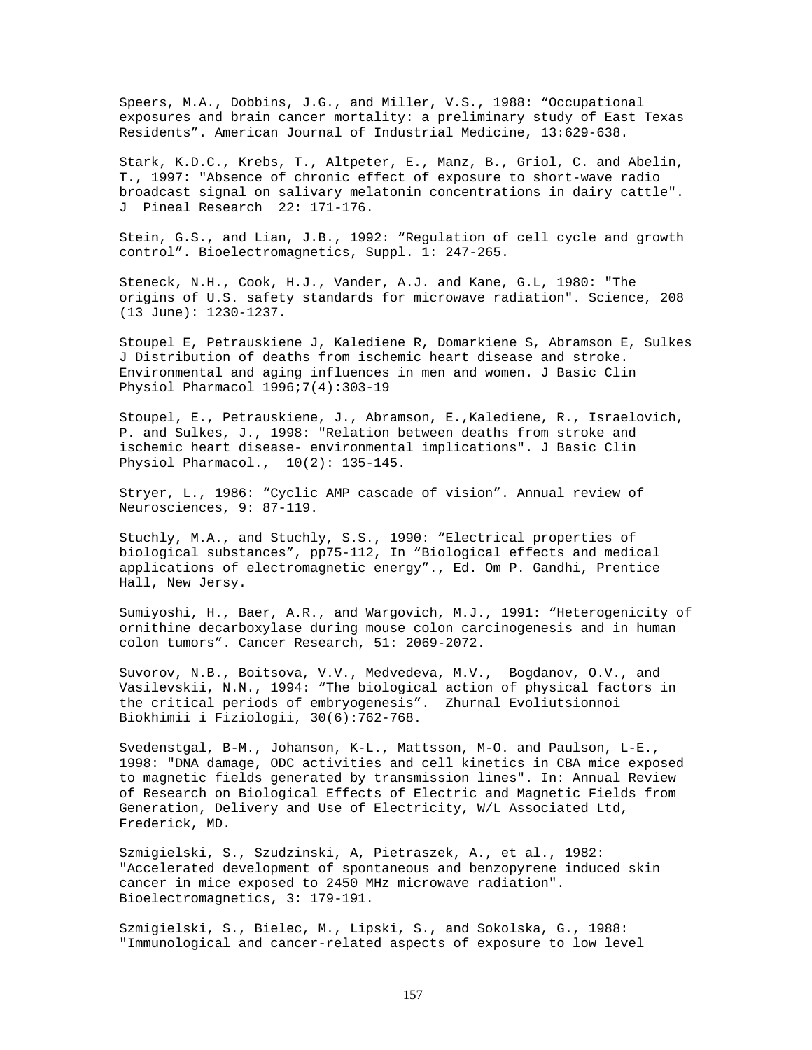Speers, M.A., Dobbins, J.G., and Miller, V.S., 1988: "Occupational exposures and brain cancer mortality: a preliminary study of East Texas Residents". American Journal of Industrial Medicine, 13:629-638.

Stark, K.D.C., Krebs, T., Altpeter, E., Manz, B., Griol, C. and Abelin, T., 1997: "Absence of chronic effect of exposure to short-wave radio broadcast signal on salivary melatonin concentrations in dairy cattle". J Pineal Research 22: 171-176.

Stein, G.S., and Lian, J.B., 1992: "Regulation of cell cycle and growth control". Bioelectromagnetics, Suppl. 1: 247-265.

Steneck, N.H., Cook, H.J., Vander, A.J. and Kane, G.L, 1980: "The origins of U.S. safety standards for microwave radiation". Science, 208 (13 June): 1230-1237.

Stoupel E, Petrauskiene J, Kalediene R, Domarkiene S, Abramson E, Sulkes J Distribution of deaths from ischemic heart disease and stroke. Environmental and aging influences in men and women. J Basic Clin Physiol Pharmacol 1996;7(4):303-19

Stoupel, E., Petrauskiene, J., Abramson, E.,Kalediene, R., Israelovich, P. and Sulkes, J., 1998: "Relation between deaths from stroke and ischemic heart disease- environmental implications". J Basic Clin Physiol Pharmacol., 10(2): 135-145.

Stryer, L., 1986: "Cyclic AMP cascade of vision". Annual review of Neurosciences, 9: 87-119.

Stuchly, M.A., and Stuchly, S.S., 1990: "Electrical properties of biological substances", pp75-112, In "Biological effects and medical applications of electromagnetic energy"., Ed. Om P. Gandhi, Prentice Hall, New Jersy.

Sumiyoshi, H., Baer, A.R., and Wargovich, M.J., 1991: "Heterogenicity of ornithine decarboxylase during mouse colon carcinogenesis and in human colon tumors". Cancer Research, 51: 2069-2072.

Suvorov, N.B., Boitsova, V.V., Medvedeva, M.V., Bogdanov, O.V., and Vasilevskii, N.N., 1994: "The biological action of physical factors in the critical periods of embryogenesis". Zhurnal Evoliutsionnoi Biokhimii i Fiziologii, 30(6):762-768.

Svedenstgal, B-M., Johanson, K-L., Mattsson, M-O. and Paulson, L-E., 1998: "DNA damage, ODC activities and cell kinetics in CBA mice exposed to magnetic fields generated by transmission lines". In: Annual Review of Research on Biological Effects of Electric and Magnetic Fields from Generation, Delivery and Use of Electricity, W/L Associated Ltd, Frederick, MD.

Szmigielski, S., Szudzinski, A, Pietraszek, A., et al., 1982: "Accelerated development of spontaneous and benzopyrene induced skin cancer in mice exposed to 2450 MHz microwave radiation". Bioelectromagnetics, 3: 179-191.

Szmigielski, S., Bielec, M., Lipski, S., and Sokolska, G., 1988: "Immunological and cancer-related aspects of exposure to low level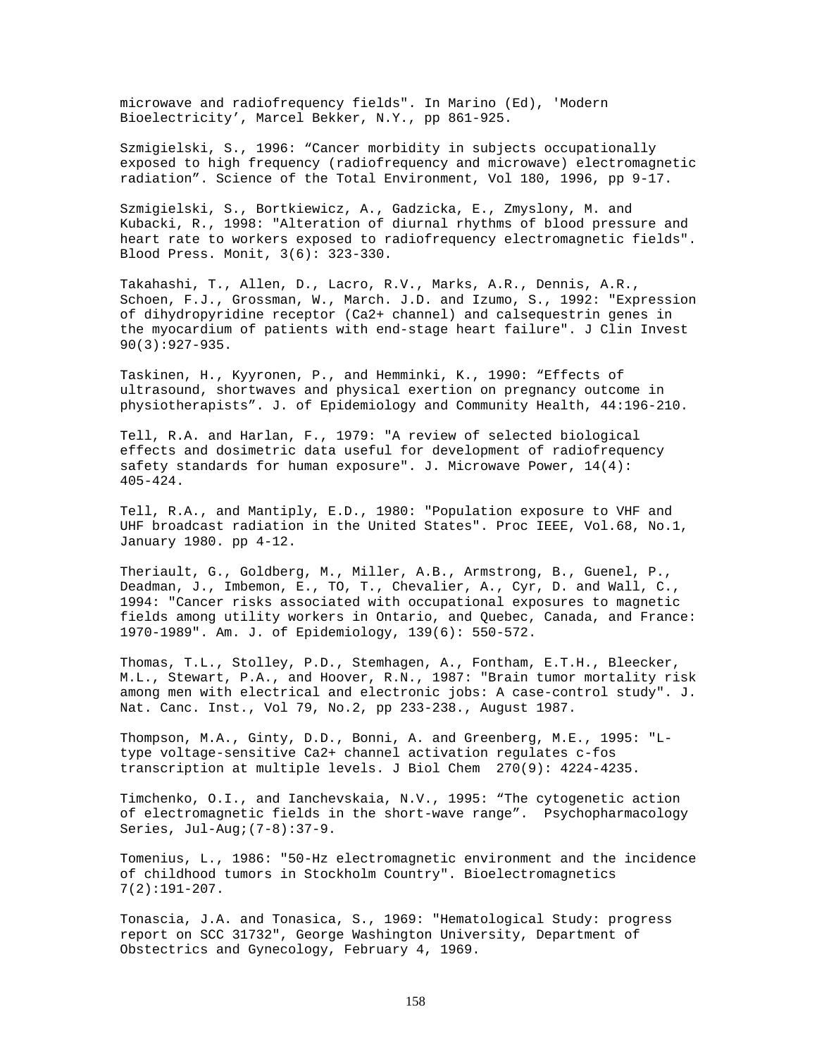microwave and radiofrequency fields". In Marino (Ed), 'Modern Bioelectricity', Marcel Bekker, N.Y., pp 861-925.

Szmigielski, S., 1996: “Cancer morbidity in subjects occupationally exposed to high frequency (radiofrequency and microwave) electromagnetic radiation”. Science of the Total Environment, Vol 180, 1996, pp 9-17.

Szmigielski, S., Bortkiewicz, A., Gadzicka, E., Zmyslony, M. and Kubacki, R., 1998: "Alteration of diurnal rhythms of blood pressure and heart rate to workers exposed to radiofrequency electromagnetic fields". Blood Press. Monit, 3(6): 323-330.

Takahashi, T., Allen, D., Lacro, R.V., Marks, A.R., Dennis, A.R., Schoen, F.J., Grossman, W., March. J.D. and Izumo, S., 1992: "Expression of dihydropyridine receptor (Ca2+ channel) and calsequestrin genes in the myocardium of patients with end-stage heart failure". J Clin Invest 90(3):927-935.

Taskinen, H., Kyyronen, P., and Hemminki, K., 1990: “Effects of ultrasound, shortwaves and physical exertion on pregnancy outcome in physiotherapists”. J. of Epidemiology and Community Health, 44:196-210.

Tell, R.A. and Harlan, F., 1979: "A review of selected biological effects and dosimetric data useful for development of radiofrequency safety standards for human exposure". J. Microwave Power, 14(4): 405-424.

Tell, R.A., and Mantiply, E.D., 1980: "Population exposure to VHF and UHF broadcast radiation in the United States". Proc IEEE, Vol.68, No.1, January 1980. pp 4-12.

Theriault, G., Goldberg, M., Miller, A.B., Armstrong, B., Guenel, P., Deadman, J., Imbemon, E., TO, T., Chevalier, A., Cyr, D. and Wall, C., 1994: "Cancer risks associated with occupational exposures to magnetic fields among utility workers in Ontario, and Quebec, Canada, and France: 1970-1989". Am. J. of Epidemiology, 139(6): 550-572.

Thomas, T.L., Stolley, P.D., Stemhagen, A., Fontham, E.T.H., Bleecker, M.L., Stewart, P.A., and Hoover, R.N., 1987: "Brain tumor mortality risk among men with electrical and electronic jobs: A case-control study". J. Nat. Canc. Inst., Vol 79, No.2, pp 233-238., August 1987.

Thompson, M.A., Ginty, D.D., Bonni, A. and Greenberg, M.E., 1995: "L-type voltage-sensitive Ca2+ channel activation regulates c-fos transcription at multiple levels. J Biol Chem 270(9): 4224-4235.

Timchenko, O.I., and Ianchevskaia, N.V., 1995: “The cytogenetic action of electromagnetic fields in the short-wave range”. Psychopharmacology Series, Jul-Aug;(7-8):37-9.

Tomenius, L., 1986: "50-Hz electromagnetic environment and the incidence of childhood tumors in Stockholm Country". Bioelectromagnetics 7(2):191-207.

Tonascia, J.A. and Tonasica, S., 1969: "Hematological Study: progress report on SCC 31732", George Washington University, Department of Obstectrics and Gynecology, February 4, 1969.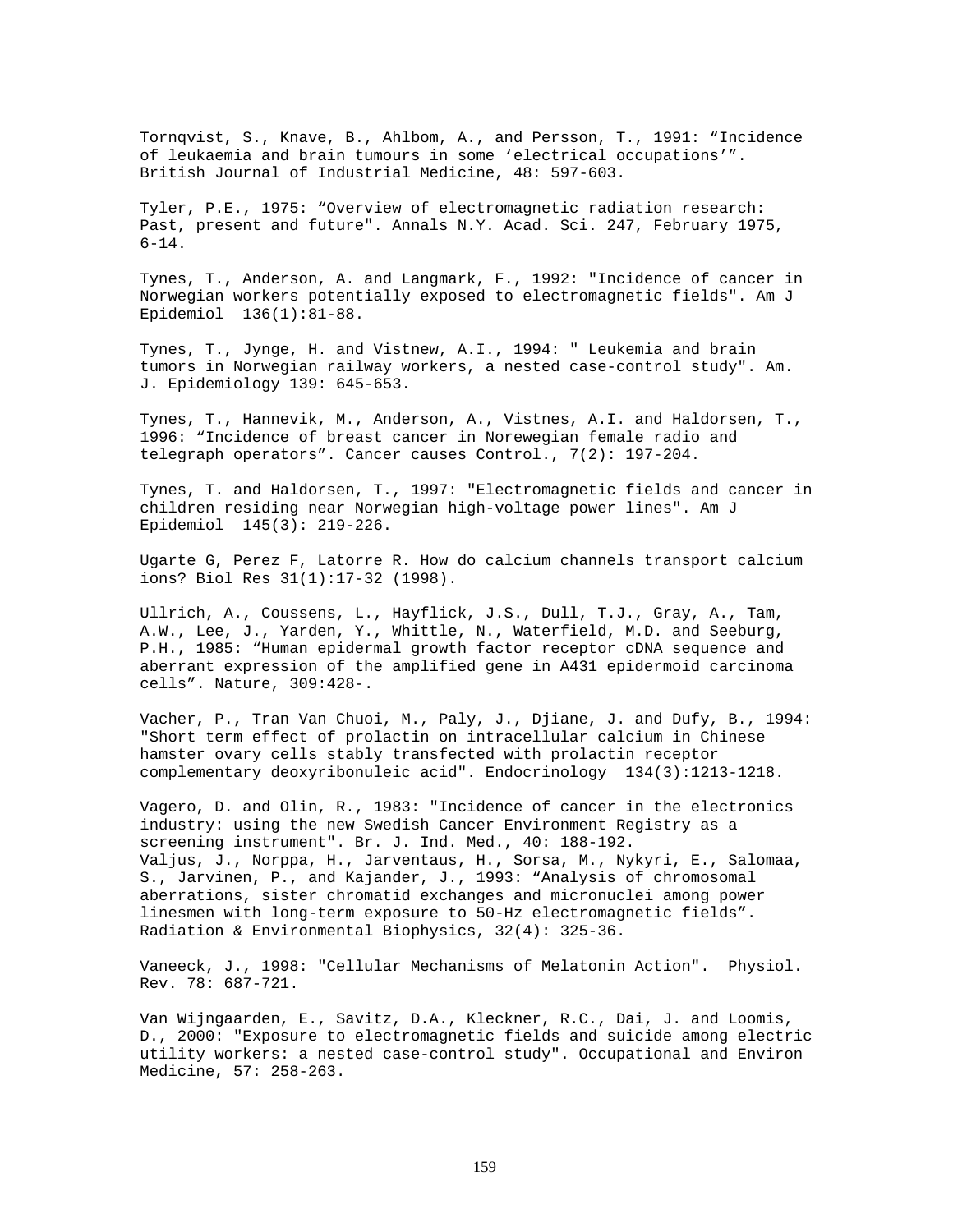Tornqvist, S., Knave, B., Ahlbom, A., and Persson, T., 1991: “Incidence of leukaemia and brain tumours in some ‘electrical occupations’”. British Journal of Industrial Medicine, 48: 597-603.

Tyler, P.E., 1975: “Overview of electromagnetic radiation research: Past, present and future". Annals N.Y. Acad. Sci. 247, February 1975, 6-14.

Tynes, T., Anderson, A. and Langmark, F., 1992: "Incidence of cancer in Norwegian workers potentially exposed to electromagnetic fields". Am J Epidemiol 136(1):81-88.

Tynes, T., Jynge, H. and Vistnew, A.I., 1994: " Leukemia and brain tumors in Norwegian railway workers, a nested case-control study". Am. J. Epidemiology 139: 645-653.

Tynes, T., Hannevik, M., Anderson, A., Vistnes, A.I. and Haldorsen, T., 1996: “Incidence of breast cancer in Norewegian female radio and telegraph operators”. Cancer causes Control., 7(2): 197-204.

Tynes, T. and Haldorsen, T., 1997: "Electromagnetic fields and cancer in children residing near Norwegian high-voltage power lines". Am J Epidemiol 145(3): 219-226.

Ugarte G, Perez F, Latorre R. How do calcium channels transport calcium ions? Biol Res 31(1):17-32 (1998).

Ullrich, A., Coussens, L., Hayflick, J.S., Dull, T.J., Gray, A., Tam, A.W., Lee, J., Yarden, Y., Whittle, N., Waterfield, M.D. and Seeburg, P.H., 1985: “Human epidermal growth factor receptor cDNA sequence and aberrant expression of the amplified gene in A431 epidermoid carcinoma cells”. Nature, 309:428-.

Vacher, P., Tran Van Chuoi, M., Paly, J., Djiane, J. and Dufy, B., 1994: "Short term effect of prolactin on intracellular calcium in Chinese hamster ovary cells stably transfected with prolactin receptor complementary deoxyribonuleic acid". Endocrinology 134(3):1213-1218.

Vagero, D. and Olin, R., 1983: "Incidence of cancer in the electronics industry: using the new Swedish Cancer Environment Registry as a screening instrument". Br. J. Ind. Med., 40: 188-192.

Valjus, J., Norppa, H., Jarventaus, H., Sorsa, M., Nykyri, E., Salomaa, S., Jarvinen, P., and Kajander, J., 1993: “Analysis of chromosomal aberrations, sister chromatid exchanges and micronuclei among power linesmen with long-term exposure to 50-Hz electromagnetic fields”. Radiation & Environmental Biophysics, 32(4): 325-36.

Vaneeck, J., 1998: "Cellular Mechanisms of Melatonin Action". Physiol. Rev. 78: 687-721.

Van Wijngaarden, E., Savitz, D.A., Kleckner, R.C., Dai, J. and Loomis, D., 2000: "Exposure to electromagnetic fields and suicide among electric utility workers: a nested case-control study". Occupational and Environ Medicine, 57: 258-263.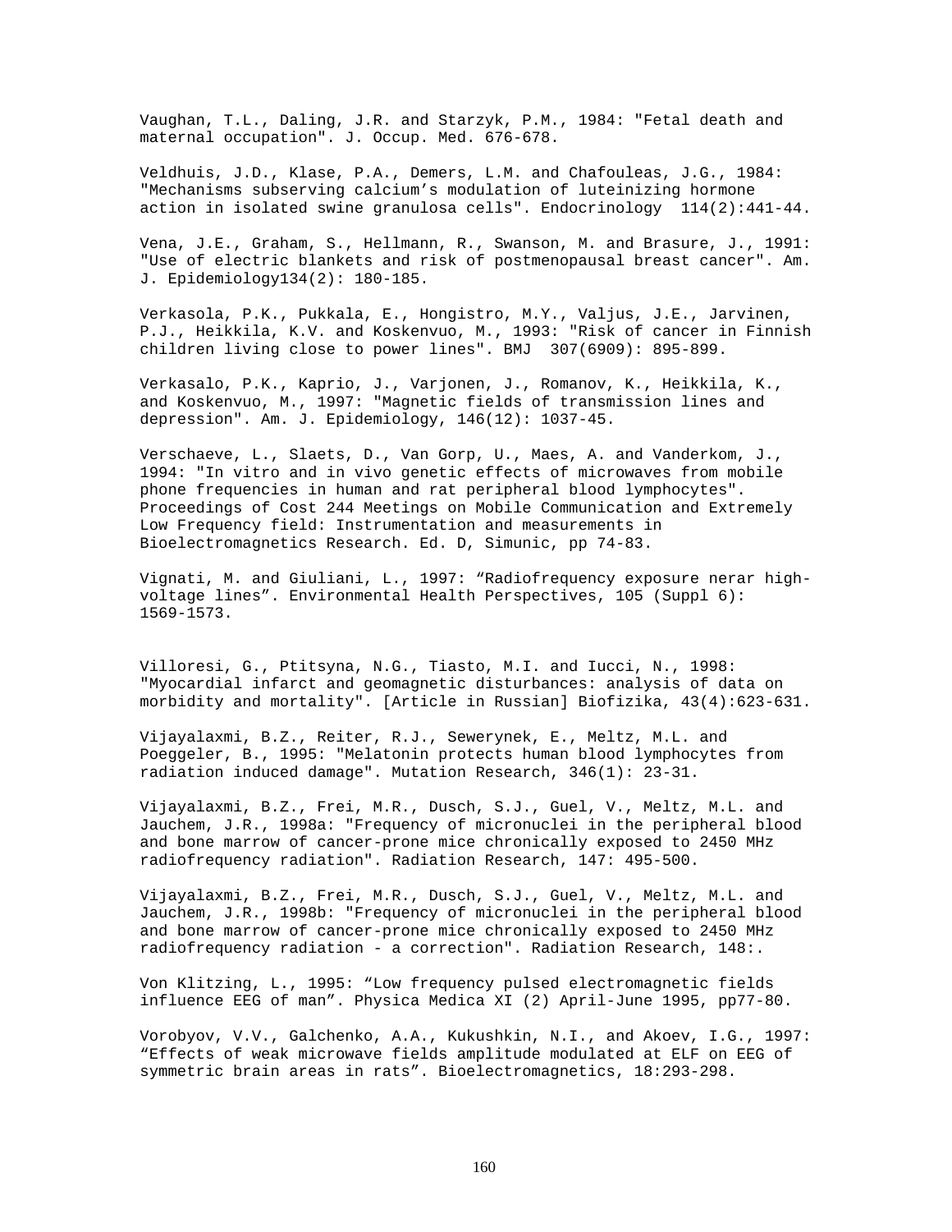Vaughan, T.L., Daling, J.R. and Starzyk, P.M., 1984: "Fetal death and maternal occupation". J. Occup. Med. 676-678.

Veldhuis, J.D., Klase, P.A., Demers, L.M. and Chafouleas, J.G., 1984: "Mechanisms subserving calcium's modulation of luteinizing hormone action in isolated swine granulosa cells". Endocrinology 114(2):441-44.

Vena, J.E., Graham, S., Hellmann, R., Swanson, M. and Brasure, J., 1991: "Use of electric blankets and risk of postmenopausal breast cancer". Am. J. Epidemiology134(2): 180-185.

Verkasola, P.K., Pukkala, E., Hongistro, M.Y., Valjus, J.E., Jarvinen, P.J., Heikkila, K.V. and Koskenvuo, M., 1993: "Risk of cancer in Finnish children living close to power lines". BMJ 307(6909): 895-899.

Verkasalo, P.K., Kaprio, J., Varjonen, J., Romanov, K., Heikkila, K., and Koskenvuo, M., 1997: "Magnetic fields of transmission lines and depression". Am. J. Epidemiology, 146(12): 1037-45.

Verschaeve, L., Slaets, D., Van Gorp, U., Maes, A. and Vanderkom, J., 1994: "In vitro and in vivo genetic effects of microwaves from mobile phone frequencies in human and rat peripheral blood lymphocytes". Proceedings of Cost 244 Meetings on Mobile Communication and Extremely Low Frequency field: Instrumentation and measurements in Bioelectromagnetics Research. Ed. D, Simunic, pp 74-83.

Vignati, M. and Giuliani, L., 1997: "Radiofrequency exposure nerar high-voltage lines". Environmental Health Perspectives, 105 (Suppl 6): 1569-1573.

Villoresi, G., Ptitsyna, N.G., Tiasto, M.I. and Iucci, N., 1998: "Myocardial infarct and geomagnetic disturbances: analysis of data on morbidity and mortality". [Article in Russian] Biofizika, 43(4):623-631.

Vijayalaxmi, B.Z., Reiter, R.J., Sewerynek, E., Meltz, M.L. and Poeggeler, B., 1995: "Melatonin protects human blood lymphocytes from radiation induced damage". Mutation Research, 346(1): 23-31.

Vijayalaxmi, B.Z., Frei, M.R., Dusch, S.J., Guel, V., Meltz, M.L. and Jauchem, J.R., 1998a: "Frequency of micronuclei in the peripheral blood and bone marrow of cancer-prone mice chronically exposed to 2450 MHz radiofrequency radiation". Radiation Research, 147: 495-500.

Vijayalaxmi, B.Z., Frei, M.R., Dusch, S.J., Guel, V., Meltz, M.L. and Jauchem, J.R., 1998b: "Frequency of micronuclei in the peripheral blood and bone marrow of cancer-prone mice chronically exposed to 2450 MHz radiofrequency radiation - a correction". Radiation Research, 148:.

Von Klitzing, L., 1995: "Low frequency pulsed electromagnetic fields influence EEG of man". Physica Medica XI (2) April-June 1995, pp77-80.

Vorobyov, V.V., Galchenko, A.A., Kukushkin, N.I., and Akoev, I.G., 1997: "Effects of weak microwave fields amplitude modulated at ELF on EEG of symmetric brain areas in rats". Bioelectromagnetics, 18:293-298.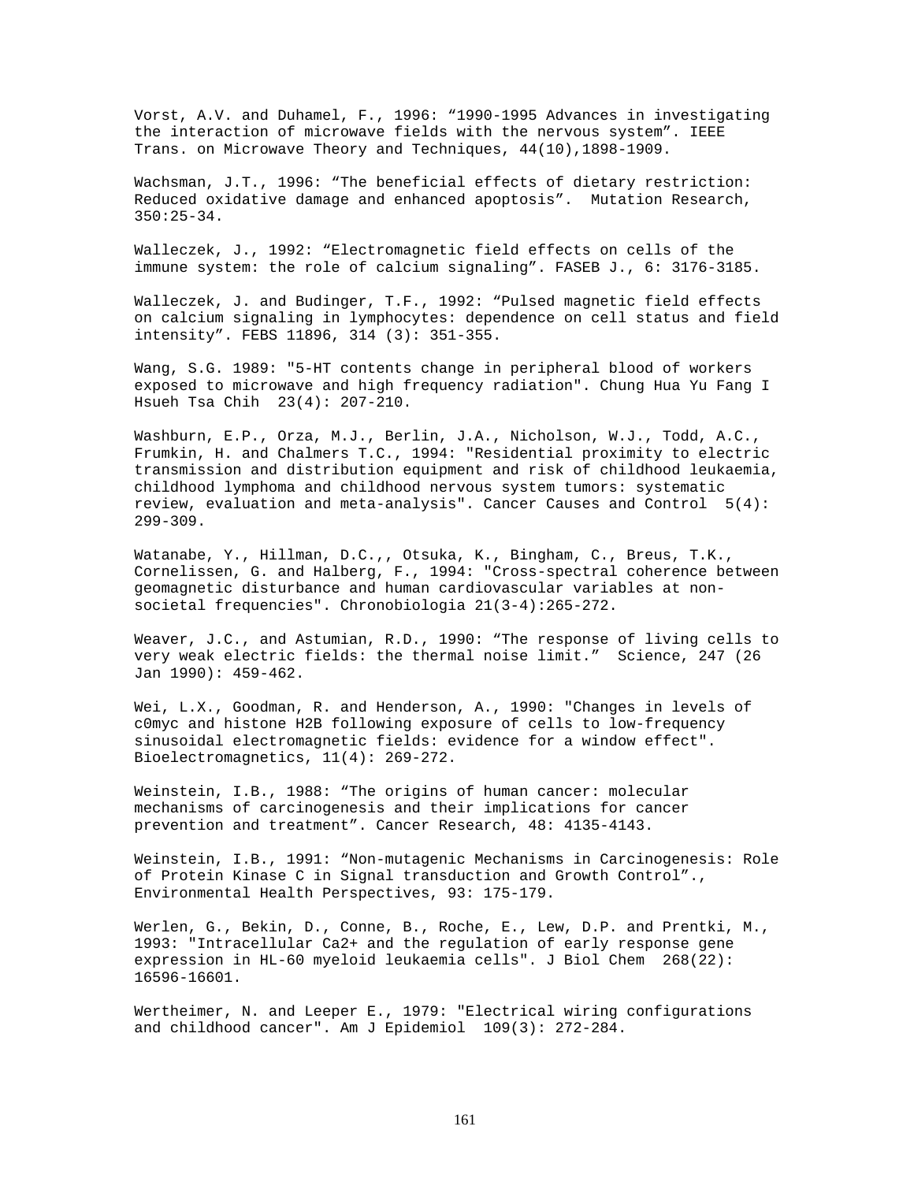Vorst, A.V. and Duhamel, F., 1996: "1990-1995 Advances in investigating the interaction of microwave fields with the nervous system". IEEE Trans. on Microwave Theory and Techniques, 44(10),1898-1909.

Wachsman, J.T., 1996: "The beneficial effects of dietary restriction: Reduced oxidative damage and enhanced apoptosis". Mutation Research, 350:25-34.

Walleczek, J., 1992: "Electromagnetic field effects on cells of the immune system: the role of calcium signaling". FASEB J., 6: 3176-3185.

Walleczek, J. and Budinger, T.F., 1992: "Pulsed magnetic field effects on calcium signaling in lymphocytes: dependence on cell status and field intensity". FEBS 11896, 314 (3): 351-355.

Wang, S.G. 1989: "5-HT contents change in peripheral blood of workers exposed to microwave and high frequency radiation". Chung Hua Yu Fang I Hsueh Tsa Chih 23(4): 207-210.

Washburn, E.P., Orza, M.J., Berlin, J.A., Nicholson, W.J., Todd, A.C., Frumkin, H. and Chalmers T.C., 1994: "Residential proximity to electric transmission and distribution equipment and risk of childhood leukaemia, childhood lymphoma and childhood nervous system tumors: systematic review, evaluation and meta-analysis". Cancer Causes and Control 5(4): 299-309.

Watanabe, Y., Hillman, D.C.,, Otsuka, K., Bingham, C., Breus, T.K., Cornelissen, G. and Halberg, F., 1994: "Cross-spectral coherence between geomagnetic disturbance and human cardiovascular variables at non-societal frequencies". Chronobiologia 21(3-4):265-272.

Weaver, J.C., and Astumian, R.D., 1990: "The response of living cells to very weak electric fields: the thermal noise limit." Science, 247 (26 Jan 1990): 459-462.

Wei, L.X., Goodman, R. and Henderson, A., 1990: "Changes in levels of c0myc and histone H2B following exposure of cells to low-frequency sinusoidal electromagnetic fields: evidence for a window effect". Bioelectromagnetics, 11(4): 269-272.

Weinstein, I.B., 1988: "The origins of human cancer: molecular mechanisms of carcinogenesis and their implications for cancer prevention and treatment". Cancer Research, 48: 4135-4143.

Weinstein, I.B., 1991: "Non-mutagenic Mechanisms in Carcinogenesis: Role of Protein Kinase C in Signal transduction and Growth Control"., Environmental Health Perspectives, 93: 175-179.

Werlen, G., Bekin, D., Conne, B., Roche, E., Lew, D.P. and Prentki, M., 1993: "Intracellular Ca2+ and the regulation of early response gene expression in HL-60 myeloid leukaemia cells". J Biol Chem 268(22): 16596-16601.

Wertheimer, N. and Leeper E., 1979: "Electrical wiring configurations and childhood cancer". Am J Epidemiol 109(3): 272-284.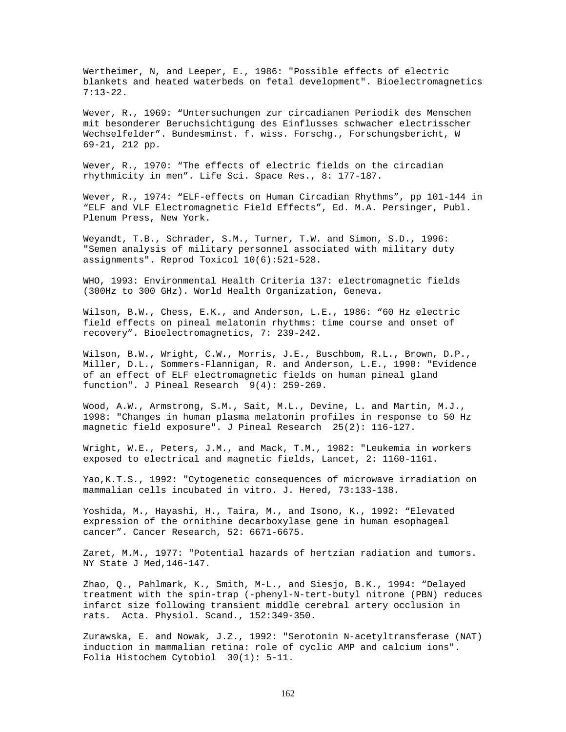Wertheimer, N, and Leeper, E., 1986: "Possible effects of electric blankets and heated waterbeds on fetal development". Bioelectromagnetics 7:13-22.

Wever, R., 1969: “Untersuchungen zur circadianen Periodik des Menschen mit besonderer Beruchsichtigung des Einflusses schwacher electrisscher Wechselfelder”. Bundesminst. f. wiss. Forschg., Forschungsbericht, W 69-21, 212 pp.

Wever, R., 1970: “The effects of electric fields on the circadian rhythmicity in men”. Life Sci. Space Res., 8: 177-187.

Wever, R., 1974: “ELF-effects on Human Circadian Rhythms”, pp 101-144 in “ELF and VLF Electromagnetic Field Effects”, Ed. M.A. Persinger, Publ. Plenum Press, New York.

Weyandt, T.B., Schrader, S.M., Turner, T.W. and Simon, S.D., 1996: "Semen analysis of military personnel associated with military duty assignments". Reprod Toxicol 10(6):521-528.

WHO, 1993: Environmental Health Criteria 137: electromagnetic fields (300Hz to 300 GHz). World Health Organization, Geneva.

Wilson, B.W., Chess, E.K., and Anderson, L.E., 1986: “60 Hz electric field effects on pineal melatonin rhythms: time course and onset of recovery”. Bioelectromagnetics, 7: 239-242.

Wilson, B.W., Wright, C.W., Morris, J.E., Buschbom, R.L., Brown, D.P., Miller, D.L., Sommers-Flannigan, R. and Anderson, L.E., 1990: "Evidence of an effect of ELF electromagnetic fields on human pineal gland function". J Pineal Research 9(4): 259-269.

Wood, A.W., Armstrong, S.M., Sait, M.L., Devine, L. and Martin, M.J., 1998: "Changes in human plasma melatonin profiles in response to 50 Hz magnetic field exposure". J Pineal Research 25(2): 116-127.

Wright, W.E., Peters, J.M., and Mack, T.M., 1982: "Leukemia in workers exposed to electrical and magnetic fields, Lancet, 2: 1160-1161.

Yao,K.T.S., 1992: "Cytogenetic consequences of microwave irradiation on mammalian cells incubated in vitro. J. Hered, 73:133-138.

Yoshida, M., Hayashi, H., Taira, M., and Isono, K., 1992: “Elevated expression of the ornithine decarboxylase gene in human esophageal cancer”. Cancer Research, 52: 6671-6675.

Zaret, M.M., 1977: "Potential hazards of hertzian radiation and tumors. NY State J Med,146-147.

Zhao, Q., Pahlmark, K., Smith, M-L., and Siesjo, B.K., 1994: “Delayed treatment with the spin-trap (-phenyl-N-tert-butyl nitrone (PBN) reduces infarct size following transient middle cerebral artery occlusion in rats. Acta. Physiol. Scand., 152:349-350.

Zurawska, E. and Nowak, J.Z., 1992: "Serotonin N-acetyltransferase (NAT) induction in mammalian retina: role of cyclic AMP and calcium ions". Folia Histochem Cytobiol 30(1): 5-11.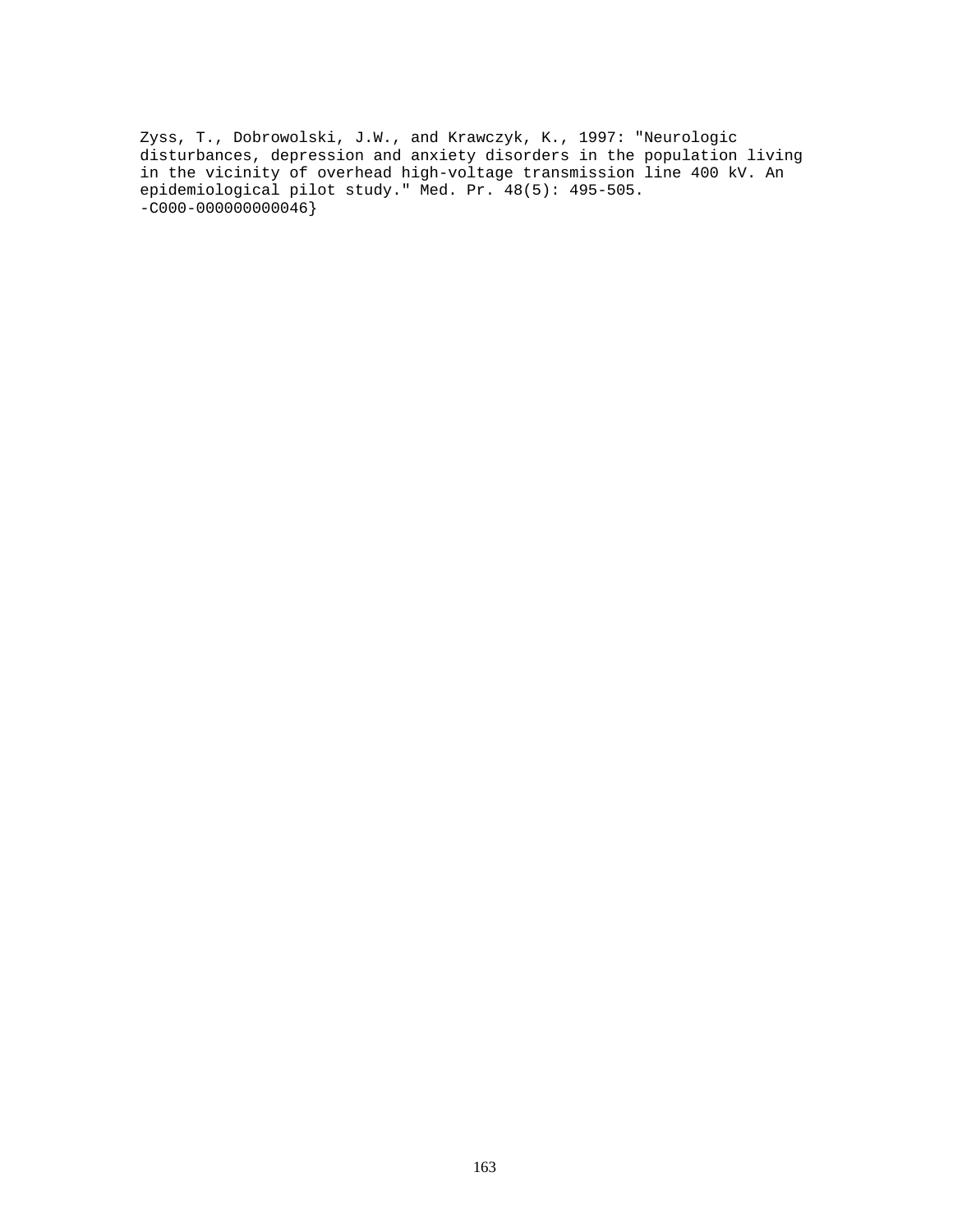Zyss, T., Dobrowolski, J.W., and Krawczyk, K., 1997: "Neurologic disturbances, depression and anxiety disorders in the population living in the vicinity of overhead high-voltage transmission line 400 kV. An epidemiological pilot study." Med. Pr. 48(5): 495-505.
-C000-000000000046}